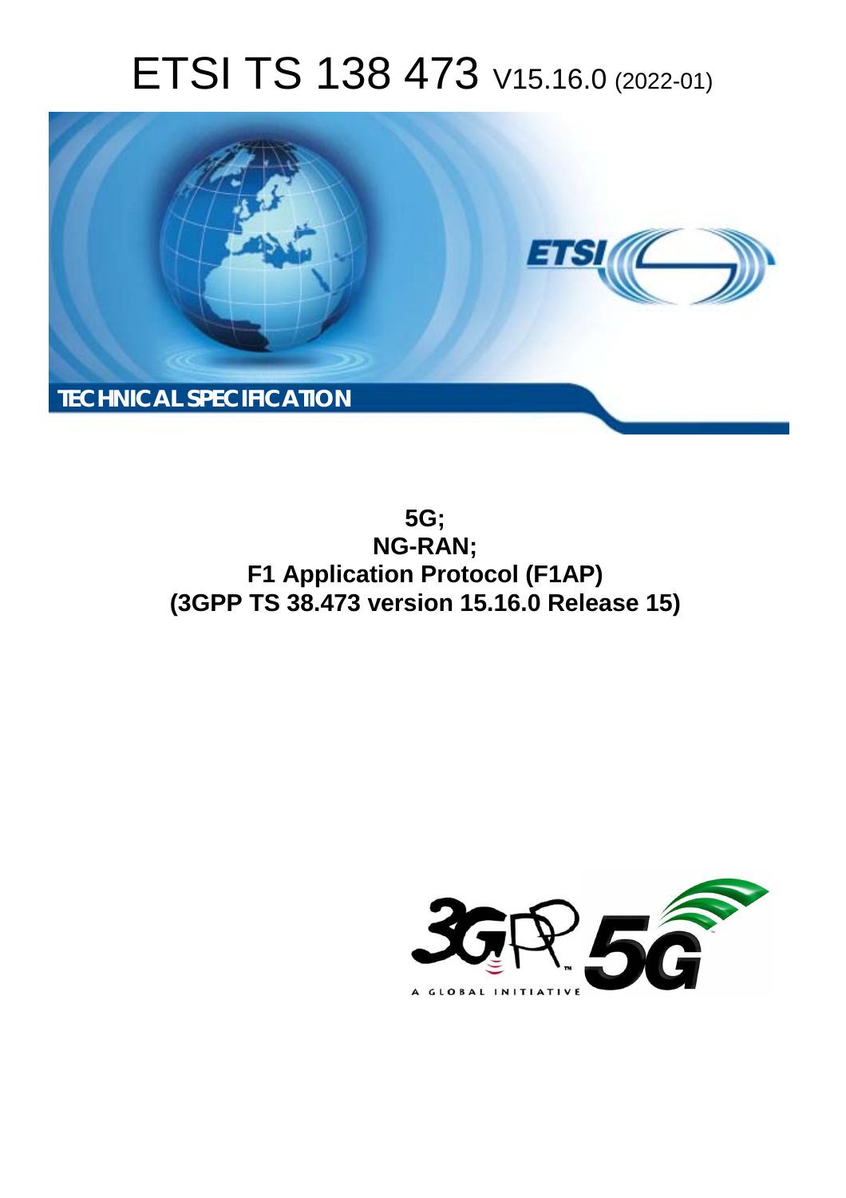# ETSI TS 138 473 V15.16.0 (2022-01)

TECHNICAL SPECIFICATION

**5G;**
**NG-RAN;**
**F1 Application Protocol (F1AP)**
**(3GPP TS 38.473 version 15.16.0 Release 15)**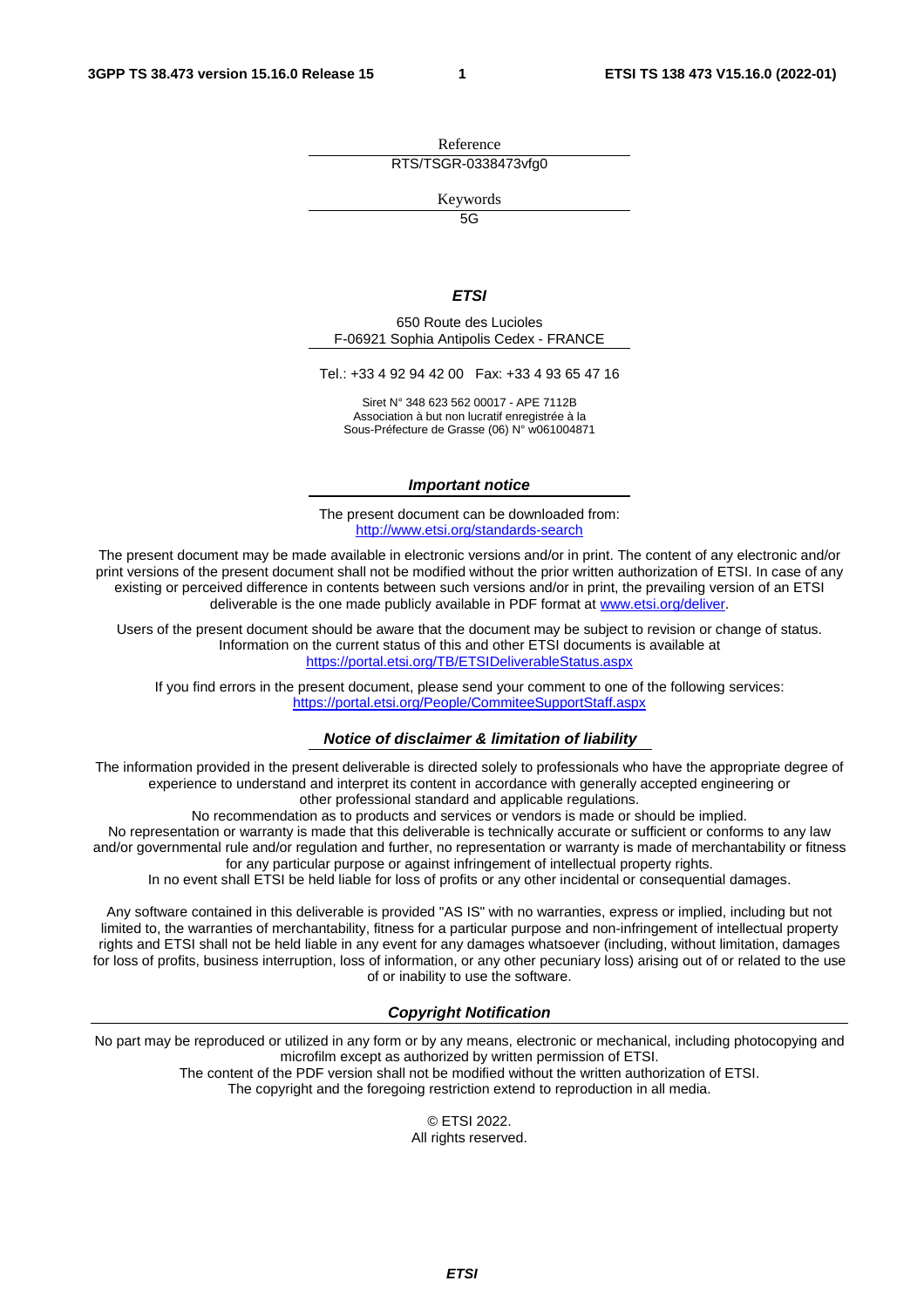Reference

RTS/TSGR-0338473vfg0

Keywords

5G

***ETSI***

650 Route des Lucioles
F-06921 Sophia Antipolis Cedex - FRANCE

Tel.: +33 4 92 94 42 00   Fax: +33 4 93 65 47 16

Siret N° 348 623 562 00017 - APE 7112B
Association à but non lucratif enregistrée à la
Sous-Préfecture de Grasse (06) N° w061004871

***Important notice***

The present document can be downloaded from:
http://www.etsi.org/standards-search

The present document may be made available in electronic versions and/or in print. The content of any electronic and/or print versions of the present document shall not be modified without the prior written authorization of ETSI. In case of any existing or perceived difference in contents between such versions and/or in print, the prevailing version of an ETSI deliverable is the one made publicly available in PDF format at www.etsi.org/deliver.

Users of the present document should be aware that the document may be subject to revision or change of status. Information on the current status of this and other ETSI documents is available at
https://portal.etsi.org/TB/ETSIDeliverableStatus.aspx

If you find errors in the present document, please send your comment to one of the following services:
https://portal.etsi.org/People/CommiteeSupportStaff.aspx

***Notice of disclaimer & limitation of liability***

The information provided in the present deliverable is directed solely to professionals who have the appropriate degree of experience to understand and interpret its content in accordance with generally accepted engineering or other professional standard and applicable regulations.
No recommendation as to products and services or vendors is made or should be implied.
No representation or warranty is made that this deliverable is technically accurate or sufficient or conforms to any law and/or governmental rule and/or regulation and further, no representation or warranty is made of merchantability or fitness for any particular purpose or against infringement of intellectual property rights.
In no event shall ETSI be held liable for loss of profits or any other incidental or consequential damages.

Any software contained in this deliverable is provided "AS IS" with no warranties, express or implied, including but not limited to, the warranties of merchantability, fitness for a particular purpose and non-infringement of intellectual property rights and ETSI shall not be held liable in any event for any damages whatsoever (including, without limitation, damages for loss of profits, business interruption, loss of information, or any other pecuniary loss) arising out of or related to the use of or inability to use the software.

***Copyright Notification***

No part may be reproduced or utilized in any form or by any means, electronic or mechanical, including photocopying and microfilm except as authorized by written permission of ETSI.
The content of the PDF version shall not be modified without the written authorization of ETSI.
The copyright and the foregoing restriction extend to reproduction in all media.

© ETSI 2022.
All rights reserved.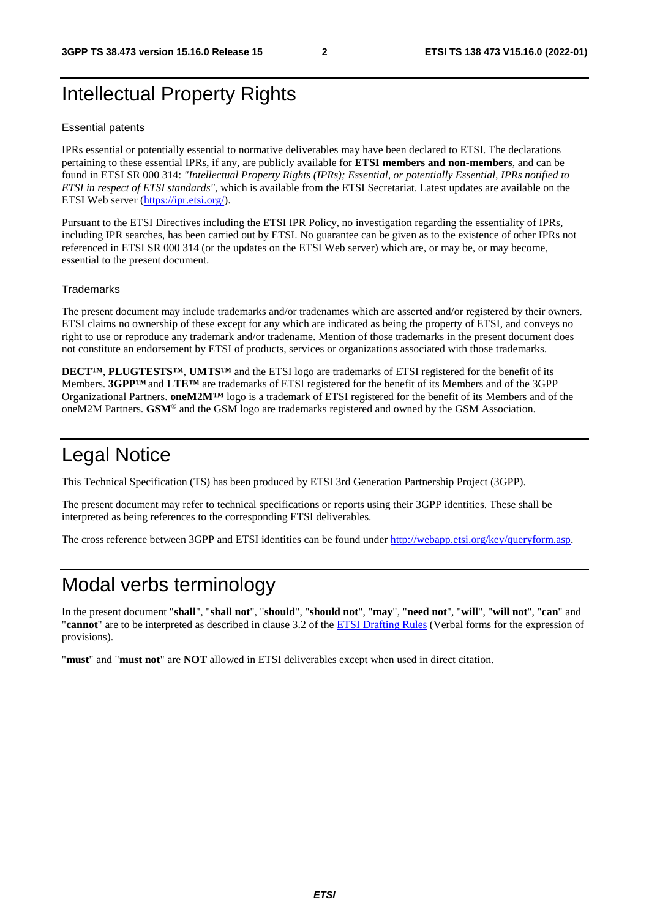# Intellectual Property Rights

## Essential patents

IPRs essential or potentially essential to normative deliverables may have been declared to ETSI. The declarations pertaining to these essential IPRs, if any, are publicly available for **ETSI members and non-members**, and can be found in ETSI SR 000 314: *"Intellectual Property Rights (IPRs); Essential, or potentially Essential, IPRs notified to ETSI in respect of ETSI standards"*, which is available from the ETSI Secretariat. Latest updates are available on the ETSI Web server (https://ipr.etsi.org/).

Pursuant to the ETSI Directives including the ETSI IPR Policy, no investigation regarding the essentiality of IPRs, including IPR searches, has been carried out by ETSI. No guarantee can be given as to the existence of other IPRs not referenced in ETSI SR 000 314 (or the updates on the ETSI Web server) which are, or may be, or may become, essential to the present document.

## Trademarks

The present document may include trademarks and/or tradenames which are asserted and/or registered by their owners. ETSI claims no ownership of these except for any which are indicated as being the property of ETSI, and conveys no right to use or reproduce any trademark and/or tradename. Mention of those trademarks in the present document does not constitute an endorsement by ETSI of products, services or organizations associated with those trademarks.

**DECT™**, **PLUGTESTS™**, **UMTS™** and the ETSI logo are trademarks of ETSI registered for the benefit of its Members. **3GPP™** and **LTE™** are trademarks of ETSI registered for the benefit of its Members and of the 3GPP Organizational Partners. **oneM2M™** logo is a trademark of ETSI registered for the benefit of its Members and of the oneM2M Partners. **GSM**® and the GSM logo are trademarks registered and owned by the GSM Association.

# Legal Notice

This Technical Specification (TS) has been produced by ETSI 3rd Generation Partnership Project (3GPP).

The present document may refer to technical specifications or reports using their 3GPP identities. These shall be interpreted as being references to the corresponding ETSI deliverables.

The cross reference between 3GPP and ETSI identities can be found under http://webapp.etsi.org/key/queryform.asp.

# Modal verbs terminology

In the present document "**shall**", "**shall not**", "**should**", "**should not**", "**may**", "**need not**", "**will**", "**will not**", "**can**" and "**cannot**" are to be interpreted as described in clause 3.2 of the ETSI Drafting Rules (Verbal forms for the expression of provisions).

"**must**" and "**must not**" are **NOT** allowed in ETSI deliverables except when used in direct citation.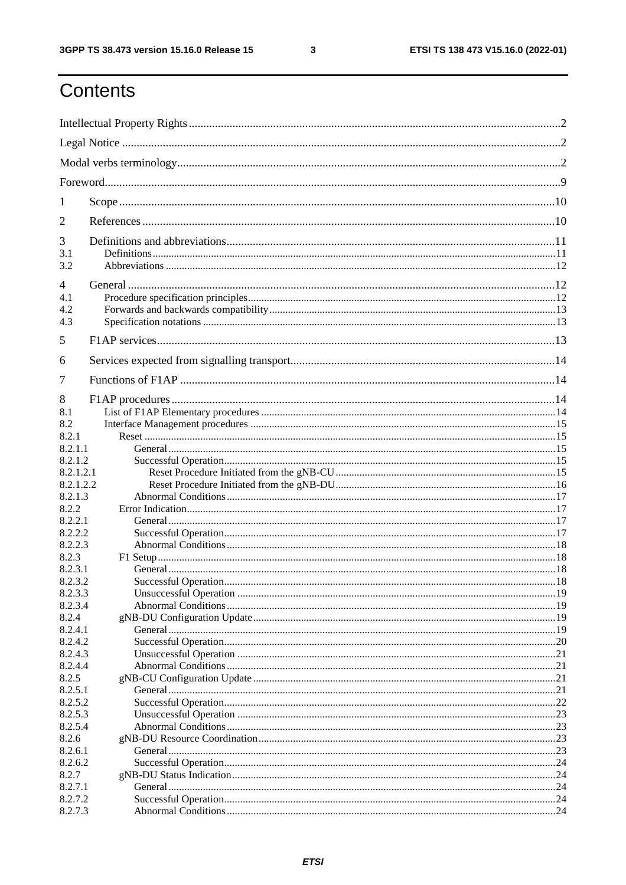# Contents

Intellectual Property Rights ..... 2
Legal Notice ..... 2
Modal verbs terminology ..... 2
Foreword ..... 9
1 Scope ..... 10
2 References ..... 10
3 Definitions and abbreviations ..... 11
3.1 Definitions ..... 11
3.2 Abbreviations ..... 12
4 General ..... 12
4.1 Procedure specification principles ..... 12
4.2 Forwards and backwards compatibility ..... 13
4.3 Specification notations ..... 13
5 F1AP services ..... 13
6 Services expected from signalling transport ..... 14
7 Functions of F1AP ..... 14
8 F1AP procedures ..... 14
8.1 List of F1AP Elementary procedures ..... 14
8.2 Interface Management procedures ..... 15
8.2.1 Reset ..... 15
8.2.1.1 General ..... 15
8.2.1.2 Successful Operation ..... 15
8.2.1.2.1 Reset Procedure Initiated from the gNB-CU ..... 15
8.2.1.2.2 Reset Procedure Initiated from the gNB-DU ..... 16
8.2.1.3 Abnormal Conditions ..... 17
8.2.2 Error Indication ..... 17
8.2.2.1 General ..... 17
8.2.2.2 Successful Operation ..... 17
8.2.2.3 Abnormal Conditions ..... 18
8.2.3 F1 Setup ..... 18
8.2.3.1 General ..... 18
8.2.3.2 Successful Operation ..... 18
8.2.3.3 Unsuccessful Operation ..... 19
8.2.3.4 Abnormal Conditions ..... 19
8.2.4 gNB-DU Configuration Update ..... 19
8.2.4.1 General ..... 19
8.2.4.2 Successful Operation ..... 20
8.2.4.3 Unsuccessful Operation ..... 21
8.2.4.4 Abnormal Conditions ..... 21
8.2.5 gNB-CU Configuration Update ..... 21
8.2.5.1 General ..... 21
8.2.5.2 Successful Operation ..... 22
8.2.5.3 Unsuccessful Operation ..... 23
8.2.5.4 Abnormal Conditions ..... 23
8.2.6 gNB-DU Resource Coordination ..... 23
8.2.6.1 General ..... 23
8.2.6.2 Successful Operation ..... 24
8.2.7 gNB-DU Status Indication ..... 24
8.2.7.1 General ..... 24
8.2.7.2 Successful Operation ..... 24
8.2.7.3 Abnormal Conditions ..... 24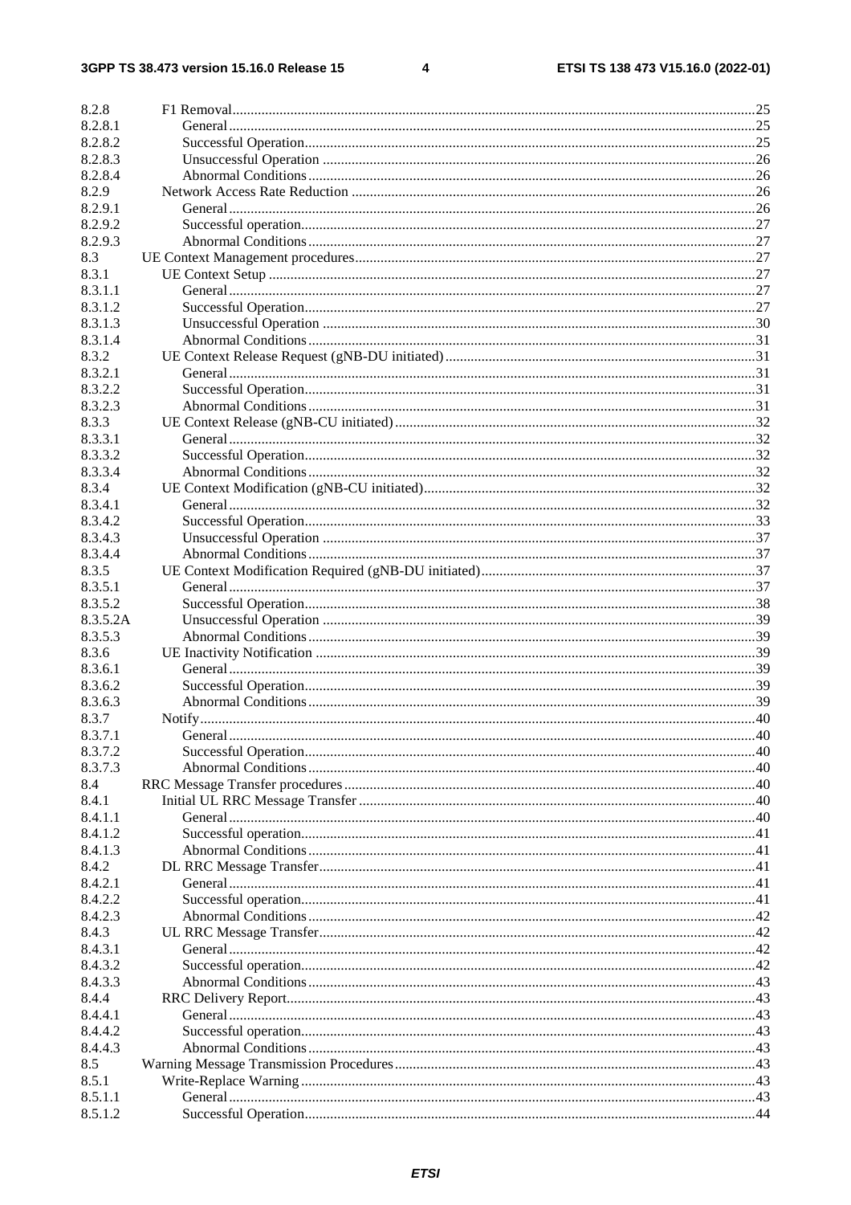| | | |
|---|---|---|
| 8.2.8 | F1 Removal | 25 |
| 8.2.8.1 | General | 25 |
| 8.2.8.2 | Successful Operation | 25 |
| 8.2.8.3 | Unsuccessful Operation | 26 |
| 8.2.8.4 | Abnormal Conditions | 26 |
| 8.2.9 | Network Access Rate Reduction | 26 |
| 8.2.9.1 | General | 26 |
| 8.2.9.2 | Successful operation | 27 |
| 8.2.9.3 | Abnormal Conditions | 27 |
| 8.3 | UE Context Management procedures | 27 |
| 8.3.1 | UE Context Setup | 27 |
| 8.3.1.1 | General | 27 |
| 8.3.1.2 | Successful Operation | 27 |
| 8.3.1.3 | Unsuccessful Operation | 30 |
| 8.3.1.4 | Abnormal Conditions | 31 |
| 8.3.2 | UE Context Release Request (gNB-DU initiated) | 31 |
| 8.3.2.1 | General | 31 |
| 8.3.2.2 | Successful Operation | 31 |
| 8.3.2.3 | Abnormal Conditions | 31 |
| 8.3.3 | UE Context Release (gNB-CU initiated) | 32 |
| 8.3.3.1 | General | 32 |
| 8.3.3.2 | Successful Operation | 32 |
| 8.3.3.4 | Abnormal Conditions | 32 |
| 8.3.4 | UE Context Modification (gNB-CU initiated) | 32 |
| 8.3.4.1 | General | 32 |
| 8.3.4.2 | Successful Operation | 33 |
| 8.3.4.3 | Unsuccessful Operation | 37 |
| 8.3.4.4 | Abnormal Conditions | 37 |
| 8.3.5 | UE Context Modification Required (gNB-DU initiated) | 37 |
| 8.3.5.1 | General | 37 |
| 8.3.5.2 | Successful Operation | 38 |
| 8.3.5.2A | Unsuccessful Operation | 39 |
| 8.3.5.3 | Abnormal Conditions | 39 |
| 8.3.6 | UE Inactivity Notification | 39 |
| 8.3.6.1 | General | 39 |
| 8.3.6.2 | Successful Operation | 39 |
| 8.3.6.3 | Abnormal Conditions | 39 |
| 8.3.7 | Notify | 40 |
| 8.3.7.1 | General | 40 |
| 8.3.7.2 | Successful Operation | 40 |
| 8.3.7.3 | Abnormal Conditions | 40 |
| 8.4 | RRC Message Transfer procedures | 40 |
| 8.4.1 | Initial UL RRC Message Transfer | 40 |
| 8.4.1.1 | General | 40 |
| 8.4.1.2 | Successful operation | 41 |
| 8.4.1.3 | Abnormal Conditions | 41 |
| 8.4.2 | DL RRC Message Transfer | 41 |
| 8.4.2.1 | General | 41 |
| 8.4.2.2 | Successful operation | 41 |
| 8.4.2.3 | Abnormal Conditions | 42 |
| 8.4.3 | UL RRC Message Transfer | 42 |
| 8.4.3.1 | General | 42 |
| 8.4.3.2 | Successful operation | 42 |
| 8.4.3.3 | Abnormal Conditions | 43 |
| 8.4.4 | RRC Delivery Report | 43 |
| 8.4.4.1 | General | 43 |
| 8.4.4.2 | Successful operation | 43 |
| 8.4.4.3 | Abnormal Conditions | 43 |
| 8.5 | Warning Message Transmission Procedures | 43 |
| 8.5.1 | Write-Replace Warning | 43 |
| 8.5.1.1 | General | 43 |
| 8.5.1.2 | Successful Operation | 44 |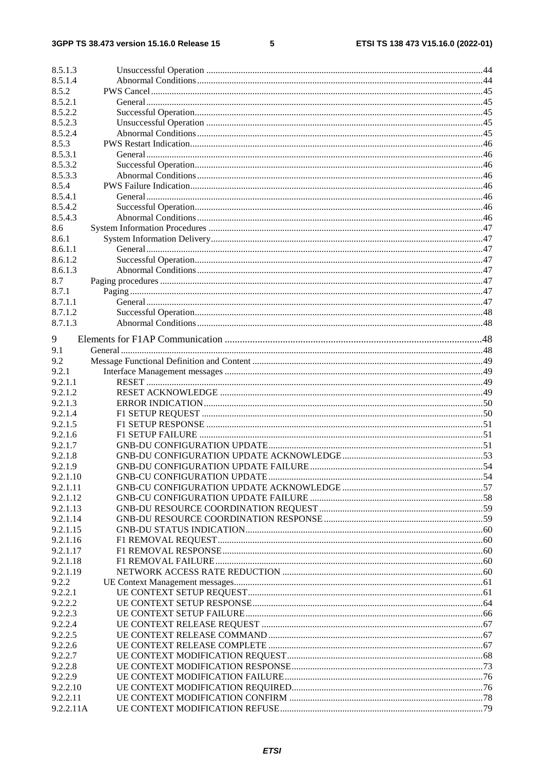8.5.1.3 Unsuccessful Operation .......................................................................................................................44
8.5.1.4 Abnormal Conditions...........................................................................................................................44
8.5.2 PWS Cancel................................................................................................................................................45
8.5.2.1 General.................................................................................................................................................45
8.5.2.2 Successful Operation............................................................................................................................45
8.5.2.3 Unsuccessful Operation .......................................................................................................................45
8.5.2.4 Abnormal Conditions...........................................................................................................................45
8.5.3 PWS Restart Indication..............................................................................................................................46
8.5.3.1 General.................................................................................................................................................46
8.5.3.2 Successful Operation............................................................................................................................46
8.5.3.3 Abnormal Conditions...........................................................................................................................46
8.5.4 PWS Failure Indication..............................................................................................................................46
8.5.4.1 General.................................................................................................................................................46
8.5.4.2 Successful Operation............................................................................................................................46
8.5.4.3 Abnormal Conditions...........................................................................................................................46
8.6 System Information Procedures .......................................................................................................................47
8.6.1 System Information Delivery.....................................................................................................................47
8.6.1.1 General.................................................................................................................................................47
8.6.1.2 Successful Operation............................................................................................................................47
8.6.1.3 Abnormal Conditions...........................................................................................................................47
8.7 Paging procedures ...........................................................................................................................................47
8.7.1 Paging ........................................................................................................................................................47
8.7.1.1 General.................................................................................................................................................47
8.7.1.2 Successful Operation............................................................................................................................48
8.7.1.3 Abnormal Conditions...........................................................................................................................48

9 Elements for F1AP Communication .....................................................................................................48
9.1 General .............................................................................................................................................................48
9.2 Message Functional Definition and Content ...................................................................................................49
9.2.1 Interface Management messages ...............................................................................................................49
9.2.1.1 RESET .................................................................................................................................................49
9.2.1.2 RESET ACKNOWLEDGE .................................................................................................................49
9.2.1.3 ERROR INDICATION........................................................................................................................50
9.2.1.4 F1 SETUP REQUEST .........................................................................................................................50
9.2.1.5 F1 SETUP RESPONSE .......................................................................................................................51
9.2.1.6 F1 SETUP FAILURE ..........................................................................................................................51
9.2.1.7 GNB-DU CONFIGURATION UPDATE............................................................................................51
9.2.1.8 GNB-DU CONFIGURATION UPDATE ACKNOWLEDGE.............................................................53
9.2.1.9 GNB-DU CONFIGURATION UPDATE FAILURE...........................................................................54
9.2.1.10 GNB-CU CONFIGURATION UPDATE............................................................................................54
9.2.1.11 GNB-CU CONFIGURATION UPDATE ACKNOWLEDGE .............................................................57
9.2.1.12 GNB-CU CONFIGURATION UPDATE FAILURE ...........................................................................58
9.2.1.13 GNB-DU RESOURCE COORDINATION REQUEST.......................................................................59
9.2.1.14 GNB-DU RESOURCE COORDINATION RESPONSE.....................................................................59
9.2.1.15 GNB-DU STATUS INDICATION......................................................................................................60
9.2.1.16 F1 REMOVAL REQUEST..................................................................................................................60
9.2.1.17 F1 REMOVAL RESPONSE................................................................................................................60
9.2.1.18 F1 REMOVAL FAILURE...................................................................................................................60
9.2.1.19 NETWORK ACCESS RATE REDUCTION .......................................................................................60
9.2.2 UE Context Management messages...........................................................................................................61
9.2.2.1 UE CONTEXT SETUP REQUEST.....................................................................................................61
9.2.2.2 UE CONTEXT SETUP RESPONSE...................................................................................................64
9.2.2.3 UE CONTEXT SETUP FAILURE......................................................................................................66
9.2.2.4 UE CONTEXT RELEASE REQUEST ...............................................................................................67
9.2.2.5 UE CONTEXT RELEASE COMMAND ............................................................................................67
9.2.2.6 UE CONTEXT RELEASE COMPLETE ............................................................................................67
9.2.2.7 UE CONTEXT MODIFICATION REQUEST....................................................................................68
9.2.2.8 UE CONTEXT MODIFICATION RESPONSE..................................................................................73
9.2.2.9 UE CONTEXT MODIFICATION FAILURE.....................................................................................76
9.2.2.10 UE CONTEXT MODIFICATION REQUIRED..................................................................................76
9.2.2.11 UE CONTEXT MODIFICATION CONFIRM ...................................................................................78
9.2.2.11A UE CONTEXT MODIFICATION REFUSE.......................................................................................79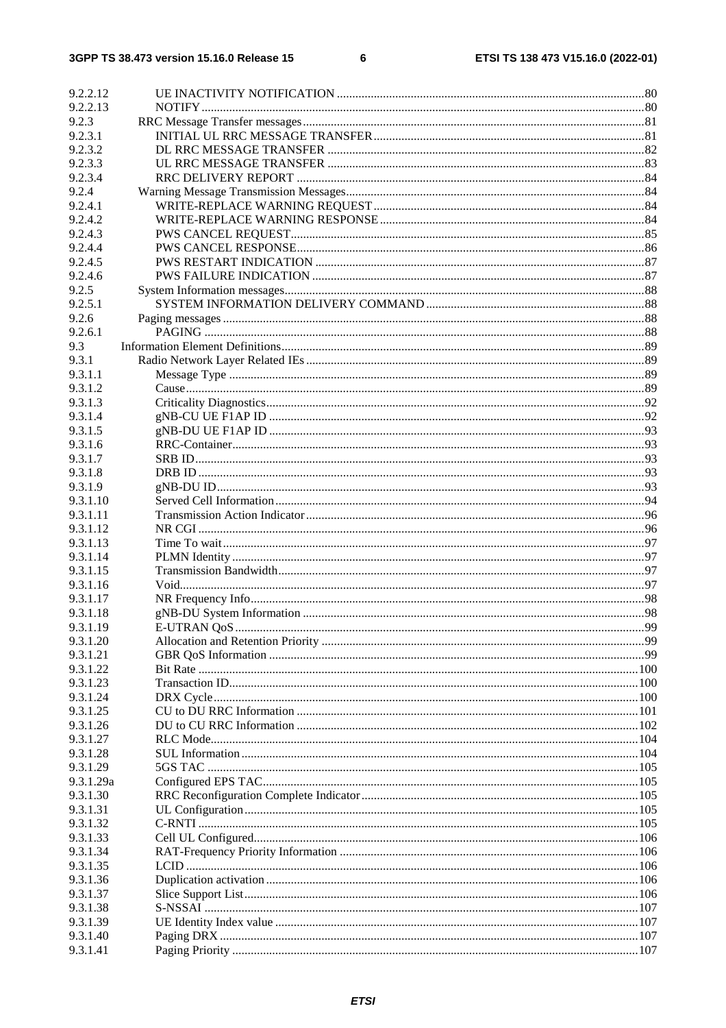9.2.2.12 UE INACTIVITY NOTIFICATION ..... 80
9.2.2.13 NOTIFY ..... 80
9.2.3 RRC Message Transfer messages ..... 81
9.2.3.1 INITIAL UL RRC MESSAGE TRANSFER ..... 81
9.2.3.2 DL RRC MESSAGE TRANSFER ..... 82
9.2.3.3 UL RRC MESSAGE TRANSFER ..... 83
9.2.3.4 RRC DELIVERY REPORT ..... 84
9.2.4 Warning Message Transmission Messages ..... 84
9.2.4.1 WRITE-REPLACE WARNING REQUEST ..... 84
9.2.4.2 WRITE-REPLACE WARNING RESPONSE ..... 84
9.2.4.3 PWS CANCEL REQUEST ..... 85
9.2.4.4 PWS CANCEL RESPONSE ..... 86
9.2.4.5 PWS RESTART INDICATION ..... 87
9.2.4.6 PWS FAILURE INDICATION ..... 87
9.2.5 System Information messages ..... 88
9.2.5.1 SYSTEM INFORMATION DELIVERY COMMAND ..... 88
9.2.6 Paging messages ..... 88
9.2.6.1 PAGING ..... 88
9.3 Information Element Definitions ..... 89
9.3.1 Radio Network Layer Related IEs ..... 89
9.3.1.1 Message Type ..... 89
9.3.1.2 Cause ..... 89
9.3.1.3 Criticality Diagnostics ..... 92
9.3.1.4 gNB-CU UE F1AP ID ..... 92
9.3.1.5 gNB-DU UE F1AP ID ..... 93
9.3.1.6 RRC-Container ..... 93
9.3.1.7 SRB ID ..... 93
9.3.1.8 DRB ID ..... 93
9.3.1.9 gNB-DU ID ..... 93
9.3.1.10 Served Cell Information ..... 94
9.3.1.11 Transmission Action Indicator ..... 96
9.3.1.12 NR CGI ..... 96
9.3.1.13 Time To wait ..... 97
9.3.1.14 PLMN Identity ..... 97
9.3.1.15 Transmission Bandwidth ..... 97
9.3.1.16 Void ..... 97
9.3.1.17 NR Frequency Info ..... 98
9.3.1.18 gNB-DU System Information ..... 98
9.3.1.19 E-UTRAN QoS ..... 99
9.3.1.20 Allocation and Retention Priority ..... 99
9.3.1.21 GBR QoS Information ..... 99
9.3.1.22 Bit Rate ..... 100
9.3.1.23 Transaction ID ..... 100
9.3.1.24 DRX Cycle ..... 100
9.3.1.25 CU to DU RRC Information ..... 101
9.3.1.26 DU to CU RRC Information ..... 102
9.3.1.27 RLC Mode ..... 104
9.3.1.28 SUL Information ..... 104
9.3.1.29 5GS TAC ..... 105
9.3.1.29a Configured EPS TAC ..... 105
9.3.1.30 RRC Reconfiguration Complete Indicator ..... 105
9.3.1.31 UL Configuration ..... 105
9.3.1.32 C-RNTI ..... 105
9.3.1.33 Cell UL Configured ..... 106
9.3.1.34 RAT-Frequency Priority Information ..... 106
9.3.1.35 LCID ..... 106
9.3.1.36 Duplication activation ..... 106
9.3.1.37 Slice Support List ..... 106
9.3.1.38 S-NSSAI ..... 107
9.3.1.39 UE Identity Index value ..... 107
9.3.1.40 Paging DRX ..... 107
9.3.1.41 Paging Priority ..... 107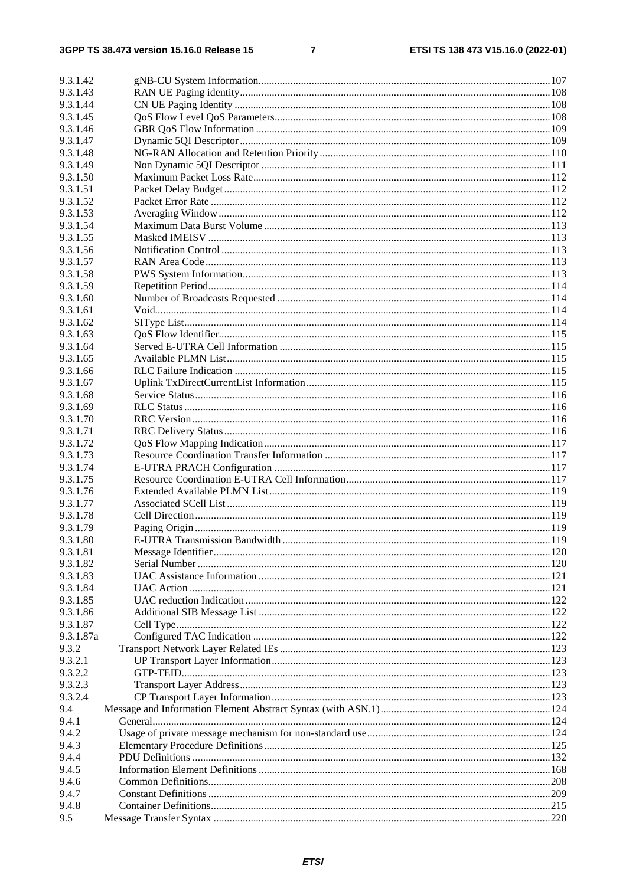9.3.1.42 gNB-CU System Information......107
9.3.1.43 RAN UE Paging identity......108
9.3.1.44 CN UE Paging Identity......108
9.3.1.45 QoS Flow Level QoS Parameters......108
9.3.1.46 GBR QoS Flow Information......109
9.3.1.47 Dynamic 5QI Descriptor......109
9.3.1.48 NG-RAN Allocation and Retention Priority......110
9.3.1.49 Non Dynamic 5QI Descriptor......111
9.3.1.50 Maximum Packet Loss Rate......112
9.3.1.51 Packet Delay Budget......112
9.3.1.52 Packet Error Rate......112
9.3.1.53 Averaging Window......112
9.3.1.54 Maximum Data Burst Volume......113
9.3.1.55 Masked IMEISV......113
9.3.1.56 Notification Control......113
9.3.1.57 RAN Area Code......113
9.3.1.58 PWS System Information......113
9.3.1.59 Repetition Period......114
9.3.1.60 Number of Broadcasts Requested......114
9.3.1.61 Void......114
9.3.1.62 SIType List......114
9.3.1.63 QoS Flow Identifier......115
9.3.1.64 Served E-UTRA Cell Information......115
9.3.1.65 Available PLMN List......115
9.3.1.66 RLC Failure Indication......115
9.3.1.67 Uplink TxDirectCurrentList Information......115
9.3.1.68 Service Status......116
9.3.1.69 RLC Status......116
9.3.1.70 RRC Version......116
9.3.1.71 RRC Delivery Status......116
9.3.1.72 QoS Flow Mapping Indication......117
9.3.1.73 Resource Coordination Transfer Information......117
9.3.1.74 E-UTRA PRACH Configuration......117
9.3.1.75 Resource Coordination E-UTRA Cell Information......117
9.3.1.76 Extended Available PLMN List......119
9.3.1.77 Associated SCell List......119
9.3.1.78 Cell Direction......119
9.3.1.79 Paging Origin......119
9.3.1.80 E-UTRA Transmission Bandwidth......119
9.3.1.81 Message Identifier......120
9.3.1.82 Serial Number......120
9.3.1.83 UAC Assistance Information......121
9.3.1.84 UAC Action......121
9.3.1.85 UAC reduction Indication......122
9.3.1.86 Additional SIB Message List......122
9.3.1.87 Cell Type......122
9.3.1.87a Configured TAC Indication......122
9.3.2 Transport Network Layer Related IEs......123
9.3.2.1 UP Transport Layer Information......123
9.3.2.2 GTP-TEID......123
9.3.2.3 Transport Layer Address......123
9.3.2.4 CP Transport Layer Information......123
9.4 Message and Information Element Abstract Syntax (with ASN.1)......124
9.4.1 General......124
9.4.2 Usage of private message mechanism for non-standard use......124
9.4.3 Elementary Procedure Definitions......125
9.4.4 PDU Definitions......132
9.4.5 Information Element Definitions......168
9.4.6 Common Definitions......208
9.4.7 Constant Definitions......209
9.4.8 Container Definitions......215
9.5 Message Transfer Syntax......220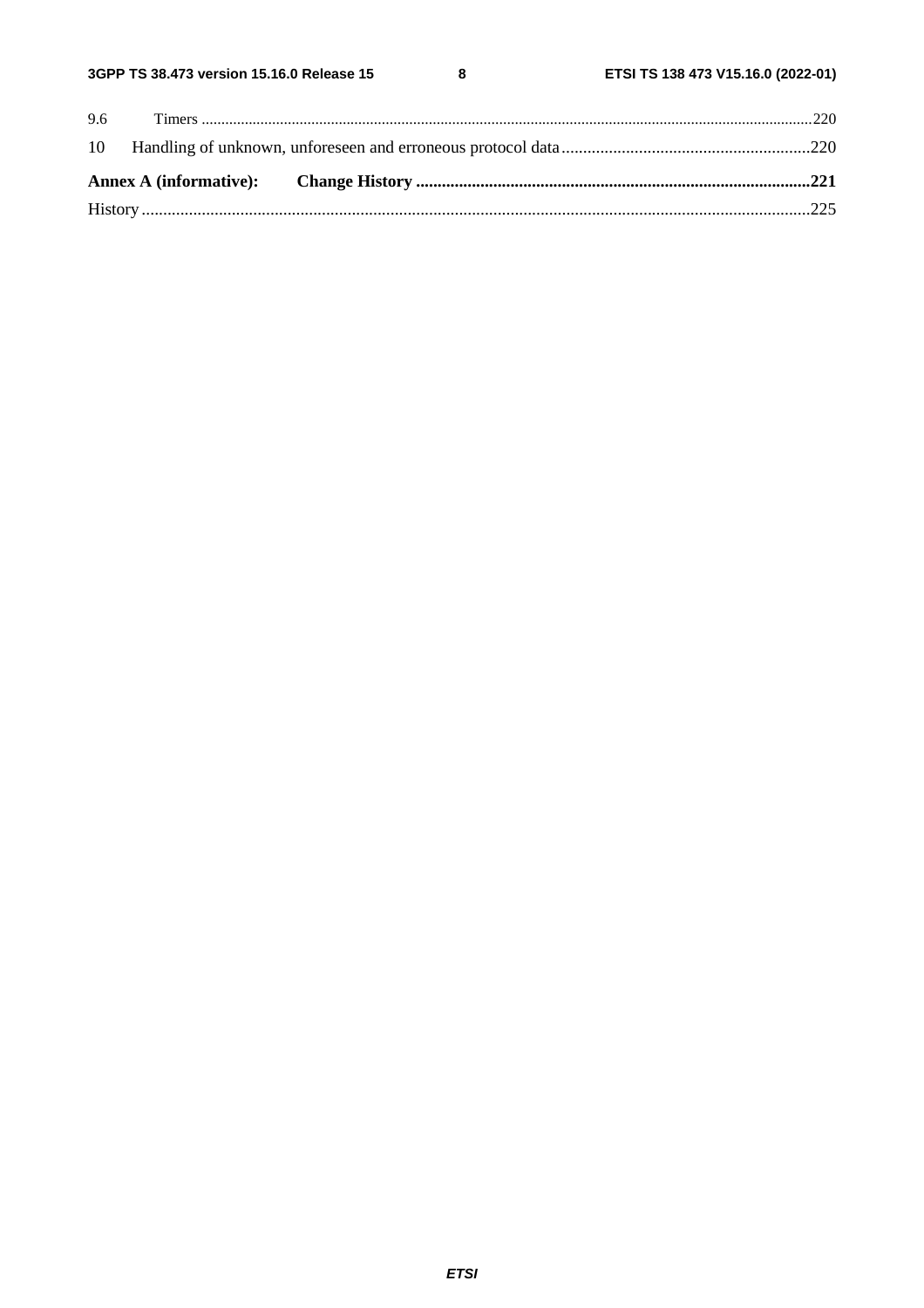9.6 Timers .......................................................................................................................................................220

10 Handling of unknown, unforeseen and erroneous protocol data ........................................................220

**Annex A (informative): Change History ..........................................................................................221**

History ..........................................................................................................................................................225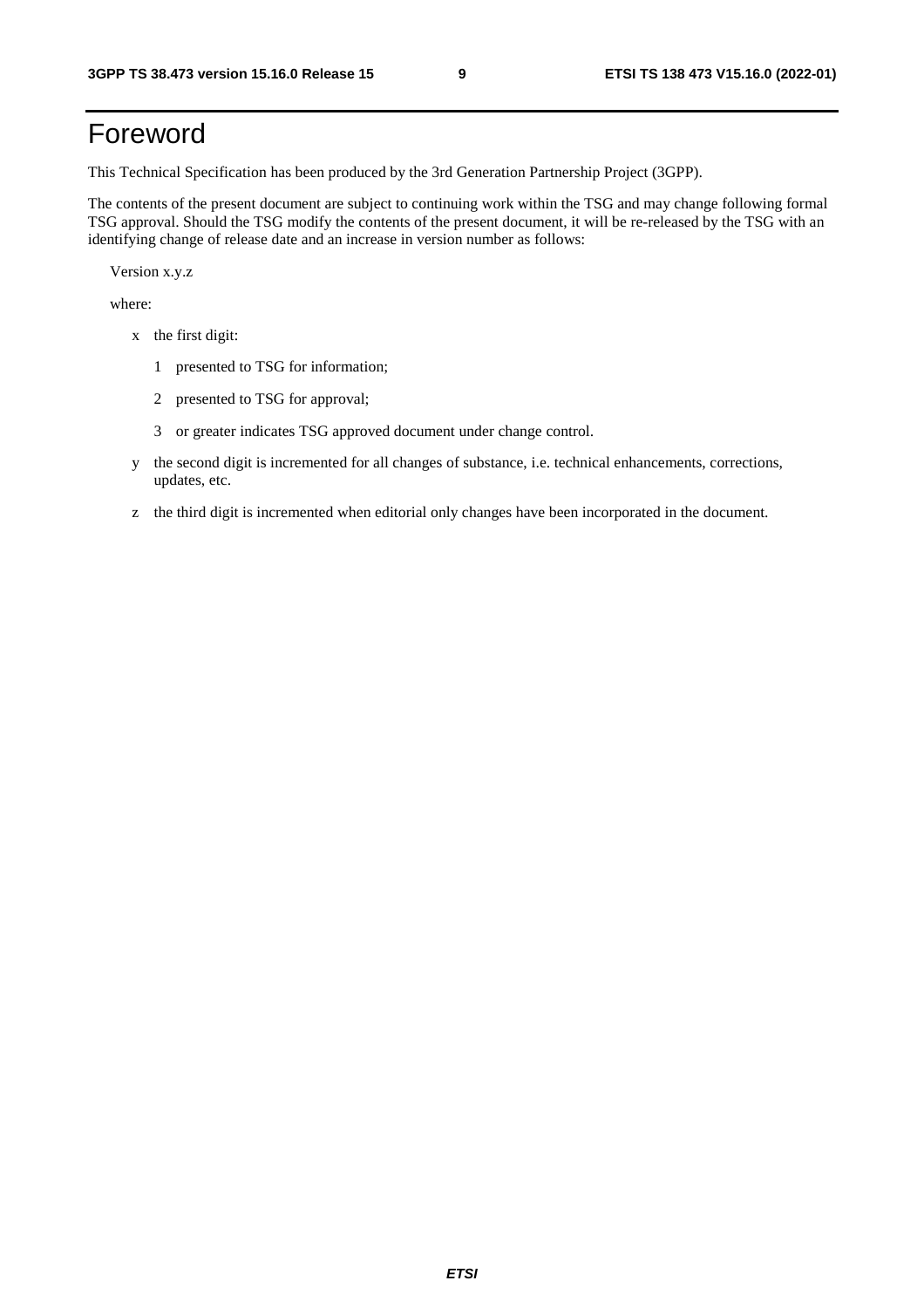# Foreword

This Technical Specification has been produced by the 3rd Generation Partnership Project (3GPP).

The contents of the present document are subject to continuing work within the TSG and may change following formal TSG approval. Should the TSG modify the contents of the present document, it will be re-released by the TSG with an identifying change of release date and an increase in version number as follows:

Version x.y.z

where:

- x the first digit:
  - 1 presented to TSG for information;
  - 2 presented to TSG for approval;
  - 3 or greater indicates TSG approved document under change control.
- y the second digit is incremented for all changes of substance, i.e. technical enhancements, corrections, updates, etc.
- z the third digit is incremented when editorial only changes have been incorporated in the document.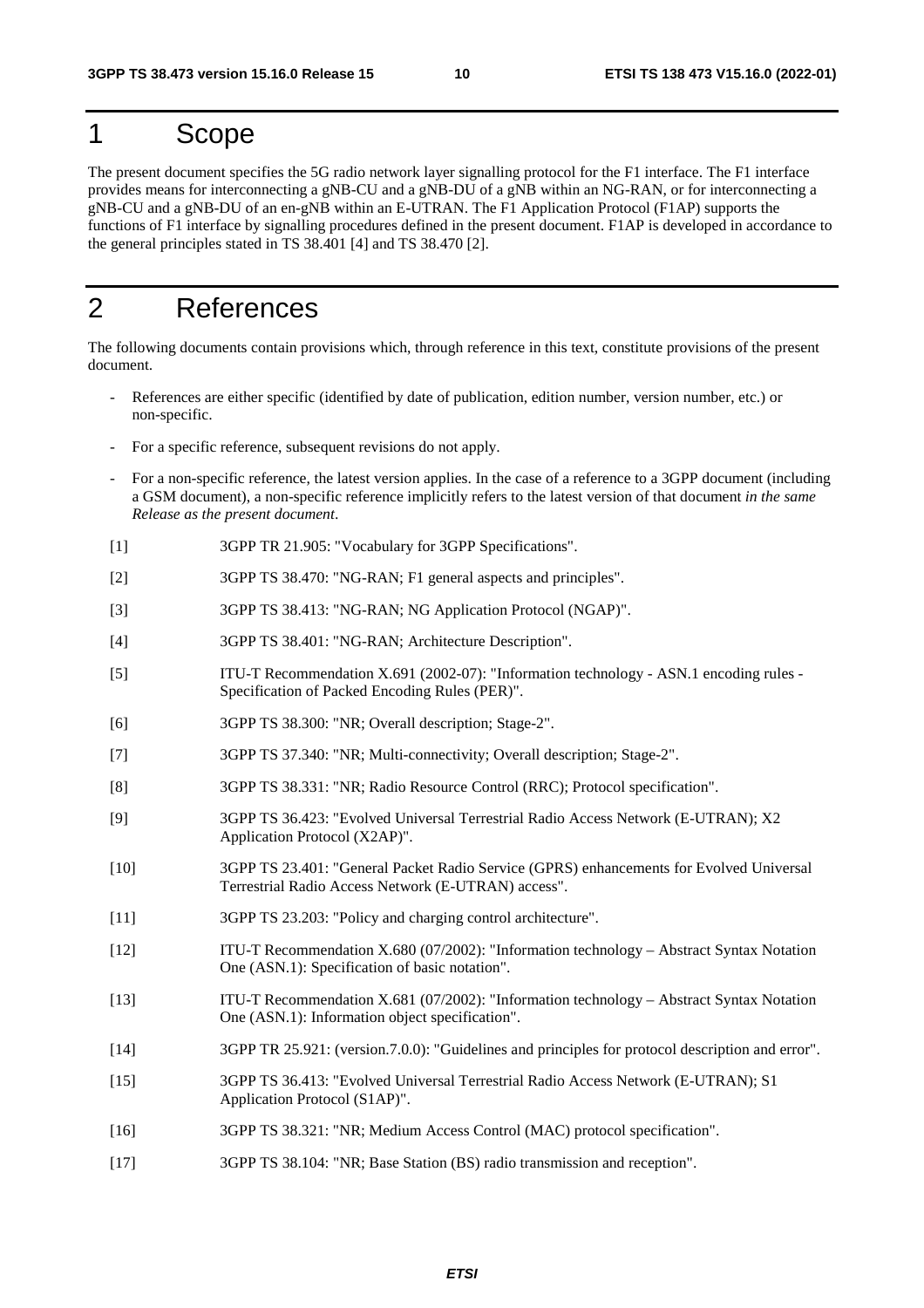# 1 Scope

The present document specifies the 5G radio network layer signalling protocol for the F1 interface. The F1 interface provides means for interconnecting a gNB-CU and a gNB-DU of a gNB within an NG-RAN, or for interconnecting a gNB-CU and a gNB-DU of an en-gNB within an E-UTRAN. The F1 Application Protocol (F1AP) supports the functions of F1 interface by signalling procedures defined in the present document. F1AP is developed in accordance to the general principles stated in TS 38.401 [4] and TS 38.470 [2].

# 2 References

The following documents contain provisions which, through reference in this text, constitute provisions of the present document.

- References are either specific (identified by date of publication, edition number, version number, etc.) or non-specific.
- For a specific reference, subsequent revisions do not apply.
- For a non-specific reference, the latest version applies. In the case of a reference to a 3GPP document (including a GSM document), a non-specific reference implicitly refers to the latest version of that document *in the same Release as the present document*.

[1] 3GPP TR 21.905: "Vocabulary for 3GPP Specifications".

[2] 3GPP TS 38.470: "NG-RAN; F1 general aspects and principles".

[3] 3GPP TS 38.413: "NG-RAN; NG Application Protocol (NGAP)".

[4] 3GPP TS 38.401: "NG-RAN; Architecture Description".

[5] ITU-T Recommendation X.691 (2002-07): "Information technology - ASN.1 encoding rules - Specification of Packed Encoding Rules (PER)".

[6] 3GPP TS 38.300: "NR; Overall description; Stage-2".

[7] 3GPP TS 37.340: "NR; Multi-connectivity; Overall description; Stage-2".

[8] 3GPP TS 38.331: "NR; Radio Resource Control (RRC); Protocol specification".

[9] 3GPP TS 36.423: "Evolved Universal Terrestrial Radio Access Network (E-UTRAN); X2 Application Protocol (X2AP)".

[10] 3GPP TS 23.401: "General Packet Radio Service (GPRS) enhancements for Evolved Universal Terrestrial Radio Access Network (E-UTRAN) access".

[11] 3GPP TS 23.203: "Policy and charging control architecture".

[12] ITU-T Recommendation X.680 (07/2002): "Information technology – Abstract Syntax Notation One (ASN.1): Specification of basic notation".

[13] ITU-T Recommendation X.681 (07/2002): "Information technology – Abstract Syntax Notation One (ASN.1): Information object specification".

[14] 3GPP TR 25.921: (version.7.0.0): "Guidelines and principles for protocol description and error".

[15] 3GPP TS 36.413: "Evolved Universal Terrestrial Radio Access Network (E-UTRAN); S1 Application Protocol (S1AP)".

[16] 3GPP TS 38.321: "NR; Medium Access Control (MAC) protocol specification".

[17] 3GPP TS 38.104: "NR; Base Station (BS) radio transmission and reception".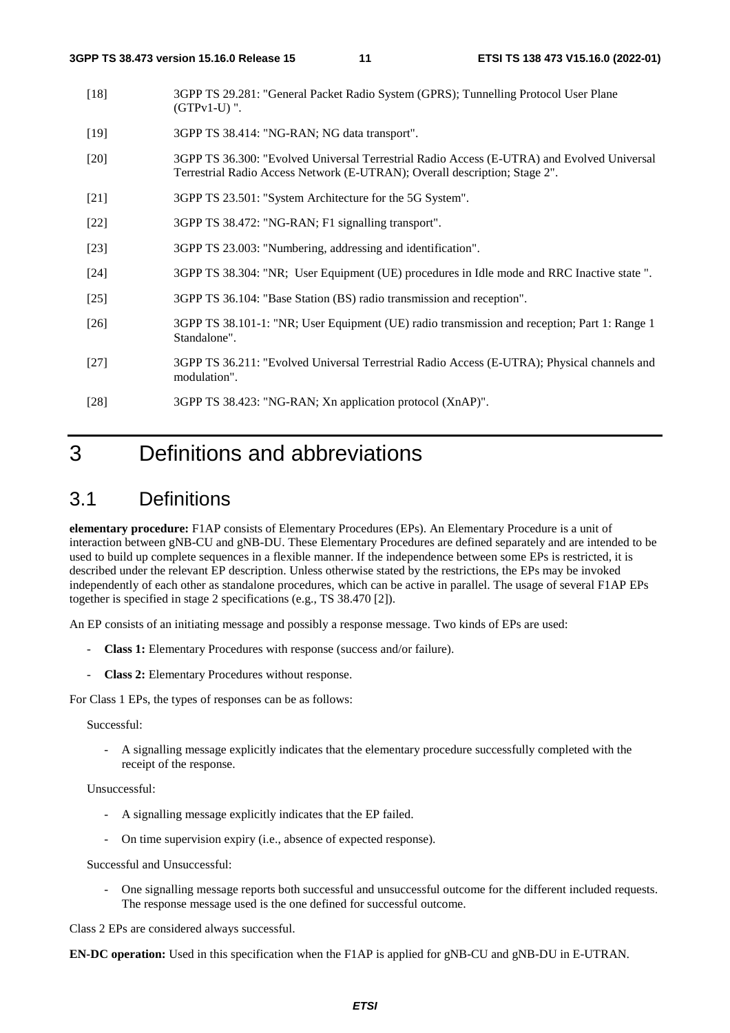[18] 3GPP TS 29.281: "General Packet Radio System (GPRS); Tunnelling Protocol User Plane (GTPv1-U) ".

[19] 3GPP TS 38.414: "NG-RAN; NG data transport".

[20] 3GPP TS 36.300: "Evolved Universal Terrestrial Radio Access (E-UTRA) and Evolved Universal Terrestrial Radio Access Network (E-UTRAN); Overall description; Stage 2".

[21] 3GPP TS 23.501: "System Architecture for the 5G System".

[22] 3GPP TS 38.472: "NG-RAN; F1 signalling transport".

[23] 3GPP TS 23.003: "Numbering, addressing and identification".

[24] 3GPP TS 38.304: "NR; User Equipment (UE) procedures in Idle mode and RRC Inactive state ".

[25] 3GPP TS 36.104: "Base Station (BS) radio transmission and reception".

[26] 3GPP TS 38.101-1: "NR; User Equipment (UE) radio transmission and reception; Part 1: Range 1 Standalone".

[27] 3GPP TS 36.211: "Evolved Universal Terrestrial Radio Access (E-UTRA); Physical channels and modulation".

[28] 3GPP TS 38.423: "NG-RAN; Xn application protocol (XnAP)".

# 3 Definitions and abbreviations

## 3.1 Definitions

**elementary procedure:** F1AP consists of Elementary Procedures (EPs). An Elementary Procedure is a unit of interaction between gNB-CU and gNB-DU. These Elementary Procedures are defined separately and are intended to be used to build up complete sequences in a flexible manner. If the independence between some EPs is restricted, it is described under the relevant EP description. Unless otherwise stated by the restrictions, the EPs may be invoked independently of each other as standalone procedures, which can be active in parallel. The usage of several F1AP EPs together is specified in stage 2 specifications (e.g., TS 38.470 [2]).

An EP consists of an initiating message and possibly a response message. Two kinds of EPs are used:

- **Class 1:** Elementary Procedures with response (success and/or failure).
- **Class 2:** Elementary Procedures without response.

For Class 1 EPs, the types of responses can be as follows:

Successful:

- A signalling message explicitly indicates that the elementary procedure successfully completed with the receipt of the response.

Unsuccessful:

- A signalling message explicitly indicates that the EP failed.
- On time supervision expiry (i.e., absence of expected response).

Successful and Unsuccessful:

- One signalling message reports both successful and unsuccessful outcome for the different included requests. The response message used is the one defined for successful outcome.

Class 2 EPs are considered always successful.

**EN-DC operation:** Used in this specification when the F1AP is applied for gNB-CU and gNB-DU in E-UTRAN.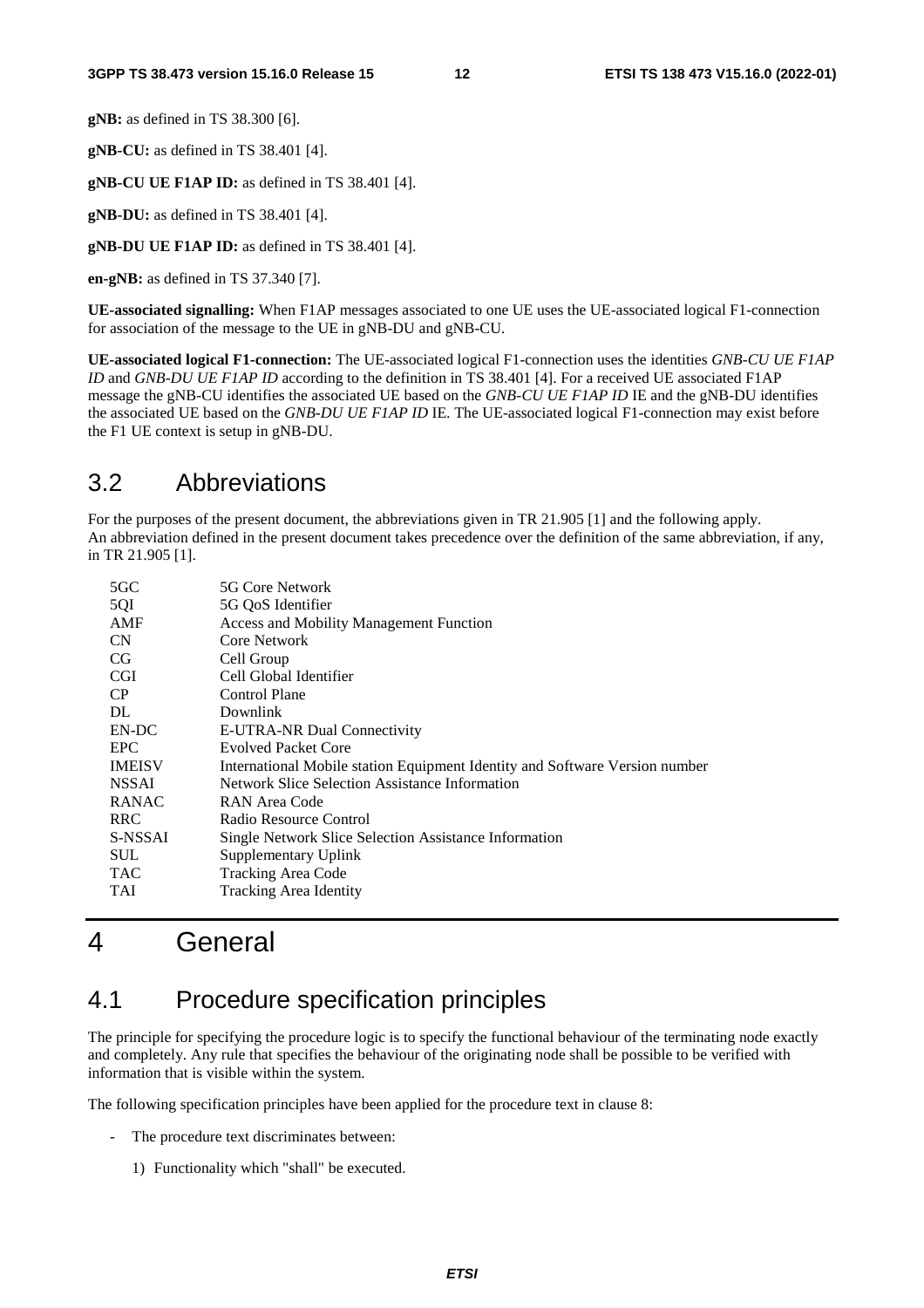**gNB:** as defined in TS 38.300 [6].

**gNB-CU:** as defined in TS 38.401 [4].

**gNB-CU UE F1AP ID:** as defined in TS 38.401 [4].

**gNB-DU:** as defined in TS 38.401 [4].

**gNB-DU UE F1AP ID:** as defined in TS 38.401 [4].

**en-gNB:** as defined in TS 37.340 [7].

**UE-associated signalling:** When F1AP messages associated to one UE uses the UE-associated logical F1-connection for association of the message to the UE in gNB-DU and gNB-CU.

**UE-associated logical F1-connection:** The UE-associated logical F1-connection uses the identities *GNB-CU UE F1AP ID* and *GNB-DU UE F1AP ID* according to the definition in TS 38.401 [4]. For a received UE associated F1AP message the gNB-CU identifies the associated UE based on the *GNB-CU UE F1AP ID* IE and the gNB-DU identifies the associated UE based on the *GNB-DU UE F1AP ID* IE. The UE-associated logical F1-connection may exist before the F1 UE context is setup in gNB-DU.

## 3.2 Abbreviations

For the purposes of the present document, the abbreviations given in TR 21.905 [1] and the following apply.
An abbreviation defined in the present document takes precedence over the definition of the same abbreviation, if any, in TR 21.905 [1].

| | |
|---|---|
| 5GC | 5G Core Network |
| 5QI | 5G QoS Identifier |
| AMF | Access and Mobility Management Function |
| CN | Core Network |
| CG | Cell Group |
| CGI | Cell Global Identifier |
| CP | Control Plane |
| DL | Downlink |
| EN-DC | E-UTRA-NR Dual Connectivity |
| EPC | Evolved Packet Core |
| IMEISV | International Mobile station Equipment Identity and Software Version number |
| NSSAI | Network Slice Selection Assistance Information |
| RANAC | RAN Area Code |
| RRC | Radio Resource Control |
| S-NSSAI | Single Network Slice Selection Assistance Information |
| SUL | Supplementary Uplink |
| TAC | Tracking Area Code |
| TAI | Tracking Area Identity |

# 4 General

## 4.1 Procedure specification principles

The principle for specifying the procedure logic is to specify the functional behaviour of the terminating node exactly and completely. Any rule that specifies the behaviour of the originating node shall be possible to be verified with information that is visible within the system.

The following specification principles have been applied for the procedure text in clause 8:

- The procedure text discriminates between:

    1) Functionality which "shall" be executed.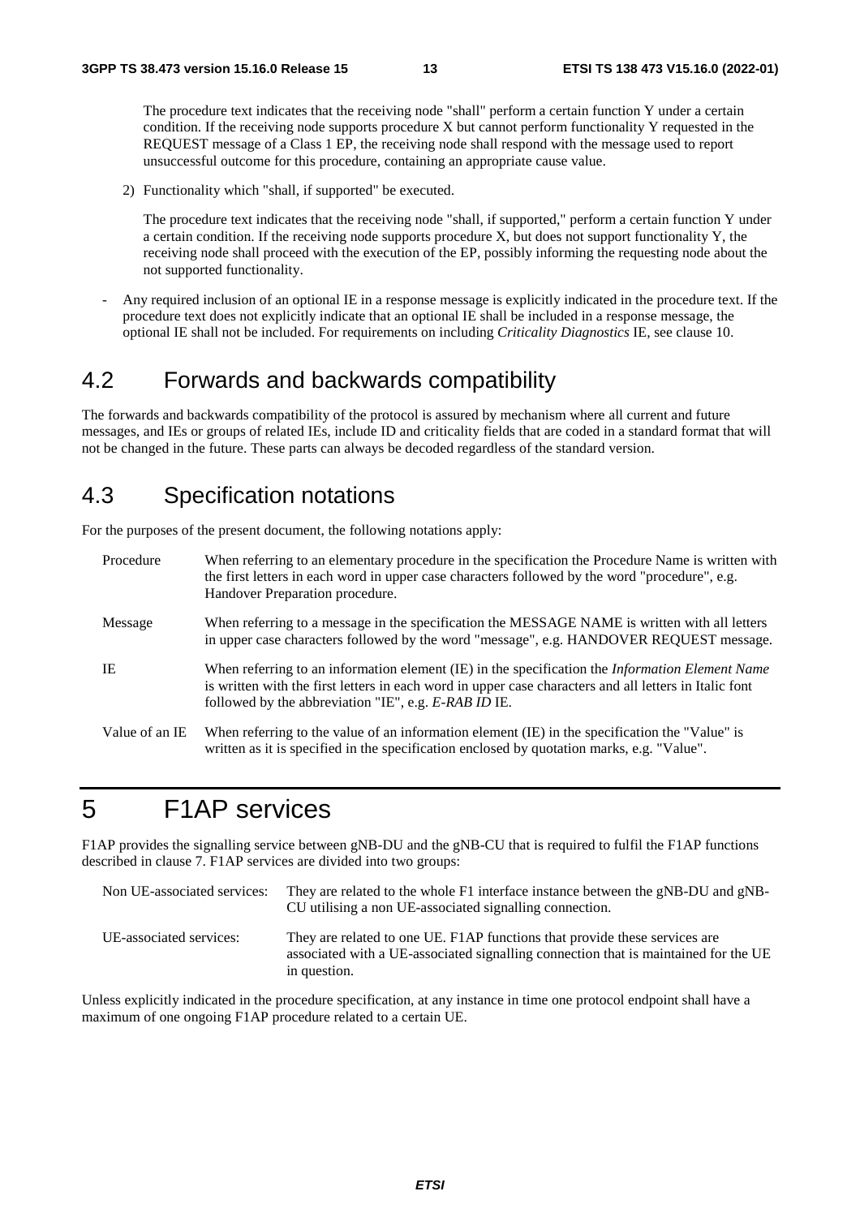The procedure text indicates that the receiving node "shall" perform a certain function Y under a certain condition. If the receiving node supports procedure X but cannot perform functionality Y requested in the REQUEST message of a Class 1 EP, the receiving node shall respond with the message used to report unsuccessful outcome for this procedure, containing an appropriate cause value.

2) Functionality which "shall, if supported" be executed.

The procedure text indicates that the receiving node "shall, if supported," perform a certain function Y under a certain condition. If the receiving node supports procedure X, but does not support functionality Y, the receiving node shall proceed with the execution of the EP, possibly informing the requesting node about the not supported functionality.

- Any required inclusion of an optional IE in a response message is explicitly indicated in the procedure text. If the procedure text does not explicitly indicate that an optional IE shall be included in a response message, the optional IE shall not be included. For requirements on including *Criticality Diagnostics* IE, see clause 10.

## 4.2 Forwards and backwards compatibility

The forwards and backwards compatibility of the protocol is assured by mechanism where all current and future messages, and IEs or groups of related IEs, include ID and criticality fields that are coded in a standard format that will not be changed in the future. These parts can always be decoded regardless of the standard version.

## 4.3 Specification notations

For the purposes of the present document, the following notations apply:

Procedure — When referring to an elementary procedure in the specification the Procedure Name is written with the first letters in each word in upper case characters followed by the word "procedure", e.g. Handover Preparation procedure.

Message — When referring to a message in the specification the MESSAGE NAME is written with all letters in upper case characters followed by the word "message", e.g. HANDOVER REQUEST message.

IE — When referring to an information element (IE) in the specification the *Information Element Name* is written with the first letters in each word in upper case characters and all letters in Italic font followed by the abbreviation "IE", e.g. *E-RAB ID* IE.

Value of an IE — When referring to the value of an information element (IE) in the specification the "Value" is written as it is specified in the specification enclosed by quotation marks, e.g. "Value".

# 5 F1AP services

F1AP provides the signalling service between gNB-DU and the gNB-CU that is required to fulfil the F1AP functions described in clause 7. F1AP services are divided into two groups:

Non UE-associated services: They are related to the whole F1 interface instance between the gNB-DU and gNB-CU utilising a non UE-associated signalling connection.

UE-associated services: They are related to one UE. F1AP functions that provide these services are associated with a UE-associated signalling connection that is maintained for the UE in question.

Unless explicitly indicated in the procedure specification, at any instance in time one protocol endpoint shall have a maximum of one ongoing F1AP procedure related to a certain UE.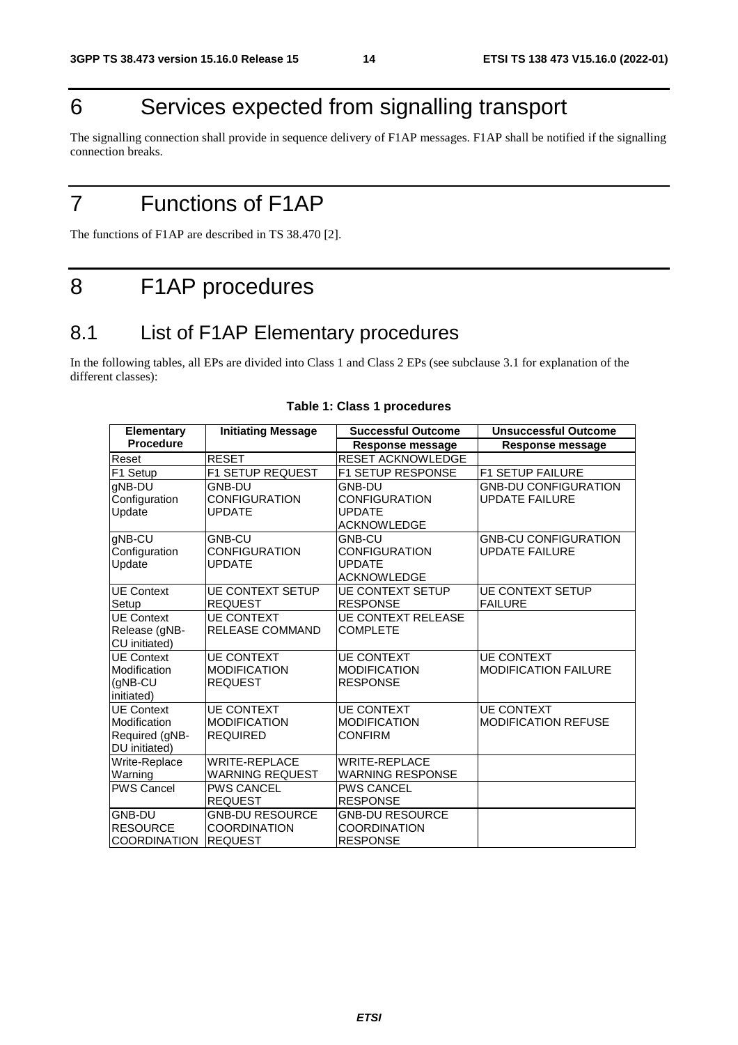# 6 Services expected from signalling transport

The signalling connection shall provide in sequence delivery of F1AP messages. F1AP shall be notified if the signalling connection breaks.

# 7 Functions of F1AP

The functions of F1AP are described in TS 38.470 [2].

# 8 F1AP procedures

## 8.1 List of F1AP Elementary procedures

In the following tables, all EPs are divided into Class 1 and Class 2 EPs (see subclause 3.1 for explanation of the different classes):

**Table 1: Class 1 procedures**

| Elementary Procedure | Initiating Message | Successful Outcome | Unsuccessful Outcome |
|---|---|---|---|
| | | Response message | Response message |
| Reset | RESET | RESET ACKNOWLEDGE | |
| F1 Setup | F1 SETUP REQUEST | F1 SETUP RESPONSE | F1 SETUP FAILURE |
| gNB-DU Configuration Update | GNB-DU CONFIGURATION UPDATE | GNB-DU CONFIGURATION UPDATE ACKNOWLEDGE | GNB-DU CONFIGURATION UPDATE FAILURE |
| gNB-CU Configuration Update | GNB-CU CONFIGURATION UPDATE | GNB-CU CONFIGURATION UPDATE ACKNOWLEDGE | GNB-CU CONFIGURATION UPDATE FAILURE |
| UE Context Setup | UE CONTEXT SETUP REQUEST | UE CONTEXT SETUP RESPONSE | UE CONTEXT SETUP FAILURE |
| UE Context Release (gNB-CU initiated) | UE CONTEXT RELEASE COMMAND | UE CONTEXT RELEASE COMPLETE | |
| UE Context Modification (gNB-CU initiated) | UE CONTEXT MODIFICATION REQUEST | UE CONTEXT MODIFICATION RESPONSE | UE CONTEXT MODIFICATION FAILURE |
| UE Context Modification Required (gNB-DU initiated) | UE CONTEXT MODIFICATION REQUIRED | UE CONTEXT MODIFICATION CONFIRM | UE CONTEXT MODIFICATION REFUSE |
| Write-Replace Warning | WRITE-REPLACE WARNING REQUEST | WRITE-REPLACE WARNING RESPONSE | |
| PWS Cancel | PWS CANCEL REQUEST | PWS CANCEL RESPONSE | |
| GNB-DU RESOURCE COORDINATION | GNB-DU RESOURCE COORDINATION REQUEST | GNB-DU RESOURCE COORDINATION RESPONSE | |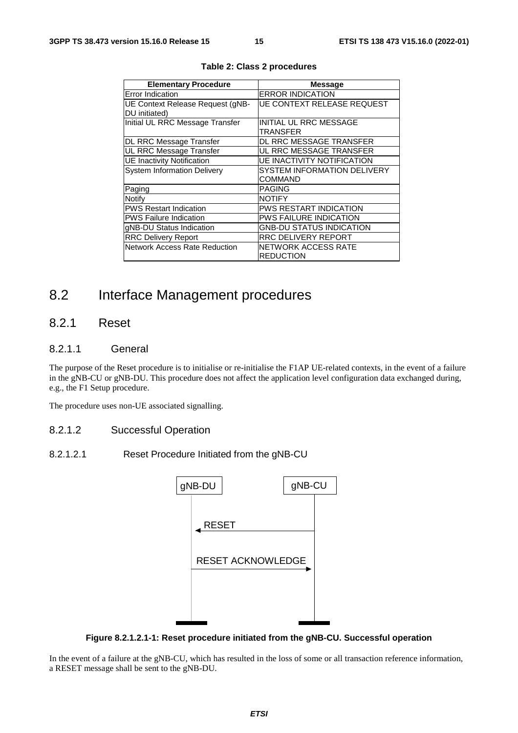**Table 2: Class 2 procedures**

| Elementary Procedure | Message |
| --- | --- |
| Error Indication | ERROR INDICATION |
| UE Context Release Request (gNB-DU initiated) | UE CONTEXT RELEASE REQUEST |
| Initial UL RRC Message Transfer | INITIAL UL RRC MESSAGE TRANSFER |
| DL RRC Message Transfer | DL RRC MESSAGE TRANSFER |
| UL RRC Message Transfer | UL RRC MESSAGE TRANSFER |
| UE Inactivity Notification | UE INACTIVITY NOTIFICATION |
| System Information Delivery | SYSTEM INFORMATION DELIVERY COMMAND |
| Paging | PAGING |
| Notify | NOTIFY |
| PWS Restart Indication | PWS RESTART INDICATION |
| PWS Failure Indication | PWS FAILURE INDICATION |
| gNB-DU Status Indication | GNB-DU STATUS INDICATION |
| RRC Delivery Report | RRC DELIVERY REPORT |
| Network Access Rate Reduction | NETWORK ACCESS RATE REDUCTION |

# 8.2 Interface Management procedures

## 8.2.1 Reset

### 8.2.1.1 General

The purpose of the Reset procedure is to initialise or re-initialise the F1AP UE-related contexts, in the event of a failure in the gNB-CU or gNB-DU. This procedure does not affect the application level configuration data exchanged during, e.g., the F1 Setup procedure.

The procedure uses non-UE associated signalling.

### 8.2.1.2 Successful Operation

#### 8.2.1.2.1 Reset Procedure Initiated from the gNB-CU

gNB-DU | gNB-CU

RESET

RESET ACKNOWLEDGE

**Figure 8.2.1.2.1-1: Reset procedure initiated from the gNB-CU. Successful operation**

In the event of a failure at the gNB-CU, which has resulted in the loss of some or all transaction reference information, a RESET message shall be sent to the gNB-DU.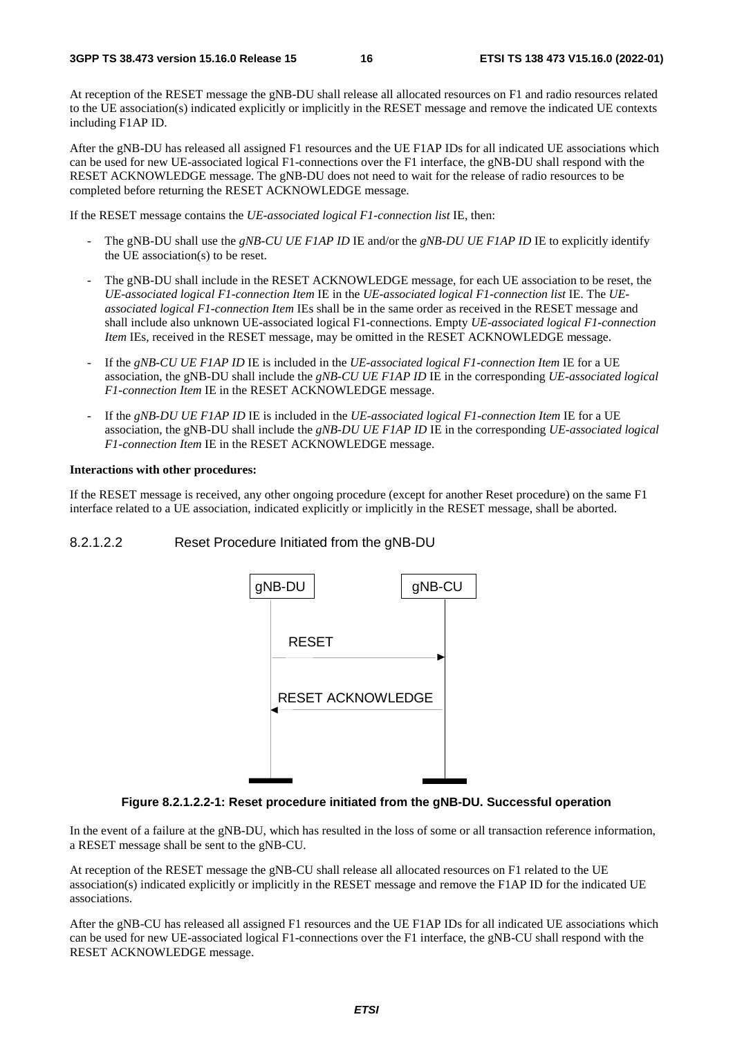At reception of the RESET message the gNB-DU shall release all allocated resources on F1 and radio resources related to the UE association(s) indicated explicitly or implicitly in the RESET message and remove the indicated UE contexts including F1AP ID.

After the gNB-DU has released all assigned F1 resources and the UE F1AP IDs for all indicated UE associations which can be used for new UE-associated logical F1-connections over the F1 interface, the gNB-DU shall respond with the RESET ACKNOWLEDGE message. The gNB-DU does not need to wait for the release of radio resources to be completed before returning the RESET ACKNOWLEDGE message.

If the RESET message contains the *UE-associated logical F1-connection list* IE, then:

- The gNB-DU shall use the *gNB-CU UE F1AP ID* IE and/or the *gNB-DU UE F1AP ID* IE to explicitly identify the UE association(s) to be reset.
- The gNB-DU shall include in the RESET ACKNOWLEDGE message, for each UE association to be reset, the *UE-associated logical F1-connection Item* IE in the *UE-associated logical F1-connection list* IE. The *UE-associated logical F1-connection Item* IEs shall be in the same order as received in the RESET message and shall include also unknown UE-associated logical F1-connections. Empty *UE-associated logical F1-connection Item* IEs, received in the RESET message, may be omitted in the RESET ACKNOWLEDGE message.
- If the *gNB-CU UE F1AP ID* IE is included in the *UE-associated logical F1-connection Item* IE for a UE association, the gNB-DU shall include the *gNB-CU UE F1AP ID* IE in the corresponding *UE-associated logical F1-connection Item* IE in the RESET ACKNOWLEDGE message.
- If the *gNB-DU UE F1AP ID* IE is included in the *UE-associated logical F1-connection Item* IE for a UE association, the gNB-DU shall include the *gNB-DU UE F1AP ID* IE in the corresponding *UE-associated logical F1-connection Item* IE in the RESET ACKNOWLEDGE message.

**Interactions with other procedures:**

If the RESET message is received, any other ongoing procedure (except for another Reset procedure) on the same F1 interface related to a UE association, indicated explicitly or implicitly in the RESET message, shall be aborted.

#### 8.2.1.2.2 Reset Procedure Initiated from the gNB-DU

gNB-DU | gNB-CU

RESET

RESET ACKNOWLEDGE

**Figure 8.2.1.2.2-1: Reset procedure initiated from the gNB-DU. Successful operation**

In the event of a failure at the gNB-DU, which has resulted in the loss of some or all transaction reference information, a RESET message shall be sent to the gNB-CU.

At reception of the RESET message the gNB-CU shall release all allocated resources on F1 related to the UE association(s) indicated explicitly or implicitly in the RESET message and remove the F1AP ID for the indicated UE associations.

After the gNB-CU has released all assigned F1 resources and the UE F1AP IDs for all indicated UE associations which can be used for new UE-associated logical F1-connections over the F1 interface, the gNB-CU shall respond with the RESET ACKNOWLEDGE message.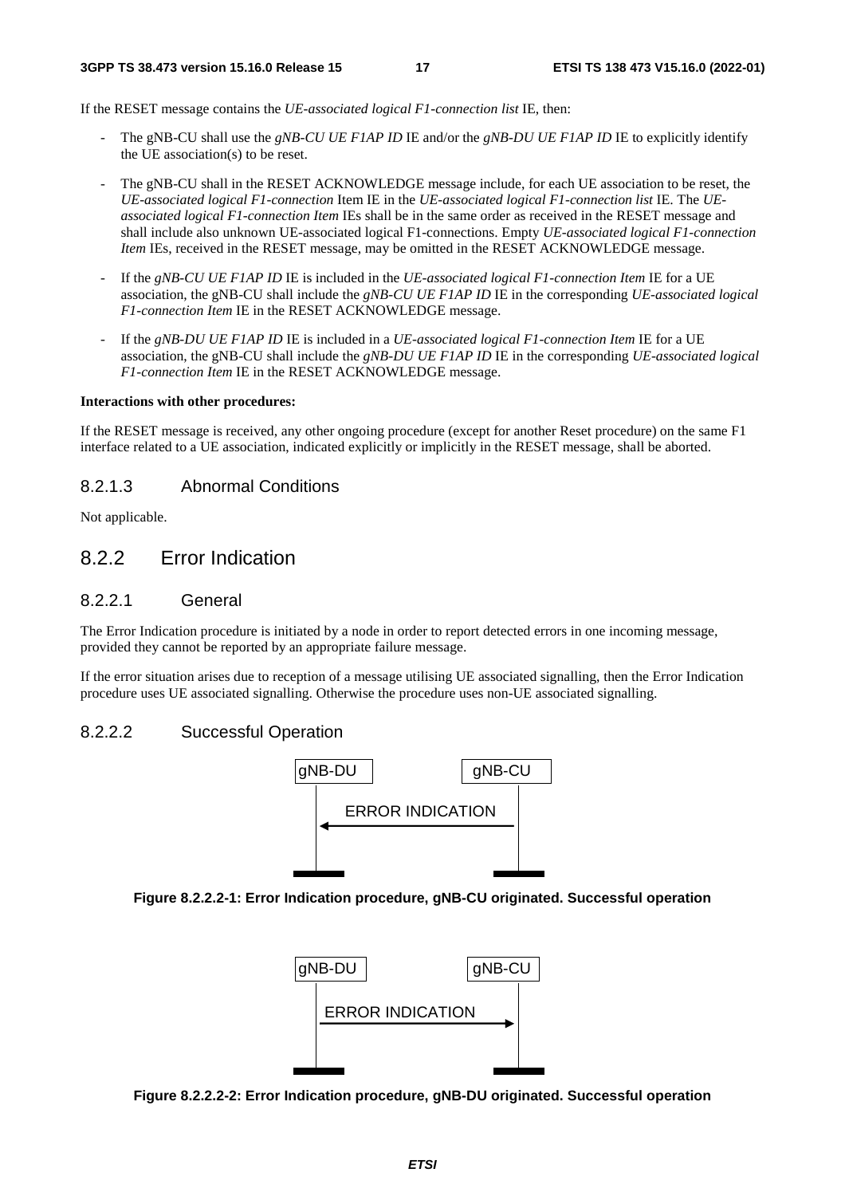If the RESET message contains the *UE-associated logical F1-connection list* IE, then:

- The gNB-CU shall use the *gNB-CU UE F1AP ID* IE and/or the *gNB-DU UE F1AP ID* IE to explicitly identify the UE association(s) to be reset.
- The gNB-CU shall in the RESET ACKNOWLEDGE message include, for each UE association to be reset, the *UE-associated logical F1-connection* Item IE in the *UE-associated logical F1-connection list* IE. The *UE-associated logical F1-connection Item* IEs shall be in the same order as received in the RESET message and shall include also unknown UE-associated logical F1-connections. Empty *UE-associated logical F1-connection Item* IEs, received in the RESET message, may be omitted in the RESET ACKNOWLEDGE message.
- If the *gNB-CU UE F1AP ID* IE is included in the *UE-associated logical F1-connection Item* IE for a UE association, the gNB-CU shall include the *gNB-CU UE F1AP ID* IE in the corresponding *UE-associated logical F1-connection Item* IE in the RESET ACKNOWLEDGE message.
- If the *gNB-DU UE F1AP ID* IE is included in a *UE-associated logical F1-connection Item* IE for a UE association, the gNB-CU shall include the *gNB-DU UE F1AP ID* IE in the corresponding *UE-associated logical F1-connection Item* IE in the RESET ACKNOWLEDGE message.

**Interactions with other procedures:**

If the RESET message is received, any other ongoing procedure (except for another Reset procedure) on the same F1 interface related to a UE association, indicated explicitly or implicitly in the RESET message, shall be aborted.

#### 8.2.1.3 Abnormal Conditions

Not applicable.

### 8.2.2 Error Indication

#### 8.2.2.1 General

The Error Indication procedure is initiated by a node in order to report detected errors in one incoming message, provided they cannot be reported by an appropriate failure message.

If the error situation arises due to reception of a message utilising UE associated signalling, then the Error Indication procedure uses UE associated signalling. Otherwise the procedure uses non-UE associated signalling.

#### 8.2.2.2 Successful Operation

gNB-DU    gNB-CU

ERROR INDICATION (gNB-CU → gNB-DU)

**Figure 8.2.2.2-1: Error Indication procedure, gNB-CU originated. Successful operation**

gNB-DU    gNB-CU

ERROR INDICATION (gNB-DU → gNB-CU)

**Figure 8.2.2.2-2: Error Indication procedure, gNB-DU originated. Successful operation**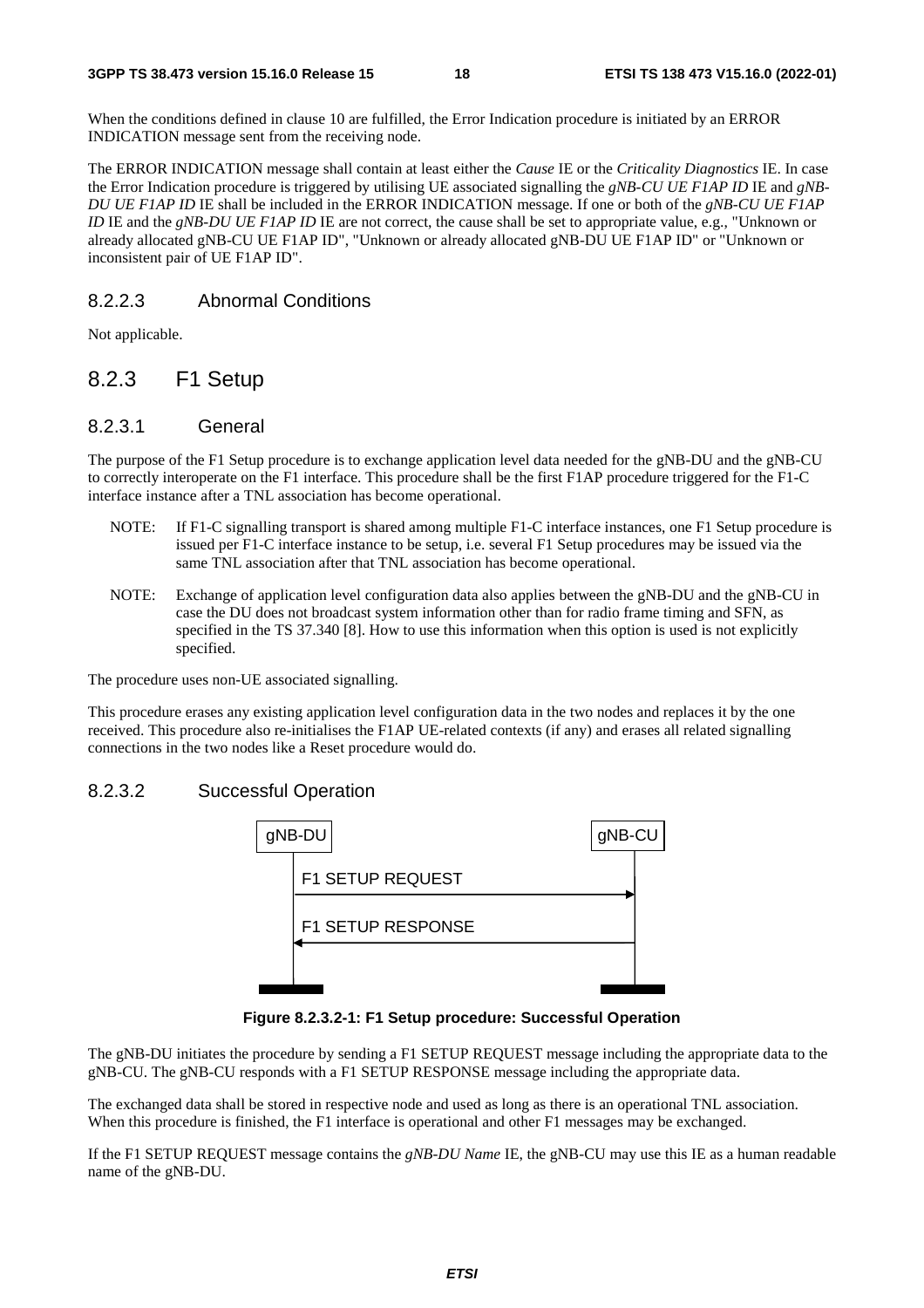When the conditions defined in clause 10 are fulfilled, the Error Indication procedure is initiated by an ERROR INDICATION message sent from the receiving node.

The ERROR INDICATION message shall contain at least either the *Cause* IE or the *Criticality Diagnostics* IE. In case the Error Indication procedure is triggered by utilising UE associated signalling the *gNB-CU UE F1AP ID* IE and *gNB-DU UE F1AP ID* IE shall be included in the ERROR INDICATION message. If one or both of the *gNB-CU UE F1AP ID* IE and the *gNB-DU UE F1AP ID* IE are not correct, the cause shall be set to appropriate value, e.g., "Unknown or already allocated gNB-CU UE F1AP ID", "Unknown or already allocated gNB-DU UE F1AP ID" or "Unknown or inconsistent pair of UE F1AP ID".

#### 8.2.2.3 Abnormal Conditions

Not applicable.

### 8.2.3 F1 Setup

#### 8.2.3.1 General

The purpose of the F1 Setup procedure is to exchange application level data needed for the gNB-DU and the gNB-CU to correctly interoperate on the F1 interface. This procedure shall be the first F1AP procedure triggered for the F1-C interface instance after a TNL association has become operational.

NOTE: If F1-C signalling transport is shared among multiple F1-C interface instances, one F1 Setup procedure is issued per F1-C interface instance to be setup, i.e. several F1 Setup procedures may be issued via the same TNL association after that TNL association has become operational.

NOTE: Exchange of application level configuration data also applies between the gNB-DU and the gNB-CU in case the DU does not broadcast system information other than for radio frame timing and SFN, as specified in the TS 37.340 [8]. How to use this information when this option is used is not explicitly specified.

The procedure uses non-UE associated signalling.

This procedure erases any existing application level configuration data in the two nodes and replaces it by the one received. This procedure also re-initialises the F1AP UE-related contexts (if any) and erases all related signalling connections in the two nodes like a Reset procedure would do.

#### 8.2.3.2 Successful Operation

gNB-DU → gNB-CU: F1 SETUP REQUEST

gNB-CU → gNB-DU: F1 SETUP RESPONSE

**Figure 8.2.3.2-1: F1 Setup procedure: Successful Operation**

The gNB-DU initiates the procedure by sending a F1 SETUP REQUEST message including the appropriate data to the gNB-CU. The gNB-CU responds with a F1 SETUP RESPONSE message including the appropriate data.

The exchanged data shall be stored in respective node and used as long as there is an operational TNL association. When this procedure is finished, the F1 interface is operational and other F1 messages may be exchanged.

If the F1 SETUP REQUEST message contains the *gNB-DU Name* IE, the gNB-CU may use this IE as a human readable name of the gNB-DU.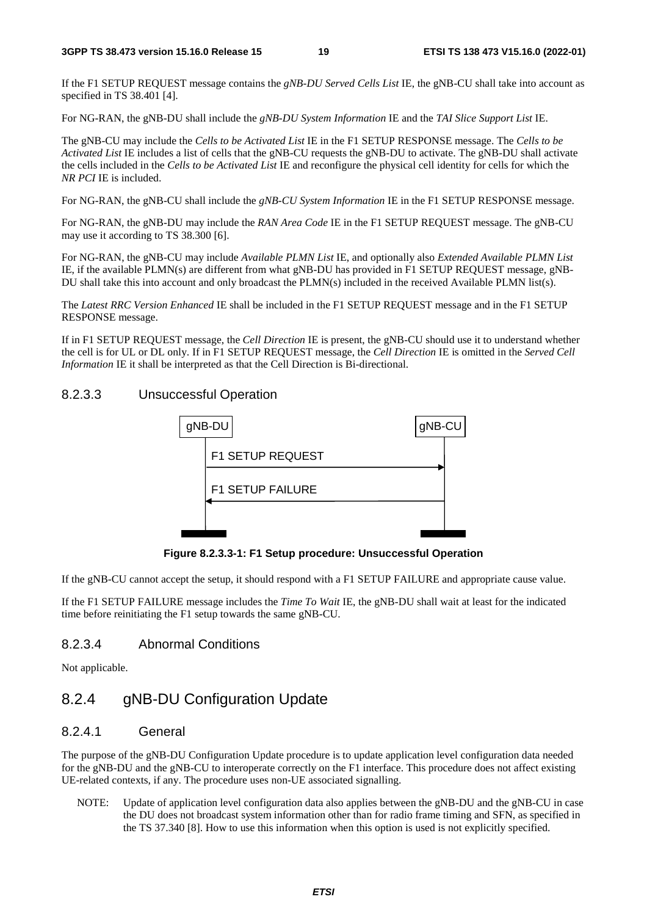If the F1 SETUP REQUEST message contains the *gNB-DU Served Cells List* IE, the gNB-CU shall take into account as specified in TS 38.401 [4].

For NG-RAN, the gNB-DU shall include the *gNB-DU System Information* IE and the *TAI Slice Support List* IE.

The gNB-CU may include the *Cells to be Activated List* IE in the F1 SETUP RESPONSE message. The *Cells to be Activated List* IE includes a list of cells that the gNB-CU requests the gNB-DU to activate. The gNB-DU shall activate the cells included in the *Cells to be Activated List* IE and reconfigure the physical cell identity for cells for which the *NR PCI* IE is included.

For NG-RAN, the gNB-CU shall include the *gNB-CU System Information* IE in the F1 SETUP RESPONSE message.

For NG-RAN, the gNB-DU may include the *RAN Area Code* IE in the F1 SETUP REQUEST message. The gNB-CU may use it according to TS 38.300 [6].

For NG-RAN, the gNB-CU may include *Available PLMN List* IE, and optionally also *Extended Available PLMN List* IE, if the available PLMN(s) are different from what gNB-DU has provided in F1 SETUP REQUEST message, gNB-DU shall take this into account and only broadcast the PLMN(s) included in the received Available PLMN list(s).

The *Latest RRC Version Enhanced* IE shall be included in the F1 SETUP REQUEST message and in the F1 SETUP RESPONSE message.

If in F1 SETUP REQUEST message, the *Cell Direction* IE is present, the gNB-CU should use it to understand whether the cell is for UL or DL only. If in F1 SETUP REQUEST message, the *Cell Direction* IE is omitted in the *Served Cell Information* IE it shall be interpreted as that the Cell Direction is Bi-directional.

#### 8.2.3.3 Unsuccessful Operation

gNB-DU → gNB-CU: F1 SETUP REQUEST

gNB-CU → gNB-DU: F1 SETUP FAILURE

**Figure 8.2.3.3-1: F1 Setup procedure: Unsuccessful Operation**

If the gNB-CU cannot accept the setup, it should respond with a F1 SETUP FAILURE and appropriate cause value.

If the F1 SETUP FAILURE message includes the *Time To Wait* IE, the gNB-DU shall wait at least for the indicated time before reinitiating the F1 setup towards the same gNB-CU.

#### 8.2.3.4 Abnormal Conditions

Not applicable.

### 8.2.4 gNB-DU Configuration Update

#### 8.2.4.1 General

The purpose of the gNB-DU Configuration Update procedure is to update application level configuration data needed for the gNB-DU and the gNB-CU to interoperate correctly on the F1 interface. This procedure does not affect existing UE-related contexts, if any. The procedure uses non-UE associated signalling.

NOTE: Update of application level configuration data also applies between the gNB-DU and the gNB-CU in case the DU does not broadcast system information other than for radio frame timing and SFN, as specified in the TS 37.340 [8]. How to use this information when this option is used is not explicitly specified.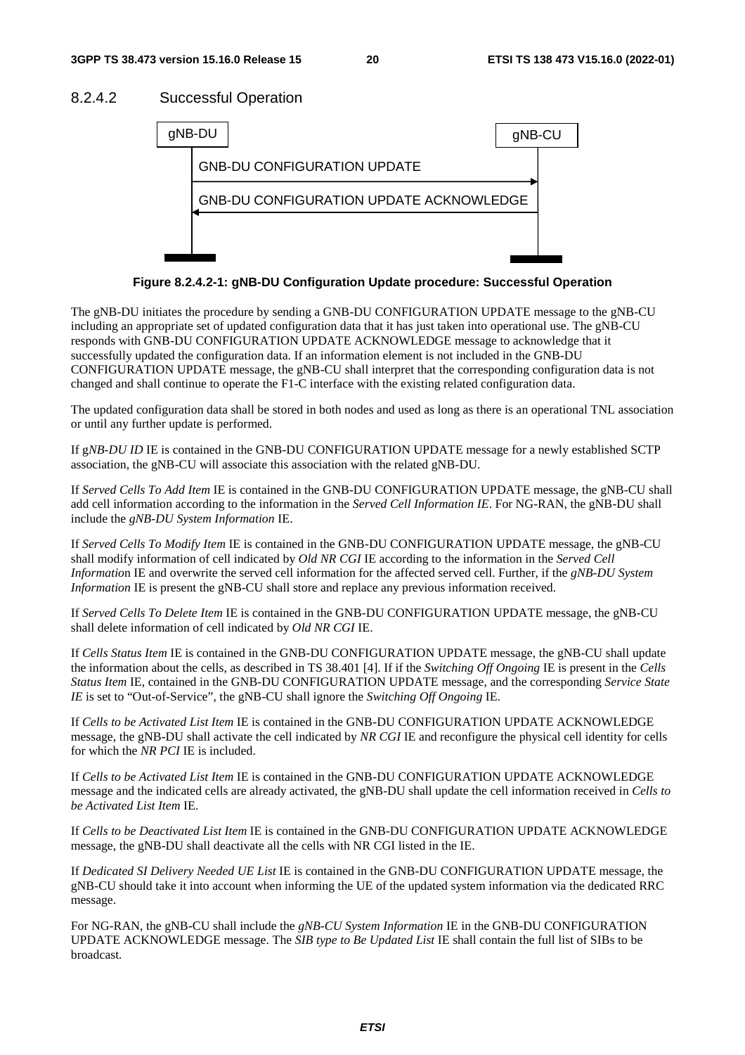#### 8.2.4.2 Successful Operation

```
gNB-DU                                              gNB-CU
   |      GNB-DU CONFIGURATION UPDATE                  |
   |---------------------------------------------------->|
   |      GNB-DU CONFIGURATION UPDATE ACKNOWLEDGE      |
   |<----------------------------------------------------|
```

**Figure 8.2.4.2-1: gNB-DU Configuration Update procedure: Successful Operation**

The gNB-DU initiates the procedure by sending a GNB-DU CONFIGURATION UPDATE message to the gNB-CU including an appropriate set of updated configuration data that it has just taken into operational use. The gNB-CU responds with GNB-DU CONFIGURATION UPDATE ACKNOWLEDGE message to acknowledge that it successfully updated the configuration data. If an information element is not included in the GNB-DU CONFIGURATION UPDATE message, the gNB-CU shall interpret that the corresponding configuration data is not changed and shall continue to operate the F1-C interface with the existing related configuration data.

The updated configuration data shall be stored in both nodes and used as long as there is an operational TNL association or until any further update is performed.

If g*NB-DU ID* IE is contained in the GNB-DU CONFIGURATION UPDATE message for a newly established SCTP association, the gNB-CU will associate this association with the related gNB-DU.

If *Served Cells To Add Item* IE is contained in the GNB-DU CONFIGURATION UPDATE message, the gNB-CU shall add cell information according to the information in the *Served Cell Information IE*. For NG-RAN, the gNB-DU shall include the *gNB-DU System Information* IE.

If *Served Cells To Modify Item* IE is contained in the GNB-DU CONFIGURATION UPDATE message, the gNB-CU shall modify information of cell indicated by *Old NR CGI* IE according to the information in the *Served Cell Informatio*n IE and overwrite the served cell information for the affected served cell. Further, if the *gNB-DU System Information* IE is present the gNB-CU shall store and replace any previous information received.

If *Served Cells To Delete Item* IE is contained in the GNB-DU CONFIGURATION UPDATE message, the gNB-CU shall delete information of cell indicated by *Old NR CGI* IE.

If *Cells Status Item* IE is contained in the GNB-DU CONFIGURATION UPDATE message, the gNB-CU shall update the information about the cells, as described in TS 38.401 [4]. If if the *Switching Off Ongoing* IE is present in the *Cells Status Item* IE, contained in the GNB-DU CONFIGURATION UPDATE message, and the corresponding *Service State IE* is set to "Out-of-Service", the gNB-CU shall ignore the *Switching Off Ongoing* IE.

If *Cells to be Activated List Item* IE is contained in the GNB-DU CONFIGURATION UPDATE ACKNOWLEDGE message, the gNB-DU shall activate the cell indicated by *NR CGI* IE and reconfigure the physical cell identity for cells for which the *NR PCI* IE is included.

If *Cells to be Activated List Item* IE is contained in the GNB-DU CONFIGURATION UPDATE ACKNOWLEDGE message and the indicated cells are already activated, the gNB-DU shall update the cell information received in *Cells to be Activated List Item* IE.

If *Cells to be Deactivated List Item* IE is contained in the GNB-DU CONFIGURATION UPDATE ACKNOWLEDGE message, the gNB-DU shall deactivate all the cells with NR CGI listed in the IE.

If *Dedicated SI Delivery Needed UE List* IE is contained in the GNB-DU CONFIGURATION UPDATE message, the gNB-CU should take it into account when informing the UE of the updated system information via the dedicated RRC message.

For NG-RAN, the gNB-CU shall include the *gNB-CU System Information* IE in the GNB-DU CONFIGURATION UPDATE ACKNOWLEDGE message. The *SIB type to Be Updated List* IE shall contain the full list of SIBs to be broadcast.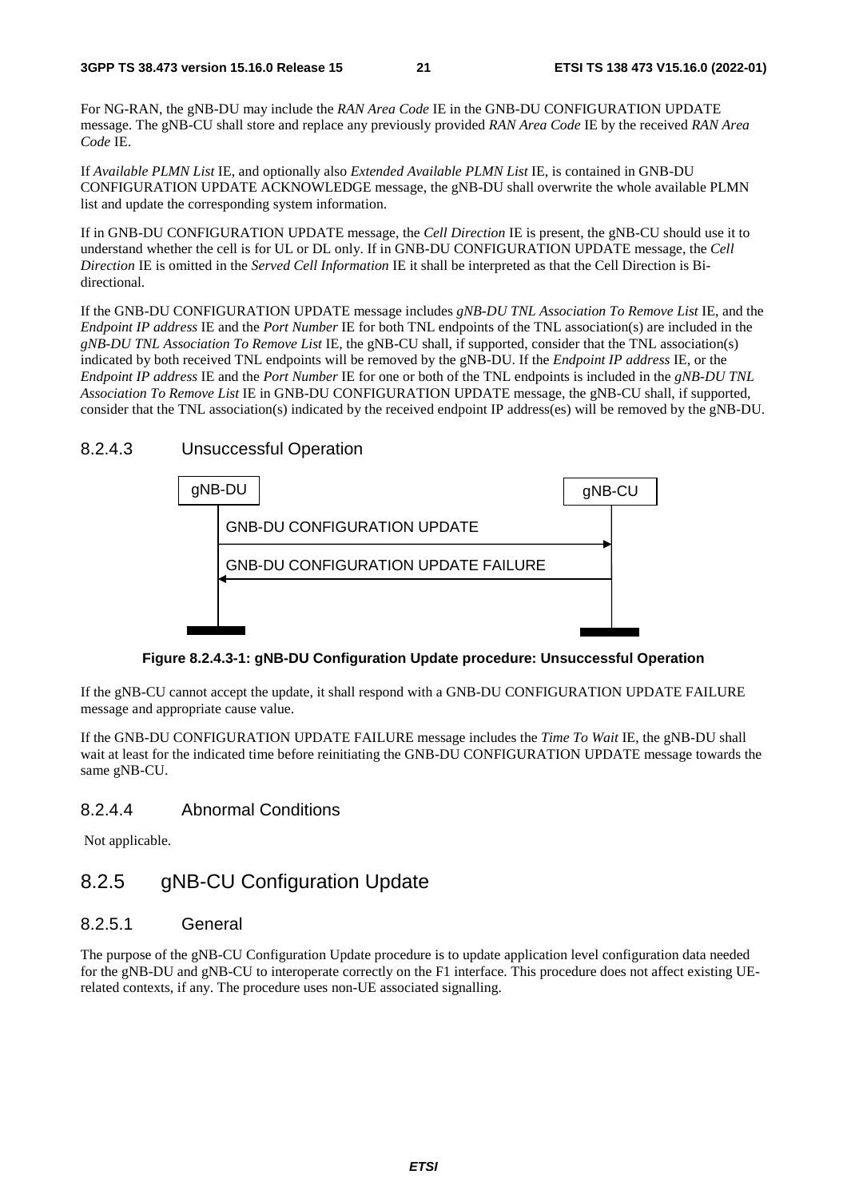For NG-RAN, the gNB-DU may include the *RAN Area Code* IE in the GNB-DU CONFIGURATION UPDATE message. The gNB-CU shall store and replace any previously provided *RAN Area Code* IE by the received *RAN Area Code* IE.

If *Available PLMN List* IE, and optionally also *Extended Available PLMN List* IE, is contained in GNB-DU CONFIGURATION UPDATE ACKNOWLEDGE message, the gNB-DU shall overwrite the whole available PLMN list and update the corresponding system information.

If in GNB-DU CONFIGURATION UPDATE message, the *Cell Direction* IE is present, the gNB-CU should use it to understand whether the cell is for UL or DL only. If in GNB-DU CONFIGURATION UPDATE message, the *Cell Direction* IE is omitted in the *Served Cell Information* IE it shall be interpreted as that the Cell Direction is Bi-directional.

If the GNB-DU CONFIGURATION UPDATE message includes *gNB-DU TNL Association To Remove List* IE, and the *Endpoint IP address* IE and the *Port Number* IE for both TNL endpoints of the TNL association(s) are included in the *gNB-DU TNL Association To Remove List* IE, the gNB-CU shall, if supported, consider that the TNL association(s) indicated by both received TNL endpoints will be removed by the gNB-DU. If the *Endpoint IP address* IE, or the *Endpoint IP address* IE and the *Port Number* IE for one or both of the TNL endpoints is included in the *gNB-DU TNL Association To Remove List* IE in GNB-DU CONFIGURATION UPDATE message, the gNB-CU shall, if supported, consider that the TNL association(s) indicated by the received endpoint IP address(es) will be removed by the gNB-DU.

### 8.2.4.3 Unsuccessful Operation

gNB-DU → gNB-CU: GNB-DU CONFIGURATION UPDATE

gNB-CU → gNB-DU: GNB-DU CONFIGURATION UPDATE FAILURE

**Figure 8.2.4.3-1: gNB-DU Configuration Update procedure: Unsuccessful Operation**

If the gNB-CU cannot accept the update, it shall respond with a GNB-DU CONFIGURATION UPDATE FAILURE message and appropriate cause value.

If the GNB-DU CONFIGURATION UPDATE FAILURE message includes the *Time To Wait* IE, the gNB-DU shall wait at least for the indicated time before reinitiating the GNB-DU CONFIGURATION UPDATE message towards the same gNB-CU.

### 8.2.4.4 Abnormal Conditions

Not applicable.

## 8.2.5 gNB-CU Configuration Update

### 8.2.5.1 General

The purpose of the gNB-CU Configuration Update procedure is to update application level configuration data needed for the gNB-DU and gNB-CU to interoperate correctly on the F1 interface. This procedure does not affect existing UE-related contexts, if any. The procedure uses non-UE associated signalling.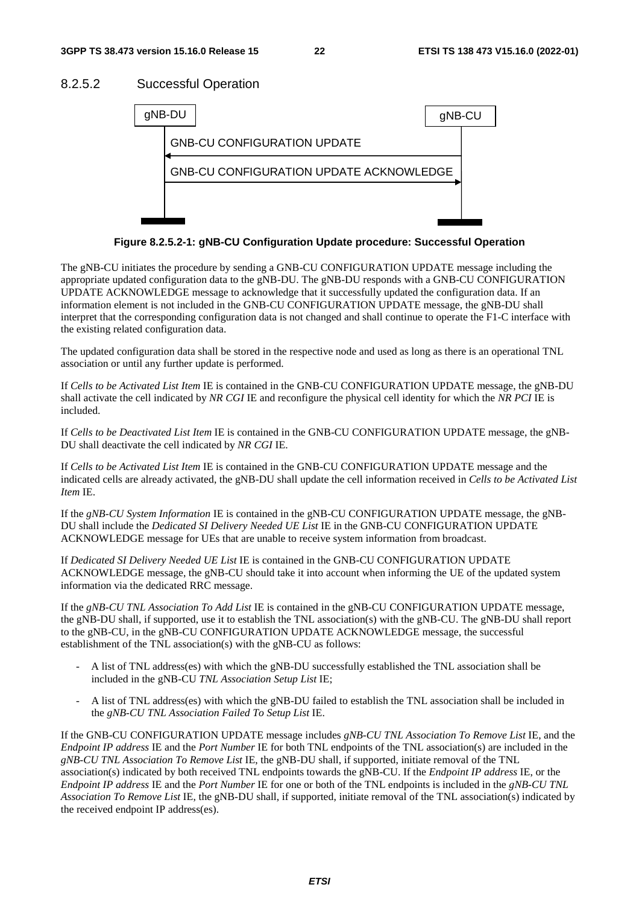#### 8.2.5.2 Successful Operation

```
gNB-DU                                          gNB-CU
  |        GNB-CU CONFIGURATION UPDATE             |
  |<-----------------------------------------------|
  |   GNB-CU CONFIGURATION UPDATE ACKNOWLEDGE      |
  |----------------------------------------------->|
```

**Figure 8.2.5.2-1: gNB-CU Configuration Update procedure: Successful Operation**

The gNB-CU initiates the procedure by sending a GNB-CU CONFIGURATION UPDATE message including the appropriate updated configuration data to the gNB-DU. The gNB-DU responds with a GNB-CU CONFIGURATION UPDATE ACKNOWLEDGE message to acknowledge that it successfully updated the configuration data. If an information element is not included in the GNB-CU CONFIGURATION UPDATE message, the gNB-DU shall interpret that the corresponding configuration data is not changed and shall continue to operate the F1-C interface with the existing related configuration data.

The updated configuration data shall be stored in the respective node and used as long as there is an operational TNL association or until any further update is performed.

If *Cells to be Activated List Item* IE is contained in the GNB-CU CONFIGURATION UPDATE message, the gNB-DU shall activate the cell indicated by *NR CGI* IE and reconfigure the physical cell identity for which the *NR PCI* IE is included.

If *Cells to be Deactivated List Item* IE is contained in the GNB-CU CONFIGURATION UPDATE message, the gNB-DU shall deactivate the cell indicated by *NR CGI* IE.

If *Cells to be Activated List Item* IE is contained in the GNB-CU CONFIGURATION UPDATE message and the indicated cells are already activated, the gNB-DU shall update the cell information received in *Cells to be Activated List Item* IE.

If the *gNB-CU System Information* IE is contained in the gNB-CU CONFIGURATION UPDATE message, the gNB-DU shall include the *Dedicated SI Delivery Needed UE List* IE in the GNB-CU CONFIGURATION UPDATE ACKNOWLEDGE message for UEs that are unable to receive system information from broadcast.

If *Dedicated SI Delivery Needed UE List* IE is contained in the GNB-CU CONFIGURATION UPDATE ACKNOWLEDGE message, the gNB-CU should take it into account when informing the UE of the updated system information via the dedicated RRC message.

If the *gNB-CU TNL Association To Add List* IE is contained in the gNB-CU CONFIGURATION UPDATE message, the gNB-DU shall, if supported, use it to establish the TNL association(s) with the gNB-CU. The gNB-DU shall report to the gNB-CU, in the gNB-CU CONFIGURATION UPDATE ACKNOWLEDGE message, the successful establishment of the TNL association(s) with the gNB-CU as follows:

- A list of TNL address(es) with which the gNB-DU successfully established the TNL association shall be included in the gNB-CU *TNL Association Setup List* IE;
- A list of TNL address(es) with which the gNB-DU failed to establish the TNL association shall be included in the *gNB-CU TNL Association Failed To Setup List* IE.

If the GNB-CU CONFIGURATION UPDATE message includes *gNB-CU TNL Association To Remove List* IE, and the *Endpoint IP address* IE and the *Port Number* IE for both TNL endpoints of the TNL association(s) are included in the *gNB-CU TNL Association To Remove List* IE, the gNB-DU shall, if supported, initiate removal of the TNL association(s) indicated by both received TNL endpoints towards the gNB-CU. If the *Endpoint IP address* IE, or the *Endpoint IP address* IE and the *Port Number* IE for one or both of the TNL endpoints is included in the *gNB-CU TNL Association To Remove List* IE, the gNB-DU shall, if supported, initiate removal of the TNL association(s) indicated by the received endpoint IP address(es).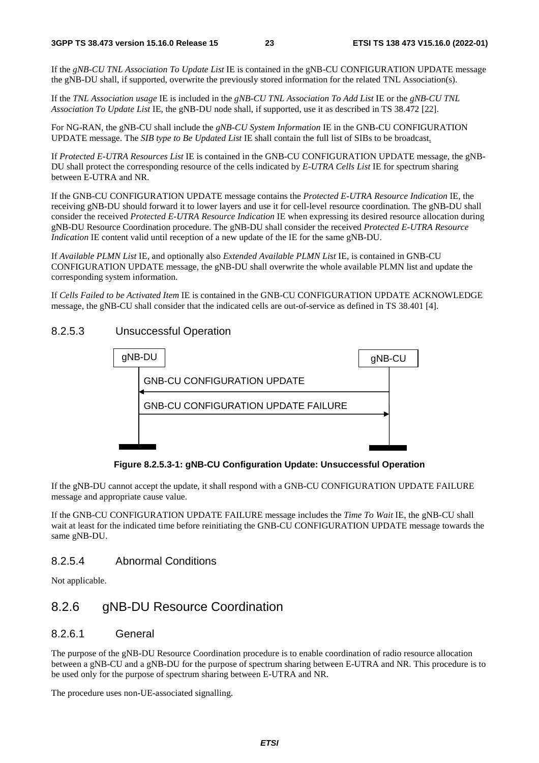If the *gNB-CU TNL Association To Update List* IE is contained in the gNB-CU CONFIGURATION UPDATE message the gNB-DU shall, if supported, overwrite the previously stored information for the related TNL Association(s).

If the *TNL Association usage* IE is included in the *gNB-CU TNL Association To Add List* IE or the *gNB-CU TNL Association To Update List* IE, the gNB-DU node shall, if supported, use it as described in TS 38.472 [22].

For NG-RAN, the gNB-CU shall include the *gNB-CU System Information* IE in the GNB-CU CONFIGURATION UPDATE message. The *SIB type to Be Updated List* IE shall contain the full list of SIBs to be broadcast.

If *Protected E-UTRA Resources List* IE is contained in the GNB-CU CONFIGURATION UPDATE message, the gNB-DU shall protect the corresponding resource of the cells indicated by *E-UTRA Cells List* IE for spectrum sharing between E-UTRA and NR.

If the GNB-CU CONFIGURATION UPDATE message contains the *Protected E-UTRA Resource Indication* IE, the receiving gNB-DU should forward it to lower layers and use it for cell-level resource coordination. The gNB-DU shall consider the received *Protected E-UTRA Resource Indication* IE when expressing its desired resource allocation during gNB-DU Resource Coordination procedure. The gNB-DU shall consider the received *Protected E-UTRA Resource Indication* IE content valid until reception of a new update of the IE for the same gNB-DU.

If *Available PLMN List* IE, and optionally also *Extended Available PLMN List* IE, is contained in GNB-CU CONFIGURATION UPDATE message, the gNB-DU shall overwrite the whole available PLMN list and update the corresponding system information.

If *Cells Failed to be Activated Item* IE is contained in the GNB-CU CONFIGURATION UPDATE ACKNOWLEDGE message, the gNB-CU shall consider that the indicated cells are out-of-service as defined in TS 38.401 [4].

### 8.2.5.3 Unsuccessful Operation

```
gNB-DU                                          gNB-CU
  |        GNB-CU CONFIGURATION UPDATE             |
  |<-----------------------------------------------|
  |        GNB-CU CONFIGURATION UPDATE FAILURE     |
  |----------------------------------------------->|
```

**Figure 8.2.5.3-1: gNB-CU Configuration Update: Unsuccessful Operation**

If the gNB-DU cannot accept the update, it shall respond with a GNB-CU CONFIGURATION UPDATE FAILURE message and appropriate cause value.

If the GNB-CU CONFIGURATION UPDATE FAILURE message includes the *Time To Wait* IE, the gNB-CU shall wait at least for the indicated time before reinitiating the GNB-CU CONFIGURATION UPDATE message towards the same gNB-DU.

### 8.2.5.4 Abnormal Conditions

Not applicable.

## 8.2.6 gNB-DU Resource Coordination

### 8.2.6.1 General

The purpose of the gNB-DU Resource Coordination procedure is to enable coordination of radio resource allocation between a gNB-CU and a gNB-DU for the purpose of spectrum sharing between E-UTRA and NR. This procedure is to be used only for the purpose of spectrum sharing between E-UTRA and NR.

The procedure uses non-UE-associated signalling.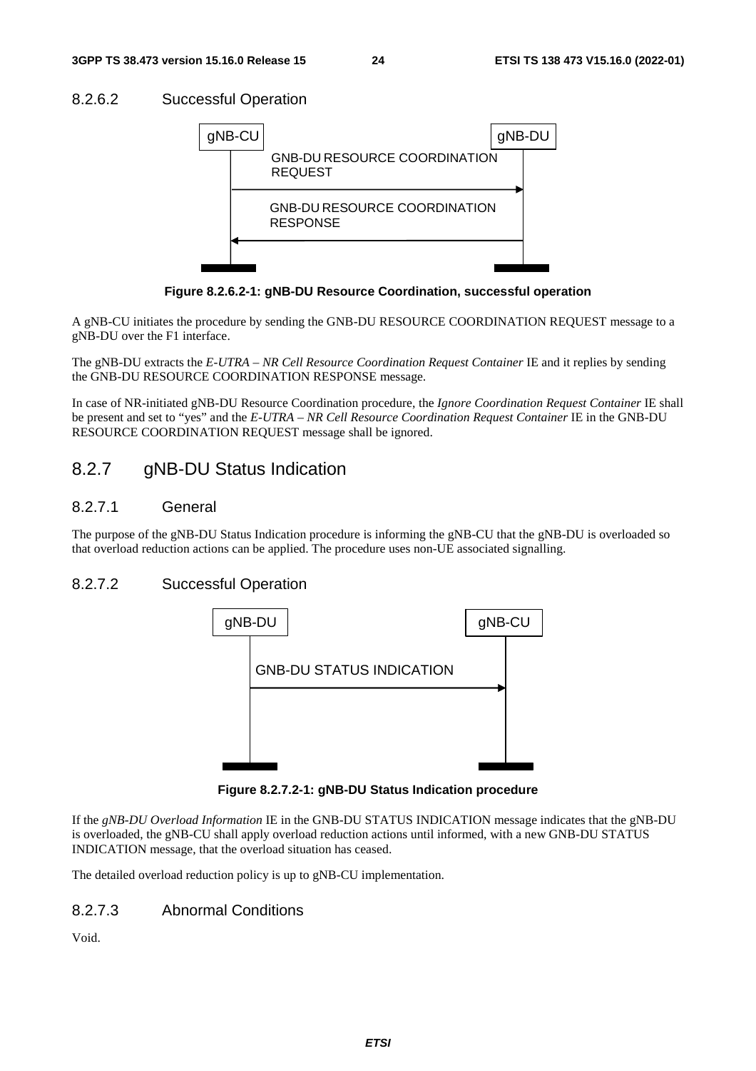#### 8.2.6.2 Successful Operation

Figure 8.2.6.2-1: gNB-DU Resource Coordination, successful operation

A gNB-CU initiates the procedure by sending the GNB-DU RESOURCE COORDINATION REQUEST message to a gNB-DU over the F1 interface.

The gNB-DU extracts the *E-UTRA – NR Cell Resource Coordination Request Container* IE and it replies by sending the GNB-DU RESOURCE COORDINATION RESPONSE message.

In case of NR-initiated gNB-DU Resource Coordination procedure, the *Ignore Coordination Request Container* IE shall be present and set to "yes" and the *E-UTRA – NR Cell Resource Coordination Request Container* IE in the GNB-DU RESOURCE COORDINATION REQUEST message shall be ignored.

### 8.2.7 gNB-DU Status Indication

#### 8.2.7.1 General

The purpose of the gNB-DU Status Indication procedure is informing the gNB-CU that the gNB-DU is overloaded so that overload reduction actions can be applied. The procedure uses non-UE associated signalling.

#### 8.2.7.2 Successful Operation

Figure 8.2.7.2-1: gNB-DU Status Indication procedure

If the *gNB-DU Overload Information* IE in the GNB-DU STATUS INDICATION message indicates that the gNB-DU is overloaded, the gNB-CU shall apply overload reduction actions until informed, with a new GNB-DU STATUS INDICATION message, that the overload situation has ceased.

The detailed overload reduction policy is up to gNB-CU implementation.

#### 8.2.7.3 Abnormal Conditions

Void.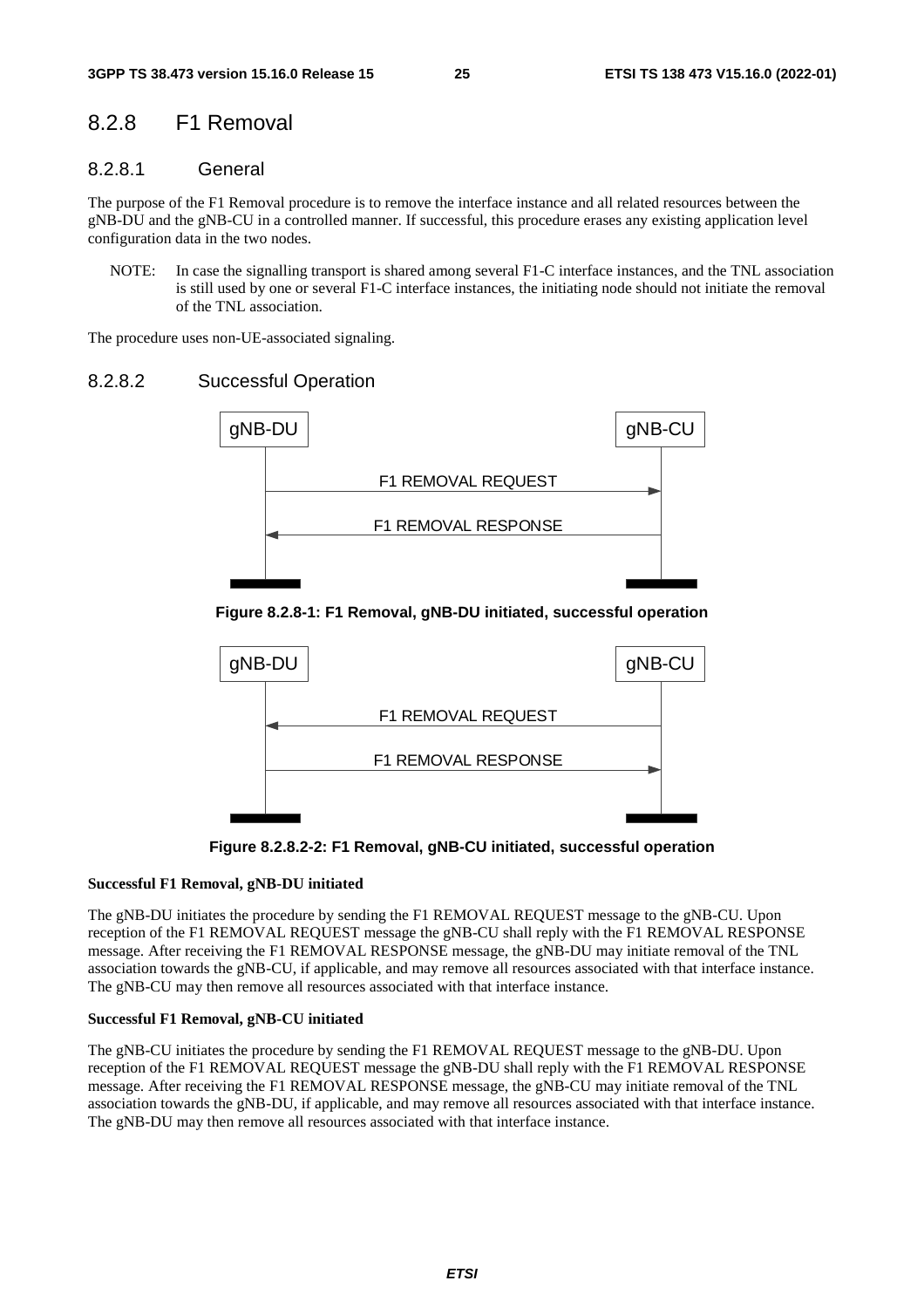## 8.2.8 F1 Removal

### 8.2.8.1 General

The purpose of the F1 Removal procedure is to remove the interface instance and all related resources between the gNB-DU and the gNB-CU in a controlled manner. If successful, this procedure erases any existing application level configuration data in the two nodes.

NOTE: In case the signalling transport is shared among several F1-C interface instances, and the TNL association is still used by one or several F1-C interface instances, the initiating node should not initiate the removal of the TNL association.

The procedure uses non-UE-associated signaling.

### 8.2.8.2 Successful Operation

gNB-DU → gNB-CU: F1 REMOVAL REQUEST

gNB-CU → gNB-DU: F1 REMOVAL RESPONSE

**Figure 8.2.8-1: F1 Removal, gNB-DU initiated, successful operation**

gNB-CU → gNB-DU: F1 REMOVAL REQUEST

gNB-DU → gNB-CU: F1 REMOVAL RESPONSE

**Figure 8.2.8.2-2: F1 Removal, gNB-CU initiated, successful operation**

**Successful F1 Removal, gNB-DU initiated**

The gNB-DU initiates the procedure by sending the F1 REMOVAL REQUEST message to the gNB-CU. Upon reception of the F1 REMOVAL REQUEST message the gNB-CU shall reply with the F1 REMOVAL RESPONSE message. After receiving the F1 REMOVAL RESPONSE message, the gNB-DU may initiate removal of the TNL association towards the gNB-CU, if applicable, and may remove all resources associated with that interface instance. The gNB-CU may then remove all resources associated with that interface instance.

**Successful F1 Removal, gNB-CU initiated**

The gNB-CU initiates the procedure by sending the F1 REMOVAL REQUEST message to the gNB-DU. Upon reception of the F1 REMOVAL REQUEST message the gNB-DU shall reply with the F1 REMOVAL RESPONSE message. After receiving the F1 REMOVAL RESPONSE message, the gNB-CU may initiate removal of the TNL association towards the gNB-DU, if applicable, and may remove all resources associated with that interface instance. The gNB-DU may then remove all resources associated with that interface instance.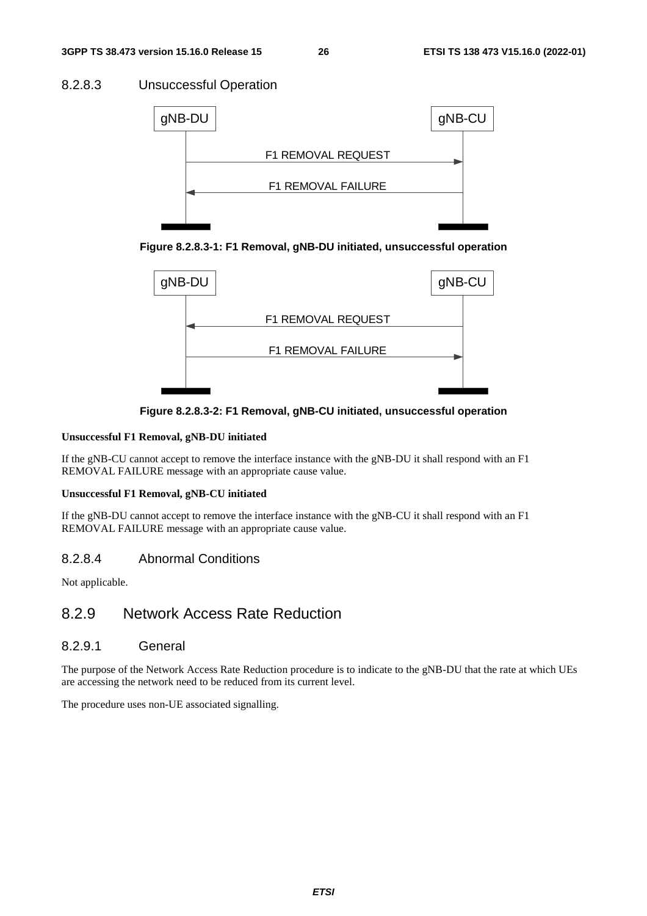#### 8.2.8.3 Unsuccessful Operation

Figure 8.2.8.3-1: F1 Removal, gNB-DU initiated, unsuccessful operation

Figure 8.2.8.3-2: F1 Removal, gNB-CU initiated, unsuccessful operation

**Unsuccessful F1 Removal, gNB-DU initiated**

If the gNB-CU cannot accept to remove the interface instance with the gNB-DU it shall respond with an F1 REMOVAL FAILURE message with an appropriate cause value.

**Unsuccessful F1 Removal, gNB-CU initiated**

If the gNB-DU cannot accept to remove the interface instance with the gNB-CU it shall respond with an F1 REMOVAL FAILURE message with an appropriate cause value.

#### 8.2.8.4 Abnormal Conditions

Not applicable.

### 8.2.9 Network Access Rate Reduction

#### 8.2.9.1 General

The purpose of the Network Access Rate Reduction procedure is to indicate to the gNB-DU that the rate at which UEs are accessing the network need to be reduced from its current level.

The procedure uses non-UE associated signalling.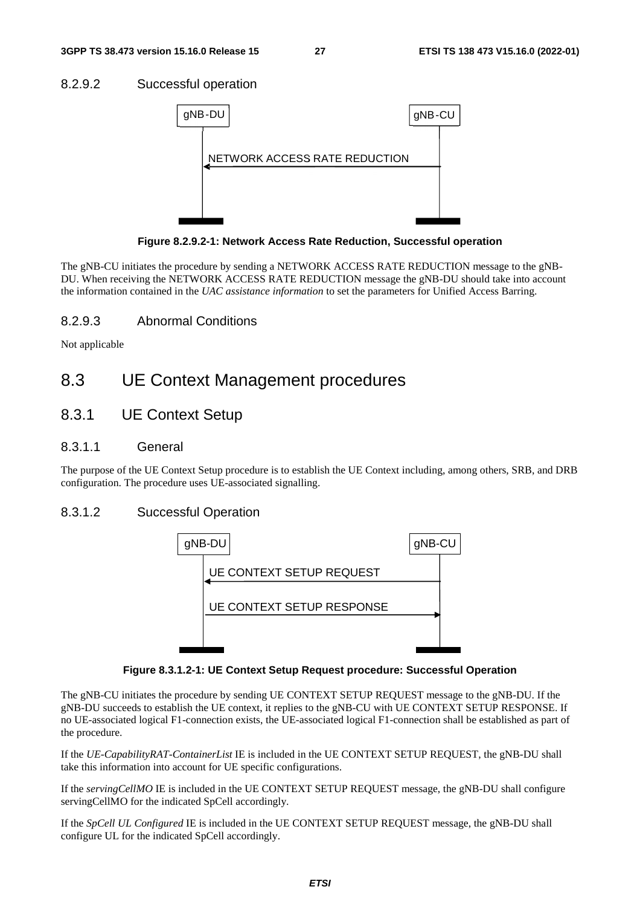#### 8.2.9.2 Successful operation

Figure 8.2.9.2-1: Network Access Rate Reduction, Successful operation

The gNB-CU initiates the procedure by sending a NETWORK ACCESS RATE REDUCTION message to the gNB-DU. When receiving the NETWORK ACCESS RATE REDUCTION message the gNB-DU should take into account the information contained in the *UAC assistance information* to set the parameters for Unified Access Barring.

#### 8.2.9.3 Abnormal Conditions

Not applicable

## 8.3 UE Context Management procedures

### 8.3.1 UE Context Setup

#### 8.3.1.1 General

The purpose of the UE Context Setup procedure is to establish the UE Context including, among others, SRB, and DRB configuration. The procedure uses UE-associated signalling.

#### 8.3.1.2 Successful Operation

Figure 8.3.1.2-1: UE Context Setup Request procedure: Successful Operation

The gNB-CU initiates the procedure by sending UE CONTEXT SETUP REQUEST message to the gNB-DU. If the gNB-DU succeeds to establish the UE context, it replies to the gNB-CU with UE CONTEXT SETUP RESPONSE. If no UE-associated logical F1-connection exists, the UE-associated logical F1-connection shall be established as part of the procedure.

If the *UE-CapabilityRAT-ContainerList* IE is included in the UE CONTEXT SETUP REQUEST, the gNB-DU shall take this information into account for UE specific configurations.

If the *servingCellMO* IE is included in the UE CONTEXT SETUP REQUEST message, the gNB-DU shall configure servingCellMO for the indicated SpCell accordingly.

If the *SpCell UL Configured* IE is included in the UE CONTEXT SETUP REQUEST message, the gNB-DU shall configure UL for the indicated SpCell accordingly.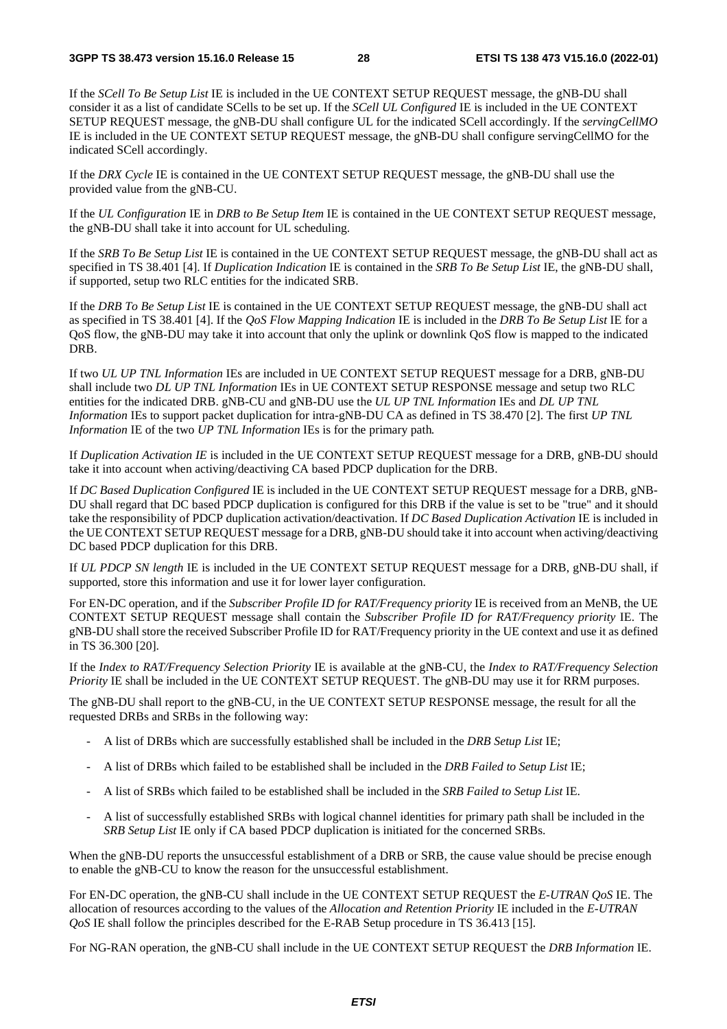If the *SCell To Be Setup List* IE is included in the UE CONTEXT SETUP REQUEST message, the gNB-DU shall consider it as a list of candidate SCells to be set up. If the *SCell UL Configured* IE is included in the UE CONTEXT SETUP REQUEST message, the gNB-DU shall configure UL for the indicated SCell accordingly. If the *servingCellMO* IE is included in the UE CONTEXT SETUP REQUEST message, the gNB-DU shall configure servingCellMO for the indicated SCell accordingly.

If the *DRX Cycle* IE is contained in the UE CONTEXT SETUP REQUEST message, the gNB-DU shall use the provided value from the gNB-CU.

If the *UL Configuration* IE in *DRB to Be Setup Item* IE is contained in the UE CONTEXT SETUP REQUEST message, the gNB-DU shall take it into account for UL scheduling.

If the *SRB To Be Setup List* IE is contained in the UE CONTEXT SETUP REQUEST message, the gNB-DU shall act as specified in TS 38.401 [4]. If *Duplication Indication* IE is contained in the *SRB To Be Setup List* IE, the gNB-DU shall, if supported, setup two RLC entities for the indicated SRB.

If the *DRB To Be Setup List* IE is contained in the UE CONTEXT SETUP REQUEST message, the gNB-DU shall act as specified in TS 38.401 [4]. If the *QoS Flow Mapping Indication* IE is included in the *DRB To Be Setup List* IE for a QoS flow, the gNB-DU may take it into account that only the uplink or downlink QoS flow is mapped to the indicated DRB.

If two *UL UP TNL Information* IEs are included in UE CONTEXT SETUP REQUEST message for a DRB, gNB-DU shall include two *DL UP TNL Information* IEs in UE CONTEXT SETUP RESPONSE message and setup two RLC entities for the indicated DRB. gNB-CU and gNB-DU use the *UL UP TNL Information* IEs and *DL UP TNL Information* IEs to support packet duplication for intra-gNB-DU CA as defined in TS 38.470 [2]. The first *UP TNL Information* IE of the two *UP TNL Information* IEs is for the primary path.

If *Duplication Activation IE* is included in the UE CONTEXT SETUP REQUEST message for a DRB, gNB-DU should take it into account when activing/deactiving CA based PDCP duplication for the DRB.

If *DC Based Duplication Configured* IE is included in the UE CONTEXT SETUP REQUEST message for a DRB, gNB-DU shall regard that DC based PDCP duplication is configured for this DRB if the value is set to be "true" and it should take the responsibility of PDCP duplication activation/deactivation. If *DC Based Duplication Activation* IE is included in the UE CONTEXT SETUP REQUEST message for a DRB, gNB-DU should take it into account when activing/deactiving DC based PDCP duplication for this DRB.

If *UL PDCP SN length* IE is included in the UE CONTEXT SETUP REQUEST message for a DRB, gNB-DU shall, if supported, store this information and use it for lower layer configuration.

For EN-DC operation, and if the *Subscriber Profile ID for RAT/Frequency priority* IE is received from an MeNB, the UE CONTEXT SETUP REQUEST message shall contain the *Subscriber Profile ID for RAT/Frequency priority* IE. The gNB-DU shall store the received Subscriber Profile ID for RAT/Frequency priority in the UE context and use it as defined in TS 36.300 [20].

If the *Index to RAT/Frequency Selection Priority* IE is available at the gNB-CU, the *Index to RAT/Frequency Selection Priority* IE shall be included in the UE CONTEXT SETUP REQUEST. The gNB-DU may use it for RRM purposes.

The gNB-DU shall report to the gNB-CU, in the UE CONTEXT SETUP RESPONSE message, the result for all the requested DRBs and SRBs in the following way:

- A list of DRBs which are successfully established shall be included in the *DRB Setup List* IE;
- A list of DRBs which failed to be established shall be included in the *DRB Failed to Setup List* IE;
- A list of SRBs which failed to be established shall be included in the *SRB Failed to Setup List* IE.
- A list of successfully established SRBs with logical channel identities for primary path shall be included in the *SRB Setup List* IE only if CA based PDCP duplication is initiated for the concerned SRBs.

When the gNB-DU reports the unsuccessful establishment of a DRB or SRB, the cause value should be precise enough to enable the gNB-CU to know the reason for the unsuccessful establishment.

For EN-DC operation, the gNB-CU shall include in the UE CONTEXT SETUP REQUEST the *E-UTRAN QoS* IE. The allocation of resources according to the values of the *Allocation and Retention Priority* IE included in the *E-UTRAN QoS* IE shall follow the principles described for the E-RAB Setup procedure in TS 36.413 [15].

For NG-RAN operation, the gNB-CU shall include in the UE CONTEXT SETUP REQUEST the *DRB Information* IE.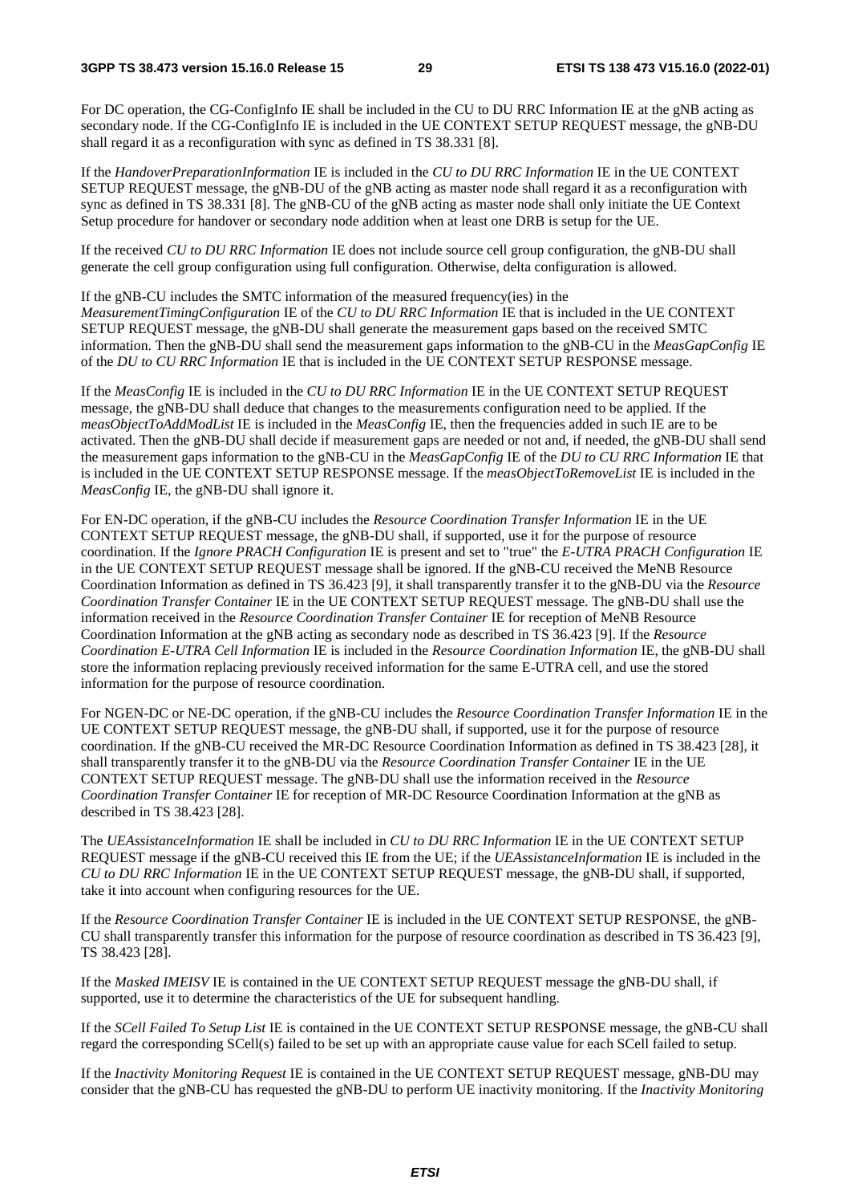For DC operation, the CG-ConfigInfo IE shall be included in the CU to DU RRC Information IE at the gNB acting as secondary node. If the CG-ConfigInfo IE is included in the UE CONTEXT SETUP REQUEST message, the gNB-DU shall regard it as a reconfiguration with sync as defined in TS 38.331 [8].

If the *HandoverPreparationInformation* IE is included in the *CU to DU RRC Information* IE in the UE CONTEXT SETUP REQUEST message, the gNB-DU of the gNB acting as master node shall regard it as a reconfiguration with sync as defined in TS 38.331 [8]. The gNB-CU of the gNB acting as master node shall only initiate the UE Context Setup procedure for handover or secondary node addition when at least one DRB is setup for the UE.

If the received *CU to DU RRC Information* IE does not include source cell group configuration, the gNB-DU shall generate the cell group configuration using full configuration. Otherwise, delta configuration is allowed.

If the gNB-CU includes the SMTC information of the measured frequency(ies) in the *MeasurementTimingConfiguration* IE of the *CU to DU RRC Information* IE that is included in the UE CONTEXT SETUP REQUEST message, the gNB-DU shall generate the measurement gaps based on the received SMTC information. Then the gNB-DU shall send the measurement gaps information to the gNB-CU in the *MeasGapConfig* IE of the *DU to CU RRC Information* IE that is included in the UE CONTEXT SETUP RESPONSE message.

If the *MeasConfig* IE is included in the *CU to DU RRC Information* IE in the UE CONTEXT SETUP REQUEST message, the gNB-DU shall deduce that changes to the measurements configuration need to be applied. If the *measObjectToAddModList* IE is included in the *MeasConfig* IE, then the frequencies added in such IE are to be activated. Then the gNB-DU shall decide if measurement gaps are needed or not and, if needed, the gNB-DU shall send the measurement gaps information to the gNB-CU in the *MeasGapConfig* IE of the *DU to CU RRC Information* IE that is included in the UE CONTEXT SETUP RESPONSE message. If the *measObjectToRemoveList* IE is included in the *MeasConfig* IE, the gNB-DU shall ignore it.

For EN-DC operation, if the gNB-CU includes the *Resource Coordination Transfer Information* IE in the UE CONTEXT SETUP REQUEST message, the gNB-DU shall, if supported, use it for the purpose of resource coordination. If the *Ignore PRACH Configuration* IE is present and set to "true" the *E-UTRA PRACH Configuration* IE in the UE CONTEXT SETUP REQUEST message shall be ignored. If the gNB-CU received the MeNB Resource Coordination Information as defined in TS 36.423 [9], it shall transparently transfer it to the gNB-DU via the *Resource Coordination Transfer Container* IE in the UE CONTEXT SETUP REQUEST message. The gNB-DU shall use the information received in the *Resource Coordination Transfer Container* IE for reception of MeNB Resource Coordination Information at the gNB acting as secondary node as described in TS 36.423 [9]. If the *Resource Coordination E-UTRA Cell Information* IE is included in the *Resource Coordination Information* IE, the gNB-DU shall store the information replacing previously received information for the same E-UTRA cell, and use the stored information for the purpose of resource coordination.

For NGEN-DC or NE-DC operation, if the gNB-CU includes the *Resource Coordination Transfer Information* IE in the UE CONTEXT SETUP REQUEST message, the gNB-DU shall, if supported, use it for the purpose of resource coordination. If the gNB-CU received the MR-DC Resource Coordination Information as defined in TS 38.423 [28], it shall transparently transfer it to the gNB-DU via the *Resource Coordination Transfer Container* IE in the UE CONTEXT SETUP REQUEST message. The gNB-DU shall use the information received in the *Resource Coordination Transfer Container* IE for reception of MR-DC Resource Coordination Information at the gNB as described in TS 38.423 [28].

The *UEAssistanceInformation* IE shall be included in *CU to DU RRC Information* IE in the UE CONTEXT SETUP REQUEST message if the gNB-CU received this IE from the UE; if the *UEAssistanceInformation* IE is included in the *CU to DU RRC Information* IE in the UE CONTEXT SETUP REQUEST message, the gNB-DU shall, if supported, take it into account when configuring resources for the UE.

If the *Resource Coordination Transfer Container* IE is included in the UE CONTEXT SETUP RESPONSE, the gNB-CU shall transparently transfer this information for the purpose of resource coordination as described in TS 36.423 [9], TS 38.423 [28].

If the *Masked IMEISV* IE is contained in the UE CONTEXT SETUP REQUEST message the gNB-DU shall, if supported, use it to determine the characteristics of the UE for subsequent handling.

If the *SCell Failed To Setup List* IE is contained in the UE CONTEXT SETUP RESPONSE message, the gNB-CU shall regard the corresponding SCell(s) failed to be set up with an appropriate cause value for each SCell failed to setup.

If the *Inactivity Monitoring Request* IE is contained in the UE CONTEXT SETUP REQUEST message, gNB-DU may consider that the gNB-CU has requested the gNB-DU to perform UE inactivity monitoring. If the *Inactivity Monitoring*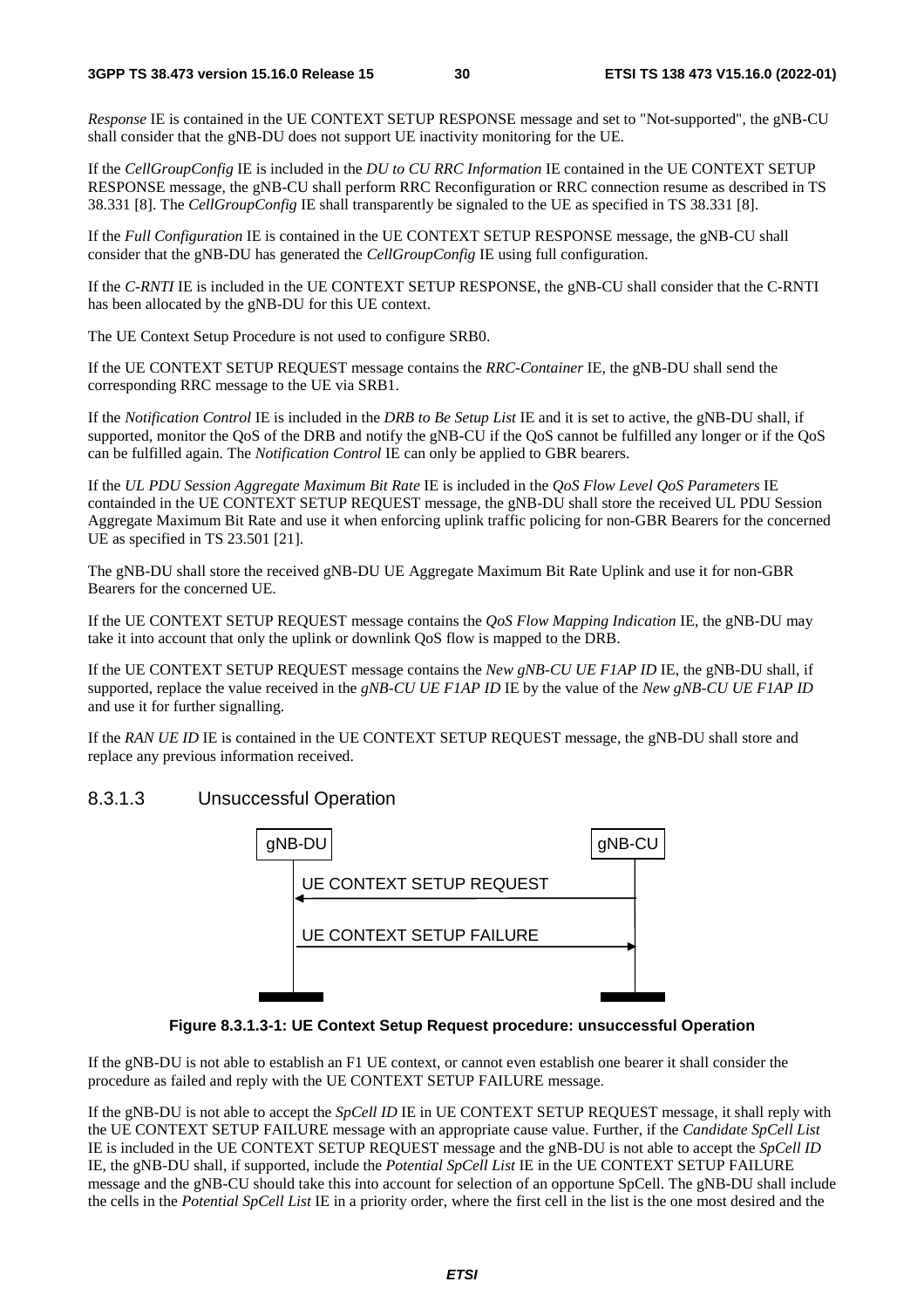*Response* IE is contained in the UE CONTEXT SETUP RESPONSE message and set to "Not-supported", the gNB-CU shall consider that the gNB-DU does not support UE inactivity monitoring for the UE.

If the *CellGroupConfig* IE is included in the *DU to CU RRC Information* IE contained in the UE CONTEXT SETUP RESPONSE message, the gNB-CU shall perform RRC Reconfiguration or RRC connection resume as described in TS 38.331 [8]. The *CellGroupConfig* IE shall transparently be signaled to the UE as specified in TS 38.331 [8].

If the *Full Configuration* IE is contained in the UE CONTEXT SETUP RESPONSE message, the gNB-CU shall consider that the gNB-DU has generated the *CellGroupConfig* IE using full configuration.

If the *C-RNTI* IE is included in the UE CONTEXT SETUP RESPONSE, the gNB-CU shall consider that the C-RNTI has been allocated by the gNB-DU for this UE context.

The UE Context Setup Procedure is not used to configure SRB0.

If the UE CONTEXT SETUP REQUEST message contains the *RRC-Container* IE, the gNB-DU shall send the corresponding RRC message to the UE via SRB1.

If the *Notification Control* IE is included in the *DRB to Be Setup List* IE and it is set to active, the gNB-DU shall, if supported, monitor the QoS of the DRB and notify the gNB-CU if the QoS cannot be fulfilled any longer or if the QoS can be fulfilled again. The *Notification Control* IE can only be applied to GBR bearers.

If the *UL PDU Session Aggregate Maximum Bit Rate* IE is included in the *QoS Flow Level QoS Parameters* IE containded in the UE CONTEXT SETUP REQUEST message, the gNB-DU shall store the received UL PDU Session Aggregate Maximum Bit Rate and use it when enforcing uplink traffic policing for non-GBR Bearers for the concerned UE as specified in TS 23.501 [21].

The gNB-DU shall store the received gNB-DU UE Aggregate Maximum Bit Rate Uplink and use it for non-GBR Bearers for the concerned UE.

If the UE CONTEXT SETUP REQUEST message contains the *QoS Flow Mapping Indication* IE, the gNB-DU may take it into account that only the uplink or downlink QoS flow is mapped to the DRB.

If the UE CONTEXT SETUP REQUEST message contains the *New gNB-CU UE F1AP ID* IE, the gNB-DU shall, if supported, replace the value received in the *gNB-CU UE F1AP ID* IE by the value of the *New gNB-CU UE F1AP ID* and use it for further signalling.

If the *RAN UE ID* IE is contained in the UE CONTEXT SETUP REQUEST message, the gNB-DU shall store and replace any previous information received.

#### 8.3.1.3 Unsuccessful Operation

gNB-DU | gNB-CU

UE CONTEXT SETUP REQUEST (gNB-CU → gNB-DU)

UE CONTEXT SETUP FAILURE (gNB-DU → gNB-CU)

**Figure 8.3.1.3-1: UE Context Setup Request procedure: unsuccessful Operation**

If the gNB-DU is not able to establish an F1 UE context, or cannot even establish one bearer it shall consider the procedure as failed and reply with the UE CONTEXT SETUP FAILURE message.

If the gNB-DU is not able to accept the *SpCell ID* IE in UE CONTEXT SETUP REQUEST message, it shall reply with the UE CONTEXT SETUP FAILURE message with an appropriate cause value. Further, if the *Candidate SpCell List* IE is included in the UE CONTEXT SETUP REQUEST message and the gNB-DU is not able to accept the *SpCell ID* IE, the gNB-DU shall, if supported, include the *Potential SpCell List* IE in the UE CONTEXT SETUP FAILURE message and the gNB-CU should take this into account for selection of an opportune SpCell. The gNB-DU shall include the cells in the *Potential SpCell List* IE in a priority order, where the first cell in the list is the one most desired and the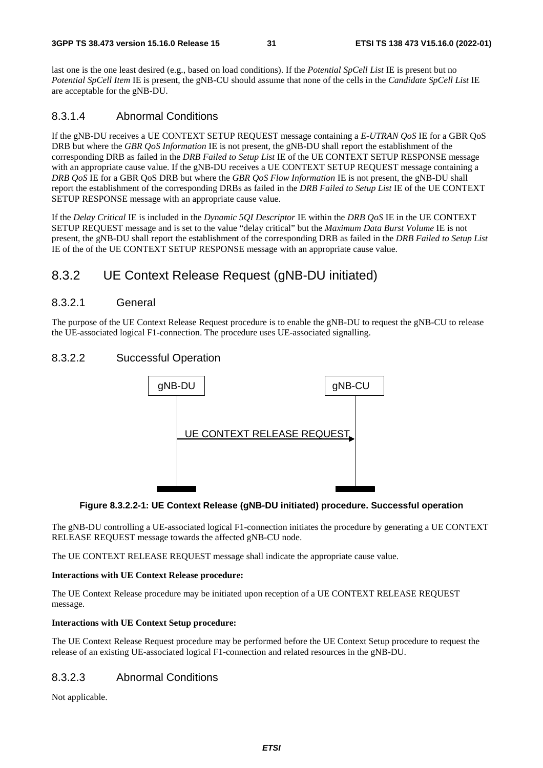last one is the one least desired (e.g., based on load conditions). If the *Potential SpCell List* IE is present but no *Potential SpCell Item* IE is present, the gNB-CU should assume that none of the cells in the *Candidate SpCell List* IE are acceptable for the gNB-DU.

#### 8.3.1.4 Abnormal Conditions

If the gNB-DU receives a UE CONTEXT SETUP REQUEST message containing a *E-UTRAN QoS* IE for a GBR QoS DRB but where the *GBR QoS Information* IE is not present, the gNB-DU shall report the establishment of the corresponding DRB as failed in the *DRB Failed to Setup List* IE of the UE CONTEXT SETUP RESPONSE message with an appropriate cause value. If the gNB-DU receives a UE CONTEXT SETUP REQUEST message containing a *DRB QoS* IE for a GBR QoS DRB but where the *GBR QoS Flow Information* IE is not present, the gNB-DU shall report the establishment of the corresponding DRBs as failed in the *DRB Failed to Setup List* IE of the UE CONTEXT SETUP RESPONSE message with an appropriate cause value.

If the *Delay Critical* IE is included in the *Dynamic 5QI Descriptor* IE within the *DRB QoS* IE in the UE CONTEXT SETUP REQUEST message and is set to the value "delay critical" but the *Maximum Data Burst Volume* IE is not present, the gNB-DU shall report the establishment of the corresponding DRB as failed in the *DRB Failed to Setup List* IE of the of the UE CONTEXT SETUP RESPONSE message with an appropriate cause value.

### 8.3.2 UE Context Release Request (gNB-DU initiated)

#### 8.3.2.1 General

The purpose of the UE Context Release Request procedure is to enable the gNB-DU to request the gNB-CU to release the UE-associated logical F1-connection. The procedure uses UE-associated signalling.

#### 8.3.2.2 Successful Operation

gNB-DU → gNB-CU: UE CONTEXT RELEASE REQUEST

**Figure 8.3.2.2-1: UE Context Release (gNB-DU initiated) procedure. Successful operation**

The gNB-DU controlling a UE-associated logical F1-connection initiates the procedure by generating a UE CONTEXT RELEASE REQUEST message towards the affected gNB-CU node.

The UE CONTEXT RELEASE REQUEST message shall indicate the appropriate cause value.

**Interactions with UE Context Release procedure:**

The UE Context Release procedure may be initiated upon reception of a UE CONTEXT RELEASE REQUEST message.

**Interactions with UE Context Setup procedure:**

The UE Context Release Request procedure may be performed before the UE Context Setup procedure to request the release of an existing UE-associated logical F1-connection and related resources in the gNB-DU.

#### 8.3.2.3 Abnormal Conditions

Not applicable.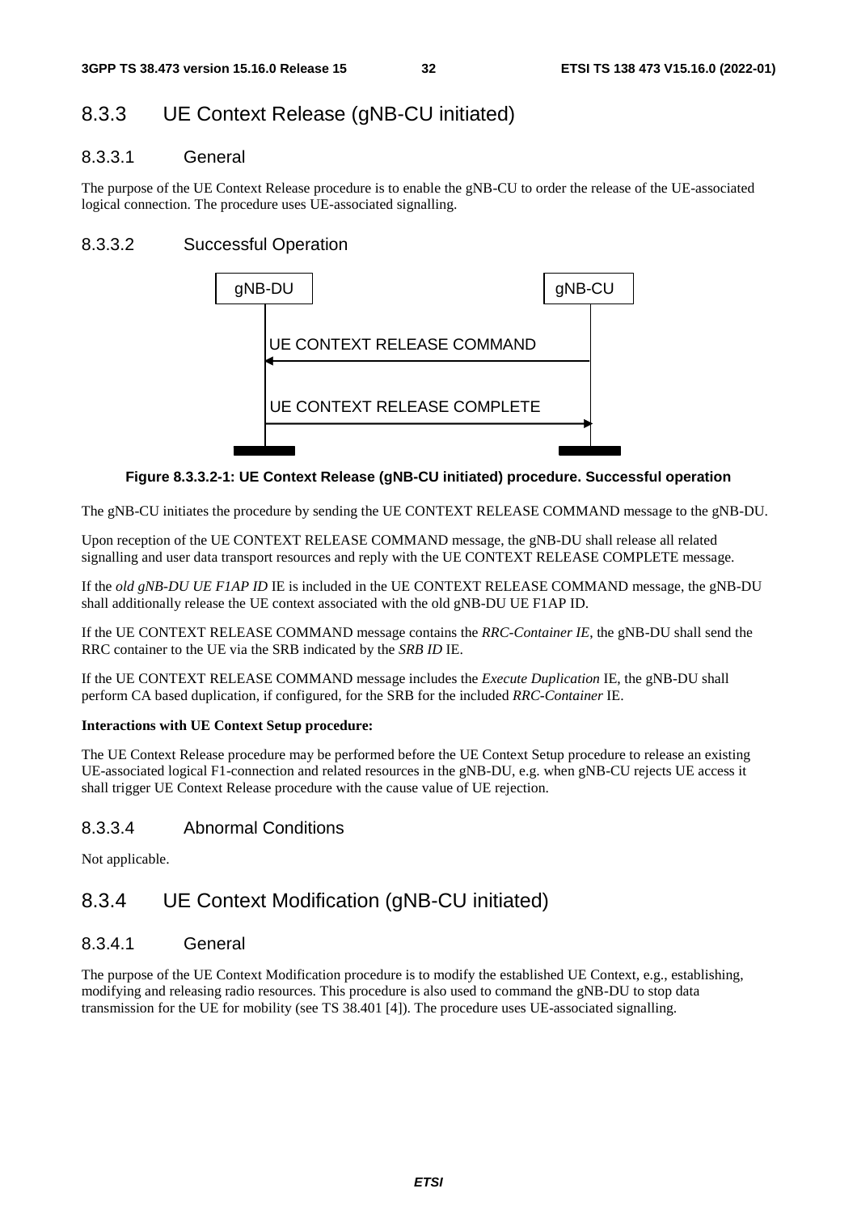## 8.3.3 UE Context Release (gNB-CU initiated)

### 8.3.3.1 General

The purpose of the UE Context Release procedure is to enable the gNB-CU to order the release of the UE-associated logical connection. The procedure uses UE-associated signalling.

### 8.3.3.2 Successful Operation

**Figure 8.3.3.2-1: UE Context Release (gNB-CU initiated) procedure. Successful operation**

The gNB-CU initiates the procedure by sending the UE CONTEXT RELEASE COMMAND message to the gNB-DU.

Upon reception of the UE CONTEXT RELEASE COMMAND message, the gNB-DU shall release all related signalling and user data transport resources and reply with the UE CONTEXT RELEASE COMPLETE message.

If the *old gNB-DU UE F1AP ID* IE is included in the UE CONTEXT RELEASE COMMAND message, the gNB-DU shall additionally release the UE context associated with the old gNB-DU UE F1AP ID.

If the UE CONTEXT RELEASE COMMAND message contains the *RRC-Container IE*, the gNB-DU shall send the RRC container to the UE via the SRB indicated by the *SRB ID* IE.

If the UE CONTEXT RELEASE COMMAND message includes the *Execute Duplication* IE, the gNB-DU shall perform CA based duplication, if configured, for the SRB for the included *RRC-Container* IE.

**Interactions with UE Context Setup procedure:**

The UE Context Release procedure may be performed before the UE Context Setup procedure to release an existing UE-associated logical F1-connection and related resources in the gNB-DU, e.g. when gNB-CU rejects UE access it shall trigger UE Context Release procedure with the cause value of UE rejection.

### 8.3.3.4 Abnormal Conditions

Not applicable.

## 8.3.4 UE Context Modification (gNB-CU initiated)

### 8.3.4.1 General

The purpose of the UE Context Modification procedure is to modify the established UE Context, e.g., establishing, modifying and releasing radio resources. This procedure is also used to command the gNB-DU to stop data transmission for the UE for mobility (see TS 38.401 [4]). The procedure uses UE-associated signalling.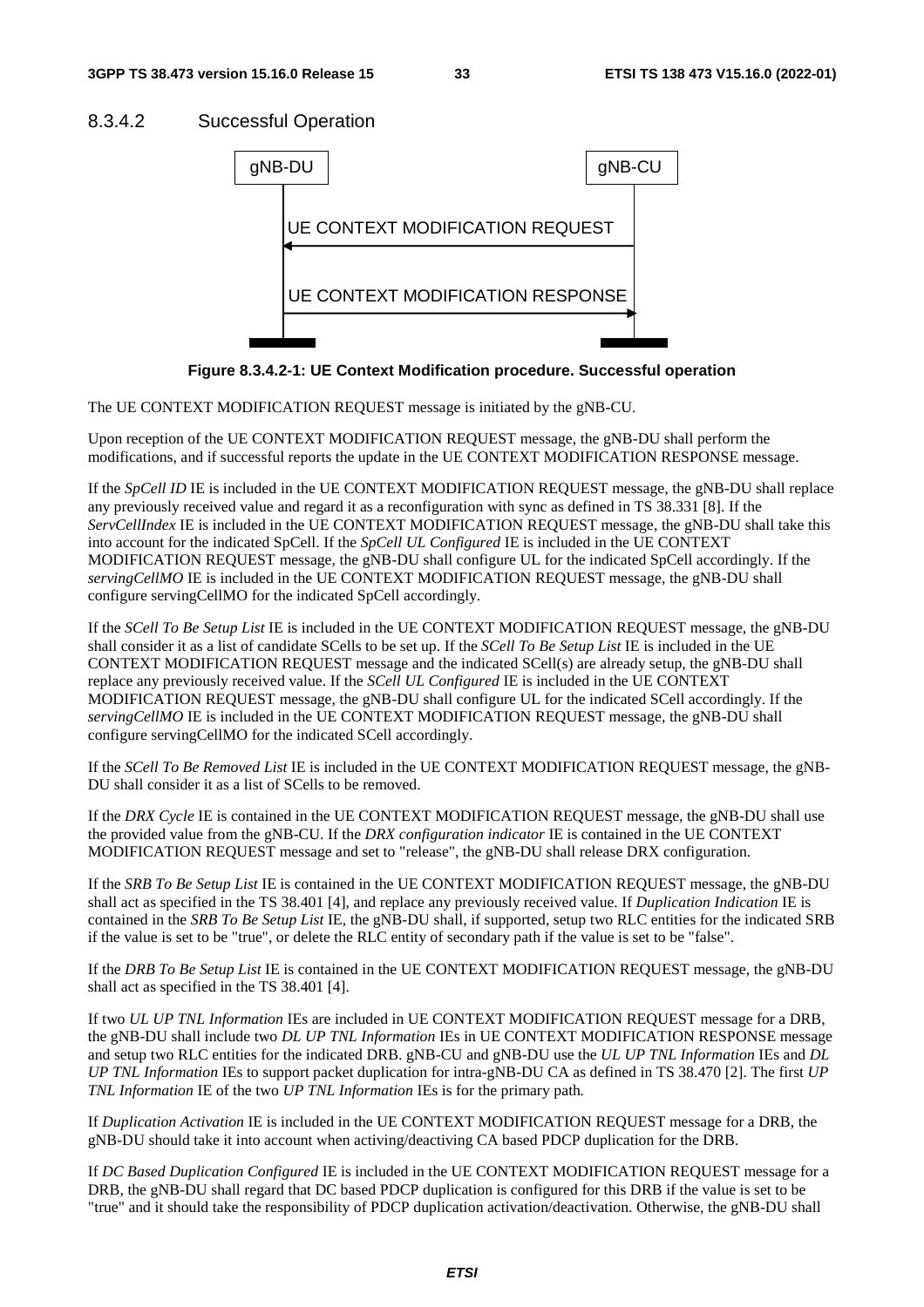### 8.3.4.2 Successful Operation

gNB-DU | gNB-CU

UE CONTEXT MODIFICATION REQUEST

UE CONTEXT MODIFICATION RESPONSE

**Figure 8.3.4.2-1: UE Context Modification procedure. Successful operation**

The UE CONTEXT MODIFICATION REQUEST message is initiated by the gNB-CU.

Upon reception of the UE CONTEXT MODIFICATION REQUEST message, the gNB-DU shall perform the modifications, and if successful reports the update in the UE CONTEXT MODIFICATION RESPONSE message.

If the *SpCell ID* IE is included in the UE CONTEXT MODIFICATION REQUEST message, the gNB-DU shall replace any previously received value and regard it as a reconfiguration with sync as defined in TS 38.331 [8]. If the *ServCellIndex* IE is included in the UE CONTEXT MODIFICATION REQUEST message, the gNB-DU shall take this into account for the indicated SpCell. If the *SpCell UL Configured* IE is included in the UE CONTEXT MODIFICATION REQUEST message, the gNB-DU shall configure UL for the indicated SpCell accordingly. If the *servingCellMO* IE is included in the UE CONTEXT MODIFICATION REQUEST message, the gNB-DU shall configure servingCellMO for the indicated SpCell accordingly.

If the *SCell To Be Setup List* IE is included in the UE CONTEXT MODIFICATION REQUEST message, the gNB-DU shall consider it as a list of candidate SCells to be set up. If the *SCell To Be Setup List* IE is included in the UE CONTEXT MODIFICATION REQUEST message and the indicated SCell(s) are already setup, the gNB-DU shall replace any previously received value. If the *SCell UL Configured* IE is included in the UE CONTEXT MODIFICATION REQUEST message, the gNB-DU shall configure UL for the indicated SCell accordingly. If the *servingCellMO* IE is included in the UE CONTEXT MODIFICATION REQUEST message, the gNB-DU shall configure servingCellMO for the indicated SCell accordingly.

If the *SCell To Be Removed List* IE is included in the UE CONTEXT MODIFICATION REQUEST message, the gNB-DU shall consider it as a list of SCells to be removed.

If the *DRX Cycle* IE is contained in the UE CONTEXT MODIFICATION REQUEST message, the gNB-DU shall use the provided value from the gNB-CU. If the *DRX configuration indicator* IE is contained in the UE CONTEXT MODIFICATION REQUEST message and set to "release", the gNB-DU shall release DRX configuration.

If the *SRB To Be Setup List* IE is contained in the UE CONTEXT MODIFICATION REQUEST message, the gNB-DU shall act as specified in the TS 38.401 [4], and replace any previously received value. If *Duplication Indication* IE is contained in the *SRB To Be Setup List* IE, the gNB-DU shall, if supported, setup two RLC entities for the indicated SRB if the value is set to be "true", or delete the RLC entity of secondary path if the value is set to be "false".

If the *DRB To Be Setup List* IE is contained in the UE CONTEXT MODIFICATION REQUEST message, the gNB-DU shall act as specified in the TS 38.401 [4].

If two *UL UP TNL Information* IEs are included in UE CONTEXT MODIFICATION REQUEST message for a DRB, the gNB-DU shall include two *DL UP TNL Information* IEs in UE CONTEXT MODIFICATION RESPONSE message and setup two RLC entities for the indicated DRB. gNB-CU and gNB-DU use the *UL UP TNL Information* IEs and *DL UP TNL Information* IEs to support packet duplication for intra-gNB-DU CA as defined in TS 38.470 [2]. The first *UP TNL Information* IE of the two *UP TNL Information* IEs is for the primary path.

If *Duplication Activation* IE is included in the UE CONTEXT MODIFICATION REQUEST message for a DRB, the gNB-DU should take it into account when activing/deactiving CA based PDCP duplication for the DRB.

If *DC Based Duplication Configured* IE is included in the UE CONTEXT MODIFICATION REQUEST message for a DRB, the gNB-DU shall regard that DC based PDCP duplication is configured for this DRB if the value is set to be "true" and it should take the responsibility of PDCP duplication activation/deactivation. Otherwise, the gNB-DU shall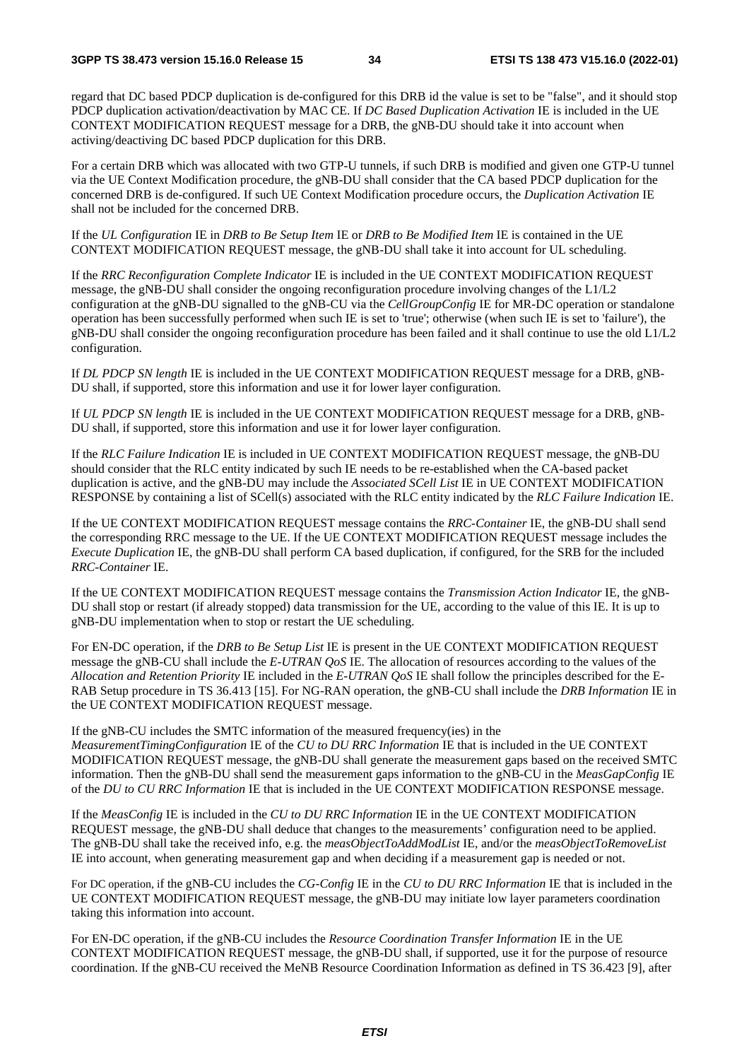regard that DC based PDCP duplication is de-configured for this DRB id the value is set to be "false", and it should stop PDCP duplication activation/deactivation by MAC CE. If *DC Based Duplication Activation* IE is included in the UE CONTEXT MODIFICATION REQUEST message for a DRB, the gNB-DU should take it into account when activing/deactiving DC based PDCP duplication for this DRB.

For a certain DRB which was allocated with two GTP-U tunnels, if such DRB is modified and given one GTP-U tunnel via the UE Context Modification procedure, the gNB-DU shall consider that the CA based PDCP duplication for the concerned DRB is de-configured. If such UE Context Modification procedure occurs, the *Duplication Activation* IE shall not be included for the concerned DRB.

If the *UL Configuration* IE in *DRB to Be Setup Item* IE or *DRB to Be Modified Item* IE is contained in the UE CONTEXT MODIFICATION REQUEST message, the gNB-DU shall take it into account for UL scheduling.

If the *RRC Reconfiguration Complete Indicator* IE is included in the UE CONTEXT MODIFICATION REQUEST message, the gNB-DU shall consider the ongoing reconfiguration procedure involving changes of the L1/L2 configuration at the gNB-DU signalled to the gNB-CU via the *CellGroupConfig* IE for MR-DC operation or standalone operation has been successfully performed when such IE is set to 'true'; otherwise (when such IE is set to 'failure'), the gNB-DU shall consider the ongoing reconfiguration procedure has been failed and it shall continue to use the old L1/L2 configuration.

If *DL PDCP SN length* IE is included in the UE CONTEXT MODIFICATION REQUEST message for a DRB, gNB-DU shall, if supported, store this information and use it for lower layer configuration.

If *UL PDCP SN length* IE is included in the UE CONTEXT MODIFICATION REQUEST message for a DRB, gNB-DU shall, if supported, store this information and use it for lower layer configuration.

If the *RLC Failure Indication* IE is included in UE CONTEXT MODIFICATION REQUEST message, the gNB-DU should consider that the RLC entity indicated by such IE needs to be re-established when the CA-based packet duplication is active, and the gNB-DU may include the *Associated SCell List* IE in UE CONTEXT MODIFICATION RESPONSE by containing a list of SCell(s) associated with the RLC entity indicated by the *RLC Failure Indication* IE.

If the UE CONTEXT MODIFICATION REQUEST message contains the *RRC-Container* IE, the gNB-DU shall send the corresponding RRC message to the UE. If the UE CONTEXT MODIFICATION REQUEST message includes the *Execute Duplication* IE, the gNB-DU shall perform CA based duplication, if configured, for the SRB for the included *RRC-Container* IE.

If the UE CONTEXT MODIFICATION REQUEST message contains the *Transmission Action Indicator* IE, the gNB-DU shall stop or restart (if already stopped) data transmission for the UE, according to the value of this IE. It is up to gNB-DU implementation when to stop or restart the UE scheduling.

For EN-DC operation, if the *DRB to Be Setup List* IE is present in the UE CONTEXT MODIFICATION REQUEST message the gNB-CU shall include the *E-UTRAN QoS* IE. The allocation of resources according to the values of the *Allocation and Retention Priority* IE included in the *E-UTRAN QoS* IE shall follow the principles described for the E-RAB Setup procedure in TS 36.413 [15]. For NG-RAN operation, the gNB-CU shall include the *DRB Information* IE in the UE CONTEXT MODIFICATION REQUEST message.

If the gNB-CU includes the SMTC information of the measured frequency(ies) in the *MeasurementTimingConfiguration* IE of the *CU to DU RRC Information* IE that is included in the UE CONTEXT MODIFICATION REQUEST message, the gNB-DU shall generate the measurement gaps based on the received SMTC information. Then the gNB-DU shall send the measurement gaps information to the gNB-CU in the *MeasGapConfig* IE of the *DU to CU RRC Information* IE that is included in the UE CONTEXT MODIFICATION RESPONSE message.

If the *MeasConfig* IE is included in the *CU to DU RRC Information* IE in the UE CONTEXT MODIFICATION REQUEST message, the gNB-DU shall deduce that changes to the measurements' configuration need to be applied. The gNB-DU shall take the received info, e.g. the *measObjectToAddModList* IE, and/or the *measObjectToRemoveList* IE into account, when generating measurement gap and when deciding if a measurement gap is needed or not.

For DC operation, if the gNB-CU includes the *CG-Config* IE in the *CU to DU RRC Information* IE that is included in the UE CONTEXT MODIFICATION REQUEST message, the gNB-DU may initiate low layer parameters coordination taking this information into account.

For EN-DC operation, if the gNB-CU includes the *Resource Coordination Transfer Information* IE in the UE CONTEXT MODIFICATION REQUEST message, the gNB-DU shall, if supported, use it for the purpose of resource coordination. If the gNB-CU received the MeNB Resource Coordination Information as defined in TS 36.423 [9], after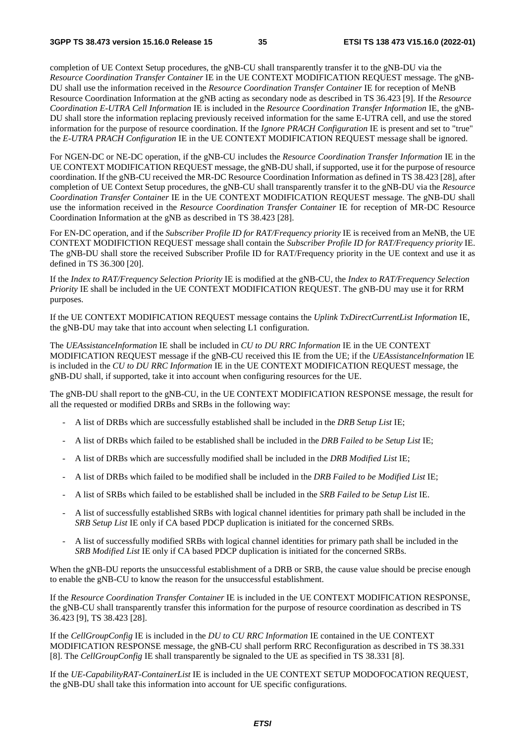completion of UE Context Setup procedures, the gNB-CU shall transparently transfer it to the gNB-DU via the *Resource Coordination Transfer Container* IE in the UE CONTEXT MODIFICATION REQUEST message. The gNB-DU shall use the information received in the *Resource Coordination Transfer Container* IE for reception of MeNB Resource Coordination Information at the gNB acting as secondary node as described in TS 36.423 [9]. If the *Resource Coordination E-UTRA Cell Information* IE is included in the *Resource Coordination Transfer Information* IE, the gNB-DU shall store the information replacing previously received information for the same E-UTRA cell, and use the stored information for the purpose of resource coordination. If the *Ignore PRACH Configuration* IE is present and set to "true" the *E-UTRA PRACH Configuration* IE in the UE CONTEXT MODIFICATION REQUEST message shall be ignored.

For NGEN-DC or NE-DC operation, if the gNB-CU includes the *Resource Coordination Transfer Information* IE in the UE CONTEXT MODIFICATION REQUEST message, the gNB-DU shall, if supported, use it for the purpose of resource coordination. If the gNB-CU received the MR-DC Resource Coordination Information as defined in TS 38.423 [28], after completion of UE Context Setup procedures, the gNB-CU shall transparently transfer it to the gNB-DU via the *Resource Coordination Transfer Container* IE in the UE CONTEXT MODIFICATION REQUEST message. The gNB-DU shall use the information received in the *Resource Coordination Transfer Container* IE for reception of MR-DC Resource Coordination Information at the gNB as described in TS 38.423 [28].

For EN-DC operation, and if the *Subscriber Profile ID for RAT/Frequency priority* IE is received from an MeNB, the UE CONTEXT MODIFICTION REQUEST message shall contain the *Subscriber Profile ID for RAT/Frequency priority* IE. The gNB-DU shall store the received Subscriber Profile ID for RAT/Frequency priority in the UE context and use it as defined in TS 36.300 [20].

If the *Index to RAT/Frequency Selection Priority* IE is modified at the gNB-CU, the *Index to RAT/Frequency Selection Priority* IE shall be included in the UE CONTEXT MODIFICATION REQUEST. The gNB-DU may use it for RRM purposes.

If the UE CONTEXT MODIFICATION REQUEST message contains the *Uplink TxDirectCurrentList Information* IE, the gNB-DU may take that into account when selecting L1 configuration.

The *UEAssistanceInformation* IE shall be included in *CU to DU RRC Information* IE in the UE CONTEXT MODIFICATION REQUEST message if the gNB-CU received this IE from the UE; if the *UEAssistanceInformation* IE is included in the *CU to DU RRC Information* IE in the UE CONTEXT MODIFICATION REQUEST message, the gNB-DU shall, if supported, take it into account when configuring resources for the UE.

The gNB-DU shall report to the gNB-CU, in the UE CONTEXT MODIFICATION RESPONSE message, the result for all the requested or modified DRBs and SRBs in the following way:

- A list of DRBs which are successfully established shall be included in the *DRB Setup List* IE;
- A list of DRBs which failed to be established shall be included in the *DRB Failed to be Setup List* IE;
- A list of DRBs which are successfully modified shall be included in the *DRB Modified List* IE;
- A list of DRBs which failed to be modified shall be included in the *DRB Failed to be Modified List* IE;
- A list of SRBs which failed to be established shall be included in the *SRB Failed to be Setup List* IE.
- A list of successfully established SRBs with logical channel identities for primary path shall be included in the *SRB Setup List* IE only if CA based PDCP duplication is initiated for the concerned SRBs.
- A list of successfully modified SRBs with logical channel identities for primary path shall be included in the *SRB Modified List* IE only if CA based PDCP duplication is initiated for the concerned SRBs.

When the gNB-DU reports the unsuccessful establishment of a DRB or SRB, the cause value should be precise enough to enable the gNB-CU to know the reason for the unsuccessful establishment.

If the *Resource Coordination Transfer Container* IE is included in the UE CONTEXT MODIFICATION RESPONSE, the gNB-CU shall transparently transfer this information for the purpose of resource coordination as described in TS 36.423 [9], TS 38.423 [28].

If the *CellGroupConfig* IE is included in the *DU to CU RRC Information* IE contained in the UE CONTEXT MODIFICATION RESPONSE message, the gNB-CU shall perform RRC Reconfiguration as described in TS 38.331 [8]. The *CellGroupConfig* IE shall transparently be signaled to the UE as specified in TS 38.331 [8].

If the *UE-CapabilityRAT-ContainerList* IE is included in the UE CONTEXT SETUP MODOFOCATION REQUEST, the gNB-DU shall take this information into account for UE specific configurations.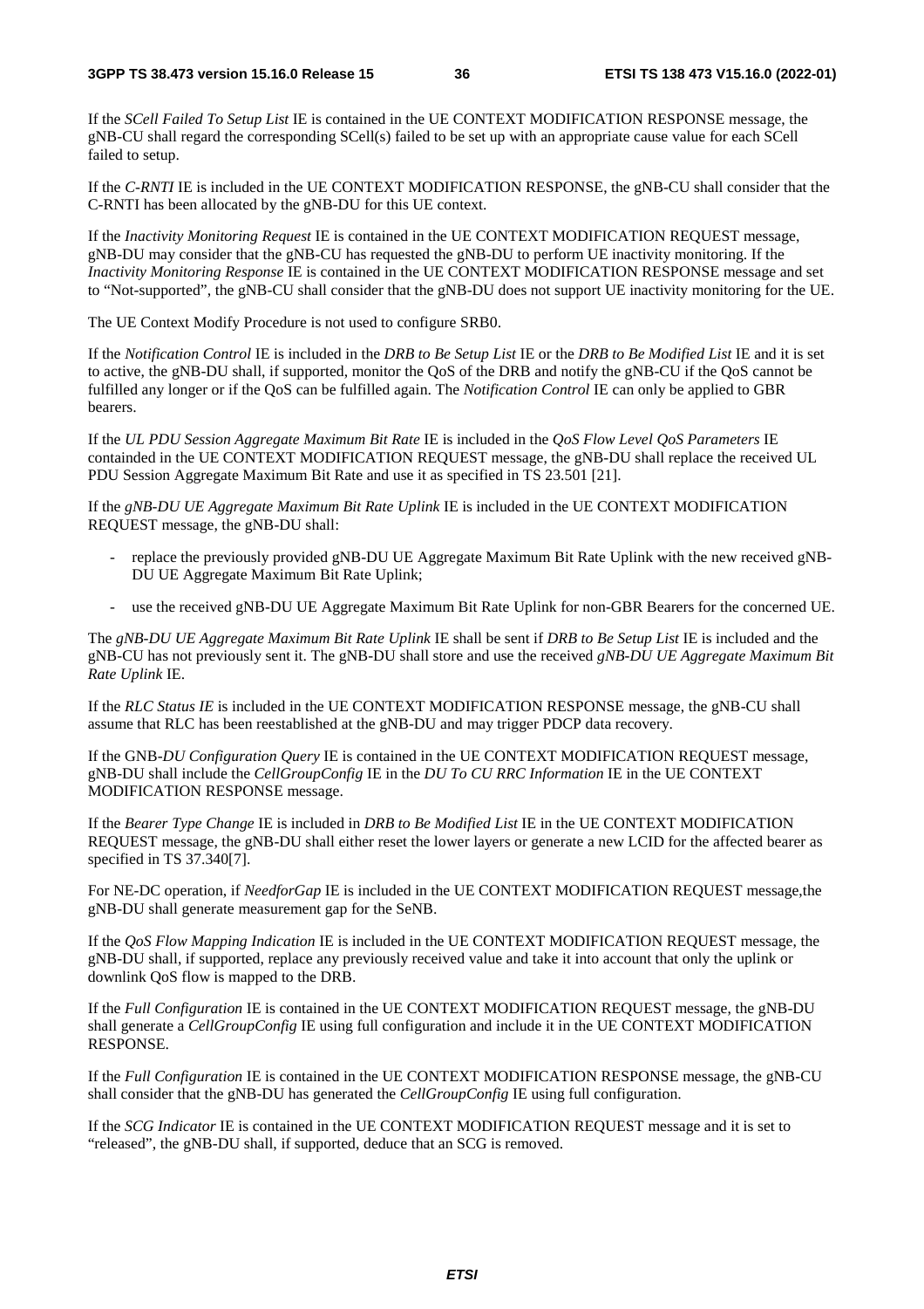If the *SCell Failed To Setup List* IE is contained in the UE CONTEXT MODIFICATION RESPONSE message, the gNB-CU shall regard the corresponding SCell(s) failed to be set up with an appropriate cause value for each SCell failed to setup.

If the *C-RNTI* IE is included in the UE CONTEXT MODIFICATION RESPONSE, the gNB-CU shall consider that the C-RNTI has been allocated by the gNB-DU for this UE context.

If the *Inactivity Monitoring Request* IE is contained in the UE CONTEXT MODIFICATION REQUEST message, gNB-DU may consider that the gNB-CU has requested the gNB-DU to perform UE inactivity monitoring. If the *Inactivity Monitoring Response* IE is contained in the UE CONTEXT MODIFICATION RESPONSE message and set to "Not-supported", the gNB-CU shall consider that the gNB-DU does not support UE inactivity monitoring for the UE.

The UE Context Modify Procedure is not used to configure SRB0.

If the *Notification Control* IE is included in the *DRB to Be Setup List* IE or the *DRB to Be Modified List* IE and it is set to active, the gNB-DU shall, if supported, monitor the QoS of the DRB and notify the gNB-CU if the QoS cannot be fulfilled any longer or if the QoS can be fulfilled again. The *Notification Control* IE can only be applied to GBR bearers.

If the *UL PDU Session Aggregate Maximum Bit Rate* IE is included in the *QoS Flow Level QoS Parameters* IE containded in the UE CONTEXT MODIFICATION REQUEST message, the gNB-DU shall replace the received UL PDU Session Aggregate Maximum Bit Rate and use it as specified in TS 23.501 [21].

If the *gNB-DU UE Aggregate Maximum Bit Rate Uplink* IE is included in the UE CONTEXT MODIFICATION REQUEST message, the gNB-DU shall:

- replace the previously provided gNB-DU UE Aggregate Maximum Bit Rate Uplink with the new received gNB-DU UE Aggregate Maximum Bit Rate Uplink;
- use the received gNB-DU UE Aggregate Maximum Bit Rate Uplink for non-GBR Bearers for the concerned UE.

The *gNB-DU UE Aggregate Maximum Bit Rate Uplink* IE shall be sent if *DRB to Be Setup List* IE is included and the gNB-CU has not previously sent it. The gNB-DU shall store and use the received *gNB-DU UE Aggregate Maximum Bit Rate Uplink* IE.

If the *RLC Status IE* is included in the UE CONTEXT MODIFICATION RESPONSE message, the gNB-CU shall assume that RLC has been reestablished at the gNB-DU and may trigger PDCP data recovery.

If the GNB-*DU Configuration Query* IE is contained in the UE CONTEXT MODIFICATION REQUEST message, gNB-DU shall include the *CellGroupConfig* IE in the *DU To CU RRC Information* IE in the UE CONTEXT MODIFICATION RESPONSE message.

If the *Bearer Type Change* IE is included in *DRB to Be Modified List* IE in the UE CONTEXT MODIFICATION REQUEST message, the gNB-DU shall either reset the lower layers or generate a new LCID for the affected bearer as specified in TS 37.340[7].

For NE-DC operation, if *NeedforGap* IE is included in the UE CONTEXT MODIFICATION REQUEST message,the gNB-DU shall generate measurement gap for the SeNB.

If the *QoS Flow Mapping Indication* IE is included in the UE CONTEXT MODIFICATION REQUEST message, the gNB-DU shall, if supported, replace any previously received value and take it into account that only the uplink or downlink QoS flow is mapped to the DRB.

If the *Full Configuration* IE is contained in the UE CONTEXT MODIFICATION REQUEST message, the gNB-DU shall generate a *CellGroupConfig* IE using full configuration and include it in the UE CONTEXT MODIFICATION RESPONSE.

If the *Full Configuration* IE is contained in the UE CONTEXT MODIFICATION RESPONSE message, the gNB-CU shall consider that the gNB-DU has generated the *CellGroupConfig* IE using full configuration.

If the *SCG Indicator* IE is contained in the UE CONTEXT MODIFICATION REQUEST message and it is set to "released", the gNB-DU shall, if supported, deduce that an SCG is removed.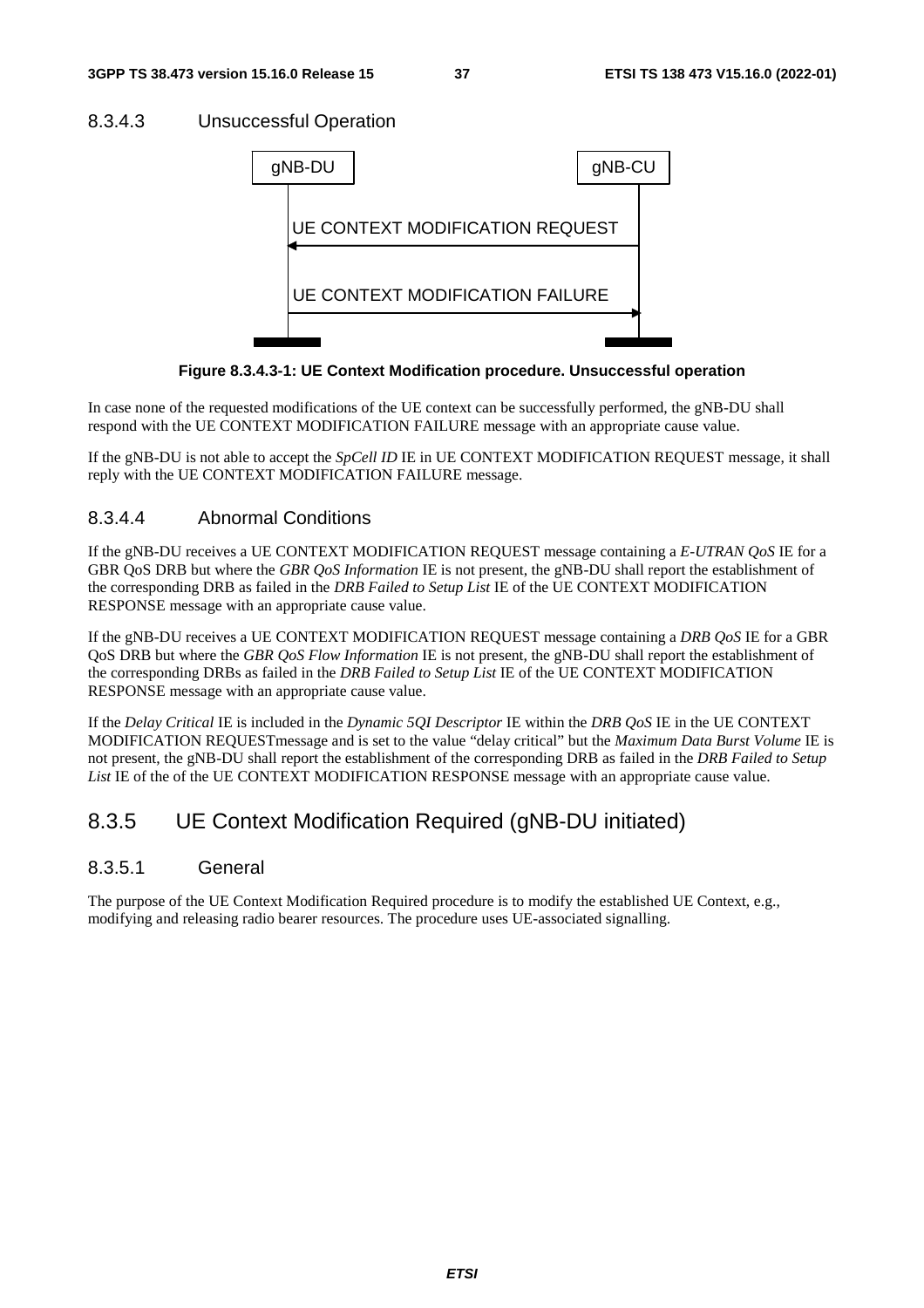#### 8.3.4.3 Unsuccessful Operation

Figure 8.3.4.3-1: UE Context Modification procedure. Unsuccessful operation

In case none of the requested modifications of the UE context can be successfully performed, the gNB-DU shall respond with the UE CONTEXT MODIFICATION FAILURE message with an appropriate cause value.

If the gNB-DU is not able to accept the *SpCell ID* IE in UE CONTEXT MODIFICATION REQUEST message, it shall reply with the UE CONTEXT MODIFICATION FAILURE message.

#### 8.3.4.4 Abnormal Conditions

If the gNB-DU receives a UE CONTEXT MODIFICATION REQUEST message containing a *E-UTRAN QoS* IE for a GBR QoS DRB but where the *GBR QoS Information* IE is not present, the gNB-DU shall report the establishment of the corresponding DRB as failed in the *DRB Failed to Setup List* IE of the UE CONTEXT MODIFICATION RESPONSE message with an appropriate cause value.

If the gNB-DU receives a UE CONTEXT MODIFICATION REQUEST message containing a *DRB QoS* IE for a GBR QoS DRB but where the *GBR QoS Flow Information* IE is not present, the gNB-DU shall report the establishment of the corresponding DRBs as failed in the *DRB Failed to Setup List* IE of the UE CONTEXT MODIFICATION RESPONSE message with an appropriate cause value.

If the *Delay Critical* IE is included in the *Dynamic 5QI Descriptor* IE within the *DRB QoS* IE in the UE CONTEXT MODIFICATION REQUESTmessage and is set to the value "delay critical" but the *Maximum Data Burst Volume* IE is not present, the gNB-DU shall report the establishment of the corresponding DRB as failed in the *DRB Failed to Setup List* IE of the of the UE CONTEXT MODIFICATION RESPONSE message with an appropriate cause value.

### 8.3.5 UE Context Modification Required (gNB-DU initiated)

#### 8.3.5.1 General

The purpose of the UE Context Modification Required procedure is to modify the established UE Context, e.g., modifying and releasing radio bearer resources. The procedure uses UE-associated signalling.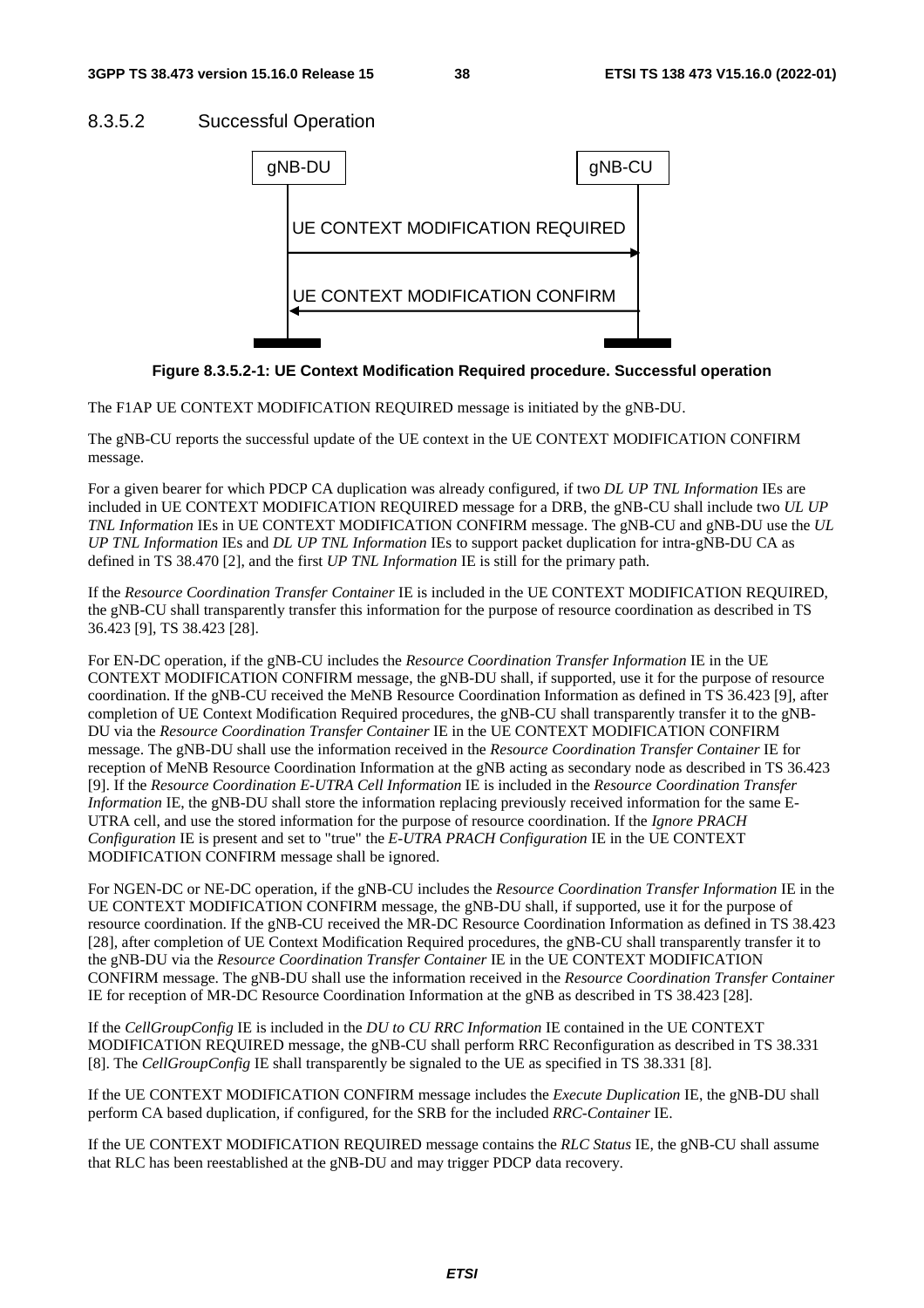#### 8.3.5.2 Successful Operation

```
gNB-DU                                   gNB-CU
  |                                         |
  |   UE CONTEXT MODIFICATION REQUIRED      |
  |---------------------------------------->|
  |                                         |
  |   UE CONTEXT MODIFICATION CONFIRM       |
  |<----------------------------------------|
  |                                         |
```

**Figure 8.3.5.2-1: UE Context Modification Required procedure. Successful operation**

The F1AP UE CONTEXT MODIFICATION REQUIRED message is initiated by the gNB-DU.

The gNB-CU reports the successful update of the UE context in the UE CONTEXT MODIFICATION CONFIRM message.

For a given bearer for which PDCP CA duplication was already configured, if two *DL UP TNL Information* IEs are included in UE CONTEXT MODIFICATION REQUIRED message for a DRB, the gNB-CU shall include two *UL UP TNL Information* IEs in UE CONTEXT MODIFICATION CONFIRM message. The gNB-CU and gNB-DU use the *UL UP TNL Information* IEs and *DL UP TNL Information* IEs to support packet duplication for intra-gNB-DU CA as defined in TS 38.470 [2], and the first *UP TNL Information* IE is still for the primary path.

If the *Resource Coordination Transfer Container* IE is included in the UE CONTEXT MODIFICATION REQUIRED, the gNB-CU shall transparently transfer this information for the purpose of resource coordination as described in TS 36.423 [9], TS 38.423 [28].

For EN-DC operation, if the gNB-CU includes the *Resource Coordination Transfer Information* IE in the UE CONTEXT MODIFICATION CONFIRM message, the gNB-DU shall, if supported, use it for the purpose of resource coordination. If the gNB-CU received the MeNB Resource Coordination Information as defined in TS 36.423 [9], after completion of UE Context Modification Required procedures, the gNB-CU shall transparently transfer it to the gNB-DU via the *Resource Coordination Transfer Container* IE in the UE CONTEXT MODIFICATION CONFIRM message. The gNB-DU shall use the information received in the *Resource Coordination Transfer Container* IE for reception of MeNB Resource Coordination Information at the gNB acting as secondary node as described in TS 36.423 [9]. If the *Resource Coordination E-UTRA Cell Information* IE is included in the *Resource Coordination Transfer Information* IE, the gNB-DU shall store the information replacing previously received information for the same E-UTRA cell, and use the stored information for the purpose of resource coordination. If the *Ignore PRACH Configuration* IE is present and set to "true" the *E-UTRA PRACH Configuration* IE in the UE CONTEXT MODIFICATION CONFIRM message shall be ignored.

For NGEN-DC or NE-DC operation, if the gNB-CU includes the *Resource Coordination Transfer Information* IE in the UE CONTEXT MODIFICATION CONFIRM message, the gNB-DU shall, if supported, use it for the purpose of resource coordination. If the gNB-CU received the MR-DC Resource Coordination Information as defined in TS 38.423 [28], after completion of UE Context Modification Required procedures, the gNB-CU shall transparently transfer it to the gNB-DU via the *Resource Coordination Transfer Container* IE in the UE CONTEXT MODIFICATION CONFIRM message. The gNB-DU shall use the information received in the *Resource Coordination Transfer Container* IE for reception of MR-DC Resource Coordination Information at the gNB as described in TS 38.423 [28].

If the *CellGroupConfig* IE is included in the *DU to CU RRC Information* IE contained in the UE CONTEXT MODIFICATION REQUIRED message, the gNB-CU shall perform RRC Reconfiguration as described in TS 38.331 [8]. The *CellGroupConfig* IE shall transparently be signaled to the UE as specified in TS 38.331 [8].

If the UE CONTEXT MODIFICATION CONFIRM message includes the *Execute Duplication* IE, the gNB-DU shall perform CA based duplication, if configured, for the SRB for the included *RRC-Container* IE.

If the UE CONTEXT MODIFICATION REQUIRED message contains the *RLC Status* IE, the gNB-CU shall assume that RLC has been reestablished at the gNB-DU and may trigger PDCP data recovery.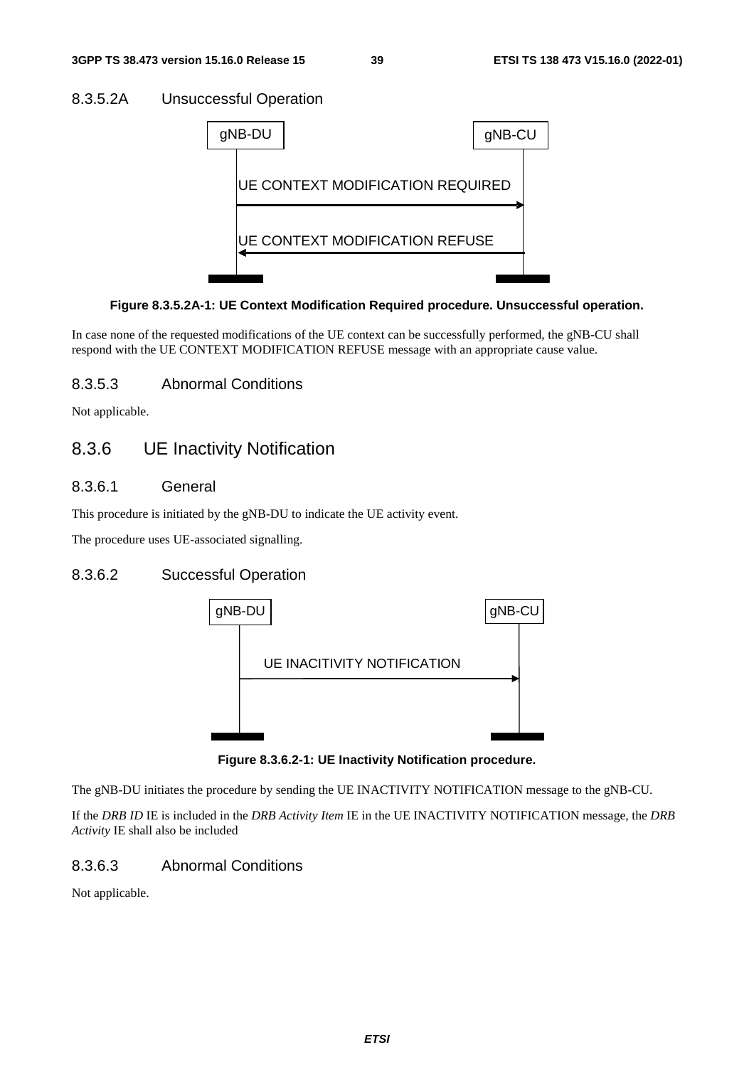#### 8.3.5.2A Unsuccessful Operation

gNB-DU → gNB-CU: UE CONTEXT MODIFICATION REQUIRED

gNB-CU → gNB-DU: UE CONTEXT MODIFICATION REFUSE

**Figure 8.3.5.2A-1: UE Context Modification Required procedure. Unsuccessful operation.**

In case none of the requested modifications of the UE context can be successfully performed, the gNB-CU shall respond with the UE CONTEXT MODIFICATION REFUSE message with an appropriate cause value.

#### 8.3.5.3 Abnormal Conditions

Not applicable.

### 8.3.6 UE Inactivity Notification

#### 8.3.6.1 General

This procedure is initiated by the gNB-DU to indicate the UE activity event.

The procedure uses UE-associated signalling.

#### 8.3.6.2 Successful Operation

gNB-DU → gNB-CU: UE INACITIVITY NOTIFICATION

**Figure 8.3.6.2-1: UE Inactivity Notification procedure.**

The gNB-DU initiates the procedure by sending the UE INACTIVITY NOTIFICATION message to the gNB-CU.

If the *DRB ID* IE is included in the *DRB Activity Item* IE in the UE INACTIVITY NOTIFICATION message, the *DRB Activity* IE shall also be included

#### 8.3.6.3 Abnormal Conditions

Not applicable.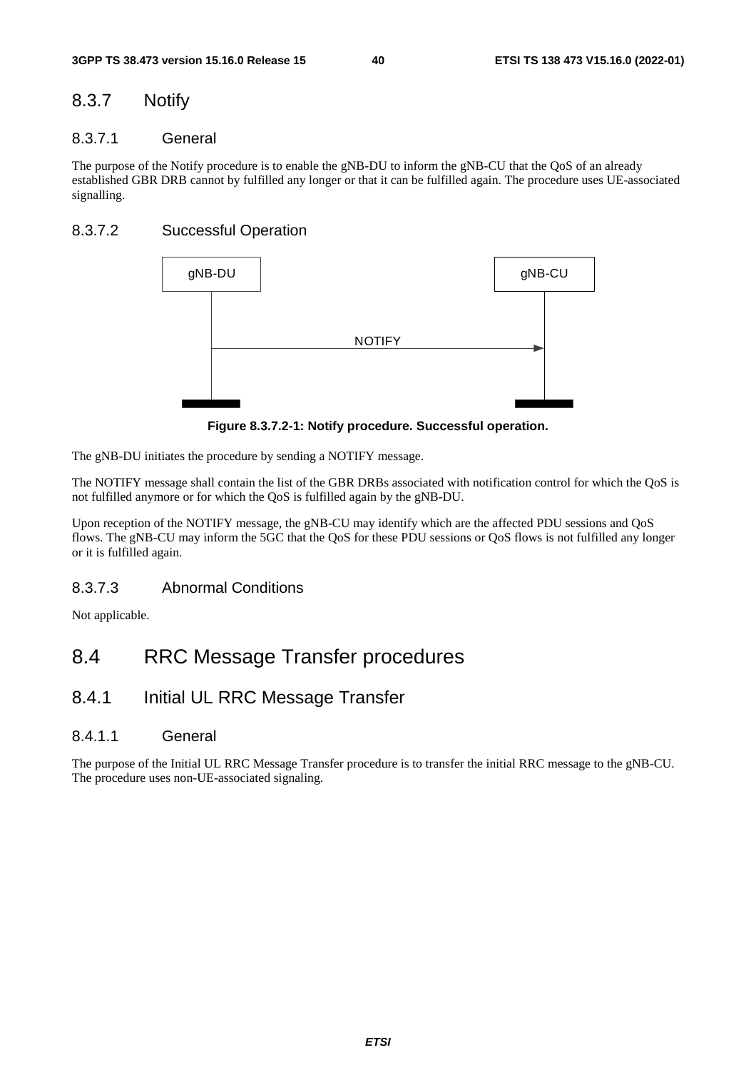### 8.3.7 Notify

#### 8.3.7.1 General

The purpose of the Notify procedure is to enable the gNB-DU to inform the gNB-CU that the QoS of an already established GBR DRB cannot by fulfilled any longer or that it can be fulfilled again. The procedure uses UE-associated signalling.

#### 8.3.7.2 Successful Operation

**Figure 8.3.7.2-1: Notify procedure. Successful operation.**

The gNB-DU initiates the procedure by sending a NOTIFY message.

The NOTIFY message shall contain the list of the GBR DRBs associated with notification control for which the QoS is not fulfilled anymore or for which the QoS is fulfilled again by the gNB-DU.

Upon reception of the NOTIFY message, the gNB-CU may identify which are the affected PDU sessions and QoS flows. The gNB-CU may inform the 5GC that the QoS for these PDU sessions or QoS flows is not fulfilled any longer or it is fulfilled again.

#### 8.3.7.3 Abnormal Conditions

Not applicable.

## 8.4 RRC Message Transfer procedures

### 8.4.1 Initial UL RRC Message Transfer

#### 8.4.1.1 General

The purpose of the Initial UL RRC Message Transfer procedure is to transfer the initial RRC message to the gNB-CU. The procedure uses non-UE-associated signaling.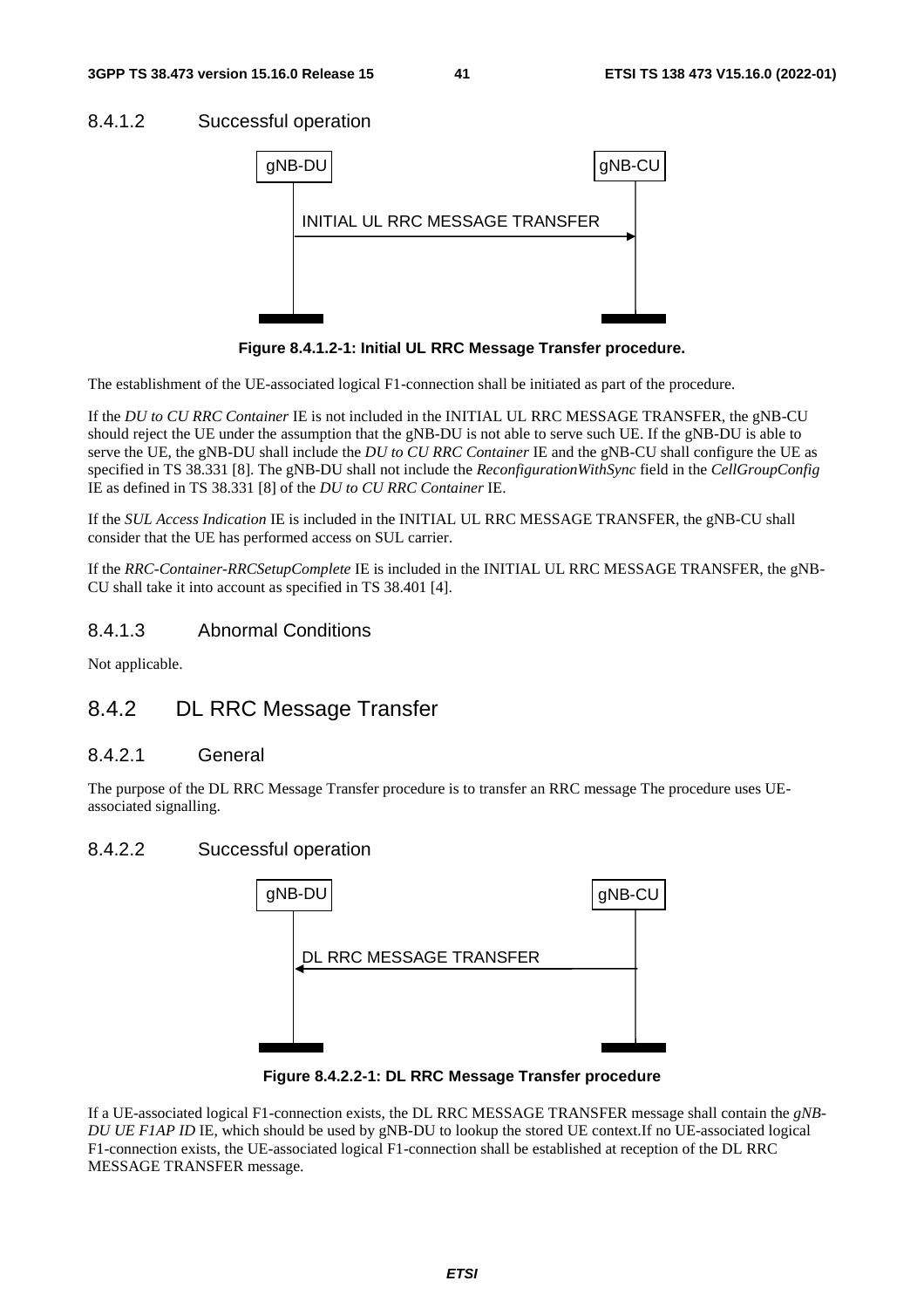#### 8.4.1.2 Successful operation

```
gNB-DU                                    gNB-CU
  |                                          |
  |    INITIAL UL RRC MESSAGE TRANSFER       |
  |----------------------------------------->|
  |                                          |
```

**Figure 8.4.1.2-1: Initial UL RRC Message Transfer procedure.**

The establishment of the UE-associated logical F1-connection shall be initiated as part of the procedure.

If the *DU to CU RRC Container* IE is not included in the INITIAL UL RRC MESSAGE TRANSFER, the gNB-CU should reject the UE under the assumption that the gNB-DU is not able to serve such UE. If the gNB-DU is able to serve the UE, the gNB-DU shall include the *DU to CU RRC Container* IE and the gNB-CU shall configure the UE as specified in TS 38.331 [8]. The gNB-DU shall not include the *ReconfigurationWithSync* field in the *CellGroupConfig* IE as defined in TS 38.331 [8] of the *DU to CU RRC Container* IE.

If the *SUL Access Indication* IE is included in the INITIAL UL RRC MESSAGE TRANSFER, the gNB-CU shall consider that the UE has performed access on SUL carrier.

If the *RRC-Container-RRCSetupComplete* IE is included in the INITIAL UL RRC MESSAGE TRANSFER, the gNB-CU shall take it into account as specified in TS 38.401 [4].

#### 8.4.1.3 Abnormal Conditions

Not applicable.

### 8.4.2 DL RRC Message Transfer

#### 8.4.2.1 General

The purpose of the DL RRC Message Transfer procedure is to transfer an RRC message The procedure uses UE-associated signalling.

#### 8.4.2.2 Successful operation

```
gNB-DU                                    gNB-CU
  |                                          |
  |    DL RRC MESSAGE TRANSFER               |
  |<-----------------------------------------|
  |                                          |
```

**Figure 8.4.2.2-1: DL RRC Message Transfer procedure**

If a UE-associated logical F1-connection exists, the DL RRC MESSAGE TRANSFER message shall contain the *gNB-DU UE F1AP ID* IE, which should be used by gNB-DU to lookup the stored UE context.If no UE-associated logical F1-connection exists, the UE-associated logical F1-connection shall be established at reception of the DL RRC MESSAGE TRANSFER message.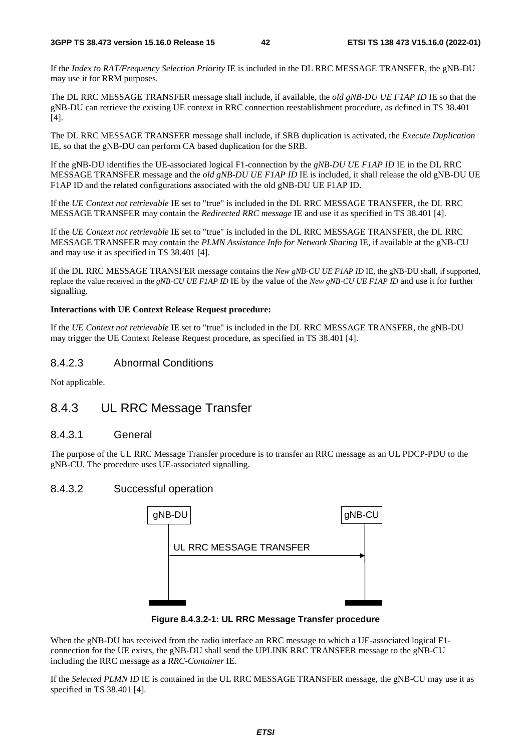If the *Index to RAT/Frequency Selection Priority* IE is included in the DL RRC MESSAGE TRANSFER, the gNB-DU may use it for RRM purposes.

The DL RRC MESSAGE TRANSFER message shall include, if available, the *old gNB-DU UE F1AP ID* IE so that the gNB-DU can retrieve the existing UE context in RRC connection reestablishment procedure, as defined in TS 38.401 [4].

The DL RRC MESSAGE TRANSFER message shall include, if SRB duplication is activated, the *Execute Duplication* IE, so that the gNB-DU can perform CA based duplication for the SRB.

If the gNB-DU identifies the UE-associated logical F1-connection by the *gNB-DU UE F1AP ID* IE in the DL RRC MESSAGE TRANSFER message and the *old gNB-DU UE F1AP ID* IE is included, it shall release the old gNB-DU UE F1AP ID and the related configurations associated with the old gNB-DU UE F1AP ID.

If the *UE Context not retrievable* IE set to "true" is included in the DL RRC MESSAGE TRANSFER, the DL RRC MESSAGE TRANSFER may contain the *Redirected RRC message* IE and use it as specified in TS 38.401 [4].

If the *UE Context not retrievable* IE set to "true" is included in the DL RRC MESSAGE TRANSFER, the DL RRC MESSAGE TRANSFER may contain the *PLMN Assistance Info for Network Sharing* IE, if available at the gNB-CU and may use it as specified in TS 38.401 [4].

If the DL RRC MESSAGE TRANSFER message contains the *New gNB-CU UE F1AP ID* IE, the gNB-DU shall, if supported, replace the value received in the *gNB-CU UE F1AP ID* IE by the value of the *New gNB-CU UE F1AP ID* and use it for further signalling.

**Interactions with UE Context Release Request procedure:**

If the *UE Context not retrievable* IE set to "true" is included in the DL RRC MESSAGE TRANSFER, the gNB-DU may trigger the UE Context Release Request procedure, as specified in TS 38.401 [4].

#### 8.4.2.3 Abnormal Conditions

Not applicable.

### 8.4.3 UL RRC Message Transfer

#### 8.4.3.1 General

The purpose of the UL RRC Message Transfer procedure is to transfer an RRC message as an UL PDCP-PDU to the gNB-CU. The procedure uses UE-associated signalling.

#### 8.4.3.2 Successful operation

gNB-DU → gNB-CU: UL RRC MESSAGE TRANSFER

**Figure 8.4.3.2-1: UL RRC Message Transfer procedure**

When the gNB-DU has received from the radio interface an RRC message to which a UE-associated logical F1-connection for the UE exists, the gNB-DU shall send the UPLINK RRC TRANSFER message to the gNB-CU including the RRC message as a *RRC-Container* IE.

If the *Selected PLMN ID* IE is contained in the UL RRC MESSAGE TRANSFER message, the gNB-CU may use it as specified in TS 38.401 [4].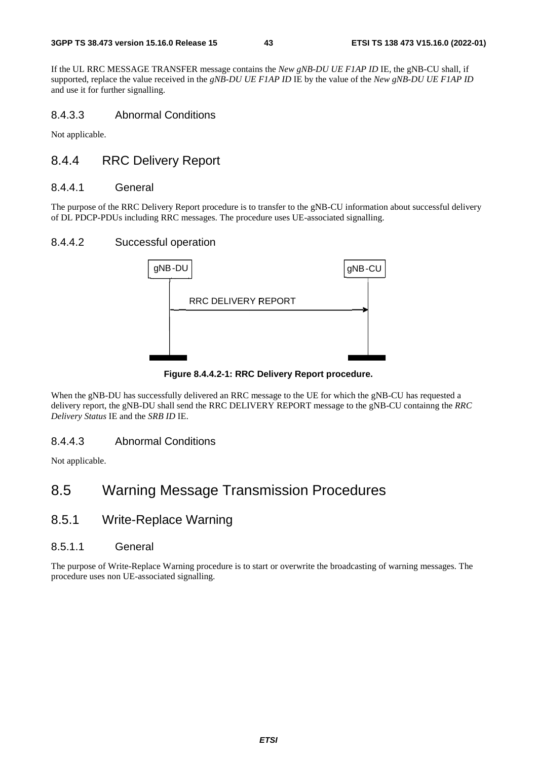If the UL RRC MESSAGE TRANSFER message contains the *New gNB-DU UE F1AP ID* IE, the gNB-CU shall, if supported, replace the value received in the *gNB-DU UE F1AP ID* IE by the value of the *New gNB-DU UE F1AP ID* and use it for further signalling.

#### 8.4.3.3 Abnormal Conditions

Not applicable.

### 8.4.4 RRC Delivery Report

#### 8.4.4.1 General

The purpose of the RRC Delivery Report procedure is to transfer to the gNB-CU information about successful delivery of DL PDCP-PDUs including RRC messages. The procedure uses UE-associated signalling.

#### 8.4.4.2 Successful operation

gNB-DU → gNB-CU: RRC DELIVERY REPORT

**Figure 8.4.4.2-1: RRC Delivery Report procedure.**

When the gNB-DU has successfully delivered an RRC message to the UE for which the gNB-CU has requested a delivery report, the gNB-DU shall send the RRC DELIVERY REPORT message to the gNB-CU containng the *RRC Delivery Status* IE and the *SRB ID* IE.

#### 8.4.4.3 Abnormal Conditions

Not applicable.

## 8.5 Warning Message Transmission Procedures

### 8.5.1 Write-Replace Warning

#### 8.5.1.1 General

The purpose of Write-Replace Warning procedure is to start or overwrite the broadcasting of warning messages. The procedure uses non UE-associated signalling.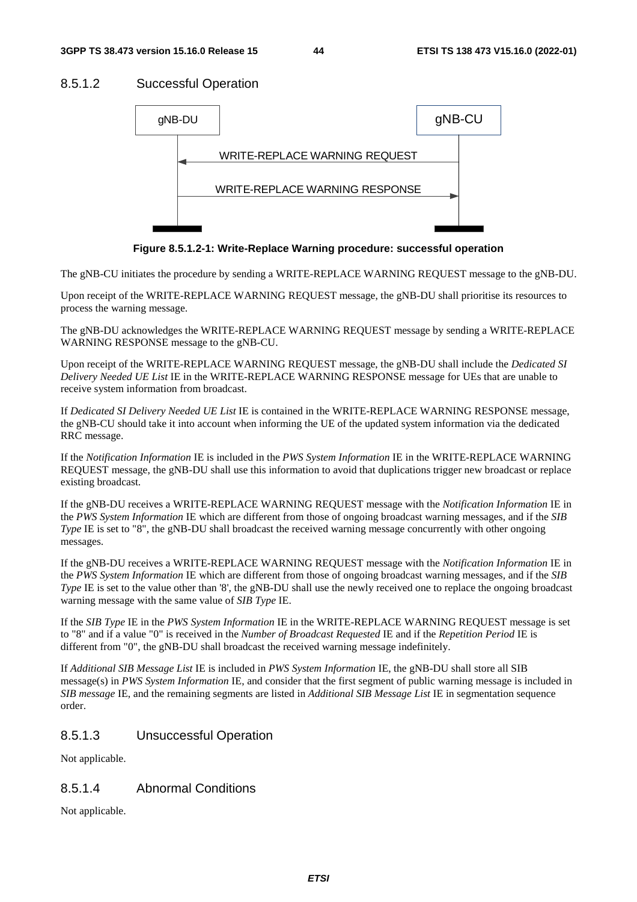### 8.5.1.2 Successful Operation

**Figure 8.5.1.2-1: Write-Replace Warning procedure: successful operation**

The gNB-CU initiates the procedure by sending a WRITE-REPLACE WARNING REQUEST message to the gNB-DU.

Upon receipt of the WRITE-REPLACE WARNING REQUEST message, the gNB-DU shall prioritise its resources to process the warning message.

The gNB-DU acknowledges the WRITE-REPLACE WARNING REQUEST message by sending a WRITE-REPLACE WARNING RESPONSE message to the gNB-CU.

Upon receipt of the WRITE-REPLACE WARNING REQUEST message, the gNB-DU shall include the *Dedicated SI Delivery Needed UE List* IE in the WRITE-REPLACE WARNING RESPONSE message for UEs that are unable to receive system information from broadcast.

If *Dedicated SI Delivery Needed UE List* IE is contained in the WRITE-REPLACE WARNING RESPONSE message, the gNB-CU should take it into account when informing the UE of the updated system information via the dedicated RRC message.

If the *Notification Information* IE is included in the *PWS System Information* IE in the WRITE-REPLACE WARNING REQUEST message, the gNB-DU shall use this information to avoid that duplications trigger new broadcast or replace existing broadcast.

If the gNB-DU receives a WRITE-REPLACE WARNING REQUEST message with the *Notification Information* IE in the *PWS System Information* IE which are different from those of ongoing broadcast warning messages, and if the *SIB Type* IE is set to "8", the gNB-DU shall broadcast the received warning message concurrently with other ongoing messages.

If the gNB-DU receives a WRITE-REPLACE WARNING REQUEST message with the *Notification Information* IE in the *PWS System Information* IE which are different from those of ongoing broadcast warning messages, and if the *SIB Type* IE is set to the value other than '8', the gNB-DU shall use the newly received one to replace the ongoing broadcast warning message with the same value of *SIB Type* IE.

If the *SIB Type* IE in the *PWS System Information* IE in the WRITE-REPLACE WARNING REQUEST message is set to "8" and if a value "0" is received in the *Number of Broadcast Requested* IE and if the *Repetition Period* IE is different from "0", the gNB-DU shall broadcast the received warning message indefinitely.

If *Additional SIB Message List* IE is included in *PWS System Information* IE, the gNB-DU shall store all SIB message(s) in *PWS System Information* IE, and consider that the first segment of public warning message is included in *SIB message* IE, and the remaining segments are listed in *Additional SIB Message List* IE in segmentation sequence order.

### 8.5.1.3 Unsuccessful Operation

Not applicable.

### 8.5.1.4 Abnormal Conditions

Not applicable.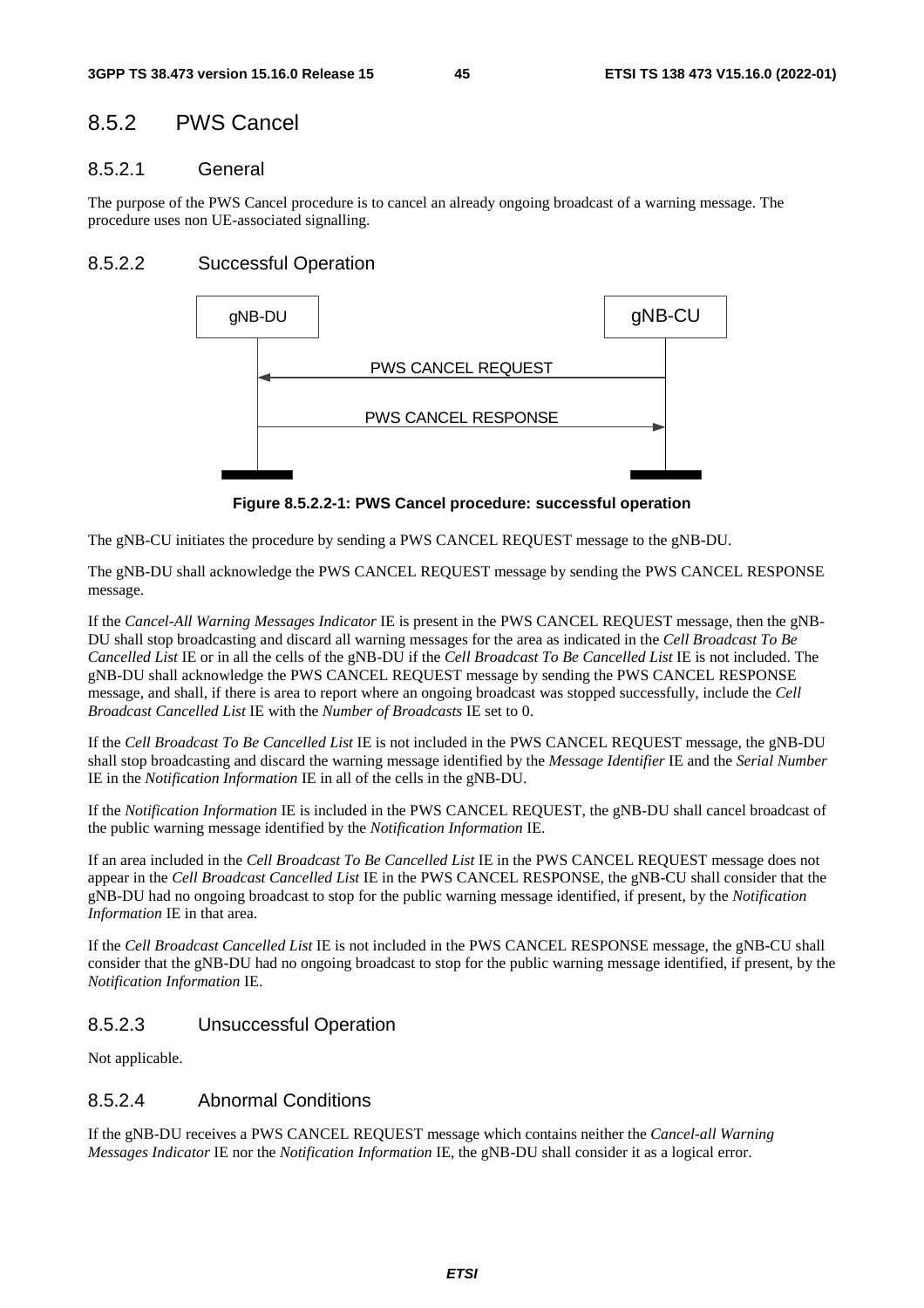## 8.5.2 PWS Cancel

### 8.5.2.1 General

The purpose of the PWS Cancel procedure is to cancel an already ongoing broadcast of a warning message. The procedure uses non UE-associated signalling.

### 8.5.2.2 Successful Operation

**Figure 8.5.2.2-1: PWS Cancel procedure: successful operation**

The gNB-CU initiates the procedure by sending a PWS CANCEL REQUEST message to the gNB-DU.

The gNB-DU shall acknowledge the PWS CANCEL REQUEST message by sending the PWS CANCEL RESPONSE message.

If the *Cancel-All Warning Messages Indicator* IE is present in the PWS CANCEL REQUEST message, then the gNB-DU shall stop broadcasting and discard all warning messages for the area as indicated in the *Cell Broadcast To Be Cancelled List* IE or in all the cells of the gNB-DU if the *Cell Broadcast To Be Cancelled List* IE is not included. The gNB-DU shall acknowledge the PWS CANCEL REQUEST message by sending the PWS CANCEL RESPONSE message, and shall, if there is area to report where an ongoing broadcast was stopped successfully, include the *Cell Broadcast Cancelled List* IE with the *Number of Broadcasts* IE set to 0.

If the *Cell Broadcast To Be Cancelled List* IE is not included in the PWS CANCEL REQUEST message, the gNB-DU shall stop broadcasting and discard the warning message identified by the *Message Identifier* IE and the *Serial Number* IE in the *Notification Information* IE in all of the cells in the gNB-DU.

If the *Notification Information* IE is included in the PWS CANCEL REQUEST, the gNB-DU shall cancel broadcast of the public warning message identified by the *Notification Information* IE.

If an area included in the *Cell Broadcast To Be Cancelled List* IE in the PWS CANCEL REQUEST message does not appear in the *Cell Broadcast Cancelled List* IE in the PWS CANCEL RESPONSE, the gNB-CU shall consider that the gNB-DU had no ongoing broadcast to stop for the public warning message identified, if present, by the *Notification Information* IE in that area.

If the *Cell Broadcast Cancelled List* IE is not included in the PWS CANCEL RESPONSE message, the gNB-CU shall consider that the gNB-DU had no ongoing broadcast to stop for the public warning message identified, if present, by the *Notification Information* IE.

### 8.5.2.3 Unsuccessful Operation

Not applicable.

### 8.5.2.4 Abnormal Conditions

If the gNB-DU receives a PWS CANCEL REQUEST message which contains neither the *Cancel-all Warning Messages Indicator* IE nor the *Notification Information* IE, the gNB-DU shall consider it as a logical error.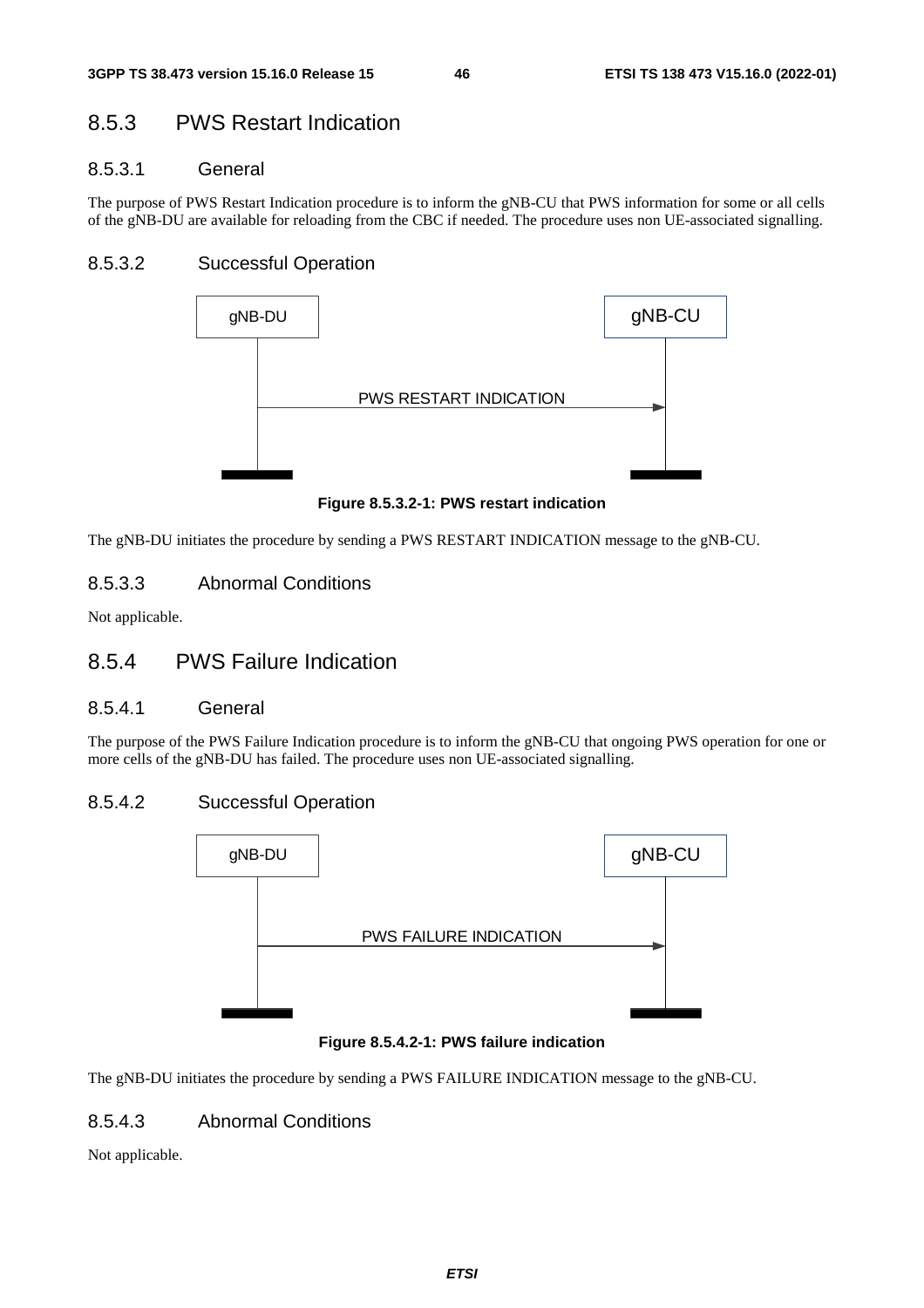### 8.5.3 PWS Restart Indication

#### 8.5.3.1 General

The purpose of PWS Restart Indication procedure is to inform the gNB-CU that PWS information for some or all cells of the gNB-DU are available for reloading from the CBC if needed. The procedure uses non UE-associated signalling.

#### 8.5.3.2 Successful Operation

**Figure 8.5.3.2-1: PWS restart indication**

The gNB-DU initiates the procedure by sending a PWS RESTART INDICATION message to the gNB-CU.

#### 8.5.3.3 Abnormal Conditions

Not applicable.

### 8.5.4 PWS Failure Indication

#### 8.5.4.1 General

The purpose of the PWS Failure Indication procedure is to inform the gNB-CU that ongoing PWS operation for one or more cells of the gNB-DU has failed. The procedure uses non UE-associated signalling.

#### 8.5.4.2 Successful Operation

**Figure 8.5.4.2-1: PWS failure indication**

The gNB-DU initiates the procedure by sending a PWS FAILURE INDICATION message to the gNB-CU.

#### 8.5.4.3 Abnormal Conditions

Not applicable.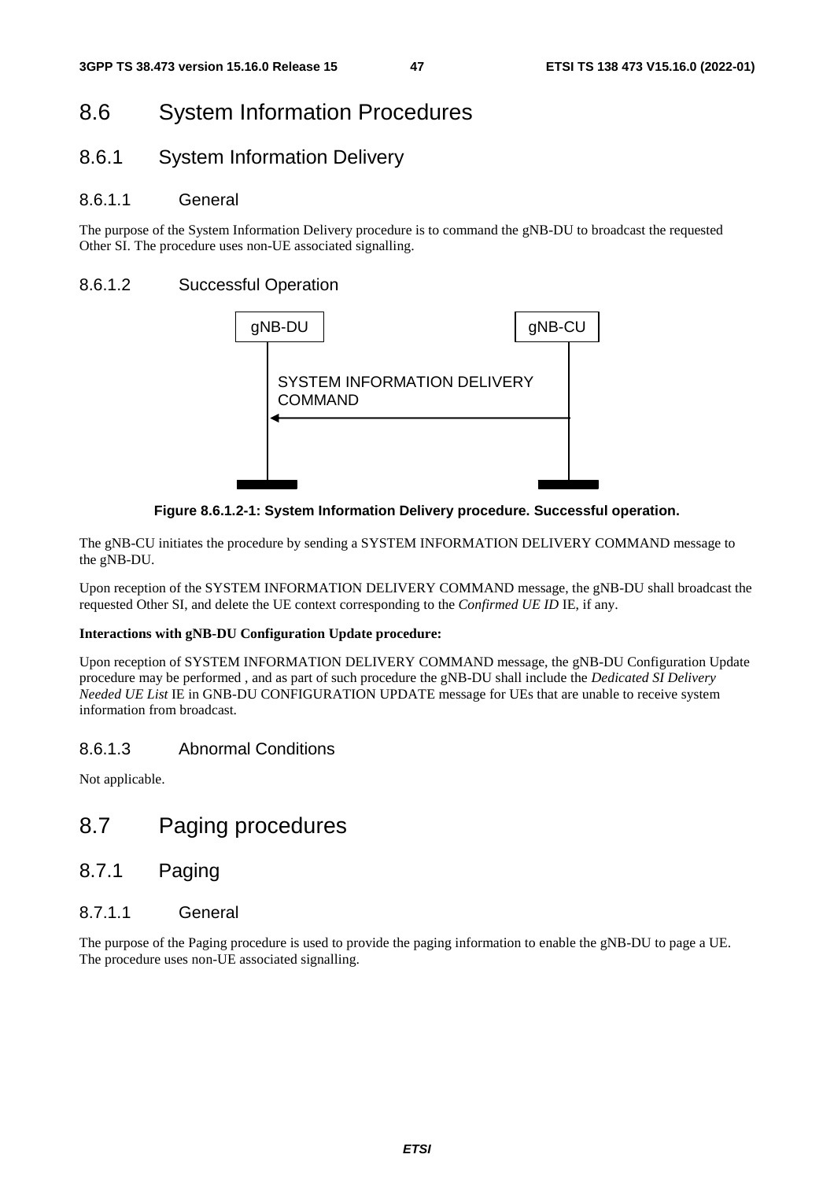# 8.6 System Information Procedures

## 8.6.1 System Information Delivery

### 8.6.1.1 General

The purpose of the System Information Delivery procedure is to command the gNB-DU to broadcast the requested Other SI. The procedure uses non-UE associated signalling.

### 8.6.1.2 Successful Operation

**Figure 8.6.1.2-1: System Information Delivery procedure. Successful operation.**

The gNB-CU initiates the procedure by sending a SYSTEM INFORMATION DELIVERY COMMAND message to the gNB-DU.

Upon reception of the SYSTEM INFORMATION DELIVERY COMMAND message, the gNB-DU shall broadcast the requested Other SI, and delete the UE context corresponding to the *Confirmed UE ID* IE, if any.

**Interactions with gNB-DU Configuration Update procedure:**

Upon reception of SYSTEM INFORMATION DELIVERY COMMAND message, the gNB-DU Configuration Update procedure may be performed , and as part of such procedure the gNB-DU shall include the *Dedicated SI Delivery Needed UE List* IE in GNB-DU CONFIGURATION UPDATE message for UEs that are unable to receive system information from broadcast.

### 8.6.1.3 Abnormal Conditions

Not applicable.

# 8.7 Paging procedures

## 8.7.1 Paging

### 8.7.1.1 General

The purpose of the Paging procedure is used to provide the paging information to enable the gNB-DU to page a UE. The procedure uses non-UE associated signalling.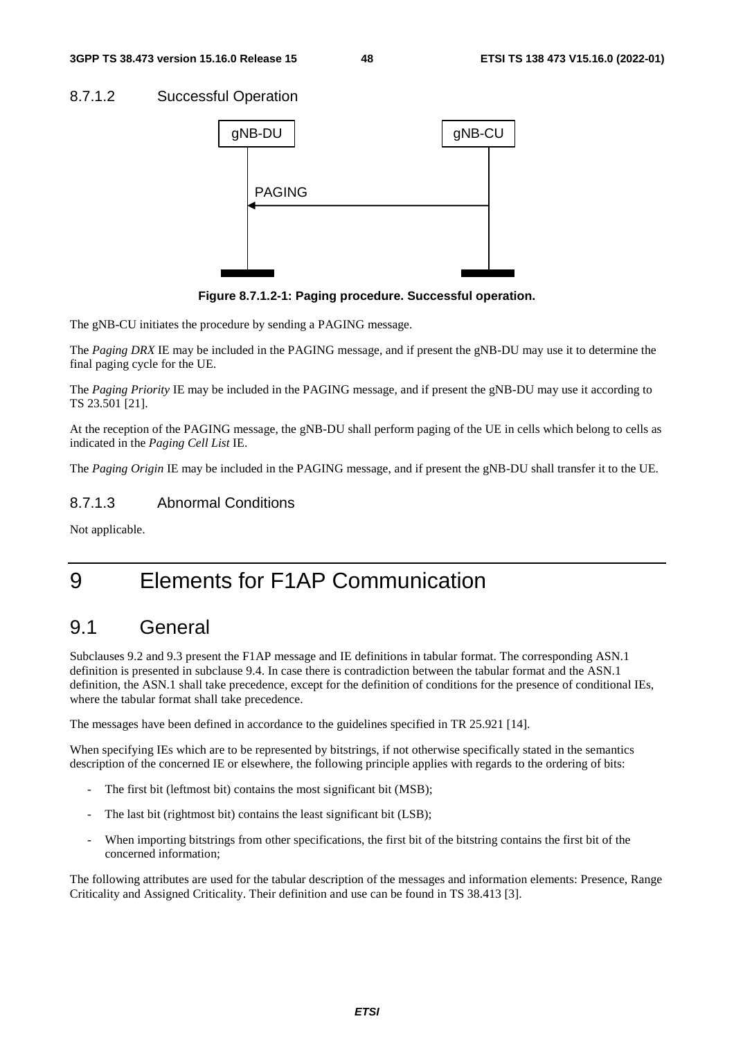### 8.7.1.2 Successful Operation

Figure 8.7.1.2-1: Paging procedure. Successful operation.

The gNB-CU initiates the procedure by sending a PAGING message.

The *Paging DRX* IE may be included in the PAGING message, and if present the gNB-DU may use it to determine the final paging cycle for the UE.

The *Paging Priority* IE may be included in the PAGING message, and if present the gNB-DU may use it according to TS 23.501 [21].

At the reception of the PAGING message, the gNB-DU shall perform paging of the UE in cells which belong to cells as indicated in the *Paging Cell List* IE.

The *Paging Origin* IE may be included in the PAGING message, and if present the gNB-DU shall transfer it to the UE.

### 8.7.1.3 Abnormal Conditions

Not applicable.

# 9 Elements for F1AP Communication

## 9.1 General

Subclauses 9.2 and 9.3 present the F1AP message and IE definitions in tabular format. The corresponding ASN.1 definition is presented in subclause 9.4. In case there is contradiction between the tabular format and the ASN.1 definition, the ASN.1 shall take precedence, except for the definition of conditions for the presence of conditional IEs, where the tabular format shall take precedence.

The messages have been defined in accordance to the guidelines specified in TR 25.921 [14].

When specifying IEs which are to be represented by bitstrings, if not otherwise specifically stated in the semantics description of the concerned IE or elsewhere, the following principle applies with regards to the ordering of bits:

- The first bit (leftmost bit) contains the most significant bit (MSB);
- The last bit (rightmost bit) contains the least significant bit (LSB);
- When importing bitstrings from other specifications, the first bit of the bitstring contains the first bit of the concerned information;

The following attributes are used for the tabular description of the messages and information elements: Presence, Range Criticality and Assigned Criticality. Their definition and use can be found in TS 38.413 [3].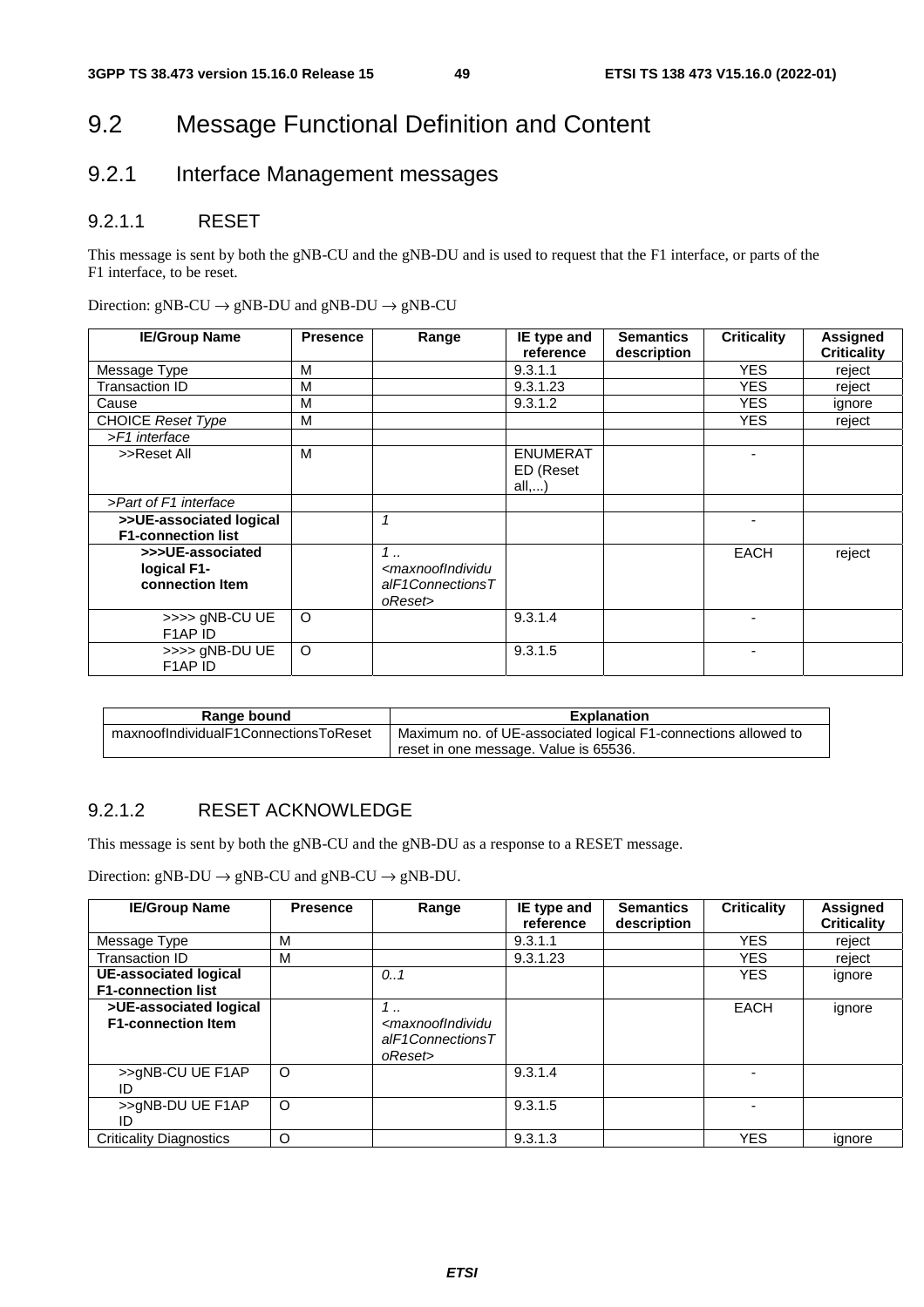# 9.2 Message Functional Definition and Content

## 9.2.1 Interface Management messages

### 9.2.1.1 RESET

This message is sent by both the gNB-CU and the gNB-DU and is used to request that the F1 interface, or parts of the F1 interface, to be reset.

Direction: gNB-CU → gNB-DU and gNB-DU → gNB-CU

| IE/Group Name | Presence | Range | IE type and reference | Semantics description | Criticality | Assigned Criticality |
|---|---|---|---|---|---|---|
| Message Type | M | | 9.3.1.1 | | YES | reject |
| Transaction ID | M | | 9.3.1.23 | | YES | reject |
| Cause | M | | 9.3.1.2 | | YES | ignore |
| CHOICE *Reset Type* | M | | | | YES | reject |
| *>F1 interface* | | | | | | |
| >>Reset All | M | | ENUMERATED (Reset all,...) | | - | |
| *>Part of F1 interface* | | | | | | |
| **>>UE-associated logical F1-connection list** | | *1* | | | - | |
| **>>>UE-associated logical F1-connection Item** | | *1 .. <maxnoofIndividualF1ConnectionsToReset>* | | | EACH | reject |
| >>>> gNB-CU UE F1AP ID | O | | 9.3.1.4 | | - | |
| >>>> gNB-DU UE F1AP ID | O | | 9.3.1.5 | | - | |

| Range bound | Explanation |
|---|---|
| maxnoofIndividualF1ConnectionsToReset | Maximum no. of UE-associated logical F1-connections allowed to reset in one message. Value is 65536. |

### 9.2.1.2 RESET ACKNOWLEDGE

This message is sent by both the gNB-CU and the gNB-DU as a response to a RESET message.

Direction: gNB-DU → gNB-CU and gNB-CU → gNB-DU.

| IE/Group Name | Presence | Range | IE type and reference | Semantics description | Criticality | Assigned Criticality |
|---|---|---|---|---|---|---|
| Message Type | M | | 9.3.1.1 | | YES | reject |
| Transaction ID | M | | 9.3.1.23 | | YES | reject |
| **UE-associated logical F1-connection list** | | *0..1* | | | YES | ignore |
| **>UE-associated logical F1-connection Item** | | *1 .. <maxnoofIndividualF1ConnectionsToReset>* | | | EACH | ignore |
| >>gNB-CU UE F1AP ID | O | | 9.3.1.4 | | - | |
| >>gNB-DU UE F1AP ID | O | | 9.3.1.5 | | - | |
| Criticality Diagnostics | O | | 9.3.1.3 | | YES | ignore |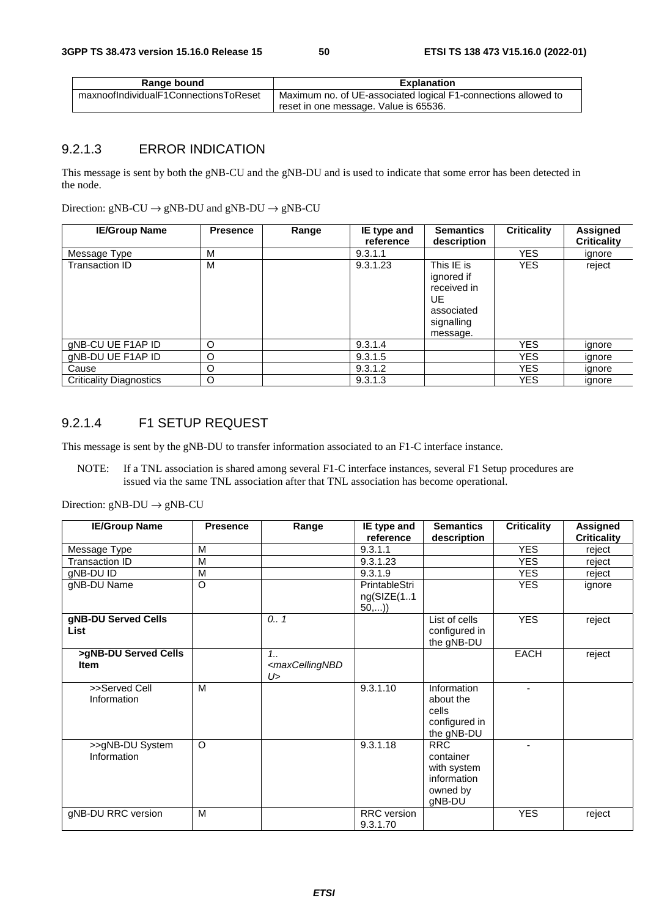| Range bound | Explanation |
| --- | --- |
| maxnoofIndividualF1ConnectionsToReset | Maximum no. of UE-associated logical F1-connections allowed to reset in one message. Value is 65536. |

### 9.2.1.3 ERROR INDICATION

This message is sent by both the gNB-CU and the gNB-DU and is used to indicate that some error has been detected in the node.

Direction: gNB-CU → gNB-DU and gNB-DU → gNB-CU

| IE/Group Name | Presence | Range | IE type and reference | Semantics description | Criticality | Assigned Criticality |
| --- | --- | --- | --- | --- | --- | --- |
| Message Type | M | | 9.3.1.1 | | YES | ignore |
| Transaction ID | M | | 9.3.1.23 | This IE is ignored if received in UE associated signalling message. | YES | reject |
| gNB-CU UE F1AP ID | O | | 9.3.1.4 | | YES | ignore |
| gNB-DU UE F1AP ID | O | | 9.3.1.5 | | YES | ignore |
| Cause | O | | 9.3.1.2 | | YES | ignore |
| Criticality Diagnostics | O | | 9.3.1.3 | | YES | ignore |

### 9.2.1.4 F1 SETUP REQUEST

This message is sent by the gNB-DU to transfer information associated to an F1-C interface instance.

NOTE: If a TNL association is shared among several F1-C interface instances, several F1 Setup procedures are issued via the same TNL association after that TNL association has become operational.

Direction: gNB-DU → gNB-CU

| IE/Group Name | Presence | Range | IE type and reference | Semantics description | Criticality | Assigned Criticality |
| --- | --- | --- | --- | --- | --- | --- |
| Message Type | M | | 9.3.1.1 | | YES | reject |
| Transaction ID | M | | 9.3.1.23 | | YES | reject |
| gNB-DU ID | M | | 9.3.1.9 | | YES | reject |
| gNB-DU Name | O | | PrintableString(SIZE(1..150,...)) | | YES | ignore |
| **gNB-DU Served Cells List** | | *0.. 1* | | List of cells configured in the gNB-DU | YES | reject |
| **>gNB-DU Served Cells Item** | | *1.. <maxCellingNBDU>* | | | EACH | reject |
| >>Served Cell Information | M | | 9.3.1.10 | Information about the cells configured in the gNB-DU | - | |
| >>gNB-DU System Information | O | | 9.3.1.18 | RRC container with system information owned by gNB-DU | - | |
| gNB-DU RRC version | M | | RRC version 9.3.1.70 | | YES | reject |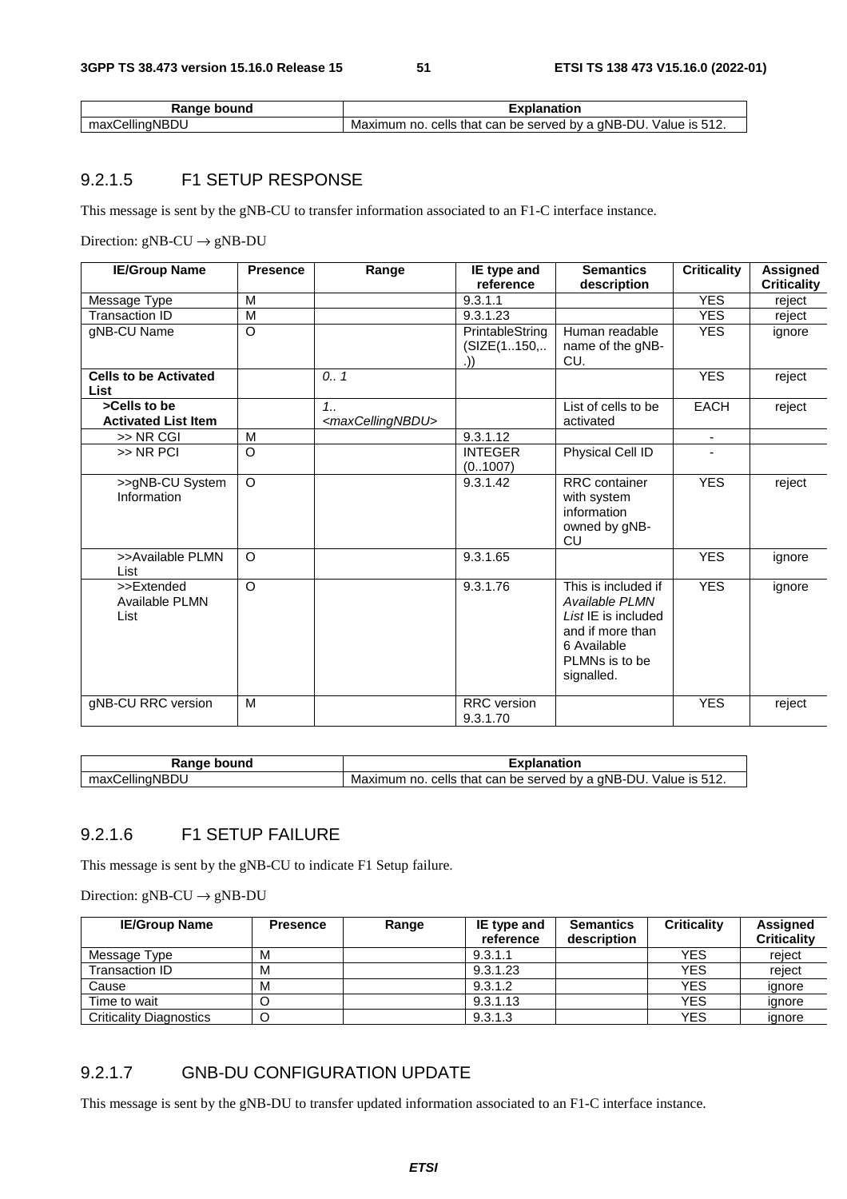| Range bound | Explanation |
| --- | --- |
| maxCellingNBDU | Maximum no. cells that can be served by a gNB-DU. Value is 512. |

### 9.2.1.5 F1 SETUP RESPONSE

This message is sent by the gNB-CU to transfer information associated to an F1-C interface instance.

Direction: gNB-CU → gNB-DU

| IE/Group Name | Presence | Range | IE type and reference | Semantics description | Criticality | Assigned Criticality |
| --- | --- | --- | --- | --- | --- | --- |
| Message Type | M | | 9.3.1.1 | | YES | reject |
| Transaction ID | M | | 9.3.1.23 | | YES | reject |
| gNB-CU Name | O | | PrintableString (SIZE(1..150,...)) | Human readable name of the gNB-CU. | YES | ignore |
| **Cells to be Activated List** | | *0.. 1* | | | YES | reject |
| **>Cells to be Activated List Item** | | *1.. <maxCellingNBDU>* | | List of cells to be activated | EACH | reject |
| >> NR CGI | M | | 9.3.1.12 | | - | |
| >> NR PCI | O | | INTEGER (0..1007) | Physical Cell ID | - | |
| >>gNB-CU System Information | O | | 9.3.1.42 | RRC container with system information owned by gNB-CU | YES | reject |
| >>Available PLMN List | O | | 9.3.1.65 | | YES | ignore |
| >>Extended Available PLMN List | O | | 9.3.1.76 | This is included if *Available PLMN List* IE is included and if more than 6 Available PLMNs is to be signalled. | YES | ignore |
| gNB-CU RRC version | M | | RRC version 9.3.1.70 | | YES | reject |

| Range bound | Explanation |
| --- | --- |
| maxCellingNBDU | Maximum no. cells that can be served by a gNB-DU. Value is 512. |

### 9.2.1.6 F1 SETUP FAILURE

This message is sent by the gNB-CU to indicate F1 Setup failure.

Direction: gNB-CU → gNB-DU

| IE/Group Name | Presence | Range | IE type and reference | Semantics description | Criticality | Assigned Criticality |
| --- | --- | --- | --- | --- | --- | --- |
| Message Type | M | | 9.3.1.1 | | YES | reject |
| Transaction ID | M | | 9.3.1.23 | | YES | reject |
| Cause | M | | 9.3.1.2 | | YES | ignore |
| Time to wait | O | | 9.3.1.13 | | YES | ignore |
| Criticality Diagnostics | O | | 9.3.1.3 | | YES | ignore |

### 9.2.1.7 GNB-DU CONFIGURATION UPDATE

This message is sent by the gNB-DU to transfer updated information associated to an F1-C interface instance.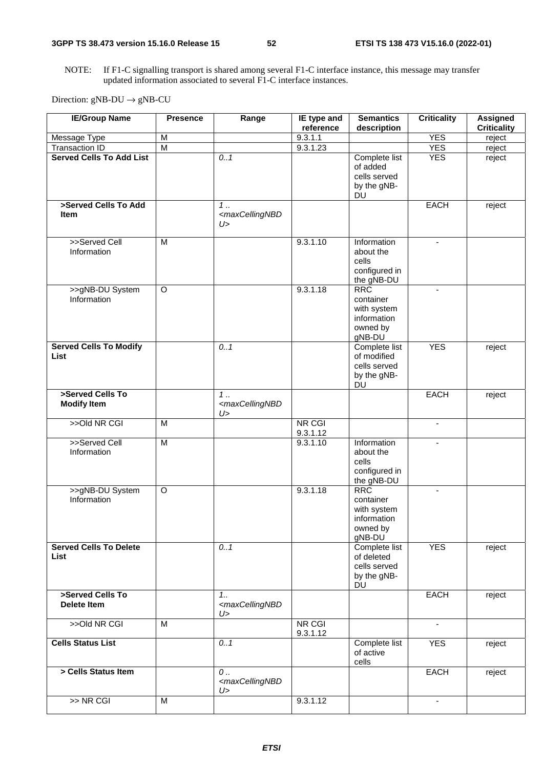NOTE: If F1-C signalling transport is shared among several F1-C interface instance, this message may transfer updated information associated to several F1-C interface instances.

Direction: gNB-DU → gNB-CU

| IE/Group Name | Presence | Range | IE type and reference | Semantics description | Criticality | Assigned Criticality |
|---|---|---|---|---|---|---|
| Message Type | M | | 9.3.1.1 | | YES | reject |
| Transaction ID | M | | 9.3.1.23 | | YES | reject |
| **Served Cells To Add List** | | *0..1* | | Complete list of added cells served by the gNB-DU | YES | reject |
| **>Served Cells To Add Item** | | *1 .. <maxCellingNBDU>* | | | EACH | reject |
| >>Served Cell Information | M | | 9.3.1.10 | Information about the cells configured in the gNB-DU | - | |
| >>gNB-DU System Information | O | | 9.3.1.18 | RRC container with system information owned by gNB-DU | - | |
| **Served Cells To Modify List** | | *0..1* | | Complete list of modified cells served by the gNB-DU | YES | reject |
| **>Served Cells To Modify Item** | | *1 .. <maxCellingNBDU>* | | | EACH | reject |
| >>Old NR CGI | M | | NR CGI 9.3.1.12 | | - | |
| >>Served Cell Information | M | | 9.3.1.10 | Information about the cells configured in the gNB-DU | - | |
| >>gNB-DU System Information | O | | 9.3.1.18 | RRC container with system information owned by gNB-DU | - | |
| **Served Cells To Delete List** | | *0..1* | | Complete list of deleted cells served by the gNB-DU | YES | reject |
| **>Served Cells To Delete Item** | | *1.. <maxCellingNBDU>* | | | EACH | reject |
| >>Old NR CGI | M | | NR CGI 9.3.1.12 | | - | |
| **Cells Status List** | | *0..1* | | Complete list of active cells | YES | reject |
| **> Cells Status Item** | | *0 .. <maxCellingNBDU>* | | | EACH | reject |
| >> NR CGI | M | | 9.3.1.12 | | - | |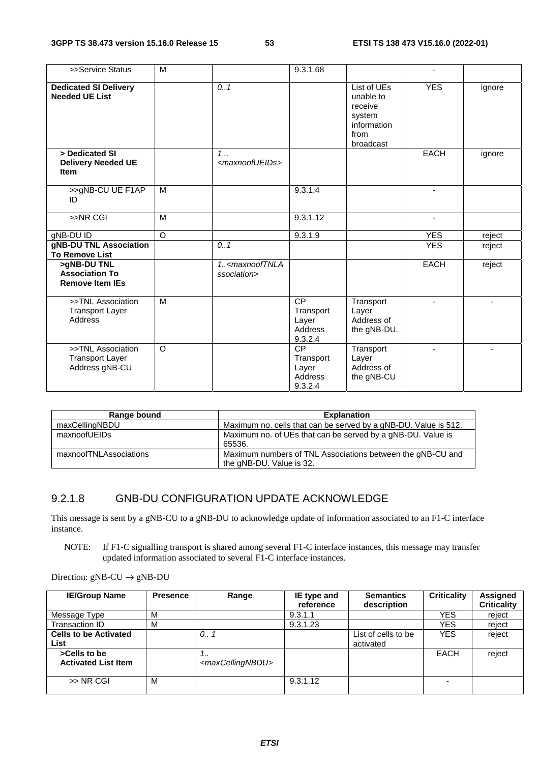| >>Service Status | M | | 9.3.1.68 | | - | |
|---|---|---|---|---|---|---|
| **Dedicated SI Delivery Needed UE List** | | *0..1* | | List of UEs unable to receive system information from broadcast | YES | ignore |
| **> Dedicated SI Delivery Needed UE Item** | | *1 .. <maxnoofUEIDs>* | | | EACH | ignore |
| >>gNB-CU UE F1AP ID | M | | 9.3.1.4 | | - | |
| >>NR CGI | M | | 9.3.1.12 | | - | |
| gNB-DU ID | O | | 9.3.1.9 | | YES | reject |
| **gNB-DU TNL Association To Remove List** | | *0..1* | | | YES | reject |
| **>gNB-DU TNL Association To Remove Item IEs** | | *1..<maxnoofTNLAssociation>* | | | EACH | reject |
| >>TNL Association Transport Layer Address | M | | CP Transport Layer Address 9.3.2.4 | Transport Layer Address of the gNB-DU. | - | - |
| >>TNL Association Transport Layer Address gNB-CU | O | | CP Transport Layer Address 9.3.2.4 | Transport Layer Address of the gNB-CU | - | - |

| Range bound | Explanation |
|---|---|
| maxCellingNBDU | Maximum no. cells that can be served by a gNB-DU. Value is 512. |
| maxnoofUEIDs | Maximum no. of UEs that can be served by a gNB-DU. Value is 65536. |
| maxnoofTNLAssociations | Maximum numbers of TNL Associations between the gNB-CU and the gNB-DU. Value is 32. |

### 9.2.1.8 GNB-DU CONFIGURATION UPDATE ACKNOWLEDGE

This message is sent by a gNB-CU to a gNB-DU to acknowledge update of information associated to an F1-C interface instance.

NOTE: If F1-C signalling transport is shared among several F1-C interface instances, this message may transfer updated information associated to several F1-C interface instances.

Direction: gNB-CU → gNB-DU

| IE/Group Name | Presence | Range | IE type and reference | Semantics description | Criticality | Assigned Criticality |
|---|---|---|---|---|---|---|
| Message Type | M | | 9.3.1.1 | | YES | reject |
| Transaction ID | M | | 9.3.1.23 | | YES | reject |
| **Cells to be Activated List** | | *0.. 1* | | List of cells to be activated | YES | reject |
| **>Cells to be Activated List Item** | | *1.. <maxCellingNBDU>* | | | EACH | reject |
| >> NR CGI | M | | 9.3.1.12 | | - | |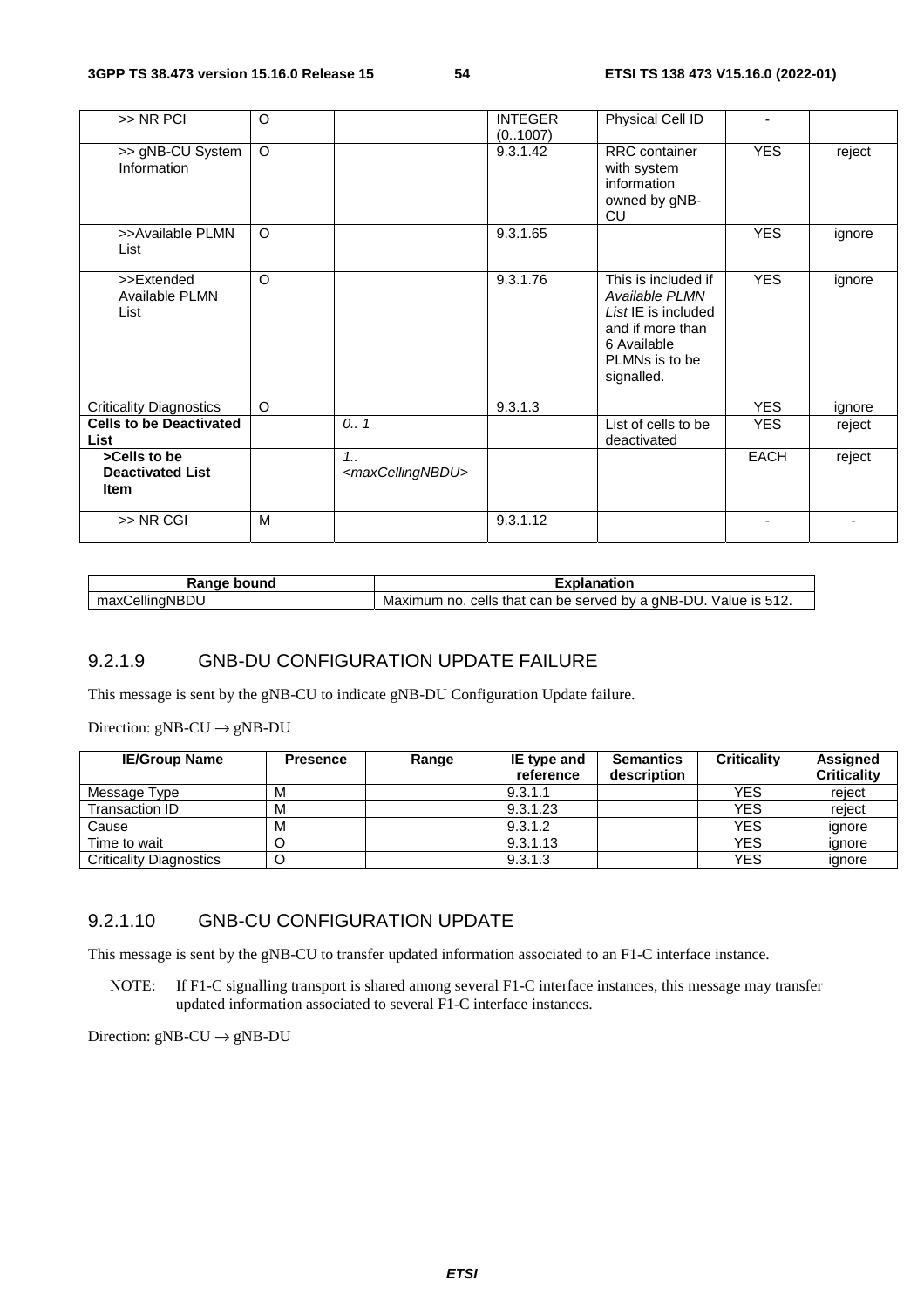| >> NR PCI | O | | INTEGER (0..1007) | Physical Cell ID | - | |
|---|---|---|---|---|---|---|
| >> gNB-CU System Information | O | | 9.3.1.42 | RRC container with system information owned by gNB-CU | YES | reject |
| >>Available PLMN List | O | | 9.3.1.65 | | YES | ignore |
| >>Extended Available PLMN List | O | | 9.3.1.76 | This is included if *Available PLMN List* IE is included and if more than 6 Available PLMNs is to be signalled. | YES | ignore |
| Criticality Diagnostics | O | | 9.3.1.3 | | YES | ignore |
| **Cells to be Deactivated List** | | *0.. 1* | | List of cells to be deactivated | YES | reject |
| **>Cells to be Deactivated List Item** | | *1.. <maxCellingNBDU>* | | | EACH | reject |
| >> NR CGI | M | | 9.3.1.12 | | - | - |

| Range bound | Explanation |
|---|---|
| maxCellingNBDU | Maximum no. cells that can be served by a gNB-DU. Value is 512. |

### 9.2.1.9 GNB-DU CONFIGURATION UPDATE FAILURE

This message is sent by the gNB-CU to indicate gNB-DU Configuration Update failure.

Direction: gNB-CU → gNB-DU

| IE/Group Name | Presence | Range | IE type and reference | Semantics description | Criticality | Assigned Criticality |
|---|---|---|---|---|---|---|
| Message Type | M | | 9.3.1.1 | | YES | reject |
| Transaction ID | M | | 9.3.1.23 | | YES | reject |
| Cause | M | | 9.3.1.2 | | YES | ignore |
| Time to wait | O | | 9.3.1.13 | | YES | ignore |
| Criticality Diagnostics | O | | 9.3.1.3 | | YES | ignore |

### 9.2.1.10 GNB-CU CONFIGURATION UPDATE

This message is sent by the gNB-CU to transfer updated information associated to an F1-C interface instance.

NOTE: If F1-C signalling transport is shared among several F1-C interface instances, this message may transfer updated information associated to several F1-C interface instances.

Direction: gNB-CU → gNB-DU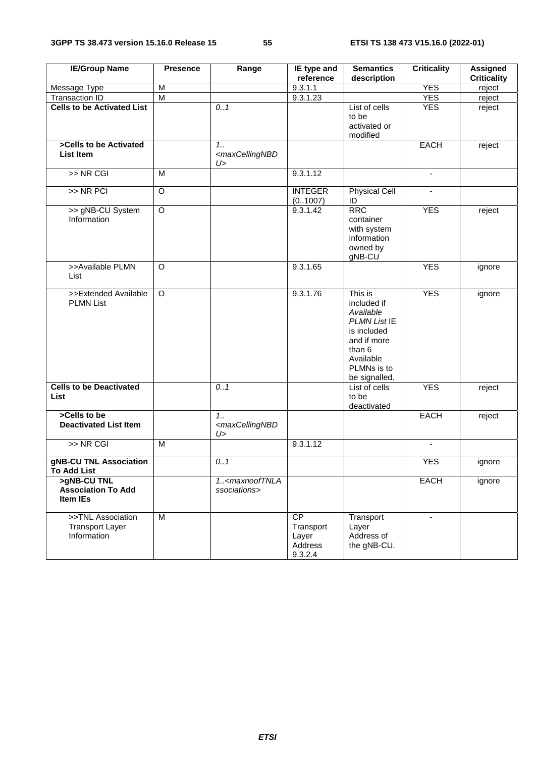| IE/Group Name | Presence | Range | IE type and reference | Semantics description | Criticality | Assigned Criticality |
|---|---|---|---|---|---|---|
| Message Type | M | | 9.3.1.1 | | YES | reject |
| Transaction ID | M | | 9.3.1.23 | | YES | reject |
| **Cells to be Activated List** | | *0..1* | | List of cells to be activated or modified | YES | reject |
| **>Cells to be Activated List Item** | | *1..<maxCellingNBDU>* | | | EACH | reject |
| >> NR CGI | M | | 9.3.1.12 | | - | |
| >> NR PCI | O | | INTEGER (0..1007) | Physical Cell ID | - | |
| >> gNB-CU System Information | O | | 9.3.1.42 | RRC container with system information owned by gNB-CU | YES | reject |
| >>Available PLMN List | O | | 9.3.1.65 | | YES | ignore |
| >>Extended Available PLMN List | O | | 9.3.1.76 | This is included if *Available PLMN List* IE is included and if more than 6 Available PLMNs is to be signalled. | YES | ignore |
| **Cells to be Deactivated List** | | *0..1* | | List of cells to be deactivated | YES | reject |
| **>Cells to be Deactivated List Item** | | *1..<maxCellingNBDU>* | | | EACH | reject |
| >> NR CGI | M | | 9.3.1.12 | | - | |
| **gNB-CU TNL Association To Add List** | | *0..1* | | | YES | ignore |
| **>gNB-CU TNL Association To Add Item IEs** | | *1..<maxnoofTNLAssociations>* | | | EACH | ignore |
| >>TNL Association Transport Layer Information | M | | CP Transport Layer Address 9.3.2.4 | Transport Layer Address of the gNB-CU. | - | |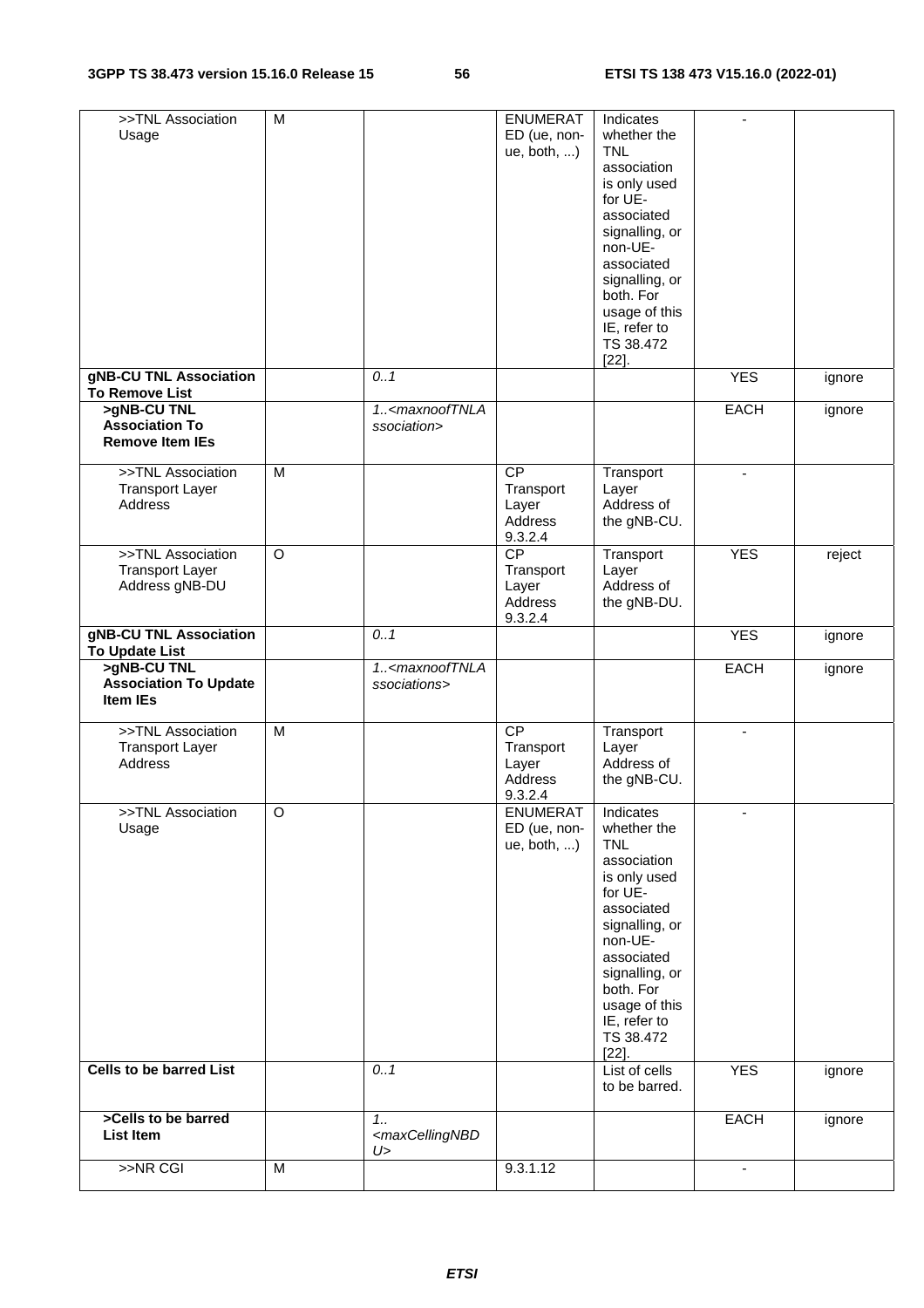| >>TNL Association Usage | M | | ENUMERATED (ue, non-ue, both, ...) | Indicates whether the TNL association is only used for UE-associated signalling, or non-UE-associated signalling, or both. For usage of this IE, refer to TS 38.472 [22]. | - | |
|---|---|---|---|---|---|---|
| **gNB-CU TNL Association To Remove List** | | *0..1* | | | YES | ignore |
| **>gNB-CU TNL Association To Remove Item IEs** | | *1..<maxnoofTNLAssociation>* | | | EACH | ignore |
| >>TNL Association Transport Layer Address | M | | CP Transport Layer Address 9.3.2.4 | Transport Layer Address of the gNB-CU. | - | |
| >>TNL Association Transport Layer Address gNB-DU | O | | CP Transport Layer Address 9.3.2.4 | Transport Layer Address of the gNB-DU. | YES | reject |
| **gNB-CU TNL Association To Update List** | | *0..1* | | | YES | ignore |
| **>gNB-CU TNL Association To Update Item IEs** | | *1..<maxnoofTNLAssociations>* | | | EACH | ignore |
| >>TNL Association Transport Layer Address | M | | CP Transport Layer Address 9.3.2.4 | Transport Layer Address of the gNB-CU. | - | |
| >>TNL Association Usage | O | | ENUMERATED (ue, non-ue, both, ...) | Indicates whether the TNL association is only used for UE-associated signalling, or non-UE-associated signalling, or both. For usage of this IE, refer to TS 38.472 [22]. | - | |
| **Cells to be barred List** | | *0..1* | | List of cells to be barred. | YES | ignore |
| **>Cells to be barred List Item** | | *1..<maxCellingNBDU>* | | | EACH | ignore |
| >>NR CGI | M | | 9.3.1.12 | | - | |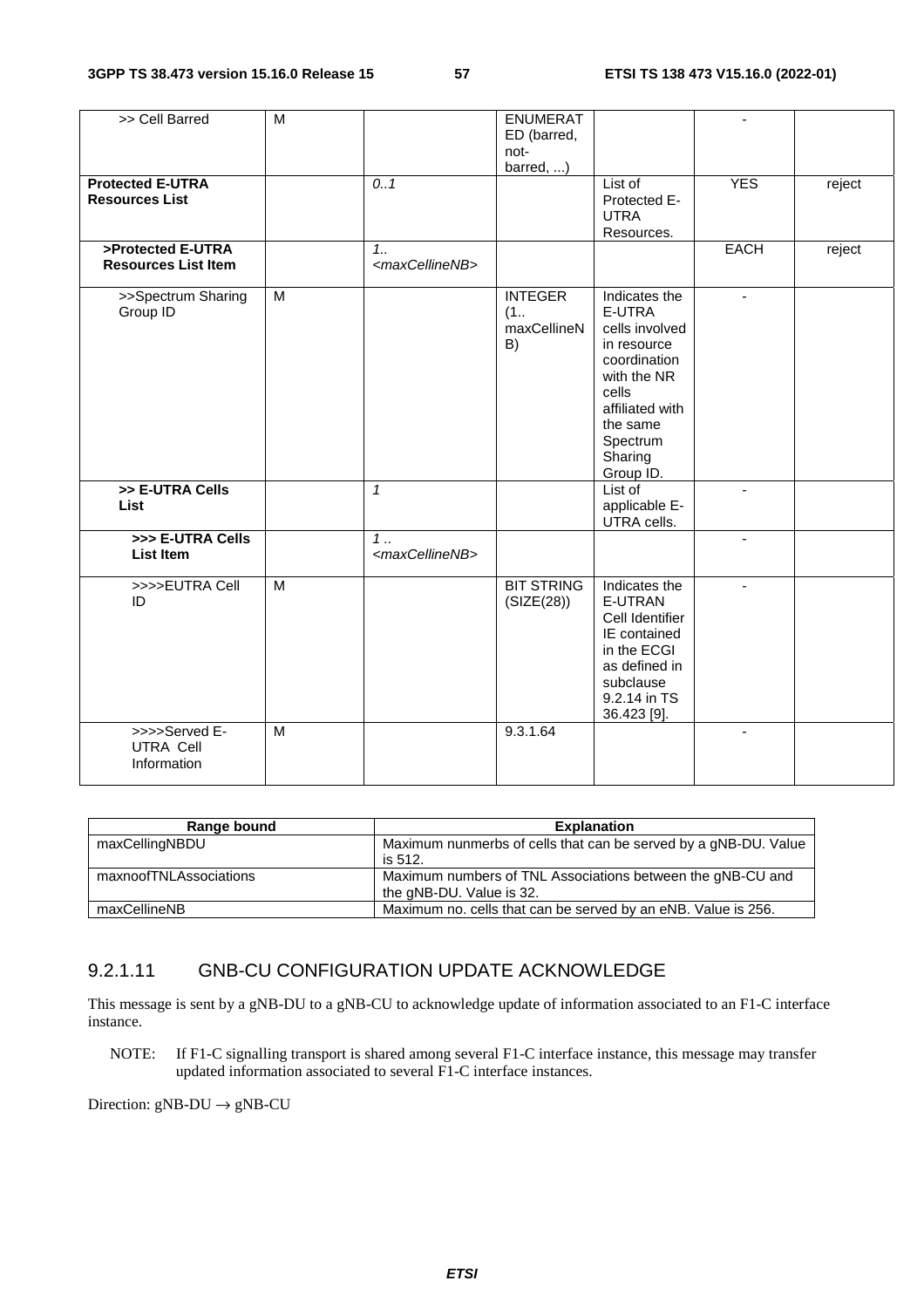| >> Cell Barred | M | | ENUMERATED (barred, not-barred, ...) | | - | |
|---|---|---|---|---|---|---|
| **Protected E-UTRA Resources List** | | *0..1* | | List of Protected E-UTRA Resources. | YES | reject |
| **>Protected E-UTRA Resources List Item** | | *1.. <maxCellineNB>* | | | EACH | reject |
| >>Spectrum Sharing Group ID | M | | INTEGER (1.. maxCellineNB) | Indicates the E-UTRA cells involved in resource coordination with the NR cells affiliated with the same Spectrum Sharing Group ID. | - | |
| **>> E-UTRA Cells List** | | *1* | | List of applicable E-UTRA cells. | - | |
| **>>> E-UTRA Cells List Item** | | *1 .. <maxCellineNB>* | | | - | |
| >>>>EUTRA Cell ID | M | | BIT STRING (SIZE(28)) | Indicates the E-UTRAN Cell Identifier IE contained in the ECGI as defined in subclause 9.2.14 in TS 36.423 [9]. | - | |
| >>>>Served E-UTRA Cell Information | M | | 9.3.1.64 | | - | |

| Range bound | Explanation |
|---|---|
| maxCellingNBDU | Maximum nunmerbs of cells that can be served by a gNB-DU. Value is 512. |
| maxnoofTNLAssociations | Maximum numbers of TNL Associations between the gNB-CU and the gNB-DU. Value is 32. |
| maxCellineNB | Maximum no. cells that can be served by an eNB. Value is 256. |

### 9.2.1.11 GNB-CU CONFIGURATION UPDATE ACKNOWLEDGE

This message is sent by a gNB-DU to a gNB-CU to acknowledge update of information associated to an F1-C interface instance.

NOTE: If F1-C signalling transport is shared among several F1-C interface instance, this message may transfer updated information associated to several F1-C interface instances.

Direction: gNB-DU → gNB-CU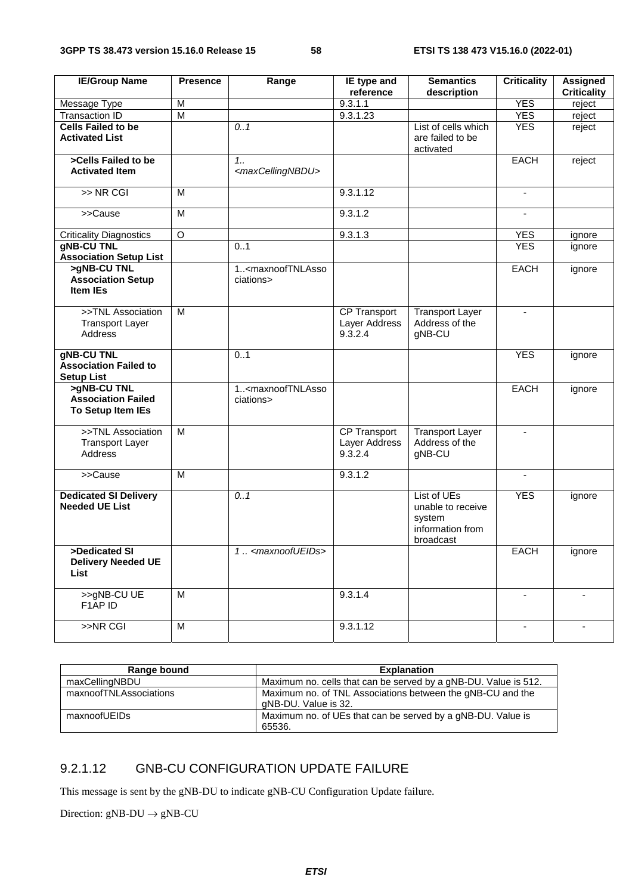| IE/Group Name | Presence | Range | IE type and reference | Semantics description | Criticality | Assigned Criticality |
|---|---|---|---|---|---|---|
| Message Type | M | | 9.3.1.1 | | YES | reject |
| Transaction ID | M | | 9.3.1.23 | | YES | reject |
| **Cells Failed to be Activated List** | | *0..1* | | List of cells which are failed to be activated | YES | reject |
| **>Cells Failed to be Activated Item** | | *1.. <maxCellingNBDU>* | | | EACH | reject |
| >> NR CGI | M | | 9.3.1.12 | | - | |
| >>Cause | M | | 9.3.1.2 | | - | |
| Criticality Diagnostics | O | | 9.3.1.3 | | YES | ignore |
| **gNB-CU TNL Association Setup List** | | 0..1 | | | YES | ignore |
| **>gNB-CU TNL Association Setup Item IEs** | | 1..<maxnoofTNLAssociations> | | | EACH | ignore |
| >>TNL Association Transport Layer Address | M | | CP Transport Layer Address 9.3.2.4 | Transport Layer Address of the gNB-CU | - | |
| **gNB-CU TNL Association Failed to Setup List** | | 0..1 | | | YES | ignore |
| **>gNB-CU TNL Association Failed To Setup Item IEs** | | 1..<maxnoofTNLAssociations> | | | EACH | ignore |
| >>TNL Association Transport Layer Address | M | | CP Transport Layer Address 9.3.2.4 | Transport Layer Address of the gNB-CU | - | |
| >>Cause | M | | 9.3.1.2 | | - | |
| **Dedicated SI Delivery Needed UE List** | | *0..1* | | List of UEs unable to receive system information from broadcast | YES | ignore |
| **>Dedicated SI Delivery Needed UE List** | | *1 .. <maxnoofUEIDs>* | | | EACH | ignore |
| >>gNB-CU UE F1AP ID | M | | 9.3.1.4 | | - | - |
| >>NR CGI | M | | 9.3.1.12 | | - | - |

| Range bound | Explanation |
|---|---|
| maxCellingNBDU | Maximum no. cells that can be served by a gNB-DU. Value is 512. |
| maxnoofTNLAssociations | Maximum no. of TNL Associations between the gNB-CU and the gNB-DU. Value is 32. |
| maxnoofUEIDs | Maximum no. of UEs that can be served by a gNB-DU. Value is 65536. |

### 9.2.1.12 GNB-CU CONFIGURATION UPDATE FAILURE

This message is sent by the gNB-DU to indicate gNB-CU Configuration Update failure.

Direction: gNB-DU → gNB-CU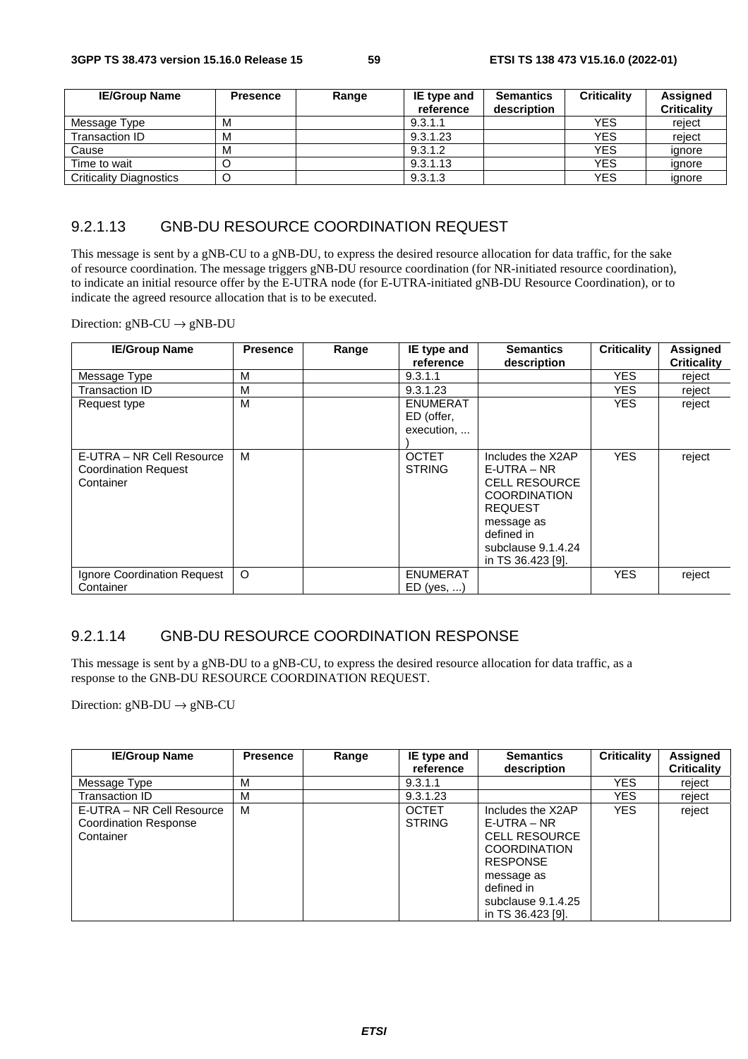| IE/Group Name | Presence | Range | IE type and reference | Semantics description | Criticality | Assigned Criticality |
|---|---|---|---|---|---|---|
| Message Type | M | | 9.3.1.1 | | YES | reject |
| Transaction ID | M | | 9.3.1.23 | | YES | reject |
| Cause | M | | 9.3.1.2 | | YES | ignore |
| Time to wait | O | | 9.3.1.13 | | YES | ignore |
| Criticality Diagnostics | O | | 9.3.1.3 | | YES | ignore |

### 9.2.1.13 GNB-DU RESOURCE COORDINATION REQUEST

This message is sent by a gNB-CU to a gNB-DU, to express the desired resource allocation for data traffic, for the sake of resource coordination. The message triggers gNB-DU resource coordination (for NR-initiated resource coordination), to indicate an initial resource offer by the E-UTRA node (for E-UTRA-initiated gNB-DU Resource Coordination), or to indicate the agreed resource allocation that is to be executed.

Direction: gNB-CU → gNB-DU

| IE/Group Name | Presence | Range | IE type and reference | Semantics description | Criticality | Assigned Criticality |
|---|---|---|---|---|---|---|
| Message Type | M | | 9.3.1.1 | | YES | reject |
| Transaction ID | M | | 9.3.1.23 | | YES | reject |
| Request type | M | | ENUMERATED (offer, execution, ...) | | YES | reject |
| E-UTRA – NR Cell Resource Coordination Request Container | M | | OCTET STRING | Includes the X2AP E-UTRA – NR CELL RESOURCE COORDINATION REQUEST message as defined in subclause 9.1.4.24 in TS 36.423 [9]. | YES | reject |
| Ignore Coordination Request Container | O | | ENUMERATED (yes, ...) | | YES | reject |

### 9.2.1.14 GNB-DU RESOURCE COORDINATION RESPONSE

This message is sent by a gNB-DU to a gNB-CU, to express the desired resource allocation for data traffic, as a response to the GNB-DU RESOURCE COORDINATION REQUEST.

Direction: gNB-DU → gNB-CU

| IE/Group Name | Presence | Range | IE type and reference | Semantics description | Criticality | Assigned Criticality |
|---|---|---|---|---|---|---|
| Message Type | M | | 9.3.1.1 | | YES | reject |
| Transaction ID | M | | 9.3.1.23 | | YES | reject |
| E-UTRA – NR Cell Resource Coordination Response Container | M | | OCTET STRING | Includes the X2AP E-UTRA – NR CELL RESOURCE COORDINATION RESPONSE message as defined in subclause 9.1.4.25 in TS 36.423 [9]. | YES | reject |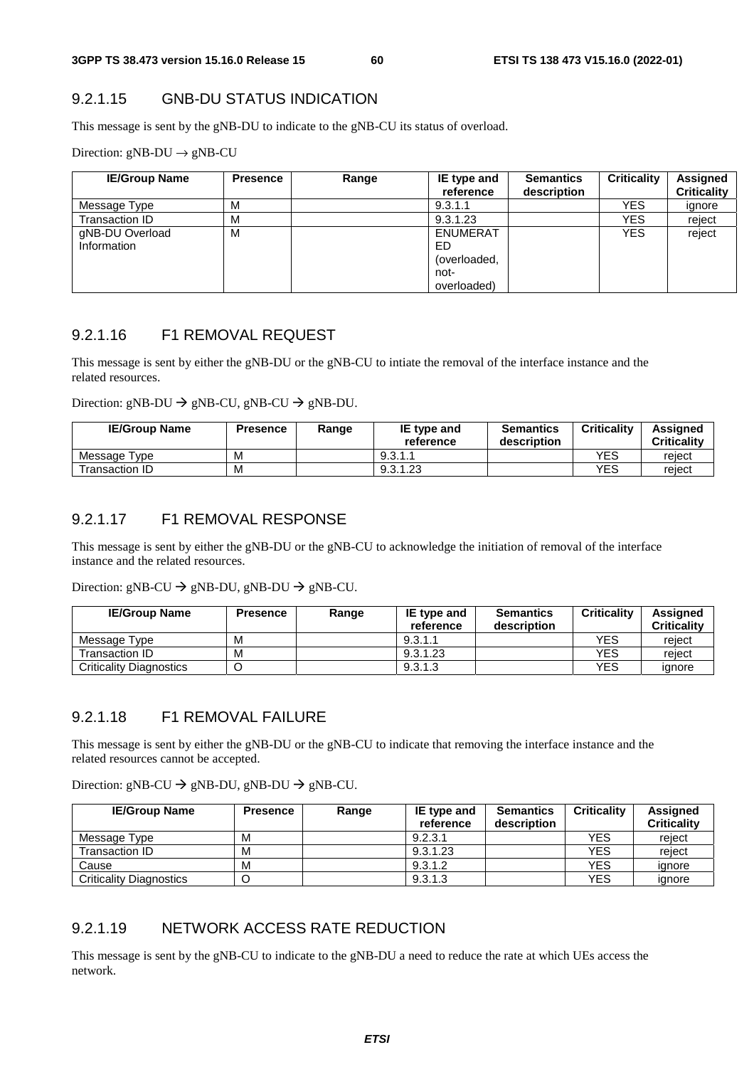### 9.2.1.15 GNB-DU STATUS INDICATION

This message is sent by the gNB-DU to indicate to the gNB-CU its status of overload.

Direction: gNB-DU → gNB-CU

| IE/Group Name | Presence | Range | IE type and reference | Semantics description | Criticality | Assigned Criticality |
|---|---|---|---|---|---|---|
| Message Type | M | | 9.3.1.1 | | YES | ignore |
| Transaction ID | M | | 9.3.1.23 | | YES | reject |
| gNB-DU Overload Information | M | | ENUMERATED (overloaded, not-overloaded) | | YES | reject |

### 9.2.1.16 F1 REMOVAL REQUEST

This message is sent by either the gNB-DU or the gNB-CU to intiate the removal of the interface instance and the related resources.

Direction: gNB-DU → gNB-CU, gNB-CU → gNB-DU.

| IE/Group Name | Presence | Range | IE type and reference | Semantics description | Criticality | Assigned Criticality |
|---|---|---|---|---|---|---|
| Message Type | M | | 9.3.1.1 | | YES | reject |
| Transaction ID | M | | 9.3.1.23 | | YES | reject |

### 9.2.1.17 F1 REMOVAL RESPONSE

This message is sent by either the gNB-DU or the gNB-CU to acknowledge the initiation of removal of the interface instance and the related resources.

Direction: gNB-CU → gNB-DU, gNB-DU → gNB-CU.

| IE/Group Name | Presence | Range | IE type and reference | Semantics description | Criticality | Assigned Criticality |
|---|---|---|---|---|---|---|
| Message Type | M | | 9.3.1.1 | | YES | reject |
| Transaction ID | M | | 9.3.1.23 | | YES | reject |
| Criticality Diagnostics | O | | 9.3.1.3 | | YES | ignore |

### 9.2.1.18 F1 REMOVAL FAILURE

This message is sent by either the gNB-DU or the gNB-CU to indicate that removing the interface instance and the related resources cannot be accepted.

Direction: gNB-CU → gNB-DU, gNB-DU → gNB-CU.

| IE/Group Name | Presence | Range | IE type and reference | Semantics description | Criticality | Assigned Criticality |
|---|---|---|---|---|---|---|
| Message Type | M | | 9.2.3.1 | | YES | reject |
| Transaction ID | M | | 9.3.1.23 | | YES | reject |
| Cause | M | | 9.3.1.2 | | YES | ignore |
| Criticality Diagnostics | O | | 9.3.1.3 | | YES | ignore |

### 9.2.1.19 NETWORK ACCESS RATE REDUCTION

This message is sent by the gNB-CU to indicate to the gNB-DU a need to reduce the rate at which UEs access the network.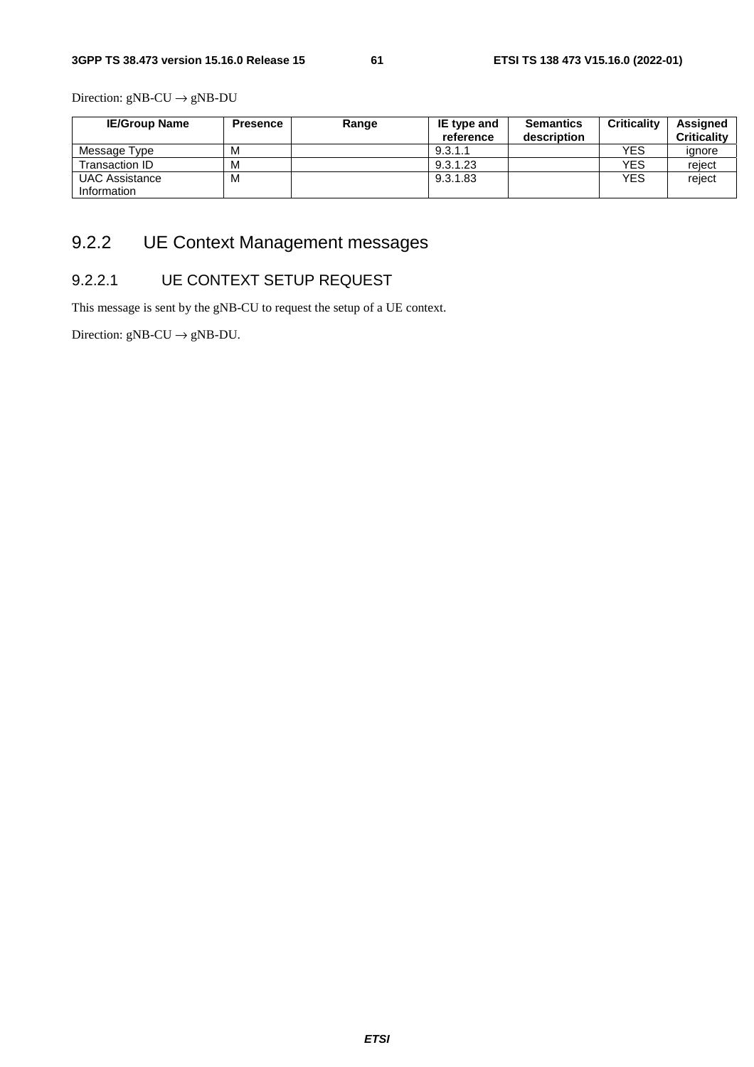Direction: gNB-CU → gNB-DU

| IE/Group Name | Presence | Range | IE type and reference | Semantics description | Criticality | Assigned Criticality |
|---|---|---|---|---|---|---|
| Message Type | M | | 9.3.1.1 | | YES | ignore |
| Transaction ID | M | | 9.3.1.23 | | YES | reject |
| UAC Assistance Information | M | | 9.3.1.83 | | YES | reject |

## 9.2.2 UE Context Management messages

### 9.2.2.1 UE CONTEXT SETUP REQUEST

This message is sent by the gNB-CU to request the setup of a UE context.

Direction: gNB-CU → gNB-DU.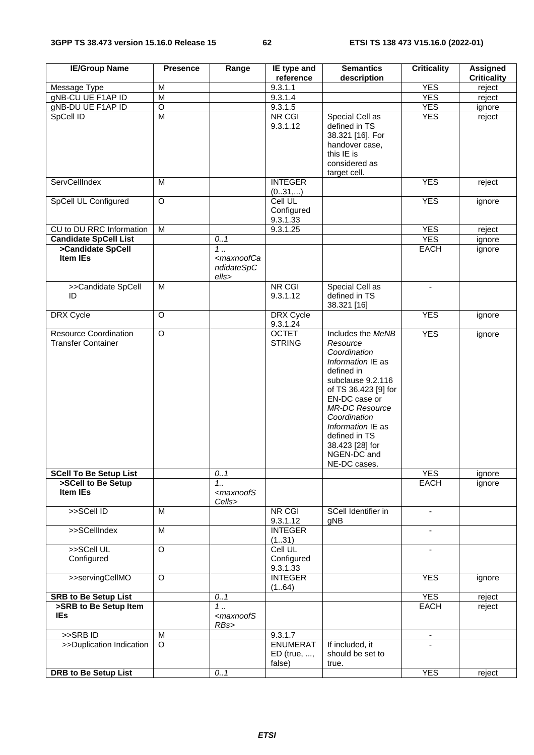| IE/Group Name | Presence | Range | IE type and reference | Semantics description | Criticality | Assigned Criticality |
|---|---|---|---|---|---|---|
| Message Type | M | | 9.3.1.1 | | YES | reject |
| gNB-CU UE F1AP ID | M | | 9.3.1.4 | | YES | reject |
| gNB-DU UE F1AP ID | O | | 9.3.1.5 | | YES | ignore |
| SpCell ID | M | | NR CGI 9.3.1.12 | Special Cell as defined in TS 38.321 [16]. For handover case, this IE is considered as target cell. | YES | reject |
| ServCellIndex | M | | INTEGER (0..31,...) | | YES | reject |
| SpCell UL Configured | O | | Cell UL Configured 9.3.1.33 | | YES | ignore |
| CU to DU RRC Information | M | | 9.3.1.25 | | YES | reject |
| **Candidate SpCell List** | | *0..1* | | | YES | ignore |
| **>Candidate SpCell Item IEs** | | *1 .. <maxnoofCandidateSpCells>* | | | EACH | ignore |
| >>Candidate SpCell ID | M | | NR CGI 9.3.1.12 | Special Cell as defined in TS 38.321 [16] | - | |
| DRX Cycle | O | | DRX Cycle 9.3.1.24 | | YES | ignore |
| Resource Coordination Transfer Container | O | | OCTET STRING | Includes the *MeNB Resource Coordination Information* IE as defined in subclause 9.2.116 of TS 36.423 [9] for EN-DC case or *MR-DC Resource Coordination Information* IE as defined in TS 38.423 [28] for NGEN-DC and NE-DC cases. | YES | ignore |
| **SCell To Be Setup List** | | *0..1* | | | YES | ignore |
| **>SCell to Be Setup Item IEs** | | *1.. <maxnoofSCells>* | | | EACH | ignore |
| >>SCell ID | M | | NR CGI 9.3.1.12 | SCell Identifier in gNB | - | |
| >>SCellIndex | M | | INTEGER (1..31) | | - | |
| >>SCell UL Configured | O | | Cell UL Configured 9.3.1.33 | | - | |
| >>servingCellMO | O | | INTEGER (1..64) | | YES | ignore |
| **SRB to Be Setup List** | | *0..1* | | | YES | reject |
| **>SRB to Be Setup Item IEs** | | *1 .. <maxnoofSRBs>* | | | EACH | reject |
| >>SRB ID | M | | 9.3.1.7 | | - | |
| >>Duplication Indication | O | | ENUMERATED (true, ..., false) | If included, it should be set to true. | - | |
| **DRB to Be Setup List** | | *0..1* | | | YES | reject |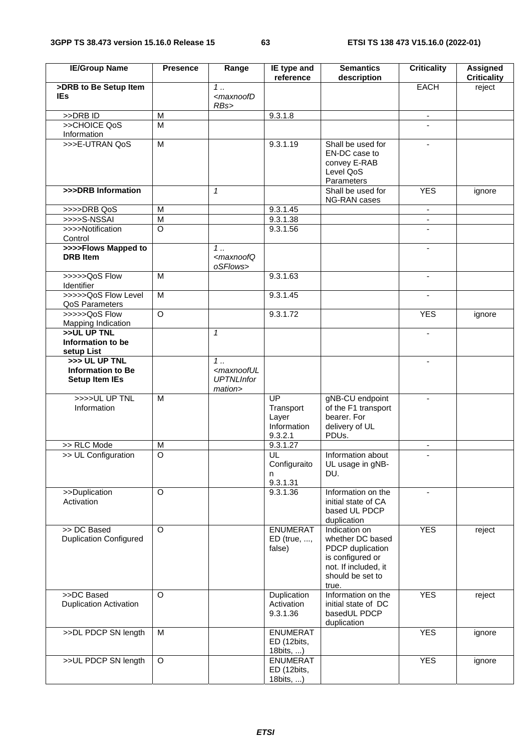| IE/Group Name | Presence | Range | IE type and reference | Semantics description | Criticality | Assigned Criticality |
|---|---|---|---|---|---|---|
| **>DRB to Be Setup Item IEs** | | *1 .. <maxnoofDRBs>* | | | EACH | reject |
| >>DRB ID | M | | 9.3.1.8 | | - | |
| >>CHOICE QoS Information | M | | | | - | |
| >>>E-UTRAN QoS | M | | 9.3.1.19 | Shall be used for EN-DC case to convey E-RAB Level QoS Parameters | - | |
| **>>>DRB Information** | | *1* | | Shall be used for NG-RAN cases | YES | ignore |
| >>>>DRB QoS | M | | 9.3.1.45 | | - | |
| >>>>S-NSSAI | M | | 9.3.1.38 | | - | |
| >>>>Notification Control | O | | 9.3.1.56 | | - | |
| **>>>>Flows Mapped to DRB Item** | | *1 .. <maxnoofQoSFlows>* | | | - | |
| >>>>>QoS Flow Identifier | M | | 9.3.1.63 | | - | |
| >>>>>QoS Flow Level QoS Parameters | M | | 9.3.1.45 | | - | |
| >>>>>QoS Flow Mapping Indication | O | | 9.3.1.72 | | YES | ignore |
| **>>UL UP TNL Information to be setup List** | | *1* | | | - | |
| **>>> UL UP TNL Information to Be Setup Item IEs** | | *1 .. <maxnoofULUPTNLInformation>* | | | - | |
| >>>>UL UP TNL Information | M | | UP Transport Layer Information 9.3.2.1 | gNB-CU endpoint of the F1 transport bearer. For delivery of UL PDUs. | - | |
| >> RLC Mode | M | | 9.3.1.27 | | - | |
| >> UL Configuration | O | | UL Configuraiton 9.3.1.31 | Information about UL usage in gNB-DU. | - | |
| >>Duplication Activation | O | | 9.3.1.36 | Information on the initial state of CA based UL PDCP duplication | - | |
| >> DC Based Duplication Configured | O | | ENUMERATED (true, ..., false) | Indication on whether DC based PDCP duplication is configured or not. If included, it should be set to true. | YES | reject |
| >>DC Based Duplication Activation | O | | Duplication Activation 9.3.1.36 | Information on the initial state of DC basedUL PDCP duplication | YES | reject |
| >>DL PDCP SN length | M | | ENUMERATED (12bits, 18bits, ...) | | YES | ignore |
| >>UL PDCP SN length | O | | ENUMERATED (12bits, 18bits, ...) | | YES | ignore |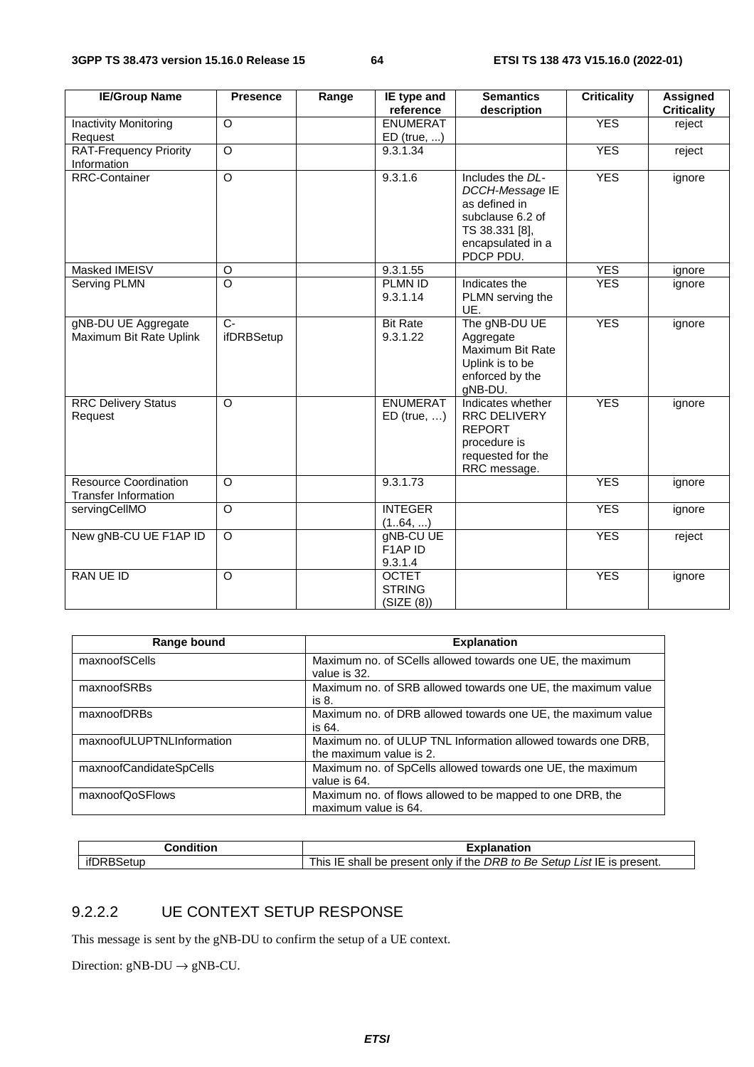| IE/Group Name | Presence | Range | IE type and reference | Semantics description | Criticality | Assigned Criticality |
|---|---|---|---|---|---|---|
| Inactivity Monitoring Request | O | | ENUMERATED (true, ...) | | YES | reject |
| RAT-Frequency Priority Information | O | | 9.3.1.34 | | YES | reject |
| RRC-Container | O | | 9.3.1.6 | Includes the *DL-DCCH-Message* IE as defined in subclause 6.2 of TS 38.331 [8], encapsulated in a PDCP PDU. | YES | ignore |
| Masked IMEISV | O | | 9.3.1.55 | | YES | ignore |
| Serving PLMN | O | | PLMN ID 9.3.1.14 | Indicates the PLMN serving the UE. | YES | ignore |
| gNB-DU UE Aggregate Maximum Bit Rate Uplink | C-ifDRBSetup | | Bit Rate 9.3.1.22 | The gNB-DU UE Aggregate Maximum Bit Rate Uplink is to be enforced by the gNB-DU. | YES | ignore |
| RRC Delivery Status Request | O | | ENUMERATED (true, …) | Indicates whether RRC DELIVERY REPORT procedure is requested for the RRC message. | YES | ignore |
| Resource Coordination Transfer Information | O | | 9.3.1.73 | | YES | ignore |
| servingCellMO | O | | INTEGER (1..64, ...) | | YES | ignore |
| New gNB-CU UE F1AP ID | O | | gNB-CU UE F1AP ID 9.3.1.4 | | YES | reject |
| RAN UE ID | O | | OCTET STRING (SIZE (8)) | | YES | ignore |

| Range bound | Explanation |
|---|---|
| maxnoofSCells | Maximum no. of SCells allowed towards one UE, the maximum value is 32. |
| maxnoofSRBs | Maximum no. of SRB allowed towards one UE, the maximum value is 8. |
| maxnoofDRBs | Maximum no. of DRB allowed towards one UE, the maximum value is 64. |
| maxnoofULUPTNLInformation | Maximum no. of ULUP TNL Information allowed towards one DRB, the maximum value is 2. |
| maxnoofCandidateSpCells | Maximum no. of SpCells allowed towards one UE, the maximum value is 64. |
| maxnoofQoSFlows | Maximum no. of flows allowed to be mapped to one DRB, the maximum value is 64. |

| Condition | Explanation |
|---|---|
| ifDRBSetup | This IE shall be present only if the *DRB to Be Setup List* IE is present. |

### 9.2.2.2 UE CONTEXT SETUP RESPONSE

This message is sent by the gNB-DU to confirm the setup of a UE context.

Direction: gNB-DU → gNB-CU.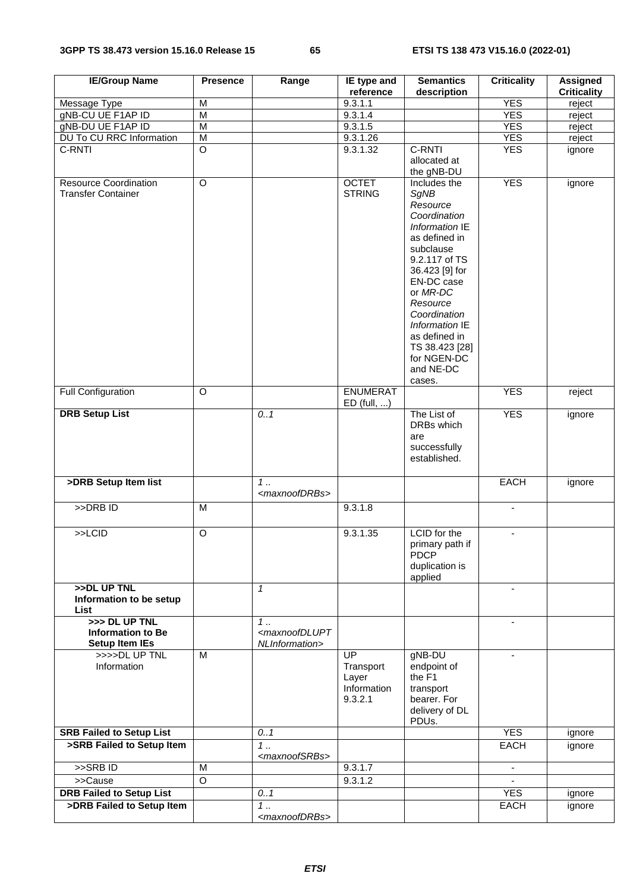| IE/Group Name | Presence | Range | IE type and reference | Semantics description | Criticality | Assigned Criticality |
|---|---|---|---|---|---|---|
| Message Type | M | | 9.3.1.1 | | YES | reject |
| gNB-CU UE F1AP ID | M | | 9.3.1.4 | | YES | reject |
| gNB-DU UE F1AP ID | M | | 9.3.1.5 | | YES | reject |
| DU To CU RRC Information | M | | 9.3.1.26 | | YES | reject |
| C-RNTI | O | | 9.3.1.32 | C-RNTI allocated at the gNB-DU | YES | ignore |
| Resource Coordination Transfer Container | O | | OCTET STRING | Includes the *SgNB Resource Coordination Information* IE as defined in subclause 9.2.117 of TS 36.423 [9] for EN-DC case or *MR-DC Resource Coordination Information* IE as defined in TS 38.423 [28] for NGEN-DC and NE-DC cases. | YES | ignore |
| Full Configuration | O | | ENUMERATED (full, ...) | | YES | reject |
| **DRB Setup List** | | *0..1* | | The List of DRBs which are successfully established. | YES | ignore |
| **>DRB Setup Item list** | | *1 .. <maxnoofDRBs>* | | | EACH | ignore |
| >>DRB ID | M | | 9.3.1.8 | | - | |
| >>LCID | O | | 9.3.1.35 | LCID for the primary path if PDCP duplication is applied | - | |
| **>>DL UP TNL Information to be setup List** | | *1* | | | - | |
| **>>> DL UP TNL Information to Be Setup Item IEs** | | *1 .. <maxnoofDLUPTNLInformation>* | | | - | |
| >>>>DL UP TNL Information | M | | UP Transport Layer Information 9.3.2.1 | gNB-DU endpoint of the F1 transport bearer. For delivery of DL PDUs. | - | |
| **SRB Failed to Setup List** | | *0..1* | | | YES | ignore |
| **>SRB Failed to Setup Item** | | *1 .. <maxnoofSRBs>* | | | EACH | ignore |
| >>SRB ID | M | | 9.3.1.7 | | - | |
| >>Cause | O | | 9.3.1.2 | | - | |
| **DRB Failed to Setup List** | | *0..1* | | | YES | ignore |
| **>DRB Failed to Setup Item** | | *1 .. <maxnoofDRBs>* | | | EACH | ignore |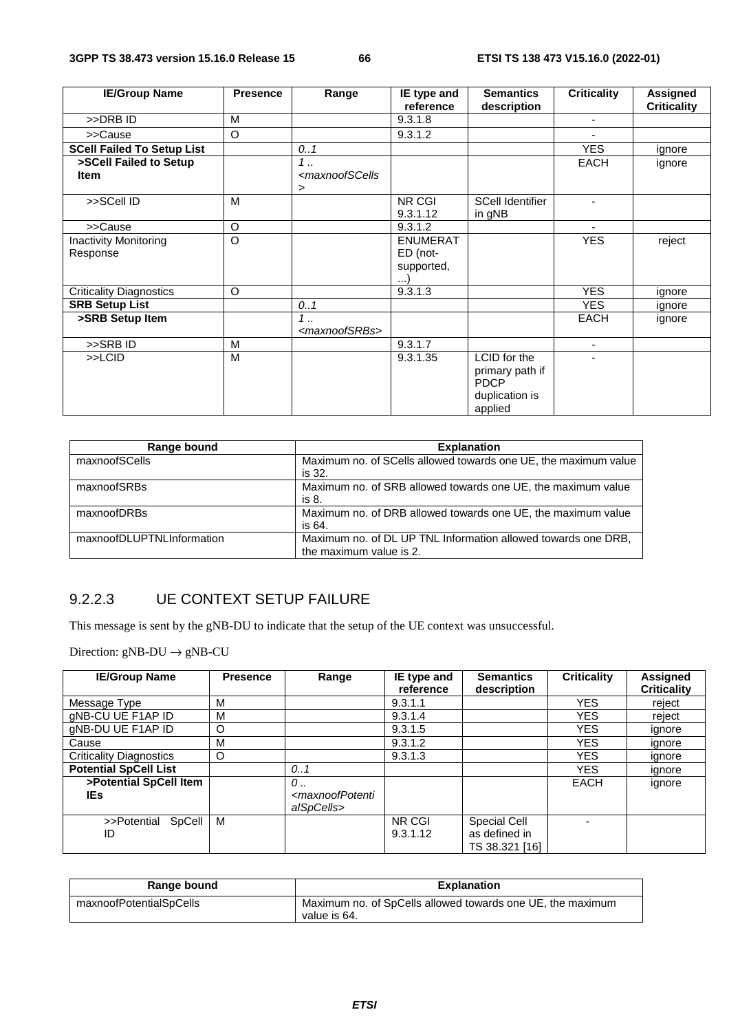| IE/Group Name | Presence | Range | IE type and reference | Semantics description | Criticality | Assigned Criticality |
|---|---|---|---|---|---|---|
| >>DRB ID | M | | 9.3.1.8 | | - | |
| >>Cause | O | | 9.3.1.2 | | - | |
| **SCell Failed To Setup List** | | *0..1* | | | YES | ignore |
| **>SCell Failed to Setup Item** | | *1 .. <maxnoofSCells>* | | | EACH | ignore |
| >>SCell ID | M | | NR CGI 9.3.1.12 | SCell Identifier in gNB | - | |
| >>Cause | O | | 9.3.1.2 | | - | |
| Inactivity Monitoring Response | O | | ENUMERATED (not-supported, ...) | | YES | reject |
| Criticality Diagnostics | O | | 9.3.1.3 | | YES | ignore |
| **SRB Setup List** | | *0..1* | | | YES | ignore |
| **>SRB Setup Item** | | *1 .. <maxnoofSRBs>* | | | EACH | ignore |
| >>SRB ID | M | | 9.3.1.7 | | - | |
| >>LCID | M | | 9.3.1.35 | LCID for the primary path if PDCP duplication is applied | - | |

| Range bound | Explanation |
|---|---|
| maxnoofSCells | Maximum no. of SCells allowed towards one UE, the maximum value is 32. |
| maxnoofSRBs | Maximum no. of SRB allowed towards one UE, the maximum value is 8. |
| maxnoofDRBs | Maximum no. of DRB allowed towards one UE, the maximum value is 64. |
| maxnoofDLUPTNLInformation | Maximum no. of DL UP TNL Information allowed towards one DRB, the maximum value is 2. |

### 9.2.2.3 UE CONTEXT SETUP FAILURE

This message is sent by the gNB-DU to indicate that the setup of the UE context was unsuccessful.

Direction: gNB-DU → gNB-CU

| IE/Group Name | Presence | Range | IE type and reference | Semantics description | Criticality | Assigned Criticality |
|---|---|---|---|---|---|---|
| Message Type | M | | 9.3.1.1 | | YES | reject |
| gNB-CU UE F1AP ID | M | | 9.3.1.4 | | YES | reject |
| gNB-DU UE F1AP ID | O | | 9.3.1.5 | | YES | ignore |
| Cause | M | | 9.3.1.2 | | YES | ignore |
| Criticality Diagnostics | O | | 9.3.1.3 | | YES | ignore |
| **Potential SpCell List** | | *0..1* | | | YES | ignore |
| **>Potential SpCell Item IEs** | | *0 .. <maxnoofPotentialSpCells>* | | | EACH | ignore |
| >>Potential SpCell ID | M | | NR CGI 9.3.1.12 | Special Cell as defined in TS 38.321 [16] | - | |

| Range bound | Explanation |
|---|---|
| maxnoofPotentialSpCells | Maximum no. of SpCells allowed towards one UE, the maximum value is 64. |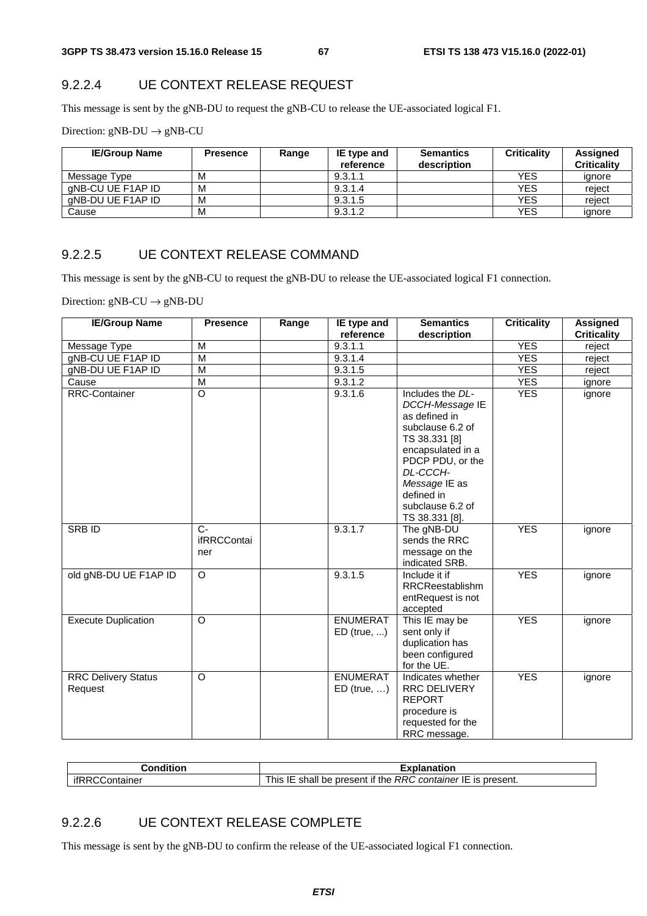### 9.2.2.4 UE CONTEXT RELEASE REQUEST

This message is sent by the gNB-DU to request the gNB-CU to release the UE-associated logical F1.

Direction: gNB-DU → gNB-CU

| IE/Group Name | Presence | Range | IE type and reference | Semantics description | Criticality | Assigned Criticality |
|---|---|---|---|---|---|---|
| Message Type | M | | 9.3.1.1 | | YES | ignore |
| gNB-CU UE F1AP ID | M | | 9.3.1.4 | | YES | reject |
| gNB-DU UE F1AP ID | M | | 9.3.1.5 | | YES | reject |
| Cause | M | | 9.3.1.2 | | YES | ignore |

### 9.2.2.5 UE CONTEXT RELEASE COMMAND

This message is sent by the gNB-CU to request the gNB-DU to release the UE-associated logical F1 connection.

Direction: gNB-CU → gNB-DU

| IE/Group Name | Presence | Range | IE type and reference | Semantics description | Criticality | Assigned Criticality |
|---|---|---|---|---|---|---|
| Message Type | M | | 9.3.1.1 | | YES | reject |
| gNB-CU UE F1AP ID | M | | 9.3.1.4 | | YES | reject |
| gNB-DU UE F1AP ID | M | | 9.3.1.5 | | YES | reject |
| Cause | M | | 9.3.1.2 | | YES | ignore |
| RRC-Container | O | | 9.3.1.6 | Includes the *DL-DCCH-Message* IE as defined in subclause 6.2 of TS 38.331 [8] encapsulated in a PDCP PDU, or the *DL-CCCH-Message* IE as defined in subclause 6.2 of TS 38.331 [8]. | YES | ignore |
| SRB ID | C-ifRRCContainer | | 9.3.1.7 | The gNB-DU sends the RRC message on the indicated SRB. | YES | ignore |
| old gNB-DU UE F1AP ID | O | | 9.3.1.5 | Include it if RRCReestablishmentRequest is not accepted | YES | ignore |
| Execute Duplication | O | | ENUMERATED (true, ...) | This IE may be sent only if duplication has been configured for the UE. | YES | ignore |
| RRC Delivery Status Request | O | | ENUMERATED (true, …) | Indicates whether RRC DELIVERY REPORT procedure is requested for the RRC message. | YES | ignore |

| Condition | Explanation |
|---|---|
| ifRRCContainer | This IE shall be present if the *RRC container* IE is present. |

### 9.2.2.6 UE CONTEXT RELEASE COMPLETE

This message is sent by the gNB-DU to confirm the release of the UE-associated logical F1 connection.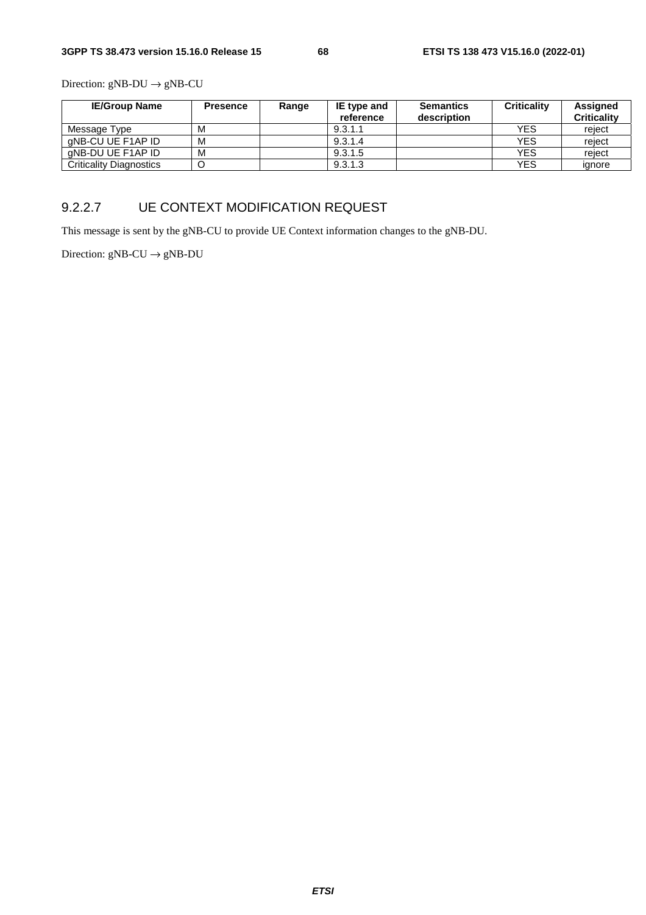Direction: gNB-DU → gNB-CU

| IE/Group Name | Presence | Range | IE type and reference | Semantics description | Criticality | Assigned Criticality |
|---|---|---|---|---|---|---|
| Message Type | M | | 9.3.1.1 | | YES | reject |
| gNB-CU UE F1AP ID | M | | 9.3.1.4 | | YES | reject |
| gNB-DU UE F1AP ID | M | | 9.3.1.5 | | YES | reject |
| Criticality Diagnostics | O | | 9.3.1.3 | | YES | ignore |

### 9.2.2.7 UE CONTEXT MODIFICATION REQUEST

This message is sent by the gNB-CU to provide UE Context information changes to the gNB-DU.

Direction: gNB-CU → gNB-DU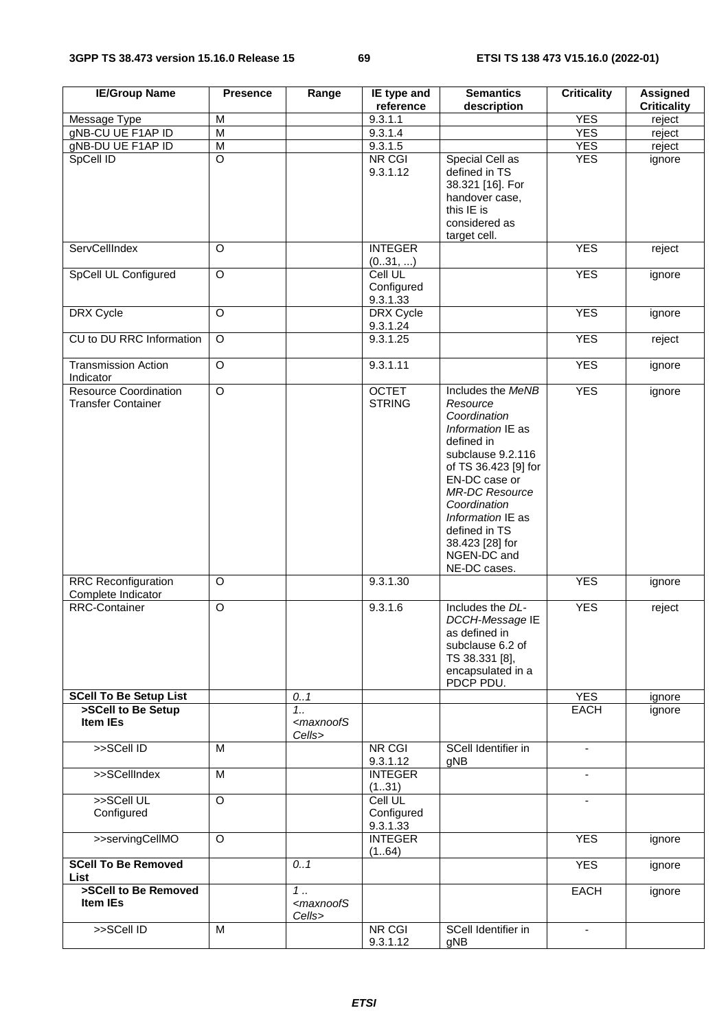| IE/Group Name | Presence | Range | IE type and reference | Semantics description | Criticality | Assigned Criticality |
|---|---|---|---|---|---|---|
| Message Type | M | | 9.3.1.1 | | YES | reject |
| gNB-CU UE F1AP ID | M | | 9.3.1.4 | | YES | reject |
| gNB-DU UE F1AP ID | M | | 9.3.1.5 | | YES | reject |
| SpCell ID | O | | NR CGI 9.3.1.12 | Special Cell as defined in TS 38.321 [16]. For handover case, this IE is considered as target cell. | YES | ignore |
| ServCellIndex | O | | INTEGER (0..31, ...) | | YES | reject |
| SpCell UL Configured | O | | Cell UL Configured 9.3.1.33 | | YES | ignore |
| DRX Cycle | O | | DRX Cycle 9.3.1.24 | | YES | ignore |
| CU to DU RRC Information | O | | 9.3.1.25 | | YES | reject |
| Transmission Action Indicator | O | | 9.3.1.11 | | YES | ignore |
| Resource Coordination Transfer Container | O | | OCTET STRING | Includes the *MeNB Resource Coordination Information* IE as defined in subclause 9.2.116 of TS 36.423 [9] for EN-DC case or *MR-DC Resource Coordination Information* IE as defined in TS 38.423 [28] for NGEN-DC and NE-DC cases. | YES | ignore |
| RRC Reconfiguration Complete Indicator | O | | 9.3.1.30 | | YES | ignore |
| RRC-Container | O | | 9.3.1.6 | Includes the *DL-DCCH-Message* IE as defined in subclause 6.2 of TS 38.331 [8], encapsulated in a PDCP PDU. | YES | reject |
| **SCell To Be Setup List** | | *0..1* | | | YES | ignore |
| **>SCell to Be Setup Item IEs** | | *1..<maxnoofSCells>* | | | EACH | ignore |
| >>SCell ID | M | | NR CGI 9.3.1.12 | SCell Identifier in gNB | - | |
| >>SCellIndex | M | | INTEGER (1..31) | | - | |
| >>SCell UL Configured | O | | Cell UL Configured 9.3.1.33 | | - | |
| >>servingCellMO | O | | INTEGER (1..64) | | YES | ignore |
| **SCell To Be Removed List** | | *0..1* | | | YES | ignore |
| **>SCell to Be Removed Item IEs** | | *1 .. <maxnoofSCells>* | | | EACH | ignore |
| >>SCell ID | M | | NR CGI 9.3.1.12 | SCell Identifier in gNB | - | |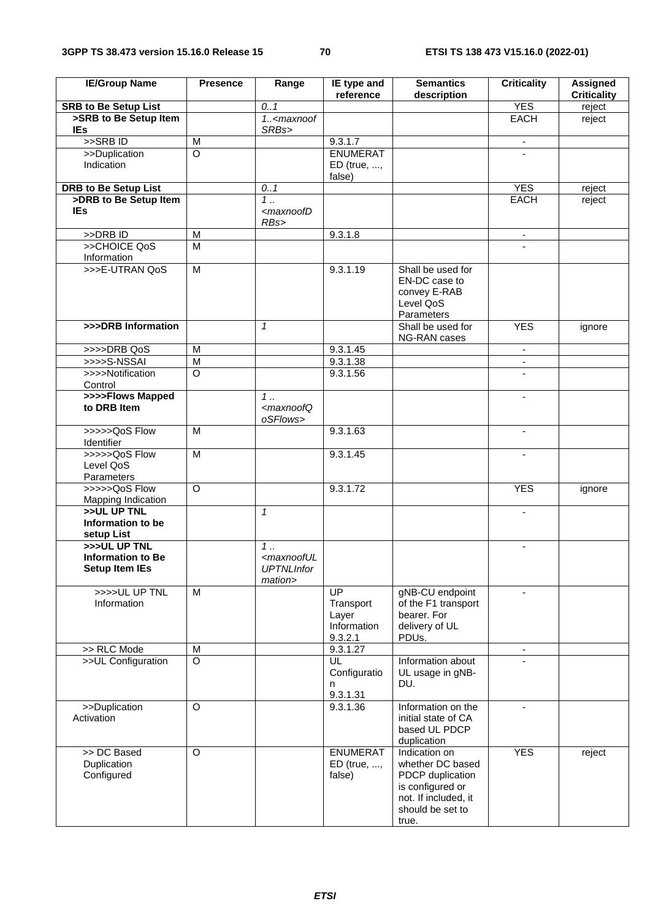| IE/Group Name | Presence | Range | IE type and reference | Semantics description | Criticality | Assigned Criticality |
|---|---|---|---|---|---|---|
| **SRB to Be Setup List** | | *0..1* | | | YES | reject |
| **>SRB to Be Setup Item IEs** | | *1..<maxnoofSRBs>* | | | EACH | reject |
| >>SRB ID | M | | 9.3.1.7 | | - | |
| >>Duplication Indication | O | | ENUMERATED (true, ..., false) | | - | |
| **DRB to Be Setup List** | | *0..1* | | | YES | reject |
| **>DRB to Be Setup Item IEs** | | *1 .. <maxnoofDRBs>* | | | EACH | reject |
| >>DRB ID | M | | 9.3.1.8 | | - | |
| >>CHOICE QoS Information | M | | | | - | |
| >>>E-UTRAN QoS | M | | 9.3.1.19 | Shall be used for EN-DC case to convey E-RAB Level QoS Parameters | | |
| **>>>DRB Information** | | *1* | | Shall be used for NG-RAN cases | YES | ignore |
| >>>>DRB QoS | M | | 9.3.1.45 | | - | |
| >>>>S-NSSAI | M | | 9.3.1.38 | | - | |
| >>>>Notification Control | O | | 9.3.1.56 | | - | |
| **>>>>Flows Mapped to DRB Item** | | *1 .. <maxnoofQoSFlows>* | | | - | |
| >>>>>QoS Flow Identifier | M | | 9.3.1.63 | | - | |
| >>>>>QoS Flow Level QoS Parameters | M | | 9.3.1.45 | | - | |
| >>>>>QoS Flow Mapping Indication | O | | 9.3.1.72 | | YES | ignore |
| **>>UL UP TNL Information to be setup List** | | *1* | | | - | |
| **>>>UL UP TNL Information to Be Setup Item IEs** | | *1 .. <maxnoofULUPTNLInformation>* | | | - | |
| >>>>UL UP TNL Information | M | | UP Transport Layer Information 9.3.2.1 | gNB-CU endpoint of the F1 transport bearer. For delivery of UL PDUs. | - | |
| >> RLC Mode | M | | 9.3.1.27 | | - | |
| >>UL Configuration | O | | UL Configuration 9.3.1.31 | Information about UL usage in gNB-DU. | - | |
| >>Duplication Activation | O | | 9.3.1.36 | Information on the initial state of CA based UL PDCP duplication | - | |
| >> DC Based Duplication Configured | O | | ENUMERATED (true, ..., false) | Indication on whether DC based PDCP duplication is configured or not. If included, it should be set to true. | YES | reject |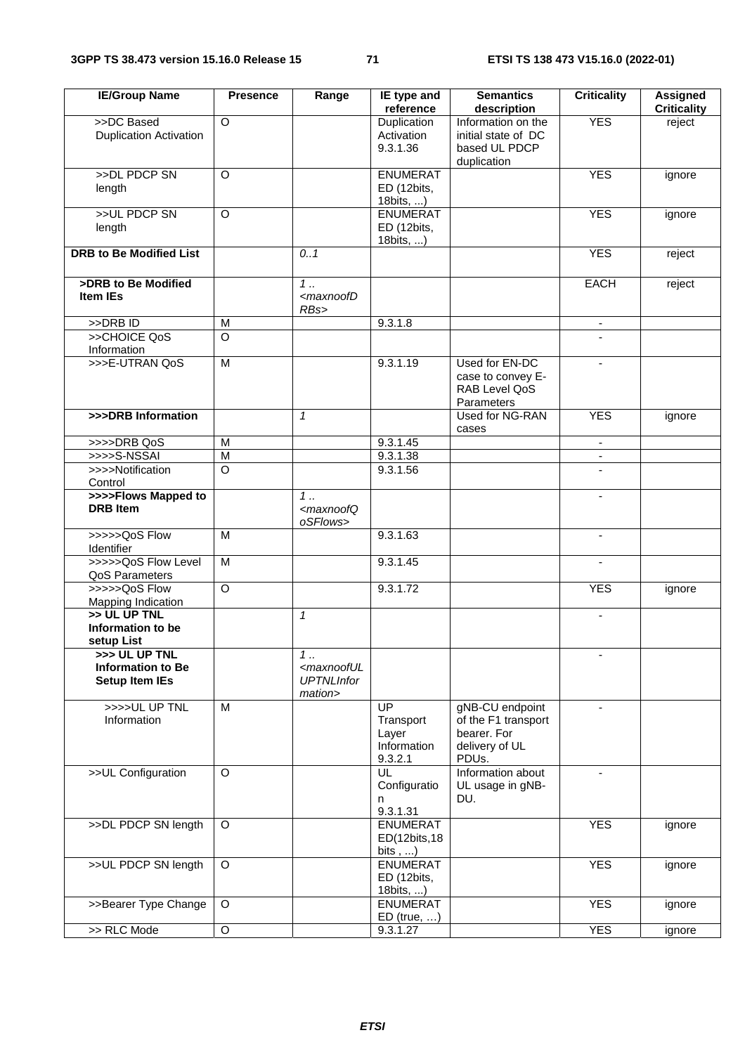| IE/Group Name | Presence | Range | IE type and reference | Semantics description | Criticality | Assigned Criticality |
|---|---|---|---|---|---|---|
| >>DC Based Duplication Activation | O | | Duplication Activation 9.3.1.36 | Information on the initial state of DC based UL PDCP duplication | YES | reject |
| >>DL PDCP SN length | O | | ENUMERATED (12bits, 18bits, ...) | | YES | ignore |
| >>UL PDCP SN length | O | | ENUMERATED (12bits, 18bits, ...) | | YES | ignore |
| **DRB to Be Modified List** | | *0..1* | | | YES | reject |
| **>DRB to Be Modified Item IEs** | | *1 .. <maxnoofDRBs>* | | | EACH | reject |
| >>DRB ID | M | | 9.3.1.8 | | - | |
| >>CHOICE QoS Information | O | | | | - | |
| >>>E-UTRAN QoS | M | | 9.3.1.19 | Used for EN-DC case to convey E-RAB Level QoS Parameters | - | |
| **>>>DRB Information** | | *1* | | Used for NG-RAN cases | YES | ignore |
| >>>>DRB QoS | M | | 9.3.1.45 | | - | |
| >>>>S-NSSAI | M | | 9.3.1.38 | | - | |
| >>>>Notification Control | O | | 9.3.1.56 | | - | |
| **>>>>Flows Mapped to DRB Item** | | *1 .. <maxnoofQoSFlows>* | | | - | |
| >>>>>QoS Flow Identifier | M | | 9.3.1.63 | | - | |
| >>>>>QoS Flow Level QoS Parameters | M | | 9.3.1.45 | | - | |
| >>>>>QoS Flow Mapping Indication | O | | 9.3.1.72 | | YES | ignore |
| **>> UL UP TNL Information to be setup List** | | *1* | | | - | |
| **>>> UL UP TNL Information to Be Setup Item IEs** | | *1 .. <maxnoofULUPTNLInformation>* | | | - | |
| >>>>UL UP TNL Information | M | | UP Transport Layer Information 9.3.2.1 | gNB-CU endpoint of the F1 transport bearer. For delivery of UL PDUs. | - | |
| >>UL Configuration | O | | UL Configuration 9.3.1.31 | Information about UL usage in gNB-DU. | - | |
| >>DL PDCP SN length | O | | ENUMERATED(12bits,18bits , ...) | | YES | ignore |
| >>UL PDCP SN length | O | | ENUMERATED (12bits, 18bits, ...) | | YES | ignore |
| >>Bearer Type Change | O | | ENUMERATED (true, …) | | YES | ignore |
| >> RLC Mode | O | | 9.3.1.27 | | YES | ignore |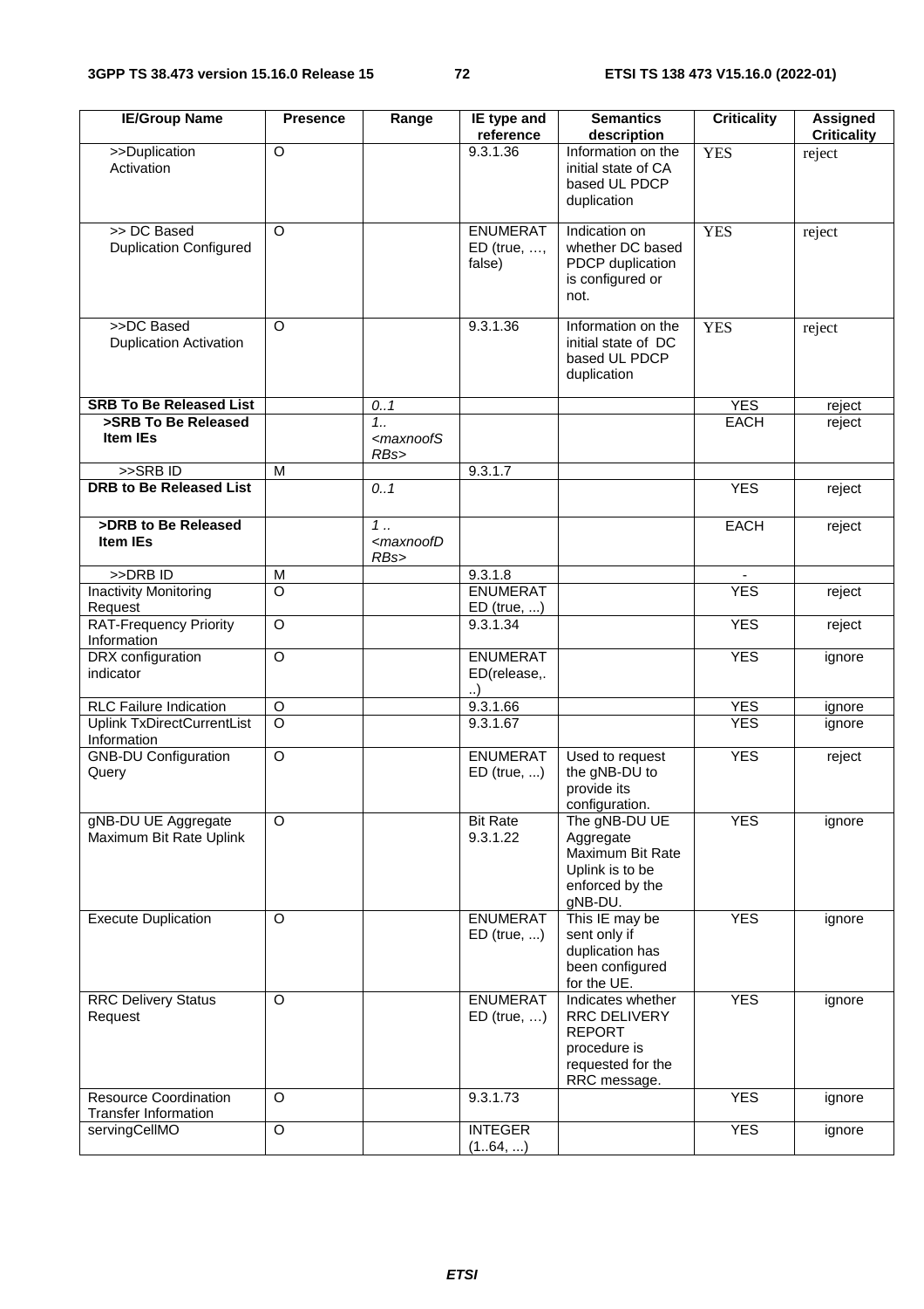| IE/Group Name | Presence | Range | IE type and reference | Semantics description | Criticality | Assigned Criticality |
|---|---|---|---|---|---|---|
| >>Duplication Activation | O | | 9.3.1.36 | Information on the initial state of CA based UL PDCP duplication | YES | reject |
| >> DC Based Duplication Configured | O | | ENUMERATED (true, …, false) | Indication on whether DC based PDCP duplication is configured or not. | YES | reject |
| >>DC Based Duplication Activation | O | | 9.3.1.36 | Information on the initial state of DC based UL PDCP duplication | YES | reject |
| **SRB To Be Released List** | | *0..1* | | | YES | reject |
| **>SRB To Be Released Item IEs** | | *1..<maxnoofSRBs>* | | | EACH | reject |
| >>SRB ID | M | | 9.3.1.7 | | | |
| **DRB to Be Released List** | | *0..1* | | | YES | reject |
| **>DRB to Be Released Item IEs** | | *1 .. <maxnoofDRBs>* | | | EACH | reject |
| >>DRB ID | M | | 9.3.1.8 | | - | |
| Inactivity Monitoring Request | O | | ENUMERATED (true, ...) | | YES | reject |
| RAT-Frequency Priority Information | O | | 9.3.1.34 | | YES | reject |
| DRX configuration indicator | O | | ENUMERATED(release,...) | | YES | ignore |
| RLC Failure Indication | O | | 9.3.1.66 | | YES | ignore |
| Uplink TxDirectCurrentList Information | O | | 9.3.1.67 | | YES | ignore |
| GNB-DU Configuration Query | O | | ENUMERATED (true, ...) | Used to request the gNB-DU to provide its configuration. | YES | reject |
| gNB-DU UE Aggregate Maximum Bit Rate Uplink | O | | Bit Rate 9.3.1.22 | The gNB-DU UE Aggregate Maximum Bit Rate Uplink is to be enforced by the gNB-DU. | YES | ignore |
| Execute Duplication | O | | ENUMERATED (true, ...) | This IE may be sent only if duplication has been configured for the UE. | YES | ignore |
| RRC Delivery Status Request | O | | ENUMERATED (true, …) | Indicates whether RRC DELIVERY REPORT procedure is requested for the RRC message. | YES | ignore |
| Resource Coordination Transfer Information | O | | 9.3.1.73 | | YES | ignore |
| servingCellMO | O | | INTEGER (1..64, ...) | | YES | ignore |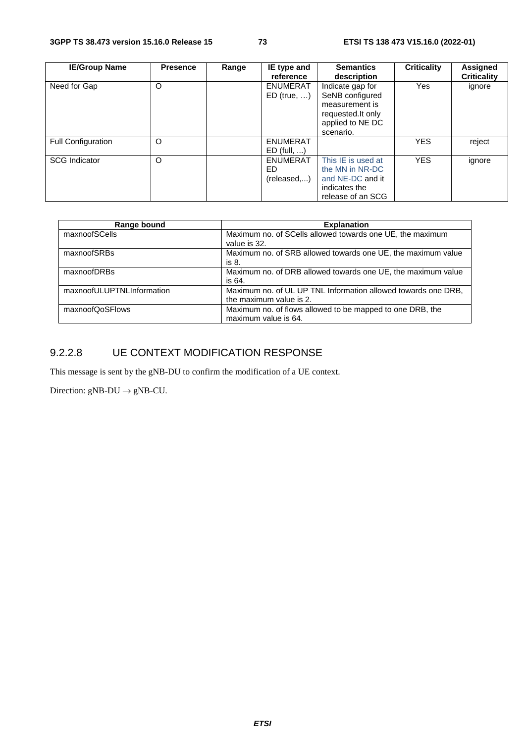| IE/Group Name | Presence | Range | IE type and reference | Semantics description | Criticality | Assigned Criticality |
|---|---|---|---|---|---|---|
| Need for Gap | O | | ENUMERATED (true, …) | Indicate gap for SeNB configured measurement is requested.It only applied to NE DC scenario. | Yes | ignore |
| Full Configuration | O | | ENUMERATED (full, ...) | | YES | reject |
| SCG Indicator | O | | ENUMERATED (released,...) | This IE is used at the MN in NR-DC and NE-DC and it indicates the release of an SCG | YES | ignore |

| Range bound | Explanation |
|---|---|
| maxnoofSCells | Maximum no. of SCells allowed towards one UE, the maximum value is 32. |
| maxnoofSRBs | Maximum no. of SRB allowed towards one UE, the maximum value is 8. |
| maxnoofDRBs | Maximum no. of DRB allowed towards one UE, the maximum value is 64. |
| maxnoofULUPTNLInformation | Maximum no. of UL UP TNL Information allowed towards one DRB, the maximum value is 2. |
| maxnoofQoSFlows | Maximum no. of flows allowed to be mapped to one DRB, the maximum value is 64. |

### 9.2.2.8 UE CONTEXT MODIFICATION RESPONSE

This message is sent by the gNB-DU to confirm the modification of a UE context.

Direction: gNB-DU → gNB-CU.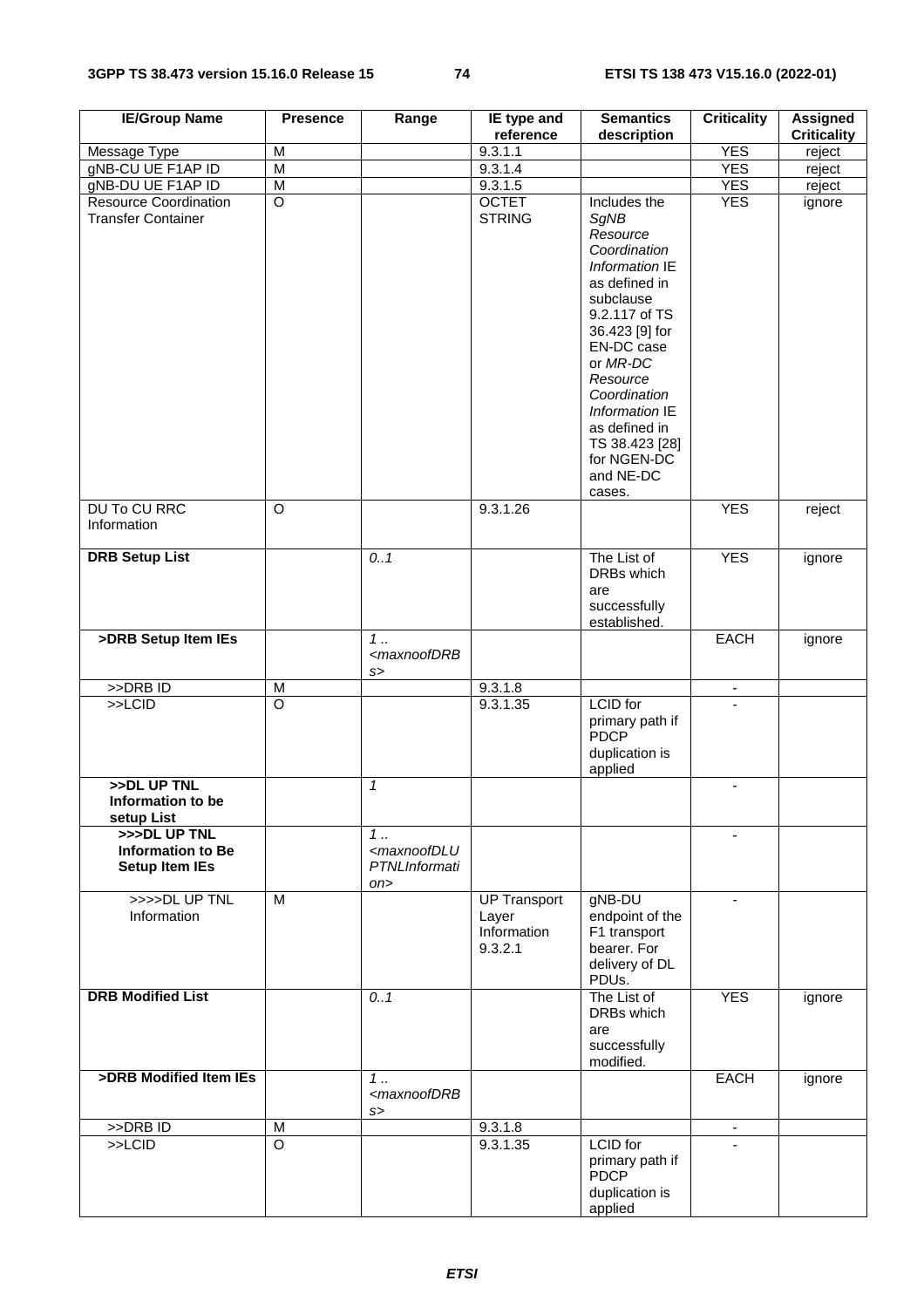| IE/Group Name | Presence | Range | IE type and reference | Semantics description | Criticality | Assigned Criticality |
|---|---|---|---|---|---|---|
| Message Type | M | | 9.3.1.1 | | YES | reject |
| gNB-CU UE F1AP ID | M | | 9.3.1.4 | | YES | reject |
| gNB-DU UE F1AP ID | M | | 9.3.1.5 | | YES | reject |
| Resource Coordination Transfer Container | O | | OCTET STRING | Includes the *SgNB Resource Coordination Information* IE as defined in subclause 9.2.117 of TS 36.423 [9] for EN-DC case or *MR-DC Resource Coordination Information* IE as defined in TS 38.423 [28] for NGEN-DC and NE-DC cases. | YES | ignore |
| DU To CU RRC Information | O | | 9.3.1.26 | | YES | reject |
| **DRB Setup List** | | *0..1* | | The List of DRBs which are successfully established. | YES | ignore |
| **>DRB Setup Item IEs** | | *1 .. <maxnoofDRBs>* | | | EACH | ignore |
| >>DRB ID | M | | 9.3.1.8 | | - | |
| >>LCID | O | | 9.3.1.35 | LCID for primary path if PDCP duplication is applied | - | |
| **>>DL UP TNL Information to be setup List** | | *1* | | | - | |
| **>>>DL UP TNL Information to Be Setup Item IEs** | | *1 .. <maxnoofDLUPTNLInformation>* | | | - | |
| >>>>DL UP TNL Information | M | | UP Transport Layer Information 9.3.2.1 | gNB-DU endpoint of the F1 transport bearer. For delivery of DL PDUs. | - | |
| **DRB Modified List** | | *0..1* | | The List of DRBs which are successfully modified. | YES | ignore |
| **>DRB Modified Item IEs** | | *1 .. <maxnoofDRBs>* | | | EACH | ignore |
| >>DRB ID | M | | 9.3.1.8 | | - | |
| >>LCID | O | | 9.3.1.35 | LCID for primary path if PDCP duplication is applied | - | |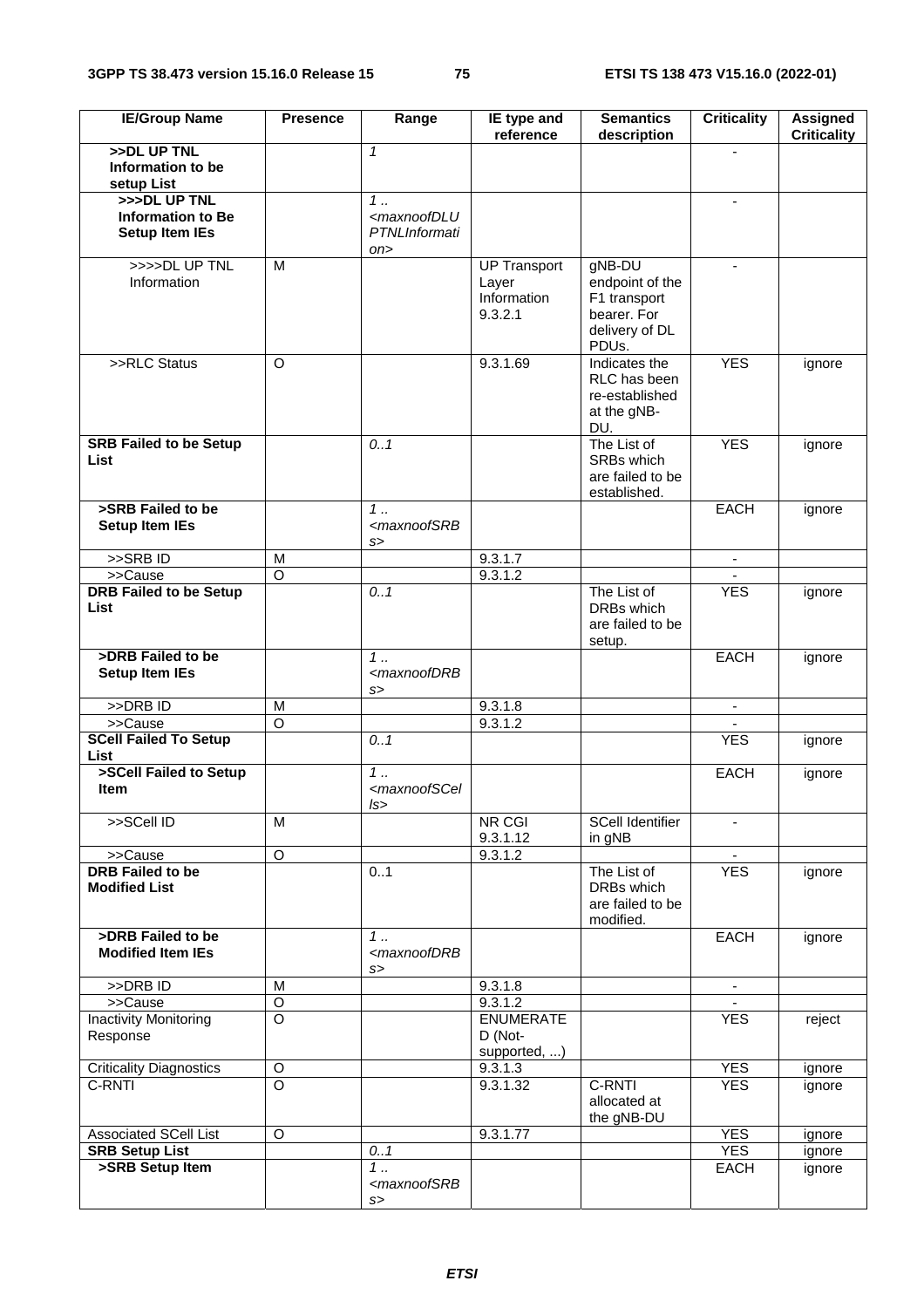| IE/Group Name | Presence | Range | IE type and reference | Semantics description | Criticality | Assigned Criticality |
|---|---|---|---|---|---|---|
| **>>DL UP TNL Information to be setup List** | | *1* | | | - | |
| **>>>DL UP TNL Information to Be Setup Item IEs** | | *1 .. <maxnoofDLUPTNLInformation>* | | | - | |
| >>>>DL UP TNL Information | M | | UP Transport Layer Information 9.3.2.1 | gNB-DU endpoint of the F1 transport bearer. For delivery of DL PDUs. | - | |
| >>RLC Status | O | | 9.3.1.69 | Indicates the RLC has been re-established at the gNB-DU. | YES | ignore |
| **SRB Failed to be Setup List** | | *0..1* | | The List of SRBs which are failed to be established. | YES | ignore |
| **>SRB Failed to be Setup Item IEs** | | *1 .. <maxnoofSRBs>* | | | EACH | ignore |
| >>SRB ID | M | | 9.3.1.7 | | - | |
| >>Cause | O | | 9.3.1.2 | | - | |
| **DRB Failed to be Setup List** | | *0..1* | | The List of DRBs which are failed to be setup. | YES | ignore |
| **>DRB Failed to be Setup Item IEs** | | *1 .. <maxnoofDRBs>* | | | EACH | ignore |
| >>DRB ID | M | | 9.3.1.8 | | - | |
| >>Cause | O | | 9.3.1.2 | | - | |
| **SCell Failed To Setup List** | | *0..1* | | | YES | ignore |
| **>SCell Failed to Setup Item** | | *1 .. <maxnoofSCells>* | | | EACH | ignore |
| >>SCell ID | M | | NR CGI 9.3.1.12 | SCell Identifier in gNB | - | |
| >>Cause | O | | 9.3.1.2 | | - | |
| **DRB Failed to be Modified List** | | 0..1 | | The List of DRBs which are failed to be modified. | YES | ignore |
| **>DRB Failed to be Modified Item IEs** | | *1 .. <maxnoofDRBs>* | | | EACH | ignore |
| >>DRB ID | M | | 9.3.1.8 | | - | |
| >>Cause | O | | 9.3.1.2 | | - | |
| Inactivity Monitoring Response | O | | ENUMERATED (Not-supported, ...) | | YES | reject |
| Criticality Diagnostics | O | | 9.3.1.3 | | YES | ignore |
| C-RNTI | O | | 9.3.1.32 | C-RNTI allocated at the gNB-DU | YES | ignore |
| Associated SCell List | O | | 9.3.1.77 | | YES | ignore |
| **SRB Setup List** | | *0..1* | | | YES | ignore |
| **>SRB Setup Item** | | *1 .. <maxnoofSRBs>* | | | EACH | ignore |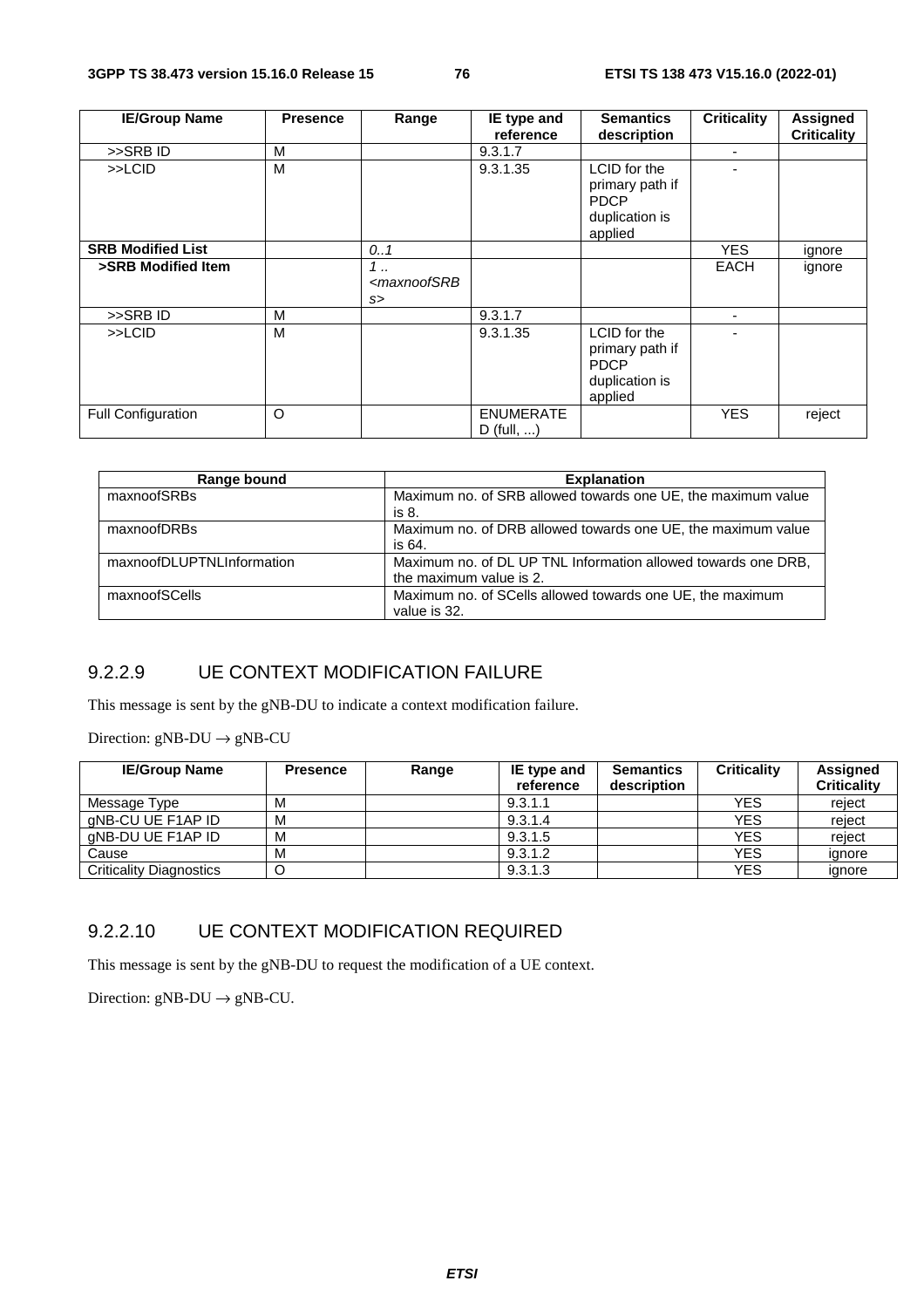| IE/Group Name | Presence | Range | IE type and reference | Semantics description | Criticality | Assigned Criticality |
| --- | --- | --- | --- | --- | --- | --- |
| >>SRB ID | M | | 9.3.1.7 | | - | |
| >>LCID | M | | 9.3.1.35 | LCID for the primary path if PDCP duplication is applied | - | |
| **SRB Modified List** | | *0..1* | | | YES | ignore |
| **>SRB Modified Item** | | *1 .. <maxnoofSRBs>* | | | EACH | ignore |
| >>SRB ID | M | | 9.3.1.7 | | - | |
| >>LCID | M | | 9.3.1.35 | LCID for the primary path if PDCP duplication is applied | - | |
| Full Configuration | O | | ENUMERATED (full, ...) | | YES | reject |

| Range bound | Explanation |
| --- | --- |
| maxnoofSRBs | Maximum no. of SRB allowed towards one UE, the maximum value is 8. |
| maxnoofDRBs | Maximum no. of DRB allowed towards one UE, the maximum value is 64. |
| maxnoofDLUPTNLInformation | Maximum no. of DL UP TNL Information allowed towards one DRB, the maximum value is 2. |
| maxnoofSCells | Maximum no. of SCells allowed towards one UE, the maximum value is 32. |

### 9.2.2.9 UE CONTEXT MODIFICATION FAILURE

This message is sent by the gNB-DU to indicate a context modification failure.

Direction: gNB-DU → gNB-CU

| IE/Group Name | Presence | Range | IE type and reference | Semantics description | Criticality | Assigned Criticality |
| --- | --- | --- | --- | --- | --- | --- |
| Message Type | M | | 9.3.1.1 | | YES | reject |
| gNB-CU UE F1AP ID | M | | 9.3.1.4 | | YES | reject |
| gNB-DU UE F1AP ID | M | | 9.3.1.5 | | YES | reject |
| Cause | M | | 9.3.1.2 | | YES | ignore |
| Criticality Diagnostics | O | | 9.3.1.3 | | YES | ignore |

### 9.2.2.10 UE CONTEXT MODIFICATION REQUIRED

This message is sent by the gNB-DU to request the modification of a UE context.

Direction: gNB-DU → gNB-CU.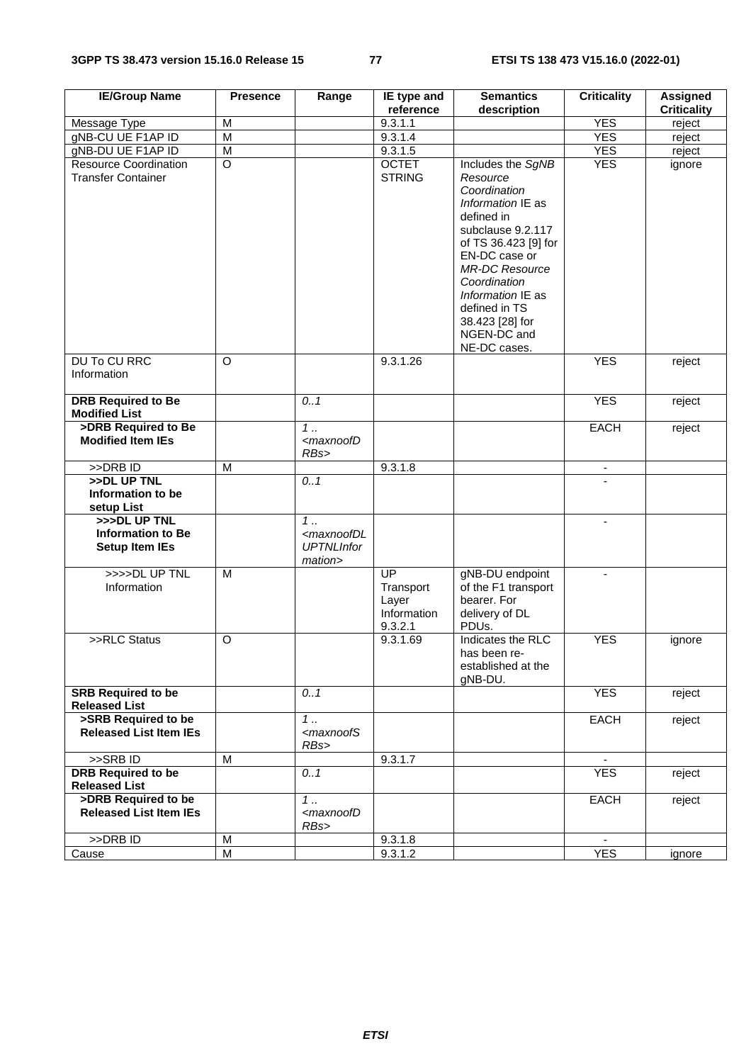| IE/Group Name | Presence | Range | IE type and reference | Semantics description | Criticality | Assigned Criticality |
|---|---|---|---|---|---|---|
| Message Type | M | | 9.3.1.1 | | YES | reject |
| gNB-CU UE F1AP ID | M | | 9.3.1.4 | | YES | reject |
| gNB-DU UE F1AP ID | M | | 9.3.1.5 | | YES | reject |
| Resource Coordination Transfer Container | O | | OCTET STRING | Includes the *SgNB Resource Coordination Information* IE as defined in subclause 9.2.117 of TS 36.423 [9] for EN-DC case or *MR-DC Resource Coordination Information* IE as defined in TS 38.423 [28] for NGEN-DC and NE-DC cases. | YES | ignore |
| DU To CU RRC Information | O | | 9.3.1.26 | | YES | reject |
| **DRB Required to Be Modified List** | | *0..1* | | | YES | reject |
| **>DRB Required to Be Modified Item IEs** | | *1 .. <maxnoofDRBs>* | | | EACH | reject |
| >>DRB ID | M | | 9.3.1.8 | | - | |
| **>>DL UP TNL Information to be setup List** | | *0..1* | | | - | |
| **>>>DL UP TNL Information to Be Setup Item IEs** | | *1 .. <maxnoofDLUPTNLInformation>* | | | - | |
| >>>>DL UP TNL Information | M | | UP Transport Layer Information 9.3.2.1 | gNB-DU endpoint of the F1 transport bearer. For delivery of DL PDUs. | - | |
| >>RLC Status | O | | 9.3.1.69 | Indicates the RLC has been re-established at the gNB-DU. | YES | ignore |
| **SRB Required to be Released List** | | *0..1* | | | YES | reject |
| **>SRB Required to be Released List Item IEs** | | *1 .. <maxnoofSRBs>* | | | EACH | reject |
| >>SRB ID | M | | 9.3.1.7 | | - | |
| **DRB Required to be Released List** | | *0..1* | | | YES | reject |
| **>DRB Required to be Released List Item IEs** | | *1 .. <maxnoofDRBs>* | | | EACH | reject |
| >>DRB ID | M | | 9.3.1.8 | | - | |
| Cause | M | | 9.3.1.2 | | YES | ignore |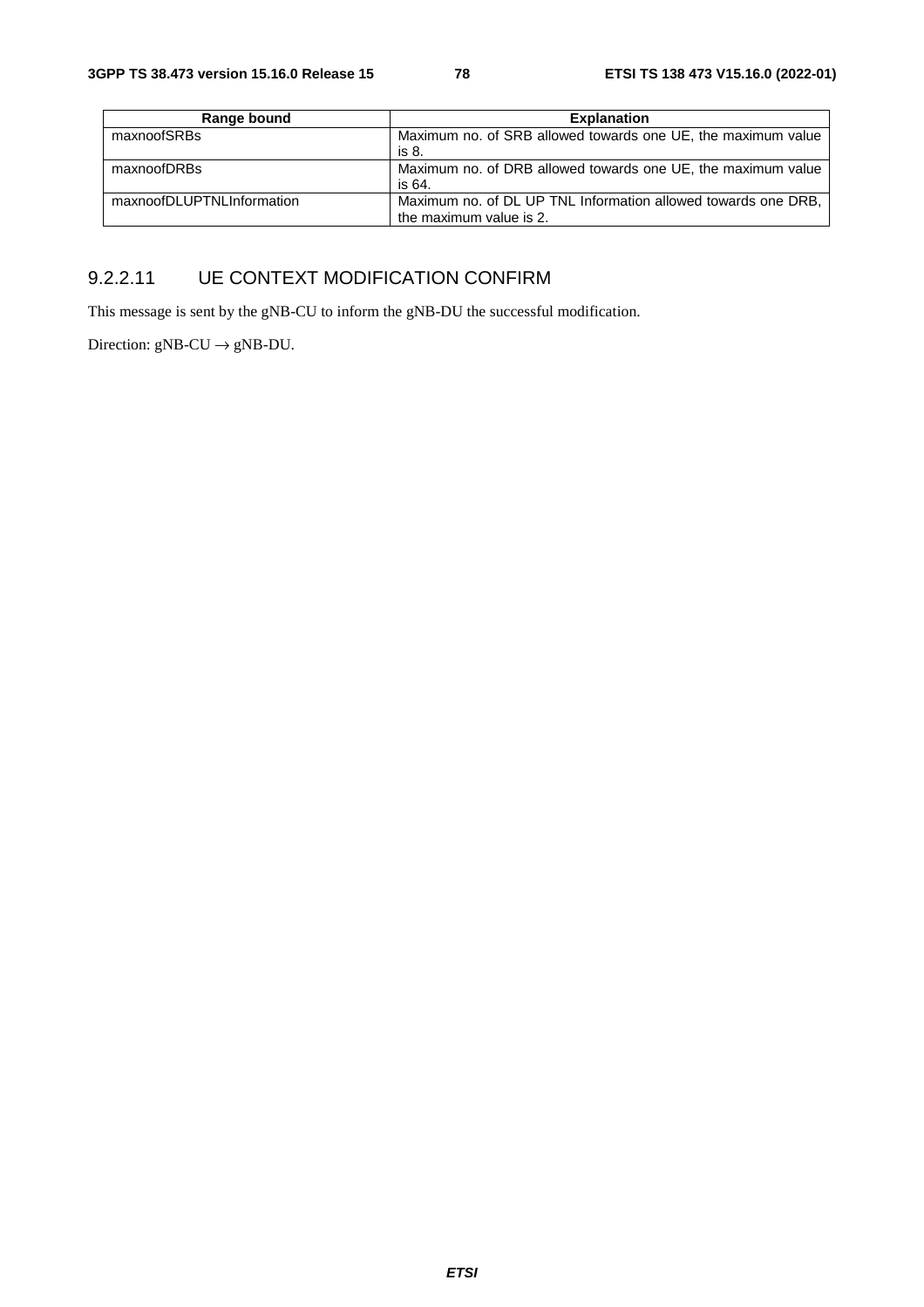| Range bound | Explanation |
| --- | --- |
| maxnoofSRBs | Maximum no. of SRB allowed towards one UE, the maximum value is 8. |
| maxnoofDRBs | Maximum no. of DRB allowed towards one UE, the maximum value is 64. |
| maxnoofDLUPTNLInformation | Maximum no. of DL UP TNL Information allowed towards one DRB, the maximum value is 2. |

### 9.2.2.11 UE CONTEXT MODIFICATION CONFIRM

This message is sent by the gNB-CU to inform the gNB-DU the successful modification.

Direction: gNB-CU → gNB-DU.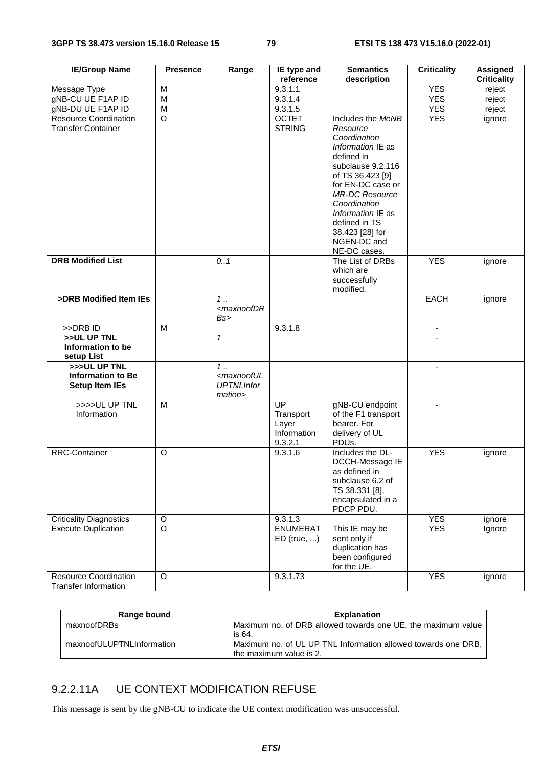| IE/Group Name | Presence | Range | IE type and reference | Semantics description | Criticality | Assigned Criticality |
|---|---|---|---|---|---|---|
| Message Type | M | | 9.3.1.1 | | YES | reject |
| gNB-CU UE F1AP ID | M | | 9.3.1.4 | | YES | reject |
| gNB-DU UE F1AP ID | M | | 9.3.1.5 | | YES | reject |
| Resource Coordination Transfer Container | O | | OCTET STRING | Includes the *MeNB Resource Coordination Information* IE as defined in subclause 9.2.116 of TS 36.423 [9] for EN-DC case or *MR-DC Resource Coordination Information* IE as defined in TS 38.423 [28] for NGEN-DC and NE-DC cases. | YES | ignore |
| **DRB Modified List** | | *0..1* | | The List of DRBs which are successfully modified. | YES | ignore |
| **>DRB Modified Item IEs** | | *1 .. <maxnoofDRBs>* | | | EACH | ignore |
| >>DRB ID | M | | 9.3.1.8 | | - | |
| **>>UL UP TNL Information to be setup List** | | *1* | | | - | |
| **>>>UL UP TNL Information to Be Setup Item IEs** | | *1 .. <maxnoofULUPTNLInformation>* | | | - | |
| >>>>UL UP TNL Information | M | | UP Transport Layer Information 9.3.2.1 | gNB-CU endpoint of the F1 transport bearer. For delivery of UL PDUs. | - | |
| RRC-Container | O | | 9.3.1.6 | Includes the DL-DCCH-Message IE as defined in subclause 6.2 of TS 38.331 [8], encapsulated in a PDCP PDU. | YES | ignore |
| Criticality Diagnostics | O | | 9.3.1.3 | | YES | ignore |
| Execute Duplication | O | | ENUMERATED (true, ...) | This IE may be sent only if duplication has been configured for the UE. | YES | Ignore |
| Resource Coordination Transfer Information | O | | 9.3.1.73 | | YES | ignore |

| Range bound | Explanation |
|---|---|
| maxnoofDRBs | Maximum no. of DRB allowed towards one UE, the maximum value is 64. |
| maxnoofULUPTNLInformation | Maximum no. of UL UP TNL Information allowed towards one DRB, the maximum value is 2. |

### 9.2.2.11A UE CONTEXT MODIFICATION REFUSE

This message is sent by the gNB-CU to indicate the UE context modification was unsuccessful.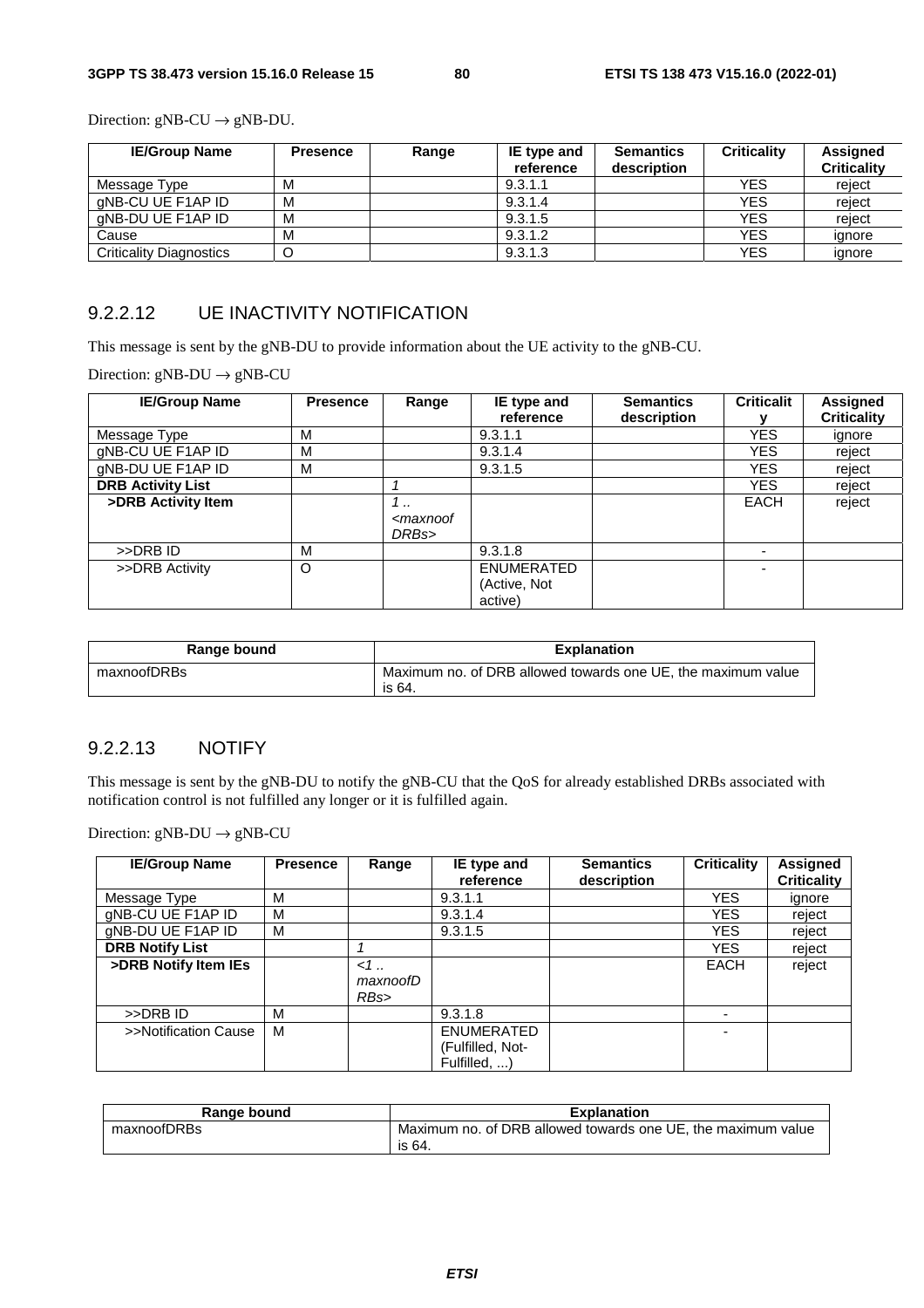Direction: gNB-CU → gNB-DU.

| IE/Group Name | Presence | Range | IE type and reference | Semantics description | Criticality | Assigned Criticality |
|---|---|---|---|---|---|---|
| Message Type | M | | 9.3.1.1 | | YES | reject |
| gNB-CU UE F1AP ID | M | | 9.3.1.4 | | YES | reject |
| gNB-DU UE F1AP ID | M | | 9.3.1.5 | | YES | reject |
| Cause | M | | 9.3.1.2 | | YES | ignore |
| Criticality Diagnostics | O | | 9.3.1.3 | | YES | ignore |

### 9.2.2.12 UE INACTIVITY NOTIFICATION

This message is sent by the gNB-DU to provide information about the UE activity to the gNB-CU.

Direction: gNB-DU → gNB-CU

| IE/Group Name | Presence | Range | IE type and reference | Semantics description | Criticality | Assigned Criticality |
|---|---|---|---|---|---|---|
| Message Type | M | | 9.3.1.1 | | YES | ignore |
| gNB-CU UE F1AP ID | M | | 9.3.1.4 | | YES | reject |
| gNB-DU UE F1AP ID | M | | 9.3.1.5 | | YES | reject |
| **DRB Activity List** | | *1* | | | YES | reject |
| **>DRB Activity Item** | | *1 .. <maxnoofDRBs>* | | | EACH | reject |
| >>DRB ID | M | | 9.3.1.8 | | - | |
| >>DRB Activity | O | | ENUMERATED (Active, Not active) | | - | |

| Range bound | Explanation |
|---|---|
| maxnoofDRBs | Maximum no. of DRB allowed towards one UE, the maximum value is 64. |

### 9.2.2.13 NOTIFY

This message is sent by the gNB-DU to notify the gNB-CU that the QoS for already established DRBs associated with notification control is not fulfilled any longer or it is fulfilled again.

Direction: gNB-DU → gNB-CU

| IE/Group Name | Presence | Range | IE type and reference | Semantics description | Criticality | Assigned Criticality |
|---|---|---|---|---|---|---|
| Message Type | M | | 9.3.1.1 | | YES | ignore |
| gNB-CU UE F1AP ID | M | | 9.3.1.4 | | YES | reject |
| gNB-DU UE F1AP ID | M | | 9.3.1.5 | | YES | reject |
| **DRB Notify List** | | *1* | | | YES | reject |
| **>DRB Notify Item IEs** | | *<1 .. maxnoofDRBs>* | | | EACH | reject |
| >>DRB ID | M | | 9.3.1.8 | | - | |
| >>Notification Cause | M | | ENUMERATED (Fulfilled, Not-Fulfilled, ...) | | - | |

| Range bound | Explanation |
|---|---|
| maxnoofDRBs | Maximum no. of DRB allowed towards one UE, the maximum value is 64. |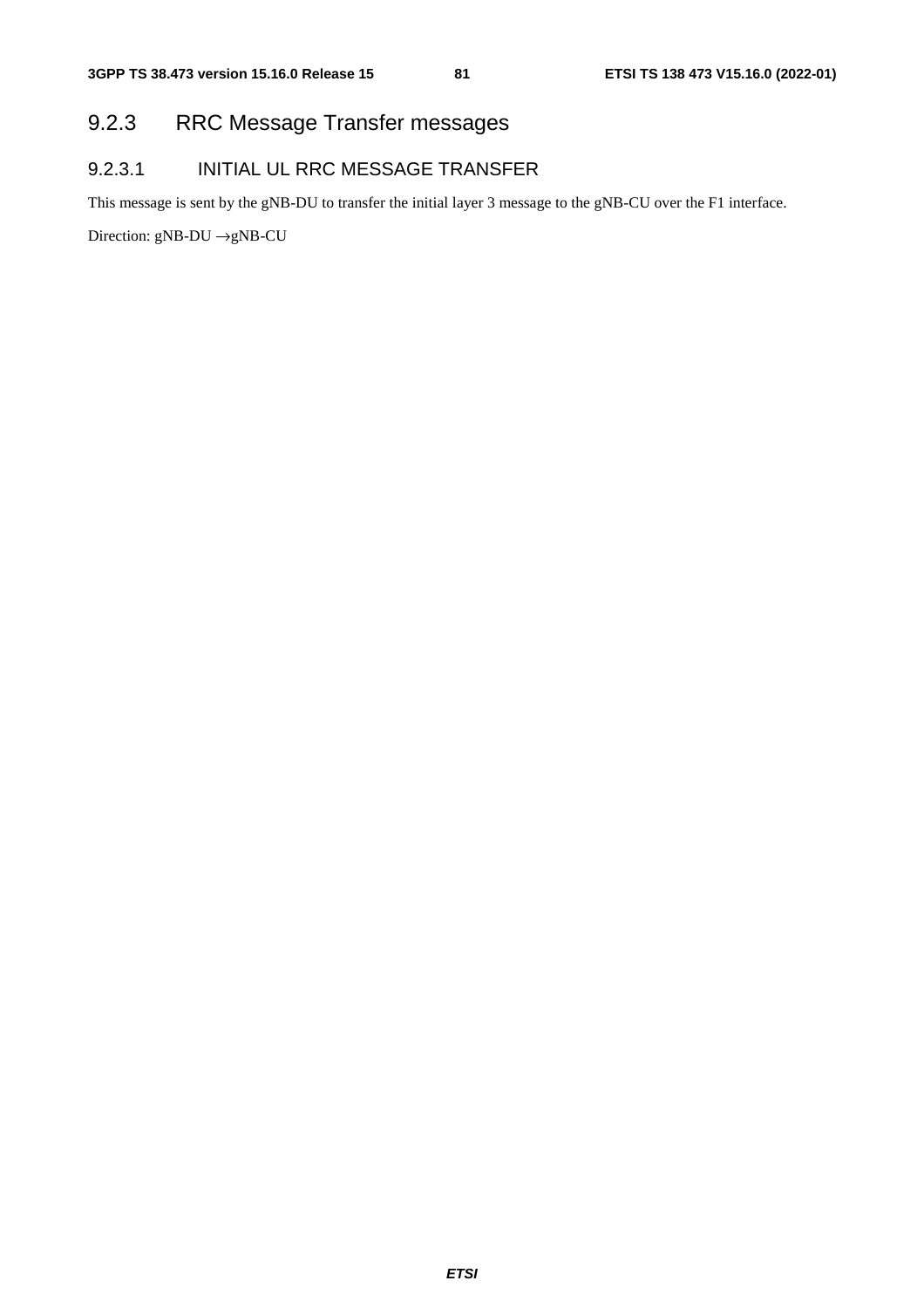### 9.2.3 RRC Message Transfer messages

#### 9.2.3.1 INITIAL UL RRC MESSAGE TRANSFER

This message is sent by the gNB-DU to transfer the initial layer 3 message to the gNB-CU over the F1 interface.

Direction: gNB-DU →gNB-CU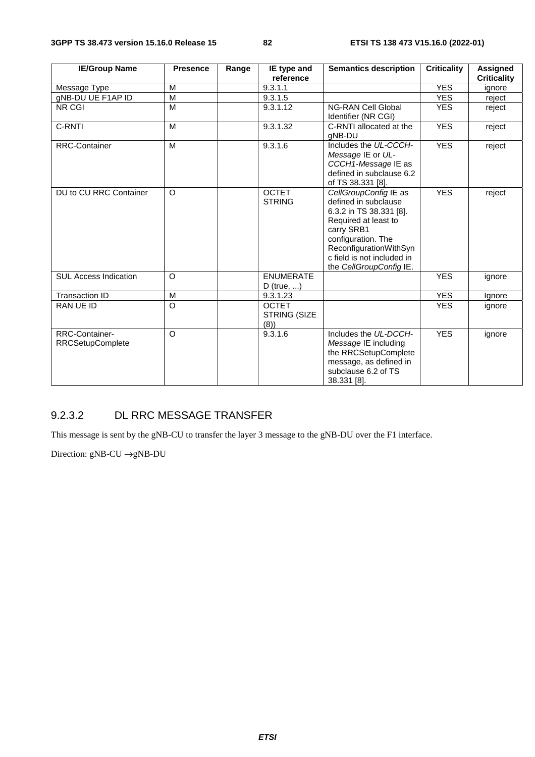| IE/Group Name | Presence | Range | IE type and reference | Semantics description | Criticality | Assigned Criticality |
|---|---|---|---|---|---|---|
| Message Type | M | | 9.3.1.1 | | YES | ignore |
| gNB-DU UE F1AP ID | M | | 9.3.1.5 | | YES | reject |
| NR CGI | M | | 9.3.1.12 | NG-RAN Cell Global Identifier (NR CGI) | YES | reject |
| C-RNTI | M | | 9.3.1.32 | C-RNTI allocated at the gNB-DU | YES | reject |
| RRC-Container | M | | 9.3.1.6 | Includes the *UL-CCCH-Message* IE or *UL-CCCH1-Message* IE as defined in subclause 6.2 of TS 38.331 [8]. | YES | reject |
| DU to CU RRC Container | O | | OCTET STRING | *CellGroupConfig* IE as defined in subclause 6.3.2 in TS 38.331 [8]. Required at least to carry SRB1 configuration. The ReconfigurationWithSync field is not included in the *CellGroupConfig* IE. | YES | reject |
| SUL Access Indication | O | | ENUMERATED (true, ...) | | YES | ignore |
| Transaction ID | M | | 9.3.1.23 | | YES | Ignore |
| RAN UE ID | O | | OCTET STRING (SIZE (8)) | | YES | ignore |
| RRC-Container-RRCSetupComplete | O | | 9.3.1.6 | Includes the *UL-DCCH-Message* IE including the RRCSetupComplete message, as defined in subclause 6.2 of TS 38.331 [8]. | YES | ignore |

### 9.2.3.2 DL RRC MESSAGE TRANSFER

This message is sent by the gNB-CU to transfer the layer 3 message to the gNB-DU over the F1 interface.

Direction: gNB-CU →gNB-DU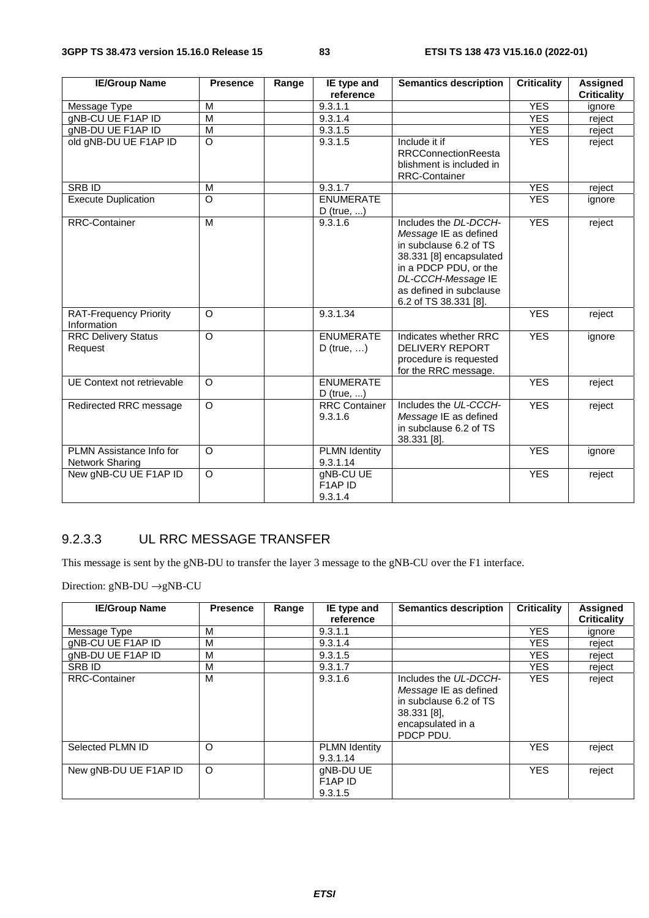| IE/Group Name | Presence | Range | IE type and reference | Semantics description | Criticality | Assigned Criticality |
|---|---|---|---|---|---|---|
| Message Type | M | | 9.3.1.1 | | YES | ignore |
| gNB-CU UE F1AP ID | M | | 9.3.1.4 | | YES | reject |
| gNB-DU UE F1AP ID | M | | 9.3.1.5 | | YES | reject |
| old gNB-DU UE F1AP ID | O | | 9.3.1.5 | Include it if RRCConnectionReestablishment is included in RRC-Container | YES | reject |
| SRB ID | M | | 9.3.1.7 | | YES | reject |
| Execute Duplication | O | | ENUMERATED (true, ...) | | YES | ignore |
| RRC-Container | M | | 9.3.1.6 | Includes the *DL-DCCH-Message* IE as defined in subclause 6.2 of TS 38.331 [8] encapsulated in a PDCP PDU, or the *DL-CCCH-Message* IE as defined in subclause 6.2 of TS 38.331 [8]. | YES | reject |
| RAT-Frequency Priority Information | O | | 9.3.1.34 | | YES | reject |
| RRC Delivery Status Request | O | | ENUMERATED (true, …) | Indicates whether RRC DELIVERY REPORT procedure is requested for the RRC message. | YES | ignore |
| UE Context not retrievable | O | | ENUMERATED (true, ...) | | YES | reject |
| Redirected RRC message | O | | RRC Container 9.3.1.6 | Includes the *UL-CCCH-Message* IE as defined in subclause 6.2 of TS 38.331 [8]. | YES | reject |
| PLMN Assistance Info for Network Sharing | O | | PLMN Identity 9.3.1.14 | | YES | ignore |
| New gNB-CU UE F1AP ID | O | | gNB-CU UE F1AP ID 9.3.1.4 | | YES | reject |

### 9.2.3.3 UL RRC MESSAGE TRANSFER

This message is sent by the gNB-DU to transfer the layer 3 message to the gNB-CU over the F1 interface.

Direction: gNB-DU →gNB-CU

| IE/Group Name | Presence | Range | IE type and reference | Semantics description | Criticality | Assigned Criticality |
|---|---|---|---|---|---|---|
| Message Type | M | | 9.3.1.1 | | YES | ignore |
| gNB-CU UE F1AP ID | M | | 9.3.1.4 | | YES | reject |
| gNB-DU UE F1AP ID | M | | 9.3.1.5 | | YES | reject |
| SRB ID | M | | 9.3.1.7 | | YES | reject |
| RRC-Container | M | | 9.3.1.6 | Includes the *UL-DCCH-Message* IE as defined in subclause 6.2 of TS 38.331 [8], encapsulated in a PDCP PDU. | YES | reject |
| Selected PLMN ID | O | | PLMN Identity 9.3.1.14 | | YES | reject |
| New gNB-DU UE F1AP ID | O | | gNB-DU UE F1AP ID 9.3.1.5 | | YES | reject |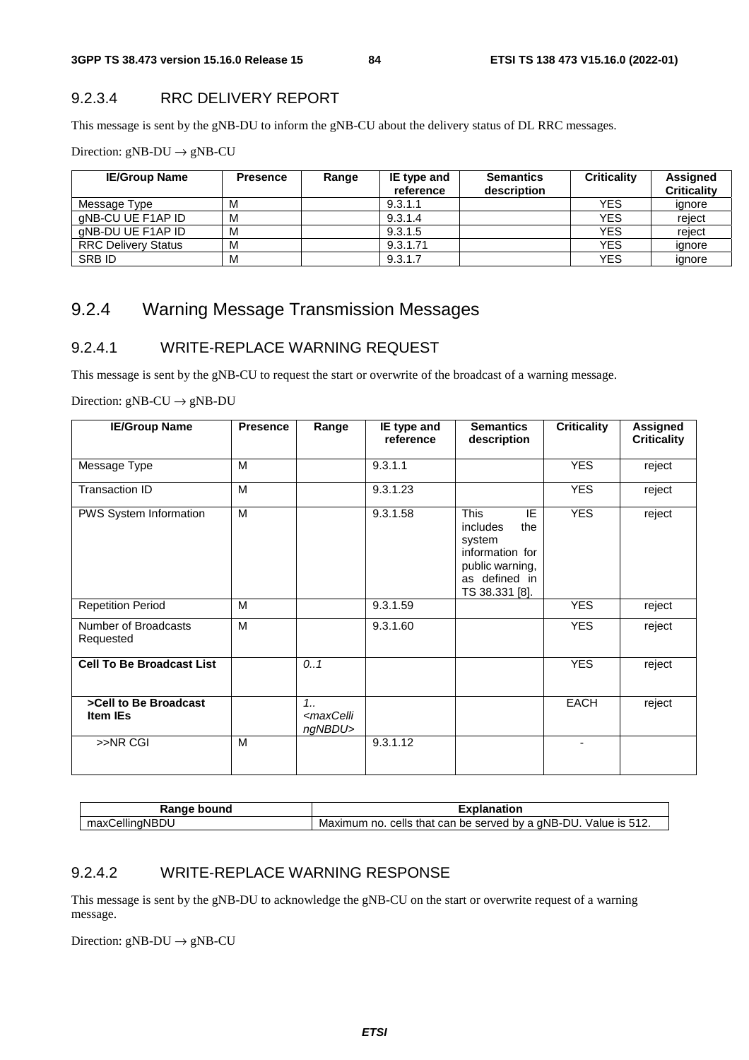### 9.2.3.4 RRC DELIVERY REPORT

This message is sent by the gNB-DU to inform the gNB-CU about the delivery status of DL RRC messages.

Direction: gNB-DU → gNB-CU

| IE/Group Name | Presence | Range | IE type and reference | Semantics description | Criticality | Assigned Criticality |
|---|---|---|---|---|---|---|
| Message Type | M | | 9.3.1.1 | | YES | ignore |
| gNB-CU UE F1AP ID | M | | 9.3.1.4 | | YES | reject |
| gNB-DU UE F1AP ID | M | | 9.3.1.5 | | YES | reject |
| RRC Delivery Status | M | | 9.3.1.71 | | YES | ignore |
| SRB ID | M | | 9.3.1.7 | | YES | ignore |

## 9.2.4 Warning Message Transmission Messages

### 9.2.4.1 WRITE-REPLACE WARNING REQUEST

This message is sent by the gNB-CU to request the start or overwrite of the broadcast of a warning message.

Direction: gNB-CU → gNB-DU

| IE/Group Name | Presence | Range | IE type and reference | Semantics description | Criticality | Assigned Criticality |
|---|---|---|---|---|---|---|
| Message Type | M | | 9.3.1.1 | | YES | reject |
| Transaction ID | M | | 9.3.1.23 | | YES | reject |
| PWS System Information | M | | 9.3.1.58 | This IE includes the system information for public warning, as defined in TS 38.331 [8]. | YES | reject |
| Repetition Period | M | | 9.3.1.59 | | YES | reject |
| Number of Broadcasts Requested | M | | 9.3.1.60 | | YES | reject |
| **Cell To Be Broadcast List** | | *0..1* | | | YES | reject |
| **>Cell to Be Broadcast Item IEs** | | *1..<maxCellingNBDU>* | | | EACH | reject |
| >>NR CGI | M | | 9.3.1.12 | | - | |

| Range bound | Explanation |
|---|---|
| maxCellingNBDU | Maximum no. cells that can be served by a gNB-DU. Value is 512. |

### 9.2.4.2 WRITE-REPLACE WARNING RESPONSE

This message is sent by the gNB-DU to acknowledge the gNB-CU on the start or overwrite request of a warning message.

Direction: gNB-DU → gNB-CU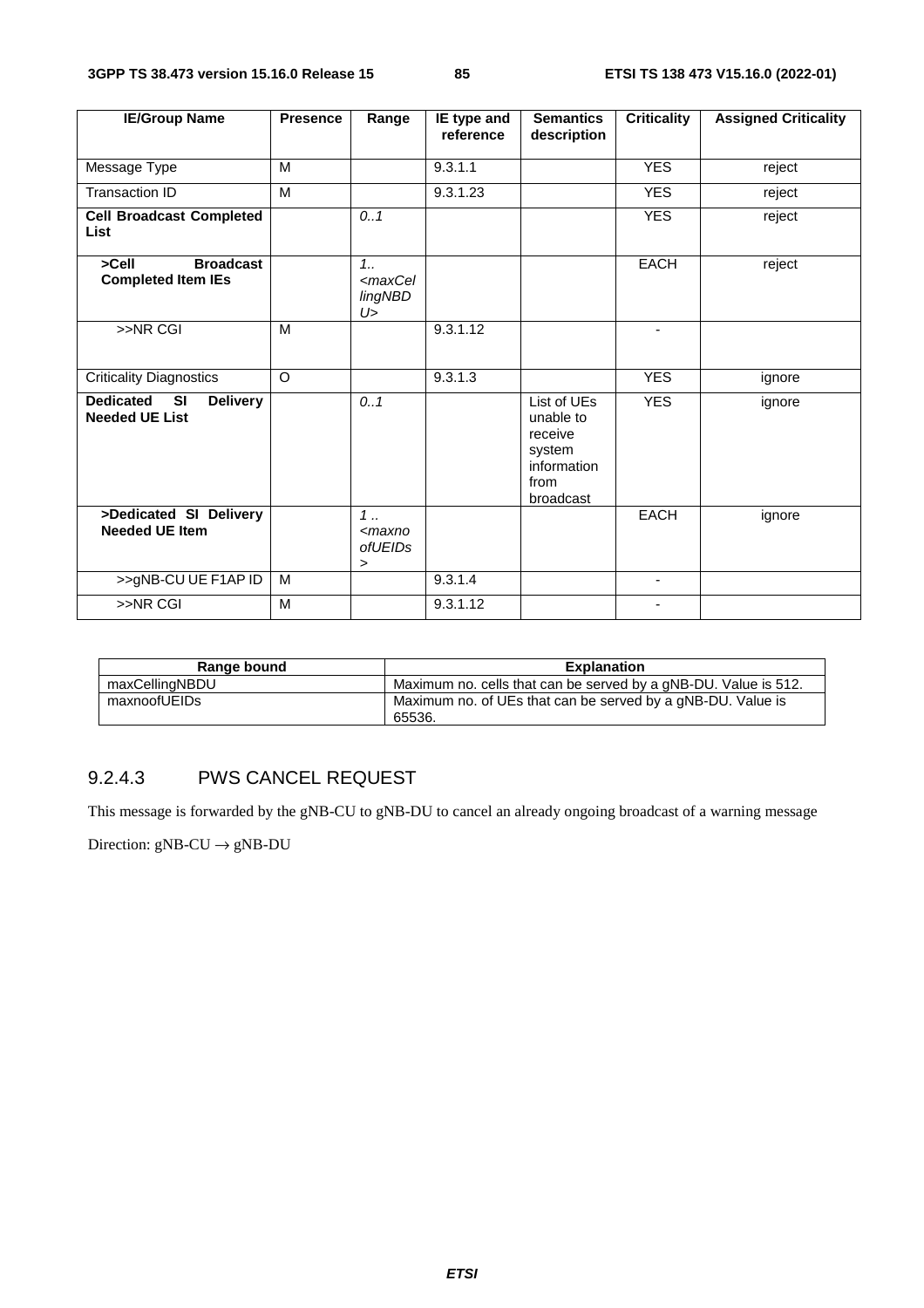| IE/Group Name | Presence | Range | IE type and reference | Semantics description | Criticality | Assigned Criticality |
|---|---|---|---|---|---|---|
| Message Type | M | | 9.3.1.1 | | YES | reject |
| Transaction ID | M | | 9.3.1.23 | | YES | reject |
| **Cell Broadcast Completed List** | | *0..1* | | | YES | reject |
| **>Cell Broadcast Completed Item IEs** | | *1..<maxCellingNBDU>* | | | EACH | reject |
| >>NR CGI | M | | 9.3.1.12 | | - | |
| Criticality Diagnostics | O | | 9.3.1.3 | | YES | ignore |
| **Dedicated SI Delivery Needed UE List** | | *0..1* | | List of UEs unable to receive system information from broadcast | YES | ignore |
| **>Dedicated SI Delivery Needed UE Item** | | *1 .. <maxnoofUEIDs>* | | | EACH | ignore |
| >>gNB-CU UE F1AP ID | M | | 9.3.1.4 | | - | |
| >>NR CGI | M | | 9.3.1.12 | | - | |

| Range bound | Explanation |
|---|---|
| maxCellingNBDU | Maximum no. cells that can be served by a gNB-DU. Value is 512. |
| maxnoofUEIDs | Maximum no. of UEs that can be served by a gNB-DU. Value is 65536. |

### 9.2.4.3 PWS CANCEL REQUEST

This message is forwarded by the gNB-CU to gNB-DU to cancel an already ongoing broadcast of a warning message

Direction: gNB-CU $\rightarrow$ gNB-DU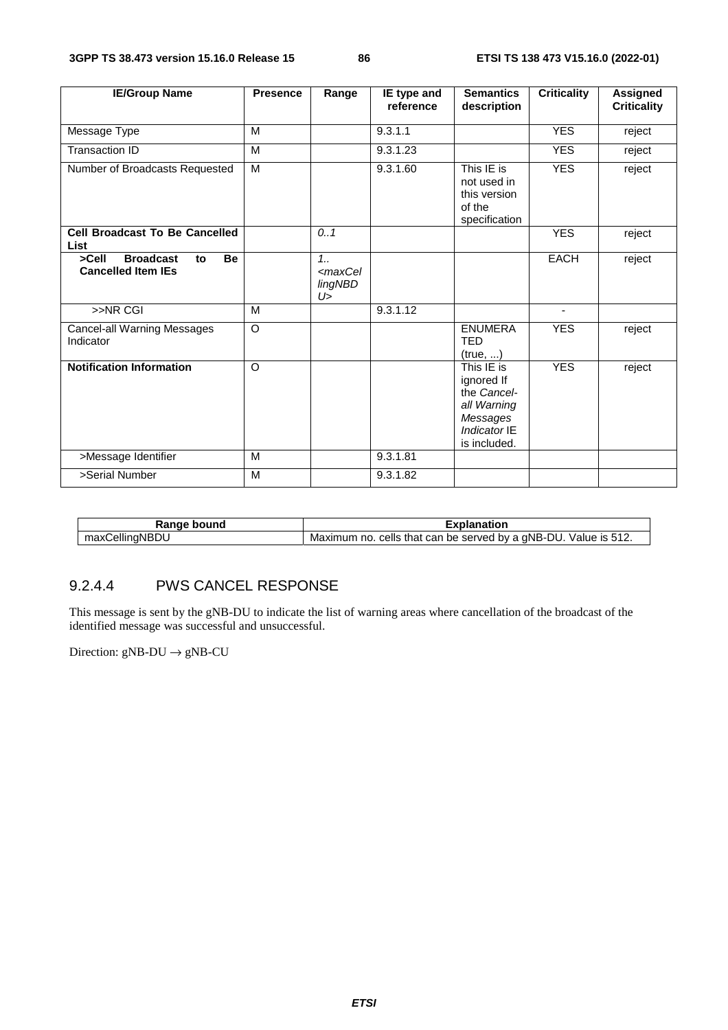| IE/Group Name | Presence | Range | IE type and reference | Semantics description | Criticality | Assigned Criticality |
|---|---|---|---|---|---|---|
| Message Type | M | | 9.3.1.1 | | YES | reject |
| Transaction ID | M | | 9.3.1.23 | | YES | reject |
| Number of Broadcasts Requested | M | | 9.3.1.60 | This IE is not used in this version of the specification | YES | reject |
| **Cell Broadcast To Be Cancelled List** | | *0..1* | | | YES | reject |
| **>Cell Broadcast to Be Cancelled Item IEs** | | *1..<maxCellingNBDU>* | | | EACH | reject |
| >>NR CGI | M | | 9.3.1.12 | | - | |
| Cancel-all Warning Messages Indicator | O | | | ENUMERATED (true, ...) | YES | reject |
| **Notification Information** | O | | | This IE is ignored If the *Cancel-all Warning Messages Indicator* IE is included. | YES | reject |
| >Message Identifier | M | | 9.3.1.81 | | | |
| >Serial Number | M | | 9.3.1.82 | | | |

| Range bound | Explanation |
|---|---|
| maxCellingNBDU | Maximum no. cells that can be served by a gNB-DU. Value is 512. |

### 9.2.4.4 PWS CANCEL RESPONSE

This message is sent by the gNB-DU to indicate the list of warning areas where cancellation of the broadcast of the identified message was successful and unsuccessful.

Direction: gNB-DU → gNB-CU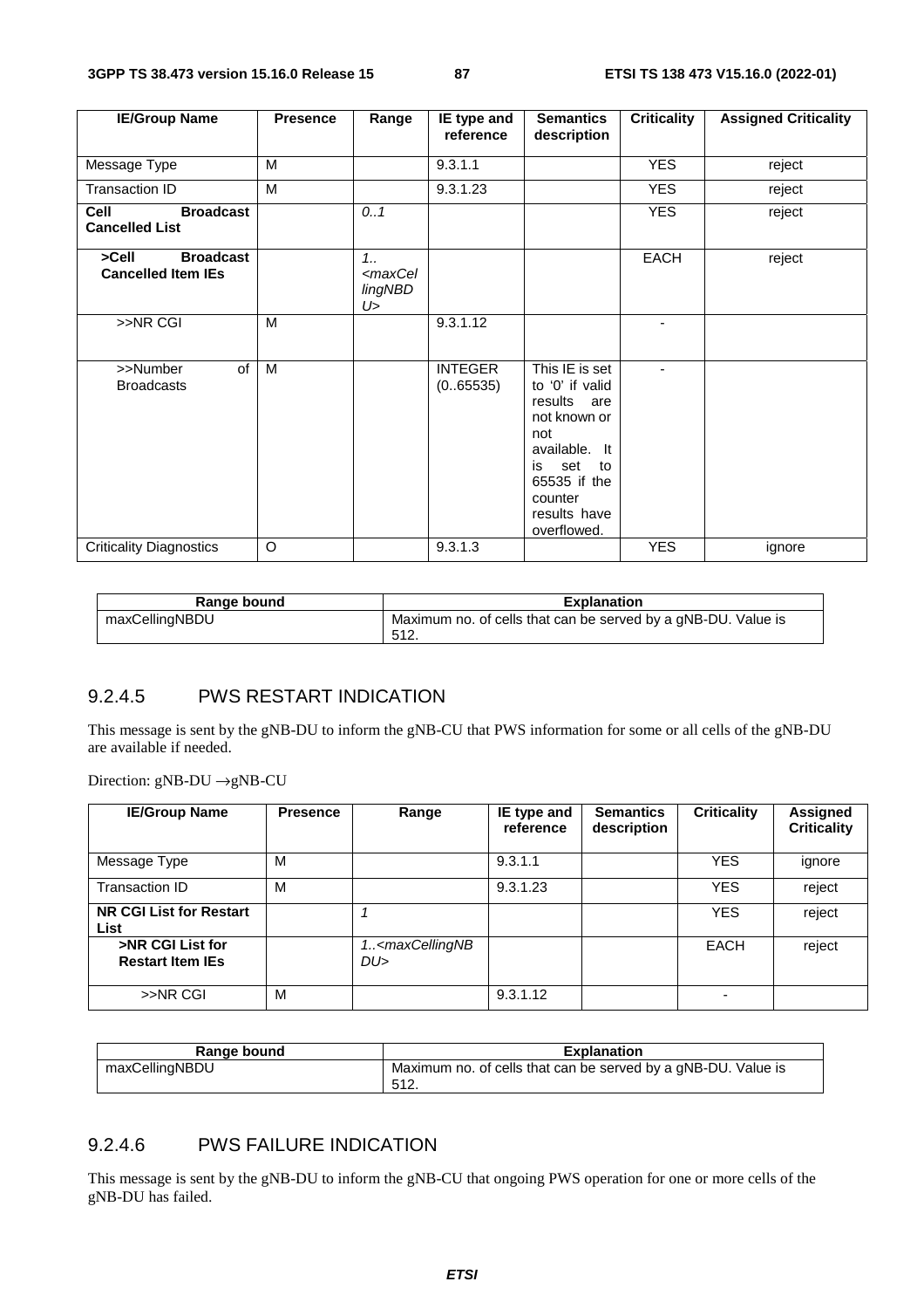| IE/Group Name | Presence | Range | IE type and reference | Semantics description | Criticality | Assigned Criticality |
|---|---|---|---|---|---|---|
| Message Type | M | | 9.3.1.1 | | YES | reject |
| Transaction ID | M | | 9.3.1.23 | | YES | reject |
| **Cell Broadcast Cancelled List** | | *0..1* | | | YES | reject |
| **>Cell Broadcast Cancelled Item IEs** | | *1..<maxCellingNBDU>* | | | EACH | reject |
| >>NR CGI | M | | 9.3.1.12 | | - | |
| >>Number of Broadcasts | M | | INTEGER (0..65535) | This IE is set to '0' if valid results are not known or not available. It is set to 65535 if the counter results have overflowed. | - | |
| Criticality Diagnostics | O | | 9.3.1.3 | | YES | ignore |

| Range bound | Explanation |
|---|---|
| maxCellingNBDU | Maximum no. of cells that can be served by a gNB-DU. Value is 512. |

### 9.2.4.5 PWS RESTART INDICATION

This message is sent by the gNB-DU to inform the gNB-CU that PWS information for some or all cells of the gNB-DU are available if needed.

Direction: gNB-DU →gNB-CU

| IE/Group Name | Presence | Range | IE type and reference | Semantics description | Criticality | Assigned Criticality |
|---|---|---|---|---|---|---|
| Message Type | M | | 9.3.1.1 | | YES | ignore |
| Transaction ID | M | | 9.3.1.23 | | YES | reject |
| **NR CGI List for Restart List** | | *1* | | | YES | reject |
| **>NR CGI List for Restart Item IEs** | | *1..<maxCellingNBDU>* | | | EACH | reject |
| >>NR CGI | M | | 9.3.1.12 | | - | |

| Range bound | Explanation |
|---|---|
| maxCellingNBDU | Maximum no. of cells that can be served by a gNB-DU. Value is 512. |

### 9.2.4.6 PWS FAILURE INDICATION

This message is sent by the gNB-DU to inform the gNB-CU that ongoing PWS operation for one or more cells of the gNB-DU has failed.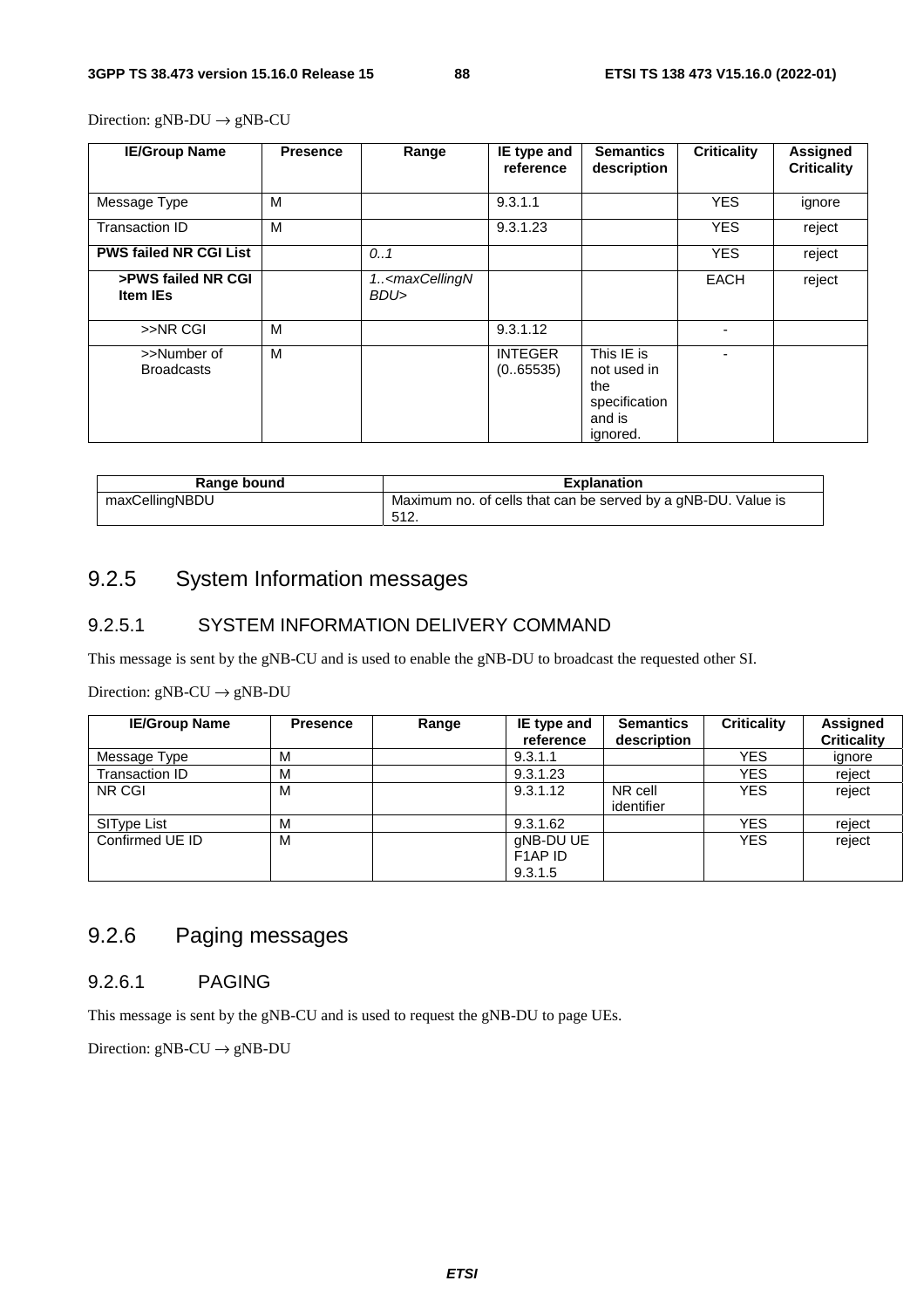Direction: gNB-DU → gNB-CU

| IE/Group Name | Presence | Range | IE type and reference | Semantics description | Criticality | Assigned Criticality |
|---|---|---|---|---|---|---|
| Message Type | M | | 9.3.1.1 | | YES | ignore |
| Transaction ID | M | | 9.3.1.23 | | YES | reject |
| **PWS failed NR CGI List** | | *0..1* | | | YES | reject |
| **>PWS failed NR CGI Item IEs** | | *1..<maxCellingNBDU>* | | | EACH | reject |
| >>NR CGI | M | | 9.3.1.12 | | - | |
| >>Number of Broadcasts | M | | INTEGER (0..65535) | This IE is not used in the specification and is ignored. | - | |

| Range bound | Explanation |
|---|---|
| maxCellingNBDU | Maximum no. of cells that can be served by a gNB-DU. Value is 512. |

## 9.2.5 System Information messages

### 9.2.5.1 SYSTEM INFORMATION DELIVERY COMMAND

This message is sent by the gNB-CU and is used to enable the gNB-DU to broadcast the requested other SI.

Direction: gNB-CU → gNB-DU

| IE/Group Name | Presence | Range | IE type and reference | Semantics description | Criticality | Assigned Criticality |
|---|---|---|---|---|---|---|
| Message Type | M | | 9.3.1.1 | | YES | ignore |
| Transaction ID | M | | 9.3.1.23 | | YES | reject |
| NR CGI | M | | 9.3.1.12 | NR cell identifier | YES | reject |
| SIType List | M | | 9.3.1.62 | | YES | reject |
| Confirmed UE ID | M | | gNB-DU UE F1AP ID 9.3.1.5 | | YES | reject |

## 9.2.6 Paging messages

### 9.2.6.1 PAGING

This message is sent by the gNB-CU and is used to request the gNB-DU to page UEs.

Direction: gNB-CU → gNB-DU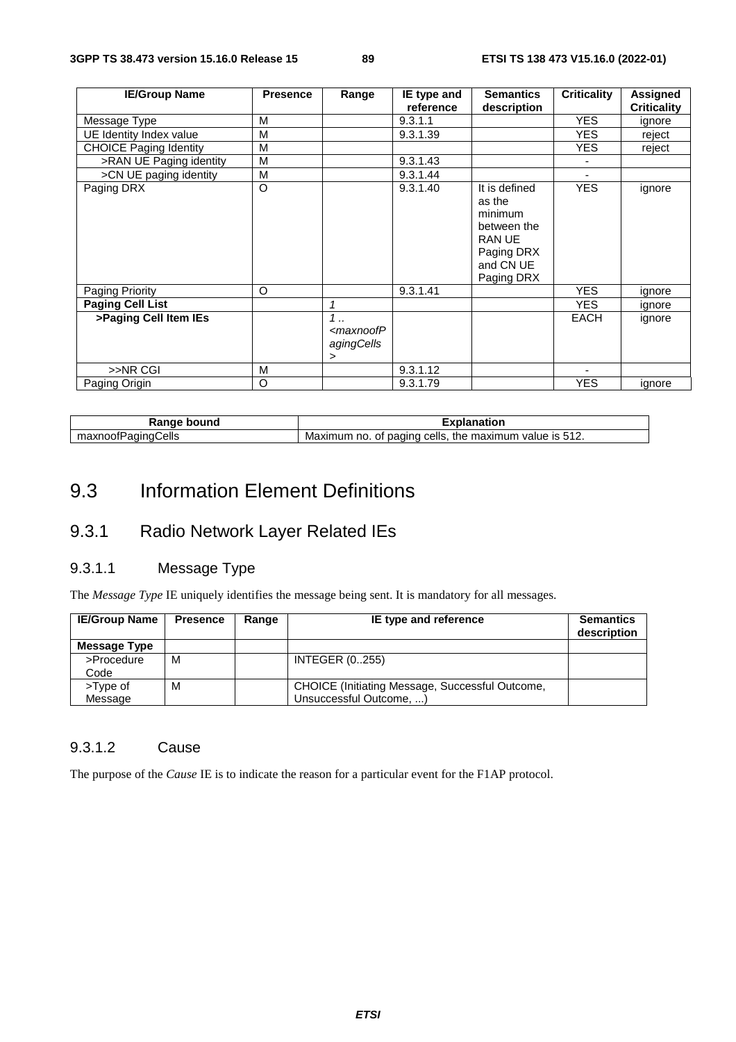| IE/Group Name | Presence | Range | IE type and reference | Semantics description | Criticality | Assigned Criticality |
|---|---|---|---|---|---|---|
| Message Type | M | | 9.3.1.1 | | YES | ignore |
| UE Identity Index value | M | | 9.3.1.39 | | YES | reject |
| CHOICE Paging Identity | M | | | | YES | reject |
| >RAN UE Paging identity | M | | 9.3.1.43 | | - | |
| >CN UE paging identity | M | | 9.3.1.44 | | - | |
| Paging DRX | O | | 9.3.1.40 | It is defined as the minimum between the RAN UE Paging DRX and CN UE Paging DRX | YES | ignore |
| Paging Priority | O | | 9.3.1.41 | | YES | ignore |
| **Paging Cell List** | | *1* | | | YES | ignore |
| **>Paging Cell Item IEs** | | *1 .. <maxnoofPagingCells>* | | | EACH | ignore |
| >>NR CGI | M | | 9.3.1.12 | | - | |
| Paging Origin | O | | 9.3.1.79 | | YES | ignore |

| Range bound | Explanation |
|---|---|
| maxnoofPagingCells | Maximum no. of paging cells, the maximum value is 512. |

# 9.3 Information Element Definitions

## 9.3.1 Radio Network Layer Related IEs

### 9.3.1.1 Message Type

The *Message Type* IE uniquely identifies the message being sent. It is mandatory for all messages.

| IE/Group Name | Presence | Range | IE type and reference | Semantics description |
|---|---|---|---|---|
| **Message Type** | | | | |
| >Procedure Code | M | | INTEGER (0..255) | |
| >Type of Message | M | | CHOICE (Initiating Message, Successful Outcome, Unsuccessful Outcome, ...) | |

### 9.3.1.2 Cause

The purpose of the *Cause* IE is to indicate the reason for a particular event for the F1AP protocol.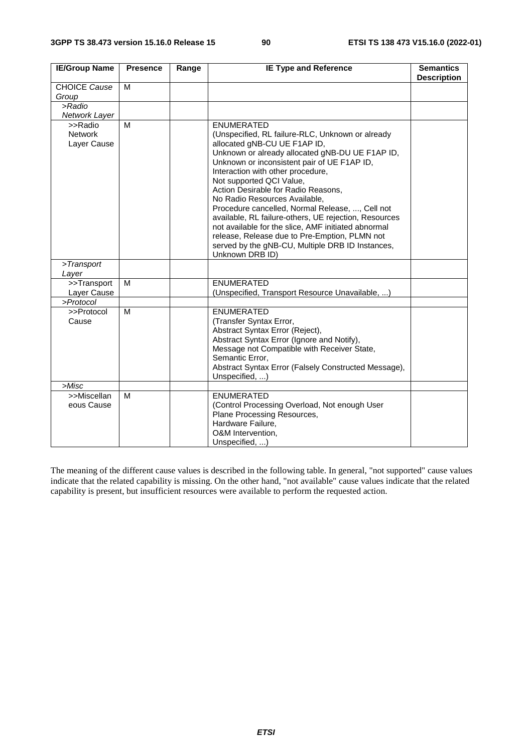| IE/Group Name | Presence | Range | IE Type and Reference | Semantics Description |
|---|---|---|---|---|
| CHOICE *Cause Group* | M | | | |
| *>Radio Network Layer* | | | | |
| >>Radio Network Layer Cause | M | | ENUMERATED (Unspecified, RL failure-RLC, Unknown or already allocated gNB-CU UE F1AP ID, Unknown or already allocated gNB-DU UE F1AP ID, Unknown or inconsistent pair of UE F1AP ID, Interaction with other procedure, Not supported QCI Value, Action Desirable for Radio Reasons, No Radio Resources Available, Procedure cancelled, Normal Release, ..., Cell not available, RL failure-others, UE rejection, Resources not available for the slice, AMF initiated abnormal release, Release due to Pre-Emption, PLMN not served by the gNB-CU, Multiple DRB ID Instances, Unknown DRB ID) | |
| *>Transport Layer* | | | | |
| >>Transport Layer Cause | M | | ENUMERATED (Unspecified, Transport Resource Unavailable, ...) | |
| *>Protocol* | | | | |
| >>Protocol Cause | M | | ENUMERATED (Transfer Syntax Error, Abstract Syntax Error (Reject), Abstract Syntax Error (Ignore and Notify), Message not Compatible with Receiver State, Semantic Error, Abstract Syntax Error (Falsely Constructed Message), Unspecified, ...) | |
| *>Misc* | | | | |
| >>Miscellaneous Cause | M | | ENUMERATED (Control Processing Overload, Not enough User Plane Processing Resources, Hardware Failure, O&M Intervention, Unspecified, ...) | |

The meaning of the different cause values is described in the following table. In general, "not supported" cause values indicate that the related capability is missing. On the other hand, "not available" cause values indicate that the related capability is present, but insufficient resources were available to perform the requested action.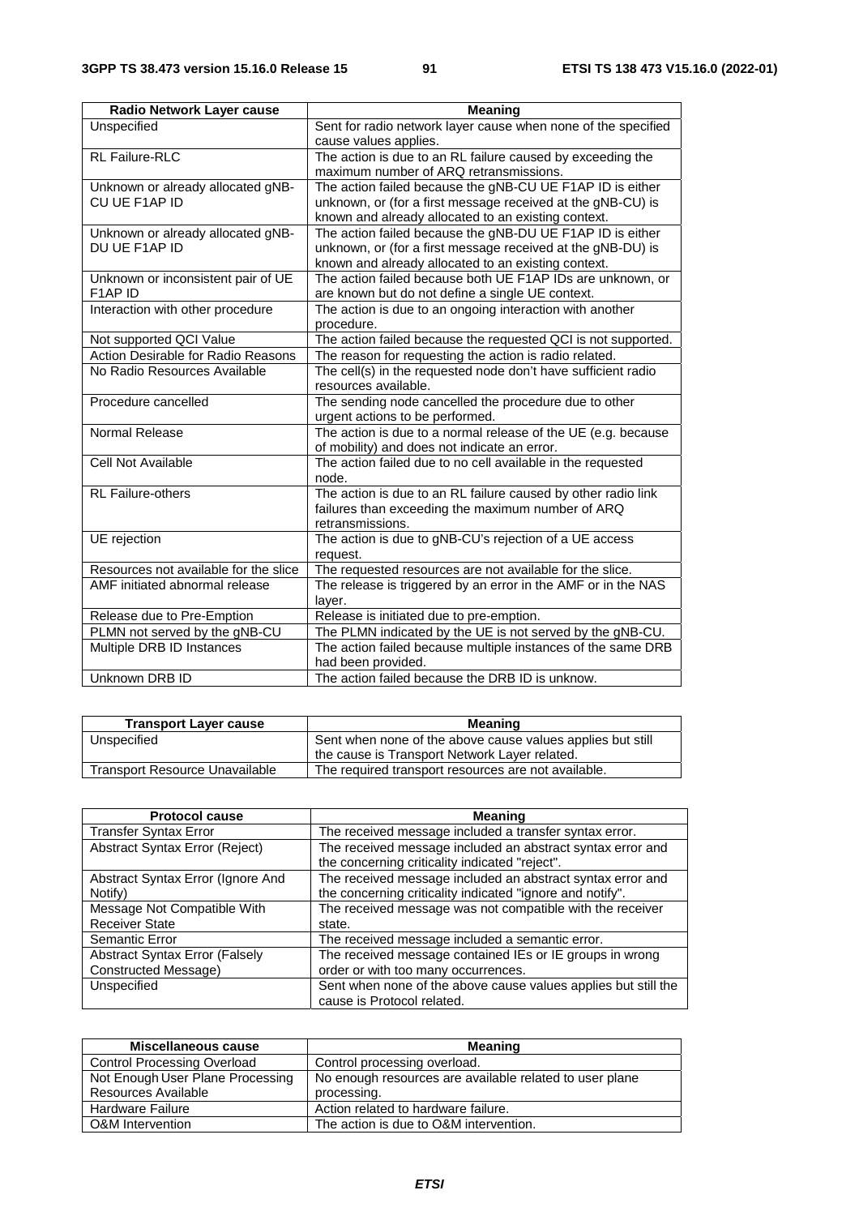| Radio Network Layer cause | Meaning |
|---|---|
| Unspecified | Sent for radio network layer cause when none of the specified cause values applies. |
| RL Failure-RLC | The action is due to an RL failure caused by exceeding the maximum number of ARQ retransmissions. |
| Unknown or already allocated gNB-CU UE F1AP ID | The action failed because the gNB-CU UE F1AP ID is either unknown, or (for a first message received at the gNB-CU) is known and already allocated to an existing context. |
| Unknown or already allocated gNB-DU UE F1AP ID | The action failed because the gNB-DU UE F1AP ID is either unknown, or (for a first message received at the gNB-DU) is known and already allocated to an existing context. |
| Unknown or inconsistent pair of UE F1AP ID | The action failed because both UE F1AP IDs are unknown, or are known but do not define a single UE context. |
| Interaction with other procedure | The action is due to an ongoing interaction with another procedure. |
| Not supported QCI Value | The action failed because the requested QCI is not supported. |
| Action Desirable for Radio Reasons | The reason for requesting the action is radio related. |
| No Radio Resources Available | The cell(s) in the requested node don't have sufficient radio resources available. |
| Procedure cancelled | The sending node cancelled the procedure due to other urgent actions to be performed. |
| Normal Release | The action is due to a normal release of the UE (e.g. because of mobility) and does not indicate an error. |
| Cell Not Available | The action failed due to no cell available in the requested node. |
| RL Failure-others | The action is due to an RL failure caused by other radio link failures than exceeding the maximum number of ARQ retransmissions. |
| UE rejection | The action is due to gNB-CU's rejection of a UE access request. |
| Resources not available for the slice | The requested resources are not available for the slice. |
| AMF initiated abnormal release | The release is triggered by an error in the AMF or in the NAS layer. |
| Release due to Pre-Emption | Release is initiated due to pre-emption. |
| PLMN not served by the gNB-CU | The PLMN indicated by the UE is not served by the gNB-CU. |
| Multiple DRB ID Instances | The action failed because multiple instances of the same DRB had been provided. |
| Unknown DRB ID | The action failed because the DRB ID is unknow. |

| Transport Layer cause | Meaning |
|---|---|
| Unspecified | Sent when none of the above cause values applies but still the cause is Transport Network Layer related. |
| Transport Resource Unavailable | The required transport resources are not available. |

| Protocol cause | Meaning |
|---|---|
| Transfer Syntax Error | The received message included a transfer syntax error. |
| Abstract Syntax Error (Reject) | The received message included an abstract syntax error and the concerning criticality indicated "reject". |
| Abstract Syntax Error (Ignore And Notify) | The received message included an abstract syntax error and the concerning criticality indicated "ignore and notify". |
| Message Not Compatible With Receiver State | The received message was not compatible with the receiver state. |
| Semantic Error | The received message included a semantic error. |
| Abstract Syntax Error (Falsely Constructed Message) | The received message contained IEs or IE groups in wrong order or with too many occurrences. |
| Unspecified | Sent when none of the above cause values applies but still the cause is Protocol related. |

| Miscellaneous cause | Meaning |
|---|---|
| Control Processing Overload | Control processing overload. |
| Not Enough User Plane Processing Resources Available | No enough resources are available related to user plane processing. |
| Hardware Failure | Action related to hardware failure. |
| O&M Intervention | The action is due to O&M intervention. |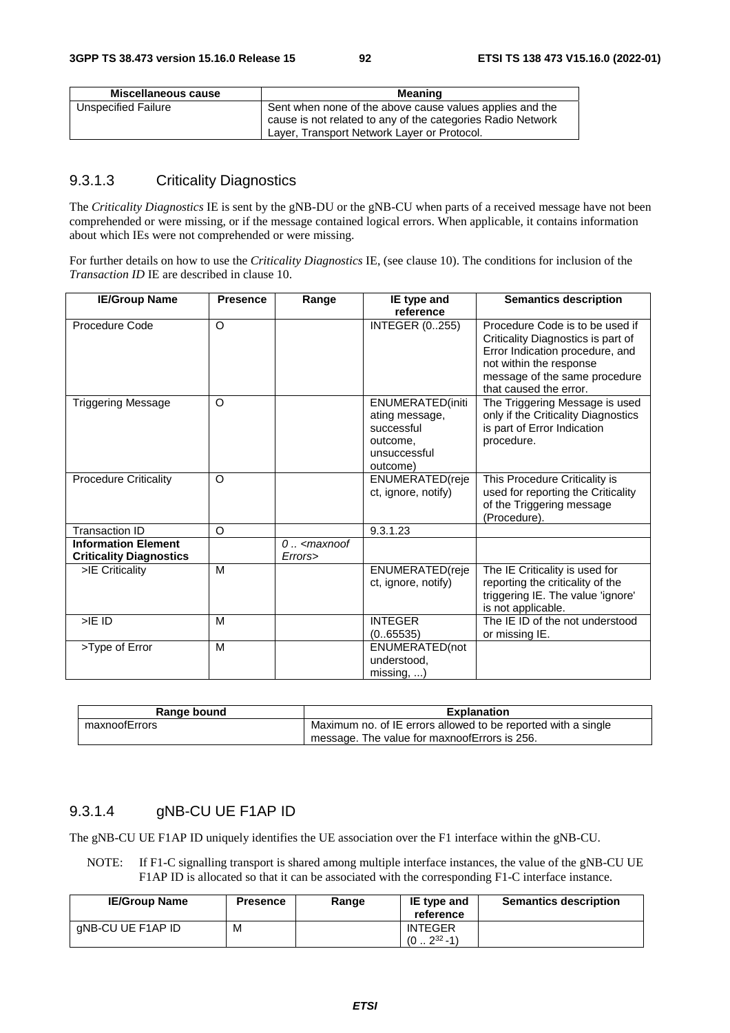| Miscellaneous cause | Meaning |
|---|---|
| Unspecified Failure | Sent when none of the above cause values applies and the cause is not related to any of the categories Radio Network Layer, Transport Network Layer or Protocol. |

### 9.3.1.3 Criticality Diagnostics

The *Criticality Diagnostics* IE is sent by the gNB-DU or the gNB-CU when parts of a received message have not been comprehended or were missing, or if the message contained logical errors. When applicable, it contains information about which IEs were not comprehended or were missing.

For further details on how to use the *Criticality Diagnostics* IE, (see clause 10). The conditions for inclusion of the *Transaction ID* IE are described in clause 10.

| IE/Group Name | Presence | Range | IE type and reference | Semantics description |
|---|---|---|---|---|
| Procedure Code | O | | INTEGER (0..255) | Procedure Code is to be used if Criticality Diagnostics is part of Error Indication procedure, and not within the response message of the same procedure that caused the error. |
| Triggering Message | O | | ENUMERATED(initiating message, successful outcome, unsuccessful outcome) | The Triggering Message is used only if the Criticality Diagnostics is part of Error Indication procedure. |
| Procedure Criticality | O | | ENUMERATED(reject, ignore, notify) | This Procedure Criticality is used for reporting the Criticality of the Triggering message (Procedure). |
| Transaction ID | O | | 9.3.1.23 | |
| **Information Element Criticality Diagnostics** | | *0 .. <maxnoofErrors>* | | |
| >IE Criticality | M | | ENUMERATED(reject, ignore, notify) | The IE Criticality is used for reporting the criticality of the triggering IE. The value 'ignore' is not applicable. |
| >IE ID | M | | INTEGER (0..65535) | The IE ID of the not understood or missing IE. |
| >Type of Error | M | | ENUMERATED(not understood, missing, ...) | |

| Range bound | Explanation |
|---|---|
| maxnoofErrors | Maximum no. of IE errors allowed to be reported with a single message. The value for maxnoofErrors is 256. |

### 9.3.1.4 gNB-CU UE F1AP ID

The gNB-CU UE F1AP ID uniquely identifies the UE association over the F1 interface within the gNB-CU.

NOTE: If F1-C signalling transport is shared among multiple interface instances, the value of the gNB-CU UE F1AP ID is allocated so that it can be associated with the corresponding F1-C interface instance.

| IE/Group Name | Presence | Range | IE type and reference | Semantics description |
|---|---|---|---|---|
| gNB-CU UE F1AP ID | M | | INTEGER ($0 .. 2^{32}-1$) | |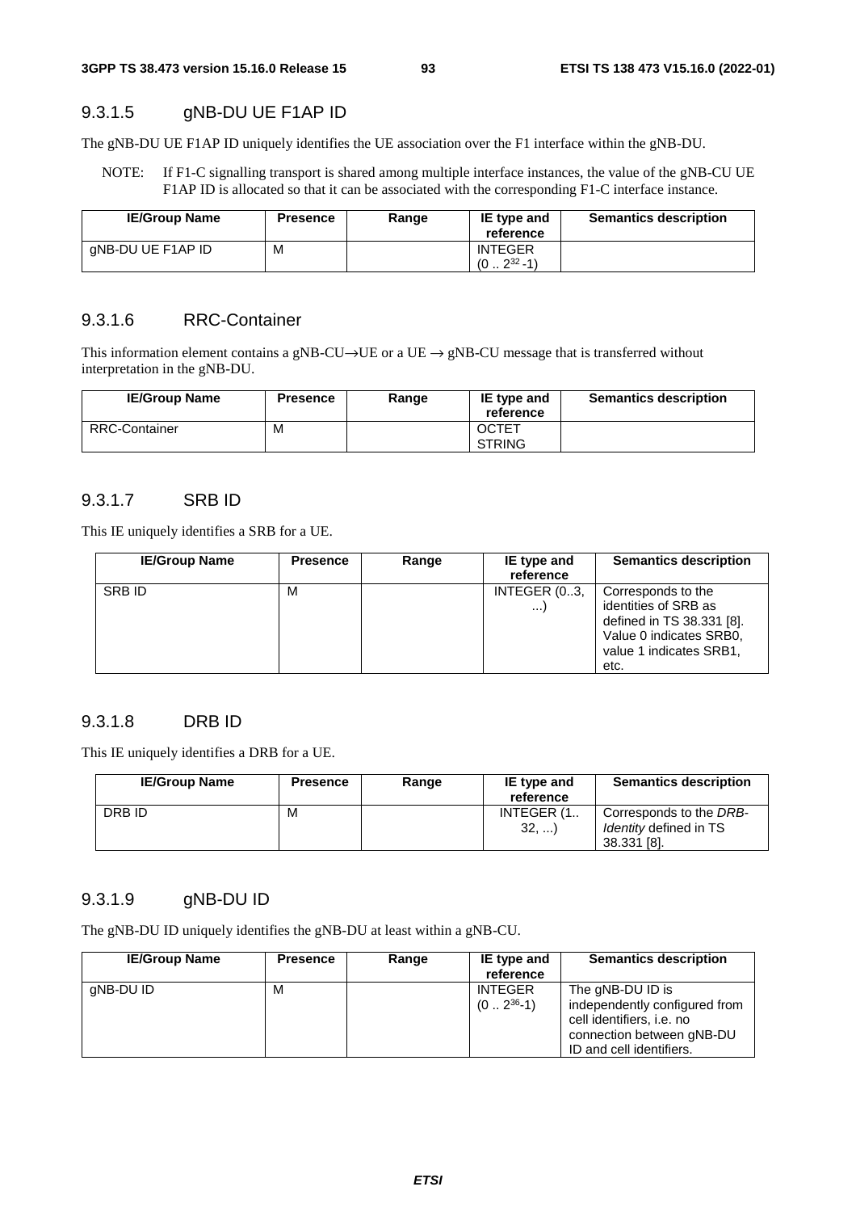### 9.3.1.5 gNB-DU UE F1AP ID

The gNB-DU UE F1AP ID uniquely identifies the UE association over the F1 interface within the gNB-DU.

NOTE: If F1-C signalling transport is shared among multiple interface instances, the value of the gNB-CU UE F1AP ID is allocated so that it can be associated with the corresponding F1-C interface instance.

| IE/Group Name | Presence | Range | IE type and reference | Semantics description |
|---|---|---|---|---|
| gNB-DU UE F1AP ID | M | | INTEGER ($0 .. 2^{32}-1$) | |

### 9.3.1.6 RRC-Container

This information element contains a gNB-CU→UE or a UE → gNB-CU message that is transferred without interpretation in the gNB-DU.

| IE/Group Name | Presence | Range | IE type and reference | Semantics description |
|---|---|---|---|---|
| RRC-Container | M | | OCTET STRING | |

### 9.3.1.7 SRB ID

This IE uniquely identifies a SRB for a UE.

| IE/Group Name | Presence | Range | IE type and reference | Semantics description |
|---|---|---|---|---|
| SRB ID | M | | INTEGER (0..3, ...) | Corresponds to the identities of SRB as defined in TS 38.331 [8]. Value 0 indicates SRB0, value 1 indicates SRB1, etc. |

### 9.3.1.8 DRB ID

This IE uniquely identifies a DRB for a UE.

| IE/Group Name | Presence | Range | IE type and reference | Semantics description |
|---|---|---|---|---|
| DRB ID | M | | INTEGER (1.. 32, ...) | Corresponds to the *DRB-Identity* defined in TS 38.331 [8]. |

### 9.3.1.9 gNB-DU ID

The gNB-DU ID uniquely identifies the gNB-DU at least within a gNB-CU.

| IE/Group Name | Presence | Range | IE type and reference | Semantics description |
|---|---|---|---|---|
| gNB-DU ID | M | | INTEGER ($0 .. 2^{36}-1$) | The gNB-DU ID is independently configured from cell identifiers, i.e. no connection between gNB-DU ID and cell identifiers. |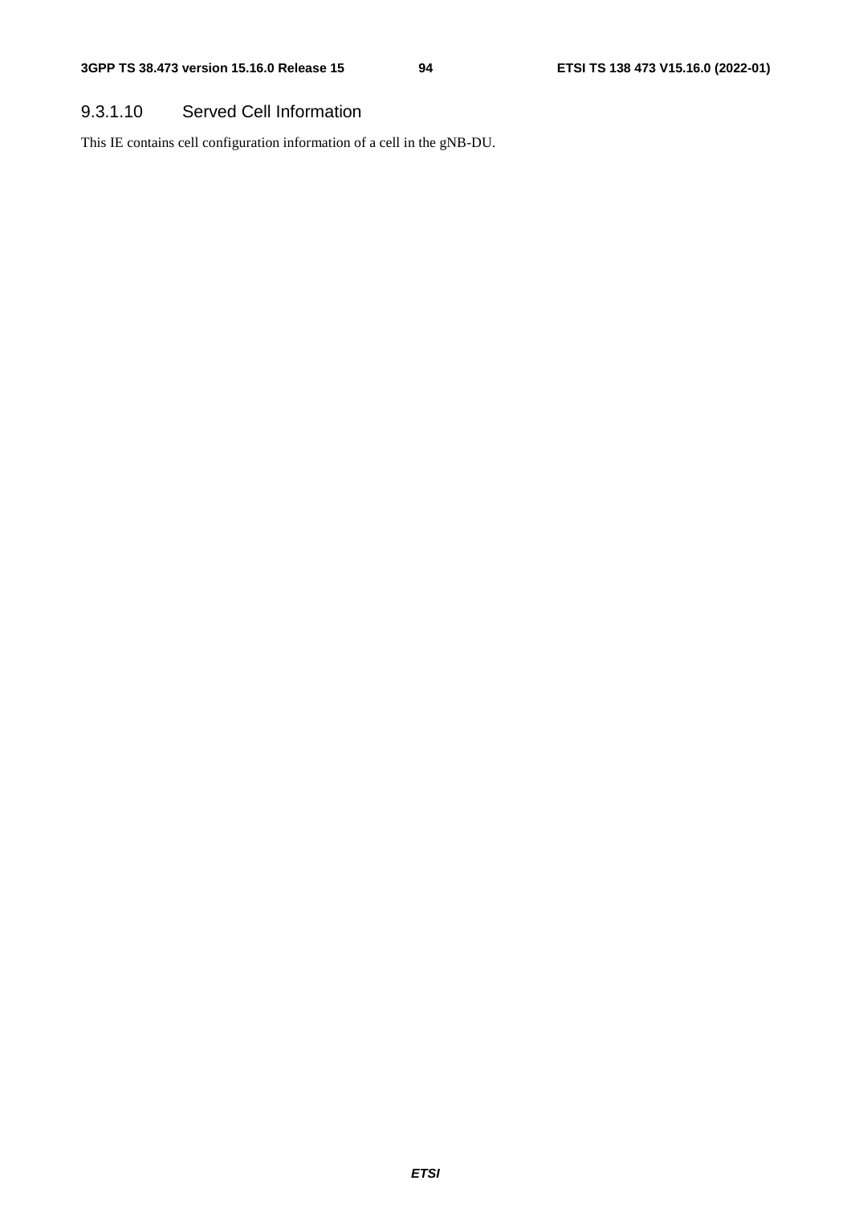#### 9.3.1.10 Served Cell Information

This IE contains cell configuration information of a cell in the gNB-DU.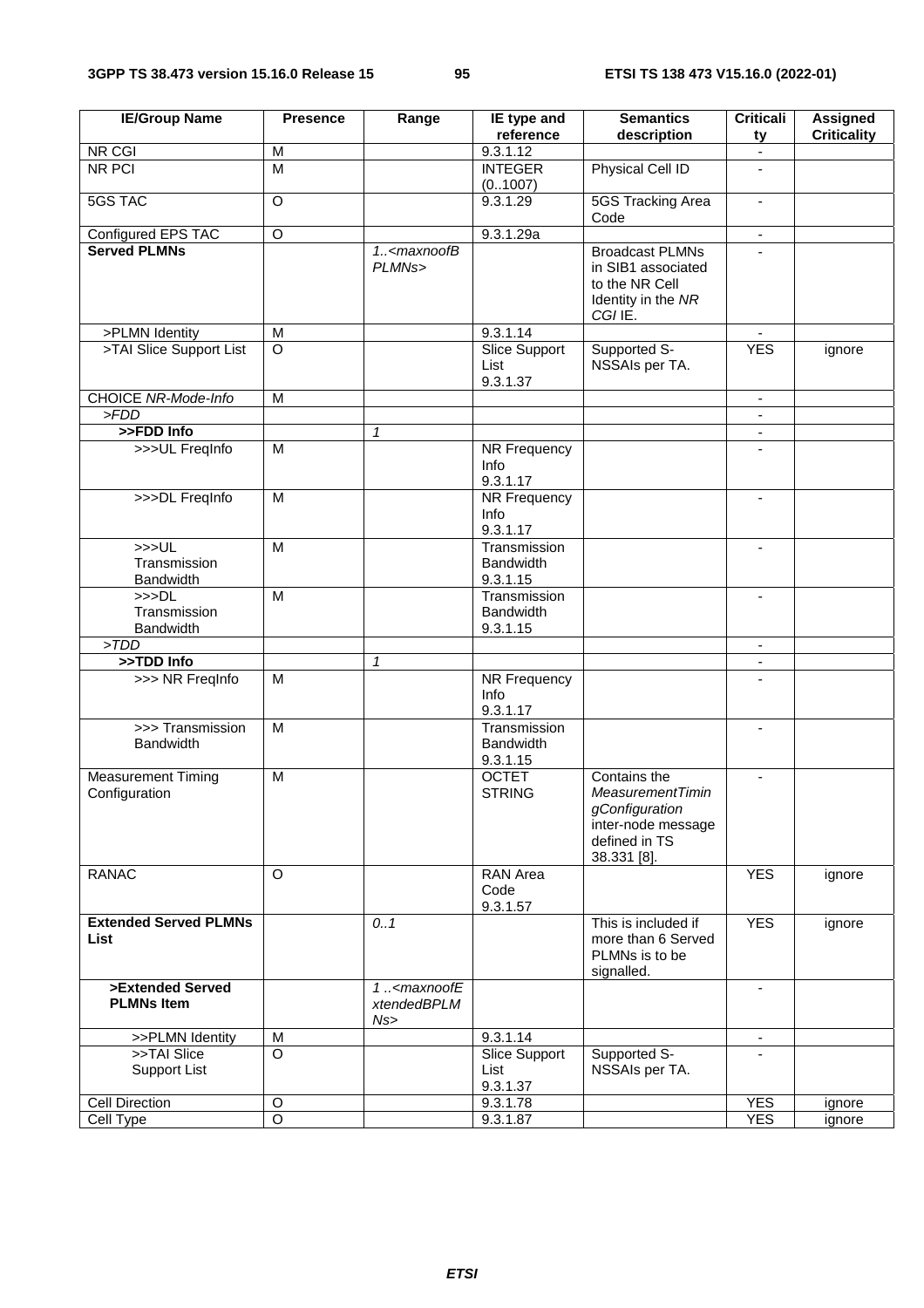| IE/Group Name | Presence | Range | IE type and reference | Semantics description | Criticality | Assigned Criticality |
|---|---|---|---|---|---|---|
| NR CGI | M | | 9.3.1.12 | | - | |
| NR PCI | M | | INTEGER (0..1007) | Physical Cell ID | - | |
| 5GS TAC | O | | 9.3.1.29 | 5GS Tracking Area Code | - | |
| Configured EPS TAC | O | | 9.3.1.29a | | - | |
| **Served PLMNs** | | *1..<maxnoofBPLMNs>* | | Broadcast PLMNs in SIB1 associated to the NR Cell Identity in the *NR CGI* IE. | - | |
| >PLMN Identity | M | | 9.3.1.14 | | - | |
| >TAI Slice Support List | O | | Slice Support List 9.3.1.37 | Supported S-NSSAIs per TA. | YES | ignore |
| CHOICE *NR-Mode-Info* | M | | | | - | |
| *>FDD* | | | | | - | |
| **>>FDD Info** | | *1* | | | - | |
| >>>UL FreqInfo | M | | NR Frequency Info 9.3.1.17 | | - | |
| >>>DL FreqInfo | M | | NR Frequency Info 9.3.1.17 | | - | |
| >>>UL Transmission Bandwidth | M | | Transmission Bandwidth 9.3.1.15 | | - | |
| >>>DL Transmission Bandwidth | M | | Transmission Bandwidth 9.3.1.15 | | - | |
| *>TDD* | | | | | - | |
| **>>TDD Info** | | *1* | | | - | |
| >>> NR FreqInfo | M | | NR Frequency Info 9.3.1.17 | | - | |
| >>> Transmission Bandwidth | M | | Transmission Bandwidth 9.3.1.15 | | - | |
| Measurement Timing Configuration | M | | OCTET STRING | Contains the *MeasurementTimingConfiguration* inter-node message defined in TS 38.331 [8]. | - | |
| RANAC | O | | RAN Area Code 9.3.1.57 | | YES | ignore |
| **Extended Served PLMNs List** | | *0..1* | | This is included if more than 6 Served PLMNs is to be signalled. | YES | ignore |
| **>Extended Served PLMNs Item** | | *1 ..<maxnoofExtendedBPLMNs>* | | | - | |
| >>PLMN Identity | M | | 9.3.1.14 | | - | |
| >>TAI Slice Support List | O | | Slice Support List 9.3.1.37 | Supported S-NSSAIs per TA. | - | |
| Cell Direction | O | | 9.3.1.78 | | YES | ignore |
| Cell Type | O | | 9.3.1.87 | | YES | ignore |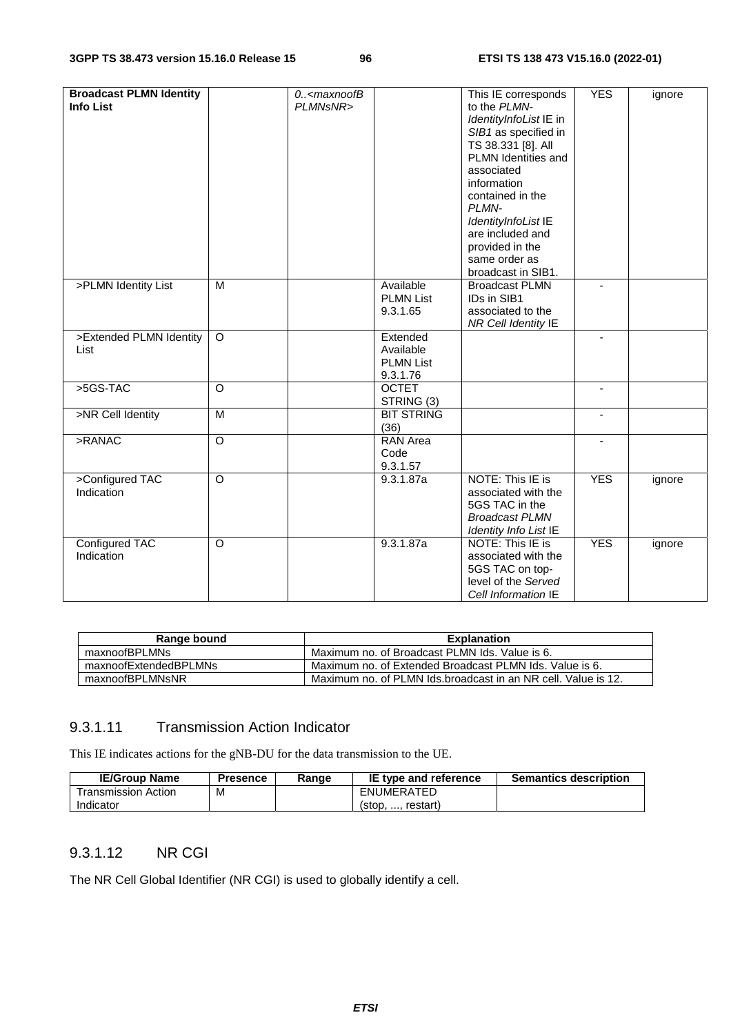| **Broadcast PLMN Identity Info List** | | 0..<*maxnoofBPLMNsNR*> | | This IE corresponds to the *PLMN-IdentityInfoList* IE in *SIB1* as specified in TS 38.331 [8]. All PLMN Identities and associated information contained in the *PLMN-IdentityInfoList* IE are included and provided in the same order as broadcast in SIB1. | YES | ignore |
|---|---|---|---|---|---|---|
| >PLMN Identity List | M | | Available PLMN List 9.3.1.65 | Broadcast PLMN IDs in SIB1 associated to the *NR Cell Identity* IE | - | |
| >Extended PLMN Identity List | O | | Extended Available PLMN List 9.3.1.76 | | - | |
| >5GS-TAC | O | | OCTET STRING (3) | | - | |
| >NR Cell Identity | M | | BIT STRING (36) | | - | |
| >RANAC | O | | RAN Area Code 9.3.1.57 | | - | |
| >Configured TAC Indication | O | | 9.3.1.87a | NOTE: This IE is associated with the 5GS TAC in the *Broadcast PLMN Identity Info List* IE | YES | ignore |
| Configured TAC Indication | O | | 9.3.1.87a | NOTE: This IE is associated with the 5GS TAC on top-level of the *Served Cell Information* IE | YES | ignore |

| Range bound | Explanation |
|---|---|
| maxnoofBPLMNs | Maximum no. of Broadcast PLMN Ids. Value is 6. |
| maxnoofExtendedBPLMNs | Maximum no. of Extended Broadcast PLMN Ids. Value is 6. |
| maxnoofBPLMNsNR | Maximum no. of PLMN Ids.broadcast in an NR cell. Value is 12. |

### 9.3.1.11 Transmission Action Indicator

This IE indicates actions for the gNB-DU for the data transmission to the UE.

| IE/Group Name | Presence | Range | IE type and reference | Semantics description |
|---|---|---|---|---|
| Transmission Action Indicator | M | | ENUMERATED (stop, ..., restart) | |

### 9.3.1.12 NR CGI

The NR Cell Global Identifier (NR CGI) is used to globally identify a cell.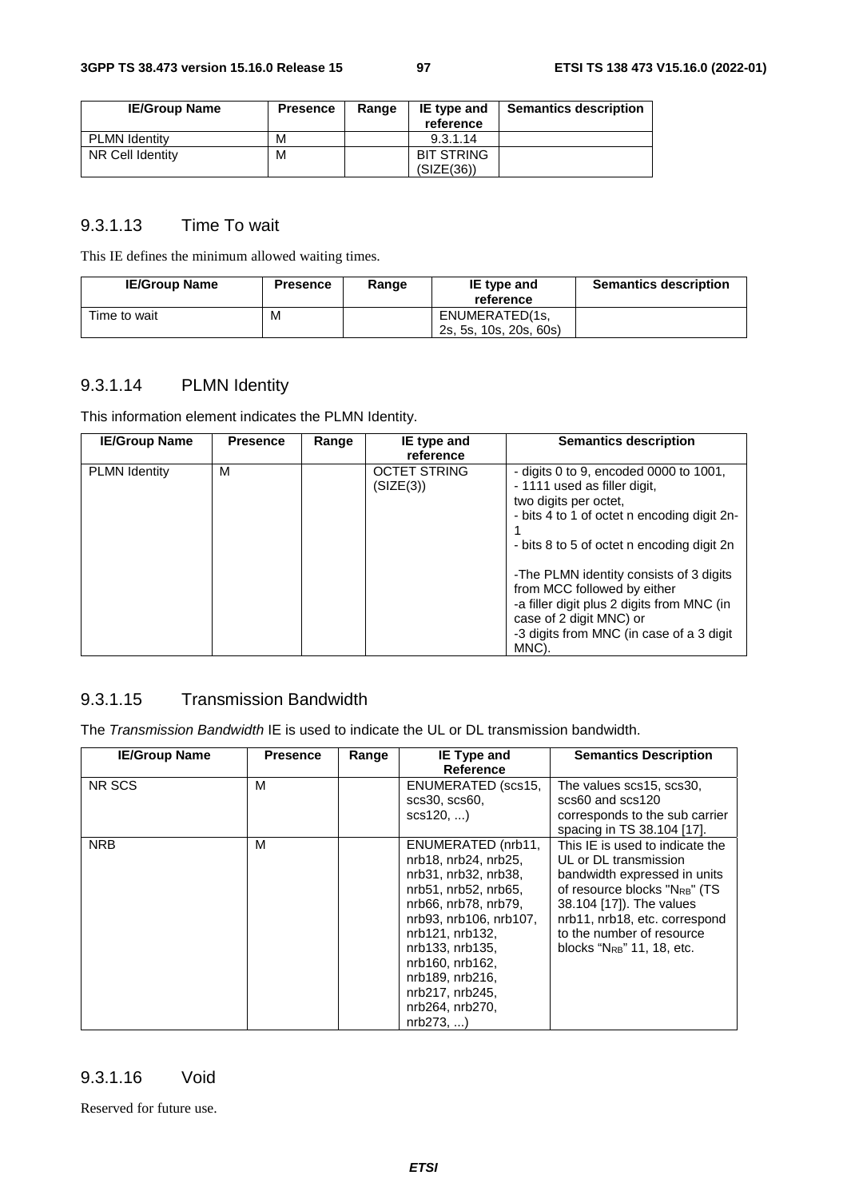| IE/Group Name | Presence | Range | IE type and reference | Semantics description |
|---|---|---|---|---|
| PLMN Identity | M | | 9.3.1.14 | |
| NR Cell Identity | M | | BIT STRING (SIZE(36)) | |

### 9.3.1.13 Time To wait

This IE defines the minimum allowed waiting times.

| IE/Group Name | Presence | Range | IE type and reference | Semantics description |
|---|---|---|---|---|
| Time to wait | M | | ENUMERATED(1s, 2s, 5s, 10s, 20s, 60s) | |

### 9.3.1.14 PLMN Identity

This information element indicates the PLMN Identity.

| IE/Group Name | Presence | Range | IE type and reference | Semantics description |
|---|---|---|---|---|
| PLMN Identity | M | | OCTET STRING (SIZE(3)) | - digits 0 to 9, encoded 0000 to 1001,<br>- 1111 used as filler digit,<br>two digits per octet,<br>- bits 4 to 1 of octet n encoding digit 2n-1<br>- bits 8 to 5 of octet n encoding digit 2n<br><br>-The PLMN identity consists of 3 digits from MCC followed by either<br>-a filler digit plus 2 digits from MNC (in case of 2 digit MNC) or<br>-3 digits from MNC (in case of a 3 digit MNC). |

### 9.3.1.15 Transmission Bandwidth

The *Transmission Bandwidth* IE is used to indicate the UL or DL transmission bandwidth.

| IE/Group Name | Presence | Range | IE Type and Reference | Semantics Description |
|---|---|---|---|---|
| NR SCS | M | | ENUMERATED (scs15, scs30, scs60, scs120, ...) | The values scs15, scs30, scs60 and scs120 corresponds to the sub carrier spacing in TS 38.104 [17]. |
| NRB | M | | ENUMERATED (nrb11, nrb18, nrb24, nrb25, nrb31, nrb32, nrb38, nrb51, nrb52, nrb65, nrb66, nrb78, nrb79, nrb93, nrb106, nrb107, nrb121, nrb132, nrb133, nrb135, nrb160, nrb162, nrb189, nrb216, nrb217, nrb245, nrb264, nrb270, nrb273, ...) | This IE is used to indicate the UL or DL transmission bandwidth expressed in units of resource blocks "$N_{RB}$" (TS 38.104 [17]). The values nrb11, nrb18, etc. correspond to the number of resource blocks "$N_{RB}$" 11, 18, etc. |

### 9.3.1.16 Void

Reserved for future use.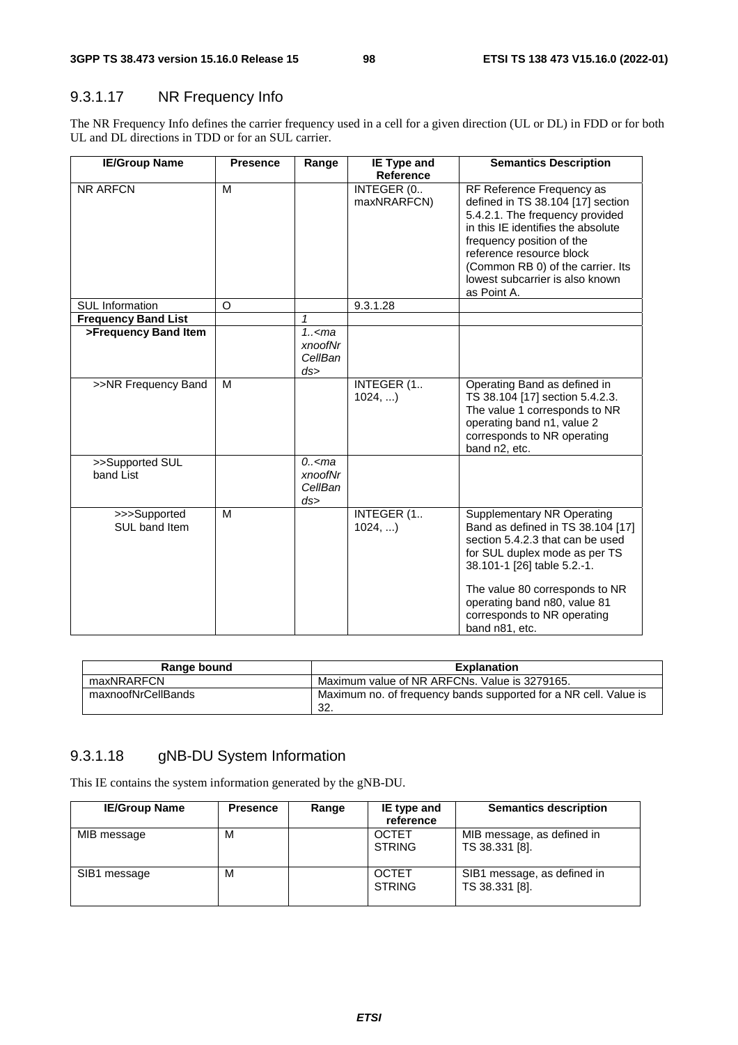### 9.3.1.17 NR Frequency Info

The NR Frequency Info defines the carrier frequency used in a cell for a given direction (UL or DL) in FDD or for both UL and DL directions in TDD or for an SUL carrier.

| IE/Group Name | Presence | Range | IE Type and Reference | Semantics Description |
|---|---|---|---|---|
| NR ARFCN | M | | INTEGER (0.. maxNRARFCN) | RF Reference Frequency as defined in TS 38.104 [17] section 5.4.2.1. The frequency provided in this IE identifies the absolute frequency position of the reference resource block (Common RB 0) of the carrier. Its lowest subcarrier is also known as Point A. |
| SUL Information | O | | 9.3.1.28 | |
| **Frequency Band List** | | *1* | | |
| **>Frequency Band Item** | | *1..<maxnoofNrCellBands>* | | |
| >>NR Frequency Band | M | | INTEGER (1.. 1024, ...) | Operating Band as defined in TS 38.104 [17] section 5.4.2.3. The value 1 corresponds to NR operating band n1, value 2 corresponds to NR operating band n2, etc. |
| >>Supported SUL band List | | *0..<maxnoofNrCellBands>* | | |
| >>>Supported SUL band Item | M | | INTEGER (1.. 1024, ...) | Supplementary NR Operating Band as defined in TS 38.104 [17] section 5.4.2.3 that can be used for SUL duplex mode as per TS 38.101-1 [26] table 5.2.-1.<br><br>The value 80 corresponds to NR operating band n80, value 81 corresponds to NR operating band n81, etc. |

| Range bound | Explanation |
|---|---|
| maxNRARFCN | Maximum value of NR ARFCNs. Value is 3279165. |
| maxnoofNrCellBands | Maximum no. of frequency bands supported for a NR cell. Value is 32. |

### 9.3.1.18 gNB-DU System Information

This IE contains the system information generated by the gNB-DU.

| IE/Group Name | Presence | Range | IE type and reference | Semantics description |
|---|---|---|---|---|
| MIB message | M | | OCTET STRING | MIB message, as defined in TS 38.331 [8]. |
| SIB1 message | M | | OCTET STRING | SIB1 message, as defined in TS 38.331 [8]. |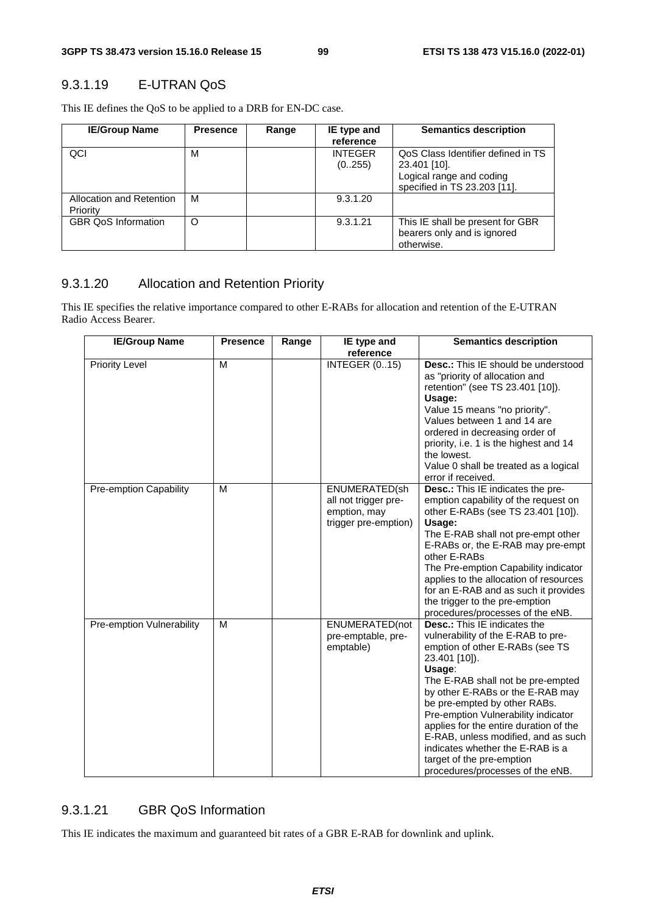### 9.3.1.19 E-UTRAN QoS

This IE defines the QoS to be applied to a DRB for EN-DC case.

| IE/Group Name | Presence | Range | IE type and reference | Semantics description |
|---|---|---|---|---|
| QCI | M | | INTEGER (0..255) | QoS Class Identifier defined in TS 23.401 [10]. Logical range and coding specified in TS 23.203 [11]. |
| Allocation and Retention Priority | M | | 9.3.1.20 | |
| GBR QoS Information | O | | 9.3.1.21 | This IE shall be present for GBR bearers only and is ignored otherwise. |

### 9.3.1.20 Allocation and Retention Priority

This IE specifies the relative importance compared to other E-RABs for allocation and retention of the E-UTRAN Radio Access Bearer.

| IE/Group Name | Presence | Range | IE type and reference | Semantics description |
|---|---|---|---|---|
| Priority Level | M | | INTEGER (0..15) | **Desc.:** This IE should be understood as "priority of allocation and retention" (see TS 23.401 [10]). **Usage:** Value 15 means "no priority". Values between 1 and 14 are ordered in decreasing order of priority, i.e. 1 is the highest and 14 the lowest. Value 0 shall be treated as a logical error if received. |
| Pre-emption Capability | M | | ENUMERATED(shall not trigger pre-emption, may trigger pre-emption) | **Desc.:** This IE indicates the pre-emption capability of the request on other E-RABs (see TS 23.401 [10]). **Usage:** The E-RAB shall not pre-empt other E-RABs or, the E-RAB may pre-empt other E-RABs The Pre-emption Capability indicator applies to the allocation of resources for an E-RAB and as such it provides the trigger to the pre-emption procedures/processes of the eNB. |
| Pre-emption Vulnerability | M | | ENUMERATED(not pre-emptable, pre-emptable) | **Desc.:** This IE indicates the vulnerability of the E-RAB to pre-emption of other E-RABs (see TS 23.401 [10]). **Usage**: The E-RAB shall not be pre-empted by other E-RABs or the E-RAB may be pre-empted by other RABs. Pre-emption Vulnerability indicator applies for the entire duration of the E-RAB, unless modified, and as such indicates whether the E-RAB is a target of the pre-emption procedures/processes of the eNB. |

### 9.3.1.21 GBR QoS Information

This IE indicates the maximum and guaranteed bit rates of a GBR E-RAB for downlink and uplink.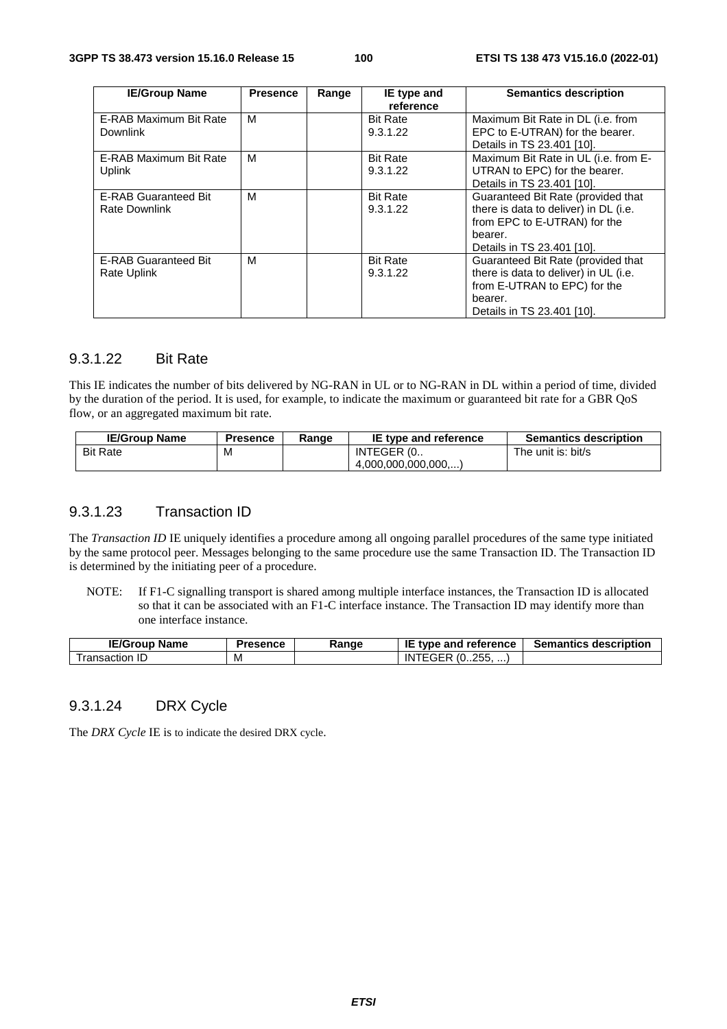| IE/Group Name | Presence | Range | IE type and reference | Semantics description |
|---|---|---|---|---|
| E-RAB Maximum Bit Rate Downlink | M | | Bit Rate 9.3.1.22 | Maximum Bit Rate in DL (i.e. from EPC to E-UTRAN) for the bearer. Details in TS 23.401 [10]. |
| E-RAB Maximum Bit Rate Uplink | M | | Bit Rate 9.3.1.22 | Maximum Bit Rate in UL (i.e. from E-UTRAN to EPC) for the bearer. Details in TS 23.401 [10]. |
| E-RAB Guaranteed Bit Rate Downlink | M | | Bit Rate 9.3.1.22 | Guaranteed Bit Rate (provided that there is data to deliver) in DL (i.e. from EPC to E-UTRAN) for the bearer. Details in TS 23.401 [10]. |
| E-RAB Guaranteed Bit Rate Uplink | M | | Bit Rate 9.3.1.22 | Guaranteed Bit Rate (provided that there is data to deliver) in UL (i.e. from E-UTRAN to EPC) for the bearer. Details in TS 23.401 [10]. |

### 9.3.1.22 Bit Rate

This IE indicates the number of bits delivered by NG-RAN in UL or to NG-RAN in DL within a period of time, divided by the duration of the period. It is used, for example, to indicate the maximum or guaranteed bit rate for a GBR QoS flow, or an aggregated maximum bit rate.

| IE/Group Name | Presence | Range | IE type and reference | Semantics description |
|---|---|---|---|---|
| Bit Rate | M | | INTEGER (0..4,000,000,000,000,...) | The unit is: bit/s |

### 9.3.1.23 Transaction ID

The *Transaction ID* IE uniquely identifies a procedure among all ongoing parallel procedures of the same type initiated by the same protocol peer. Messages belonging to the same procedure use the same Transaction ID. The Transaction ID is determined by the initiating peer of a procedure.

NOTE: If F1-C signalling transport is shared among multiple interface instances, the Transaction ID is allocated so that it can be associated with an F1-C interface instance. The Transaction ID may identify more than one interface instance.

| IE/Group Name | Presence | Range | IE type and reference | Semantics description |
|---|---|---|---|---|
| Transaction ID | M | | INTEGER (0..255, ...) | |

### 9.3.1.24 DRX Cycle

The *DRX Cycle* IE is to indicate the desired DRX cycle.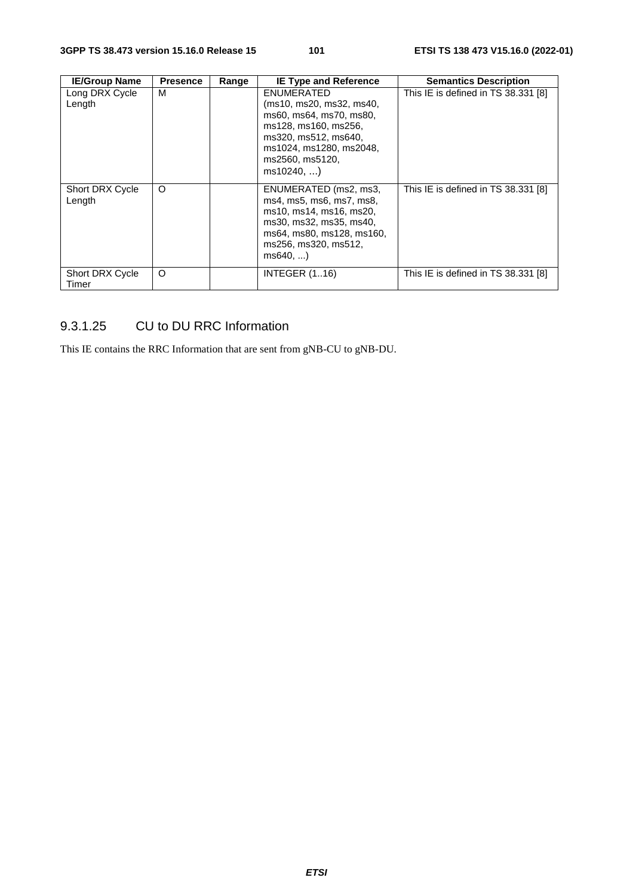| IE/Group Name | Presence | Range | IE Type and Reference | Semantics Description |
|---|---|---|---|---|
| Long DRX Cycle Length | M | | ENUMERATED (ms10, ms20, ms32, ms40, ms60, ms64, ms70, ms80, ms128, ms160, ms256, ms320, ms512, ms640, ms1024, ms1280, ms2048, ms2560, ms5120, ms10240, …) | This IE is defined in TS 38.331 [8] |
| Short DRX Cycle Length | O | | ENUMERATED (ms2, ms3, ms4, ms5, ms6, ms7, ms8, ms10, ms14, ms16, ms20, ms30, ms32, ms35, ms40, ms64, ms80, ms128, ms160, ms256, ms320, ms512, ms640, ...) | This IE is defined in TS 38.331 [8] |
| Short DRX Cycle Timer | O | | INTEGER (1..16) | This IE is defined in TS 38.331 [8] |

### 9.3.1.25 CU to DU RRC Information

This IE contains the RRC Information that are sent from gNB-CU to gNB-DU.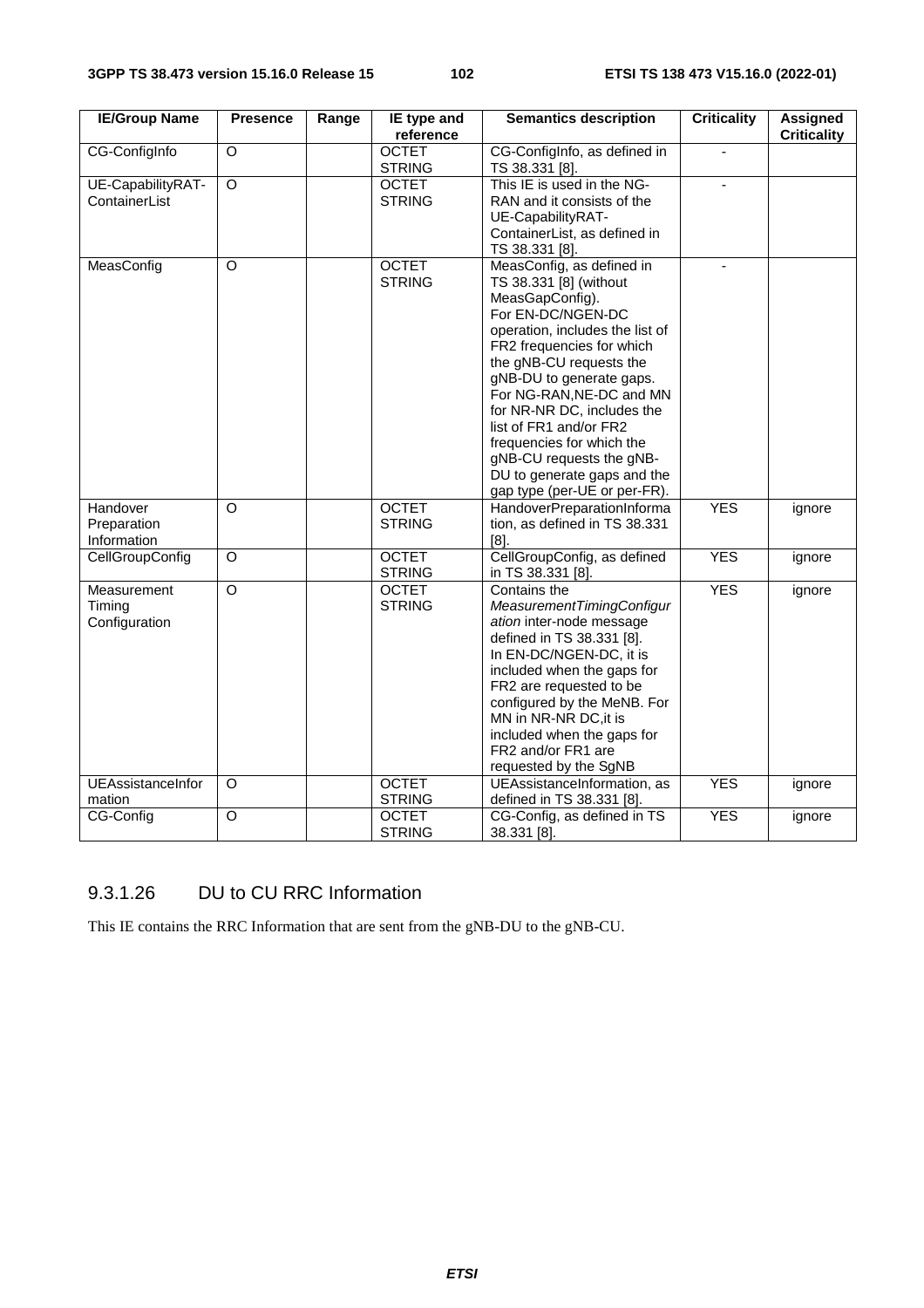| IE/Group Name | Presence | Range | IE type and reference | Semantics description | Criticality | Assigned Criticality |
|---|---|---|---|---|---|---|
| CG-ConfigInfo | O | | OCTET STRING | CG-ConfigInfo, as defined in TS 38.331 [8]. | - | |
| UE-CapabilityRAT-ContainerList | O | | OCTET STRING | This IE is used in the NG-RAN and it consists of the UE-CapabilityRAT-ContainerList, as defined in TS 38.331 [8]. | - | |
| MeasConfig | O | | OCTET STRING | MeasConfig, as defined in TS 38.331 [8] (without MeasGapConfig). For EN-DC/NGEN-DC operation, includes the list of FR2 frequencies for which the gNB-CU requests the gNB-DU to generate gaps. For NG-RAN,NE-DC and MN for NR-NR DC, includes the list of FR1 and/or FR2 frequencies for which the gNB-CU requests the gNB-DU to generate gaps and the gap type (per-UE or per-FR). | - | |
| Handover Preparation Information | O | | OCTET STRING | HandoverPreparationInformation, as defined in TS 38.331 [8]. | YES | ignore |
| CellGroupConfig | O | | OCTET STRING | CellGroupConfig, as defined in TS 38.331 [8]. | YES | ignore |
| Measurement Timing Configuration | O | | OCTET STRING | Contains the *MeasurementTimingConfiguration* inter-node message defined in TS 38.331 [8]. In EN-DC/NGEN-DC, it is included when the gaps for FR2 are requested to be configured by the MeNB. For MN in NR-NR DC,it is included when the gaps for FR2 and/or FR1 are requested by the SgNB | YES | ignore |
| UEAssistanceInformation | O | | OCTET STRING | UEAssistanceInformation, as defined in TS 38.331 [8]. | YES | ignore |
| CG-Config | O | | OCTET STRING | CG-Config, as defined in TS 38.331 [8]. | YES | ignore |

### 9.3.1.26 DU to CU RRC Information

This IE contains the RRC Information that are sent from the gNB-DU to the gNB-CU.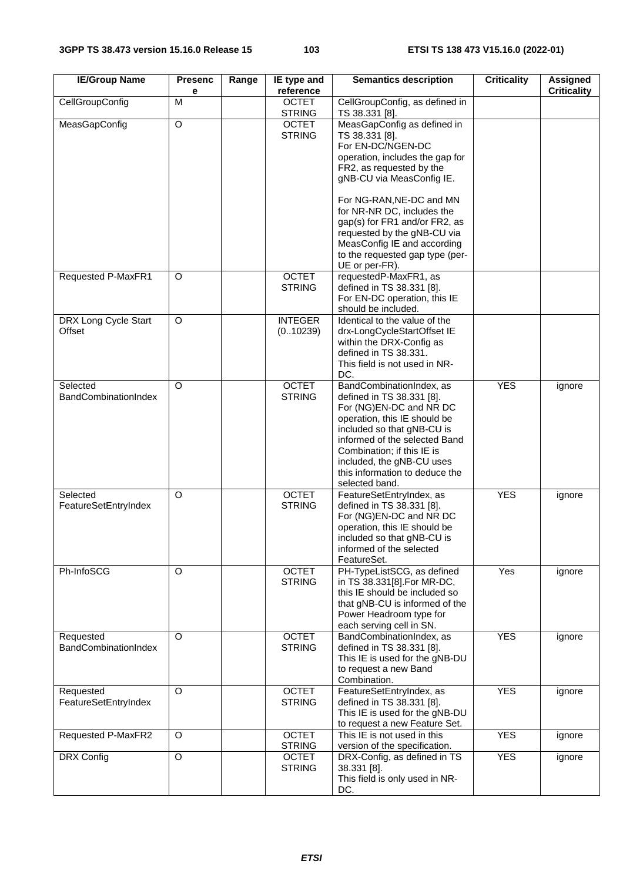| IE/Group Name | Presence | Range | IE type and reference | Semantics description | Criticality | Assigned Criticality |
|---|---|---|---|---|---|---|
| CellGroupConfig | M | | OCTET STRING | CellGroupConfig, as defined in TS 38.331 [8]. | | |
| MeasGapConfig | O | | OCTET STRING | MeasGapConfig as defined in TS 38.331 [8]. For EN-DC/NGEN-DC operation, includes the gap for FR2, as requested by the gNB-CU via MeasConfig IE. For NG-RAN,NE-DC and MN for NR-NR DC, includes the gap(s) for FR1 and/or FR2, as requested by the gNB-CU via MeasConfig IE and according to the requested gap type (per-UE or per-FR). | | |
| Requested P-MaxFR1 | O | | OCTET STRING | requestedP-MaxFR1, as defined in TS 38.331 [8]. For EN-DC operation, this IE should be included. | | |
| DRX Long Cycle Start Offset | O | | INTEGER (0..10239) | Identical to the value of the drx-LongCycleStartOffset IE within the DRX-Config as defined in TS 38.331. This field is not used in NR-DC. | | |
| Selected BandCombinationIndex | O | | OCTET STRING | BandCombinationIndex, as defined in TS 38.331 [8]. For (NG)EN-DC and NR DC operation, this IE should be included so that gNB-CU is informed of the selected Band Combination; if this IE is included, the gNB-CU uses this information to deduce the selected band. | YES | ignore |
| Selected FeatureSetEntryIndex | O | | OCTET STRING | FeatureSetEntryIndex, as defined in TS 38.331 [8]. For (NG)EN-DC and NR DC operation, this IE should be included so that gNB-CU is informed of the selected FeatureSet. | YES | ignore |
| Ph-InfoSCG | O | | OCTET STRING | PH-TypeListSCG, as defined in TS 38.331[8].For MR-DC, this IE should be included so that gNB-CU is informed of the Power Headroom type for each serving cell in SN. | Yes | ignore |
| Requested BandCombinationIndex | O | | OCTET STRING | BandCombinationIndex, as defined in TS 38.331 [8]. This IE is used for the gNB-DU to request a new Band Combination. | YES | ignore |
| Requested FeatureSetEntryIndex | O | | OCTET STRING | FeatureSetEntryIndex, as defined in TS 38.331 [8]. This IE is used for the gNB-DU to request a new Feature Set. | YES | ignore |
| Requested P-MaxFR2 | O | | OCTET STRING | This IE is not used in this version of the specification. | YES | ignore |
| DRX Config | O | | OCTET STRING | DRX-Config, as defined in TS 38.331 [8]. This field is only used in NR-DC. | YES | ignore |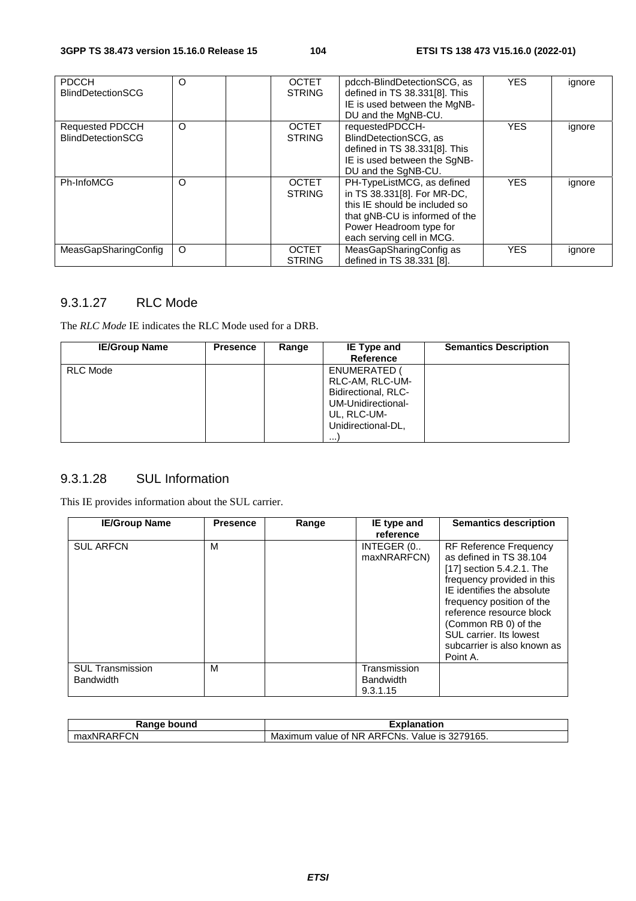| PDCCH BlindDetectionSCG | O | | OCTET STRING | pdcch-BlindDetectionSCG, as defined in TS 38.331[8]. This IE is used between the MgNB-DU and the MgNB-CU. | YES | ignore |
|---|---|---|---|---|---|---|
| Requested PDCCH BlindDetectionSCG | O | | OCTET STRING | requestedPDCCH-BlindDetectionSCG, as defined in TS 38.331[8]. This IE is used between the SgNB-DU and the SgNB-CU. | YES | ignore |
| Ph-InfoMCG | O | | OCTET STRING | PH-TypeListMCG, as defined in TS 38.331[8]. For MR-DC, this IE should be included so that gNB-CU is informed of the Power Headroom type for each serving cell in MCG. | YES | ignore |
| MeasGapSharingConfig | O | | OCTET STRING | MeasGapSharingConfig as defined in TS 38.331 [8]. | YES | ignore |

### 9.3.1.27 RLC Mode

The *RLC Mode* IE indicates the RLC Mode used for a DRB.

| IE/Group Name | Presence | Range | IE Type and Reference | Semantics Description |
|---|---|---|---|---|
| RLC Mode | | | ENUMERATED ( RLC-AM, RLC-UM-Bidirectional, RLC-UM-Unidirectional-UL, RLC-UM-Unidirectional-DL, ...) | |

### 9.3.1.28 SUL Information

This IE provides information about the SUL carrier.

| IE/Group Name | Presence | Range | IE type and reference | Semantics description |
|---|---|---|---|---|
| SUL ARFCN | M | | INTEGER (0.. maxNRARFCN) | RF Reference Frequency as defined in TS 38.104 [17] section 5.4.2.1. The frequency provided in this IE identifies the absolute frequency position of the reference resource block (Common RB 0) of the SUL carrier. Its lowest subcarrier is also known as Point A. |
| SUL Transmission Bandwidth | M | | Transmission Bandwidth 9.3.1.15 | |

| Range bound | Explanation |
|---|---|
| maxNRARFCN | Maximum value of NR ARFCNs. Value is 3279165. |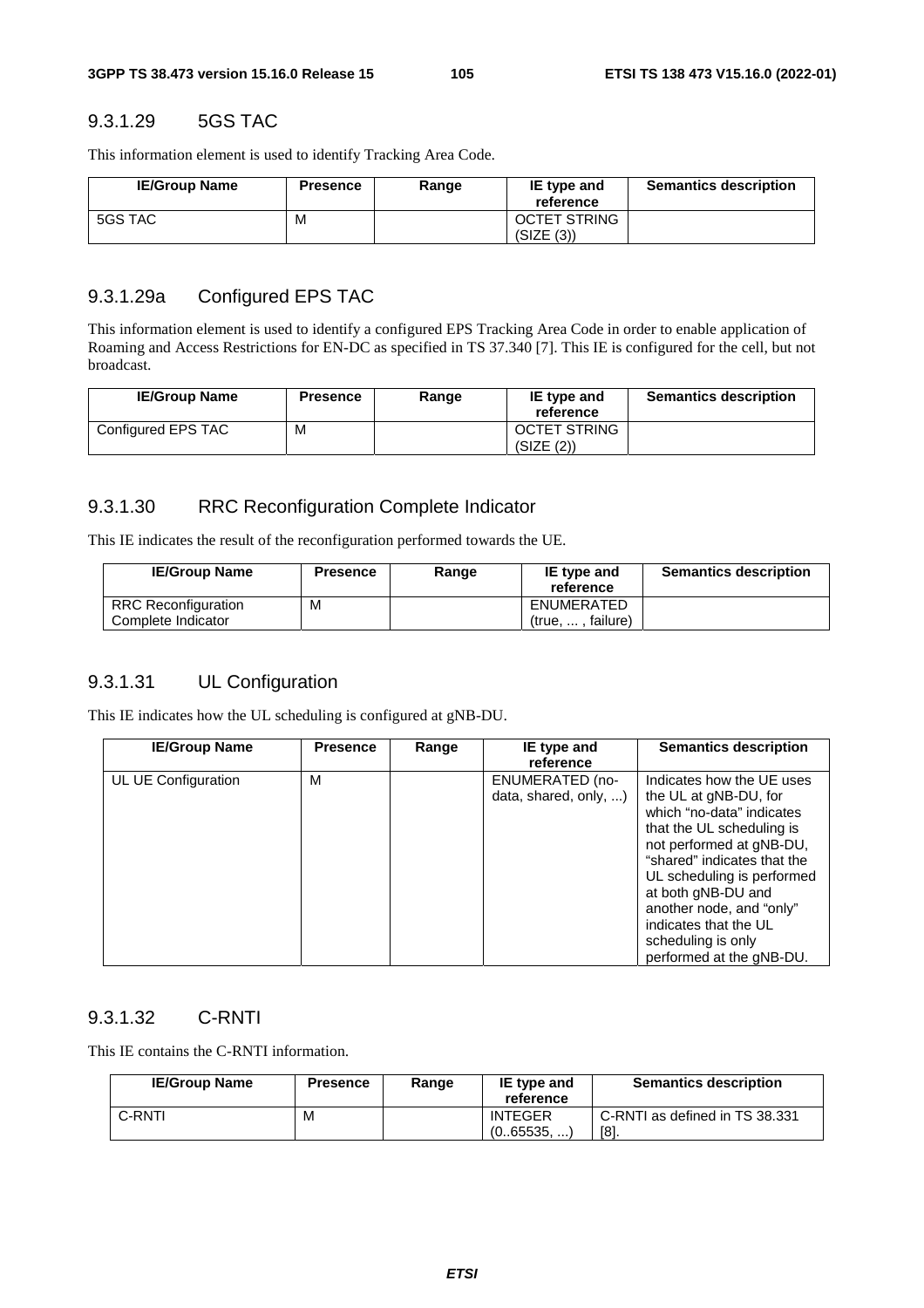### 9.3.1.29 5GS TAC

This information element is used to identify Tracking Area Code.

| IE/Group Name | Presence | Range | IE type and reference | Semantics description |
|---|---|---|---|---|
| 5GS TAC | M | | OCTET STRING (SIZE (3)) | |

### 9.3.1.29a Configured EPS TAC

This information element is used to identify a configured EPS Tracking Area Code in order to enable application of Roaming and Access Restrictions for EN-DC as specified in TS 37.340 [7]. This IE is configured for the cell, but not broadcast.

| IE/Group Name | Presence | Range | IE type and reference | Semantics description |
|---|---|---|---|---|
| Configured EPS TAC | M | | OCTET STRING (SIZE (2)) | |

### 9.3.1.30 RRC Reconfiguration Complete Indicator

This IE indicates the result of the reconfiguration performed towards the UE.

| IE/Group Name | Presence | Range | IE type and reference | Semantics description |
|---|---|---|---|---|
| RRC Reconfiguration Complete Indicator | M | | ENUMERATED (true, ... , failure) | |

### 9.3.1.31 UL Configuration

This IE indicates how the UL scheduling is configured at gNB-DU.

| IE/Group Name | Presence | Range | IE type and reference | Semantics description |
|---|---|---|---|---|
| UL UE Configuration | M | | ENUMERATED (no-data, shared, only, ...) | Indicates how the UE uses the UL at gNB-DU, for which "no-data" indicates that the UL scheduling is not performed at gNB-DU, "shared" indicates that the UL scheduling is performed at both gNB-DU and another node, and "only" indicates that the UL scheduling is only performed at the gNB-DU. |

### 9.3.1.32 C-RNTI

This IE contains the C-RNTI information.

| IE/Group Name | Presence | Range | IE type and reference | Semantics description |
|---|---|---|---|---|
| C-RNTI | M | | INTEGER (0..65535, ...) | C-RNTI as defined in TS 38.331 [8]. |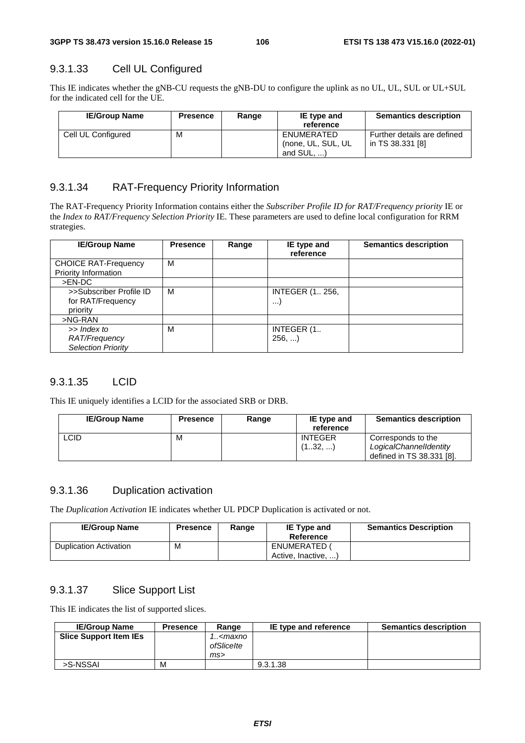### 9.3.1.33 Cell UL Configured

This IE indicates whether the gNB-CU requests the gNB-DU to configure the uplink as no UL, UL, SUL or UL+SUL for the indicated cell for the UE.

| IE/Group Name | Presence | Range | IE type and reference | Semantics description |
|---|---|---|---|---|
| Cell UL Configured | M | | ENUMERATED (none, UL, SUL, UL and SUL, ...) | Further details are defined in TS 38.331 [8] |

### 9.3.1.34 RAT-Frequency Priority Information

The RAT-Frequency Priority Information contains either the *Subscriber Profile ID for RAT/Frequency priority* IE or the *Index to RAT/Frequency Selection Priority* IE. These parameters are used to define local configuration for RRM strategies.

| IE/Group Name | Presence | Range | IE type and reference | Semantics description |
|---|---|---|---|---|
| CHOICE RAT-Frequency Priority Information | M | | | |
| >EN-DC | | | | |
| >>Subscriber Profile ID for RAT/Frequency priority | M | | INTEGER (1.. 256, ...) | |
| >NG-RAN | | | | |
| *>> Index to RAT/Frequency Selection Priority* | M | | INTEGER (1.. 256, ...) | |

### 9.3.1.35 LCID

This IE uniquely identifies a LCID for the associated SRB or DRB.

| IE/Group Name | Presence | Range | IE type and reference | Semantics description |
|---|---|---|---|---|
| LCID | M | | INTEGER (1..32, ...) | Corresponds to the *LogicalChannelIdentity* defined in TS 38.331 [8]. |

### 9.3.1.36 Duplication activation

The *Duplication Activation* IE indicates whether UL PDCP Duplication is activated or not.

| IE/Group Name | Presence | Range | IE Type and Reference | Semantics Description |
|---|---|---|---|---|
| Duplication Activation | M | | ENUMERATED ( Active, Inactive, ...) | |

### 9.3.1.37 Slice Support List

This IE indicates the list of supported slices.

| IE/Group Name | Presence | Range | IE type and reference | Semantics description |
|---|---|---|---|---|
| **Slice Support Item IEs** | | *1..<maxnoofSliceItems>* | | |
| >S-NSSAI | M | | 9.3.1.38 | |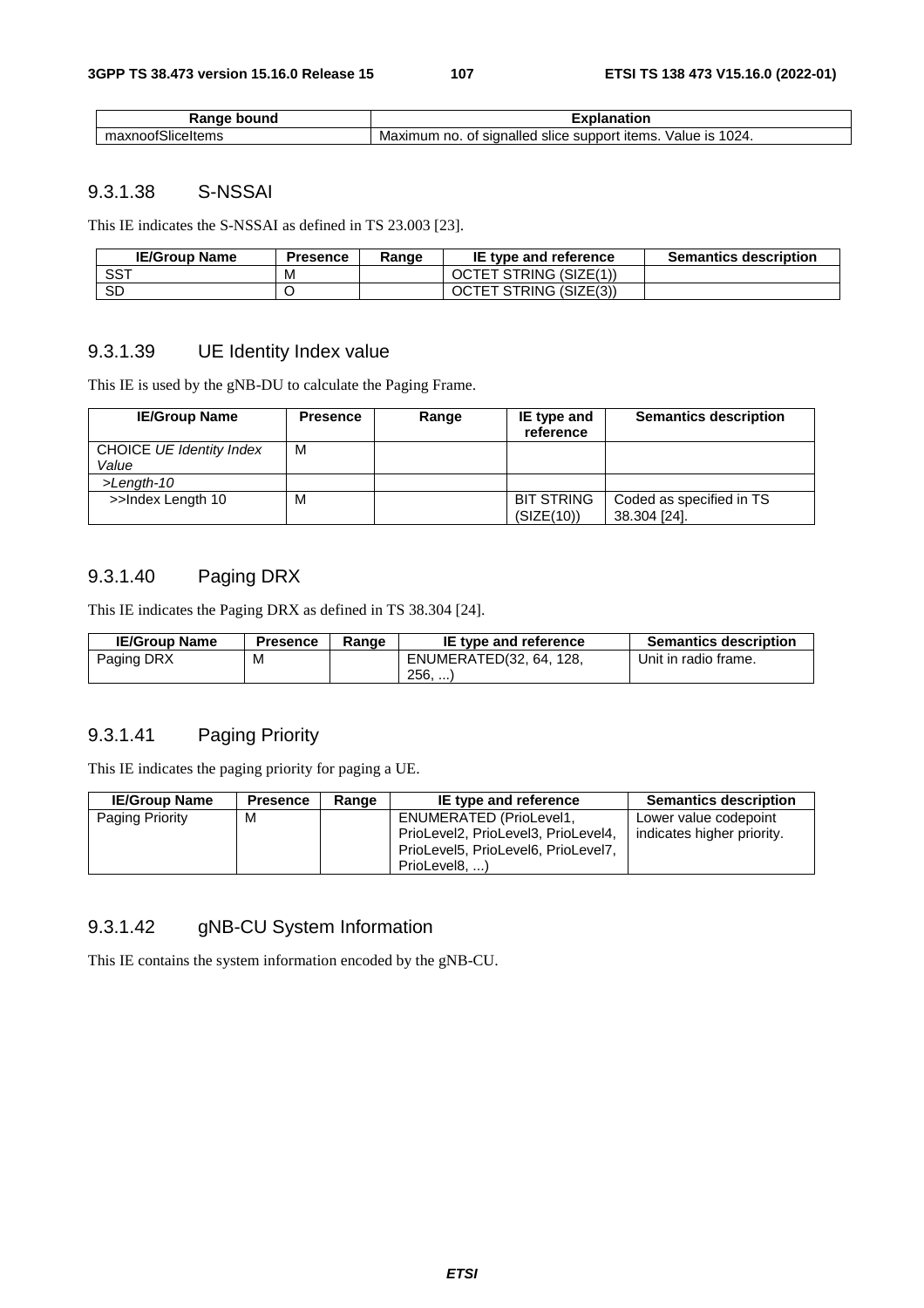| Range bound | Explanation |
|---|---|
| maxnoofSliceItems | Maximum no. of signalled slice support items. Value is 1024. |

### 9.3.1.38 S-NSSAI

This IE indicates the S-NSSAI as defined in TS 23.003 [23].

| IE/Group Name | Presence | Range | IE type and reference | Semantics description |
|---|---|---|---|---|
| SST | M | | OCTET STRING (SIZE(1)) | |
| SD | O | | OCTET STRING (SIZE(3)) | |

### 9.3.1.39 UE Identity Index value

This IE is used by the gNB-DU to calculate the Paging Frame.

| IE/Group Name | Presence | Range | IE type and reference | Semantics description |
|---|---|---|---|---|
| CHOICE *UE Identity Index Value* | M | | | |
| >*Length-10* | | | | |
| >>Index Length 10 | M | | BIT STRING (SIZE(10)) | Coded as specified in TS 38.304 [24]. |

### 9.3.1.40 Paging DRX

This IE indicates the Paging DRX as defined in TS 38.304 [24].

| IE/Group Name | Presence | Range | IE type and reference | Semantics description |
|---|---|---|---|---|
| Paging DRX | M | | ENUMERATED(32, 64, 128, 256, ...) | Unit in radio frame. |

### 9.3.1.41 Paging Priority

This IE indicates the paging priority for paging a UE.

| IE/Group Name | Presence | Range | IE type and reference | Semantics description |
|---|---|---|---|---|
| Paging Priority | M | | ENUMERATED (PrioLevel1, PrioLevel2, PrioLevel3, PrioLevel4, PrioLevel5, PrioLevel6, PrioLevel7, PrioLevel8, ...) | Lower value codepoint indicates higher priority. |

### 9.3.1.42 gNB-CU System Information

This IE contains the system information encoded by the gNB-CU.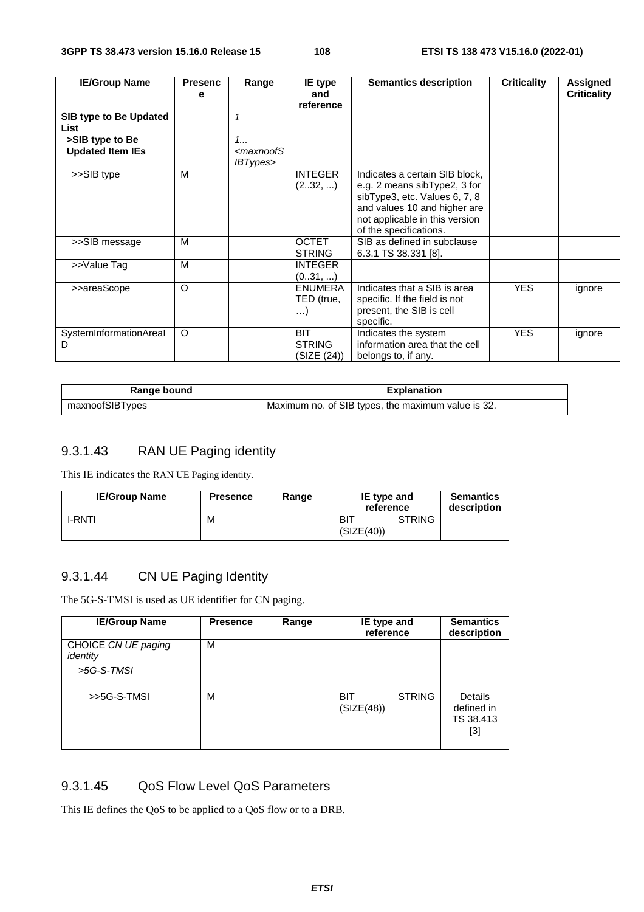| IE/Group Name | Presence | Range | IE type and reference | Semantics description | Criticality | Assigned Criticality |
|---|---|---|---|---|---|---|
| **SIB type to Be Updated List** | | *1* | | | | |
| **>SIB type to Be Updated Item IEs** | | *1... <maxnoofSIBTypes>* | | | | |
| >>SIB type | M | | INTEGER (2..32, ...) | Indicates a certain SIB block, e.g. 2 means sibType2, 3 for sibType3, etc. Values 6, 7, 8 and values 10 and higher are not applicable in this version of the specifications. | | |
| >>SIB message | M | | OCTET STRING | SIB as defined in subclause 6.3.1 TS 38.331 [8]. | | |
| >>Value Tag | M | | INTEGER (0..31, ...) | | | |
| >>areaScope | O | | ENUMERATED (true, …) | Indicates that a SIB is area specific. If the field is not present, the SIB is cell specific. | YES | ignore |
| SystemInformationAreaID | O | | BIT STRING (SIZE (24)) | Indicates the system information area that the cell belongs to, if any. | YES | ignore |

| Range bound | Explanation |
|---|---|
| maxnoofSIBTypes | Maximum no. of SIB types, the maximum value is 32. |

### 9.3.1.43 RAN UE Paging identity

This IE indicates the RAN UE Paging identity.

| IE/Group Name | Presence | Range | IE type and reference | Semantics description |
|---|---|---|---|---|
| I-RNTI | M | | BIT STRING (SIZE(40)) | |

### 9.3.1.44 CN UE Paging Identity

The 5G-S-TMSI is used as UE identifier for CN paging.

| IE/Group Name | Presence | Range | IE type and reference | Semantics description |
|---|---|---|---|---|
| CHOICE *CN UE paging identity* | M | | | |
| *>5G-S-TMSI* | | | | |
| >>5G-S-TMSI | M | | BIT STRING (SIZE(48)) | Details defined in TS 38.413 [3] |

### 9.3.1.45 QoS Flow Level QoS Parameters

This IE defines the QoS to be applied to a QoS flow or to a DRB.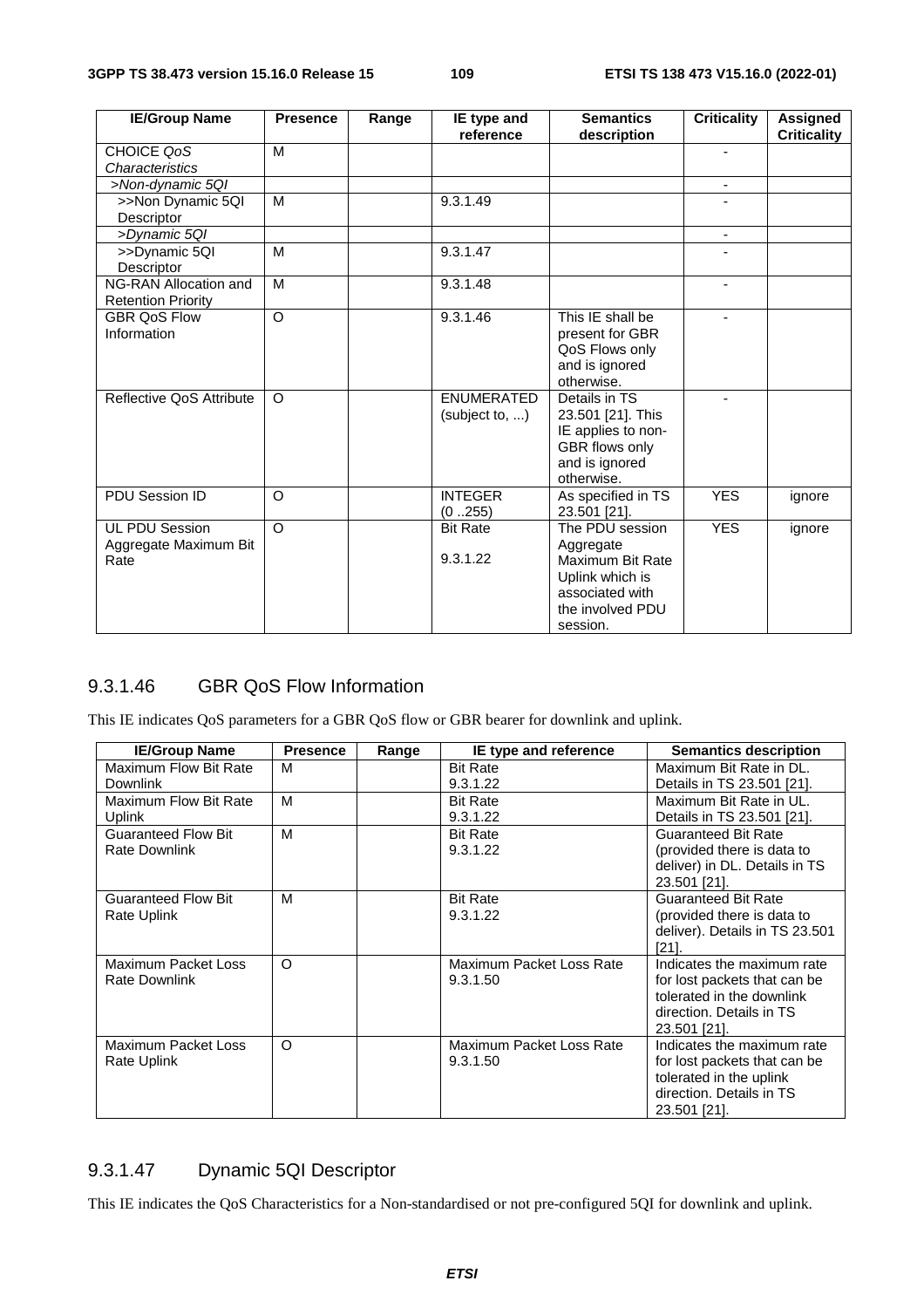| IE/Group Name | Presence | Range | IE type and reference | Semantics description | Criticality | Assigned Criticality |
|---|---|---|---|---|---|---|
| CHOICE *QoS Characteristics* | M | | | | - | |
| *>Non-dynamic 5QI* | | | | | - | |
| >>Non Dynamic 5QI Descriptor | M | | 9.3.1.49 | | - | |
| *>Dynamic 5QI* | | | | | - | |
| >>Dynamic 5QI Descriptor | M | | 9.3.1.47 | | - | |
| NG-RAN Allocation and Retention Priority | M | | 9.3.1.48 | | - | |
| GBR QoS Flow Information | O | | 9.3.1.46 | This IE shall be present for GBR QoS Flows only and is ignored otherwise. | - | |
| Reflective QoS Attribute | O | | ENUMERATED (subject to, ...) | Details in TS 23.501 [21]. This IE applies to non-GBR flows only and is ignored otherwise. | - | |
| PDU Session ID | O | | INTEGER (0 ..255) | As specified in TS 23.501 [21]. | YES | ignore |
| UL PDU Session Aggregate Maximum Bit Rate | O | | Bit Rate 9.3.1.22 | The PDU session Aggregate Maximum Bit Rate Uplink which is associated with the involved PDU session. | YES | ignore |

### 9.3.1.46 GBR QoS Flow Information

This IE indicates QoS parameters for a GBR QoS flow or GBR bearer for downlink and uplink.

| IE/Group Name | Presence | Range | IE type and reference | Semantics description |
|---|---|---|---|---|
| Maximum Flow Bit Rate Downlink | M | | Bit Rate 9.3.1.22 | Maximum Bit Rate in DL. Details in TS 23.501 [21]. |
| Maximum Flow Bit Rate Uplink | M | | Bit Rate 9.3.1.22 | Maximum Bit Rate in UL. Details in TS 23.501 [21]. |
| Guaranteed Flow Bit Rate Downlink | M | | Bit Rate 9.3.1.22 | Guaranteed Bit Rate (provided there is data to deliver) in DL. Details in TS 23.501 [21]. |
| Guaranteed Flow Bit Rate Uplink | M | | Bit Rate 9.3.1.22 | Guaranteed Bit Rate (provided there is data to deliver). Details in TS 23.501 [21]. |
| Maximum Packet Loss Rate Downlink | O | | Maximum Packet Loss Rate 9.3.1.50 | Indicates the maximum rate for lost packets that can be tolerated in the downlink direction. Details in TS 23.501 [21]. |
| Maximum Packet Loss Rate Uplink | O | | Maximum Packet Loss Rate 9.3.1.50 | Indicates the maximum rate for lost packets that can be tolerated in the uplink direction. Details in TS 23.501 [21]. |

### 9.3.1.47 Dynamic 5QI Descriptor

This IE indicates the QoS Characteristics for a Non-standardised or not pre-configured 5QI for downlink and uplink.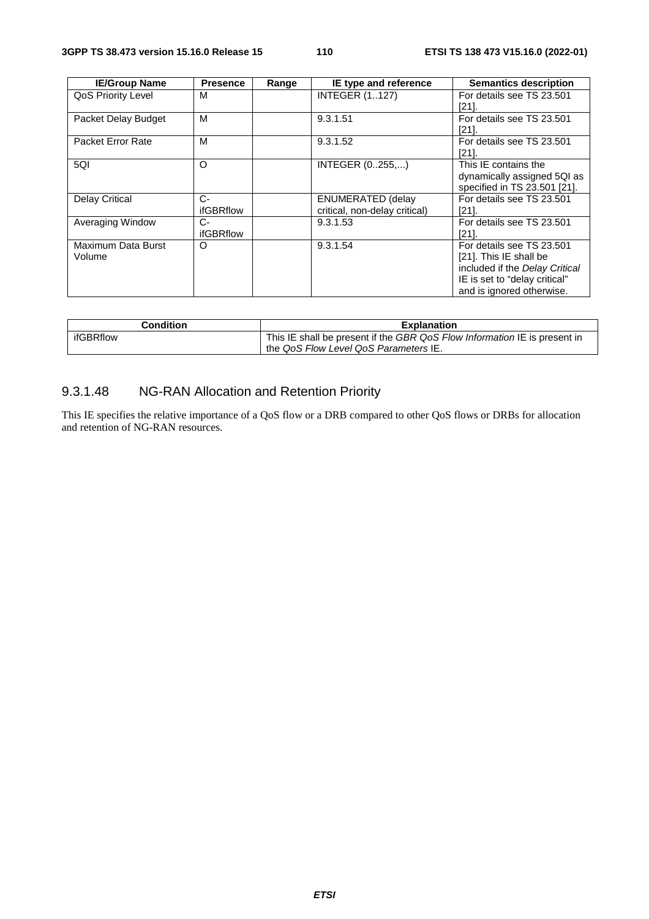| IE/Group Name | Presence | Range | IE type and reference | Semantics description |
|---|---|---|---|---|
| QoS Priority Level | M | | INTEGER (1..127) | For details see TS 23.501 [21]. |
| Packet Delay Budget | M | | 9.3.1.51 | For details see TS 23.501 [21]. |
| Packet Error Rate | M | | 9.3.1.52 | For details see TS 23.501 [21]. |
| 5QI | O | | INTEGER (0..255,...) | This IE contains the dynamically assigned 5QI as specified in TS 23.501 [21]. |
| Delay Critical | C-ifGBRflow | | ENUMERATED (delay critical, non-delay critical) | For details see TS 23.501 [21]. |
| Averaging Window | C-ifGBRflow | | 9.3.1.53 | For details see TS 23.501 [21]. |
| Maximum Data Burst Volume | O | | 9.3.1.54 | For details see TS 23.501 [21]. This IE shall be included if the *Delay Critical* IE is set to "delay critical" and is ignored otherwise. |

| Condition | Explanation |
|---|---|
| ifGBRflow | This IE shall be present if the *GBR QoS Flow Information* IE is present in the *QoS Flow Level QoS Parameters* IE. |

### 9.3.1.48 NG-RAN Allocation and Retention Priority

This IE specifies the relative importance of a QoS flow or a DRB compared to other QoS flows or DRBs for allocation and retention of NG-RAN resources.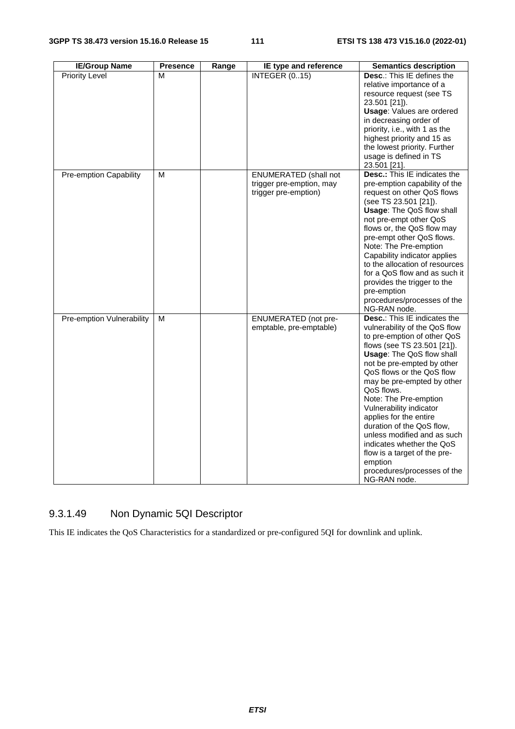| IE/Group Name | Presence | Range | IE type and reference | Semantics description |
|---|---|---|---|---|
| Priority Level | M | | INTEGER (0..15) | **Desc**.: This IE defines the relative importance of a resource request (see TS 23.501 [21]). **Usage**: Values are ordered in decreasing order of priority, i.e., with 1 as the highest priority and 15 as the lowest priority. Further usage is defined in TS 23.501 [21]. |
| Pre-emption Capability | M | | ENUMERATED (shall not trigger pre-emption, may trigger pre-emption) | **Desc.:** This IE indicates the pre-emption capability of the request on other QoS flows (see TS 23.501 [21]). **Usage**: The QoS flow shall not pre-empt other QoS flows or, the QoS flow may pre-empt other QoS flows. Note: The Pre-emption Capability indicator applies to the allocation of resources for a QoS flow and as such it provides the trigger to the pre-emption procedures/processes of the NG-RAN node. |
| Pre-emption Vulnerability | M | | ENUMERATED (not pre-emptable, pre-emptable) | **Desc.**: This IE indicates the vulnerability of the QoS flow to pre-emption of other QoS flows (see TS 23.501 [21]). **Usage**: The QoS flow shall not be pre-empted by other QoS flows or the QoS flow may be pre-empted by other QoS flows. Note: The Pre-emption Vulnerability indicator applies for the entire duration of the QoS flow, unless modified and as such indicates whether the QoS flow is a target of the pre-emption procedures/processes of the NG-RAN node. |

### 9.3.1.49 Non Dynamic 5QI Descriptor

This IE indicates the QoS Characteristics for a standardized or pre-configured 5QI for downlink and uplink.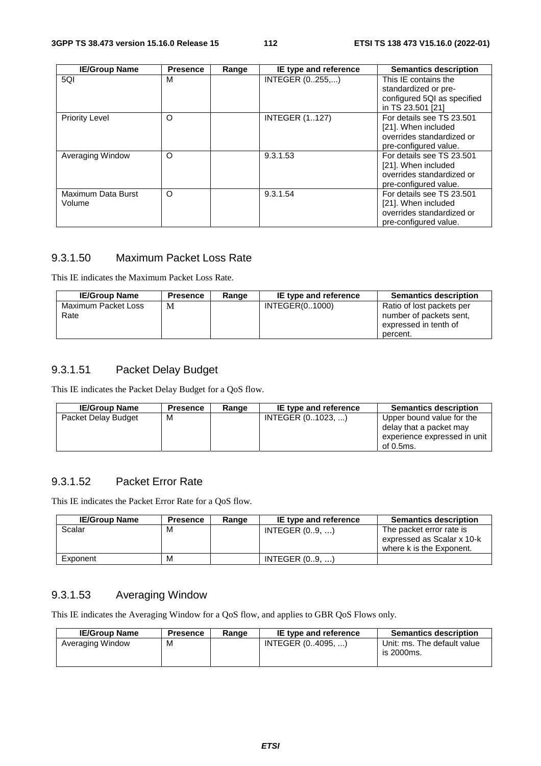| IE/Group Name | Presence | Range | IE type and reference | Semantics description |
|---|---|---|---|---|
| 5QI | M | | INTEGER (0..255,...) | This IE contains the standardized or pre-configured 5QI as specified in TS 23.501 [21] |
| Priority Level | O | | INTEGER (1..127) | For details see TS 23.501 [21]. When included overrides standardized or pre-configured value. |
| Averaging Window | O | | 9.3.1.53 | For details see TS 23.501 [21]. When included overrides standardized or pre-configured value. |
| Maximum Data Burst Volume | O | | 9.3.1.54 | For details see TS 23.501 [21]. When included overrides standardized or pre-configured value. |

### 9.3.1.50 Maximum Packet Loss Rate

This IE indicates the Maximum Packet Loss Rate.

| IE/Group Name | Presence | Range | IE type and reference | Semantics description |
|---|---|---|---|---|
| Maximum Packet Loss Rate | M | | INTEGER(0..1000) | Ratio of lost packets per number of packets sent, expressed in tenth of percent. |

### 9.3.1.51 Packet Delay Budget

This IE indicates the Packet Delay Budget for a QoS flow.

| IE/Group Name | Presence | Range | IE type and reference | Semantics description |
|---|---|---|---|---|
| Packet Delay Budget | M | | INTEGER (0..1023, ...) | Upper bound value for the delay that a packet may experience expressed in unit of 0.5ms. |

### 9.3.1.52 Packet Error Rate

This IE indicates the Packet Error Rate for a QoS flow.

| IE/Group Name | Presence | Range | IE type and reference | Semantics description |
|---|---|---|---|---|
| Scalar | M | | INTEGER (0..9, ...) | The packet error rate is expressed as Scalar x $10^{-k}$ where k is the Exponent. |
| Exponent | M | | INTEGER (0..9, ...) | |

### 9.3.1.53 Averaging Window

This IE indicates the Averaging Window for a QoS flow, and applies to GBR QoS Flows only.

| IE/Group Name | Presence | Range | IE type and reference | Semantics description |
|---|---|---|---|---|
| Averaging Window | M | | INTEGER (0..4095, ...) | Unit: ms. The default value is 2000ms. |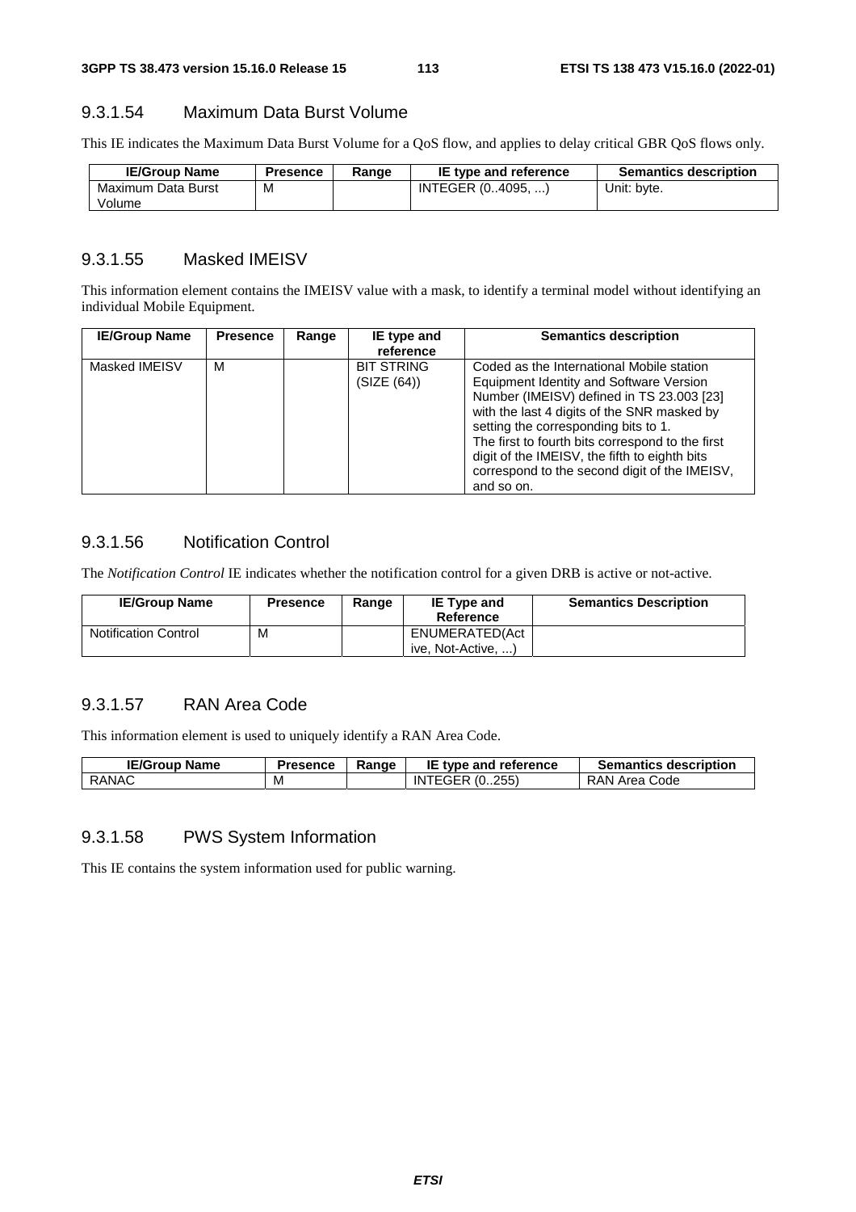### 9.3.1.54 Maximum Data Burst Volume

This IE indicates the Maximum Data Burst Volume for a QoS flow, and applies to delay critical GBR QoS flows only.

| IE/Group Name | Presence | Range | IE type and reference | Semantics description |
|---|---|---|---|---|
| Maximum Data Burst Volume | M | | INTEGER (0..4095, ...) | Unit: byte. |

### 9.3.1.55 Masked IMEISV

This information element contains the IMEISV value with a mask, to identify a terminal model without identifying an individual Mobile Equipment.

| IE/Group Name | Presence | Range | IE type and reference | Semantics description |
|---|---|---|---|---|
| Masked IMEISV | M | | BIT STRING (SIZE (64)) | Coded as the International Mobile station Equipment Identity and Software Version Number (IMEISV) defined in TS 23.003 [23] with the last 4 digits of the SNR masked by setting the corresponding bits to 1.<br>The first to fourth bits correspond to the first digit of the IMEISV, the fifth to eighth bits correspond to the second digit of the IMEISV, and so on. |

### 9.3.1.56 Notification Control

The *Notification Control* IE indicates whether the notification control for a given DRB is active or not-active.

| IE/Group Name | Presence | Range | IE Type and Reference | Semantics Description |
|---|---|---|---|---|
| Notification Control | M | | ENUMERATED(Active, Not-Active, ...) | |

### 9.3.1.57 RAN Area Code

This information element is used to uniquely identify a RAN Area Code.

| IE/Group Name | Presence | Range | IE type and reference | Semantics description |
|---|---|---|---|---|
| RANAC | M | | INTEGER (0..255) | RAN Area Code |

### 9.3.1.58 PWS System Information

This IE contains the system information used for public warning.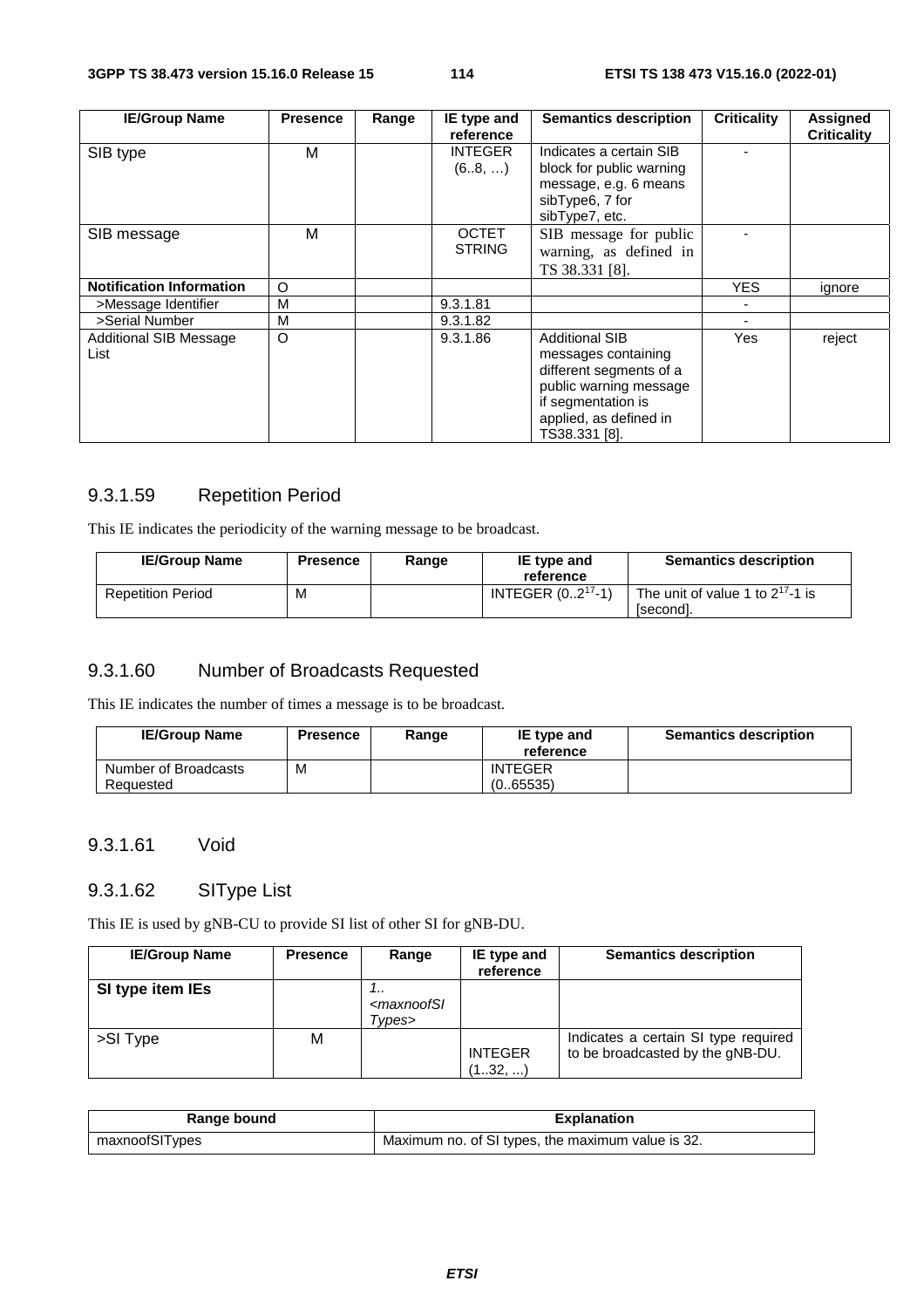| IE/Group Name | Presence | Range | IE type and reference | Semantics description | Criticality | Assigned Criticality |
|---|---|---|---|---|---|---|
| SIB type | M | | INTEGER (6..8, …) | Indicates a certain SIB block for public warning message, e.g. 6 means sibType6, 7 for sibType7, etc. | - | |
| SIB message | M | | OCTET STRING | SIB message for public warning, as defined in TS 38.331 [8]. | - | |
| **Notification Information** | O | | | | YES | ignore |
| >Message Identifier | M | | 9.3.1.81 | | - | |
| >Serial Number | M | | 9.3.1.82 | | - | |
| Additional SIB Message List | O | | 9.3.1.86 | Additional SIB messages containing different segments of a public warning message if segmentation is applied, as defined in TS38.331 [8]. | Yes | reject |

### 9.3.1.59 Repetition Period

This IE indicates the periodicity of the warning message to be broadcast.

| IE/Group Name | Presence | Range | IE type and reference | Semantics description |
|---|---|---|---|---|
| Repetition Period | M | | INTEGER ($0..2^{17}$-1) | The unit of value 1 to $2^{17}$-1 is [second]. |

### 9.3.1.60 Number of Broadcasts Requested

This IE indicates the number of times a message is to be broadcast.

| IE/Group Name | Presence | Range | IE type and reference | Semantics description |
|---|---|---|---|---|
| Number of Broadcasts Requested | M | | INTEGER (0..65535) | |

### 9.3.1.61 Void

### 9.3.1.62 SIType List

This IE is used by gNB-CU to provide SI list of other SI for gNB-DU.

| IE/Group Name | Presence | Range | IE type and reference | Semantics description |
|---|---|---|---|---|
| **SI type item IEs** | | *1..<maxnoofSITypes>* | | |
| >SI Type | M | | INTEGER (1..32, ...) | Indicates a certain SI type required to be broadcasted by the gNB-DU. |

| Range bound | Explanation |
|---|---|
| maxnoofSITypes | Maximum no. of SI types, the maximum value is 32. |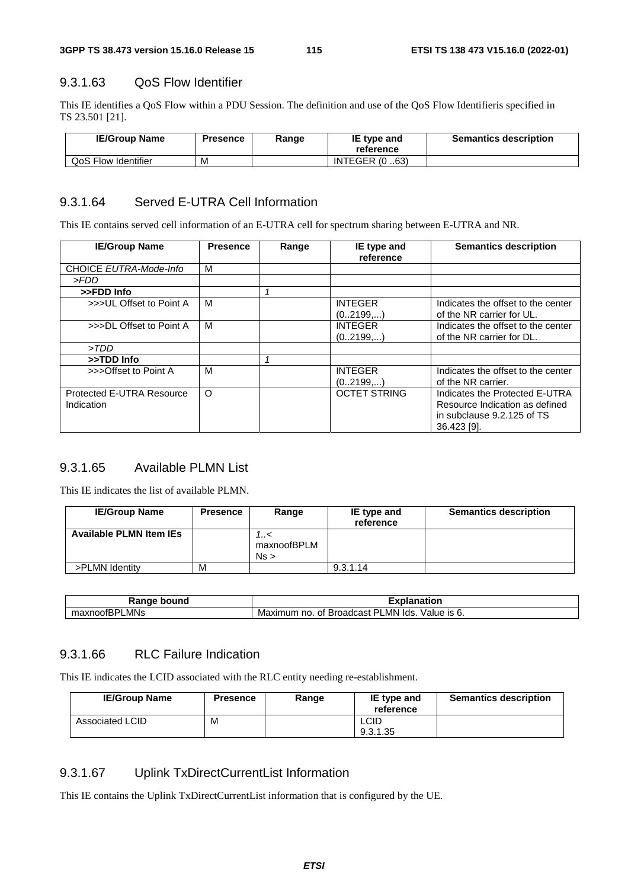### 9.3.1.63 QoS Flow Identifier

This IE identifies a QoS Flow within a PDU Session. The definition and use of the QoS Flow Identifieris specified in TS 23.501 [21].

| IE/Group Name | Presence | Range | IE type and reference | Semantics description |
|---|---|---|---|---|
| QoS Flow Identifier | M | | INTEGER (0 ..63) | |

### 9.3.1.64 Served E-UTRA Cell Information

This IE contains served cell information of an E-UTRA cell for spectrum sharing between E-UTRA and NR.

| IE/Group Name | Presence | Range | IE type and reference | Semantics description |
|---|---|---|---|---|
| CHOICE *EUTRA-Mode-Info* | M | | | |
| *>FDD* | | | | |
| **>>FDD Info** | | *1* | | |
| >>>UL Offset to Point A | M | | INTEGER (0..2199,...) | Indicates the offset to the center of the NR carrier for UL. |
| >>>DL Offset to Point A | M | | INTEGER (0..2199,...) | Indicates the offset to the center of the NR carrier for DL. |
| *>TDD* | | | | |
| **>>TDD Info** | | *1* | | |
| >>>Offset to Point A | M | | INTEGER (0..2199,...) | Indicates the offset to the center of the NR carrier. |
| Protected E-UTRA Resource Indication | O | | OCTET STRING | Indicates the Protected E-UTRA Resource Indication as defined in subclause 9.2.125 of TS 36.423 [9]. |

### 9.3.1.65 Available PLMN List

This IE indicates the list of available PLMN.

| IE/Group Name | Presence | Range | IE type and reference | Semantics description |
|---|---|---|---|---|
| **Available PLMN Item IEs** | | *1..< maxnoofBPLMNs >* | | |
| >PLMN Identity | M | | 9.3.1.14 | |

| Range bound | Explanation |
|---|---|
| maxnoofBPLMNs | Maximum no. of Broadcast PLMN Ids. Value is 6. |

### 9.3.1.66 RLC Failure Indication

This IE indicates the LCID associated with the RLC entity needing re-establishment.

| IE/Group Name | Presence | Range | IE type and reference | Semantics description |
|---|---|---|---|---|
| Associated LCID | M | | LCID 9.3.1.35 | |

### 9.3.1.67 Uplink TxDirectCurrentList Information

This IE contains the Uplink TxDirectCurrentList information that is configured by the UE.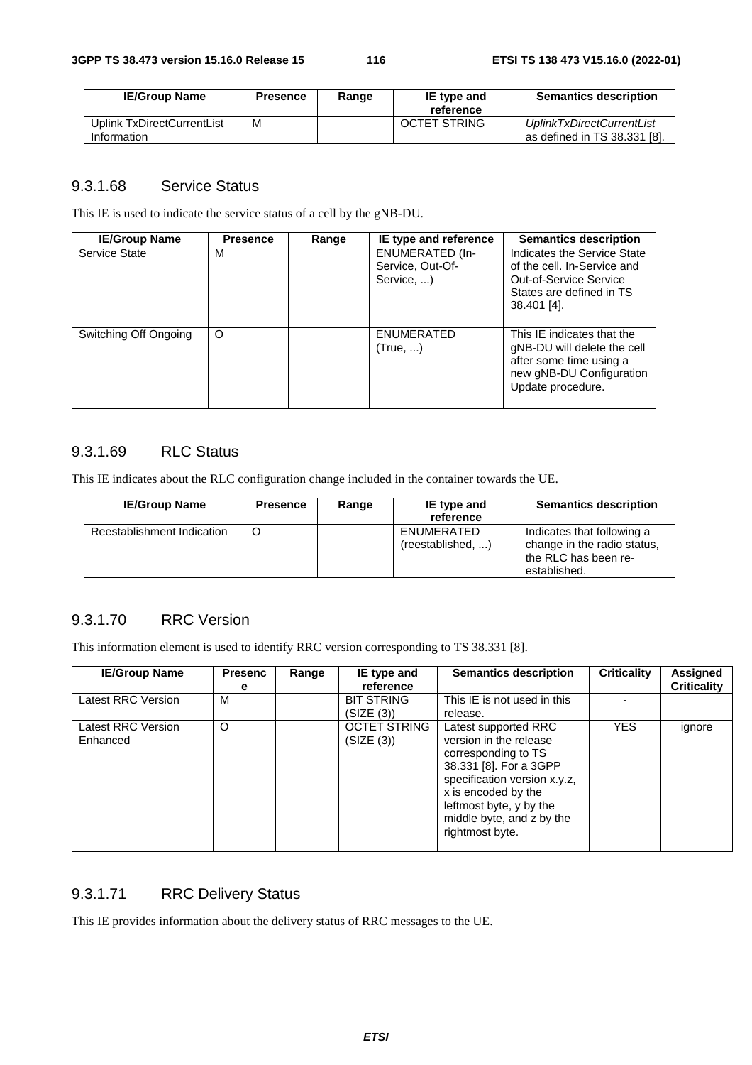| IE/Group Name | Presence | Range | IE type and reference | Semantics description |
| --- | --- | --- | --- | --- |
| Uplink TxDirectCurrentList Information | M | | OCTET STRING | *UplinkTxDirectCurrentList* as defined in TS 38.331 [8]. |

### 9.3.1.68 Service Status

This IE is used to indicate the service status of a cell by the gNB-DU.

| IE/Group Name | Presence | Range | IE type and reference | Semantics description |
| --- | --- | --- | --- | --- |
| Service State | M | | ENUMERATED (In-Service, Out-Of-Service, ...) | Indicates the Service State of the cell. In-Service and Out-of-Service Service States are defined in TS 38.401 [4]. |
| Switching Off Ongoing | O | | ENUMERATED (True, ...) | This IE indicates that the gNB-DU will delete the cell after some time using a new gNB-DU Configuration Update procedure. |

### 9.3.1.69 RLC Status

This IE indicates about the RLC configuration change included in the container towards the UE.

| IE/Group Name | Presence | Range | IE type and reference | Semantics description |
| --- | --- | --- | --- | --- |
| Reestablishment Indication | O | | ENUMERATED (reestablished, ...) | Indicates that following a change in the radio status, the RLC has been re-established. |

### 9.3.1.70 RRC Version

This information element is used to identify RRC version corresponding to TS 38.331 [8].

| IE/Group Name | Presence | Range | IE type and reference | Semantics description | Criticality | Assigned Criticality |
| --- | --- | --- | --- | --- | --- | --- |
| Latest RRC Version | M | | BIT STRING (SIZE (3)) | This IE is not used in this release. | - | |
| Latest RRC Version Enhanced | O | | OCTET STRING (SIZE (3)) | Latest supported RRC version in the release corresponding to TS 38.331 [8]. For a 3GPP specification version x.y.z, x is encoded by the leftmost byte, y by the middle byte, and z by the rightmost byte. | YES | ignore |

### 9.3.1.71 RRC Delivery Status

This IE provides information about the delivery status of RRC messages to the UE.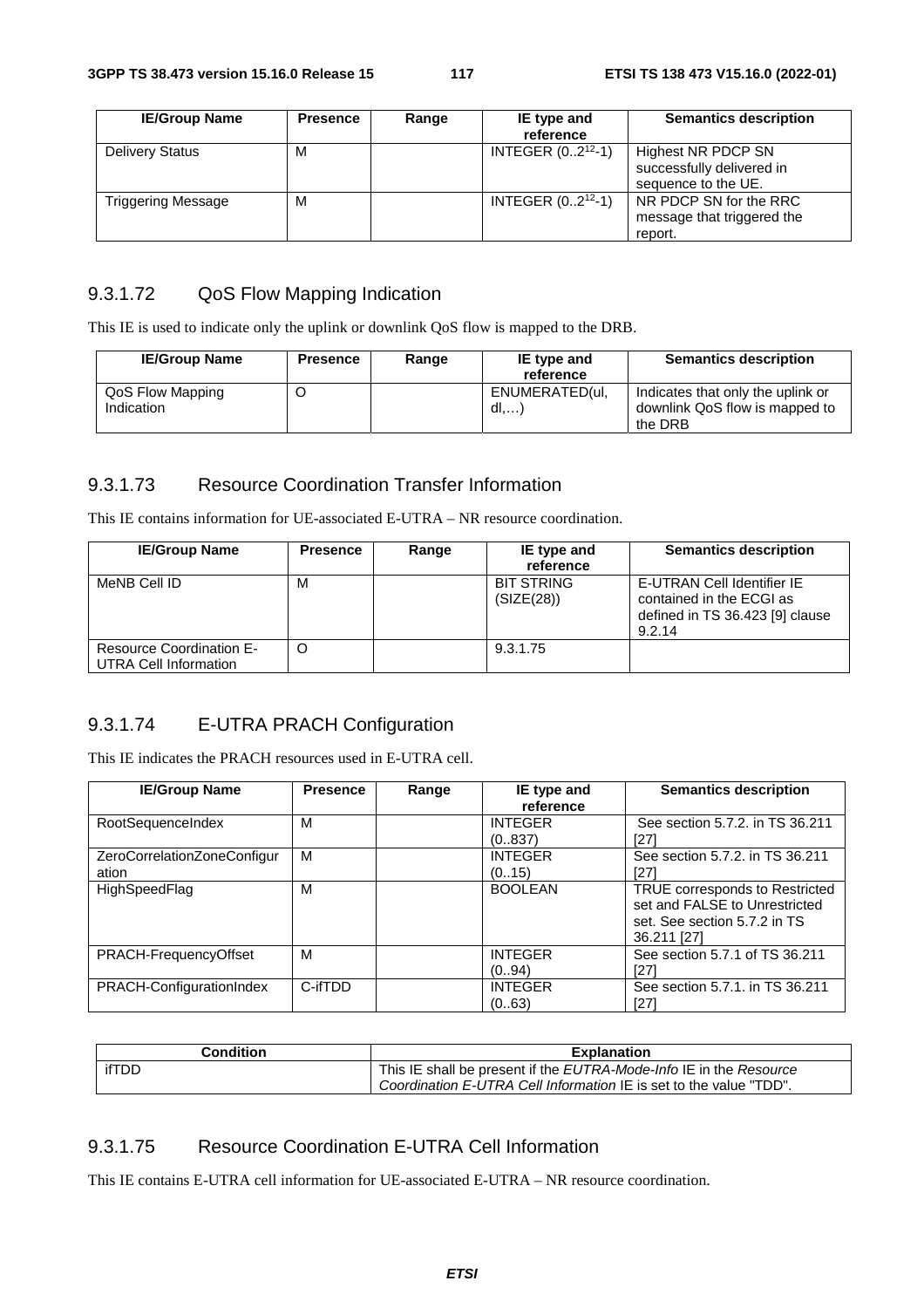| IE/Group Name | Presence | Range | IE type and reference | Semantics description |
|---|---|---|---|---|
| Delivery Status | M | | INTEGER ($0..2^{12}$-1) | Highest NR PDCP SN successfully delivered in sequence to the UE. |
| Triggering Message | M | | INTEGER ($0..2^{12}$-1) | NR PDCP SN for the RRC message that triggered the report. |

### 9.3.1.72 QoS Flow Mapping Indication

This IE is used to indicate only the uplink or downlink QoS flow is mapped to the DRB.

| IE/Group Name | Presence | Range | IE type and reference | Semantics description |
|---|---|---|---|---|
| QoS Flow Mapping Indication | O | | ENUMERATED(ul, dl,…) | Indicates that only the uplink or downlink QoS flow is mapped to the DRB |

### 9.3.1.73 Resource Coordination Transfer Information

This IE contains information for UE-associated E-UTRA – NR resource coordination.

| IE/Group Name | Presence | Range | IE type and reference | Semantics description |
|---|---|---|---|---|
| MeNB Cell ID | M | | BIT STRING (SIZE(28)) | E-UTRAN Cell Identifier IE contained in the ECGI as defined in TS 36.423 [9] clause 9.2.14 |
| Resource Coordination E-UTRA Cell Information | O | | 9.3.1.75 | |

### 9.3.1.74 E-UTRA PRACH Configuration

This IE indicates the PRACH resources used in E-UTRA cell.

| IE/Group Name | Presence | Range | IE type and reference | Semantics description |
|---|---|---|---|---|
| RootSequenceIndex | M | | INTEGER (0..837) | See section 5.7.2. in TS 36.211 [27] |
| ZeroCorrelationZoneConfiguration | M | | INTEGER (0..15) | See section 5.7.2. in TS 36.211 [27] |
| HighSpeedFlag | M | | BOOLEAN | TRUE corresponds to Restricted set and FALSE to Unrestricted set. See section 5.7.2 in TS 36.211 [27] |
| PRACH-FrequencyOffset | M | | INTEGER (0..94) | See section 5.7.1 of TS 36.211 [27] |
| PRACH-ConfigurationIndex | C-ifTDD | | INTEGER (0..63) | See section 5.7.1. in TS 36.211 [27] |

| Condition | Explanation |
|---|---|
| ifTDD | This IE shall be present if the *EUTRA-Mode-Info* IE in the *Resource Coordination E-UTRA Cell Information* IE is set to the value "TDD". |

### 9.3.1.75 Resource Coordination E-UTRA Cell Information

This IE contains E-UTRA cell information for UE-associated E-UTRA – NR resource coordination.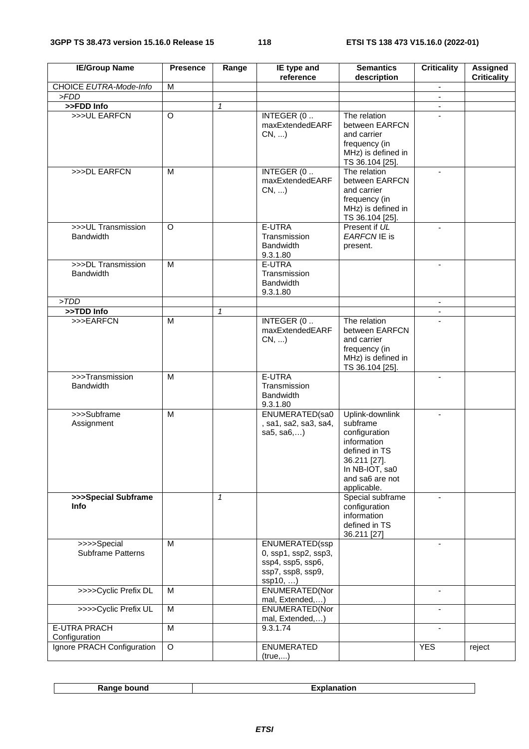| IE/Group Name | Presence | Range | IE type and reference | Semantics description | Criticality | Assigned Criticality |
|---|---|---|---|---|---|---|
| CHOICE *EUTRA-Mode-Info* | M | | | | - | |
| *>FDD* | | | | | - | |
| **>>FDD Info** | | *1* | | | - | |
| >>>UL EARFCN | O | | INTEGER (0 .. maxExtendedEARFCN, ...) | The relation between EARFCN and carrier frequency (in MHz) is defined in TS 36.104 [25]. | - | |
| >>>DL EARFCN | M | | INTEGER (0 .. maxExtendedEARFCN, ...) | The relation between EARFCN and carrier frequency (in MHz) is defined in TS 36.104 [25]. | - | |
| >>>UL Transmission Bandwidth | O | | E-UTRA Transmission Bandwidth 9.3.1.80 | Present if *UL EARFCN* IE is present. | - | |
| >>>DL Transmission Bandwidth | M | | E-UTRA Transmission Bandwidth 9.3.1.80 | | - | |
| *>TDD* | | | | | - | |
| **>>TDD Info** | | *1* | | | - | |
| >>>EARFCN | M | | INTEGER (0 .. maxExtendedEARFCN, ...) | The relation between EARFCN and carrier frequency (in MHz) is defined in TS 36.104 [25]. | - | |
| >>>Transmission Bandwidth | M | | E-UTRA Transmission Bandwidth 9.3.1.80 | | - | |
| >>>Subframe Assignment | M | | ENUMERATED(sa0, sa1, sa2, sa3, sa4, sa5, sa6,…) | Uplink-downlink subframe configuration information defined in TS 36.211 [27]. In NB-IOT, sa0 and sa6 are not applicable. | - | |
| **>>>Special Subframe Info** | | *1* | | Special subframe configuration information defined in TS 36.211 [27] | - | |
| >>>>Special Subframe Patterns | M | | ENUMERATED(ssp0, ssp1, ssp2, ssp3, ssp4, ssp5, ssp6, ssp7, ssp8, ssp9, ssp10, …) | | - | |
| >>>>Cyclic Prefix DL | M | | ENUMERATED(Normal, Extended,…) | | - | |
| >>>>Cyclic Prefix UL | M | | ENUMERATED(Normal, Extended,…) | | - | |
| E-UTRA PRACH Configuration | M | | 9.3.1.74 | | - | |
| Ignore PRACH Configuration | O | | ENUMERATED (true,...) | | YES | reject |

| Range bound | Explanation |
|---|---|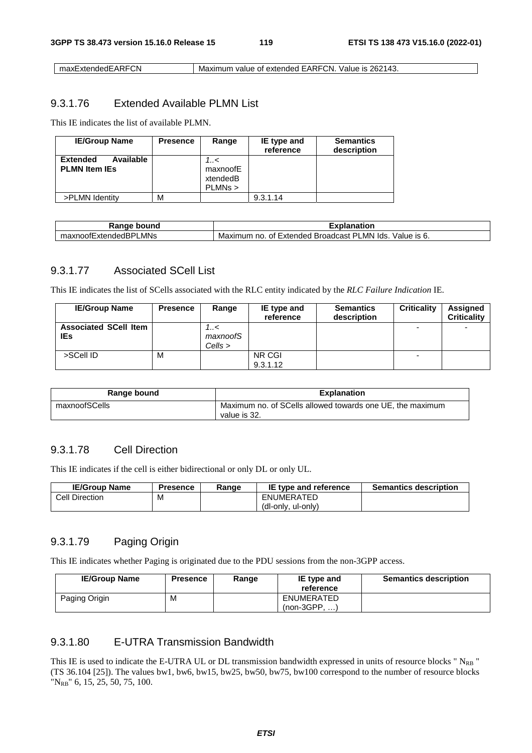| maxExtendedEARFCN | Maximum value of extended EARFCN. Value is 262143. |
|---|---|

### 9.3.1.76 Extended Available PLMN List

This IE indicates the list of available PLMN.

| IE/Group Name | Presence | Range | IE type and reference | Semantics description |
|---|---|---|---|---|
| **Extended Available PLMN Item IEs** | | *1..< maxnoofExtendedBPLMNs >* | | |
| >PLMN Identity | M | | 9.3.1.14 | |

| Range bound | Explanation |
|---|---|
| maxnoofExtendedBPLMNs | Maximum no. of Extended Broadcast PLMN Ids. Value is 6. |

### 9.3.1.77 Associated SCell List

This IE indicates the list of SCells associated with the RLC entity indicated by the *RLC Failure Indication* IE.

| IE/Group Name | Presence | Range | IE type and reference | Semantics description | Criticality | Assigned Criticality |
|---|---|---|---|---|---|---|
| **Associated SCell Item IEs** | | *1..< maxnoofSCells >* | | | - | - |
| >SCell ID | M | | NR CGI 9.3.1.12 | | - | |

| Range bound | Explanation |
|---|---|
| maxnoofSCells | Maximum no. of SCells allowed towards one UE, the maximum value is 32. |

### 9.3.1.78 Cell Direction

This IE indicates if the cell is either bidirectional or only DL or only UL.

| IE/Group Name | Presence | Range | IE type and reference | Semantics description |
|---|---|---|---|---|
| Cell Direction | M | | ENUMERATED (dl-only, ul-only) | |

### 9.3.1.79 Paging Origin

This IE indicates whether Paging is originated due to the PDU sessions from the non-3GPP access.

| IE/Group Name | Presence | Range | IE type and reference | Semantics description |
|---|---|---|---|---|
| Paging Origin | M | | ENUMERATED (non-3GPP, …) | |

### 9.3.1.80 E-UTRA Transmission Bandwidth

This IE is used to indicate the E-UTRA UL or DL transmission bandwidth expressed in units of resource blocks " $N_{RB}$ " (TS 36.104 [25]). The values bw1, bw6, bw15, bw25, bw50, bw75, bw100 correspond to the number of resource blocks "$N_{RB}$" 6, 15, 25, 50, 75, 100.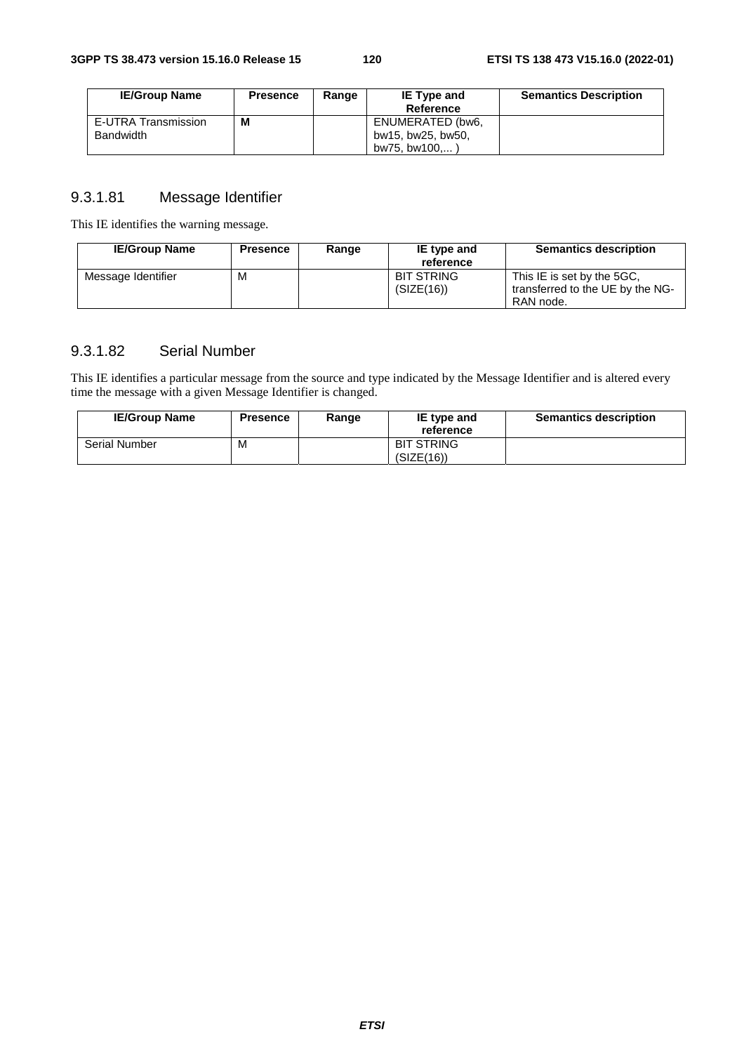| IE/Group Name | Presence | Range | IE Type and Reference | Semantics Description |
|---|---|---|---|---|
| E-UTRA Transmission Bandwidth | **M** | | ENUMERATED (bw6, bw15, bw25, bw50, bw75, bw100,... ) | |

### 9.3.1.81 Message Identifier

This IE identifies the warning message.

| IE/Group Name | Presence | Range | IE type and reference | Semantics description |
|---|---|---|---|---|
| Message Identifier | M | | BIT STRING (SIZE(16)) | This IE is set by the 5GC, transferred to the UE by the NG-RAN node. |

### 9.3.1.82 Serial Number

This IE identifies a particular message from the source and type indicated by the Message Identifier and is altered every time the message with a given Message Identifier is changed.

| IE/Group Name | Presence | Range | IE type and reference | Semantics description |
|---|---|---|---|---|
| Serial Number | M | | BIT STRING (SIZE(16)) | |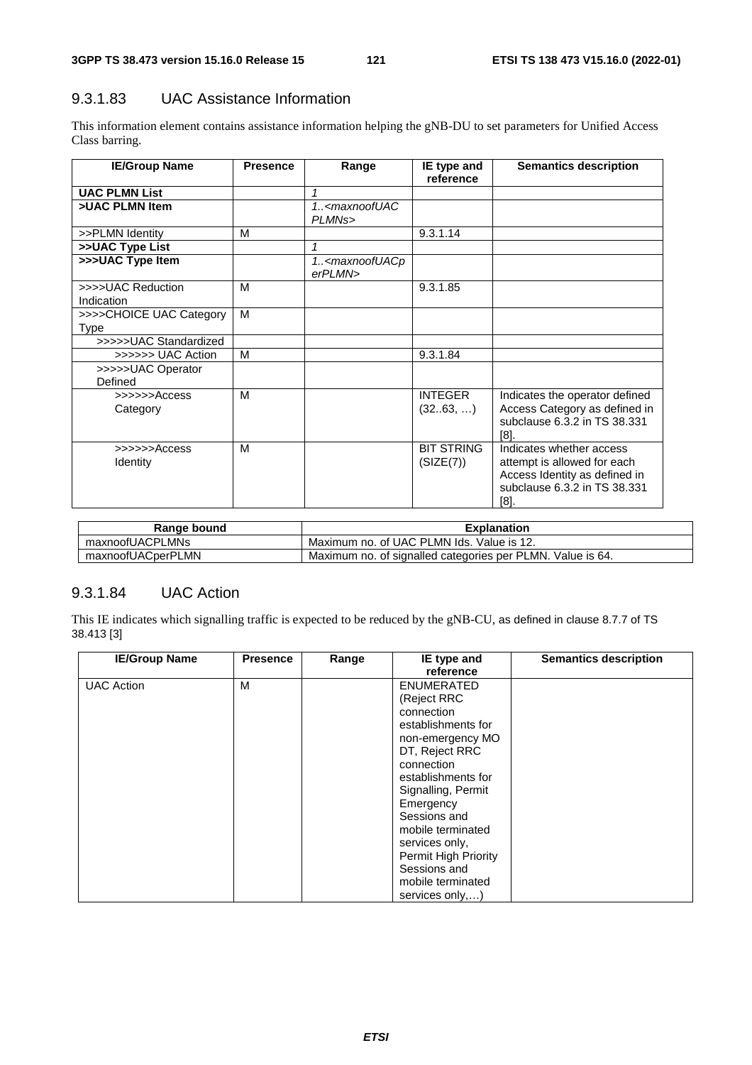### 9.3.1.83 UAC Assistance Information

This information element contains assistance information helping the gNB-DU to set parameters for Unified Access Class barring.

| IE/Group Name | Presence | Range | IE type and reference | Semantics description |
|---|---|---|---|---|
| **UAC PLMN List** | | *1* | | |
| **>UAC PLMN Item** | | *1..<maxnoofUACPLMNs>* | | |
| >>PLMN Identity | M | | 9.3.1.14 | |
| **>>UAC Type List** | | *1* | | |
| **>>>UAC Type Item** | | *1..<maxnoofUACperPLMN>* | | |
| >>>>UAC Reduction Indication | M | | 9.3.1.85 | |
| >>>>CHOICE UAC Category Type | M | | | |
| >>>>>UAC Standardized | | | | |
| >>>>>> UAC Action | M | | 9.3.1.84 | |
| >>>>>UAC Operator Defined | | | | |
| >>>>>>Access Category | M | | INTEGER (32..63, …) | Indicates the operator defined Access Category as defined in subclause 6.3.2 in TS 38.331 [8]. |
| >>>>>>Access Identity | M | | BIT STRING (SIZE(7)) | Indicates whether access attempt is allowed for each Access Identity as defined in subclause 6.3.2 in TS 38.331 [8]. |

| Range bound | Explanation |
|---|---|
| maxnoofUACPLMNs | Maximum no. of UAC PLMN Ids. Value is 12. |
| maxnoofUACperPLMN | Maximum no. of signalled categories per PLMN. Value is 64. |

### 9.3.1.84 UAC Action

This IE indicates which signalling traffic is expected to be reduced by the gNB-CU, as defined in clause 8.7.7 of TS 38.413 [3]

| IE/Group Name | Presence | Range | IE type and reference | Semantics description |
|---|---|---|---|---|
| UAC Action | M | | ENUMERATED (Reject RRC connection establishments for non-emergency MO DT, Reject RRC connection establishments for Signalling, Permit Emergency Sessions and mobile terminated services only, Permit High Priority Sessions and mobile terminated services only,…) | |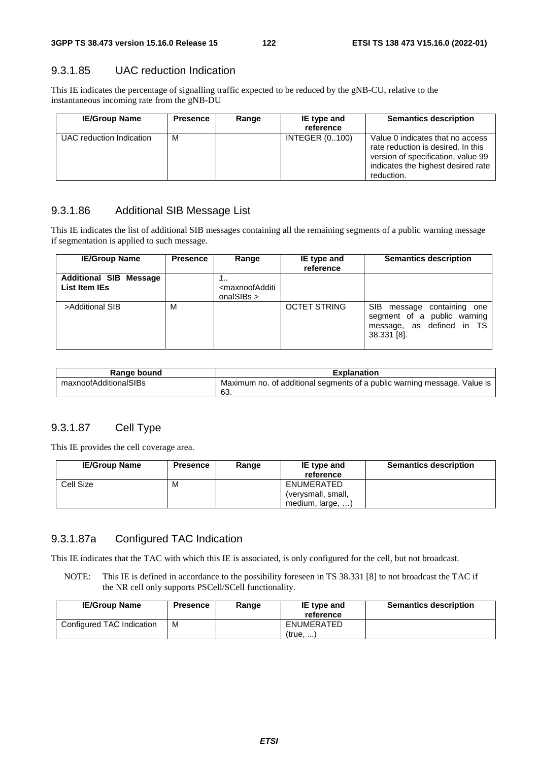### 9.3.1.85 UAC reduction Indication

This IE indicates the percentage of signalling traffic expected to be reduced by the gNB-CU, relative to the instantaneous incoming rate from the gNB-DU

| IE/Group Name | Presence | Range | IE type and reference | Semantics description |
|---|---|---|---|---|
| UAC reduction Indication | M | | INTEGER (0..100) | Value 0 indicates that no access rate reduction is desired. In this version of specification, value 99 indicates the highest desired rate reduction. |

### 9.3.1.86 Additional SIB Message List

This IE indicates the list of additional SIB messages containing all the remaining segments of a public warning message if segmentation is applied to such message.

| IE/Group Name | Presence | Range | IE type and reference | Semantics description |
|---|---|---|---|---|
| **Additional SIB Message List Item IEs** | | *1..* <maxnoofAdditionalSIBs > | | |
| >Additional SIB | M | | OCTET STRING | SIB message containing one segment of a public warning message, as defined in TS 38.331 [8]. |

| Range bound | Explanation |
|---|---|
| maxnoofAdditionalSIBs | Maximum no. of additional segments of a public warning message. Value is 63. |

### 9.3.1.87 Cell Type

This IE provides the cell coverage area.

| IE/Group Name | Presence | Range | IE type and reference | Semantics description |
|---|---|---|---|---|
| Cell Size | M | | ENUMERATED (verysmall, small, medium, large, …) | |

### 9.3.1.87a Configured TAC Indication

This IE indicates that the TAC with which this IE is associated, is only configured for the cell, but not broadcast.

NOTE: This IE is defined in accordance to the possibility foreseen in TS 38.331 [8] to not broadcast the TAC if the NR cell only supports PSCell/SCell functionality.

| IE/Group Name | Presence | Range | IE type and reference | Semantics description |
|---|---|---|---|---|
| Configured TAC Indication | M | | ENUMERATED (true, ...) | |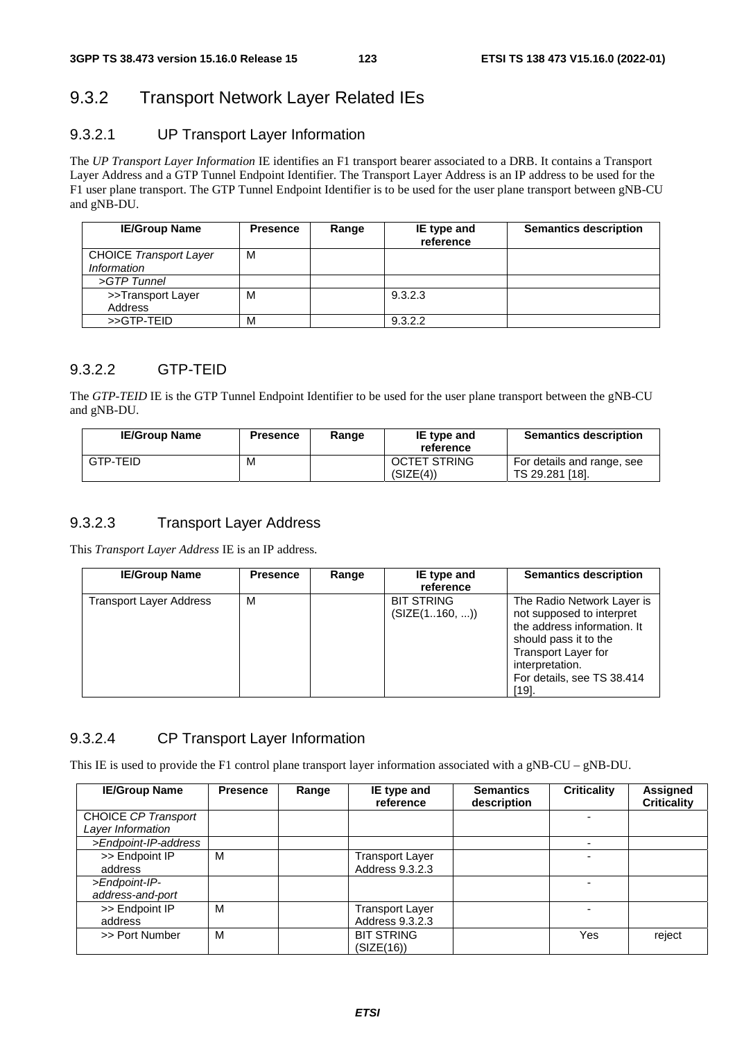## 9.3.2 Transport Network Layer Related IEs

### 9.3.2.1 UP Transport Layer Information

The *UP Transport Layer Information* IE identifies an F1 transport bearer associated to a DRB. It contains a Transport Layer Address and a GTP Tunnel Endpoint Identifier. The Transport Layer Address is an IP address to be used for the F1 user plane transport. The GTP Tunnel Endpoint Identifier is to be used for the user plane transport between gNB-CU and gNB-DU.

| IE/Group Name | Presence | Range | IE type and reference | Semantics description |
|---|---|---|---|---|
| CHOICE *Transport Layer Information* | M | | | |
| *>GTP Tunnel* | | | | |
| >>Transport Layer Address | M | | 9.3.2.3 | |
| >>GTP-TEID | M | | 9.3.2.2 | |

### 9.3.2.2 GTP-TEID

The *GTP-TEID* IE is the GTP Tunnel Endpoint Identifier to be used for the user plane transport between the gNB-CU and gNB-DU.

| IE/Group Name | Presence | Range | IE type and reference | Semantics description |
|---|---|---|---|---|
| GTP-TEID | M | | OCTET STRING (SIZE(4)) | For details and range, see TS 29.281 [18]. |

### 9.3.2.3 Transport Layer Address

This *Transport Layer Address* IE is an IP address.

| IE/Group Name | Presence | Range | IE type and reference | Semantics description |
|---|---|---|---|---|
| Transport Layer Address | M | | BIT STRING (SIZE(1..160, ...)) | The Radio Network Layer is not supposed to interpret the address information. It should pass it to the Transport Layer for interpretation. For details, see TS 38.414 [19]. |

### 9.3.2.4 CP Transport Layer Information

This IE is used to provide the F1 control plane transport layer information associated with a gNB-CU – gNB-DU.

| IE/Group Name | Presence | Range | IE type and reference | Semantics description | Criticality | Assigned Criticality |
|---|---|---|---|---|---|---|
| CHOICE *CP Transport Layer Information* | | | | | - | |
| *>Endpoint-IP-address* | | | | | - | |
| >> Endpoint IP address | M | | Transport Layer Address 9.3.2.3 | | - | |
| *>Endpoint-IP-address-and-port* | | | | | - | |
| >> Endpoint IP address | M | | Transport Layer Address 9.3.2.3 | | - | |
| >> Port Number | M | | BIT STRING (SIZE(16)) | | Yes | reject |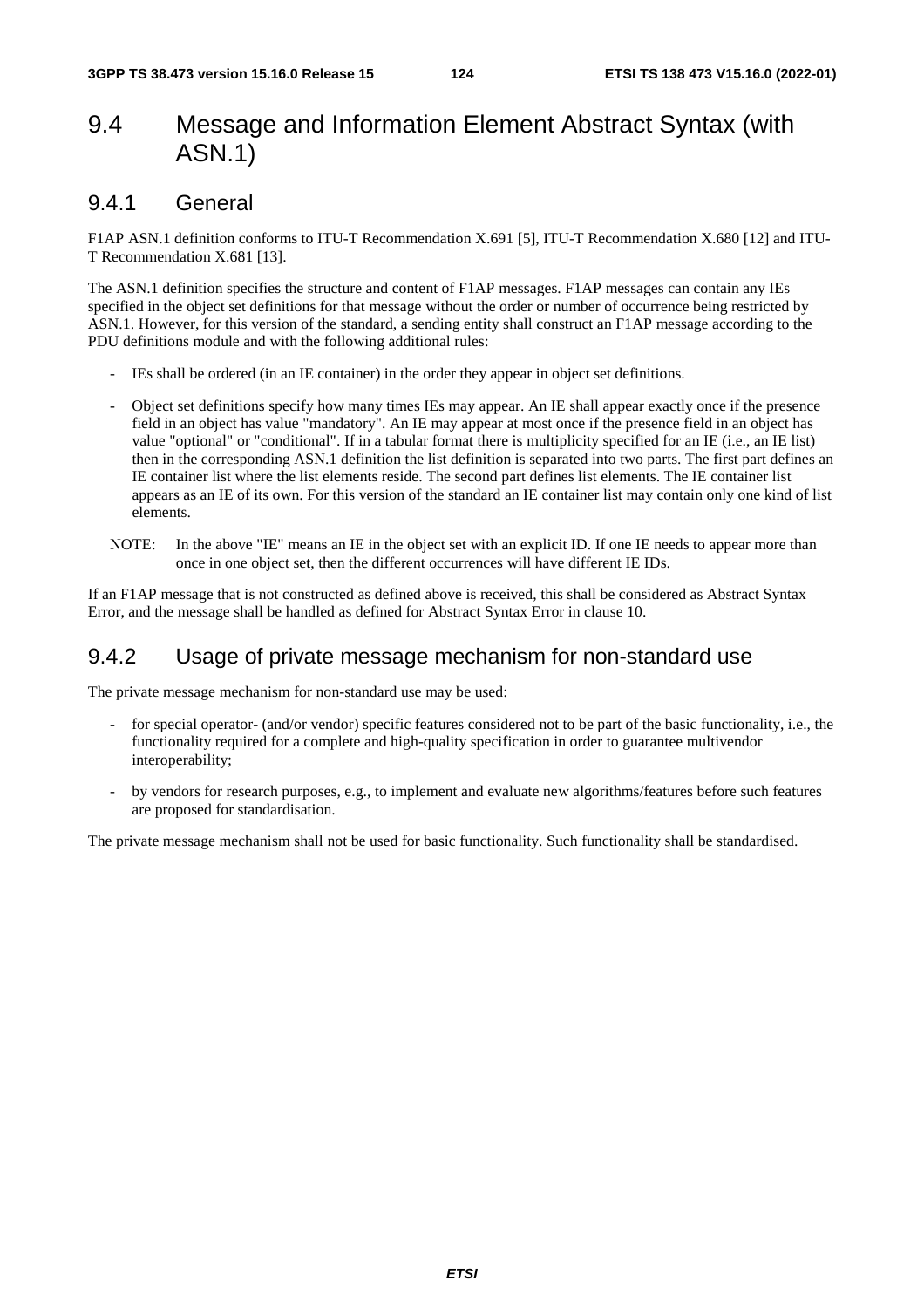# 9.4 Message and Information Element Abstract Syntax (with ASN.1)

## 9.4.1 General

F1AP ASN.1 definition conforms to ITU-T Recommendation X.691 [5], ITU-T Recommendation X.680 [12] and ITU-T Recommendation X.681 [13].

The ASN.1 definition specifies the structure and content of F1AP messages. F1AP messages can contain any IEs specified in the object set definitions for that message without the order or number of occurrence being restricted by ASN.1. However, for this version of the standard, a sending entity shall construct an F1AP message according to the PDU definitions module and with the following additional rules:

- IEs shall be ordered (in an IE container) in the order they appear in object set definitions.
- Object set definitions specify how many times IEs may appear. An IE shall appear exactly once if the presence field in an object has value "mandatory". An IE may appear at most once if the presence field in an object has value "optional" or "conditional". If in a tabular format there is multiplicity specified for an IE (i.e., an IE list) then in the corresponding ASN.1 definition the list definition is separated into two parts. The first part defines an IE container list where the list elements reside. The second part defines list elements. The IE container list appears as an IE of its own. For this version of the standard an IE container list may contain only one kind of list elements.

NOTE: In the above "IE" means an IE in the object set with an explicit ID. If one IE needs to appear more than once in one object set, then the different occurrences will have different IE IDs.

If an F1AP message that is not constructed as defined above is received, this shall be considered as Abstract Syntax Error, and the message shall be handled as defined for Abstract Syntax Error in clause 10.

## 9.4.2 Usage of private message mechanism for non-standard use

The private message mechanism for non-standard use may be used:

- for special operator- (and/or vendor) specific features considered not to be part of the basic functionality, i.e., the functionality required for a complete and high-quality specification in order to guarantee multivendor interoperability;
- by vendors for research purposes, e.g., to implement and evaluate new algorithms/features before such features are proposed for standardisation.

The private message mechanism shall not be used for basic functionality. Such functionality shall be standardised.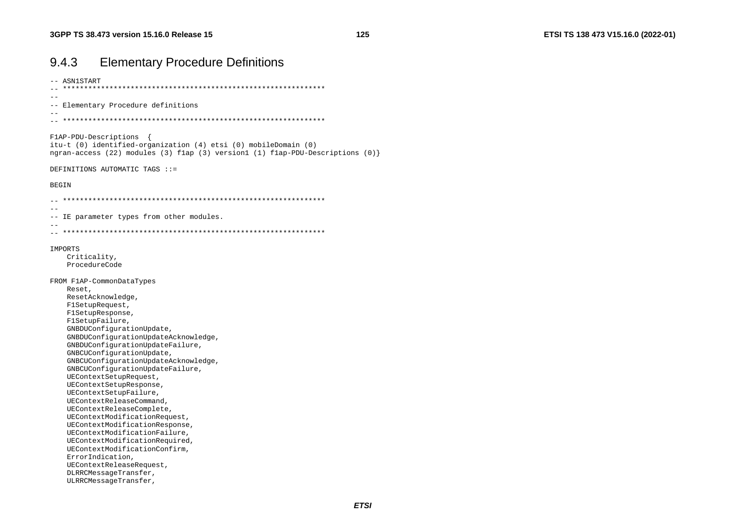## 9.4.3 Elementary Procedure Definitions

```
-- ASN1START
-- **************************************************************
--
-- Elementary Procedure definitions
--
-- **************************************************************

F1AP-PDU-Descriptions  {
itu-t (0) identified-organization (4) etsi (0) mobileDomain (0)
ngran-access (22) modules (3) f1ap (3) version1 (1) f1ap-PDU-Descriptions (0)}

DEFINITIONS AUTOMATIC TAGS ::=

BEGIN

-- **************************************************************
--
-- IE parameter types from other modules.
--
-- **************************************************************

IMPORTS
    Criticality,
    ProcedureCode

FROM F1AP-CommonDataTypes
    Reset,
    ResetAcknowledge,
    F1SetupRequest,
    F1SetupResponse,
    F1SetupFailure,
    GNBDUConfigurationUpdate,
    GNBDUConfigurationUpdateAcknowledge,
    GNBDUConfigurationUpdateFailure,
    GNBCUConfigurationUpdate,
    GNBCUConfigurationUpdateAcknowledge,
    GNBCUConfigurationUpdateFailure,
    UEContextSetupRequest,
    UEContextSetupResponse,
    UEContextSetupFailure,
    UEContextReleaseCommand,
    UEContextReleaseComplete,
    UEContextModificationRequest,
    UEContextModificationResponse,
    UEContextModificationFailure,
    UEContextModificationRequired,
    UEContextModificationConfirm,
    ErrorIndication,
    UEContextReleaseRequest,
    DLRRCMessageTransfer,
    ULRRCMessageTransfer,
```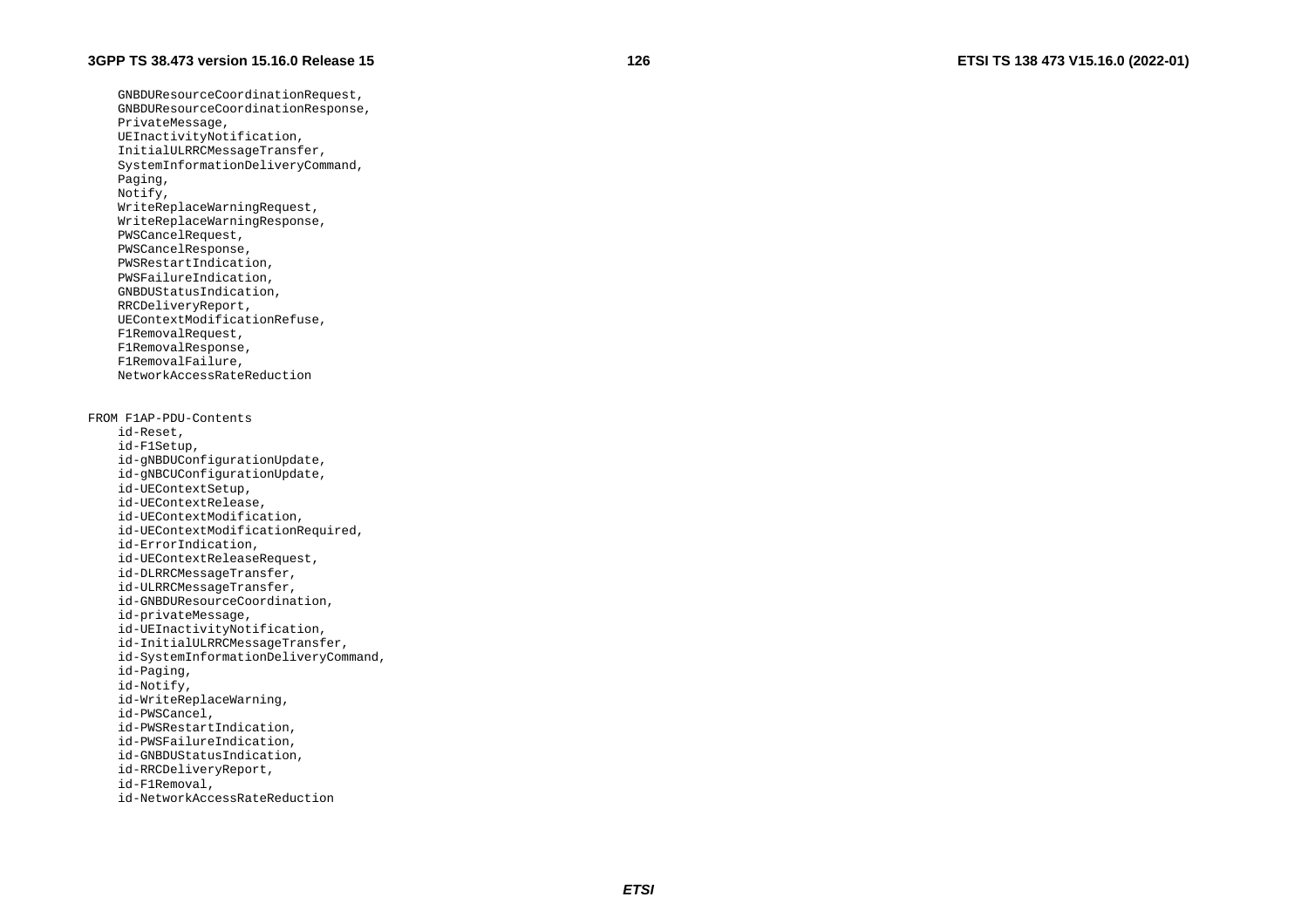```
	GNBDUResourceCoordinationRequest,
	GNBDUResourceCoordinationResponse,
	PrivateMessage,
	UEInactivityNotification,
	InitialULRRCMessageTransfer,
	SystemInformationDeliveryCommand,
	Paging,
	Notify,
	WriteReplaceWarningRequest,
	WriteReplaceWarningResponse,
	PWSCancelRequest,
	PWSCancelResponse,
	PWSRestartIndication,
	PWSFailureIndication,
	GNBDUStatusIndication,
	RRCDeliveryReport,
	UEContextModificationRefuse,
	F1RemovalRequest,
	F1RemovalResponse,
	F1RemovalFailure,
	NetworkAccessRateReduction


FROM F1AP-PDU-Contents
	id-Reset,
	id-F1Setup,
	id-gNBDUConfigurationUpdate,
	id-gNBCUConfigurationUpdate,
	id-UEContextSetup,
	id-UEContextRelease,
	id-UEContextModification,
	id-UEContextModificationRequired,
	id-ErrorIndication,
	id-UEContextReleaseRequest,
	id-DLRRCMessageTransfer,
	id-ULRRCMessageTransfer,
	id-GNBDUResourceCoordination,
	id-privateMessage,
	id-UEInactivityNotification,
	id-InitialULRRCMessageTransfer,
	id-SystemInformationDeliveryCommand,
	id-Paging,
	id-Notify,
	id-WriteReplaceWarning,
	id-PWSCancel,
	id-PWSRestartIndication,
	id-PWSFailureIndication,
	id-GNBDUStatusIndication,
	id-RRCDeliveryReport,
	id-F1Removal,
	id-NetworkAccessRateReduction
```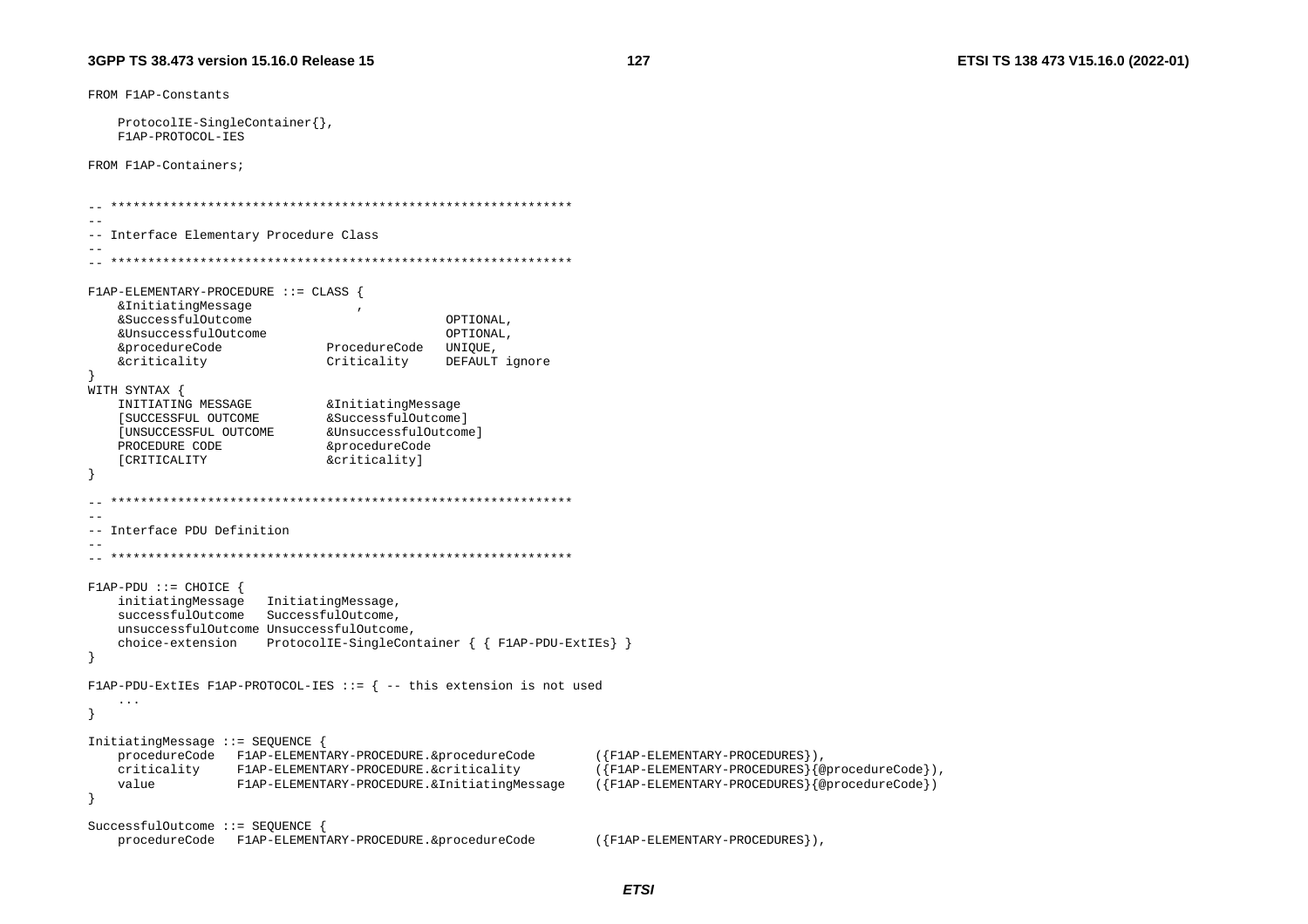```
FROM F1AP-Constants

    ProtocolIE-SingleContainer{},
    F1AP-PROTOCOL-IES

FROM F1AP-Containers;


-- **************************************************************
--
-- Interface Elementary Procedure Class
--
-- **************************************************************

F1AP-ELEMENTARY-PROCEDURE ::= CLASS {
    &InitiatingMessage              ,
    &SuccessfulOutcome                          OPTIONAL,
    &UnsuccessfulOutcome                        OPTIONAL,
    &procedureCode              ProcedureCode   UNIQUE,
    &criticality                Criticality     DEFAULT ignore
}
WITH SYNTAX {
    INITIATING MESSAGE          &InitiatingMessage
    [SUCCESSFUL OUTCOME         &SuccessfulOutcome]
    [UNSUCCESSFUL OUTCOME       &UnsuccessfulOutcome]
    PROCEDURE CODE              &procedureCode
    [CRITICALITY                &criticality]
}

-- **************************************************************
--
-- Interface PDU Definition
--
-- **************************************************************

F1AP-PDU ::= CHOICE {
    initiatingMessage   InitiatingMessage,
    successfulOutcome   SuccessfulOutcome,
    unsuccessfulOutcome UnsuccessfulOutcome,
    choice-extension    ProtocolIE-SingleContainer { { F1AP-PDU-ExtIEs} }
}

F1AP-PDU-ExtIEs F1AP-PROTOCOL-IES ::= { -- this extension is not used
    ...
}

InitiatingMessage ::= SEQUENCE {
    procedureCode   F1AP-ELEMENTARY-PROCEDURE.&procedureCode        ({F1AP-ELEMENTARY-PROCEDURES}),
    criticality     F1AP-ELEMENTARY-PROCEDURE.&criticality          ({F1AP-ELEMENTARY-PROCEDURES}{@procedureCode}),
    value           F1AP-ELEMENTARY-PROCEDURE.&InitiatingMessage    ({F1AP-ELEMENTARY-PROCEDURES}{@procedureCode})
}

SuccessfulOutcome ::= SEQUENCE {
    procedureCode   F1AP-ELEMENTARY-PROCEDURE.&procedureCode        ({F1AP-ELEMENTARY-PROCEDURES}),
```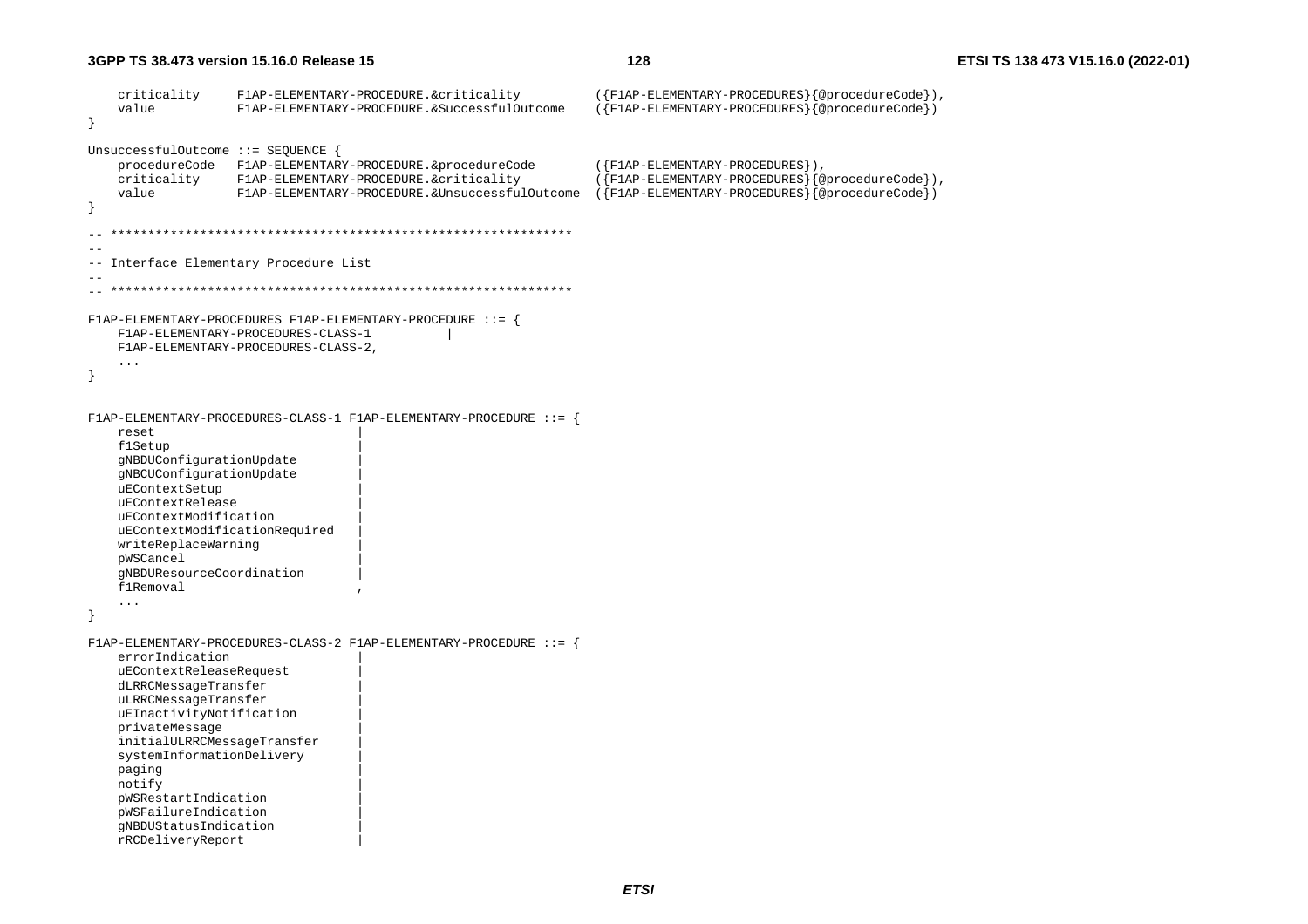```
	criticality		F1AP-ELEMENTARY-PROCEDURE.&criticality			({F1AP-ELEMENTARY-PROCEDURES}{@procedureCode}),
	value			F1AP-ELEMENTARY-PROCEDURE.&SuccessfulOutcome	({F1AP-ELEMENTARY-PROCEDURES}{@procedureCode})
}

UnsuccessfulOutcome ::= SEQUENCE {
	procedureCode	F1AP-ELEMENTARY-PROCEDURE.&procedureCode		({F1AP-ELEMENTARY-PROCEDURES}),
	criticality		F1AP-ELEMENTARY-PROCEDURE.&criticality			({F1AP-ELEMENTARY-PROCEDURES}{@procedureCode}),
	value			F1AP-ELEMENTARY-PROCEDURE.&UnsuccessfulOutcome	({F1AP-ELEMENTARY-PROCEDURES}{@procedureCode})
}

-- **************************************************************
--
-- Interface Elementary Procedure List
--
-- **************************************************************

F1AP-ELEMENTARY-PROCEDURES F1AP-ELEMENTARY-PROCEDURE ::= {
	F1AP-ELEMENTARY-PROCEDURES-CLASS-1			|
	F1AP-ELEMENTARY-PROCEDURES-CLASS-2,
	...
}


F1AP-ELEMENTARY-PROCEDURES-CLASS-1 F1AP-ELEMENTARY-PROCEDURE ::= {
	reset							|
	f1Setup							|
	gNBDUConfigurationUpdate		|
	gNBCUConfigurationUpdate		|
	uEContextSetup					|
	uEContextRelease				|
	uEContextModification			|
	uEContextModificationRequired	|
	writeReplaceWarning				|
	pWSCancel						|
	gNBDUResourceCoordination		|
	f1Removal						,
	...
}

F1AP-ELEMENTARY-PROCEDURES-CLASS-2 F1AP-ELEMENTARY-PROCEDURE ::= {
	errorIndication					|
	uEContextReleaseRequest			|
	dLRRCMessageTransfer			|
	uLRRCMessageTransfer			|
	uEInactivityNotification		|
	privateMessage					|
	initialULRRCMessageTransfer		|
	systemInformationDelivery		|
	paging							|
	notify							|
	pWSRestartIndication			|
	pWSFailureIndication			|
	gNBDUStatusIndication			|
	rRCDeliveryReport				|
```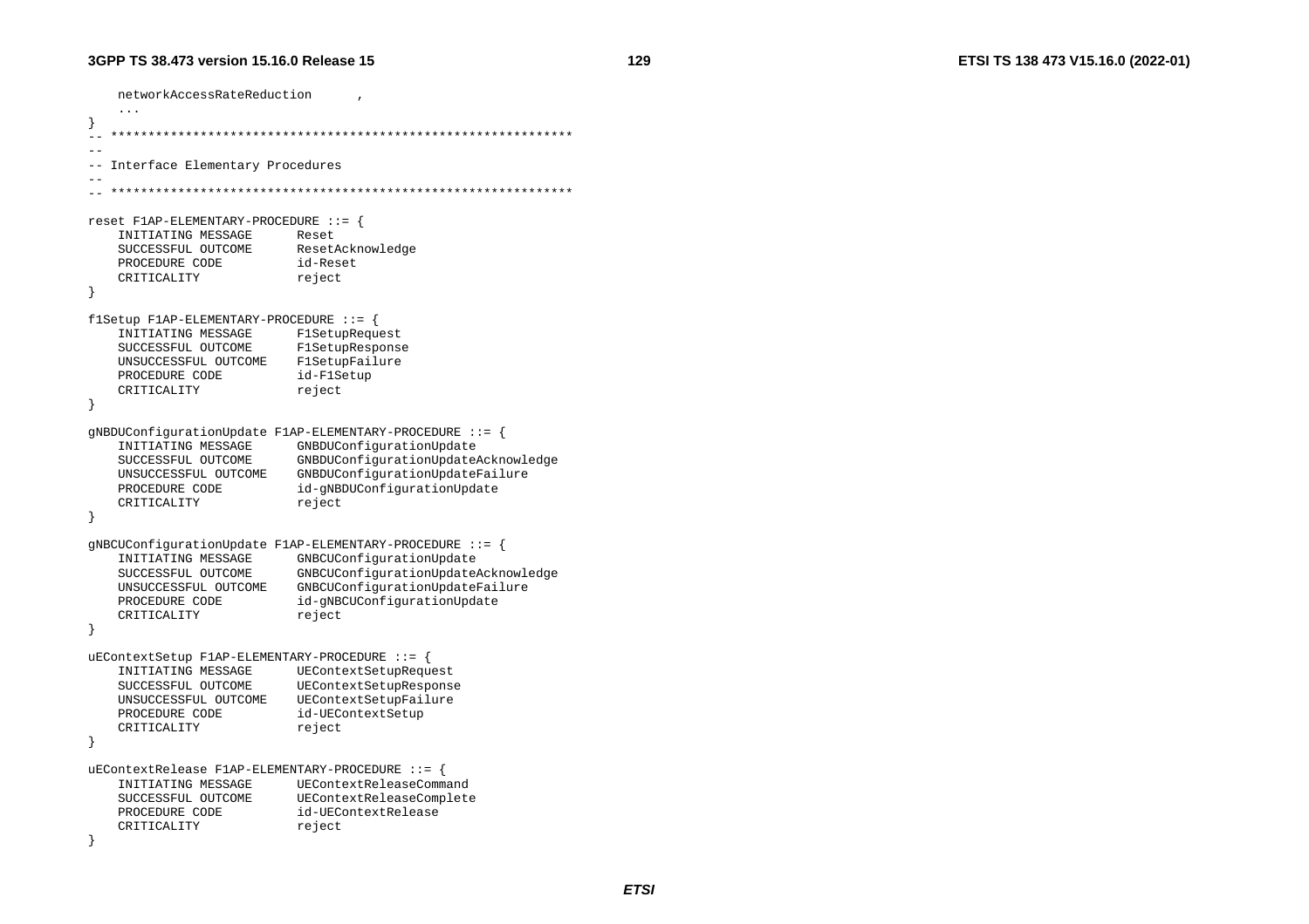```
	networkAccessRateReduction		,
	...
}
-- **************************************************************
--
-- Interface Elementary Procedures
--
-- **************************************************************

reset F1AP-ELEMENTARY-PROCEDURE ::= {
	INITIATING MESSAGE		Reset
	SUCCESSFUL OUTCOME		ResetAcknowledge
	PROCEDURE CODE			id-Reset
	CRITICALITY				reject
}

f1Setup F1AP-ELEMENTARY-PROCEDURE ::= {
	INITIATING MESSAGE		F1SetupRequest
	SUCCESSFUL OUTCOME		F1SetupResponse
	UNSUCCESSFUL OUTCOME	F1SetupFailure
	PROCEDURE CODE			id-F1Setup
	CRITICALITY				reject
}

gNBDUConfigurationUpdate F1AP-ELEMENTARY-PROCEDURE ::= {
	INITIATING MESSAGE		GNBDUConfigurationUpdate
	SUCCESSFUL OUTCOME		GNBDUConfigurationUpdateAcknowledge
	UNSUCCESSFUL OUTCOME	GNBDUConfigurationUpdateFailure
	PROCEDURE CODE			id-gNBDUConfigurationUpdate
	CRITICALITY				reject
}

gNBCUConfigurationUpdate F1AP-ELEMENTARY-PROCEDURE ::= {
	INITIATING MESSAGE		GNBCUConfigurationUpdate
	SUCCESSFUL OUTCOME		GNBCUConfigurationUpdateAcknowledge
	UNSUCCESSFUL OUTCOME	GNBCUConfigurationUpdateFailure
	PROCEDURE CODE			id-gNBCUConfigurationUpdate
	CRITICALITY				reject
}

uEContextSetup F1AP-ELEMENTARY-PROCEDURE ::= {
	INITIATING MESSAGE		UEContextSetupRequest
	SUCCESSFUL OUTCOME		UEContextSetupResponse
	UNSUCCESSFUL OUTCOME	UEContextSetupFailure
	PROCEDURE CODE			id-UEContextSetup
	CRITICALITY				reject
}

uEContextRelease F1AP-ELEMENTARY-PROCEDURE ::= {
	INITIATING MESSAGE		UEContextReleaseCommand
	SUCCESSFUL OUTCOME		UEContextReleaseComplete
	PROCEDURE CODE			id-UEContextRelease
	CRITICALITY				reject
}
```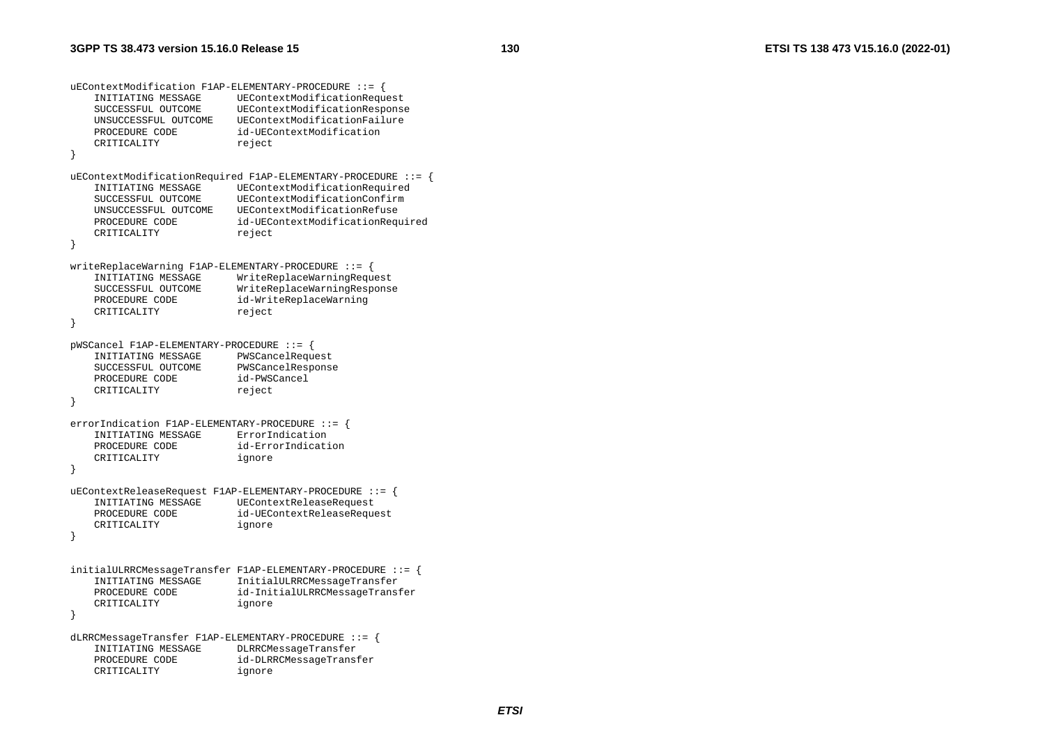```
uEContextModification F1AP-ELEMENTARY-PROCEDURE ::= {
    INITIATING MESSAGE      UEContextModificationRequest
    SUCCESSFUL OUTCOME      UEContextModificationResponse
    UNSUCCESSFUL OUTCOME    UEContextModificationFailure
    PROCEDURE CODE          id-UEContextModification
    CRITICALITY             reject
}

uEContextModificationRequired F1AP-ELEMENTARY-PROCEDURE ::= {
    INITIATING MESSAGE      UEContextModificationRequired
    SUCCESSFUL OUTCOME      UEContextModificationConfirm
    UNSUCCESSFUL OUTCOME    UEContextModificationRefuse
    PROCEDURE CODE          id-UEContextModificationRequired
    CRITICALITY             reject
}

writeReplaceWarning F1AP-ELEMENTARY-PROCEDURE ::= {
    INITIATING MESSAGE      WriteReplaceWarningRequest
    SUCCESSFUL OUTCOME      WriteReplaceWarningResponse
    PROCEDURE CODE          id-WriteReplaceWarning
    CRITICALITY             reject
}

pWSCancel F1AP-ELEMENTARY-PROCEDURE ::= {
    INITIATING MESSAGE      PWSCancelRequest
    SUCCESSFUL OUTCOME      PWSCancelResponse
    PROCEDURE CODE          id-PWSCancel
    CRITICALITY             reject
}

errorIndication F1AP-ELEMENTARY-PROCEDURE ::= {
    INITIATING MESSAGE      ErrorIndication
    PROCEDURE CODE          id-ErrorIndication
    CRITICALITY             ignore
}

uEContextReleaseRequest F1AP-ELEMENTARY-PROCEDURE ::= {
    INITIATING MESSAGE      UEContextReleaseRequest
    PROCEDURE CODE          id-UEContextReleaseRequest
    CRITICALITY             ignore
}


initialULRRCMessageTransfer F1AP-ELEMENTARY-PROCEDURE ::= {
    INITIATING MESSAGE      InitialULRRCMessageTransfer
    PROCEDURE CODE          id-InitialULRRCMessageTransfer
    CRITICALITY             ignore
}

dLRRCMessageTransfer F1AP-ELEMENTARY-PROCEDURE ::= {
    INITIATING MESSAGE      DLRRCMessageTransfer
    PROCEDURE CODE          id-DLRRCMessageTransfer
    CRITICALITY             ignore
```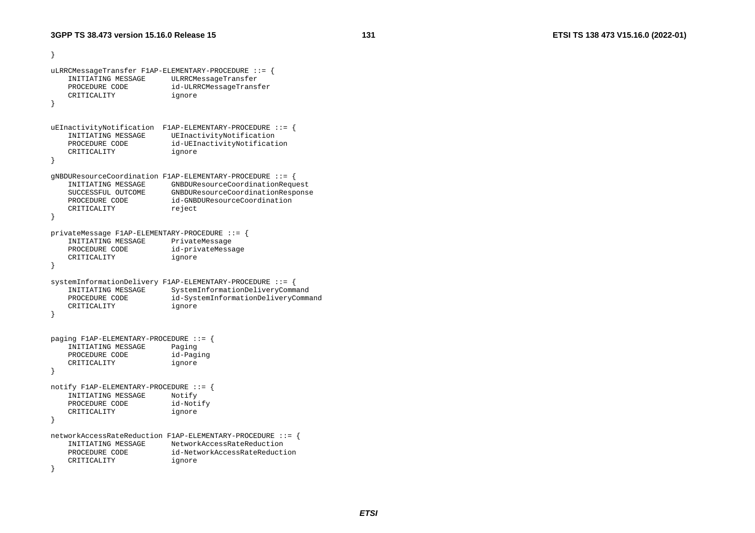```
}

uLRRCMessageTransfer F1AP-ELEMENTARY-PROCEDURE ::= {
	INITIATING MESSAGE		ULRRCMessageTransfer
	PROCEDURE CODE			id-ULRRCMessageTransfer
	CRITICALITY				ignore
}


uEInactivityNotification  F1AP-ELEMENTARY-PROCEDURE ::= {
	INITIATING MESSAGE		UEInactivityNotification
	PROCEDURE CODE			id-UEInactivityNotification
	CRITICALITY				ignore
}

gNBDUResourceCoordination F1AP-ELEMENTARY-PROCEDURE ::= {
	INITIATING MESSAGE		GNBDUResourceCoordinationRequest
	SUCCESSFUL OUTCOME		GNBDUResourceCoordinationResponse
	PROCEDURE CODE			id-GNBDUResourceCoordination
	CRITICALITY				reject
}

privateMessage F1AP-ELEMENTARY-PROCEDURE ::= {
	INITIATING MESSAGE		PrivateMessage
	PROCEDURE CODE			id-privateMessage
	CRITICALITY				ignore
}

systemInformationDelivery F1AP-ELEMENTARY-PROCEDURE ::= {
	INITIATING MESSAGE		SystemInformationDeliveryCommand
	PROCEDURE CODE			id-SystemInformationDeliveryCommand
	CRITICALITY				ignore
}


paging F1AP-ELEMENTARY-PROCEDURE ::= {
	INITIATING MESSAGE		Paging
	PROCEDURE CODE			id-Paging
	CRITICALITY				ignore
}

notify F1AP-ELEMENTARY-PROCEDURE ::= {
	INITIATING MESSAGE		Notify
	PROCEDURE CODE			id-Notify
	CRITICALITY				ignore
}

networkAccessRateReduction F1AP-ELEMENTARY-PROCEDURE ::= {
	INITIATING MESSAGE		NetworkAccessRateReduction
	PROCEDURE CODE			id-NetworkAccessRateReduction
	CRITICALITY				ignore
}
```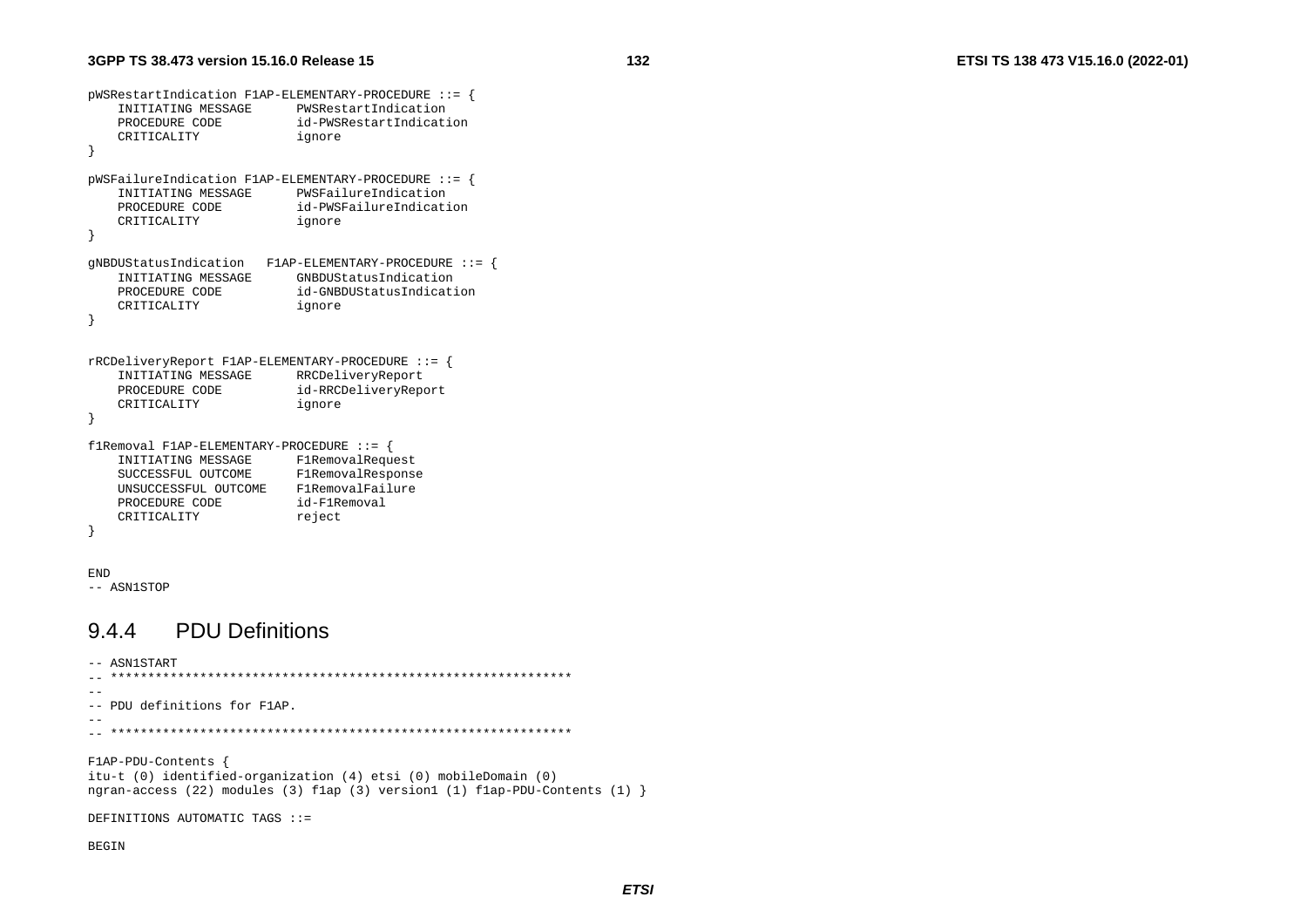```
pWSRestartIndication F1AP-ELEMENTARY-PROCEDURE ::= {
	INITIATING MESSAGE		PWSRestartIndication
	PROCEDURE CODE			id-PWSRestartIndication
	CRITICALITY				ignore
}

pWSFailureIndication F1AP-ELEMENTARY-PROCEDURE ::= {
	INITIATING MESSAGE		PWSFailureIndication
	PROCEDURE CODE			id-PWSFailureIndication
	CRITICALITY				ignore
}

gNBDUStatusIndication	F1AP-ELEMENTARY-PROCEDURE ::= {
	INITIATING MESSAGE		GNBDUStatusIndication
	PROCEDURE CODE			id-GNBDUStatusIndication
	CRITICALITY				ignore
}


rRCDeliveryReport F1AP-ELEMENTARY-PROCEDURE ::= {
	INITIATING MESSAGE		RRCDeliveryReport
	PROCEDURE CODE			id-RRCDeliveryReport
	CRITICALITY				ignore
}

f1Removal F1AP-ELEMENTARY-PROCEDURE ::= {
	INITIATING MESSAGE		F1RemovalRequest
	SUCCESSFUL OUTCOME		F1RemovalResponse
	UNSUCCESSFUL OUTCOME	F1RemovalFailure
	PROCEDURE CODE			id-F1Removal
	CRITICALITY				reject
}


END
-- ASN1STOP
```

### 9.4.4 PDU Definitions

```
-- ASN1START
-- **************************************************************
--
-- PDU definitions for F1AP.
--
-- **************************************************************

F1AP-PDU-Contents {
itu-t (0) identified-organization (4) etsi (0) mobileDomain (0) 
ngran-access (22) modules (3) f1ap (3) version1 (1) f1ap-PDU-Contents (1) }

DEFINITIONS AUTOMATIC TAGS ::= 

BEGIN
```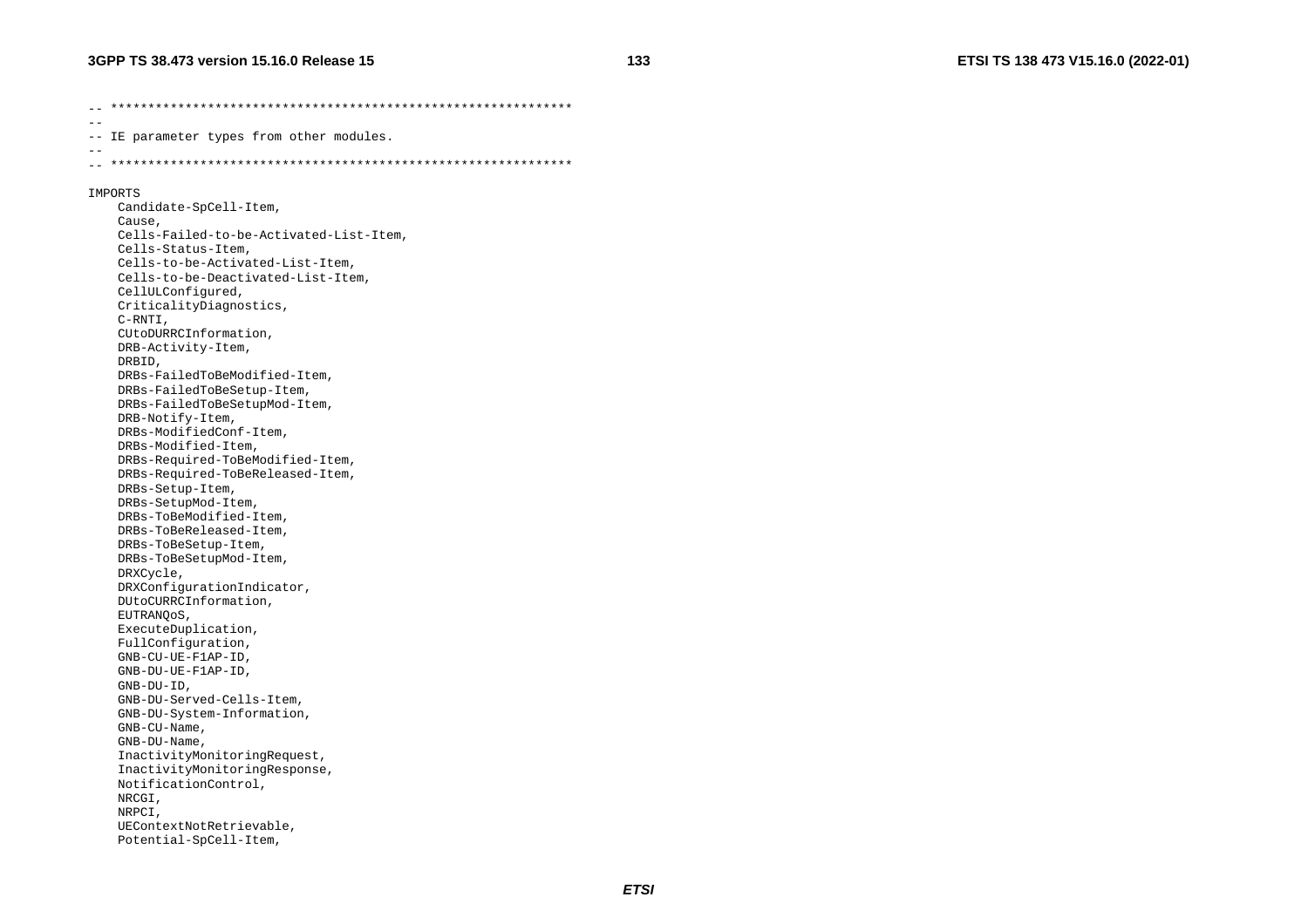```
-- **************************************************************
--
-- IE parameter types from other modules.
--
-- **************************************************************

IMPORTS
    Candidate-SpCell-Item,
    Cause,
    Cells-Failed-to-be-Activated-List-Item,
    Cells-Status-Item,
    Cells-to-be-Activated-List-Item,
    Cells-to-be-Deactivated-List-Item,
    CellULConfigured,
    CriticalityDiagnostics,
    C-RNTI,
    CUtoDURRCInformation,
    DRB-Activity-Item,
    DRBID,
    DRBs-FailedToBeModified-Item,
    DRBs-FailedToBeSetup-Item,
    DRBs-FailedToBeSetupMod-Item,
    DRB-Notify-Item,
    DRBs-ModifiedConf-Item,
    DRBs-Modified-Item,
    DRBs-Required-ToBeModified-Item,
    DRBs-Required-ToBeReleased-Item,
    DRBs-Setup-Item,
    DRBs-SetupMod-Item,
    DRBs-ToBeModified-Item,
    DRBs-ToBeReleased-Item,
    DRBs-ToBeSetup-Item,
    DRBs-ToBeSetupMod-Item,
    DRXCycle,
    DRXConfigurationIndicator,
    DUtoCURRCInformation,
    EUTRANQoS,
    ExecuteDuplication,
    FullConfiguration,
    GNB-CU-UE-F1AP-ID,
    GNB-DU-UE-F1AP-ID,
    GNB-DU-ID,
    GNB-DU-Served-Cells-Item,
    GNB-DU-System-Information,
    GNB-CU-Name,
    GNB-DU-Name,
    InactivityMonitoringRequest,
    InactivityMonitoringResponse,
    NotificationControl,
    NRCGI,
    NRPCI,
    UEContextNotRetrievable,
    Potential-SpCell-Item,
```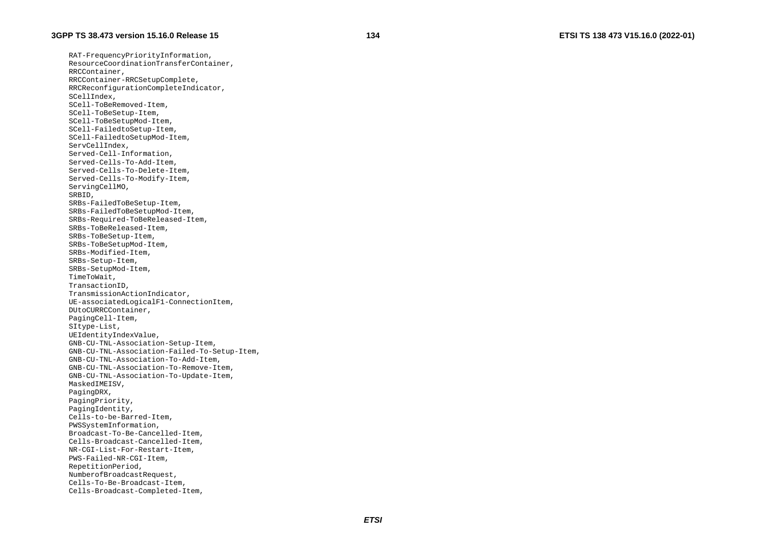```
	RAT-FrequencyPriorityInformation,
	ResourceCoordinationTransferContainer,
	RRCContainer,
	RRCContainer-RRCSetupComplete,
	RRCReconfigurationCompleteIndicator,
	SCellIndex,
	SCell-ToBeRemoved-Item,
	SCell-ToBeSetup-Item,
	SCell-ToBeSetupMod-Item,
	SCell-FailedtoSetup-Item,
	SCell-FailedtoSetupMod-Item,
	ServCellIndex,
	Served-Cell-Information,
	Served-Cells-To-Add-Item,
	Served-Cells-To-Delete-Item,
	Served-Cells-To-Modify-Item,
	ServingCellMO,
	SRBID,
	SRBs-FailedToBeSetup-Item,
	SRBs-FailedToBeSetupMod-Item,
	SRBs-Required-ToBeReleased-Item,
	SRBs-ToBeReleased-Item,
	SRBs-ToBeSetup-Item,
	SRBs-ToBeSetupMod-Item,
	SRBs-Modified-Item,
	SRBs-Setup-Item,
	SRBs-SetupMod-Item,
	TimeToWait,
	TransactionID,
	TransmissionActionIndicator,
	UE-associatedLogicalF1-ConnectionItem,
	DUtoCURRCContainer,
	PagingCell-Item,
	SItype-List,
	UEIdentityIndexValue,
	GNB-CU-TNL-Association-Setup-Item,
	GNB-CU-TNL-Association-Failed-To-Setup-Item,
	GNB-CU-TNL-Association-To-Add-Item,
	GNB-CU-TNL-Association-To-Remove-Item,
	GNB-CU-TNL-Association-To-Update-Item,
	MaskedIMEISV,
	PagingDRX,
	PagingPriority,
	PagingIdentity,
	Cells-to-be-Barred-Item,
	PWSSystemInformation,
	Broadcast-To-Be-Cancelled-Item,
	Cells-Broadcast-Cancelled-Item,
	NR-CGI-List-For-Restart-Item,
	PWS-Failed-NR-CGI-Item,
	RepetitionPeriod,
	NumberofBroadcastRequest,
	Cells-To-Be-Broadcast-Item,
	Cells-Broadcast-Completed-Item,
```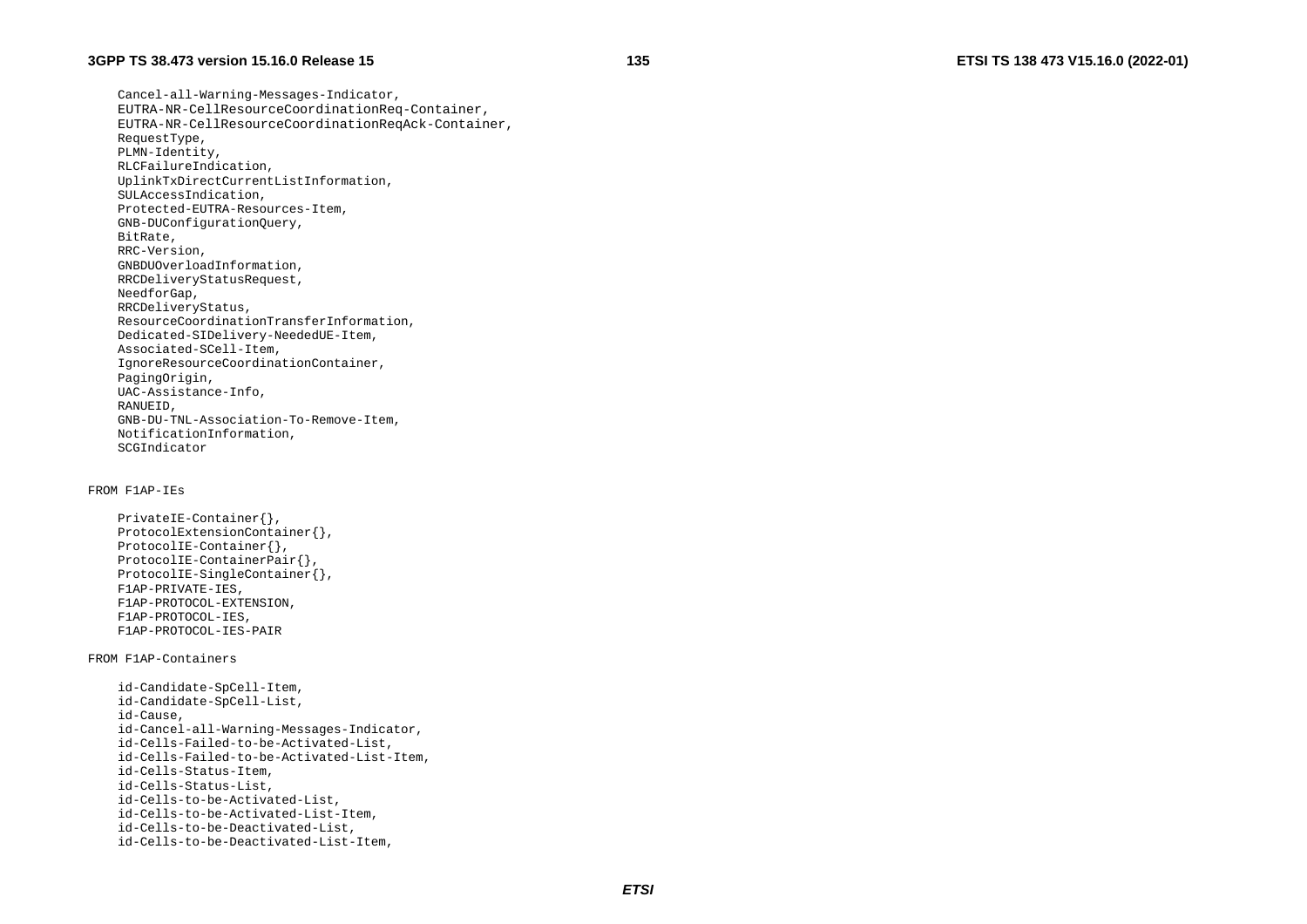```
	Cancel-all-Warning-Messages-Indicator,
	EUTRA-NR-CellResourceCoordinationReq-Container,
	EUTRA-NR-CellResourceCoordinationReqAck-Container,
	RequestType,
	PLMN-Identity,
	RLCFailureIndication,
	UplinkTxDirectCurrentListInformation,
	SULAccessIndication,
	Protected-EUTRA-Resources-Item,
	GNB-DUConfigurationQuery,
	BitRate,
	RRC-Version,
	GNBDUOverloadInformation,
	RRCDeliveryStatusRequest,
	NeedforGap,
	RRCDeliveryStatus,
	ResourceCoordinationTransferInformation,
	Dedicated-SIDelivery-NeededUE-Item,
	Associated-SCell-Item,
	IgnoreResourceCoordinationContainer,
	PagingOrigin,
	UAC-Assistance-Info,
	RANUEID,
	GNB-DU-TNL-Association-To-Remove-Item,
	NotificationInformation,
	SCGIndicator


FROM F1AP-IEs

	PrivateIE-Container{},
	ProtocolExtensionContainer{},
	ProtocolIE-Container{},
	ProtocolIE-ContainerPair{},
	ProtocolIE-SingleContainer{},
	F1AP-PRIVATE-IES,
	F1AP-PROTOCOL-EXTENSION,
	F1AP-PROTOCOL-IES,
	F1AP-PROTOCOL-IES-PAIR

FROM F1AP-Containers

	id-Candidate-SpCell-Item,
	id-Candidate-SpCell-List,
	id-Cause,
	id-Cancel-all-Warning-Messages-Indicator,
	id-Cells-Failed-to-be-Activated-List,
	id-Cells-Failed-to-be-Activated-List-Item,
	id-Cells-Status-Item,
	id-Cells-Status-List,
	id-Cells-to-be-Activated-List,
	id-Cells-to-be-Activated-List-Item,
	id-Cells-to-be-Deactivated-List,
	id-Cells-to-be-Deactivated-List-Item,
```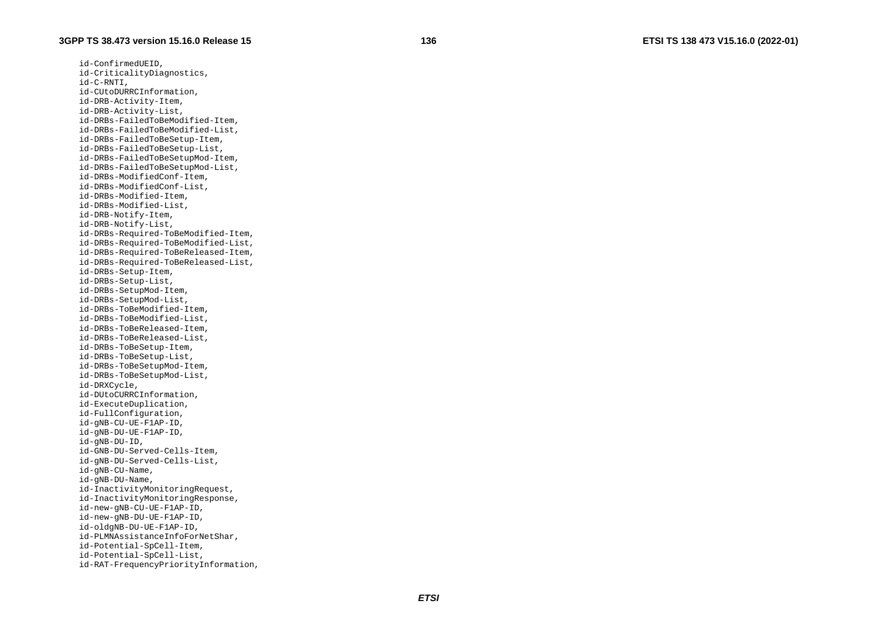```
	id-ConfirmedUEID,
	id-CriticalityDiagnostics,
	id-C-RNTI,
	id-CUtoDURRCInformation,
	id-DRB-Activity-Item,
	id-DRB-Activity-List,
	id-DRBs-FailedToBeModified-Item,
	id-DRBs-FailedToBeModified-List,
	id-DRBs-FailedToBeSetup-Item,
	id-DRBs-FailedToBeSetup-List,
	id-DRBs-FailedToBeSetupMod-Item,
	id-DRBs-FailedToBeSetupMod-List,
	id-DRBs-ModifiedConf-Item,
	id-DRBs-ModifiedConf-List,
	id-DRBs-Modified-Item,
	id-DRBs-Modified-List,
	id-DRB-Notify-Item,
	id-DRB-Notify-List,
	id-DRBs-Required-ToBeModified-Item,
	id-DRBs-Required-ToBeModified-List,
	id-DRBs-Required-ToBeReleased-Item,
	id-DRBs-Required-ToBeReleased-List,
	id-DRBs-Setup-Item,
	id-DRBs-Setup-List,
	id-DRBs-SetupMod-Item,
	id-DRBs-SetupMod-List,
	id-DRBs-ToBeModified-Item,
	id-DRBs-ToBeModified-List,
	id-DRBs-ToBeReleased-Item,
	id-DRBs-ToBeReleased-List,
	id-DRBs-ToBeSetup-Item,
	id-DRBs-ToBeSetup-List,
	id-DRBs-ToBeSetupMod-Item,
	id-DRBs-ToBeSetupMod-List,
	id-DRXCycle,
	id-DUtoCURRCInformation,
	id-ExecuteDuplication,
	id-FullConfiguration,
	id-gNB-CU-UE-F1AP-ID,
	id-gNB-DU-UE-F1AP-ID,
	id-gNB-DU-ID,
	id-GNB-DU-Served-Cells-Item,
	id-gNB-DU-Served-Cells-List,
	id-gNB-CU-Name,
	id-gNB-DU-Name,
	id-InactivityMonitoringRequest,
	id-InactivityMonitoringResponse,
	id-new-gNB-CU-UE-F1AP-ID,
	id-new-gNB-DU-UE-F1AP-ID,
	id-oldgNB-DU-UE-F1AP-ID,
	id-PLMNAssistanceInfoForNetShar,
	id-Potential-SpCell-Item,
	id-Potential-SpCell-List,
	id-RAT-FrequencyPriorityInformation,
```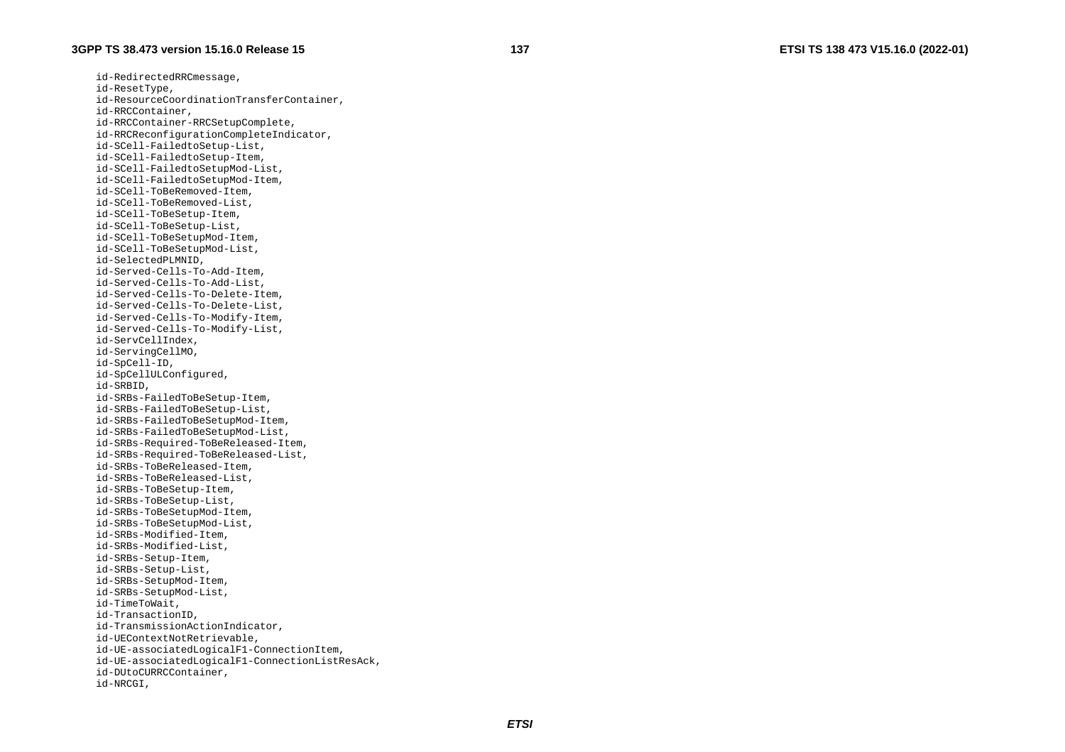```
	id-RedirectedRRCmessage,
	id-ResetType,
	id-ResourceCoordinationTransferContainer,
	id-RRCContainer,
	id-RRCContainer-RRCSetupComplete,
	id-RRCReconfigurationCompleteIndicator,
	id-SCell-FailedtoSetup-List,
	id-SCell-FailedtoSetup-Item,
	id-SCell-FailedtoSetupMod-List,
	id-SCell-FailedtoSetupMod-Item,
	id-SCell-ToBeRemoved-Item,
	id-SCell-ToBeRemoved-List,
	id-SCell-ToBeSetup-Item,
	id-SCell-ToBeSetup-List,
	id-SCell-ToBeSetupMod-Item,
	id-SCell-ToBeSetupMod-List,
	id-SelectedPLMNID,
	id-Served-Cells-To-Add-Item,
	id-Served-Cells-To-Add-List,
	id-Served-Cells-To-Delete-Item,
	id-Served-Cells-To-Delete-List,
	id-Served-Cells-To-Modify-Item,
	id-Served-Cells-To-Modify-List,
	id-ServCellIndex,
	id-ServingCellMO,
	id-SpCell-ID,
	id-SpCellULConfigured,
	id-SRBID,
	id-SRBs-FailedToBeSetup-Item,
	id-SRBs-FailedToBeSetup-List,
	id-SRBs-FailedToBeSetupMod-Item,
	id-SRBs-FailedToBeSetupMod-List,
	id-SRBs-Required-ToBeReleased-Item,
	id-SRBs-Required-ToBeReleased-List,
	id-SRBs-ToBeReleased-Item,
	id-SRBs-ToBeReleased-List,
	id-SRBs-ToBeSetup-Item,
	id-SRBs-ToBeSetup-List,
	id-SRBs-ToBeSetupMod-Item,
	id-SRBs-ToBeSetupMod-List,
	id-SRBs-Modified-Item,
	id-SRBs-Modified-List,
	id-SRBs-Setup-Item,
	id-SRBs-Setup-List,
	id-SRBs-SetupMod-Item,
	id-SRBs-SetupMod-List,
	id-TimeToWait,
	id-TransactionID,
	id-TransmissionActionIndicator,
	id-UEContextNotRetrievable,
	id-UE-associatedLogicalF1-ConnectionItem,
	id-UE-associatedLogicalF1-ConnectionListResAck,
	id-DUtoCURRCContainer,
	id-NRCGI,
```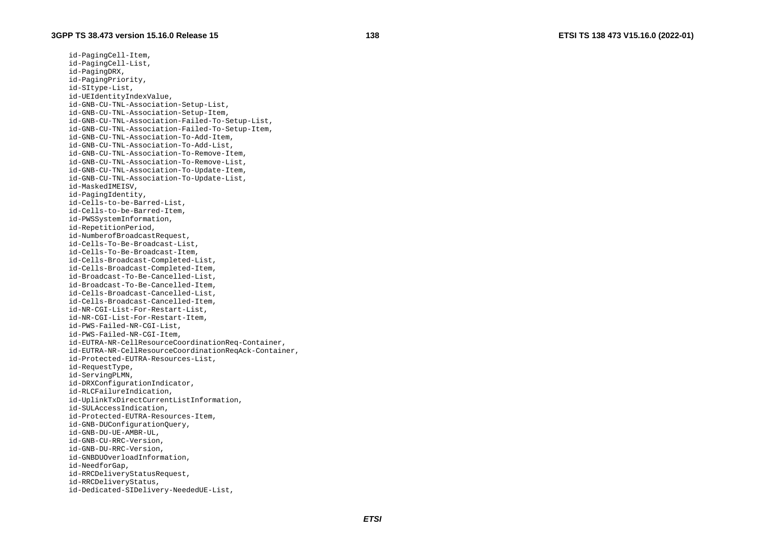```
	id-PagingCell-Item,
	id-PagingCell-List,
	id-PagingDRX,
	id-PagingPriority,
	id-SItype-List,
	id-UEIdentityIndexValue,
	id-GNB-CU-TNL-Association-Setup-List,
	id-GNB-CU-TNL-Association-Setup-Item,
	id-GNB-CU-TNL-Association-Failed-To-Setup-List,
	id-GNB-CU-TNL-Association-Failed-To-Setup-Item,
	id-GNB-CU-TNL-Association-To-Add-Item,
	id-GNB-CU-TNL-Association-To-Add-List,
	id-GNB-CU-TNL-Association-To-Remove-Item,
	id-GNB-CU-TNL-Association-To-Remove-List,
	id-GNB-CU-TNL-Association-To-Update-Item,
	id-GNB-CU-TNL-Association-To-Update-List,
	id-MaskedIMEISV,
	id-PagingIdentity,
	id-Cells-to-be-Barred-List,
	id-Cells-to-be-Barred-Item,
	id-PWSSystemInformation,
	id-RepetitionPeriod,
	id-NumberofBroadcastRequest,
	id-Cells-To-Be-Broadcast-List,
	id-Cells-To-Be-Broadcast-Item,
	id-Cells-Broadcast-Completed-List,
	id-Cells-Broadcast-Completed-Item,
	id-Broadcast-To-Be-Cancelled-List,
	id-Broadcast-To-Be-Cancelled-Item,
	id-Cells-Broadcast-Cancelled-List,
	id-Cells-Broadcast-Cancelled-Item,
	id-NR-CGI-List-For-Restart-List,
	id-NR-CGI-List-For-Restart-Item,
	id-PWS-Failed-NR-CGI-List,
	id-PWS-Failed-NR-CGI-Item,
	id-EUTRA-NR-CellResourceCoordinationReq-Container,
	id-EUTRA-NR-CellResourceCoordinationReqAck-Container,
	id-Protected-EUTRA-Resources-List,
	id-RequestType,
	id-ServingPLMN,
	id-DRXConfigurationIndicator,
	id-RLCFailureIndication,
	id-UplinkTxDirectCurrentListInformation,
	id-SULAccessIndication,
	id-Protected-EUTRA-Resources-Item,
	id-GNB-DUConfigurationQuery,
	id-GNB-DU-UE-AMBR-UL,
	id-GNB-CU-RRC-Version,
	id-GNB-DU-RRC-Version,
	id-GNBDUOverloadInformation,
	id-NeedforGap,
	id-RRCDeliveryStatusRequest,
	id-RRCDeliveryStatus,
	id-Dedicated-SIDelivery-NeededUE-List,
```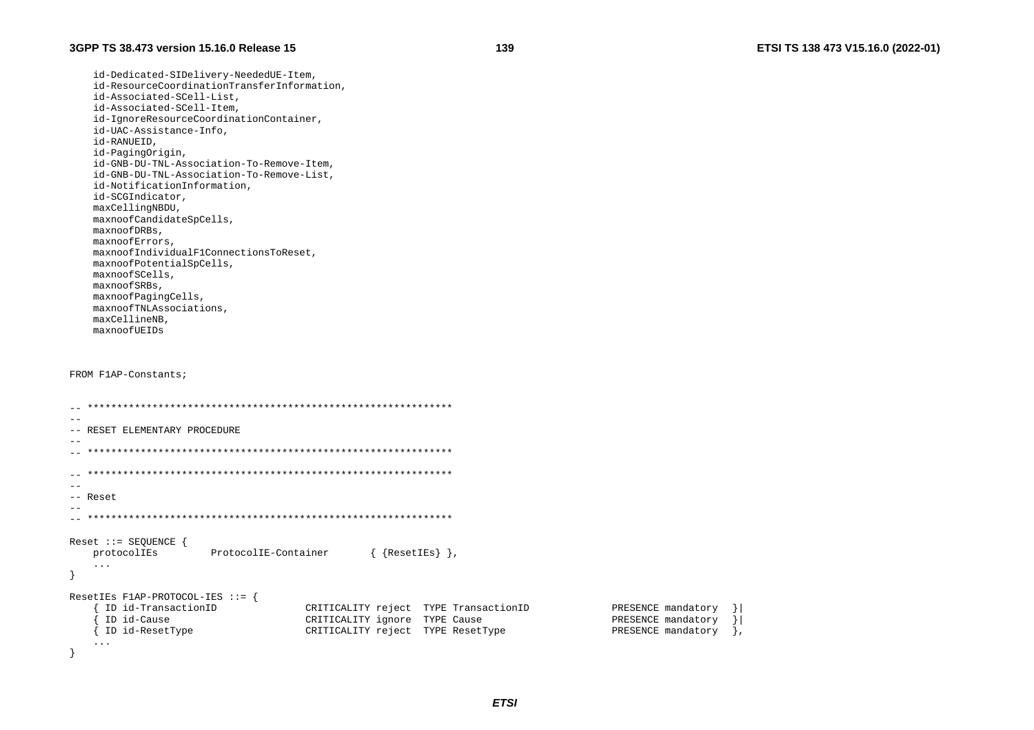```
    id-Dedicated-SIDelivery-NeededUE-Item,
    id-ResourceCoordinationTransferInformation,
    id-Associated-SCell-List,
    id-Associated-SCell-Item,
    id-IgnoreResourceCoordinationContainer,
    id-UAC-Assistance-Info,
    id-RANUEID,
    id-PagingOrigin,
    id-GNB-DU-TNL-Association-To-Remove-Item,
    id-GNB-DU-TNL-Association-To-Remove-List,
    id-NotificationInformation,
    id-SCGIndicator,
    maxCellingNBDU,
    maxnoofCandidateSpCells,
    maxnoofDRBs,
    maxnoofErrors,
    maxnoofIndividualF1ConnectionsToReset,
    maxnoofPotentialSpCells,
    maxnoofSCells,
    maxnoofSRBs,
    maxnoofPagingCells,
    maxnoofTNLAssociations,
    maxCellineNB,
    maxnoofUEIDs


FROM F1AP-Constants;


-- **************************************************************
--
-- RESET ELEMENTARY PROCEDURE
--
-- **************************************************************

-- **************************************************************
--
-- Reset
--
-- **************************************************************

Reset ::= SEQUENCE {
    protocolIEs         ProtocolIE-Container       { {ResetIEs} },
    ...
}

ResetIEs F1AP-PROTOCOL-IES ::= {
    { ID id-TransactionID               CRITICALITY reject  TYPE TransactionID              PRESENCE mandatory  }|
    { ID id-Cause                       CRITICALITY ignore  TYPE Cause                      PRESENCE mandatory  }|
    { ID id-ResetType                   CRITICALITY reject  TYPE ResetType                  PRESENCE mandatory  },
    ...
}
```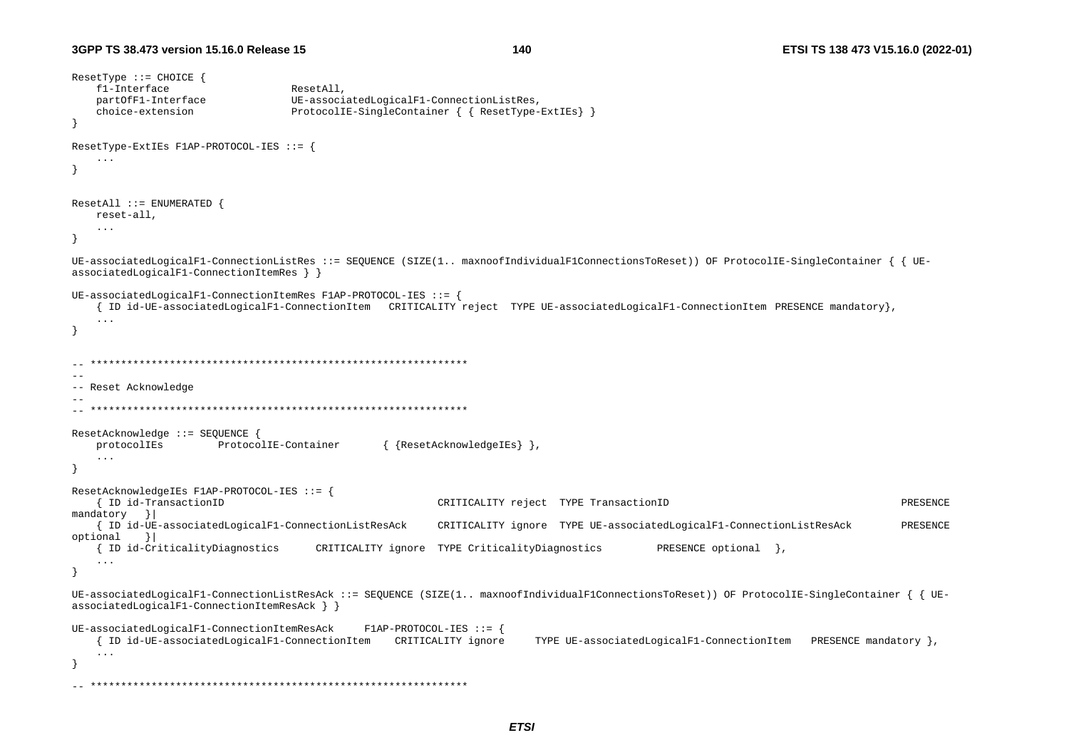```
ResetType ::= CHOICE {
	f1-Interface					ResetAll,
	partOfF1-Interface				UE-associatedLogicalF1-ConnectionListRes,
	choice-extension				ProtocolIE-SingleContainer { { ResetType-ExtIEs} }
}

ResetType-ExtIEs F1AP-PROTOCOL-IES ::= {
	...
}


ResetAll ::= ENUMERATED {
	reset-all,
	...
}

UE-associatedLogicalF1-ConnectionListRes ::= SEQUENCE (SIZE(1.. maxnoofIndividualF1ConnectionsToReset)) OF ProtocolIE-SingleContainer { { UE-associatedLogicalF1-ConnectionItemRes } }

UE-associatedLogicalF1-ConnectionItemRes F1AP-PROTOCOL-IES ::= {
	{ ID id-UE-associatedLogicalF1-ConnectionItem	CRITICALITY reject	TYPE UE-associatedLogicalF1-ConnectionItem	PRESENCE mandatory},
	...
}


-- **************************************************************
--
-- Reset Acknowledge
--
-- **************************************************************

ResetAcknowledge ::= SEQUENCE {
	protocolIEs			ProtocolIE-Container		{ {ResetAcknowledgeIEs} },
	...
}

ResetAcknowledgeIEs F1AP-PROTOCOL-IES ::= {
	{ ID id-TransactionID									CRITICALITY reject	TYPE TransactionID											PRESENCE mandatory	}|
	{ ID id-UE-associatedLogicalF1-ConnectionListResAck		CRITICALITY ignore	TYPE UE-associatedLogicalF1-ConnectionListResAck		PRESENCE optional	}|
	{ ID id-CriticalityDiagnostics		CRITICALITY ignore	TYPE CriticalityDiagnostics			PRESENCE optional	},
	...
}

UE-associatedLogicalF1-ConnectionListResAck ::= SEQUENCE (SIZE(1.. maxnoofIndividualF1ConnectionsToReset)) OF ProtocolIE-SingleContainer { { UE-associatedLogicalF1-ConnectionItemResAck } }

UE-associatedLogicalF1-ConnectionItemResAck 	F1AP-PROTOCOL-IES ::= {
	{ ID id-UE-associatedLogicalF1-ConnectionItem	CRITICALITY ignore 	TYPE UE-associatedLogicalF1-ConnectionItem	PRESENCE mandatory },
	...
}

-- **************************************************************
```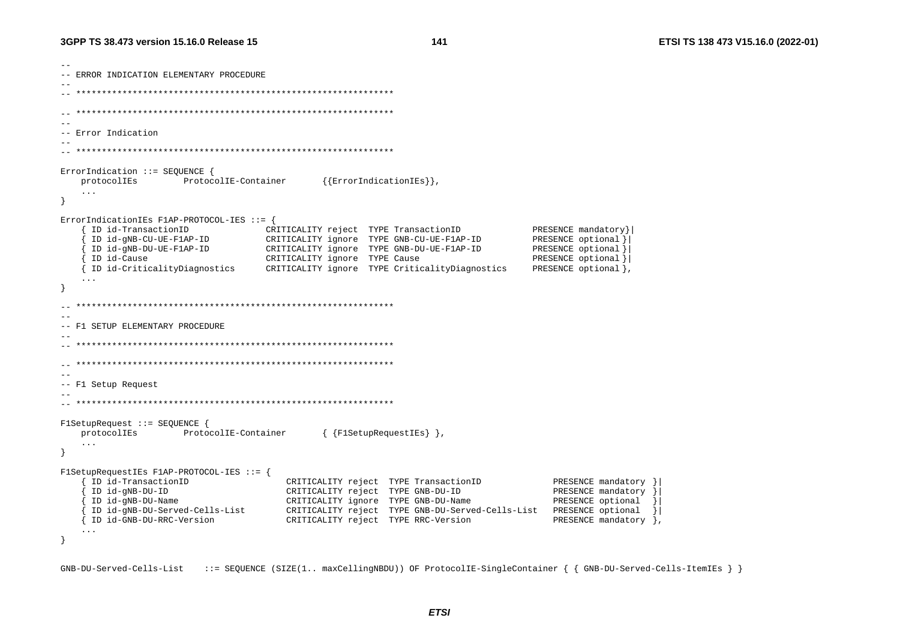```
--
-- ERROR INDICATION ELEMENTARY PROCEDURE
--
-- **************************************************************

-- **************************************************************
--
-- Error Indication
--
-- **************************************************************

ErrorIndication ::= SEQUENCE {
	protocolIEs		ProtocolIE-Container		{{ErrorIndicationIEs}},
	...
}

ErrorIndicationIEs F1AP-PROTOCOL-IES ::= {
	{ ID id-TransactionID				CRITICALITY reject	TYPE TransactionID				PRESENCE mandatory}|
	{ ID id-gNB-CU-UE-F1AP-ID			CRITICALITY ignore	TYPE GNB-CU-UE-F1AP-ID			PRESENCE optional }|
	{ ID id-gNB-DU-UE-F1AP-ID			CRITICALITY ignore	TYPE GNB-DU-UE-F1AP-ID			PRESENCE optional }|
	{ ID id-Cause						CRITICALITY ignore	TYPE Cause						PRESENCE optional }|
	{ ID id-CriticalityDiagnostics		CRITICALITY ignore	TYPE CriticalityDiagnostics		PRESENCE optional },
	...
}

-- **************************************************************
--
-- F1 SETUP ELEMENTARY PROCEDURE
--
-- **************************************************************

-- **************************************************************
--
-- F1 Setup Request
--
-- **************************************************************

F1SetupRequest ::= SEQUENCE {
	protocolIEs		ProtocolIE-Container		{ {F1SetupRequestIEs} },
	...
}

F1SetupRequestIEs F1AP-PROTOCOL-IES ::= {
	{ ID id-TransactionID					CRITICALITY reject	TYPE TransactionID					PRESENCE mandatory }|
	{ ID id-gNB-DU-ID						CRITICALITY reject	TYPE GNB-DU-ID						PRESENCE mandatory }|
	{ ID id-gNB-DU-Name						CRITICALITY ignore	TYPE GNB-DU-Name					PRESENCE optional  }|
	{ ID id-gNB-DU-Served-Cells-List		CRITICALITY reject	TYPE GNB-DU-Served-Cells-List		PRESENCE optional  }|
	{ ID id-GNB-DU-RRC-Version				CRITICALITY reject	TYPE RRC-Version					PRESENCE mandatory },
	...
}

GNB-DU-Served-Cells-List	::= SEQUENCE (SIZE(1.. maxCellingNBDU)) OF ProtocolIE-SingleContainer { { GNB-DU-Served-Cells-ItemIEs } }
```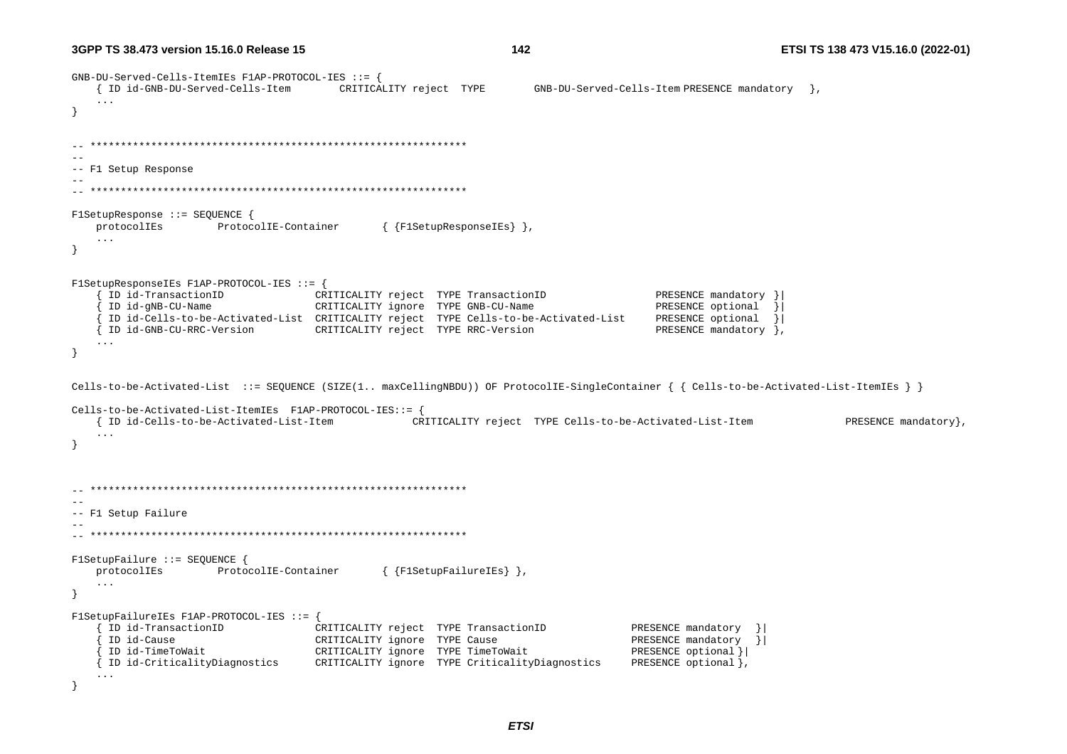```
GNB-DU-Served-Cells-ItemIEs F1AP-PROTOCOL-IES ::= {
    { ID id-GNB-DU-Served-Cells-Item        CRITICALITY reject  TYPE        GNB-DU-Served-Cells-Item PRESENCE mandatory   },
    ...
}


-- **************************************************************
--
-- F1 Setup Response
--
-- **************************************************************

F1SetupResponse ::= SEQUENCE {
    protocolIEs         ProtocolIE-Container       { {F1SetupResponseIEs} },
    ...
}


F1SetupResponseIEs F1AP-PROTOCOL-IES ::= {
    { ID id-TransactionID               CRITICALITY reject  TYPE TransactionID                  PRESENCE mandatory }|
    { ID id-gNB-CU-Name                 CRITICALITY ignore  TYPE GNB-CU-Name                    PRESENCE optional  }|
    { ID id-Cells-to-be-Activated-List  CRITICALITY reject  TYPE Cells-to-be-Activated-List     PRESENCE optional  }|
    { ID id-GNB-CU-RRC-Version          CRITICALITY reject  TYPE RRC-Version                    PRESENCE mandatory },
    ...
}


Cells-to-be-Activated-List  ::= SEQUENCE (SIZE(1.. maxCellingNBDU)) OF ProtocolIE-SingleContainer { { Cells-to-be-Activated-List-ItemIEs } }

Cells-to-be-Activated-List-ItemIEs  F1AP-PROTOCOL-IES::= {
    { ID id-Cells-to-be-Activated-List-Item             CRITICALITY reject  TYPE Cells-to-be-Activated-List-Item              PRESENCE mandatory},
    ...
}



-- **************************************************************
--
-- F1 Setup Failure
--
-- **************************************************************

F1SetupFailure ::= SEQUENCE {
    protocolIEs         ProtocolIE-Container       { {F1SetupFailureIEs} },
    ...
}

F1SetupFailureIEs F1AP-PROTOCOL-IES ::= {
    { ID id-TransactionID               CRITICALITY reject  TYPE TransactionID              PRESENCE mandatory  }|
    { ID id-Cause                       CRITICALITY ignore  TYPE Cause                      PRESENCE mandatory  }|
    { ID id-TimeToWait                  CRITICALITY ignore  TYPE TimeToWait                 PRESENCE optional }|
    { ID id-CriticalityDiagnostics      CRITICALITY ignore  TYPE CriticalityDiagnostics     PRESENCE optional },
    ...
}
```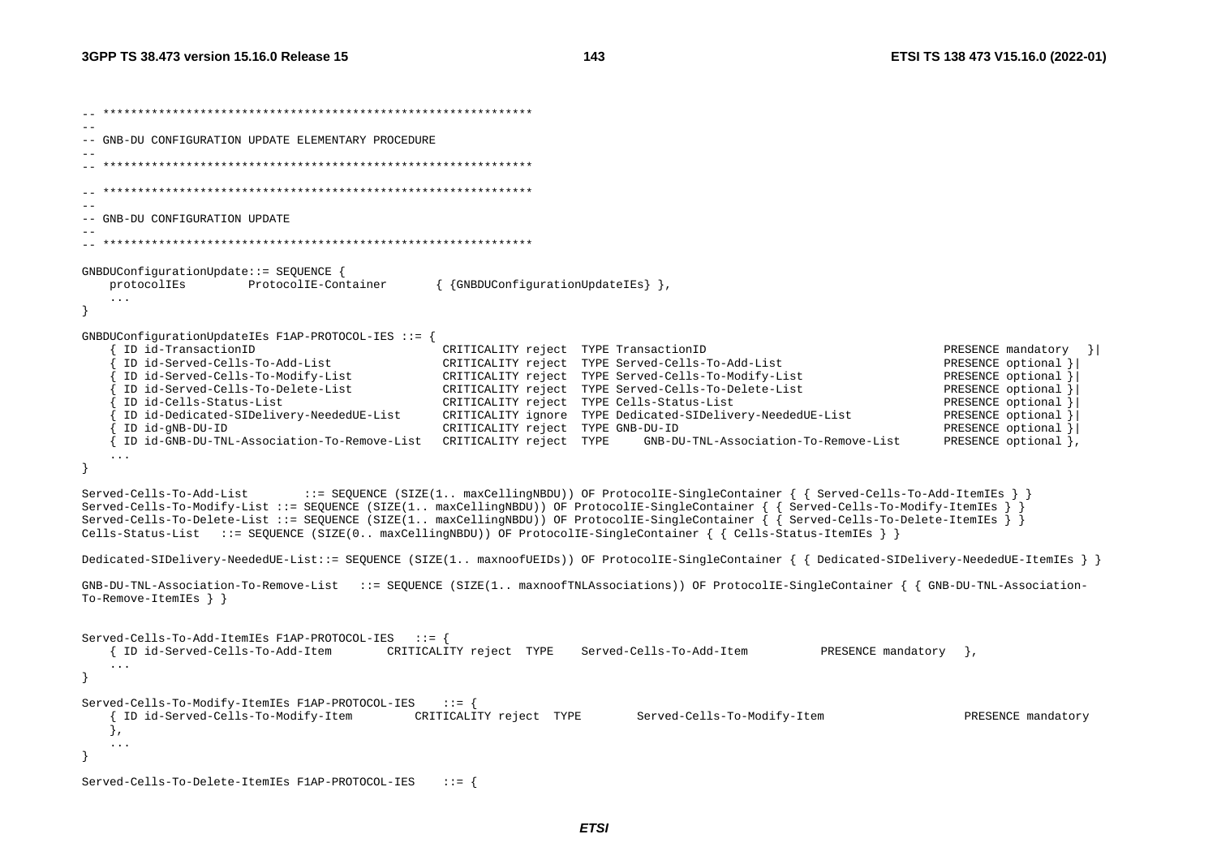```
-- **************************************************************
--
-- GNB-DU CONFIGURATION UPDATE ELEMENTARY PROCEDURE
--
-- **************************************************************

-- **************************************************************
--
-- GNB-DU CONFIGURATION UPDATE
--
-- **************************************************************

GNBDUConfigurationUpdate::= SEQUENCE {
    protocolIEs         ProtocolIE-Container       { {GNBDUConfigurationUpdateIEs} },
    ...
}

GNBDUConfigurationUpdateIEs F1AP-PROTOCOL-IES ::= {
    { ID id-TransactionID                           CRITICALITY reject  TYPE TransactionID                              PRESENCE mandatory   }|
    { ID id-Served-Cells-To-Add-List                CRITICALITY reject  TYPE Served-Cells-To-Add-List                   PRESENCE optional }|
    { ID id-Served-Cells-To-Modify-List             CRITICALITY reject  TYPE Served-Cells-To-Modify-List                PRESENCE optional }|
    { ID id-Served-Cells-To-Delete-List             CRITICALITY reject  TYPE Served-Cells-To-Delete-List                PRESENCE optional }|
    { ID id-Cells-Status-List                       CRITICALITY reject  TYPE Cells-Status-List                          PRESENCE optional }|
    { ID id-Dedicated-SIDelivery-NeededUE-List      CRITICALITY ignore  TYPE Dedicated-SIDelivery-NeededUE-List         PRESENCE optional }|
    { ID id-gNB-DU-ID                               CRITICALITY reject  TYPE GNB-DU-ID                                  PRESENCE optional }|
    { ID id-GNB-DU-TNL-Association-To-Remove-List   CRITICALITY reject  TYPE     GNB-DU-TNL-Association-To-Remove-List      PRESENCE optional },
    ...
}

Served-Cells-To-Add-List        ::= SEQUENCE (SIZE(1.. maxCellingNBDU)) OF ProtocolIE-SingleContainer { { Served-Cells-To-Add-ItemIEs } }
Served-Cells-To-Modify-List ::= SEQUENCE (SIZE(1.. maxCellingNBDU)) OF ProtocolIE-SingleContainer { { Served-Cells-To-Modify-ItemIEs } }
Served-Cells-To-Delete-List ::= SEQUENCE (SIZE(1.. maxCellingNBDU)) OF ProtocolIE-SingleContainer { { Served-Cells-To-Delete-ItemIEs } }
Cells-Status-List   ::= SEQUENCE (SIZE(0.. maxCellingNBDU)) OF ProtocolIE-SingleContainer { { Cells-Status-ItemIEs } }

Dedicated-SIDelivery-NeededUE-List::= SEQUENCE (SIZE(1.. maxnoofUEIDs)) OF ProtocolIE-SingleContainer { { Dedicated-SIDelivery-NeededUE-ItemIEs } }

GNB-DU-TNL-Association-To-Remove-List   ::= SEQUENCE (SIZE(1.. maxnoofTNLAssociations)) OF ProtocolIE-SingleContainer { { GNB-DU-TNL-Association-
To-Remove-ItemIEs } }


Served-Cells-To-Add-ItemIEs F1AP-PROTOCOL-IES   ::= {
    { ID id-Served-Cells-To-Add-Item        CRITICALITY reject  TYPE    Served-Cells-To-Add-Item          PRESENCE mandatory   },
    ...
}

Served-Cells-To-Modify-ItemIEs F1AP-PROTOCOL-IES    ::= {
    { ID id-Served-Cells-To-Modify-Item         CRITICALITY reject  TYPE        Served-Cells-To-Modify-Item                    PRESENCE mandatory
    },
    ...
}

Served-Cells-To-Delete-ItemIEs F1AP-PROTOCOL-IES    ::= {
```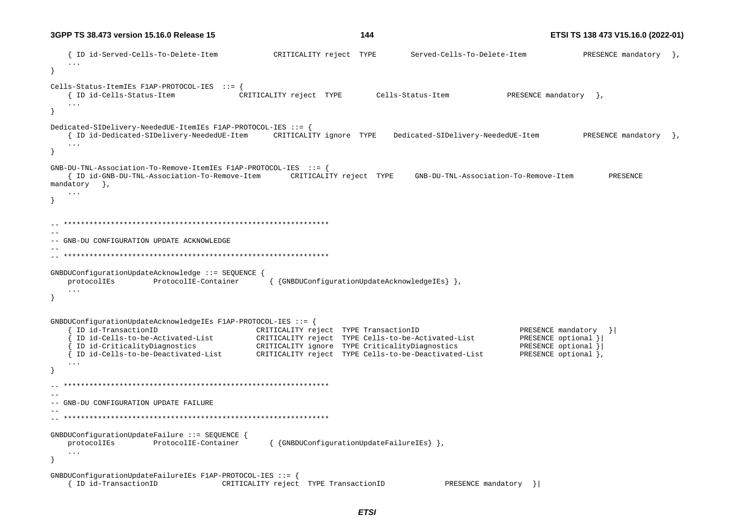```
	{ ID id-Served-Cells-To-Delete-Item			CRITICALITY reject	TYPE		Served-Cells-To-Delete-Item			PRESENCE mandatory	},
	...
}

Cells-Status-ItemIEs F1AP-PROTOCOL-IES	::= {
	{ ID id-Cells-Status-Item			CRITICALITY reject	TYPE		Cells-Status-Item			PRESENCE mandatory	},
	...
}

Dedicated-SIDelivery-NeededUE-ItemIEs F1AP-PROTOCOL-IES ::= {
	{ ID id-Dedicated-SIDelivery-NeededUE-Item		CRITICALITY ignore	TYPE	Dedicated-SIDelivery-NeededUE-Item		PRESENCE mandatory	},
	...
}

GNB-DU-TNL-Association-To-Remove-ItemIEs F1AP-PROTOCOL-IES	::= {
	{ ID id-GNB-DU-TNL-Association-To-Remove-Item		CRITICALITY reject	TYPE	GNB-DU-TNL-Association-To-Remove-Item		PRESENCE 
mandatory	},
	...
}


-- **************************************************************
--
-- GNB-DU CONFIGURATION UPDATE ACKNOWLEDGE
--
-- **************************************************************

GNBDUConfigurationUpdateAcknowledge ::= SEQUENCE {
	protocolIEs		ProtocolIE-Container		{ {GNBDUConfigurationUpdateAcknowledgeIEs} },
	...
}


GNBDUConfigurationUpdateAcknowledgeIEs F1AP-PROTOCOL-IES ::= {
	{ ID id-TransactionID				CRITICALITY reject	TYPE TransactionID				PRESENCE mandatory	}|
	{ ID id-Cells-to-be-Activated-List		CRITICALITY reject	TYPE Cells-to-be-Activated-List		PRESENCE optional }|
	{ ID id-CriticalityDiagnostics			CRITICALITY ignore	TYPE CriticalityDiagnostics			PRESENCE optional }|
	{ ID id-Cells-to-be-Deactivated-List		CRITICALITY reject	TYPE Cells-to-be-Deactivated-List		PRESENCE optional },
	...
}

-- **************************************************************
--
-- GNB-DU CONFIGURATION UPDATE FAILURE
--
-- **************************************************************

GNBDUConfigurationUpdateFailure ::= SEQUENCE {
	protocolIEs		ProtocolIE-Container		{ {GNBDUConfigurationUpdateFailureIEs} },
	...
}

GNBDUConfigurationUpdateFailureIEs F1AP-PROTOCOL-IES ::= {
	{ ID id-TransactionID			CRITICALITY reject	TYPE TransactionID			PRESENCE mandatory	}|
```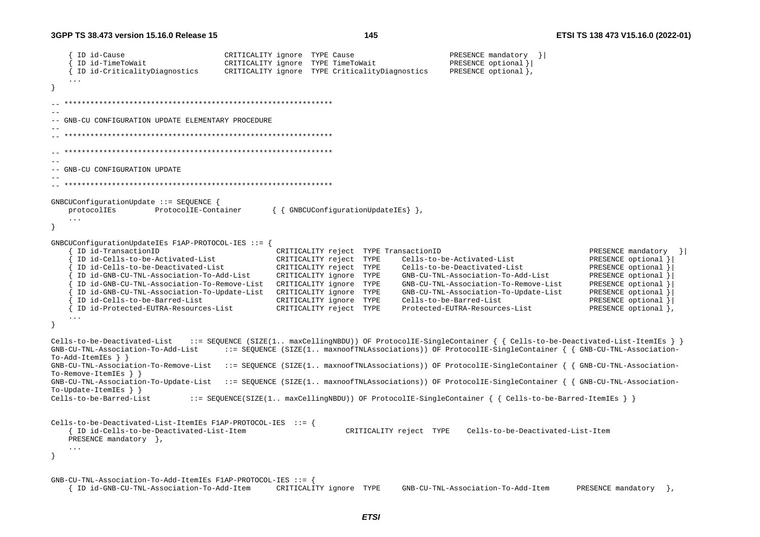```
	{ ID id-Cause						CRITICALITY ignore	TYPE Cause							PRESENCE mandatory	}|
	{ ID id-TimeToWait					CRITICALITY ignore	TYPE TimeToWait						PRESENCE optional }|
	{ ID id-CriticalityDiagnostics		CRITICALITY ignore	TYPE CriticalityDiagnostics		PRESENCE optional },
	...
}

-- **************************************************************
--
-- GNB-CU CONFIGURATION UPDATE ELEMENTARY PROCEDURE
--
-- **************************************************************

-- **************************************************************
--
-- GNB-CU CONFIGURATION UPDATE
--
-- **************************************************************

GNBCUConfigurationUpdate ::= SEQUENCE {
	protocolIEs		ProtocolIE-Container		{ { GNBCUConfigurationUpdateIEs} },
	...
}

GNBCUConfigurationUpdateIEs F1AP-PROTOCOL-IES ::= {
	{ ID id-TransactionID								CRITICALITY reject	TYPE TransactionID										PRESENCE mandatory	}|
	{ ID id-Cells-to-be-Activated-List				CRITICALITY reject	TYPE	Cells-to-be-Activated-List					PRESENCE optional }|
	{ ID id-Cells-to-be-Deactivated-List			CRITICALITY reject	TYPE	Cells-to-be-Deactivated-List				PRESENCE optional }|
	{ ID id-GNB-CU-TNL-Association-To-Add-List		CRITICALITY ignore	TYPE	GNB-CU-TNL-Association-To-Add-List		PRESENCE optional }|
	{ ID id-GNB-CU-TNL-Association-To-Remove-List	CRITICALITY ignore	TYPE	GNB-CU-TNL-Association-To-Remove-List	PRESENCE optional }|
	{ ID id-GNB-CU-TNL-Association-To-Update-List	CRITICALITY ignore	TYPE	GNB-CU-TNL-Association-To-Update-List	PRESENCE optional }|
	{ ID id-Cells-to-be-Barred-List					CRITICALITY ignore	TYPE	Cells-to-be-Barred-List						PRESENCE optional }|
	{ ID id-Protected-EUTRA-Resources-List			CRITICALITY reject	TYPE	Protected-EUTRA-Resources-List				PRESENCE optional },
	...
}

Cells-to-be-Deactivated-List	::= SEQUENCE (SIZE(1.. maxCellingNBDU)) OF ProtocolIE-SingleContainer { { Cells-to-be-Deactivated-List-ItemIEs } }
GNB-CU-TNL-Association-To-Add-List		::= SEQUENCE (SIZE(1.. maxnoofTNLAssociations)) OF ProtocolIE-SingleContainer { { GNB-CU-TNL-Association-To-Add-ItemIEs } }
GNB-CU-TNL-Association-To-Remove-List	::= SEQUENCE (SIZE(1.. maxnoofTNLAssociations)) OF ProtocolIE-SingleContainer { { GNB-CU-TNL-Association-To-Remove-ItemIEs } }
GNB-CU-TNL-Association-To-Update-List	::= SEQUENCE (SIZE(1.. maxnoofTNLAssociations)) OF ProtocolIE-SingleContainer { { GNB-CU-TNL-Association-To-Update-ItemIEs } }
Cells-to-be-Barred-List		::= SEQUENCE(SIZE(1.. maxCellingNBDU)) OF ProtocolIE-SingleContainer { { Cells-to-be-Barred-ItemIEs } }


Cells-to-be-Deactivated-List-ItemIEs F1AP-PROTOCOL-IES	::= {
	{ ID id-Cells-to-be-Deactivated-List-Item					CRITICALITY reject	TYPE	Cells-to-be-Deactivated-List-Item
	PRESENCE mandatory	},
	...
}


GNB-CU-TNL-Association-To-Add-ItemIEs F1AP-PROTOCOL-IES ::= {
	{ ID id-GNB-CU-TNL-Association-To-Add-Item		CRITICALITY ignore	TYPE	GNB-CU-TNL-Association-To-Add-Item		PRESENCE mandatory	},
```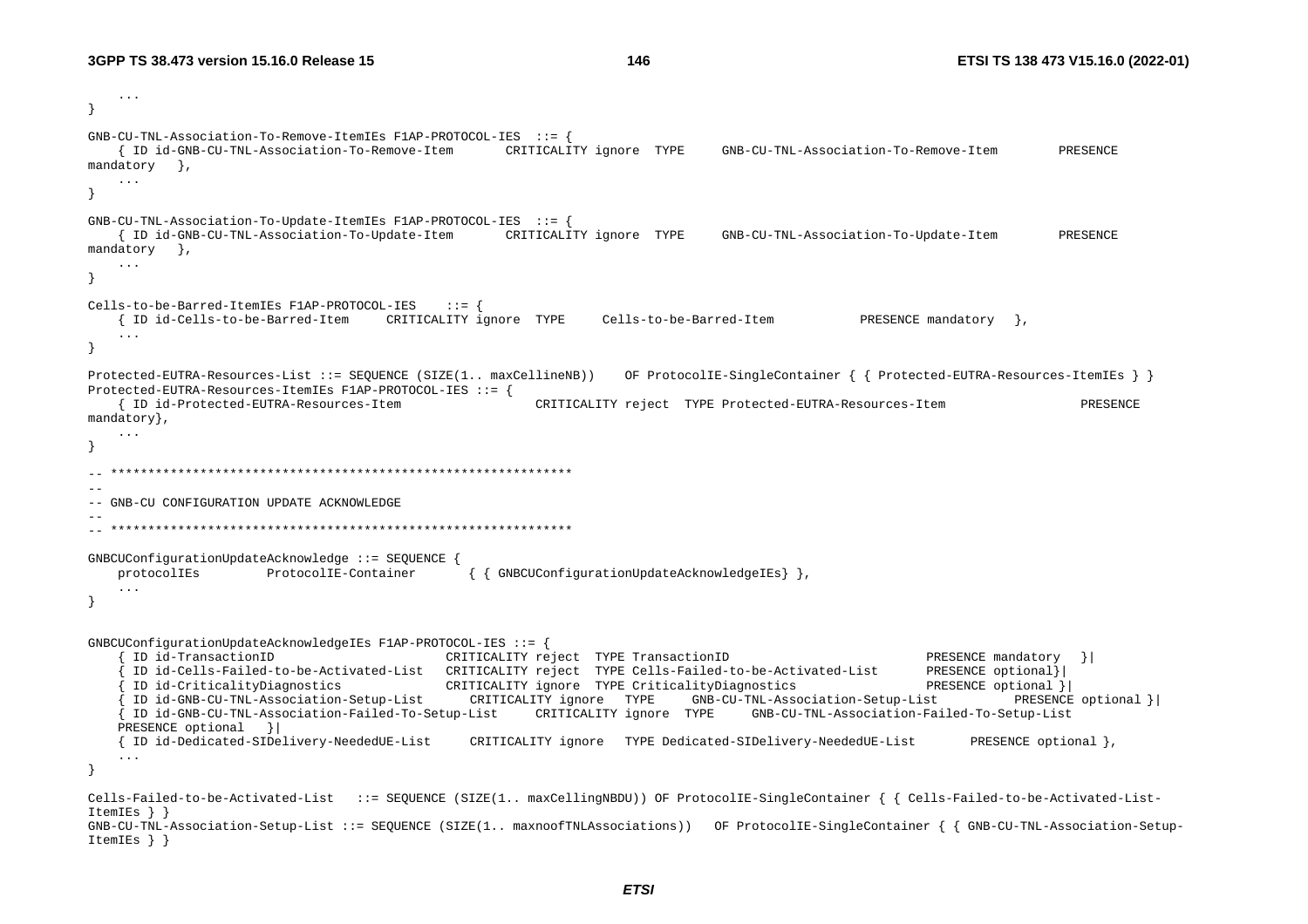```
	...
}

GNB-CU-TNL-Association-To-Remove-ItemIEs F1AP-PROTOCOL-IES	::= {
	{ ID id-GNB-CU-TNL-Association-To-Remove-Item		CRITICALITY ignore	TYPE	GNB-CU-TNL-Association-To-Remove-Item		PRESENCE mandatory	},
	...
}

GNB-CU-TNL-Association-To-Update-ItemIEs F1AP-PROTOCOL-IES	::= {
	{ ID id-GNB-CU-TNL-Association-To-Update-Item		CRITICALITY ignore	TYPE	GNB-CU-TNL-Association-To-Update-Item		PRESENCE mandatory	},
	...
}

Cells-to-be-Barred-ItemIEs F1AP-PROTOCOL-IES	::= {
	{ ID id-Cells-to-be-Barred-Item		CRITICALITY ignore	TYPE	Cells-to-be-Barred-Item			PRESENCE mandatory	},
	...
}

Protected-EUTRA-Resources-List ::= SEQUENCE (SIZE(1.. maxCellineNB))	OF ProtocolIE-SingleContainer { { Protected-EUTRA-Resources-ItemIEs } }
Protected-EUTRA-Resources-ItemIEs F1AP-PROTOCOL-IES ::= {
	{ ID id-Protected-EUTRA-Resources-Item			CRITICALITY reject	TYPE Protected-EUTRA-Resources-Item			PRESENCE mandatory},
	...
}

-- **************************************************************
--
-- GNB-CU CONFIGURATION UPDATE ACKNOWLEDGE
--
-- **************************************************************

GNBCUConfigurationUpdateAcknowledge ::= SEQUENCE {
	protocolIEs		ProtocolIE-Container		{ { GNBCUConfigurationUpdateAcknowledgeIEs} },
	...
}


GNBCUConfigurationUpdateAcknowledgeIEs F1AP-PROTOCOL-IES ::= {
	{ ID id-TransactionID				CRITICALITY reject	TYPE TransactionID					PRESENCE mandatory	}|
	{ ID id-Cells-Failed-to-be-Activated-List	CRITICALITY reject	TYPE Cells-Failed-to-be-Activated-List		PRESENCE optional}|
	{ ID id-CriticalityDiagnostics			CRITICALITY ignore	TYPE CriticalityDiagnostics				PRESENCE optional }|
	{ ID id-GNB-CU-TNL-Association-Setup-List		CRITICALITY ignore	TYPE	GNB-CU-TNL-Association-Setup-List		PRESENCE optional }|
	{ ID id-GNB-CU-TNL-Association-Failed-To-Setup-List	CRITICALITY ignore	TYPE	GNB-CU-TNL-Association-Failed-To-Setup-List	PRESENCE optional	}|
	{ ID id-Dedicated-SIDelivery-NeededUE-List		CRITICALITY ignore	TYPE Dedicated-SIDelivery-NeededUE-List		PRESENCE optional },
	...
}

Cells-Failed-to-be-Activated-List	::= SEQUENCE (SIZE(1.. maxCellingNBDU)) OF ProtocolIE-SingleContainer { { Cells-Failed-to-be-Activated-List-ItemIEs } }
GNB-CU-TNL-Association-Setup-List ::= SEQUENCE (SIZE(1.. maxnoofTNLAssociations))	OF ProtocolIE-SingleContainer { { GNB-CU-TNL-Association-Setup-ItemIEs } }
```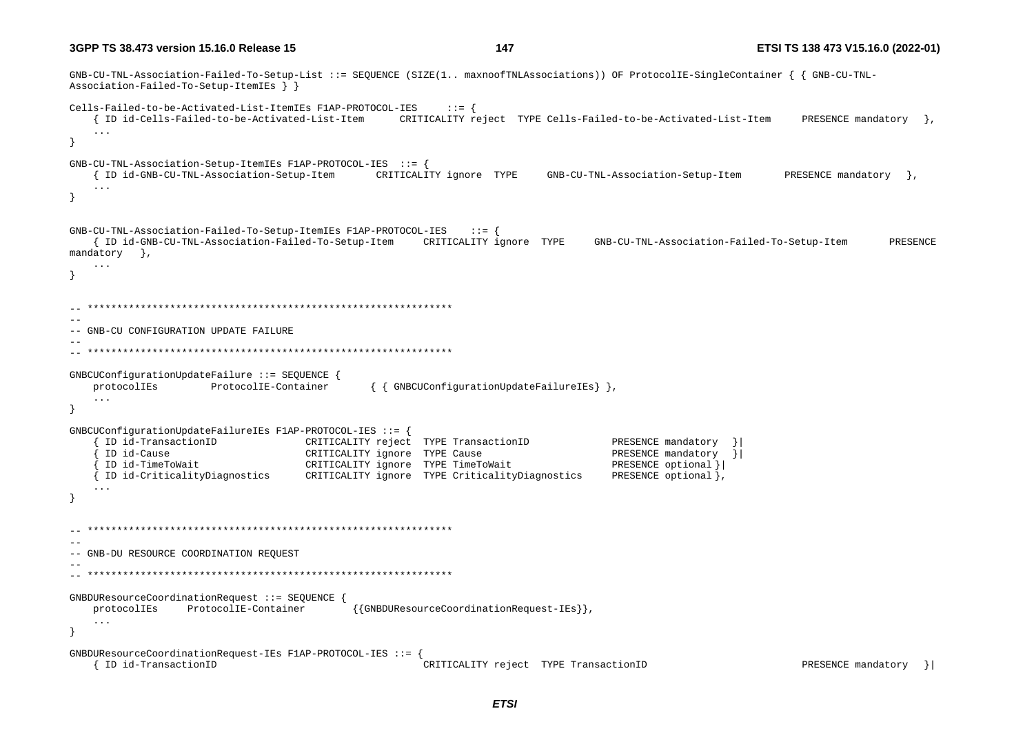```
GNB-CU-TNL-Association-Failed-To-Setup-List ::= SEQUENCE (SIZE(1.. maxnoofTNLAssociations)) OF ProtocolIE-SingleContainer { { GNB-CU-TNL-
Association-Failed-To-Setup-ItemIEs } }

Cells-Failed-to-be-Activated-List-ItemIEs F1AP-PROTOCOL-IES     ::= {
    { ID id-Cells-Failed-to-be-Activated-List-Item      CRITICALITY reject  TYPE Cells-Failed-to-be-Activated-List-Item     PRESENCE mandatory  },
    ...
}

GNB-CU-TNL-Association-Setup-ItemIEs F1AP-PROTOCOL-IES  ::= {
    { ID id-GNB-CU-TNL-Association-Setup-Item       CRITICALITY ignore  TYPE     GNB-CU-TNL-Association-Setup-Item       PRESENCE mandatory  },
    ...
}


GNB-CU-TNL-Association-Failed-To-Setup-ItemIEs F1AP-PROTOCOL-IES    ::= {
    { ID id-GNB-CU-TNL-Association-Failed-To-Setup-Item     CRITICALITY ignore  TYPE     GNB-CU-TNL-Association-Failed-To-Setup-Item       PRESENCE
mandatory   },
    ...
}


-- **************************************************************
--
-- GNB-CU CONFIGURATION UPDATE FAILURE
--
-- **************************************************************

GNBCUConfigurationUpdateFailure ::= SEQUENCE {
    protocolIEs         ProtocolIE-Container       { { GNBCUConfigurationUpdateFailureIEs} },
    ...
}

GNBCUConfigurationUpdateFailureIEs F1AP-PROTOCOL-IES ::= {
    { ID id-TransactionID               CRITICALITY reject  TYPE TransactionID              PRESENCE mandatory  }|
    { ID id-Cause                       CRITICALITY ignore  TYPE Cause                      PRESENCE mandatory  }|
    { ID id-TimeToWait                  CRITICALITY ignore  TYPE TimeToWait                 PRESENCE optional }|
    { ID id-CriticalityDiagnostics      CRITICALITY ignore  TYPE CriticalityDiagnostics     PRESENCE optional },
    ...
}


-- **************************************************************
--
-- GNB-DU RESOURCE COORDINATION REQUEST
--
-- **************************************************************

GNBDUResourceCoordinationRequest ::= SEQUENCE {
    protocolIEs     ProtocolIE-Container        {{GNBDUResourceCoordinationRequest-IEs}},
    ...
}

GNBDUResourceCoordinationRequest-IEs F1AP-PROTOCOL-IES ::= {
    { ID id-TransactionID                               CRITICALITY reject  TYPE TransactionID                          PRESENCE mandatory  }|
```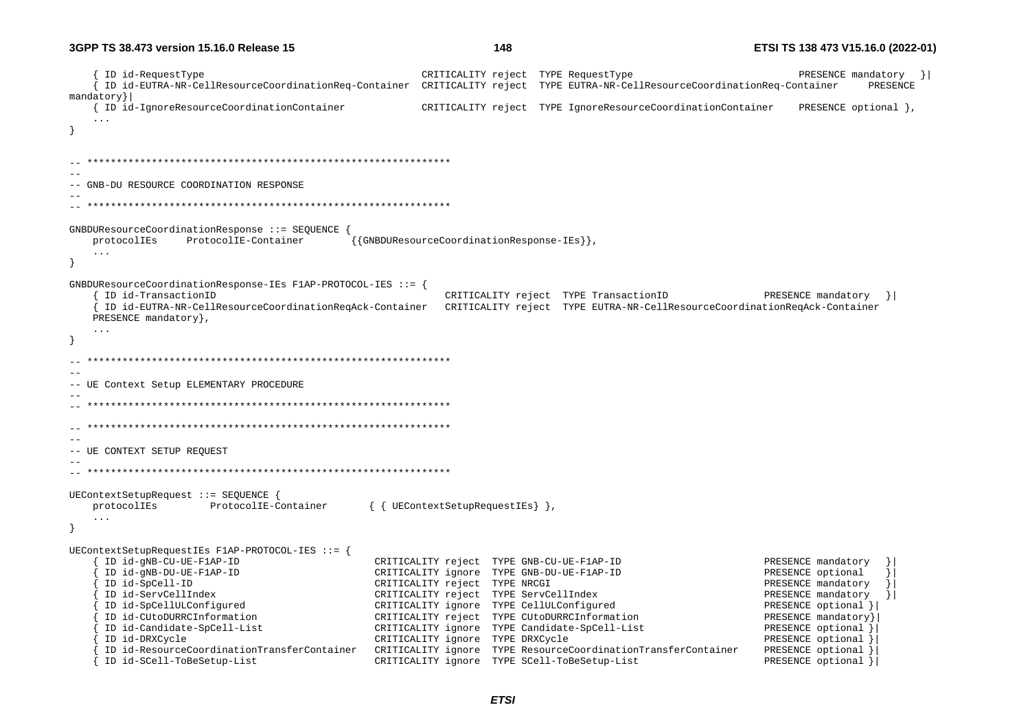```
	{ ID id-RequestType								CRITICALITY reject	TYPE RequestType							PRESENCE mandatory	}|
	{ ID id-EUTRA-NR-CellResourceCoordinationReq-Container	CRITICALITY reject	TYPE EUTRA-NR-CellResourceCoordinationReq-Container		PRESENCE mandatory}|
	{ ID id-IgnoreResourceCoordinationContainer			CRITICALITY reject	TYPE IgnoreResourceCoordinationContainer		PRESENCE optional },
	...
}


-- **************************************************************
--
-- GNB-DU RESOURCE COORDINATION RESPONSE
--
-- **************************************************************

GNBDUResourceCoordinationResponse ::= SEQUENCE {
	protocolIEs		ProtocolIE-Container		{{GNBDUResourceCoordinationResponse-IEs}},
	...
}

GNBDUResourceCoordinationResponse-IEs F1AP-PROTOCOL-IES ::= {
	{ ID id-TransactionID								CRITICALITY reject	TYPE TransactionID					PRESENCE mandatory	}|
	{ ID id-EUTRA-NR-CellResourceCoordinationReqAck-Container	CRITICALITY reject	TYPE EUTRA-NR-CellResourceCoordinationReqAck-Container
	PRESENCE mandatory},
	...
}

-- **************************************************************
--
-- UE Context Setup ELEMENTARY PROCEDURE
--
-- **************************************************************

-- **************************************************************
--
-- UE CONTEXT SETUP REQUEST
--
-- **************************************************************

UEContextSetupRequest ::= SEQUENCE {
	protocolIEs			ProtocolIE-Container		{ { UEContextSetupRequestIEs} },
	...
}

UEContextSetupRequestIEs F1AP-PROTOCOL-IES ::= {
	{ ID id-gNB-CU-UE-F1AP-ID						CRITICALITY reject	TYPE GNB-CU-UE-F1AP-ID							PRESENCE mandatory	}|
	{ ID id-gNB-DU-UE-F1AP-ID						CRITICALITY ignore	TYPE GNB-DU-UE-F1AP-ID							PRESENCE optional	}|
	{ ID id-SpCell-ID								CRITICALITY reject	TYPE NRCGI									PRESENCE mandatory	}|
	{ ID id-ServCellIndex							CRITICALITY reject	TYPE ServCellIndex							PRESENCE mandatory	}|
	{ ID id-SpCellULConfigured						CRITICALITY ignore	TYPE CellULConfigured							PRESENCE optional }|
	{ ID id-CUtoDURRCInformation					CRITICALITY reject	TYPE CUtoDURRCInformation						PRESENCE mandatory}|
	{ ID id-Candidate-SpCell-List					CRITICALITY ignore	TYPE Candidate-SpCell-List					PRESENCE optional }|
	{ ID id-DRXCycle								CRITICALITY ignore	TYPE DRXCycle									PRESENCE optional }|
	{ ID id-ResourceCoordinationTransferContainer	CRITICALITY ignore	TYPE ResourceCoordinationTransferContainer		PRESENCE optional }|
	{ ID id-SCell-ToBeSetup-List					CRITICALITY ignore	TYPE SCell-ToBeSetup-List						PRESENCE optional }|
```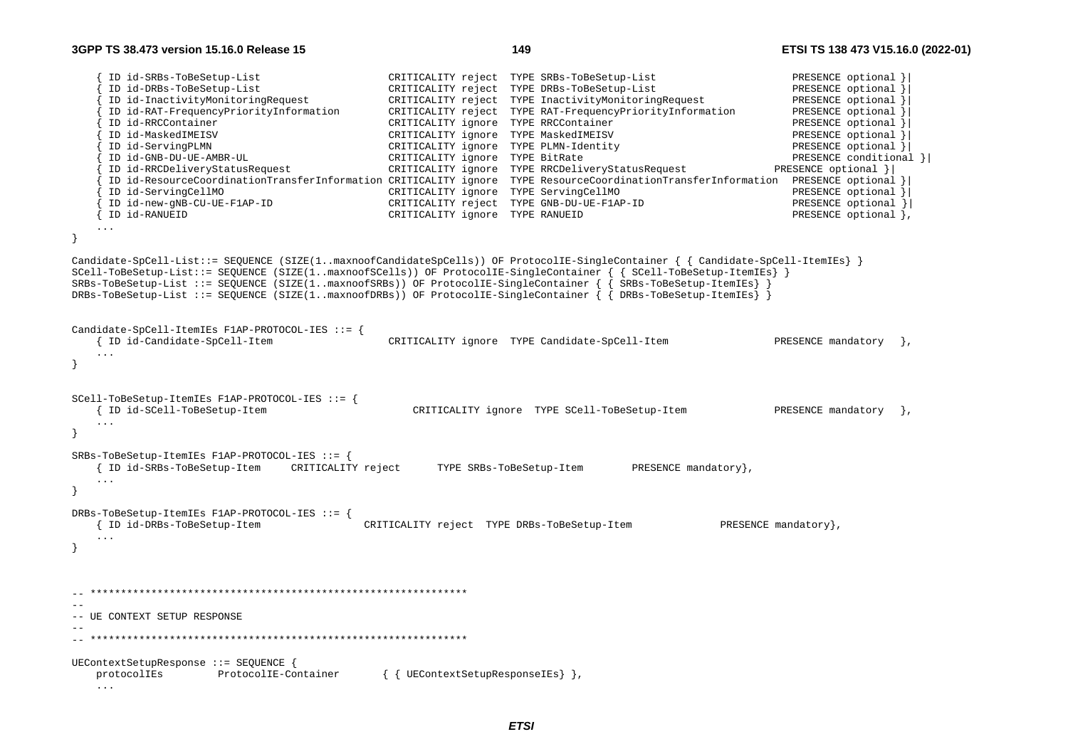```
	{ ID id-SRBs-ToBeSetup-List					CRITICALITY reject	TYPE SRBs-ToBeSetup-List						PRESENCE optional }|
	{ ID id-DRBs-ToBeSetup-List					CRITICALITY reject	TYPE DRBs-ToBeSetup-List						PRESENCE optional }|
	{ ID id-InactivityMonitoringRequest			CRITICALITY reject	TYPE InactivityMonitoringRequest				PRESENCE optional }|
	{ ID id-RAT-FrequencyPriorityInformation		CRITICALITY reject	TYPE RAT-FrequencyPriorityInformation			PRESENCE optional }|
	{ ID id-RRCContainer							CRITICALITY ignore	TYPE RRCContainer								PRESENCE optional }|
	{ ID id-MaskedIMEISV							CRITICALITY ignore	TYPE MaskedIMEISV								PRESENCE optional }|
	{ ID id-ServingPLMN							CRITICALITY ignore	TYPE PLMN-Identity								PRESENCE optional }|
	{ ID id-GNB-DU-UE-AMBR-UL						CRITICALITY ignore	TYPE BitRate									PRESENCE conditional }|
	{ ID id-RRCDeliveryStatusRequest				CRITICALITY ignore	TYPE RRCDeliveryStatusRequest				PRESENCE optional }|
	{ ID id-ResourceCoordinationTransferInformation CRITICALITY ignore	TYPE ResourceCoordinationTransferInformation	PRESENCE optional }|
	{ ID id-ServingCellMO							CRITICALITY ignore	TYPE ServingCellMO								PRESENCE optional }|
	{ ID id-new-gNB-CU-UE-F1AP-ID					CRITICALITY reject	TYPE GNB-DU-UE-F1AP-ID							PRESENCE optional }|
	{ ID id-RANUEID								CRITICALITY ignore	TYPE RANUEID									PRESENCE optional },
	...
}

Candidate-SpCell-List::= SEQUENCE (SIZE(1..maxnoofCandidateSpCells)) OF ProtocolIE-SingleContainer { { Candidate-SpCell-ItemIEs} }
SCell-ToBeSetup-List::= SEQUENCE (SIZE(1..maxnoofSCells)) OF ProtocolIE-SingleContainer { { SCell-ToBeSetup-ItemIEs} }
SRBs-ToBeSetup-List ::= SEQUENCE (SIZE(1..maxnoofSRBs)) OF ProtocolIE-SingleContainer { { SRBs-ToBeSetup-ItemIEs} }
DRBs-ToBeSetup-List ::= SEQUENCE (SIZE(1..maxnoofDRBs)) OF ProtocolIE-SingleContainer { { DRBs-ToBeSetup-ItemIEs} }


Candidate-SpCell-ItemIEs F1AP-PROTOCOL-IES ::= {
	{ ID id-Candidate-SpCell-Item					CRITICALITY ignore	TYPE Candidate-SpCell-Item					PRESENCE mandatory	},
	...
}


SCell-ToBeSetup-ItemIEs F1AP-PROTOCOL-IES ::= {
	{ ID id-SCell-ToBeSetup-Item						CRITICALITY ignore	TYPE SCell-ToBeSetup-Item				PRESENCE mandatory	},
	...
}

SRBs-ToBeSetup-ItemIEs F1AP-PROTOCOL-IES ::= {
	{ ID id-SRBs-ToBeSetup-Item		CRITICALITY reject		TYPE SRBs-ToBeSetup-Item		PRESENCE mandatory},
	...
}

DRBs-ToBeSetup-ItemIEs F1AP-PROTOCOL-IES ::= {
	{ ID id-DRBs-ToBeSetup-Item				CRITICALITY reject	TYPE DRBs-ToBeSetup-Item				PRESENCE mandatory},
	...
}



-- **************************************************************
--
-- UE CONTEXT SETUP RESPONSE
--
-- **************************************************************

UEContextSetupResponse ::= SEQUENCE {
	protocolIEs		ProtocolIE-Container		{ { UEContextSetupResponseIEs} },
	...
```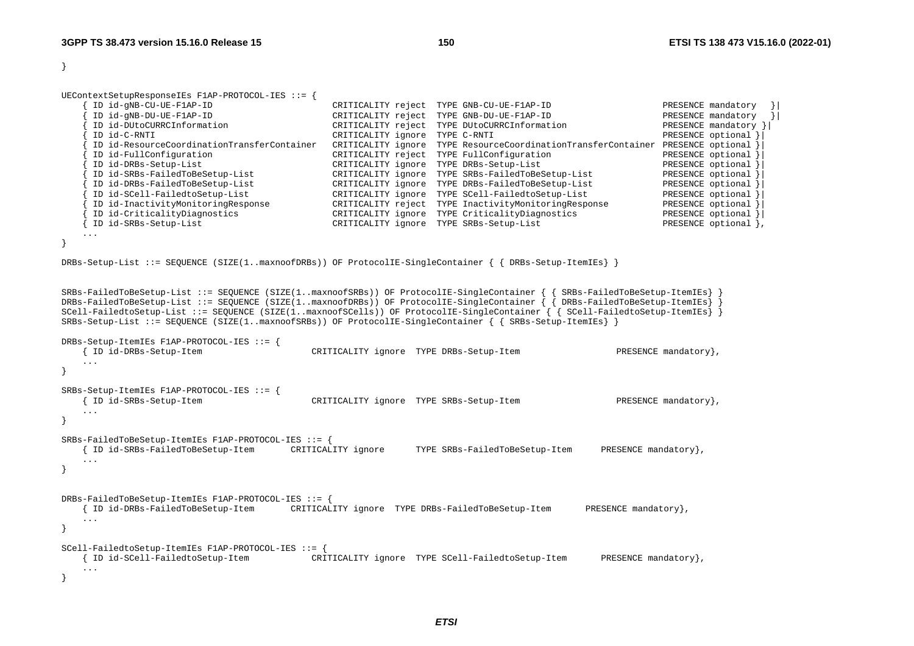```
}

UEContextSetupResponseIEs F1AP-PROTOCOL-IES ::= {
	{ ID id-gNB-CU-UE-F1AP-ID					CRITICALITY reject	TYPE GNB-CU-UE-F1AP-ID						PRESENCE mandatory	}|
	{ ID id-gNB-DU-UE-F1AP-ID					CRITICALITY reject	TYPE GNB-DU-UE-F1AP-ID						PRESENCE mandatory	}|
	{ ID id-DUtoCURRCInformation				CRITICALITY reject	TYPE DUtoCURRCInformation					PRESENCE mandatory }|
	{ ID id-C-RNTI								CRITICALITY ignore	TYPE C-RNTI									PRESENCE optional }|
	{ ID id-ResourceCoordinationTransferContainer	CRITICALITY ignore	TYPE ResourceCoordinationTransferContainer	PRESENCE optional }|
	{ ID id-FullConfiguration					CRITICALITY reject	TYPE FullConfiguration						PRESENCE optional }|
	{ ID id-DRBs-Setup-List					CRITICALITY ignore	TYPE DRBs-Setup-List						PRESENCE optional }|
	{ ID id-SRBs-FailedToBeSetup-List			CRITICALITY ignore	TYPE SRBs-FailedToBeSetup-List				PRESENCE optional }|
	{ ID id-DRBs-FailedToBeSetup-List			CRITICALITY ignore	TYPE DRBs-FailedToBeSetup-List				PRESENCE optional }|
	{ ID id-SCell-FailedtoSetup-List			CRITICALITY ignore	TYPE SCell-FailedtoSetup-List				PRESENCE optional }|
	{ ID id-InactivityMonitoringResponse		CRITICALITY reject	TYPE InactivityMonitoringResponse			PRESENCE optional }|
	{ ID id-CriticalityDiagnostics				CRITICALITY ignore	TYPE CriticalityDiagnostics					PRESENCE optional }|
	{ ID id-SRBs-Setup-List					CRITICALITY ignore	TYPE SRBs-Setup-List						PRESENCE optional },
	...
}

DRBs-Setup-List ::= SEQUENCE (SIZE(1..maxnoofDRBs)) OF ProtocolIE-SingleContainer { { DRBs-Setup-ItemIEs} }


SRBs-FailedToBeSetup-List ::= SEQUENCE (SIZE(1..maxnoofSRBs)) OF ProtocolIE-SingleContainer { { SRBs-FailedToBeSetup-ItemIEs} }
DRBs-FailedToBeSetup-List ::= SEQUENCE (SIZE(1..maxnoofDRBs)) OF ProtocolIE-SingleContainer { { DRBs-FailedToBeSetup-ItemIEs} }
SCell-FailedtoSetup-List ::= SEQUENCE (SIZE(1..maxnoofSCells)) OF ProtocolIE-SingleContainer { { SCell-FailedtoSetup-ItemIEs} }
SRBs-Setup-List ::= SEQUENCE (SIZE(1..maxnoofSRBs)) OF ProtocolIE-SingleContainer { { SRBs-Setup-ItemIEs} }

DRBs-Setup-ItemIEs F1AP-PROTOCOL-IES ::= {
	{ ID id-DRBs-Setup-Item				CRITICALITY ignore	TYPE DRBs-Setup-Item			PRESENCE mandatory},
	...
}

SRBs-Setup-ItemIEs F1AP-PROTOCOL-IES ::= {
	{ ID id-SRBs-Setup-Item				CRITICALITY ignore	TYPE SRBs-Setup-Item			PRESENCE mandatory},
	...
}

SRBs-FailedToBeSetup-ItemIEs F1AP-PROTOCOL-IES ::= {
	{ ID id-SRBs-FailedToBeSetup-Item		CRITICALITY ignore		TYPE SRBs-FailedToBeSetup-Item		PRESENCE mandatory},
	...
}


DRBs-FailedToBeSetup-ItemIEs F1AP-PROTOCOL-IES ::= {
	{ ID id-DRBs-FailedToBeSetup-Item		CRITICALITY ignore	TYPE DRBs-FailedToBeSetup-Item		PRESENCE mandatory},
	...
}

SCell-FailedtoSetup-ItemIEs F1AP-PROTOCOL-IES ::= {
	{ ID id-SCell-FailedtoSetup-Item			CRITICALITY ignore	TYPE SCell-FailedtoSetup-Item		PRESENCE mandatory},
	...
}
```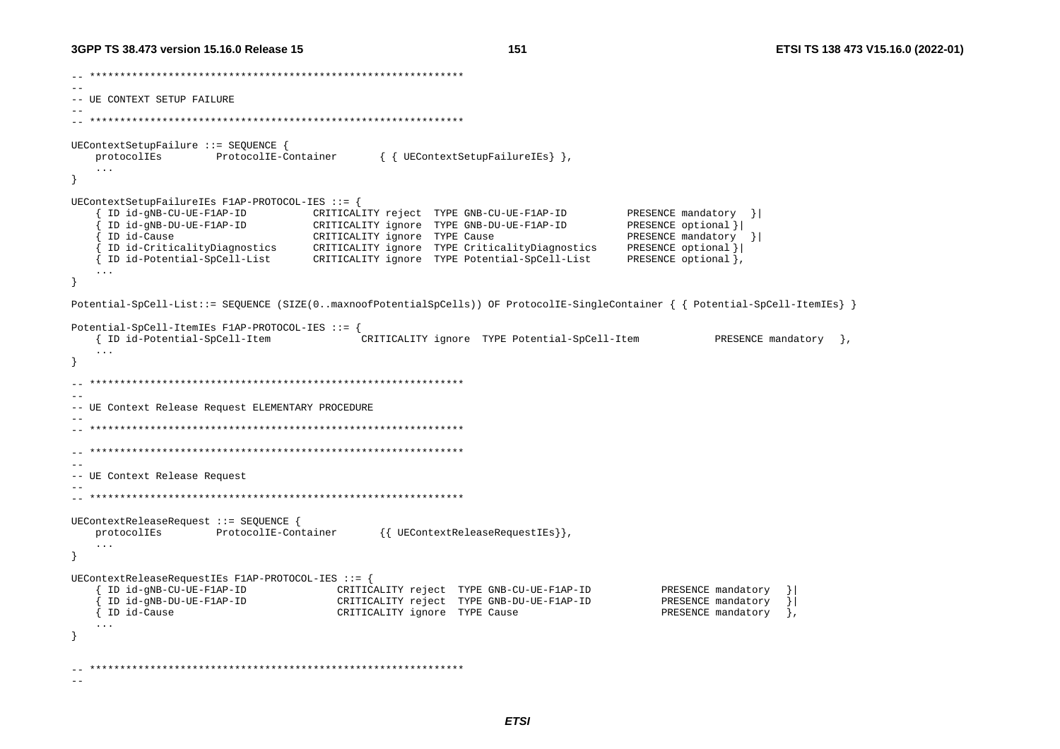```
-- **************************************************************
--
-- UE CONTEXT SETUP FAILURE
--
-- **************************************************************

UEContextSetupFailure ::= SEQUENCE {
    protocolIEs         ProtocolIE-Container       { { UEContextSetupFailureIEs} },
    ...
}

UEContextSetupFailureIEs F1AP-PROTOCOL-IES ::= {
    { ID id-gNB-CU-UE-F1AP-ID           CRITICALITY reject  TYPE GNB-CU-UE-F1AP-ID          PRESENCE mandatory  }|
    { ID id-gNB-DU-UE-F1AP-ID           CRITICALITY ignore  TYPE GNB-DU-UE-F1AP-ID          PRESENCE optional }|
    { ID id-Cause                       CRITICALITY ignore  TYPE Cause                      PRESENCE mandatory  }|
    { ID id-CriticalityDiagnostics      CRITICALITY ignore  TYPE CriticalityDiagnostics     PRESENCE optional }|
    { ID id-Potential-SpCell-List       CRITICALITY ignore  TYPE Potential-SpCell-List      PRESENCE optional },
    ...
}

Potential-SpCell-List::= SEQUENCE (SIZE(0..maxnoofPotentialSpCells)) OF ProtocolIE-SingleContainer { { Potential-SpCell-ItemIEs} }

Potential-SpCell-ItemIEs F1AP-PROTOCOL-IES ::= {
    { ID id-Potential-SpCell-Item               CRITICALITY ignore  TYPE Potential-SpCell-Item            PRESENCE mandatory  },
    ...
}

-- **************************************************************
--
-- UE Context Release Request ELEMENTARY PROCEDURE
--
-- **************************************************************

-- **************************************************************
--
-- UE Context Release Request
--
-- **************************************************************

UEContextReleaseRequest ::= SEQUENCE {
    protocolIEs         ProtocolIE-Container       {{ UEContextReleaseRequestIEs}},
    ...
}

UEContextReleaseRequestIEs F1AP-PROTOCOL-IES ::= {
    { ID id-gNB-CU-UE-F1AP-ID               CRITICALITY reject  TYPE GNB-CU-UE-F1AP-ID           PRESENCE mandatory   }|
    { ID id-gNB-DU-UE-F1AP-ID               CRITICALITY reject  TYPE GNB-DU-UE-F1AP-ID           PRESENCE mandatory   }|
    { ID id-Cause                           CRITICALITY ignore  TYPE Cause                       PRESENCE mandatory   },
    ...
}


-- **************************************************************
--
```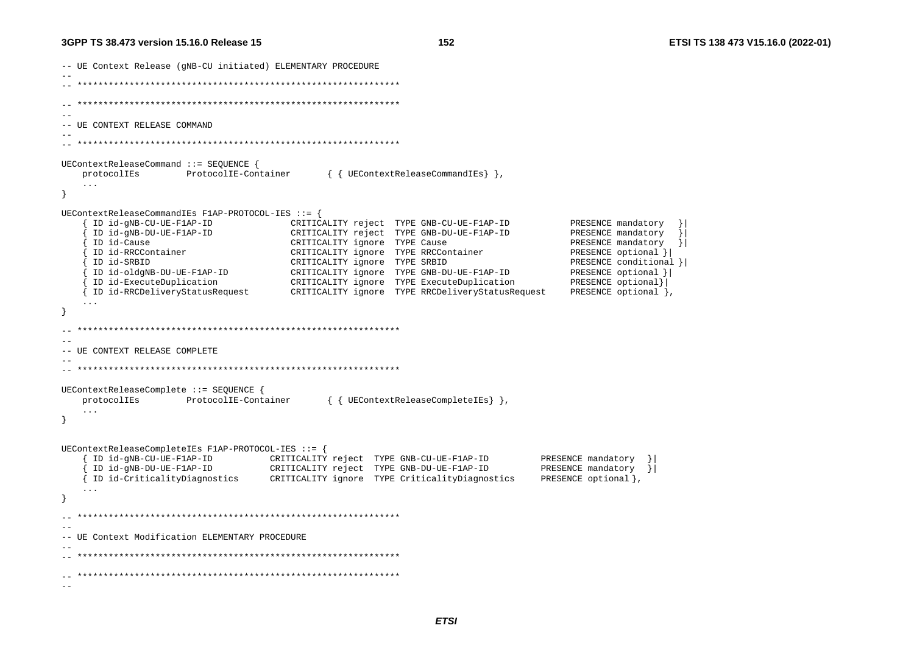```
-- UE Context Release (gNB-CU initiated) ELEMENTARY PROCEDURE
--
-- **************************************************************

-- **************************************************************
--
-- UE CONTEXT RELEASE COMMAND
--
-- **************************************************************

UEContextReleaseCommand ::= SEQUENCE {
    protocolIEs         ProtocolIE-Container       { { UEContextReleaseCommandIEs} },
    ...
}

UEContextReleaseCommandIEs F1AP-PROTOCOL-IES ::= {
    { ID id-gNB-CU-UE-F1AP-ID              CRITICALITY reject  TYPE GNB-CU-UE-F1AP-ID            PRESENCE mandatory   }|
    { ID id-gNB-DU-UE-F1AP-ID              CRITICALITY reject  TYPE GNB-DU-UE-F1AP-ID            PRESENCE mandatory   }|
    { ID id-Cause                          CRITICALITY ignore  TYPE Cause                        PRESENCE mandatory   }|
    { ID id-RRCContainer                   CRITICALITY ignore  TYPE RRCContainer                 PRESENCE optional }|
    { ID id-SRBID                          CRITICALITY ignore  TYPE SRBID                        PRESENCE conditional }|
    { ID id-oldgNB-DU-UE-F1AP-ID           CRITICALITY ignore  TYPE GNB-DU-UE-F1AP-ID            PRESENCE optional }|
    { ID id-ExecuteDuplication             CRITICALITY ignore  TYPE ExecuteDuplication           PRESENCE optional}|
    { ID id-RRCDeliveryStatusRequest       CRITICALITY ignore  TYPE RRCDeliveryStatusRequest     PRESENCE optional },
    ...
}

-- **************************************************************
--
-- UE CONTEXT RELEASE COMPLETE
--
-- **************************************************************

UEContextReleaseComplete ::= SEQUENCE {
    protocolIEs         ProtocolIE-Container       { { UEContextReleaseCompleteIEs} },
    ...
}


UEContextReleaseCompleteIEs F1AP-PROTOCOL-IES ::= {
    { ID id-gNB-CU-UE-F1AP-ID          CRITICALITY reject  TYPE GNB-CU-UE-F1AP-ID          PRESENCE mandatory   }|
    { ID id-gNB-DU-UE-F1AP-ID          CRITICALITY reject  TYPE GNB-DU-UE-F1AP-ID          PRESENCE mandatory   }|
    { ID id-CriticalityDiagnostics     CRITICALITY ignore  TYPE CriticalityDiagnostics     PRESENCE optional },
    ...
}

-- **************************************************************
--
-- UE Context Modification ELEMENTARY PROCEDURE
--
-- **************************************************************

-- **************************************************************
--
```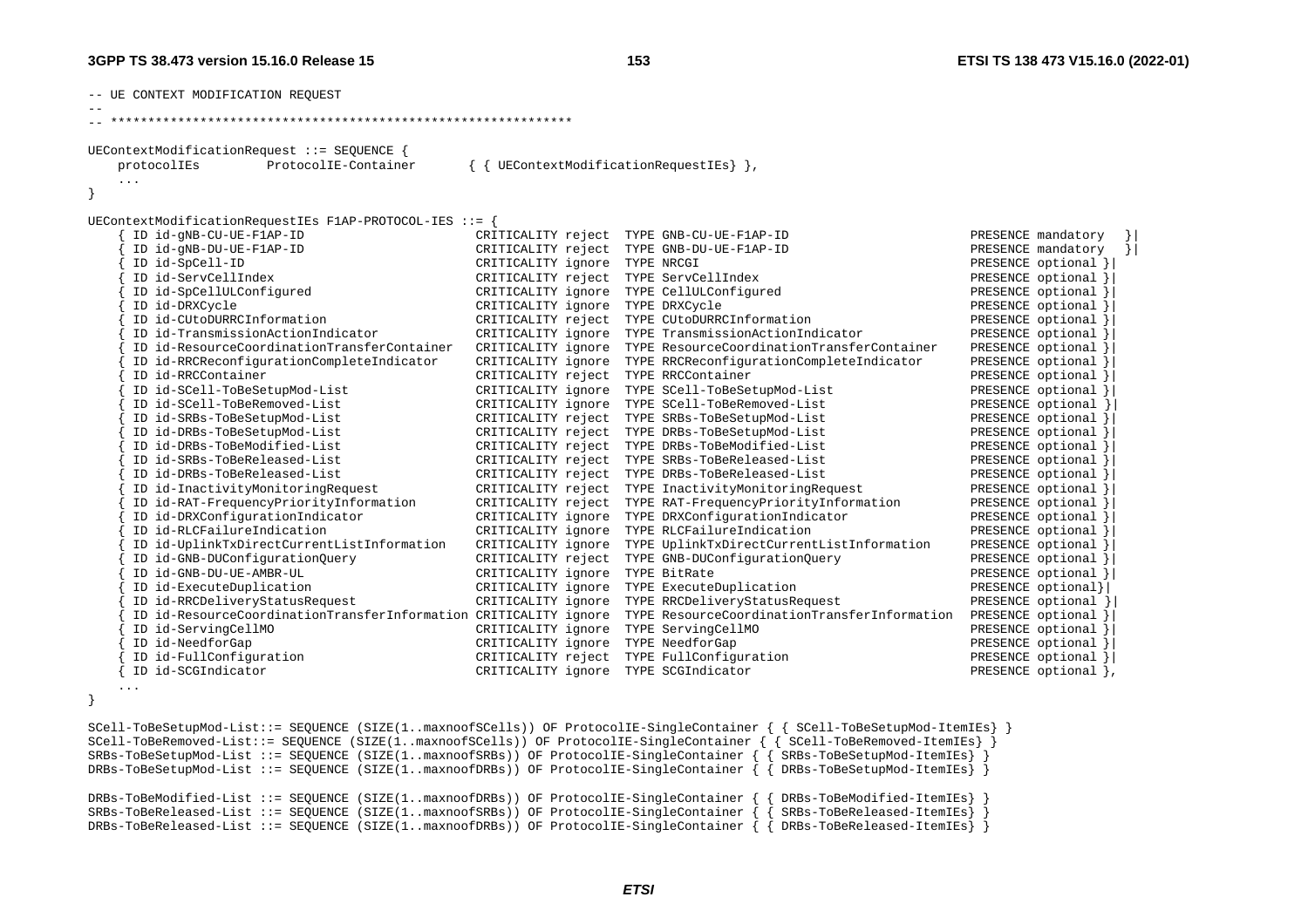```
-- UE CONTEXT MODIFICATION REQUEST
--
-- **************************************************************

UEContextModificationRequest ::= SEQUENCE {
    protocolIEs         ProtocolIE-Container       { { UEContextModificationRequestIEs} },
    ...
}

UEContextModificationRequestIEs F1AP-PROTOCOL-IES ::= {
    { ID id-gNB-CU-UE-F1AP-ID                           CRITICALITY reject  TYPE GNB-CU-UE-F1AP-ID                              PRESENCE mandatory   }|
    { ID id-gNB-DU-UE-F1AP-ID                           CRITICALITY reject  TYPE GNB-DU-UE-F1AP-ID                              PRESENCE mandatory   }|
    { ID id-SpCell-ID                                   CRITICALITY ignore  TYPE NRCGI                                          PRESENCE optional }|
    { ID id-ServCellIndex                               CRITICALITY reject  TYPE ServCellIndex                                  PRESENCE optional }|
    { ID id-SpCellULConfigured                          CRITICALITY ignore  TYPE CellULConfigured                               PRESENCE optional }|
    { ID id-DRXCycle                                    CRITICALITY ignore  TYPE DRXCycle                                       PRESENCE optional }|
    { ID id-CUtoDURRCInformation                        CRITICALITY reject  TYPE CUtoDURRCInformation                           PRESENCE optional }|
    { ID id-TransmissionActionIndicator                 CRITICALITY ignore  TYPE TransmissionActionIndicator                    PRESENCE optional }|
    { ID id-ResourceCoordinationTransferContainer       CRITICALITY ignore  TYPE ResourceCoordinationTransferContainer          PRESENCE optional }|
    { ID id-RRCReconfigurationCompleteIndicator         CRITICALITY ignore  TYPE RRCReconfigurationCompleteIndicator            PRESENCE optional }|
    { ID id-RRCContainer                                CRITICALITY reject  TYPE RRCContainer                                   PRESENCE optional }|
    { ID id-SCell-ToBeSetupMod-List                     CRITICALITY ignore  TYPE SCell-ToBeSetupMod-List                        PRESENCE optional }|
    { ID id-SCell-ToBeRemoved-List                      CRITICALITY ignore  TYPE SCell-ToBeRemoved-List                         PRESENCE optional }|
    { ID id-SRBs-ToBeSetupMod-List                      CRITICALITY reject  TYPE SRBs-ToBeSetupMod-List                         PRESENCE optional }|
    { ID id-DRBs-ToBeSetupMod-List                      CRITICALITY reject  TYPE DRBs-ToBeSetupMod-List                         PRESENCE optional }|
    { ID id-DRBs-ToBeModified-List                      CRITICALITY reject  TYPE DRBs-ToBeModified-List                         PRESENCE optional }|
    { ID id-SRBs-ToBeReleased-List                      CRITICALITY reject  TYPE SRBs-ToBeReleased-List                         PRESENCE optional }|
    { ID id-DRBs-ToBeReleased-List                      CRITICALITY reject  TYPE DRBs-ToBeReleased-List                         PRESENCE optional }|
    { ID id-InactivityMonitoringRequest                 CRITICALITY reject  TYPE InactivityMonitoringRequest                    PRESENCE optional }|
    { ID id-RAT-FrequencyPriorityInformation            CRITICALITY reject  TYPE RAT-FrequencyPriorityInformation               PRESENCE optional }|
    { ID id-DRXConfigurationIndicator                   CRITICALITY ignore  TYPE DRXConfigurationIndicator                      PRESENCE optional }|
    { ID id-RLCFailureIndication                        CRITICALITY ignore  TYPE RLCFailureIndication                           PRESENCE optional }|
    { ID id-UplinkTxDirectCurrentListInformation        CRITICALITY ignore  TYPE UplinkTxDirectCurrentListInformation           PRESENCE optional }|
    { ID id-GNB-DUConfigurationQuery                    CRITICALITY reject  TYPE GNB-DUConfigurationQuery                       PRESENCE optional }|
    { ID id-GNB-DU-UE-AMBR-UL                           CRITICALITY ignore  TYPE BitRate                                        PRESENCE optional }|
    { ID id-ExecuteDuplication                          CRITICALITY ignore  TYPE ExecuteDuplication                             PRESENCE optional}|
    { ID id-RRCDeliveryStatusRequest                    CRITICALITY ignore  TYPE RRCDeliveryStatusRequest                       PRESENCE optional }|
    { ID id-ResourceCoordinationTransferInformation CRITICALITY ignore  TYPE ResourceCoordinationTransferInformation    PRESENCE optional }|
    { ID id-ServingCellMO                               CRITICALITY ignore  TYPE ServingCellMO                                  PRESENCE optional }|
    { ID id-NeedforGap                                  CRITICALITY ignore  TYPE NeedforGap                                     PRESENCE optional }|
    { ID id-FullConfiguration                           CRITICALITY reject  TYPE FullConfiguration                              PRESENCE optional }|
    { ID id-SCGIndicator                                CRITICALITY ignore  TYPE SCGIndicator                                   PRESENCE optional },
    ...
}

SCell-ToBeSetupMod-List::= SEQUENCE (SIZE(1..maxnoofSCells)) OF ProtocolIE-SingleContainer { { SCell-ToBeSetupMod-ItemIEs} }
SCell-ToBeRemoved-List::= SEQUENCE (SIZE(1..maxnoofSCells)) OF ProtocolIE-SingleContainer { { SCell-ToBeRemoved-ItemIEs} }
SRBs-ToBeSetupMod-List ::= SEQUENCE (SIZE(1..maxnoofSRBs)) OF ProtocolIE-SingleContainer { { SRBs-ToBeSetupMod-ItemIEs} }
DRBs-ToBeSetupMod-List ::= SEQUENCE (SIZE(1..maxnoofDRBs)) OF ProtocolIE-SingleContainer { { DRBs-ToBeSetupMod-ItemIEs} }

DRBs-ToBeModified-List ::= SEQUENCE (SIZE(1..maxnoofDRBs)) OF ProtocolIE-SingleContainer { { DRBs-ToBeModified-ItemIEs} }
SRBs-ToBeReleased-List ::= SEQUENCE (SIZE(1..maxnoofSRBs)) OF ProtocolIE-SingleContainer { { SRBs-ToBeReleased-ItemIEs} }
DRBs-ToBeReleased-List ::= SEQUENCE (SIZE(1..maxnoofDRBs)) OF ProtocolIE-SingleContainer { { DRBs-ToBeReleased-ItemIEs} }
```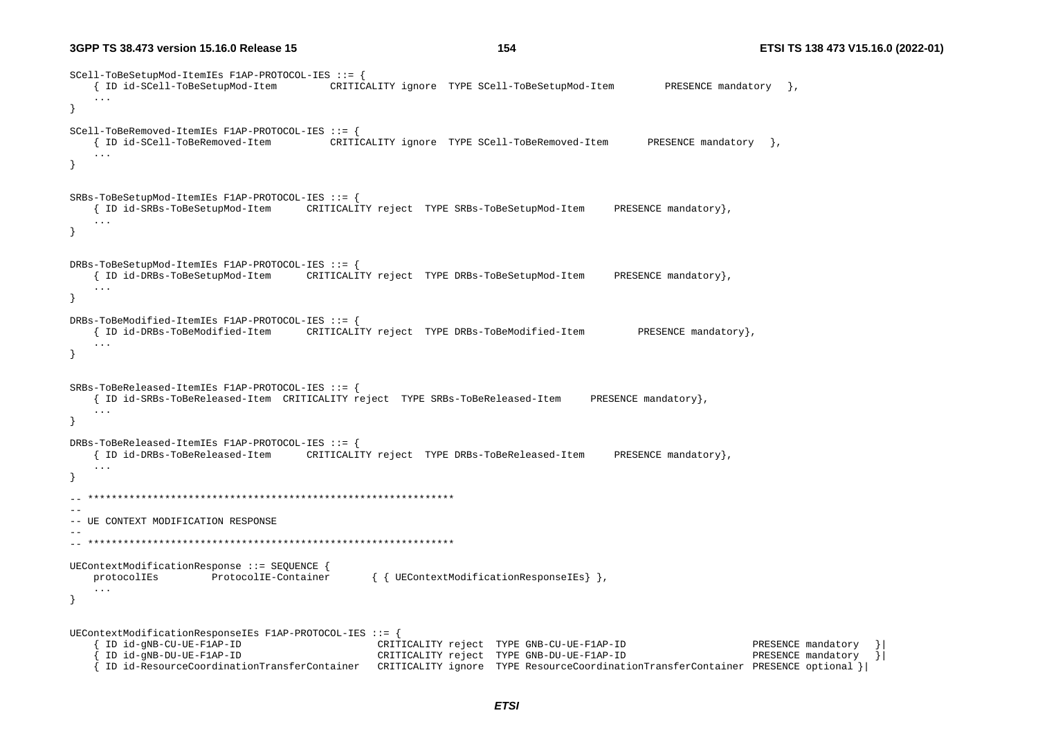```
SCell-ToBeSetupMod-ItemIEs F1AP-PROTOCOL-IES ::= {
	{ ID id-SCell-ToBeSetupMod-Item		CRITICALITY ignore	TYPE SCell-ToBeSetupMod-Item		PRESENCE mandatory	},
	...
}

SCell-ToBeRemoved-ItemIEs F1AP-PROTOCOL-IES ::= {
	{ ID id-SCell-ToBeRemoved-Item		CRITICALITY ignore	TYPE SCell-ToBeRemoved-Item		PRESENCE mandatory	},
	...
}


SRBs-ToBeSetupMod-ItemIEs F1AP-PROTOCOL-IES ::= {
	{ ID id-SRBs-ToBeSetupMod-Item		CRITICALITY reject	TYPE SRBs-ToBeSetupMod-Item		PRESENCE mandatory},
	...
}


DRBs-ToBeSetupMod-ItemIEs F1AP-PROTOCOL-IES ::= {
	{ ID id-DRBs-ToBeSetupMod-Item		CRITICALITY reject	TYPE DRBs-ToBeSetupMod-Item		PRESENCE mandatory},
	...
}

DRBs-ToBeModified-ItemIEs F1AP-PROTOCOL-IES ::= {
	{ ID id-DRBs-ToBeModified-Item		CRITICALITY reject	TYPE DRBs-ToBeModified-Item		PRESENCE mandatory},
	...
}


SRBs-ToBeReleased-ItemIEs F1AP-PROTOCOL-IES ::= {
	{ ID id-SRBs-ToBeReleased-Item	CRITICALITY reject	TYPE SRBs-ToBeReleased-Item		PRESENCE mandatory},
	...
}

DRBs-ToBeReleased-ItemIEs F1AP-PROTOCOL-IES ::= {
	{ ID id-DRBs-ToBeReleased-Item		CRITICALITY reject	TYPE DRBs-ToBeReleased-Item		PRESENCE mandatory},
	...
}

-- **************************************************************
--
-- UE CONTEXT MODIFICATION RESPONSE
--
-- **************************************************************

UEContextModificationResponse ::= SEQUENCE {
	protocolIEs		ProtocolIE-Container		{ { UEContextModificationResponseIEs} },
	...
}


UEContextModificationResponseIEs F1AP-PROTOCOL-IES ::= {
	{ ID id-gNB-CU-UE-F1AP-ID					CRITICALITY reject	TYPE GNB-CU-UE-F1AP-ID					PRESENCE mandatory	}|
	{ ID id-gNB-DU-UE-F1AP-ID					CRITICALITY reject	TYPE GNB-DU-UE-F1AP-ID					PRESENCE mandatory	}|
	{ ID id-ResourceCoordinationTransferContainer	CRITICALITY ignore	TYPE ResourceCoordinationTransferContainer	PRESENCE optional }|
```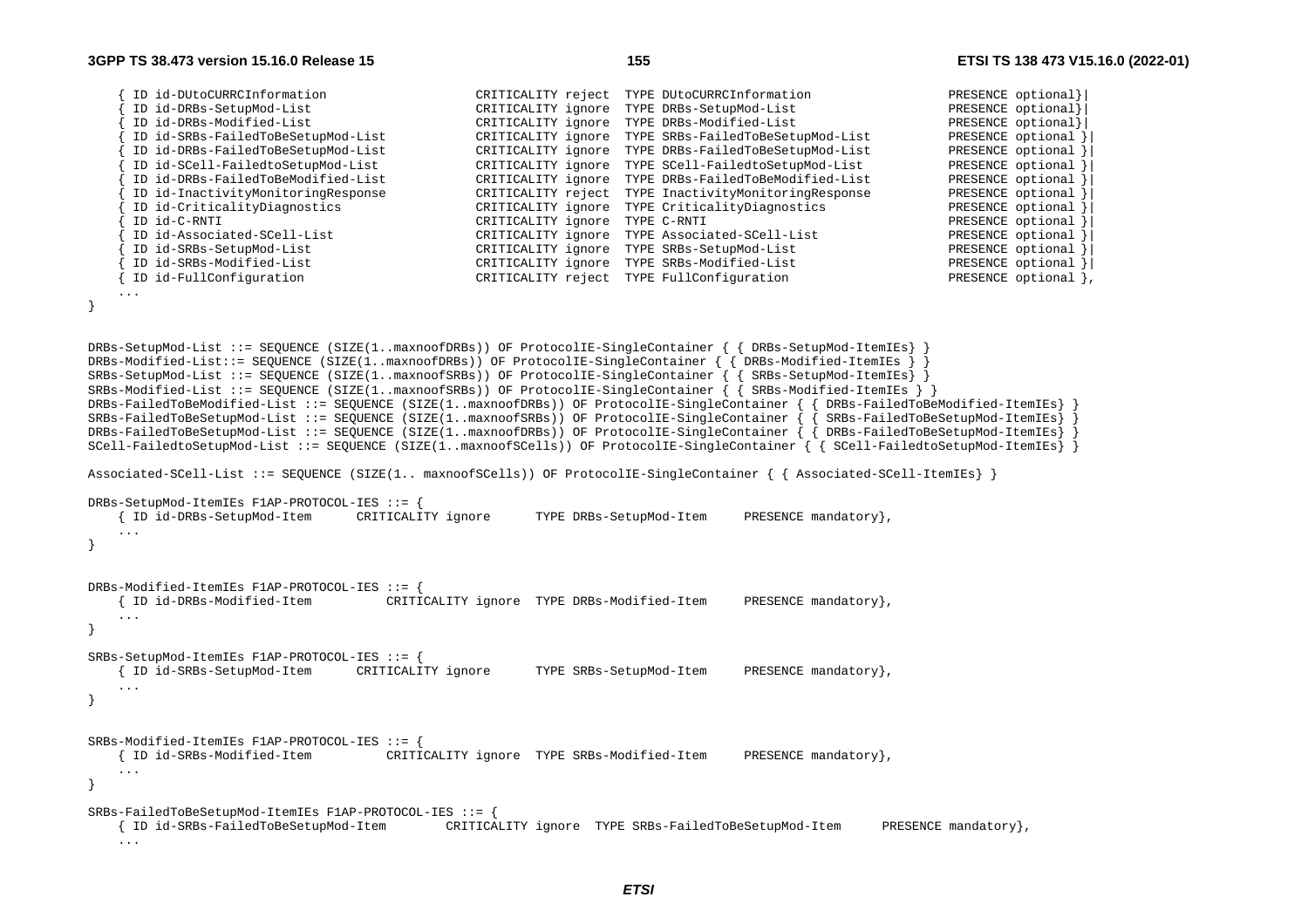```
	{ ID id-DUtoCURRCInformation				CRITICALITY reject	TYPE DUtoCURRCInformation				PRESENCE optional}|
	{ ID id-DRBs-SetupMod-List				CRITICALITY ignore	TYPE DRBs-SetupMod-List				PRESENCE optional}|
	{ ID id-DRBs-Modified-List				CRITICALITY ignore	TYPE DRBs-Modified-List				PRESENCE optional}|
	{ ID id-SRBs-FailedToBeSetupMod-List		CRITICALITY ignore	TYPE SRBs-FailedToBeSetupMod-List		PRESENCE optional }|
	{ ID id-DRBs-FailedToBeSetupMod-List		CRITICALITY ignore	TYPE DRBs-FailedToBeSetupMod-List		PRESENCE optional }|
	{ ID id-SCell-FailedtoSetupMod-List		CRITICALITY ignore	TYPE SCell-FailedtoSetupMod-List		PRESENCE optional }|
	{ ID id-DRBs-FailedToBeModified-List		CRITICALITY ignore	TYPE DRBs-FailedToBeModified-List		PRESENCE optional }|
	{ ID id-InactivityMonitoringResponse		CRITICALITY reject	TYPE InactivityMonitoringResponse		PRESENCE optional }|
	{ ID id-CriticalityDiagnostics			CRITICALITY ignore	TYPE CriticalityDiagnostics			PRESENCE optional }|
	{ ID id-C-RNTI						CRITICALITY ignore	TYPE C-RNTI						PRESENCE optional }|
	{ ID id-Associated-SCell-List			CRITICALITY ignore	TYPE Associated-SCell-List			PRESENCE optional }|
	{ ID id-SRBs-SetupMod-List				CRITICALITY ignore	TYPE SRBs-SetupMod-List				PRESENCE optional }|
	{ ID id-SRBs-Modified-List				CRITICALITY ignore	TYPE SRBs-Modified-List				PRESENCE optional }|
	{ ID id-FullConfiguration				CRITICALITY reject	TYPE FullConfiguration				PRESENCE optional },
	...
}


DRBs-SetupMod-List ::= SEQUENCE (SIZE(1..maxnoofDRBs)) OF ProtocolIE-SingleContainer { { DRBs-SetupMod-ItemIEs} }
DRBs-Modified-List::= SEQUENCE (SIZE(1..maxnoofDRBs)) OF ProtocolIE-SingleContainer { { DRBs-Modified-ItemIEs } }
SRBs-SetupMod-List ::= SEQUENCE (SIZE(1..maxnoofSRBs)) OF ProtocolIE-SingleContainer { { SRBs-SetupMod-ItemIEs} }
SRBs-Modified-List ::= SEQUENCE (SIZE(1..maxnoofSRBs)) OF ProtocolIE-SingleContainer { { SRBs-Modified-ItemIEs } }
DRBs-FailedToBeModified-List ::= SEQUENCE (SIZE(1..maxnoofDRBs)) OF ProtocolIE-SingleContainer { { DRBs-FailedToBeModified-ItemIEs} }
SRBs-FailedToBeSetupMod-List ::= SEQUENCE (SIZE(1..maxnoofSRBs)) OF ProtocolIE-SingleContainer { { SRBs-FailedToBeSetupMod-ItemIEs} }
DRBs-FailedToBeSetupMod-List ::= SEQUENCE (SIZE(1..maxnoofDRBs)) OF ProtocolIE-SingleContainer { { DRBs-FailedToBeSetupMod-ItemIEs} }
SCell-FailedtoSetupMod-List ::= SEQUENCE (SIZE(1..maxnoofSCells)) OF ProtocolIE-SingleContainer { { SCell-FailedtoSetupMod-ItemIEs} }

Associated-SCell-List ::= SEQUENCE (SIZE(1.. maxnoofSCells)) OF ProtocolIE-SingleContainer { { Associated-SCell-ItemIEs} }

DRBs-SetupMod-ItemIEs F1AP-PROTOCOL-IES ::= {
	{ ID id-DRBs-SetupMod-Item		CRITICALITY ignore		TYPE DRBs-SetupMod-Item		PRESENCE mandatory},
	...
}


DRBs-Modified-ItemIEs F1AP-PROTOCOL-IES ::= {
	{ ID id-DRBs-Modified-Item			CRITICALITY ignore	TYPE DRBs-Modified-Item		PRESENCE mandatory},
	...
}

SRBs-SetupMod-ItemIEs F1AP-PROTOCOL-IES ::= {
	{ ID id-SRBs-SetupMod-Item		CRITICALITY ignore		TYPE SRBs-SetupMod-Item		PRESENCE mandatory},
	...
}


SRBs-Modified-ItemIEs F1AP-PROTOCOL-IES ::= {
	{ ID id-SRBs-Modified-Item			CRITICALITY ignore	TYPE SRBs-Modified-Item		PRESENCE mandatory},
	...
}

SRBs-FailedToBeSetupMod-ItemIEs F1AP-PROTOCOL-IES ::= {
	{ ID id-SRBs-FailedToBeSetupMod-Item		CRITICALITY ignore	TYPE SRBs-FailedToBeSetupMod-Item		PRESENCE mandatory},
	...
```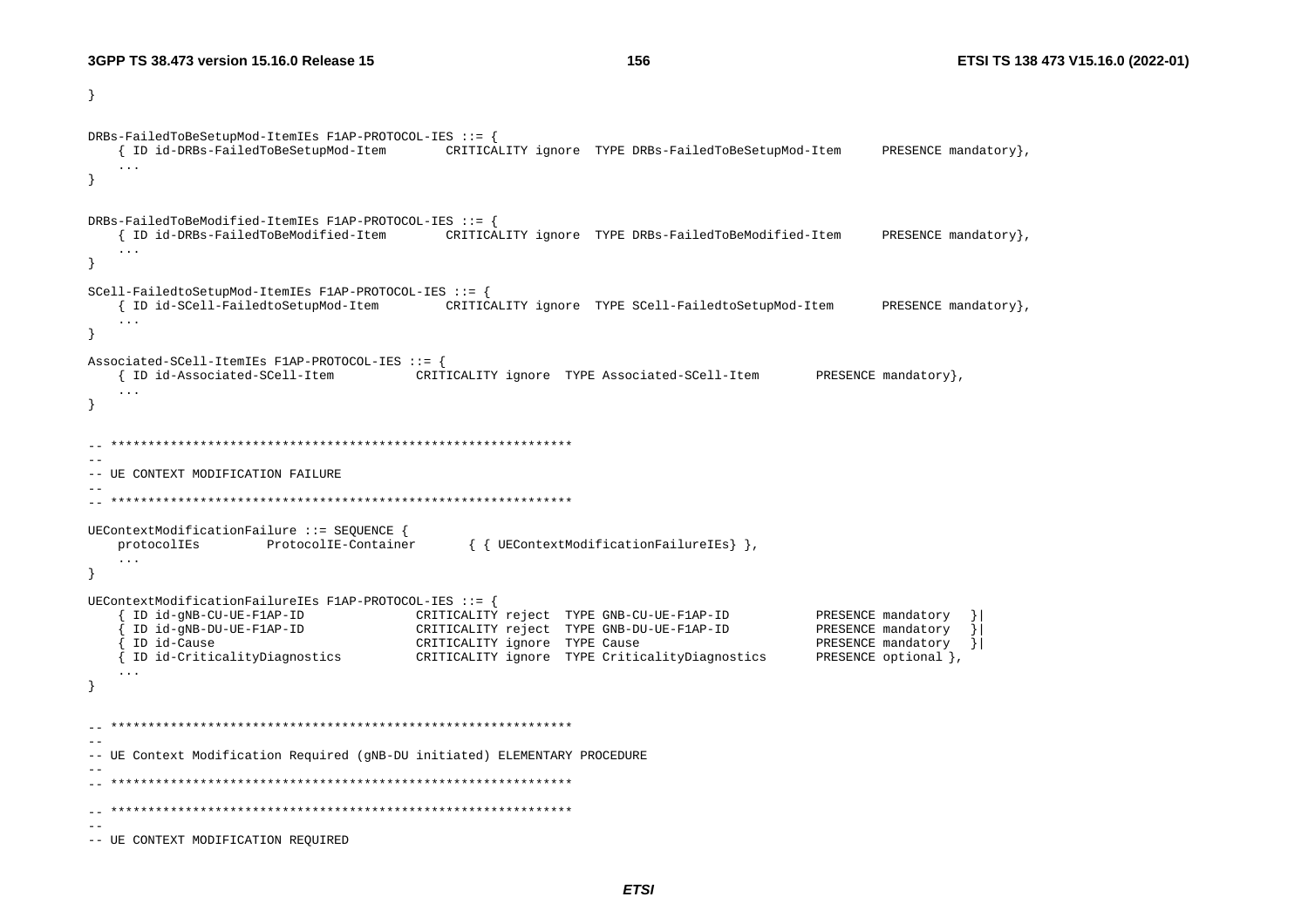```
}

DRBs-FailedToBeSetupMod-ItemIEs F1AP-PROTOCOL-IES ::= {
	{ ID id-DRBs-FailedToBeSetupMod-Item		CRITICALITY ignore	TYPE DRBs-FailedToBeSetupMod-Item		PRESENCE mandatory},
	...
}


DRBs-FailedToBeModified-ItemIEs F1AP-PROTOCOL-IES ::= {
	{ ID id-DRBs-FailedToBeModified-Item		CRITICALITY ignore	TYPE DRBs-FailedToBeModified-Item		PRESENCE mandatory},
	...
}

SCell-FailedtoSetupMod-ItemIEs F1AP-PROTOCOL-IES ::= {
	{ ID id-SCell-FailedtoSetupMod-Item		CRITICALITY ignore	TYPE SCell-FailedtoSetupMod-Item		PRESENCE mandatory},
	...
}

Associated-SCell-ItemIEs F1AP-PROTOCOL-IES ::= {
	{ ID id-Associated-SCell-Item		CRITICALITY ignore	TYPE Associated-SCell-Item		PRESENCE mandatory},
	...
}


-- **************************************************************
--
-- UE CONTEXT MODIFICATION FAILURE
--
-- **************************************************************

UEContextModificationFailure ::= SEQUENCE {
	protocolIEs		ProtocolIE-Container		{ { UEContextModificationFailureIEs} },
	...
}

UEContextModificationFailureIEs F1AP-PROTOCOL-IES ::= {
	{ ID id-gNB-CU-UE-F1AP-ID			CRITICALITY reject	TYPE GNB-CU-UE-F1AP-ID			PRESENCE mandatory	}|
	{ ID id-gNB-DU-UE-F1AP-ID			CRITICALITY reject	TYPE GNB-DU-UE-F1AP-ID			PRESENCE mandatory	}|
	{ ID id-Cause					CRITICALITY ignore	TYPE Cause					PRESENCE mandatory	}|
	{ ID id-CriticalityDiagnostics		CRITICALITY ignore	TYPE CriticalityDiagnostics		PRESENCE optional },
	...
}


-- **************************************************************
--
-- UE Context Modification Required (gNB-DU initiated) ELEMENTARY PROCEDURE
--
-- **************************************************************

-- **************************************************************
--
-- UE CONTEXT MODIFICATION REQUIRED
```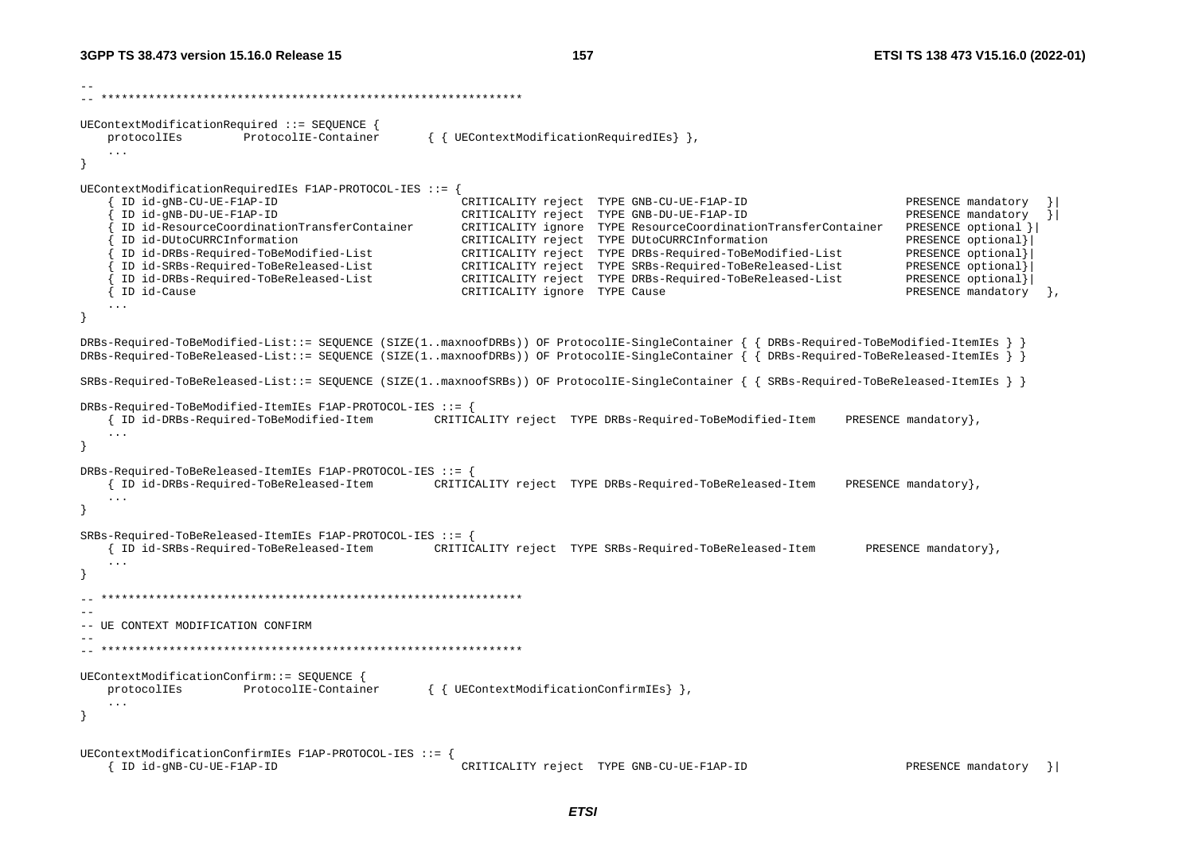```
--
-- **************************************************************

UEContextModificationRequired ::= SEQUENCE {
	protocolIEs			ProtocolIE-Container		{ { UEContextModificationRequiredIEs} },
	...
}

UEContextModificationRequiredIEs F1AP-PROTOCOL-IES ::= {
	{ ID id-gNB-CU-UE-F1AP-ID						CRITICALITY reject	TYPE GNB-CU-UE-F1AP-ID							PRESENCE mandatory	}|
	{ ID id-gNB-DU-UE-F1AP-ID						CRITICALITY reject	TYPE GNB-DU-UE-F1AP-ID							PRESENCE mandatory	}|
	{ ID id-ResourceCoordinationTransferContainer		CRITICALITY ignore	TYPE ResourceCoordinationTransferContainer	PRESENCE optional }|
	{ ID id-DUtoCURRCInformation					CRITICALITY reject	TYPE DUtoCURRCInformation						PRESENCE optional}|
	{ ID id-DRBs-Required-ToBeModified-List			CRITICALITY reject	TYPE DRBs-Required-ToBeModified-List			PRESENCE optional}|
	{ ID id-SRBs-Required-ToBeReleased-List			CRITICALITY reject	TYPE SRBs-Required-ToBeReleased-List			PRESENCE optional}|
	{ ID id-DRBs-Required-ToBeReleased-List			CRITICALITY reject	TYPE DRBs-Required-ToBeReleased-List			PRESENCE optional}|
	{ ID id-Cause									CRITICALITY ignore	TYPE Cause										PRESENCE mandatory	},
	...
}

DRBs-Required-ToBeModified-List::= SEQUENCE (SIZE(1..maxnoofDRBs)) OF ProtocolIE-SingleContainer { { DRBs-Required-ToBeModified-ItemIEs } }
DRBs-Required-ToBeReleased-List::= SEQUENCE (SIZE(1..maxnoofDRBs)) OF ProtocolIE-SingleContainer { { DRBs-Required-ToBeReleased-ItemIEs } }

SRBs-Required-ToBeReleased-List::= SEQUENCE (SIZE(1..maxnoofSRBs)) OF ProtocolIE-SingleContainer { { SRBs-Required-ToBeReleased-ItemIEs } }

DRBs-Required-ToBeModified-ItemIEs F1AP-PROTOCOL-IES ::= {
	{ ID id-DRBs-Required-ToBeModified-Item		CRITICALITY reject	TYPE DRBs-Required-ToBeModified-Item	PRESENCE mandatory},
	...
}

DRBs-Required-ToBeReleased-ItemIEs F1AP-PROTOCOL-IES ::= {
	{ ID id-DRBs-Required-ToBeReleased-Item		CRITICALITY reject	TYPE DRBs-Required-ToBeReleased-Item	PRESENCE mandatory},
	...
}

SRBs-Required-ToBeReleased-ItemIEs F1AP-PROTOCOL-IES ::= {
	{ ID id-SRBs-Required-ToBeReleased-Item		CRITICALITY reject	TYPE SRBs-Required-ToBeReleased-Item		PRESENCE mandatory},
	...
}

-- **************************************************************
--
-- UE CONTEXT MODIFICATION CONFIRM
--
-- **************************************************************

UEContextModificationConfirm::= SEQUENCE {
	protocolIEs			ProtocolIE-Container		{ { UEContextModificationConfirmIEs} },
	...
}


UEContextModificationConfirmIEs F1AP-PROTOCOL-IES ::= {
	{ ID id-gNB-CU-UE-F1AP-ID						CRITICALITY reject	TYPE GNB-CU-UE-F1AP-ID							PRESENCE mandatory	}|
```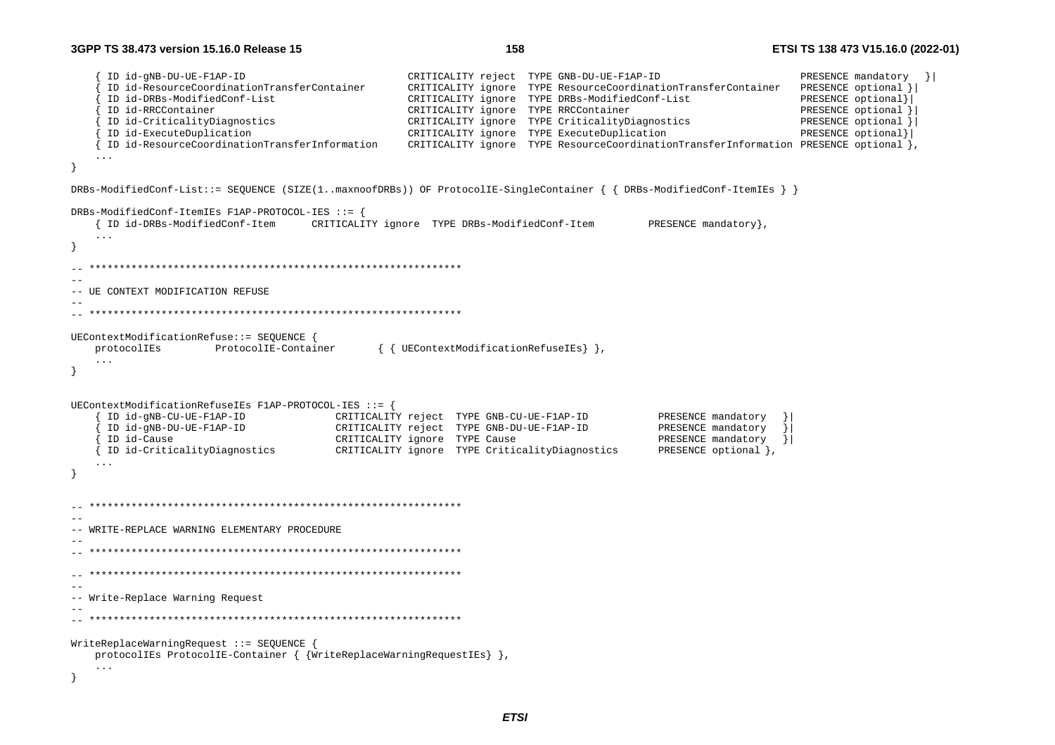```
	{ ID id-gNB-DU-UE-F1AP-ID							CRITICALITY reject	TYPE GNB-DU-UE-F1AP-ID						PRESENCE mandatory	}|
	{ ID id-ResourceCoordinationTransferContainer		CRITICALITY ignore	TYPE ResourceCoordinationTransferContainer	PRESENCE optional }|
	{ ID id-DRBs-ModifiedConf-List						CRITICALITY ignore	TYPE DRBs-ModifiedConf-List					PRESENCE optional}|
	{ ID id-RRCContainer								CRITICALITY ignore	TYPE RRCContainer							PRESENCE optional }|
	{ ID id-CriticalityDiagnostics						CRITICALITY ignore	TYPE CriticalityDiagnostics					PRESENCE optional }|
	{ ID id-ExecuteDuplication							CRITICALITY ignore	TYPE ExecuteDuplication						PRESENCE optional}|
	{ ID id-ResourceCoordinationTransferInformation	CRITICALITY ignore	TYPE ResourceCoordinationTransferInformation PRESENCE optional },
	...
}

DRBs-ModifiedConf-List::= SEQUENCE (SIZE(1..maxnoofDRBs)) OF ProtocolIE-SingleContainer { { DRBs-ModifiedConf-ItemIEs } }

DRBs-ModifiedConf-ItemIEs F1AP-PROTOCOL-IES ::= {
	{ ID id-DRBs-ModifiedConf-Item		CRITICALITY ignore	TYPE DRBs-ModifiedConf-Item			PRESENCE mandatory},
	...
}

-- **************************************************************
--
-- UE CONTEXT MODIFICATION REFUSE
--
-- **************************************************************

UEContextModificationRefuse::= SEQUENCE {
	protocolIEs		ProtocolIE-Container		{ { UEContextModificationRefuseIEs} },
	...
}


UEContextModificationRefuseIEs F1AP-PROTOCOL-IES ::= {
	{ ID id-gNB-CU-UE-F1AP-ID				CRITICALITY reject	TYPE GNB-CU-UE-F1AP-ID				PRESENCE mandatory	}|
	{ ID id-gNB-DU-UE-F1AP-ID				CRITICALITY reject	TYPE GNB-DU-UE-F1AP-ID				PRESENCE mandatory	}|
	{ ID id-Cause							CRITICALITY ignore	TYPE Cause							PRESENCE mandatory	}|
	{ ID id-CriticalityDiagnostics			CRITICALITY ignore	TYPE CriticalityDiagnostics			PRESENCE optional },
	...
}


-- **************************************************************
--
-- WRITE-REPLACE WARNING ELEMENTARY PROCEDURE
--
-- **************************************************************

-- **************************************************************
--
-- Write-Replace Warning Request
--
-- **************************************************************

WriteReplaceWarningRequest ::= SEQUENCE {
	protocolIEs ProtocolIE-Container { {WriteReplaceWarningRequestIEs} },
	...
}
```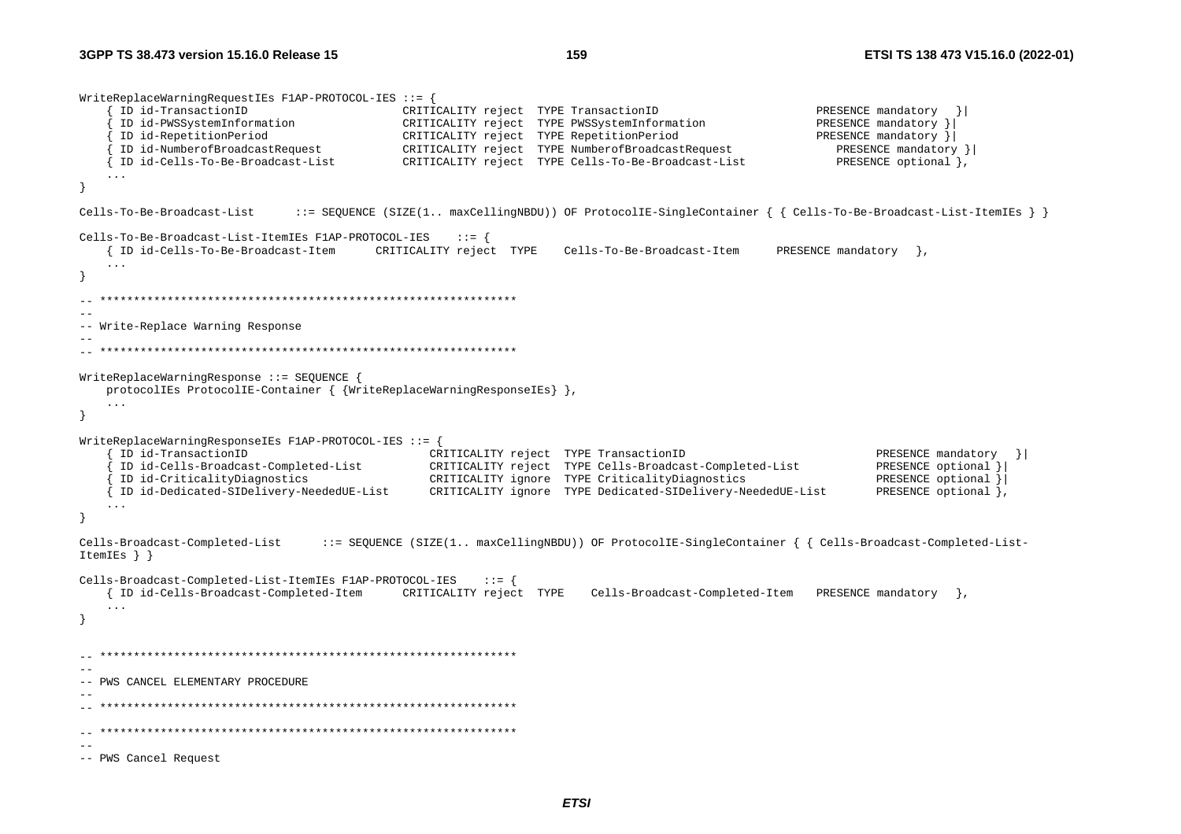```
WriteReplaceWarningRequestIEs F1AP-PROTOCOL-IES ::= {
	{ ID id-TransactionID					CRITICALITY reject	TYPE TransactionID						PRESENCE mandatory	}|
	{ ID id-PWSSystemInformation			CRITICALITY reject	TYPE PWSSystemInformation				PRESENCE mandatory }|
	{ ID id-RepetitionPeriod				CRITICALITY reject	TYPE RepetitionPeriod					PRESENCE mandatory }|
	{ ID id-NumberofBroadcastRequest		CRITICALITY reject	TYPE NumberofBroadcastRequest			PRESENCE mandatory }|
	{ ID id-Cells-To-Be-Broadcast-List		CRITICALITY reject	TYPE Cells-To-Be-Broadcast-List			PRESENCE optional },
	...
}

Cells-To-Be-Broadcast-List		::= SEQUENCE (SIZE(1.. maxCellingNBDU)) OF ProtocolIE-SingleContainer { { Cells-To-Be-Broadcast-List-ItemIEs } }

Cells-To-Be-Broadcast-List-ItemIEs F1AP-PROTOCOL-IES	::= {
	{ ID id-Cells-To-Be-Broadcast-Item		CRITICALITY reject	TYPE	Cells-To-Be-Broadcast-Item		PRESENCE mandatory	},
	...
}

-- **************************************************************
--
-- Write-Replace Warning Response
--
-- **************************************************************

WriteReplaceWarningResponse ::= SEQUENCE {
	protocolIEs ProtocolIE-Container { {WriteReplaceWarningResponseIEs} },
	...
}

WriteReplaceWarningResponseIEs F1AP-PROTOCOL-IES ::= {
	{ ID id-TransactionID						CRITICALITY reject	TYPE TransactionID							PRESENCE mandatory	}|
	{ ID id-Cells-Broadcast-Completed-List		CRITICALITY reject	TYPE Cells-Broadcast-Completed-List			PRESENCE optional }|
	{ ID id-CriticalityDiagnostics				CRITICALITY ignore	TYPE CriticalityDiagnostics					PRESENCE optional }|
	{ ID id-Dedicated-SIDelivery-NeededUE-List	CRITICALITY ignore	TYPE Dedicated-SIDelivery-NeededUE-List		PRESENCE optional },
	...
}

Cells-Broadcast-Completed-List		::= SEQUENCE (SIZE(1.. maxCellingNBDU)) OF ProtocolIE-SingleContainer { { Cells-Broadcast-Completed-List-ItemIEs } }

Cells-Broadcast-Completed-List-ItemIEs F1AP-PROTOCOL-IES	::= {
	{ ID id-Cells-Broadcast-Completed-Item		CRITICALITY reject	TYPE	Cells-Broadcast-Completed-Item	PRESENCE mandatory	},
	...
}


-- **************************************************************
--
-- PWS CANCEL ELEMENTARY PROCEDURE
--
-- **************************************************************

-- **************************************************************
--
-- PWS Cancel Request
```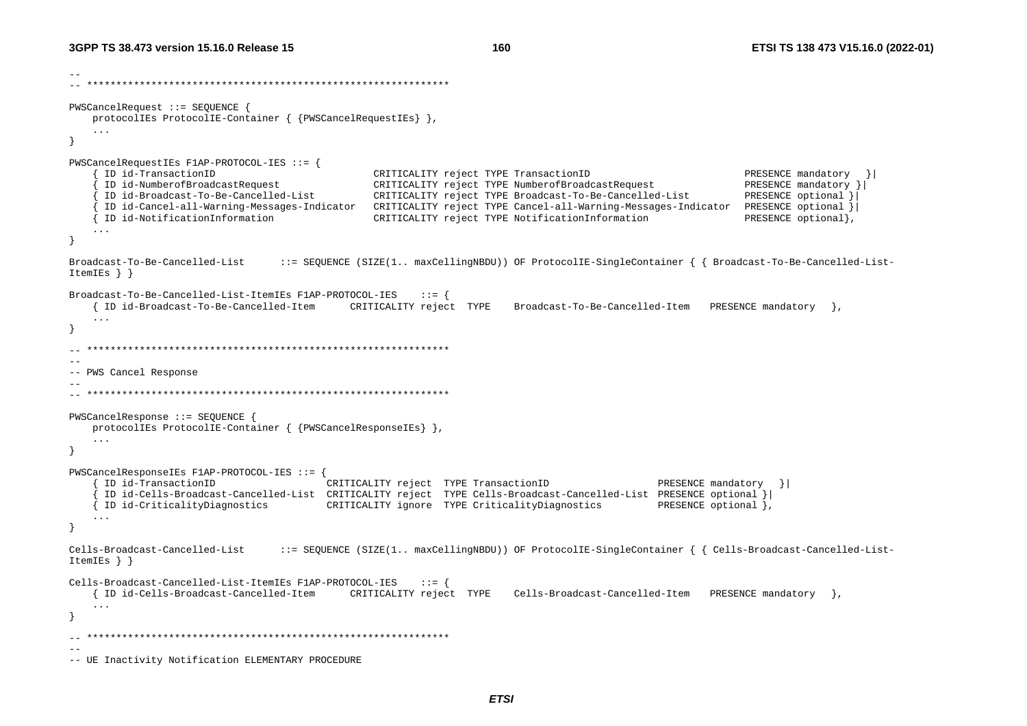```
--
-- **************************************************************

PWSCancelRequest ::= SEQUENCE {
	protocolIEs ProtocolIE-Container { {PWSCancelRequestIEs} },
	...
}

PWSCancelRequestIEs F1AP-PROTOCOL-IES ::= {
	{ ID id-TransactionID                          CRITICALITY reject TYPE TransactionID                          PRESENCE mandatory   }|
	{ ID id-NumberofBroadcastRequest               CRITICALITY reject TYPE NumberofBroadcastRequest               PRESENCE mandatory }|
	{ ID id-Broadcast-To-Be-Cancelled-List         CRITICALITY reject TYPE Broadcast-To-Be-Cancelled-List         PRESENCE optional }|
	{ ID id-Cancel-all-Warning-Messages-Indicator  CRITICALITY reject TYPE Cancel-all-Warning-Messages-Indicator  PRESENCE optional }|
	{ ID id-NotificationInformation                CRITICALITY reject TYPE NotificationInformation                PRESENCE optional},
	...
}

Broadcast-To-Be-Cancelled-List      ::= SEQUENCE (SIZE(1.. maxCellingNBDU)) OF ProtocolIE-SingleContainer { { Broadcast-To-Be-Cancelled-List-ItemIEs } }

Broadcast-To-Be-Cancelled-List-ItemIEs F1AP-PROTOCOL-IES    ::= {
	{ ID id-Broadcast-To-Be-Cancelled-Item      CRITICALITY reject  TYPE    Broadcast-To-Be-Cancelled-Item   PRESENCE mandatory  },
	...
}

-- **************************************************************
--
-- PWS Cancel Response
--
-- **************************************************************

PWSCancelResponse ::= SEQUENCE {
	protocolIEs ProtocolIE-Container { {PWSCancelResponseIEs} },
	...
}

PWSCancelResponseIEs F1AP-PROTOCOL-IES ::= {
	{ ID id-TransactionID                  CRITICALITY reject  TYPE TransactionID                  PRESENCE mandatory   }|
	{ ID id-Cells-Broadcast-Cancelled-List  CRITICALITY reject  TYPE Cells-Broadcast-Cancelled-List  PRESENCE optional }|
	{ ID id-CriticalityDiagnostics          CRITICALITY ignore  TYPE CriticalityDiagnostics          PRESENCE optional },
	...
}

Cells-Broadcast-Cancelled-List      ::= SEQUENCE (SIZE(1.. maxCellingNBDU)) OF ProtocolIE-SingleContainer { { Cells-Broadcast-Cancelled-List-ItemIEs } }

Cells-Broadcast-Cancelled-List-ItemIEs F1AP-PROTOCOL-IES    ::= {
	{ ID id-Cells-Broadcast-Cancelled-Item      CRITICALITY reject  TYPE    Cells-Broadcast-Cancelled-Item   PRESENCE mandatory  },
	...
}

-- **************************************************************
--
-- UE Inactivity Notification ELEMENTARY PROCEDURE
```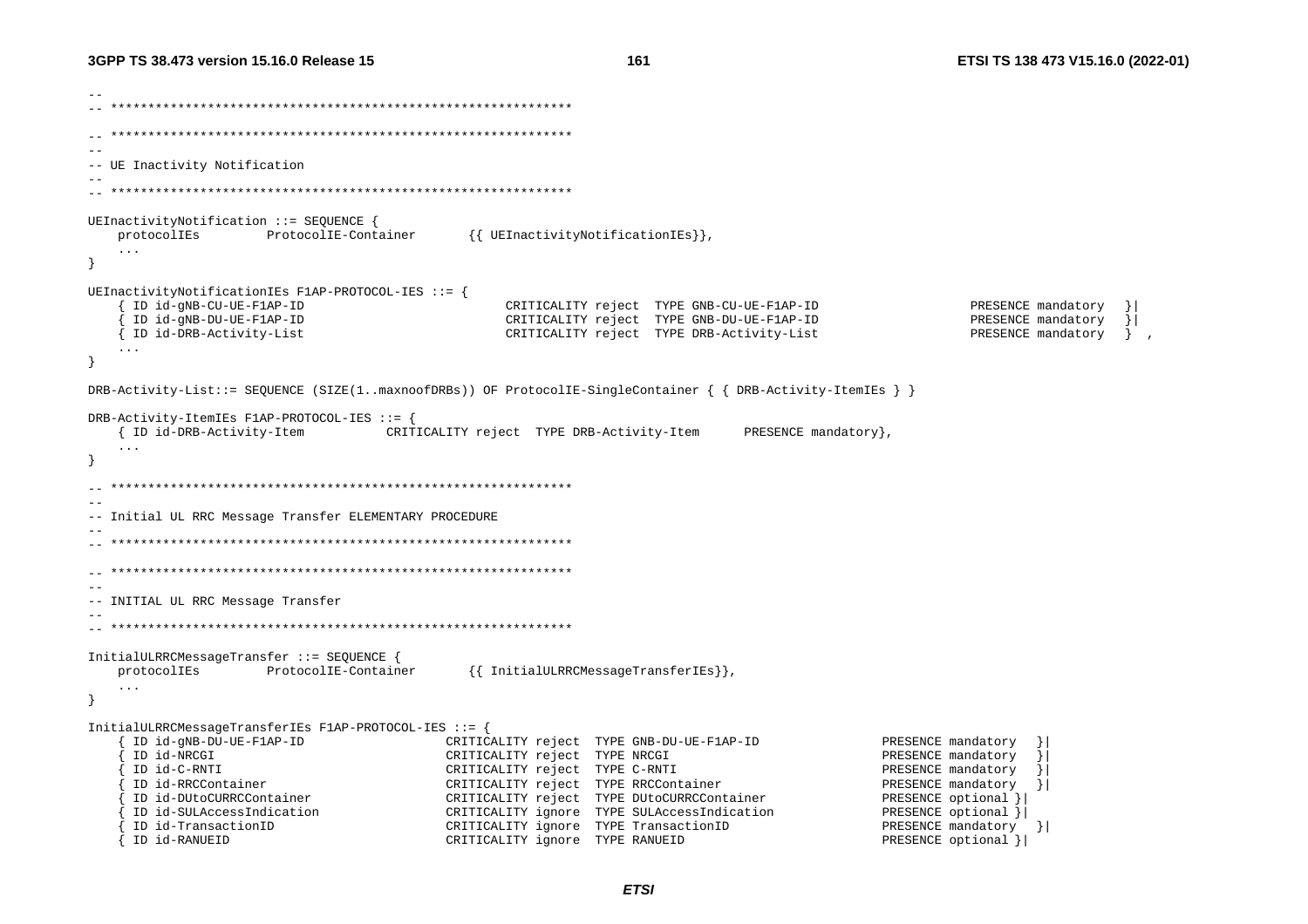```
--
-- **************************************************************

-- **************************************************************
--
-- UE Inactivity Notification
--
-- **************************************************************

UEInactivityNotification ::= SEQUENCE {
    protocolIEs         ProtocolIE-Container       {{ UEInactivityNotificationIEs}},
    ...
}

UEInactivityNotificationIEs F1AP-PROTOCOL-IES ::= {
    { ID id-gNB-CU-UE-F1AP-ID                           CRITICALITY reject  TYPE GNB-CU-UE-F1AP-ID                    PRESENCE mandatory   }|
    { ID id-gNB-DU-UE-F1AP-ID                           CRITICALITY reject  TYPE GNB-DU-UE-F1AP-ID                    PRESENCE mandatory   }|
    { ID id-DRB-Activity-List                           CRITICALITY reject  TYPE DRB-Activity-List                    PRESENCE mandatory   } ,
    ...
}

DRB-Activity-List::= SEQUENCE (SIZE(1..maxnoofDRBs)) OF ProtocolIE-SingleContainer { { DRB-Activity-ItemIEs } }

DRB-Activity-ItemIEs F1AP-PROTOCOL-IES ::= {
    { ID id-DRB-Activity-Item           CRITICALITY reject  TYPE DRB-Activity-Item      PRESENCE mandatory},
    ...
}

-- **************************************************************
--
-- Initial UL RRC Message Transfer ELEMENTARY PROCEDURE
--
-- **************************************************************

-- **************************************************************
--
-- INITIAL UL RRC Message Transfer
--
-- **************************************************************

InitialULRRCMessageTransfer ::= SEQUENCE {
    protocolIEs         ProtocolIE-Container       {{ InitialULRRCMessageTransferIEs}},
    ...
}

InitialULRRCMessageTransferIEs F1AP-PROTOCOL-IES ::= {
    { ID id-gNB-DU-UE-F1AP-ID                   CRITICALITY reject  TYPE GNB-DU-UE-F1AP-ID               PRESENCE mandatory   }|
    { ID id-NRCGI                               CRITICALITY reject  TYPE NRCGI                           PRESENCE mandatory   }|
    { ID id-C-RNTI                              CRITICALITY reject  TYPE C-RNTI                          PRESENCE mandatory   }|
    { ID id-RRCContainer                        CRITICALITY reject  TYPE RRCContainer                    PRESENCE mandatory   }|
    { ID id-DUtoCURRCContainer                  CRITICALITY reject  TYPE DUtoCURRCContainer              PRESENCE optional }|
    { ID id-SULAccessIndication                 CRITICALITY ignore  TYPE SULAccessIndication             PRESENCE optional }|
    { ID id-TransactionID                       CRITICALITY ignore  TYPE TransactionID                   PRESENCE mandatory   }|
    { ID id-RANUEID                             CRITICALITY ignore  TYPE RANUEID                         PRESENCE optional }|
```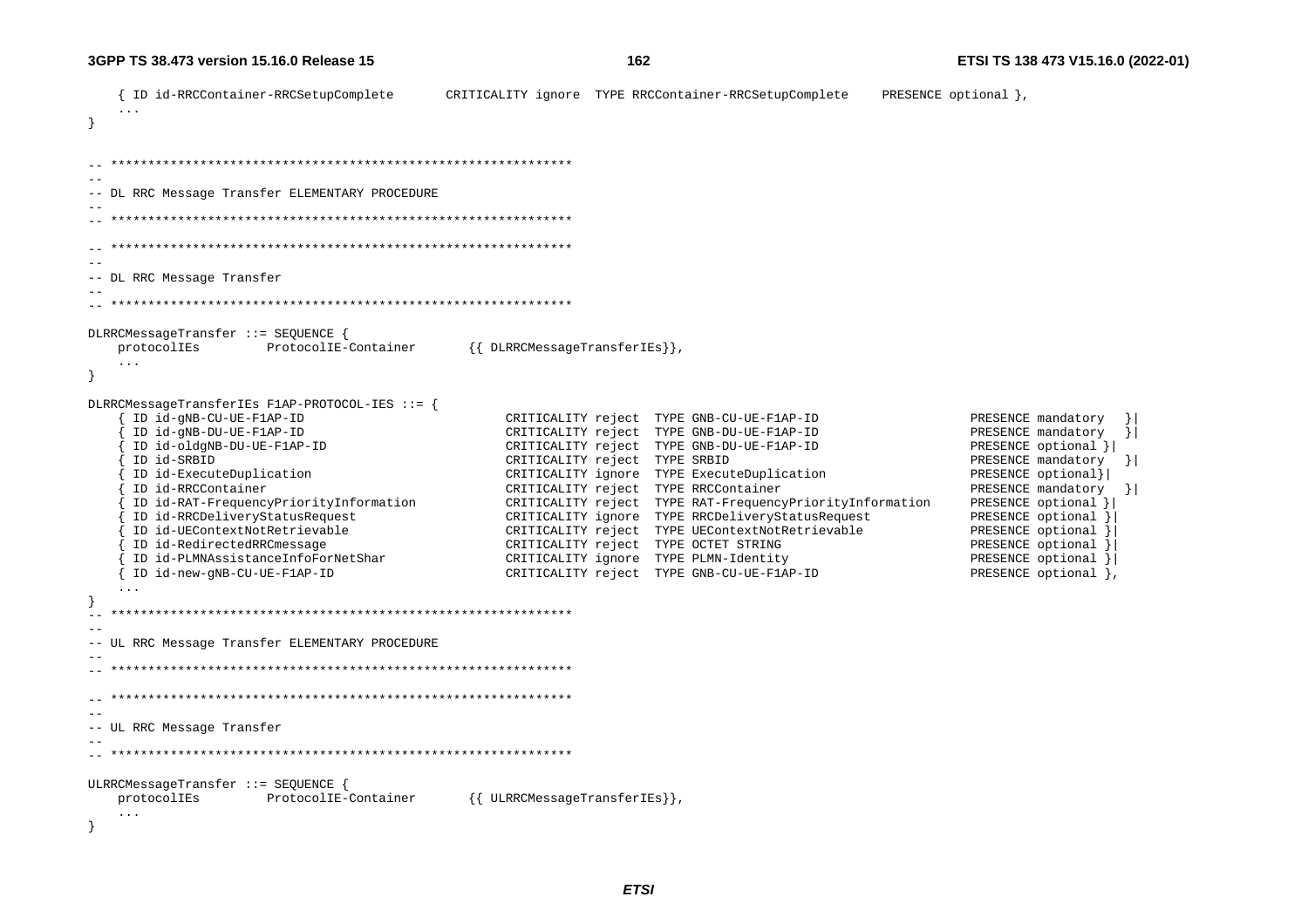```
	{ ID id-RRCContainer-RRCSetupComplete		CRITICALITY ignore	TYPE RRCContainer-RRCSetupComplete		PRESENCE optional },
	...
}


-- **************************************************************
--
-- DL RRC Message Transfer ELEMENTARY PROCEDURE
--
-- **************************************************************

-- **************************************************************
--
-- DL RRC Message Transfer
--
-- **************************************************************

DLRRCMessageTransfer ::= SEQUENCE {
	protocolIEs		ProtocolIE-Container		{{ DLRRCMessageTransferIEs}},
	...
}

DLRRCMessageTransferIEs F1AP-PROTOCOL-IES ::= {
	{ ID id-gNB-CU-UE-F1AP-ID					CRITICALITY reject	TYPE GNB-CU-UE-F1AP-ID					PRESENCE mandatory	}|
	{ ID id-gNB-DU-UE-F1AP-ID					CRITICALITY reject	TYPE GNB-DU-UE-F1AP-ID					PRESENCE mandatory	}|
	{ ID id-oldgNB-DU-UE-F1AP-ID				CRITICALITY reject	TYPE GNB-DU-UE-F1AP-ID					PRESENCE optional }|
	{ ID id-SRBID								CRITICALITY reject	TYPE SRBID								PRESENCE mandatory	}|
	{ ID id-ExecuteDuplication					CRITICALITY ignore	TYPE ExecuteDuplication					PRESENCE optional}|
	{ ID id-RRCContainer						CRITICALITY reject	TYPE RRCContainer						PRESENCE mandatory	}|
	{ ID id-RAT-FrequencyPriorityInformation	CRITICALITY reject	TYPE RAT-FrequencyPriorityInformation	PRESENCE optional }|
	{ ID id-RRCDeliveryStatusRequest			CRITICALITY ignore	TYPE RRCDeliveryStatusRequest			PRESENCE optional }|
	{ ID id-UEContextNotRetrievable				CRITICALITY reject	TYPE UEContextNotRetrievable			PRESENCE optional }|
	{ ID id-RedirectedRRCmessage				CRITICALITY reject	TYPE OCTET STRING						PRESENCE optional }|
	{ ID id-PLMNAssistanceInfoForNetShar		CRITICALITY ignore	TYPE PLMN-Identity						PRESENCE optional }|
	{ ID id-new-gNB-CU-UE-F1AP-ID				CRITICALITY reject	TYPE GNB-CU-UE-F1AP-ID					PRESENCE optional },
	...
}
-- **************************************************************
--
-- UL RRC Message Transfer ELEMENTARY PROCEDURE
--
-- **************************************************************

-- **************************************************************
--
-- UL RRC Message Transfer
--
-- **************************************************************

ULRRCMessageTransfer ::= SEQUENCE {
	protocolIEs		ProtocolIE-Container		{{ ULRRCMessageTransferIEs}},
	...
}
```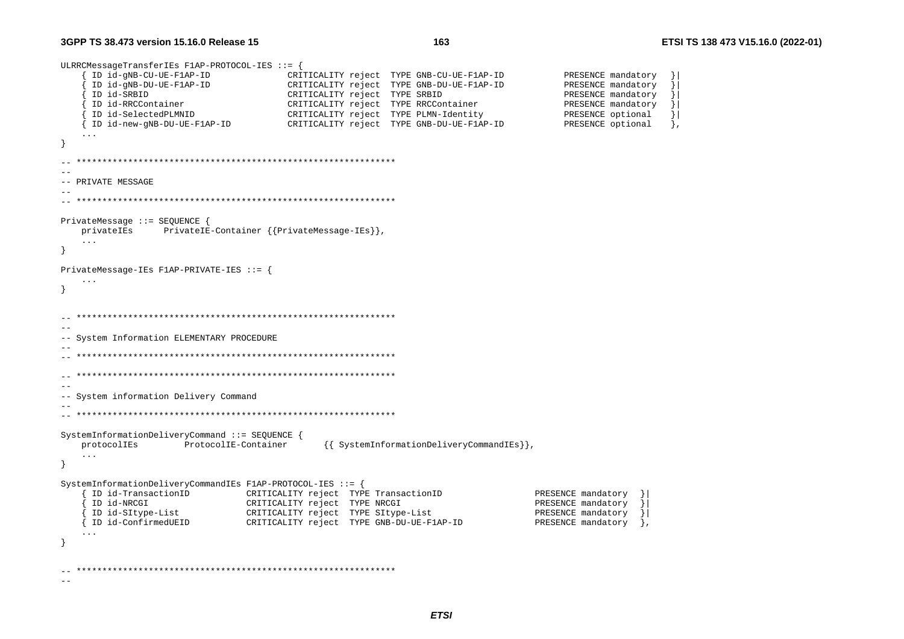```
ULRRCMessageTransferIEs F1AP-PROTOCOL-IES ::= {
	{ ID id-gNB-CU-UE-F1AP-ID			CRITICALITY reject	TYPE GNB-CU-UE-F1AP-ID			PRESENCE mandatory	}|
	{ ID id-gNB-DU-UE-F1AP-ID			CRITICALITY reject	TYPE GNB-DU-UE-F1AP-ID			PRESENCE mandatory	}|
	{ ID id-SRBID						CRITICALITY reject	TYPE SRBID						PRESENCE mandatory	}|
	{ ID id-RRCContainer				CRITICALITY reject	TYPE RRCContainer				PRESENCE mandatory	}|
	{ ID id-SelectedPLMNID				CRITICALITY reject	TYPE PLMN-Identity				PRESENCE optional	}|
	{ ID id-new-gNB-DU-UE-F1AP-ID		CRITICALITY reject	TYPE GNB-DU-UE-F1AP-ID			PRESENCE optional	},
	...
}

-- **************************************************************
--
-- PRIVATE MESSAGE
--
-- **************************************************************

PrivateMessage ::= SEQUENCE {
	privateIEs		PrivateIE-Container {{PrivateMessage-IEs}},
	...
}

PrivateMessage-IEs F1AP-PRIVATE-IES ::= {
	...
}


-- **************************************************************
--
-- System Information ELEMENTARY PROCEDURE
--
-- **************************************************************

-- **************************************************************
--
-- System information Delivery Command
--
-- **************************************************************

SystemInformationDeliveryCommand ::= SEQUENCE {
	protocolIEs			ProtocolIE-Container		{{ SystemInformationDeliveryCommandIEs}},
	...
}

SystemInformationDeliveryCommandIEs F1AP-PROTOCOL-IES ::= {
	{ ID id-TransactionID			CRITICALITY reject	TYPE TransactionID				PRESENCE mandatory	}|
	{ ID id-NRCGI					CRITICALITY reject	TYPE NRCGI						PRESENCE mandatory	}|
	{ ID id-SItype-List				CRITICALITY reject	TYPE SItype-List				PRESENCE mandatory	}|
	{ ID id-ConfirmedUEID			CRITICALITY reject	TYPE GNB-DU-UE-F1AP-ID			PRESENCE mandatory	},
	...
}


-- **************************************************************
--
```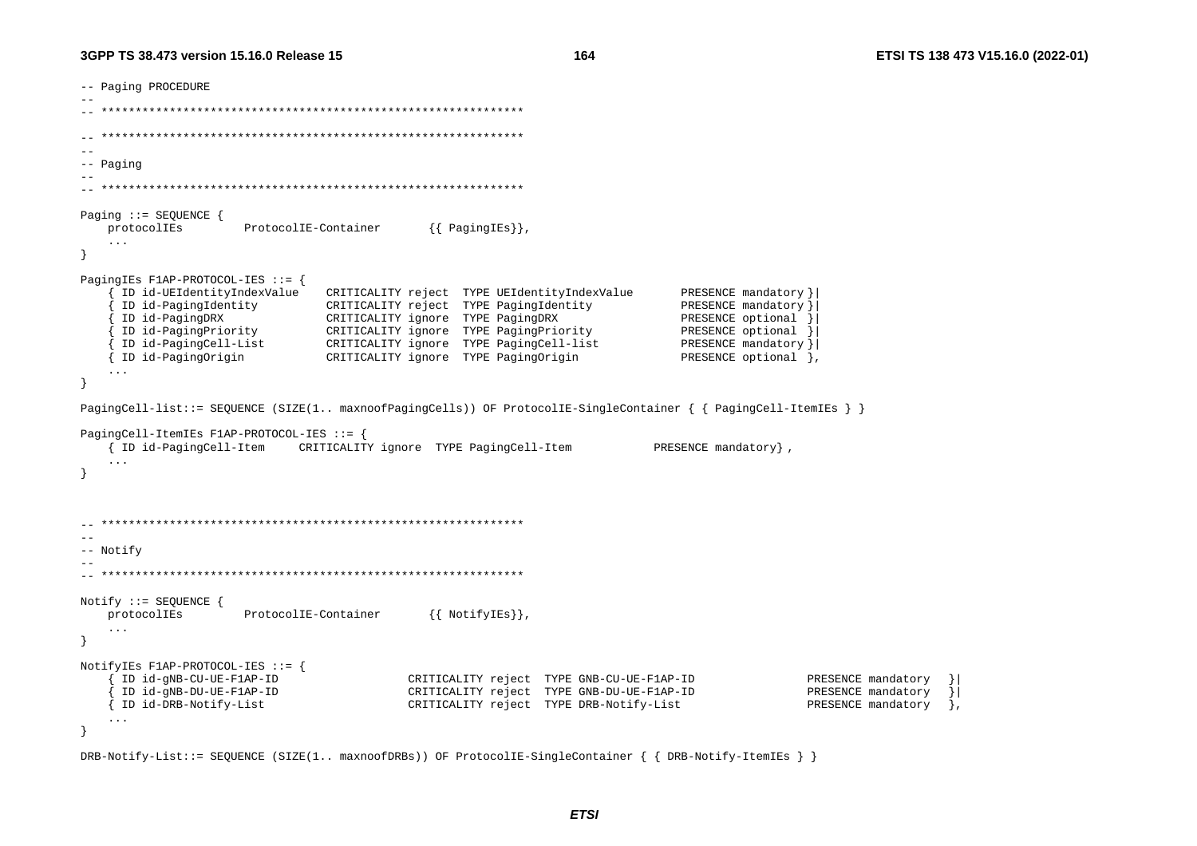```
-- Paging PROCEDURE
--
-- **************************************************************

-- **************************************************************
--
-- Paging
--
-- **************************************************************

Paging ::= SEQUENCE {
    protocolIEs         ProtocolIE-Container       {{ PagingIEs}},
    ...
}

PagingIEs F1AP-PROTOCOL-IES ::= {
    { ID id-UEIdentityIndexValue    CRITICALITY reject  TYPE UEIdentityIndexValue       PRESENCE mandatory }|
    { ID id-PagingIdentity          CRITICALITY reject  TYPE PagingIdentity             PRESENCE mandatory }|
    { ID id-PagingDRX               CRITICALITY ignore  TYPE PagingDRX                  PRESENCE optional  }|
    { ID id-PagingPriority          CRITICALITY ignore  TYPE PagingPriority             PRESENCE optional  }|
    { ID id-PagingCell-List         CRITICALITY ignore  TYPE PagingCell-list            PRESENCE mandatory }|
    { ID id-PagingOrigin            CRITICALITY ignore  TYPE PagingOrigin               PRESENCE optional  },
    ...
}

PagingCell-list::= SEQUENCE (SIZE(1.. maxnoofPagingCells)) OF ProtocolIE-SingleContainer { { PagingCell-ItemIEs } }

PagingCell-ItemIEs F1AP-PROTOCOL-IES ::= {
    { ID id-PagingCell-Item     CRITICALITY ignore  TYPE PagingCell-Item            PRESENCE mandatory} ,
    ...
}



-- **************************************************************
--
-- Notify
--
-- **************************************************************

Notify ::= SEQUENCE {
    protocolIEs         ProtocolIE-Container       {{ NotifyIEs}},
    ...
}

NotifyIEs F1AP-PROTOCOL-IES ::= {
    { ID id-gNB-CU-UE-F1AP-ID                   CRITICALITY reject  TYPE GNB-CU-UE-F1AP-ID                PRESENCE mandatory   }|
    { ID id-gNB-DU-UE-F1AP-ID                   CRITICALITY reject  TYPE GNB-DU-UE-F1AP-ID                PRESENCE mandatory   }|
    { ID id-DRB-Notify-List                     CRITICALITY reject  TYPE DRB-Notify-List                  PRESENCE mandatory   },
    ...
}

DRB-Notify-List::= SEQUENCE (SIZE(1.. maxnoofDRBs)) OF ProtocolIE-SingleContainer { { DRB-Notify-ItemIEs } }
```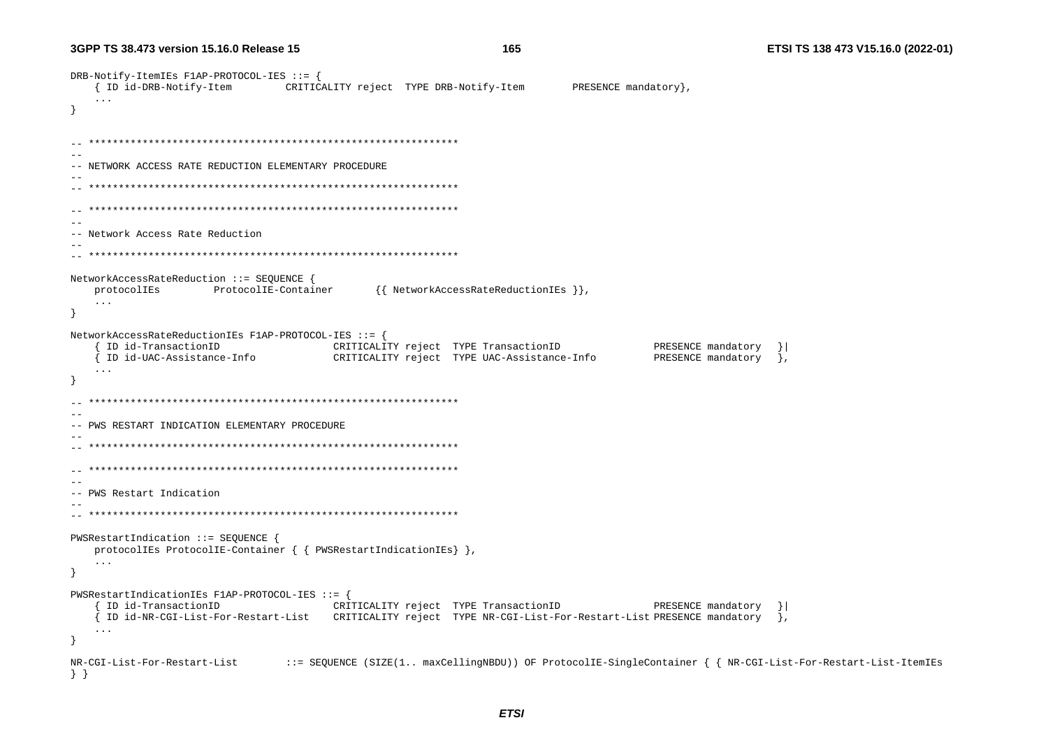```
DRB-Notify-ItemIEs F1AP-PROTOCOL-IES ::= {
	{ ID id-DRB-Notify-Item			CRITICALITY reject	TYPE DRB-Notify-Item		PRESENCE mandatory},
	...
}


-- **************************************************************
--
-- NETWORK ACCESS RATE REDUCTION ELEMENTARY PROCEDURE
--
-- **************************************************************

-- **************************************************************
--
-- Network Access Rate Reduction
--
-- **************************************************************

NetworkAccessRateReduction ::= SEQUENCE {
	protocolIEs			ProtocolIE-Container		{{ NetworkAccessRateReductionIEs }},
	...
}

NetworkAccessRateReductionIEs F1AP-PROTOCOL-IES ::= {
	{ ID id-TransactionID					CRITICALITY reject	TYPE TransactionID				PRESENCE mandatory	}|
	{ ID id-UAC-Assistance-Info				CRITICALITY reject	TYPE UAC-Assistance-Info			PRESENCE mandatory	},
	...
}

-- **************************************************************
--
-- PWS RESTART INDICATION ELEMENTARY PROCEDURE
--
-- **************************************************************

-- **************************************************************
--
-- PWS Restart Indication
--
-- **************************************************************

PWSRestartIndication ::= SEQUENCE {
	protocolIEs ProtocolIE-Container { { PWSRestartIndicationIEs} },
	...
}

PWSRestartIndicationIEs F1AP-PROTOCOL-IES ::= {
	{ ID id-TransactionID					CRITICALITY reject	TYPE TransactionID				PRESENCE mandatory	}|
	{ ID id-NR-CGI-List-For-Restart-List	CRITICALITY reject	TYPE NR-CGI-List-For-Restart-List PRESENCE mandatory	},
	...
}

NR-CGI-List-For-Restart-List		::= SEQUENCE (SIZE(1.. maxCellingNBDU)) OF ProtocolIE-SingleContainer { { NR-CGI-List-For-Restart-List-ItemIEs
} }
```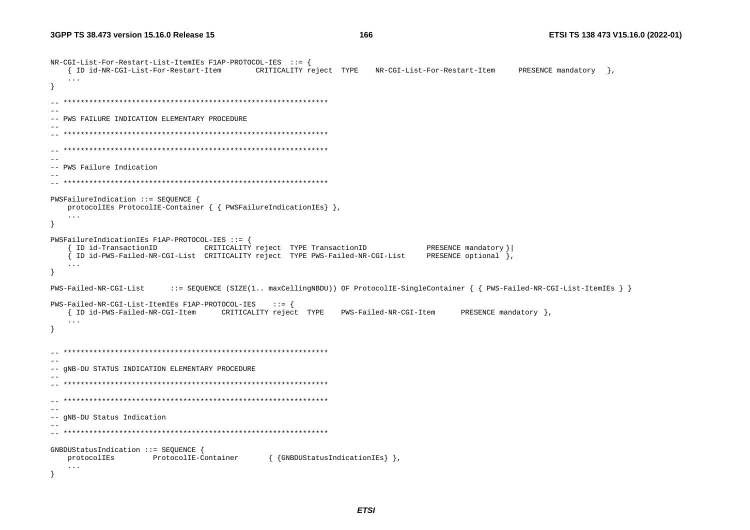```
NR-CGI-List-For-Restart-List-ItemIEs F1AP-PROTOCOL-IES  ::= {
    { ID id-NR-CGI-List-For-Restart-Item        CRITICALITY reject  TYPE    NR-CGI-List-For-Restart-Item      PRESENCE mandatory  },
    ...
}

-- **************************************************************
--
-- PWS FAILURE INDICATION ELEMENTARY PROCEDURE
--
-- **************************************************************

-- **************************************************************
--
-- PWS Failure Indication
--
-- **************************************************************

PWSFailureIndication ::= SEQUENCE {
    protocolIEs ProtocolIE-Container { { PWSFailureIndicationIEs} },
    ...
}

PWSFailureIndicationIEs F1AP-PROTOCOL-IES ::= {
    { ID id-TransactionID           CRITICALITY reject  TYPE TransactionID              PRESENCE mandatory }|
    { ID id-PWS-Failed-NR-CGI-List  CRITICALITY reject  TYPE PWS-Failed-NR-CGI-List     PRESENCE optional },
    ...
}

PWS-Failed-NR-CGI-List      ::= SEQUENCE (SIZE(1.. maxCellingNBDU)) OF ProtocolIE-SingleContainer { { PWS-Failed-NR-CGI-List-ItemIEs } }

PWS-Failed-NR-CGI-List-ItemIEs F1AP-PROTOCOL-IES    ::= {
    { ID id-PWS-Failed-NR-CGI-Item      CRITICALITY reject  TYPE    PWS-Failed-NR-CGI-Item      PRESENCE mandatory },
    ...
}


-- **************************************************************
--
-- gNB-DU STATUS INDICATION ELEMENTARY PROCEDURE
--
-- **************************************************************

-- **************************************************************
--
-- gNB-DU Status Indication
--
-- **************************************************************

GNBDUStatusIndication ::= SEQUENCE {
    protocolIEs         ProtocolIE-Container        { {GNBDUStatusIndicationIEs} },
    ...
}
```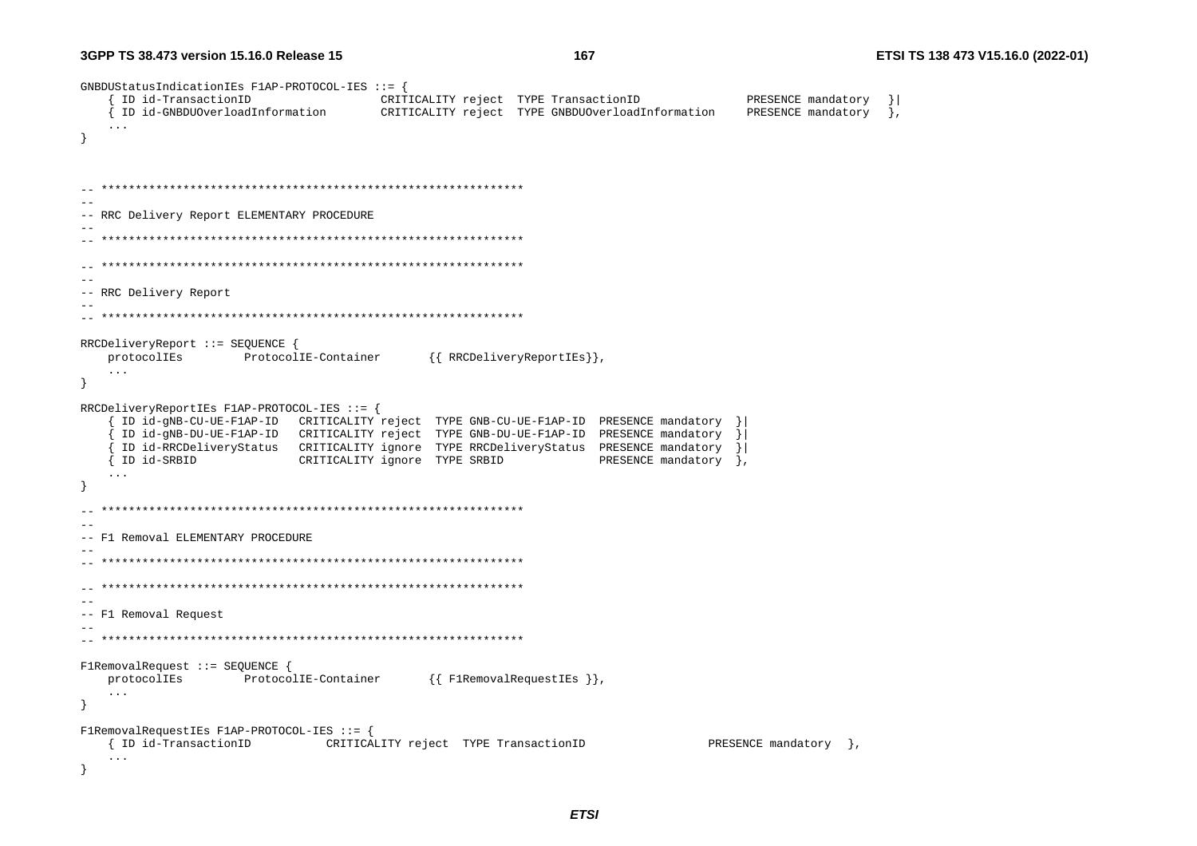```
GNBDUStatusIndicationIEs F1AP-PROTOCOL-IES ::= {
	{ ID id-TransactionID					CRITICALITY reject	TYPE TransactionID					PRESENCE mandatory	}|
	{ ID id-GNBDUOverloadInformation		CRITICALITY reject	TYPE GNBDUOverloadInformation		PRESENCE mandatory	},
	...
}


-- **************************************************************
--
-- RRC Delivery Report ELEMENTARY PROCEDURE
--
-- **************************************************************

-- **************************************************************
--
-- RRC Delivery Report
--
-- **************************************************************

RRCDeliveryReport ::= SEQUENCE {
	protocolIEs			ProtocolIE-Container		{{ RRCDeliveryReportIEs}},
	...
}

RRCDeliveryReportIEs F1AP-PROTOCOL-IES ::= {
	{ ID id-gNB-CU-UE-F1AP-ID	CRITICALITY reject	TYPE GNB-CU-UE-F1AP-ID	PRESENCE mandatory	}|
	{ ID id-gNB-DU-UE-F1AP-ID	CRITICALITY reject	TYPE GNB-DU-UE-F1AP-ID	PRESENCE mandatory	}|
	{ ID id-RRCDeliveryStatus	CRITICALITY ignore	TYPE RRCDeliveryStatus	PRESENCE mandatory	}|
	{ ID id-SRBID				CRITICALITY ignore	TYPE SRBID				PRESENCE mandatory	},
	...
}

-- **************************************************************
--
-- F1 Removal ELEMENTARY PROCEDURE
--
-- **************************************************************

-- **************************************************************
--
-- F1 Removal Request
--
-- **************************************************************

F1RemovalRequest ::= SEQUENCE {
	protocolIEs			ProtocolIE-Container		{{ F1RemovalRequestIEs }},
	...
}

F1RemovalRequestIEs F1AP-PROTOCOL-IES ::= {
	{ ID id-TransactionID			CRITICALITY reject	TYPE TransactionID					PRESENCE mandatory	},
	...
}
```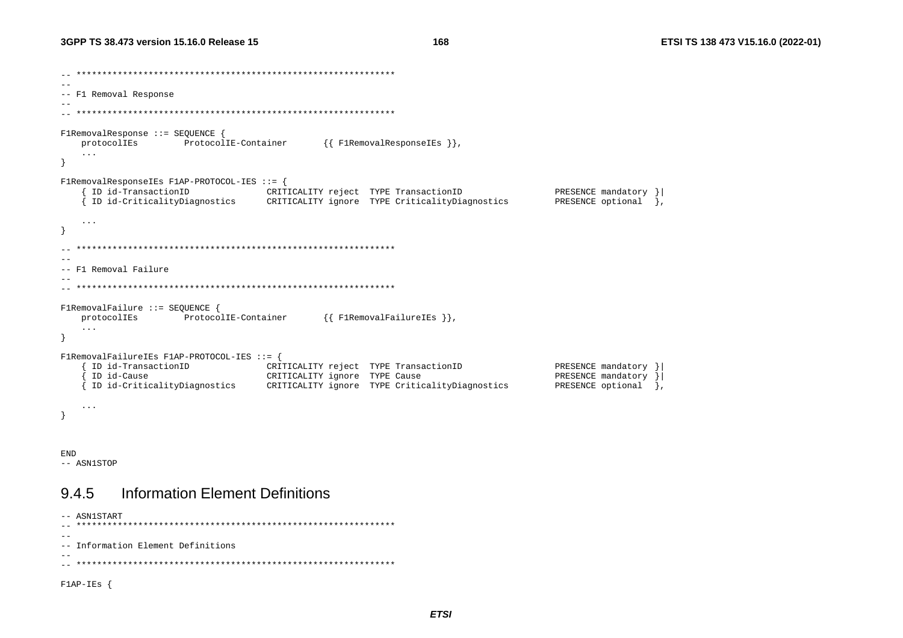```
-- **************************************************************
--
-- F1 Removal Response
--
-- **************************************************************

F1RemovalResponse ::= SEQUENCE {
	protocolIEs			ProtocolIE-Container		{{ F1RemovalResponseIEs }},
	...
}

F1RemovalResponseIEs F1AP-PROTOCOL-IES ::= {
	{ ID id-TransactionID				CRITICALITY reject	TYPE TransactionID					PRESENCE mandatory }|
	{ ID id-CriticalityDiagnostics		CRITICALITY ignore	TYPE CriticalityDiagnostics			PRESENCE optional	},

	...
}

-- **************************************************************
--
-- F1 Removal Failure
--
-- **************************************************************

F1RemovalFailure ::= SEQUENCE {
	protocolIEs			ProtocolIE-Container		{{ F1RemovalFailureIEs }},
	...
}

F1RemovalFailureIEs F1AP-PROTOCOL-IES ::= {
	{ ID id-TransactionID				CRITICALITY reject	TYPE TransactionID					PRESENCE mandatory }|
	{ ID id-Cause						CRITICALITY ignore	TYPE Cause							PRESENCE mandatory }|
	{ ID id-CriticalityDiagnostics		CRITICALITY ignore	TYPE CriticalityDiagnostics			PRESENCE optional	},

	...
}


END
-- ASN1STOP
```

### 9.4.5 Information Element Definitions

```
-- ASN1START
-- **************************************************************
--
-- Information Element Definitions
--
-- **************************************************************

F1AP-IEs {
```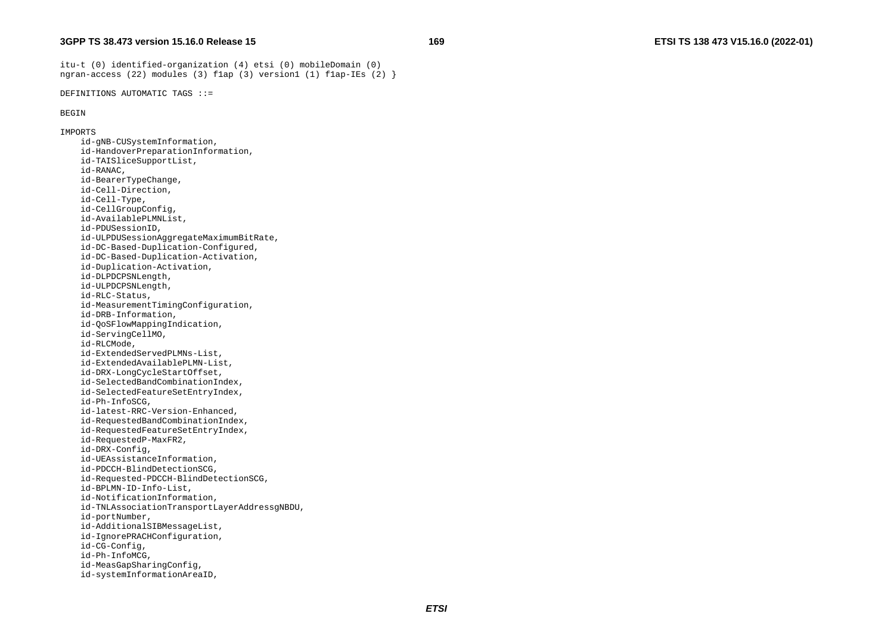```
itu-t (0) identified-organization (4) etsi (0) mobileDomain (0)
ngran-access (22) modules (3) f1ap (3) version1 (1) f1ap-IEs (2) }

DEFINITIONS AUTOMATIC TAGS ::=

BEGIN

IMPORTS
    id-gNB-CUSystemInformation,
    id-HandoverPreparationInformation,
    id-TAISliceSupportList,
    id-RANAC,
    id-BearerTypeChange,
    id-Cell-Direction,
    id-Cell-Type,
    id-CellGroupConfig,
    id-AvailablePLMNList,
    id-PDUSessionID,
    id-ULPDUSessionAggregateMaximumBitRate,
    id-DC-Based-Duplication-Configured,
    id-DC-Based-Duplication-Activation,
    id-Duplication-Activation,
    id-DLPDCPSNLength,
    id-ULPDCPSNLength,
    id-RLC-Status,
    id-MeasurementTimingConfiguration,
    id-DRB-Information,
    id-QoSFlowMappingIndication,
    id-ServingCellMO,
    id-RLCMode,
    id-ExtendedServedPLMNs-List,
    id-ExtendedAvailablePLMN-List,
    id-DRX-LongCycleStartOffset,
    id-SelectedBandCombinationIndex,
    id-SelectedFeatureSetEntryIndex,
    id-Ph-InfoSCG,
    id-latest-RRC-Version-Enhanced,
    id-RequestedBandCombinationIndex,
    id-RequestedFeatureSetEntryIndex,
    id-RequestedP-MaxFR2,
    id-DRX-Config,
    id-UEAssistanceInformation,
    id-PDCCH-BlindDetectionSCG,
    id-Requested-PDCCH-BlindDetectionSCG,
    id-BPLMN-ID-Info-List,
    id-NotificationInformation,
    id-TNLAssociationTransportLayerAddressgNBDU,
    id-portNumber,
    id-AdditionalSIBMessageList,
    id-IgnorePRACHConfiguration,
    id-CG-Config,
    id-Ph-InfoMCG,
    id-MeasGapSharingConfig,
    id-systemInformationAreaID,
```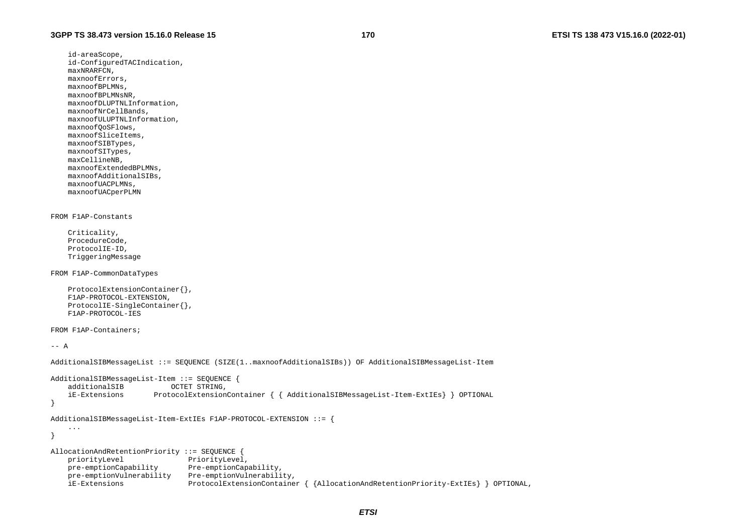```
	id-areaScope,
	id-ConfiguredTACIndication,
	maxNRARFCN,
	maxnoofErrors,
	maxnoofBPLMNs,
	maxnoofBPLMNsNR,
	maxnoofDLUPTNLInformation,
	maxnoofNrCellBands,
	maxnoofULUPTNLInformation,
	maxnoofQoSFlows,
	maxnoofSliceItems,
	maxnoofSIBTypes,
	maxnoofSITypes,
	maxCellineNB,
	maxnoofExtendedBPLMNs,
	maxnoofAdditionalSIBs,
	maxnoofUACPLMNs,
	maxnoofUACperPLMN


FROM F1AP-Constants

	Criticality,
	ProcedureCode,
	ProtocolIE-ID,
	TriggeringMessage

FROM F1AP-CommonDataTypes

	ProtocolExtensionContainer{},
	F1AP-PROTOCOL-EXTENSION,
	ProtocolIE-SingleContainer{},
	F1AP-PROTOCOL-IES

FROM F1AP-Containers;

-- A

AdditionalSIBMessageList ::= SEQUENCE (SIZE(1..maxnoofAdditionalSIBs)) OF AdditionalSIBMessageList-Item

AdditionalSIBMessageList-Item ::= SEQUENCE {
	additionalSIB			OCTET STRING,
	iE-Extensions		ProtocolExtensionContainer { { AdditionalSIBMessageList-Item-ExtIEs} } OPTIONAL
}

AdditionalSIBMessageList-Item-ExtIEs F1AP-PROTOCOL-EXTENSION ::= {
	...
}

AllocationAndRetentionPriority ::= SEQUENCE {
	priorityLevel				PriorityLevel,
	pre-emptionCapability		Pre-emptionCapability,
	pre-emptionVulnerability	Pre-emptionVulnerability,
	iE-Extensions				ProtocolExtensionContainer { {AllocationAndRetentionPriority-ExtIEs} } OPTIONAL,
```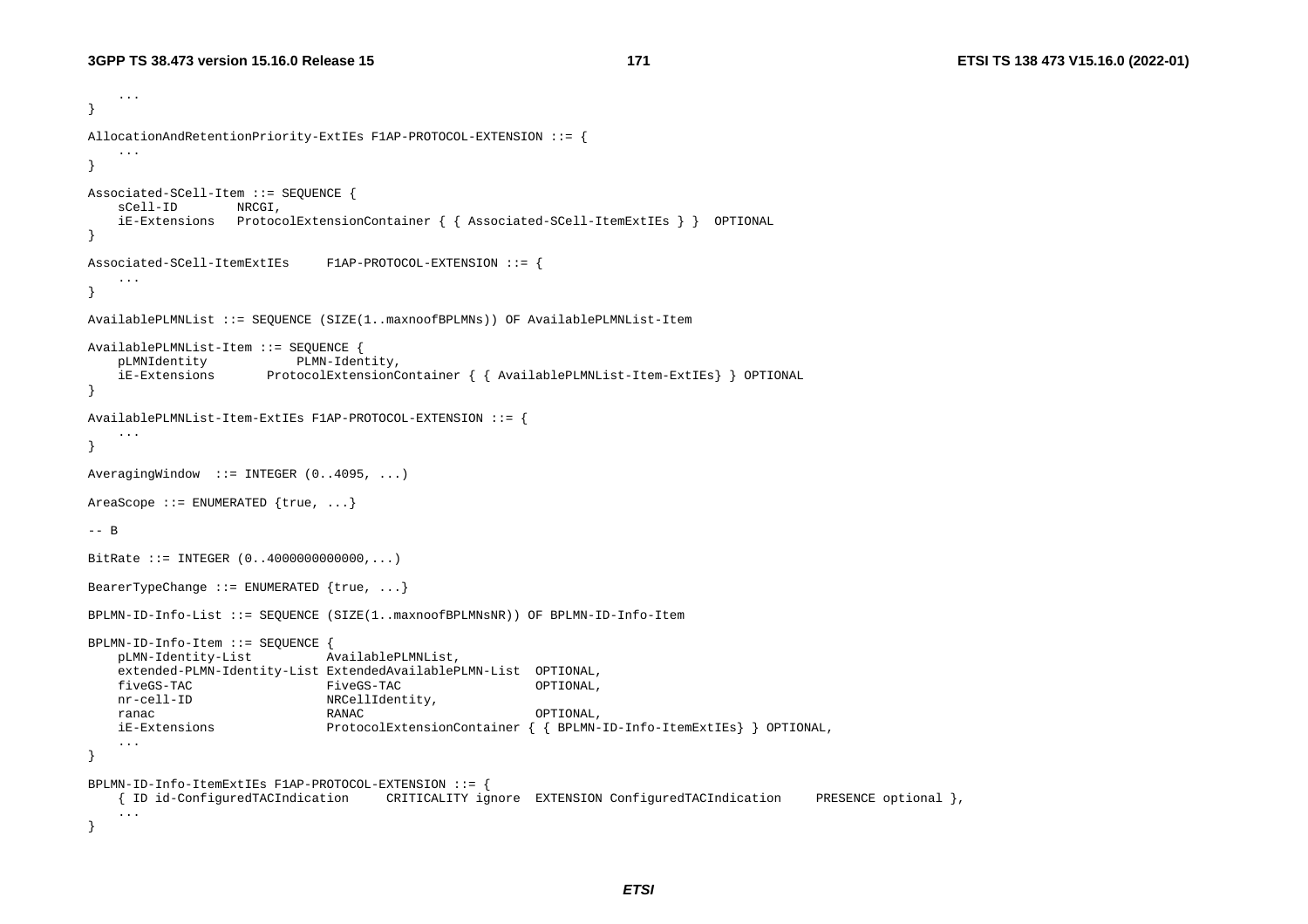```
	...
}

AllocationAndRetentionPriority-ExtIEs F1AP-PROTOCOL-EXTENSION ::= {
	...
}

Associated-SCell-Item ::= SEQUENCE {
	sCell-ID		NRCGI,
	iE-Extensions	ProtocolExtensionContainer { { Associated-SCell-ItemExtIEs } }	OPTIONAL
}

Associated-SCell-ItemExtIEs 	F1AP-PROTOCOL-EXTENSION ::= {
	...
}

AvailablePLMNList ::= SEQUENCE (SIZE(1..maxnoofBPLMNs)) OF AvailablePLMNList-Item

AvailablePLMNList-Item ::= SEQUENCE {
	pLMNIdentity			PLMN-Identity,
	iE-Extensions		ProtocolExtensionContainer { { AvailablePLMNList-Item-ExtIEs} } OPTIONAL
}

AvailablePLMNList-Item-ExtIEs F1AP-PROTOCOL-EXTENSION ::= {
	...
}

AveragingWindow	::= INTEGER (0..4095, ...)

AreaScope ::= ENUMERATED {true, ...}

-- B

BitRate ::= INTEGER (0..4000000000000,...)

BearerTypeChange ::= ENUMERATED {true, ...}

BPLMN-ID-Info-List ::= SEQUENCE (SIZE(1..maxnoofBPLMNsNR)) OF BPLMN-ID-Info-Item

BPLMN-ID-Info-Item ::= SEQUENCE {
	pLMN-Identity-List			AvailablePLMNList,
	extended-PLMN-Identity-List	ExtendedAvailablePLMN-List	OPTIONAL,
	fiveGS-TAC					FiveGS-TAC					OPTIONAL,
	nr-cell-ID					NRCellIdentity,
	ranac						RANAC						OPTIONAL,
	iE-Extensions				ProtocolExtensionContainer { { BPLMN-ID-Info-ItemExtIEs} } OPTIONAL,
	...
}

BPLMN-ID-Info-ItemExtIEs F1AP-PROTOCOL-EXTENSION ::= {
	{ ID id-ConfiguredTACIndication		CRITICALITY ignore	EXTENSION ConfiguredTACIndication		PRESENCE optional },
	...
}
```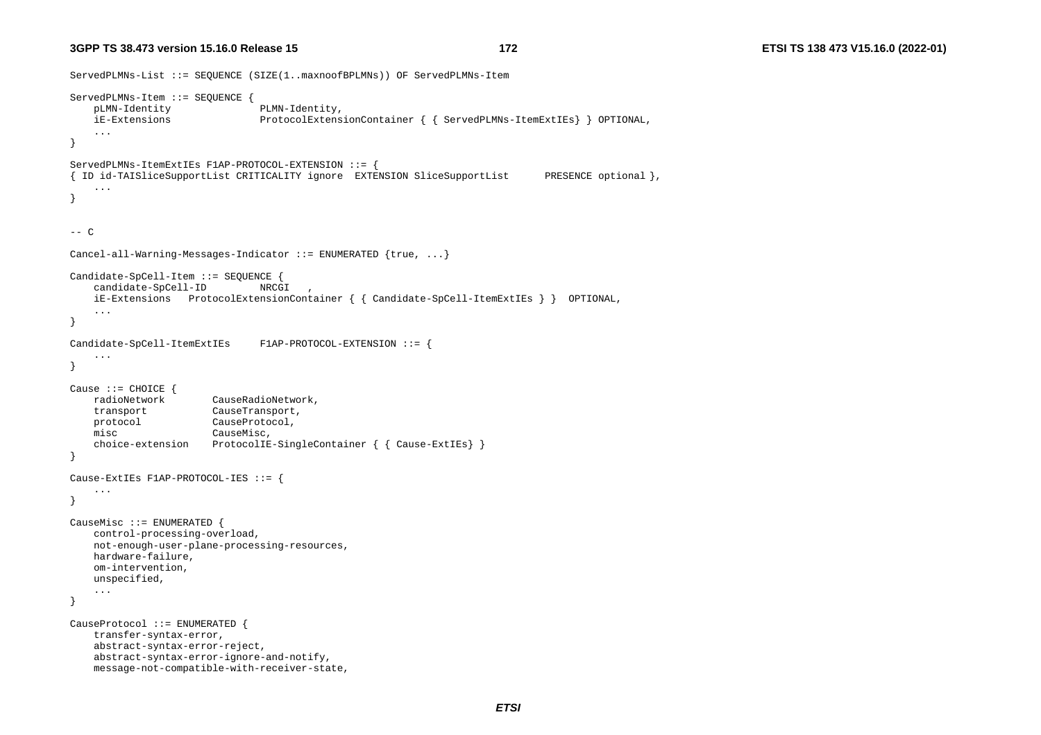```
ServedPLMNs-List ::= SEQUENCE (SIZE(1..maxnoofBPLMNs)) OF ServedPLMNs-Item

ServedPLMNs-Item ::= SEQUENCE {
    pLMN-Identity               PLMN-Identity,
    iE-Extensions               ProtocolExtensionContainer { { ServedPLMNs-ItemExtIEs} } OPTIONAL,
    ...
}

ServedPLMNs-ItemExtIEs F1AP-PROTOCOL-EXTENSION ::= {
{ ID id-TAISliceSupportList CRITICALITY ignore  EXTENSION SliceSupportList      PRESENCE optional },
    ...
}


-- C

Cancel-all-Warning-Messages-Indicator ::= ENUMERATED {true, ...}

Candidate-SpCell-Item ::= SEQUENCE {
    candidate-SpCell-ID         NRCGI   ,
    iE-Extensions   ProtocolExtensionContainer { { Candidate-SpCell-ItemExtIEs } }  OPTIONAL,
    ...
}

Candidate-SpCell-ItemExtIEs     F1AP-PROTOCOL-EXTENSION ::= {
    ...
}

Cause ::= CHOICE {
    radioNetwork        CauseRadioNetwork,
    transport           CauseTransport,
    protocol            CauseProtocol,
    misc                CauseMisc,
    choice-extension    ProtocolIE-SingleContainer { { Cause-ExtIEs} }
}

Cause-ExtIEs F1AP-PROTOCOL-IES ::= {
    ...
}

CauseMisc ::= ENUMERATED {
    control-processing-overload,
    not-enough-user-plane-processing-resources,
    hardware-failure,
    om-intervention,
    unspecified,
    ...
}

CauseProtocol ::= ENUMERATED {
    transfer-syntax-error,
    abstract-syntax-error-reject,
    abstract-syntax-error-ignore-and-notify,
    message-not-compatible-with-receiver-state,
```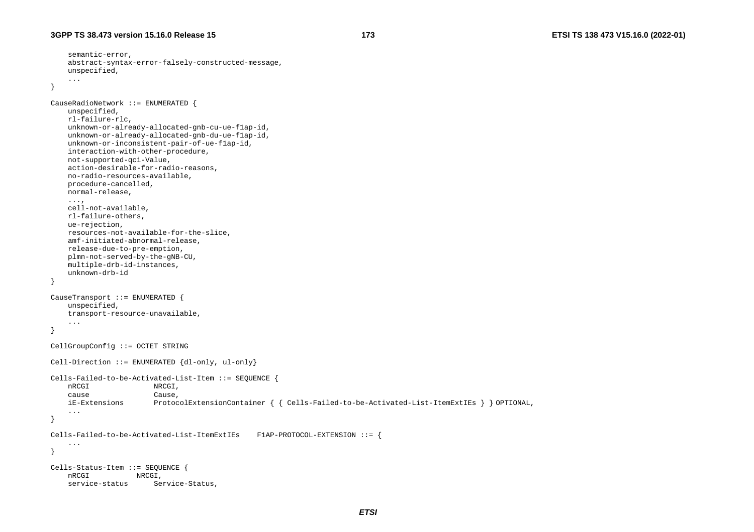```
	semantic-error,
	abstract-syntax-error-falsely-constructed-message,
	unspecified,
	...
}

CauseRadioNetwork ::= ENUMERATED {
	unspecified,
	rl-failure-rlc,
	unknown-or-already-allocated-gnb-cu-ue-f1ap-id,
	unknown-or-already-allocated-gnb-du-ue-f1ap-id,
	unknown-or-inconsistent-pair-of-ue-f1ap-id,
	interaction-with-other-procedure,
	not-supported-qci-Value,
	action-desirable-for-radio-reasons,
	no-radio-resources-available,
	procedure-cancelled,
	normal-release,
	...,
	cell-not-available,
	rl-failure-others,
	ue-rejection,
	resources-not-available-for-the-slice,
	amf-initiated-abnormal-release,
	release-due-to-pre-emption,
	plmn-not-served-by-the-gNB-CU,
	multiple-drb-id-instances,
	unknown-drb-id
}

CauseTransport ::= ENUMERATED {
	unspecified,
	transport-resource-unavailable,
	...
}

CellGroupConfig ::= OCTET STRING

Cell-Direction ::= ENUMERATED {dl-only, ul-only}

Cells-Failed-to-be-Activated-List-Item ::= SEQUENCE {
	nRCGI				NRCGI,
	cause				Cause,
	iE-Extensions		ProtocolExtensionContainer { { Cells-Failed-to-be-Activated-List-ItemExtIEs } } OPTIONAL,
	...
}

Cells-Failed-to-be-Activated-List-ItemExtIEs	F1AP-PROTOCOL-EXTENSION ::= {
	...
}

Cells-Status-Item ::= SEQUENCE {
	nRCGI			NRCGI,
	service-status		Service-Status,
```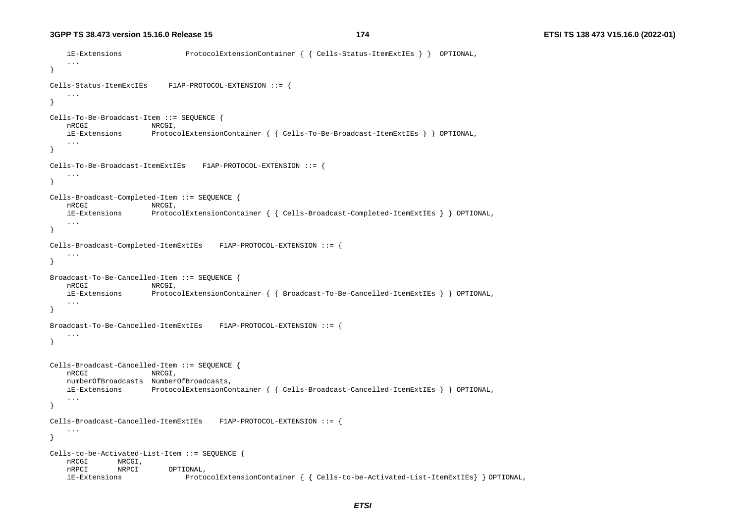```
	iE-Extensions		ProtocolExtensionContainer { { Cells-Status-ItemExtIEs } }	OPTIONAL,
	...
}

Cells-Status-ItemExtIEs	F1AP-PROTOCOL-EXTENSION ::= {
	...
}

Cells-To-Be-Broadcast-Item ::= SEQUENCE {
	nRCGI			NRCGI,
	iE-Extensions		ProtocolExtensionContainer { { Cells-To-Be-Broadcast-ItemExtIEs } } OPTIONAL,
	...
}

Cells-To-Be-Broadcast-ItemExtIEs	F1AP-PROTOCOL-EXTENSION ::= {
	...
}

Cells-Broadcast-Completed-Item ::= SEQUENCE {
	nRCGI			NRCGI,
	iE-Extensions		ProtocolExtensionContainer { { Cells-Broadcast-Completed-ItemExtIEs } } OPTIONAL,
	...
}

Cells-Broadcast-Completed-ItemExtIEs	F1AP-PROTOCOL-EXTENSION ::= {
	...
}

Broadcast-To-Be-Cancelled-Item ::= SEQUENCE {
	nRCGI			NRCGI,
	iE-Extensions		ProtocolExtensionContainer { { Broadcast-To-Be-Cancelled-ItemExtIEs } } OPTIONAL,
	...
}

Broadcast-To-Be-Cancelled-ItemExtIEs	F1AP-PROTOCOL-EXTENSION ::= {
	...
}


Cells-Broadcast-Cancelled-Item ::= SEQUENCE {
	nRCGI			NRCGI,
	numberOfBroadcasts	NumberOfBroadcasts,
	iE-Extensions		ProtocolExtensionContainer { { Cells-Broadcast-Cancelled-ItemExtIEs } } OPTIONAL,
	...
}

Cells-Broadcast-Cancelled-ItemExtIEs	F1AP-PROTOCOL-EXTENSION ::= {
	...
}

Cells-to-be-Activated-List-Item ::= SEQUENCE {
	nRCGI		NRCGI,
	nRPCI		NRPCI		OPTIONAL,
	iE-Extensions		ProtocolExtensionContainer { { Cells-to-be-Activated-List-ItemExtIEs} } OPTIONAL,
```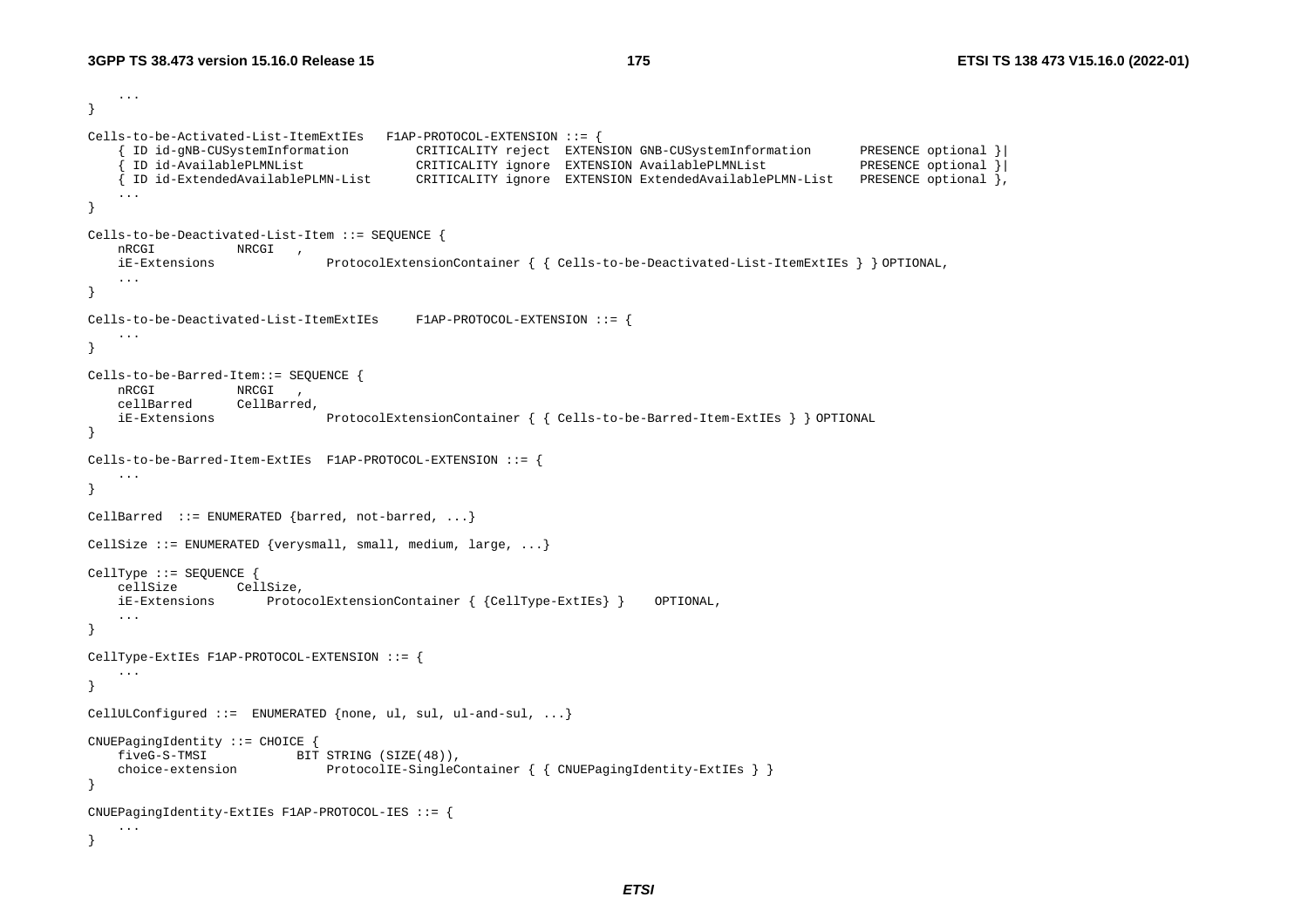```
	...
}

Cells-to-be-Activated-List-ItemExtIEs 	F1AP-PROTOCOL-EXTENSION ::= {
	{ ID id-gNB-CUSystemInformation		CRITICALITY reject	EXTENSION GNB-CUSystemInformation		PRESENCE optional }|
	{ ID id-AvailablePLMNList			CRITICALITY ignore	EXTENSION AvailablePLMNList			PRESENCE optional }|
	{ ID id-ExtendedAvailablePLMN-List		CRITICALITY ignore	EXTENSION ExtendedAvailablePLMN-List	PRESENCE optional },
	...
}

Cells-to-be-Deactivated-List-Item ::= SEQUENCE {
	nRCGI			NRCGI	,
	iE-Extensions				ProtocolExtensionContainer { { Cells-to-be-Deactivated-List-ItemExtIEs } } OPTIONAL,
	...
}

Cells-to-be-Deactivated-List-ItemExtIEs 	F1AP-PROTOCOL-EXTENSION ::= {
	...
}

Cells-to-be-Barred-Item::= SEQUENCE {
	nRCGI			NRCGI	,
	cellBarred		CellBarred,
	iE-Extensions				ProtocolExtensionContainer { { Cells-to-be-Barred-Item-ExtIEs } } OPTIONAL
}

Cells-to-be-Barred-Item-ExtIEs	F1AP-PROTOCOL-EXTENSION ::= {
	...
}

CellBarred	::= ENUMERATED {barred, not-barred, ...}

CellSize ::= ENUMERATED {verysmall, small, medium, large, ...}

CellType ::= SEQUENCE {
	cellSize		CellSize,
	iE-Extensions		ProtocolExtensionContainer { {CellType-ExtIEs} }	OPTIONAL,
	...
}

CellType-ExtIEs F1AP-PROTOCOL-EXTENSION ::= {
	...
}

CellULConfigured ::=	ENUMERATED {none, ul, sul, ul-and-sul, ...}

CNUEPagingIdentity ::= CHOICE {
	fiveG-S-TMSI			BIT STRING (SIZE(48)),
	choice-extension			ProtocolIE-SingleContainer { { CNUEPagingIdentity-ExtIEs } }
}

CNUEPagingIdentity-ExtIEs F1AP-PROTOCOL-IES ::= {
	...
}
```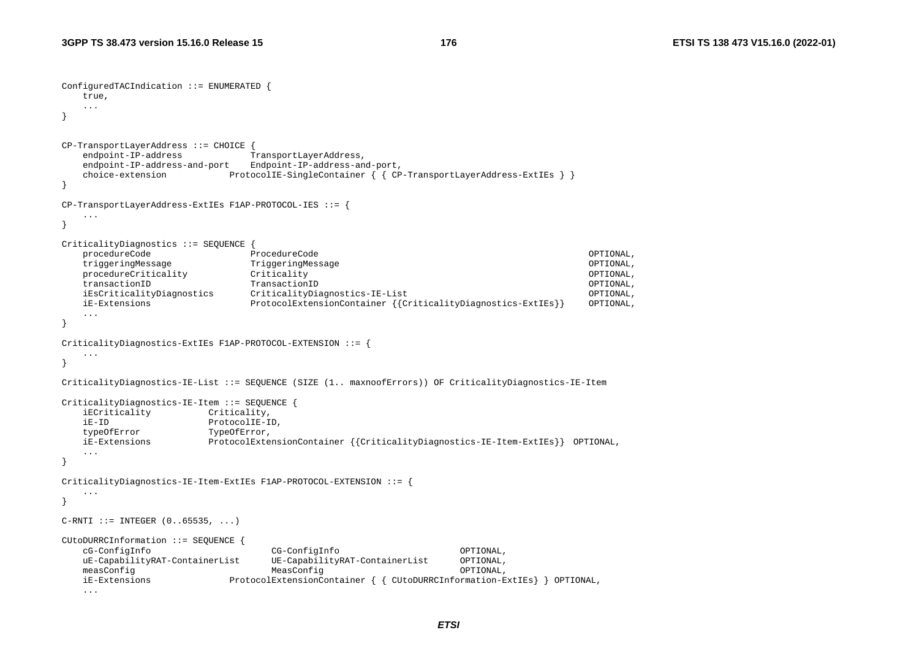```
ConfiguredTACIndication ::= ENUMERATED {
	true,
	...
}


CP-TransportLayerAddress ::= CHOICE {
	endpoint-IP-address				TransportLayerAddress,
	endpoint-IP-address-and-port	Endpoint-IP-address-and-port,
	choice-extension			ProtocolIE-SingleContainer { { CP-TransportLayerAddress-ExtIEs } }
}

CP-TransportLayerAddress-ExtIEs F1AP-PROTOCOL-IES ::= {
	...
}

CriticalityDiagnostics ::= SEQUENCE {
	procedureCode					ProcedureCode														OPTIONAL,
	triggeringMessage				TriggeringMessage													OPTIONAL,
	procedureCriticality			Criticality															OPTIONAL,
	transactionID					TransactionID														OPTIONAL,
	iEsCriticalityDiagnostics		CriticalityDiagnostics-IE-List										OPTIONAL,
	iE-Extensions					ProtocolExtensionContainer {{CriticalityDiagnostics-ExtIEs}}	OPTIONAL,
	...
}

CriticalityDiagnostics-ExtIEs F1AP-PROTOCOL-EXTENSION ::= {
	...
}

CriticalityDiagnostics-IE-List ::= SEQUENCE (SIZE (1.. maxnoofErrors)) OF CriticalityDiagnostics-IE-Item

CriticalityDiagnostics-IE-Item ::= SEQUENCE {
	iECriticality			Criticality,
	iE-ID					ProtocolIE-ID,
	typeOfError				TypeOfError,
	iE-Extensions			ProtocolExtensionContainer {{CriticalityDiagnostics-IE-Item-ExtIEs}}	OPTIONAL,
	...
}

CriticalityDiagnostics-IE-Item-ExtIEs F1AP-PROTOCOL-EXTENSION ::= {
	...
}

C-RNTI ::= INTEGER (0..65535, ...)

CUtoDURRCInformation ::= SEQUENCE {
	cG-ConfigInfo						CG-ConfigInfo						OPTIONAL,
	uE-CapabilityRAT-ContainerList		UE-CapabilityRAT-ContainerList		OPTIONAL,
	measConfig							MeasConfig							OPTIONAL,
	iE-Extensions				ProtocolExtensionContainer { { CUtoDURRCInformation-ExtIEs} } OPTIONAL,
	...
```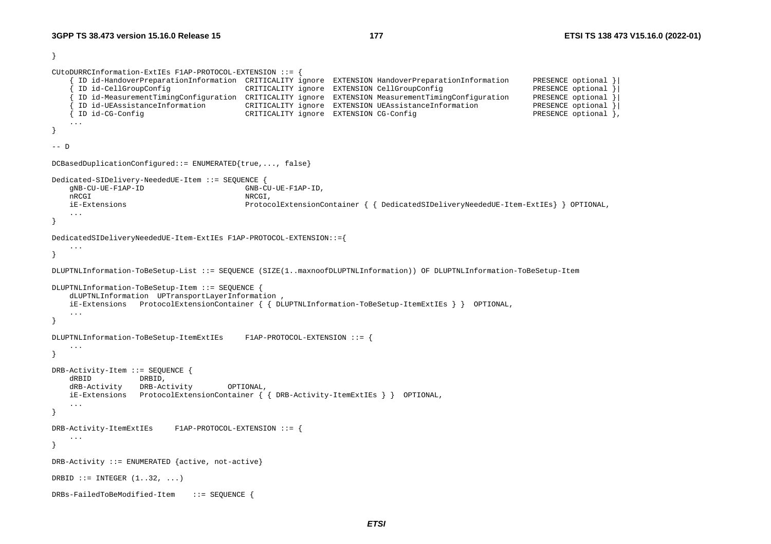```
}

CUtoDURRCInformation-ExtIEs F1AP-PROTOCOL-EXTENSION ::= {
	{ ID id-HandoverPreparationInformation	CRITICALITY ignore	EXTENSION HandoverPreparationInformation		PRESENCE optional }|
	{ ID id-CellGroupConfig					CRITICALITY ignore	EXTENSION CellGroupConfig					PRESENCE optional }|
	{ ID id-MeasurementTimingConfiguration	CRITICALITY ignore	EXTENSION MeasurementTimingConfiguration	PRESENCE optional }|
	{ ID id-UEAssistanceInformation			CRITICALITY ignore	EXTENSION UEAssistanceInformation			PRESENCE optional }|
	{ ID id-CG-Config						CRITICALITY ignore	EXTENSION CG-Config							PRESENCE optional },
	...
}

-- D

DCBasedDuplicationConfigured::= ENUMERATED{true,..., false}

Dedicated-SIDelivery-NeededUE-Item ::= SEQUENCE {
	gNB-CU-UE-F1AP-ID					GNB-CU-UE-F1AP-ID,
	nRCGI								NRCGI,
	iE-Extensions						ProtocolExtensionContainer { { DedicatedSIDeliveryNeededUE-Item-ExtIEs} } OPTIONAL,
	...
}

DedicatedSIDeliveryNeededUE-Item-ExtIEs F1AP-PROTOCOL-EXTENSION::={
	...
}

DLUPTNLInformation-ToBeSetup-List ::= SEQUENCE (SIZE(1..maxnoofDLUPTNLInformation)) OF DLUPTNLInformation-ToBeSetup-Item

DLUPTNLInformation-ToBeSetup-Item ::= SEQUENCE {
	dLUPTNLInformation	UPTransportLayerInformation ,
	iE-Extensions	ProtocolExtensionContainer { { DLUPTNLInformation-ToBeSetup-ItemExtIEs } }	OPTIONAL,
	...
}

DLUPTNLInformation-ToBeSetup-ItemExtIEs	F1AP-PROTOCOL-EXTENSION ::= {
	...
}

DRB-Activity-Item ::= SEQUENCE {
	dRBID			DRBID,
	dRB-Activity	DRB-Activity		OPTIONAL,
	iE-Extensions	ProtocolExtensionContainer { { DRB-Activity-ItemExtIEs } }	OPTIONAL,
	...
}

DRB-Activity-ItemExtIEs	F1AP-PROTOCOL-EXTENSION ::= {
	...
}

DRB-Activity ::= ENUMERATED {active, not-active}

DRBID ::= INTEGER (1..32, ...)

DRBs-FailedToBeModified-Item	::= SEQUENCE {
```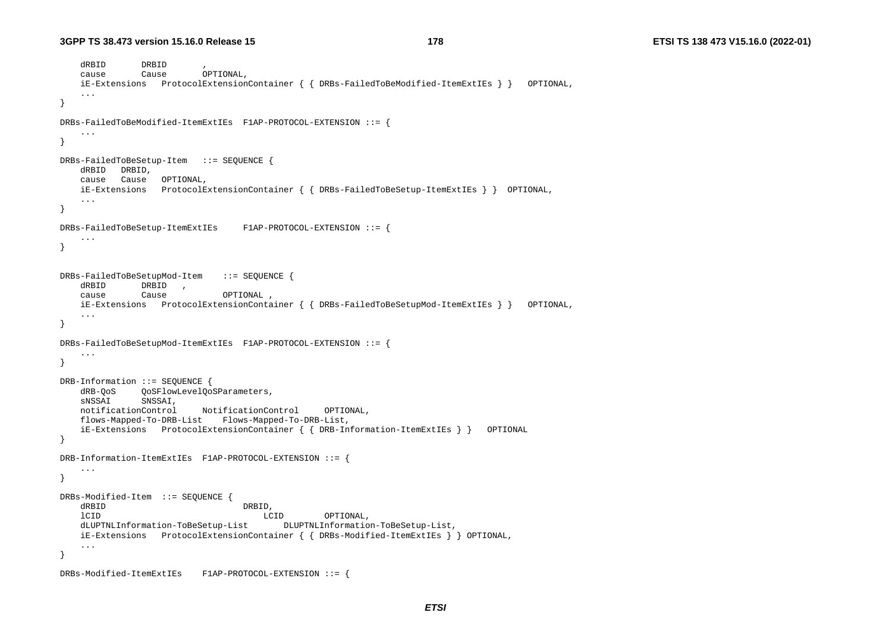```
	dRBID		DRBID		,
	cause		Cause		OPTIONAL,
	iE-Extensions	ProtocolExtensionContainer { { DRBs-FailedToBeModified-ItemExtIEs } }	OPTIONAL,
	...
}

DRBs-FailedToBeModified-ItemExtIEs	F1AP-PROTOCOL-EXTENSION ::= {
	...
}

DRBs-FailedToBeSetup-Item	::= SEQUENCE {
	dRBID	DRBID,
	cause	Cause	OPTIONAL,
	iE-Extensions	ProtocolExtensionContainer { { DRBs-FailedToBeSetup-ItemExtIEs } }	OPTIONAL,
	...
}

DRBs-FailedToBeSetup-ItemExtIEs	F1AP-PROTOCOL-EXTENSION ::= {
	...
}


DRBs-FailedToBeSetupMod-Item	::= SEQUENCE {
	dRBID		DRBID	,
	cause		Cause		OPTIONAL ,
	iE-Extensions	ProtocolExtensionContainer { { DRBs-FailedToBeSetupMod-ItemExtIEs } }	OPTIONAL,
	...
}

DRBs-FailedToBeSetupMod-ItemExtIEs	F1AP-PROTOCOL-EXTENSION ::= {
	...
}

DRB-Information ::= SEQUENCE {
	dRB-QoS		QoSFlowLevelQoSParameters,
	sNSSAI		SNSSAI,
	notificationControl		NotificationControl		OPTIONAL,
	flows-Mapped-To-DRB-List	Flows-Mapped-To-DRB-List,
	iE-Extensions	ProtocolExtensionContainer { { DRB-Information-ItemExtIEs } }	OPTIONAL
}

DRB-Information-ItemExtIEs	F1AP-PROTOCOL-EXTENSION ::= {
	...
}

DRBs-Modified-Item	::= SEQUENCE {
	dRBID					DRBID,
	lCID					LCID		OPTIONAL,
	dLUPTNLInformation-ToBeSetup-List		DLUPTNLInformation-ToBeSetup-List,
	iE-Extensions	ProtocolExtensionContainer { { DRBs-Modified-ItemExtIEs } } OPTIONAL,
	...
}

DRBs-Modified-ItemExtIEs	F1AP-PROTOCOL-EXTENSION ::= {
```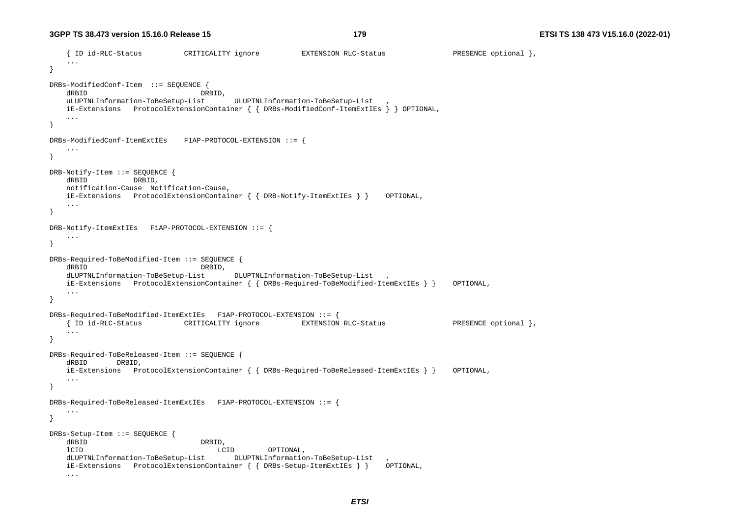```
	{ ID id-RLC-Status		CRITICALITY ignore		EXTENSION RLC-Status			PRESENCE optional },
	...
}

DRBs-ModifiedConf-Item	::= SEQUENCE {
	dRBID						DRBID,
	uLUPTNLInformation-ToBeSetup-List		ULUPTNLInformation-ToBeSetup-List	,
	iE-Extensions	ProtocolExtensionContainer { { DRBs-ModifiedConf-ItemExtIEs } } OPTIONAL,
	...
}

DRBs-ModifiedConf-ItemExtIEs	F1AP-PROTOCOL-EXTENSION ::= {
	...
}

DRB-Notify-Item ::= SEQUENCE {
	dRBID		DRBID,
	notification-Cause	Notification-Cause,
	iE-Extensions	ProtocolExtensionContainer { { DRB-Notify-ItemExtIEs } }	OPTIONAL,
	...
}

DRB-Notify-ItemExtIEs	F1AP-PROTOCOL-EXTENSION ::= {
	...
}

DRBs-Required-ToBeModified-Item ::= SEQUENCE {
	dRBID						DRBID,
	dLUPTNLInformation-ToBeSetup-List		DLUPTNLInformation-ToBeSetup-List	,
	iE-Extensions	ProtocolExtensionContainer { { DRBs-Required-ToBeModified-ItemExtIEs } }	OPTIONAL,
	...
}

DRBs-Required-ToBeModified-ItemExtIEs	F1AP-PROTOCOL-EXTENSION ::= {
	{ ID id-RLC-Status		CRITICALITY ignore		EXTENSION RLC-Status			PRESENCE optional },
	...
}

DRBs-Required-ToBeReleased-Item ::= SEQUENCE {
	dRBID		DRBID,
	iE-Extensions	ProtocolExtensionContainer { { DRBs-Required-ToBeReleased-ItemExtIEs } }	OPTIONAL,
	...
}

DRBs-Required-ToBeReleased-ItemExtIEs	F1AP-PROTOCOL-EXTENSION ::= {
	...
}

DRBs-Setup-Item ::= SEQUENCE {
	dRBID						DRBID,
	lCID							LCID		OPTIONAL,
	dLUPTNLInformation-ToBeSetup-List		DLUPTNLInformation-ToBeSetup-List	,
	iE-Extensions	ProtocolExtensionContainer { { DRBs-Setup-ItemExtIEs } }	OPTIONAL,
	...
```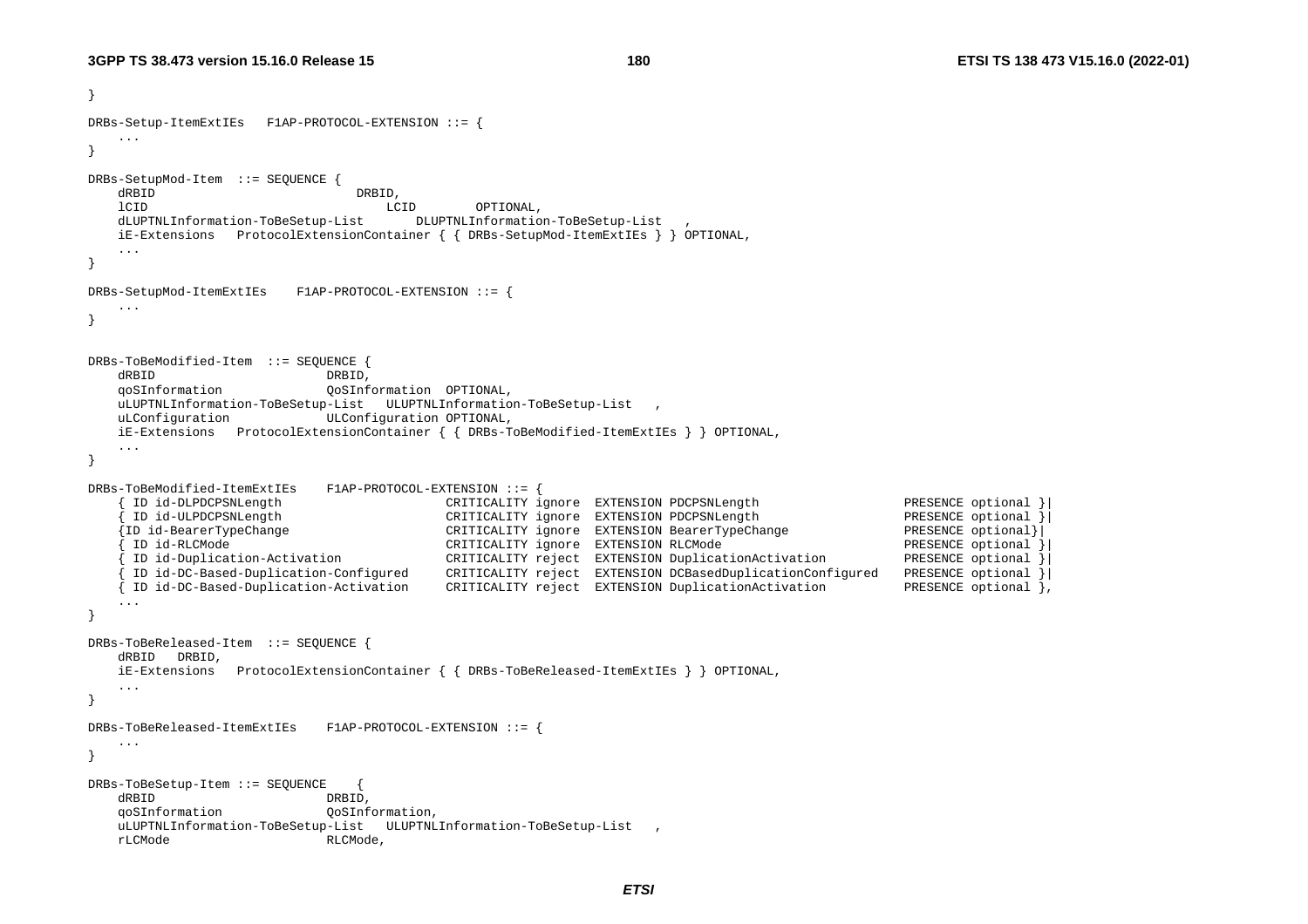```
}

DRBs-Setup-ItemExtIEs   F1AP-PROTOCOL-EXTENSION ::= {
    ...
}

DRBs-SetupMod-Item  ::= SEQUENCE {
    dRBID                       DRBID,
    lCID                            LCID        OPTIONAL,
    dLUPTNLInformation-ToBeSetup-List       DLUPTNLInformation-ToBeSetup-List   ,
    iE-Extensions   ProtocolExtensionContainer { { DRBs-SetupMod-ItemExtIEs } } OPTIONAL,
    ...
}

DRBs-SetupMod-ItemExtIEs    F1AP-PROTOCOL-EXTENSION ::= {
    ...
}


DRBs-ToBeModified-Item  ::= SEQUENCE {
    dRBID                       DRBID,
    qoSInformation              QoSInformation  OPTIONAL,
    uLUPTNLInformation-ToBeSetup-List   ULUPTNLInformation-ToBeSetup-List   ,
    uLConfiguration             ULConfiguration OPTIONAL,
    iE-Extensions   ProtocolExtensionContainer { { DRBs-ToBeModified-ItemExtIEs } } OPTIONAL,
    ...
}

DRBs-ToBeModified-ItemExtIEs    F1AP-PROTOCOL-EXTENSION ::= {
    { ID id-DLPDCPSNLength                      CRITICALITY ignore  EXTENSION PDCPSNLength                      PRESENCE optional }|
    { ID id-ULPDCPSNLength                      CRITICALITY ignore  EXTENSION PDCPSNLength                      PRESENCE optional }|
    {ID id-BearerTypeChange                     CRITICALITY ignore  EXTENSION BearerTypeChange                  PRESENCE optional}|
    { ID id-RLCMode                             CRITICALITY ignore  EXTENSION RLCMode                           PRESENCE optional }|
    { ID id-Duplication-Activation              CRITICALITY reject  EXTENSION DuplicationActivation             PRESENCE optional }|
    { ID id-DC-Based-Duplication-Configured     CRITICALITY reject  EXTENSION DCBasedDuplicationConfigured      PRESENCE optional }|
    { ID id-DC-Based-Duplication-Activation     CRITICALITY reject  EXTENSION DuplicationActivation             PRESENCE optional },
    ...
}

DRBs-ToBeReleased-Item  ::= SEQUENCE {
    dRBID   DRBID,
    iE-Extensions   ProtocolExtensionContainer { { DRBs-ToBeReleased-ItemExtIEs } } OPTIONAL,
    ...
}

DRBs-ToBeReleased-ItemExtIEs    F1AP-PROTOCOL-EXTENSION ::= {
    ...
}

DRBs-ToBeSetup-Item ::= SEQUENCE    {
    dRBID                       DRBID,
    qoSInformation              QoSInformation,
    uLUPTNLInformation-ToBeSetup-List   ULUPTNLInformation-ToBeSetup-List   ,
    rLCMode                     RLCMode,
```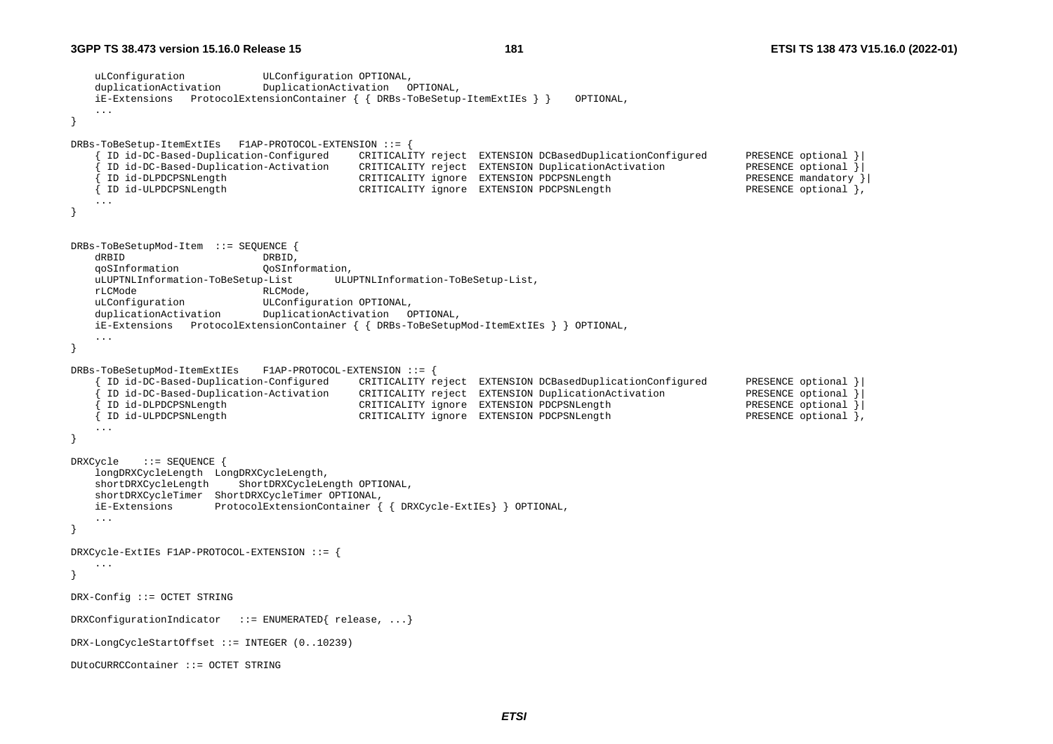```
	uLConfiguration				ULConfiguration OPTIONAL,
	duplicationActivation		DuplicationActivation	OPTIONAL,
	iE-Extensions	ProtocolExtensionContainer { { DRBs-ToBeSetup-ItemExtIEs } }	OPTIONAL,
	...
}

DRBs-ToBeSetup-ItemExtIEs	F1AP-PROTOCOL-EXTENSION ::= {
	{ ID id-DC-Based-Duplication-Configured		CRITICALITY reject	EXTENSION DCBasedDuplicationConfigured		PRESENCE optional }|
	{ ID id-DC-Based-Duplication-Activation		CRITICALITY reject	EXTENSION DuplicationActivation			PRESENCE optional }|
	{ ID id-DLPDCPSNLength					CRITICALITY ignore	EXTENSION PDCPSNLength					PRESENCE mandatory }|
	{ ID id-ULPDCPSNLength					CRITICALITY ignore	EXTENSION PDCPSNLength					PRESENCE optional },
	...
}


DRBs-ToBeSetupMod-Item	::= SEQUENCE {
	dRBID						DRBID,
	qoSInformation				QoSInformation,
	uLUPTNLInformation-ToBeSetup-List		ULUPTNLInformation-ToBeSetup-List,
	rLCMode						RLCMode,
	uLConfiguration				ULConfiguration OPTIONAL,
	duplicationActivation		DuplicationActivation	OPTIONAL,
	iE-Extensions	ProtocolExtensionContainer { { DRBs-ToBeSetupMod-ItemExtIEs } } OPTIONAL,
	...
}

DRBs-ToBeSetupMod-ItemExtIEs	F1AP-PROTOCOL-EXTENSION ::= {
	{ ID id-DC-Based-Duplication-Configured		CRITICALITY reject	EXTENSION DCBasedDuplicationConfigured		PRESENCE optional }|
	{ ID id-DC-Based-Duplication-Activation		CRITICALITY reject	EXTENSION DuplicationActivation			PRESENCE optional }|
	{ ID id-DLPDCPSNLength					CRITICALITY ignore	EXTENSION PDCPSNLength					PRESENCE optional }|
	{ ID id-ULPDCPSNLength					CRITICALITY ignore	EXTENSION PDCPSNLength					PRESENCE optional },
	...
}

DRXCycle	::= SEQUENCE {
	longDRXCycleLength	LongDRXCycleLength,
	shortDRXCycleLength		ShortDRXCycleLength OPTIONAL,
	shortDRXCycleTimer	ShortDRXCycleTimer OPTIONAL,
	iE-Extensions		ProtocolExtensionContainer { { DRXCycle-ExtIEs} } OPTIONAL,
	...
}

DRXCycle-ExtIEs F1AP-PROTOCOL-EXTENSION ::= {
	...
}

DRX-Config ::= OCTET STRING

DRXConfigurationIndicator	::= ENUMERATED{ release, ...}

DRX-LongCycleStartOffset ::= INTEGER (0..10239)

DUtoCURRCContainer ::= OCTET STRING
```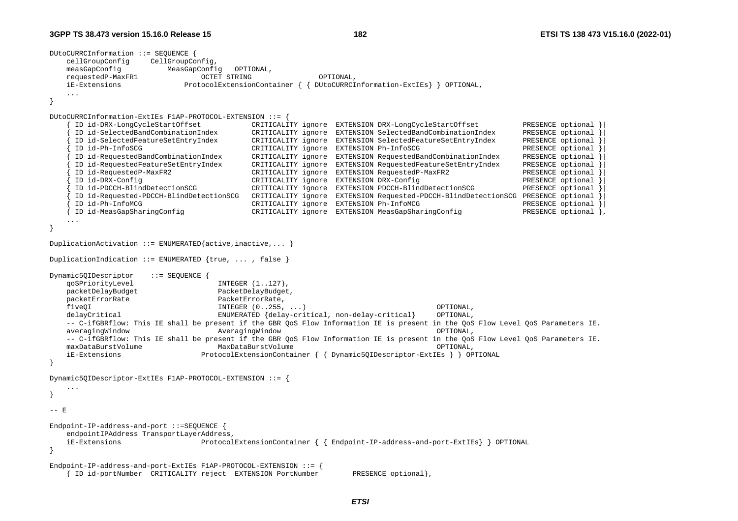```
DUtoCURRCInformation ::= SEQUENCE {
    cellGroupConfig     CellGroupConfig,
    measGapConfig           MeasGapConfig   OPTIONAL,
    requestedP-MaxFR1               OCTET STRING                OPTIONAL,
    iE-Extensions               ProtocolExtensionContainer { { DUtoCURRCInformation-ExtIEs} } OPTIONAL,
    ...
}

DUtoCURRCInformation-ExtIEs F1AP-PROTOCOL-EXTENSION ::= {
    { ID id-DRX-LongCycleStartOffset            CRITICALITY ignore  EXTENSION DRX-LongCycleStartOffset          PRESENCE optional }|
    { ID id-SelectedBandCombinationIndex        CRITICALITY ignore  EXTENSION SelectedBandCombinationIndex      PRESENCE optional }|
    { ID id-SelectedFeatureSetEntryIndex        CRITICALITY ignore  EXTENSION SelectedFeatureSetEntryIndex      PRESENCE optional }|
    { ID id-Ph-InfoSCG                          CRITICALITY ignore  EXTENSION Ph-InfoSCG                        PRESENCE optional }|
    { ID id-RequestedBandCombinationIndex       CRITICALITY ignore  EXTENSION RequestedBandCombinationIndex     PRESENCE optional }|
    { ID id-RequestedFeatureSetEntryIndex       CRITICALITY ignore  EXTENSION RequestedFeatureSetEntryIndex     PRESENCE optional }|
    { ID id-RequestedP-MaxFR2                   CRITICALITY ignore  EXTENSION RequestedP-MaxFR2                 PRESENCE optional }|
    { ID id-DRX-Config                          CRITICALITY ignore  EXTENSION DRX-Config                        PRESENCE optional }|
    { ID id-PDCCH-BlindDetectionSCG             CRITICALITY ignore  EXTENSION PDCCH-BlindDetectionSCG           PRESENCE optional }|
    { ID id-Requested-PDCCH-BlindDetectionSCG   CRITICALITY ignore  EXTENSION Requested-PDCCH-BlindDetectionSCG PRESENCE optional }|
    { ID id-Ph-InfoMCG                          CRITICALITY ignore  EXTENSION Ph-InfoMCG                        PRESENCE optional }|
    { ID id-MeasGapSharingConfig                CRITICALITY ignore  EXTENSION MeasGapSharingConfig              PRESENCE optional },
    ...
}

DuplicationActivation ::= ENUMERATED{active,inactive,... }

DuplicationIndication ::= ENUMERATED {true, ... , false }

Dynamic5QIDescriptor    ::= SEQUENCE {
    qoSPriorityLevel                    INTEGER (1..127),
    packetDelayBudget                   PacketDelayBudget,
    packetErrorRate                     PacketErrorRate,
    fiveQI                              INTEGER (0..255, ...)                               OPTIONAL,
    delayCritical                       ENUMERATED {delay-critical, non-delay-critical}     OPTIONAL,
    -- C-ifGBRflow: This IE shall be present if the GBR QoS Flow Information IE is present in the QoS Flow Level QoS Parameters IE.
    averagingWindow                     AveragingWindow                                     OPTIONAL,
    -- C-ifGBRflow: This IE shall be present if the GBR QoS Flow Information IE is present in the QoS Flow Level QoS Parameters IE.
    maxDataBurstVolume                  MaxDataBurstVolume                                  OPTIONAL,
    iE-Extensions                   ProtocolExtensionContainer { { Dynamic5QIDescriptor-ExtIEs } } OPTIONAL
}

Dynamic5QIDescriptor-ExtIEs F1AP-PROTOCOL-EXTENSION ::= {
    ...
}

-- E

Endpoint-IP-address-and-port ::=SEQUENCE {
    endpointIPAddress TransportLayerAddress,
    iE-Extensions                   ProtocolExtensionContainer { { Endpoint-IP-address-and-port-ExtIEs} } OPTIONAL
}

Endpoint-IP-address-and-port-ExtIEs F1AP-PROTOCOL-EXTENSION ::= {
    { ID id-portNumber  CRITICALITY reject  EXTENSION PortNumber        PRESENCE optional},
```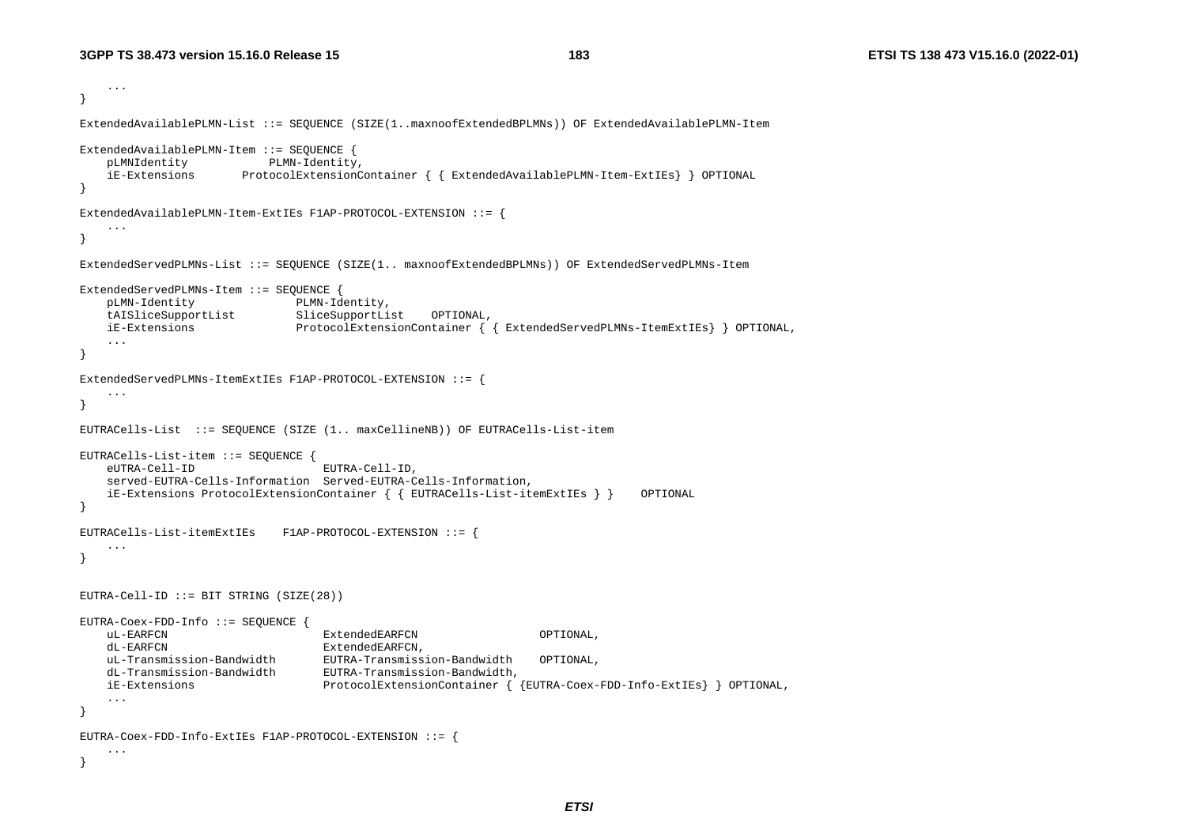```
    ...
}

ExtendedAvailablePLMN-List ::= SEQUENCE (SIZE(1..maxnoofExtendedBPLMNs)) OF ExtendedAvailablePLMN-Item

ExtendedAvailablePLMN-Item ::= SEQUENCE {
    pLMNIdentity            PLMN-Identity,
    iE-Extensions       ProtocolExtensionContainer { { ExtendedAvailablePLMN-Item-ExtIEs} } OPTIONAL
}

ExtendedAvailablePLMN-Item-ExtIEs F1AP-PROTOCOL-EXTENSION ::= {
    ...
}

ExtendedServedPLMNs-List ::= SEQUENCE (SIZE(1.. maxnoofExtendedBPLMNs)) OF ExtendedServedPLMNs-Item

ExtendedServedPLMNs-Item ::= SEQUENCE {
    pLMN-Identity               PLMN-Identity,
    tAISliceSupportList         SliceSupportList    OPTIONAL,
    iE-Extensions               ProtocolExtensionContainer { { ExtendedServedPLMNs-ItemExtIEs} } OPTIONAL,
    ...
}

ExtendedServedPLMNs-ItemExtIEs F1AP-PROTOCOL-EXTENSION ::= {
    ...
}

EUTRACells-List  ::= SEQUENCE (SIZE (1.. maxCellineNB)) OF EUTRACells-List-item

EUTRACells-List-item ::= SEQUENCE {
    eUTRA-Cell-ID                   EUTRA-Cell-ID,
    served-EUTRA-Cells-Information  Served-EUTRA-Cells-Information,
    iE-Extensions ProtocolExtensionContainer { { EUTRACells-List-itemExtIEs } }    OPTIONAL
}

EUTRACells-List-itemExtIEs    F1AP-PROTOCOL-EXTENSION ::= {
    ...
}


EUTRA-Cell-ID ::= BIT STRING (SIZE(28))

EUTRA-Coex-FDD-Info ::= SEQUENCE {
    uL-EARFCN                       ExtendedEARFCN                  OPTIONAL,
    dL-EARFCN                       ExtendedEARFCN,
    uL-Transmission-Bandwidth       EUTRA-Transmission-Bandwidth    OPTIONAL,
    dL-Transmission-Bandwidth       EUTRA-Transmission-Bandwidth,
    iE-Extensions                   ProtocolExtensionContainer { {EUTRA-Coex-FDD-Info-ExtIEs} } OPTIONAL,
    ...
}

EUTRA-Coex-FDD-Info-ExtIEs F1AP-PROTOCOL-EXTENSION ::= {
    ...
}
```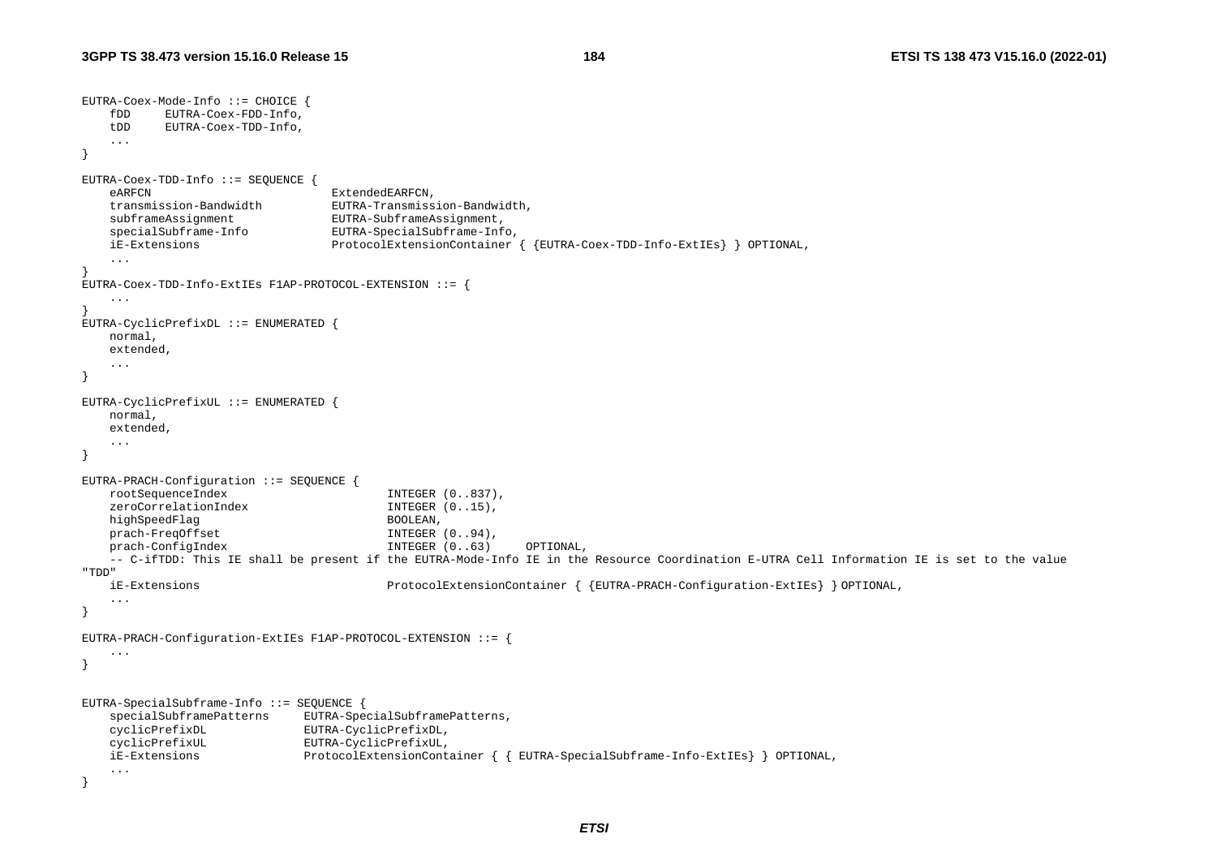```
EUTRA-Coex-Mode-Info ::= CHOICE {
    fDD     EUTRA-Coex-FDD-Info,
    tDD     EUTRA-Coex-TDD-Info,
    ...
}

EUTRA-Coex-TDD-Info ::= SEQUENCE {
    eARFCN                          ExtendedEARFCN,
    transmission-Bandwidth          EUTRA-Transmission-Bandwidth,
    subframeAssignment              EUTRA-SubframeAssignment,
    specialSubframe-Info            EUTRA-SpecialSubframe-Info,
    iE-Extensions                   ProtocolExtensionContainer { {EUTRA-Coex-TDD-Info-ExtIEs} } OPTIONAL,
    ...
}
EUTRA-Coex-TDD-Info-ExtIEs F1AP-PROTOCOL-EXTENSION ::= {
    ...
}
EUTRA-CyclicPrefixDL ::= ENUMERATED {
    normal,
    extended,
    ...
}

EUTRA-CyclicPrefixUL ::= ENUMERATED {
    normal,
    extended,
    ...
}

EUTRA-PRACH-Configuration ::= SEQUENCE {
    rootSequenceIndex                       INTEGER (0..837),
    zeroCorrelationIndex                    INTEGER (0..15),
    highSpeedFlag                           BOOLEAN,
    prach-FreqOffset                        INTEGER (0..94),
    prach-ConfigIndex                       INTEGER (0..63)     OPTIONAL,
    -- C-ifTDD: This IE shall be present if the EUTRA-Mode-Info IE in the Resource Coordination E-UTRA Cell Information IE is set to the value 
"TDD"
    iE-Extensions                           ProtocolExtensionContainer { {EUTRA-PRACH-Configuration-ExtIEs} } OPTIONAL,
    ...
}

EUTRA-PRACH-Configuration-ExtIEs F1AP-PROTOCOL-EXTENSION ::= {
    ...
}


EUTRA-SpecialSubframe-Info ::= SEQUENCE {
    specialSubframePatterns     EUTRA-SpecialSubframePatterns,
    cyclicPrefixDL              EUTRA-CyclicPrefixDL,
    cyclicPrefixUL              EUTRA-CyclicPrefixUL,
    iE-Extensions               ProtocolExtensionContainer { { EUTRA-SpecialSubframe-Info-ExtIEs} } OPTIONAL,
    ...
}
```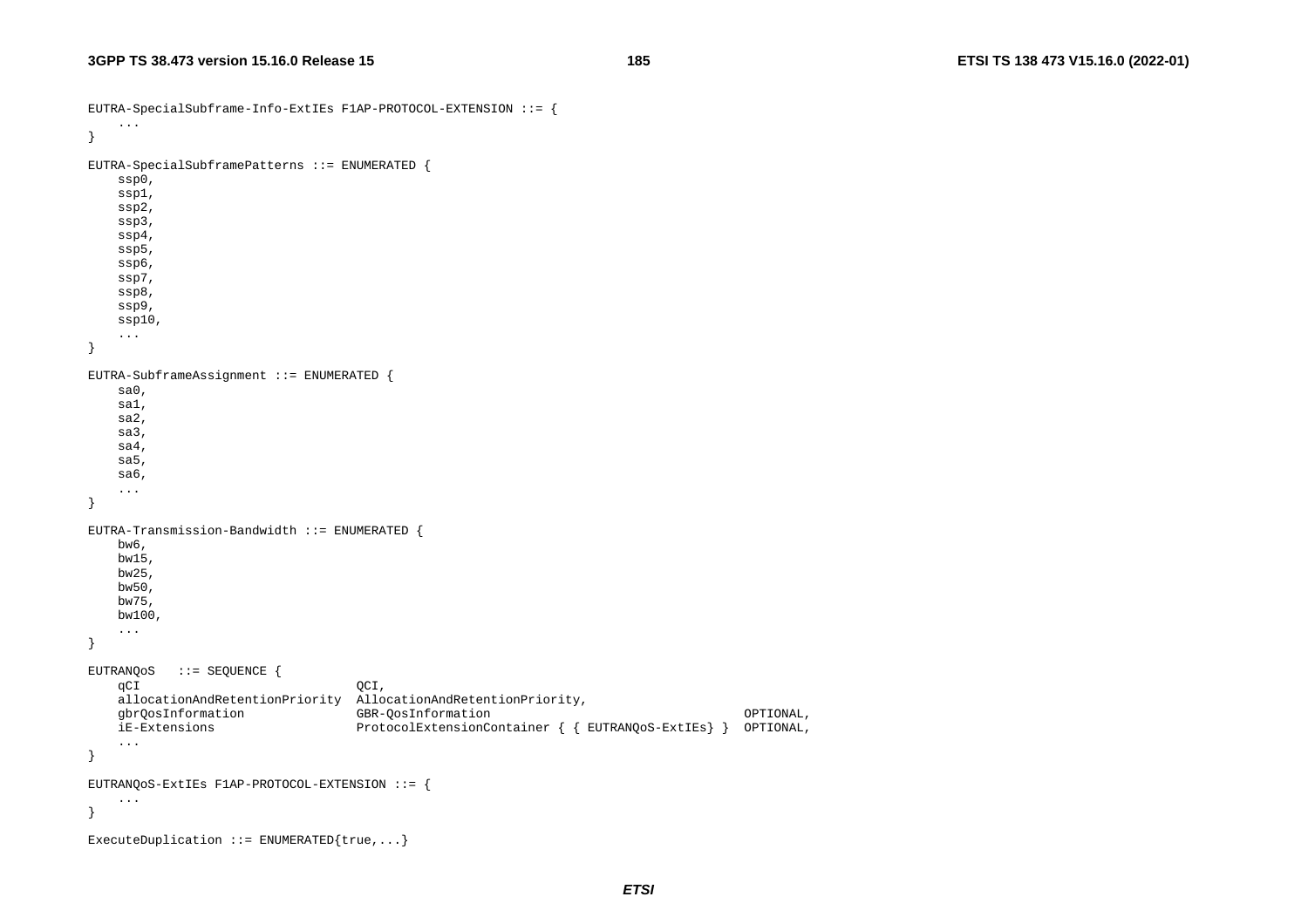```
EUTRA-SpecialSubframe-Info-ExtIEs F1AP-PROTOCOL-EXTENSION ::= {
    ...
}

EUTRA-SpecialSubframePatterns ::= ENUMERATED {
    ssp0,
    ssp1,
    ssp2,
    ssp3,
    ssp4,
    ssp5,
    ssp6,
    ssp7,
    ssp8,
    ssp9,
    ssp10,
    ...
}

EUTRA-SubframeAssignment ::= ENUMERATED {
    sa0,
    sa1,
    sa2,
    sa3,
    sa4,
    sa5,
    sa6,
    ...
}

EUTRA-Transmission-Bandwidth ::= ENUMERATED {
    bw6,
    bw15,
    bw25,
    bw50,
    bw75,
    bw100,
    ...
}

EUTRANQoS   ::= SEQUENCE {
    qCI                             QCI,
    allocationAndRetentionPriority  AllocationAndRetentionPriority,
    gbrQosInformation               GBR-QosInformation                                  OPTIONAL,
    iE-Extensions                   ProtocolExtensionContainer { { EUTRANQoS-ExtIEs} }  OPTIONAL,
    ...
}

EUTRANQoS-ExtIEs F1AP-PROTOCOL-EXTENSION ::= {
    ...
}

ExecuteDuplication ::= ENUMERATED{true,...}
```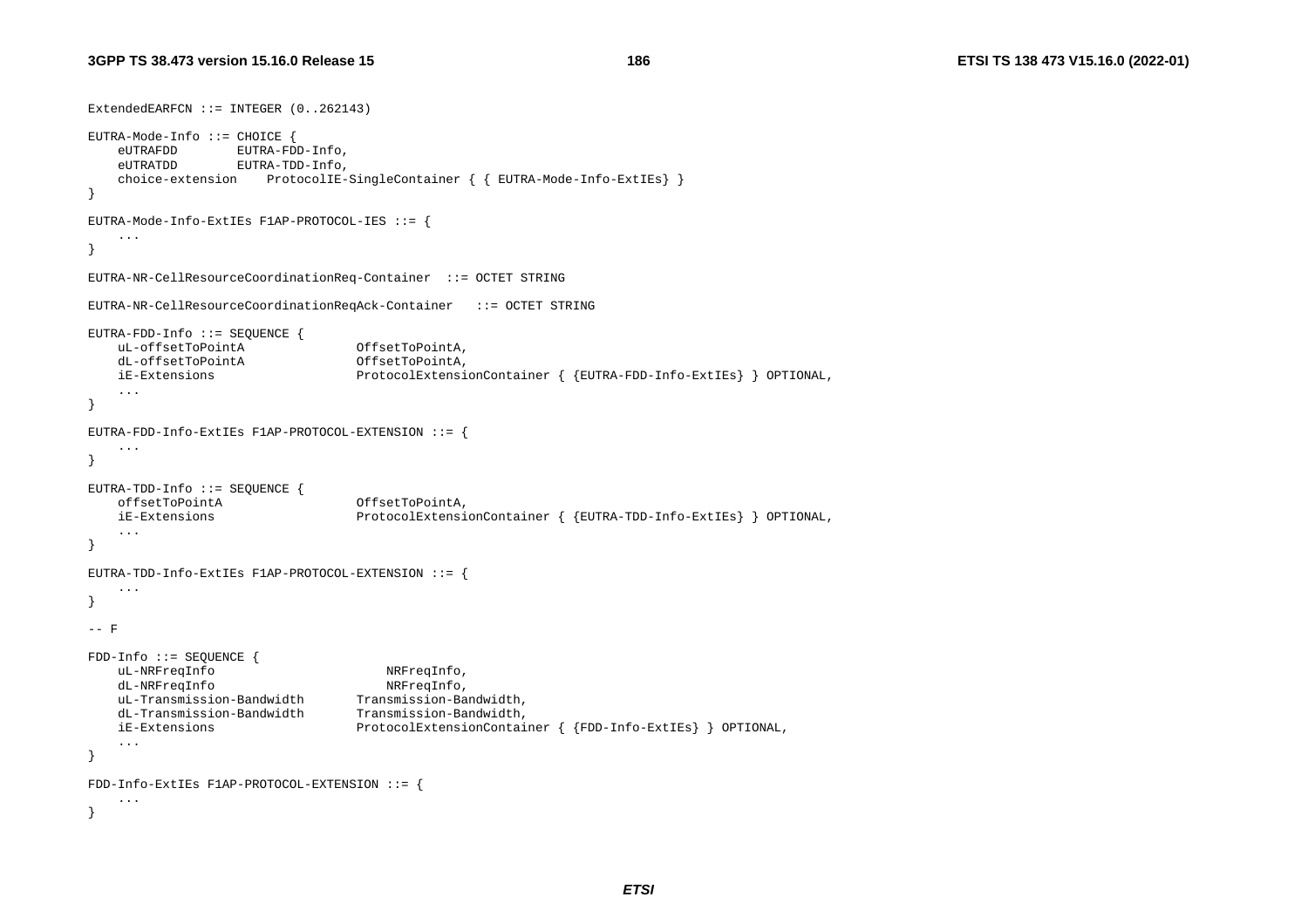```
ExtendedEARFCN ::= INTEGER (0..262143)

EUTRA-Mode-Info ::= CHOICE {
    eUTRAFDD        EUTRA-FDD-Info,
    eUTRATDD        EUTRA-TDD-Info,
    choice-extension    ProtocolIE-SingleContainer { { EUTRA-Mode-Info-ExtIEs} }
}

EUTRA-Mode-Info-ExtIEs F1AP-PROTOCOL-IES ::= {
    ...
}

EUTRA-NR-CellResourceCoordinationReq-Container  ::= OCTET STRING

EUTRA-NR-CellResourceCoordinationReqAck-Container   ::= OCTET STRING

EUTRA-FDD-Info ::= SEQUENCE {
    uL-offsetToPointA               OffsetToPointA,
    dL-offsetToPointA               OffsetToPointA,
    iE-Extensions                   ProtocolExtensionContainer { {EUTRA-FDD-Info-ExtIEs} } OPTIONAL,
    ...
}

EUTRA-FDD-Info-ExtIEs F1AP-PROTOCOL-EXTENSION ::= {
    ...
}

EUTRA-TDD-Info ::= SEQUENCE {
    offsetToPointA                  OffsetToPointA,
    iE-Extensions                   ProtocolExtensionContainer { {EUTRA-TDD-Info-ExtIEs} } OPTIONAL,
    ...
}

EUTRA-TDD-Info-ExtIEs F1AP-PROTOCOL-EXTENSION ::= {
    ...
}

-- F

FDD-Info ::= SEQUENCE {
    uL-NRFreqInfo                       NRFreqInfo,
    dL-NRFreqInfo                       NRFreqInfo,
    uL-Transmission-Bandwidth       Transmission-Bandwidth,
    dL-Transmission-Bandwidth       Transmission-Bandwidth,
    iE-Extensions                   ProtocolExtensionContainer { {FDD-Info-ExtIEs} } OPTIONAL,
    ...
}

FDD-Info-ExtIEs F1AP-PROTOCOL-EXTENSION ::= {
    ...
}
```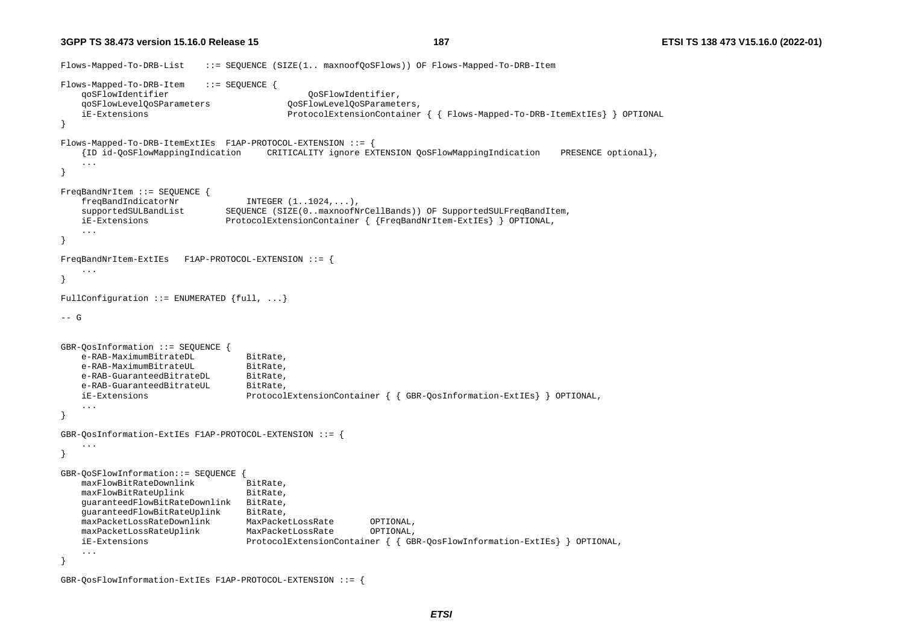```
Flows-Mapped-To-DRB-List    ::= SEQUENCE (SIZE(1.. maxnoofQoSFlows)) OF Flows-Mapped-To-DRB-Item

Flows-Mapped-To-DRB-Item    ::= SEQUENCE {
    qoSFlowIdentifier                           QoSFlowIdentifier,
    qoSFlowLevelQoSParameters               QoSFlowLevelQoSParameters,
    iE-Extensions                           ProtocolExtensionContainer { { Flows-Mapped-To-DRB-ItemExtIEs} } OPTIONAL
}

Flows-Mapped-To-DRB-ItemExtIEs  F1AP-PROTOCOL-EXTENSION ::= {
    {ID id-QoSFlowMappingIndication     CRITICALITY ignore EXTENSION QoSFlowMappingIndication    PRESENCE optional},
    ...
}

FreqBandNrItem ::= SEQUENCE {
    freqBandIndicatorNr             INTEGER (1..1024,...),
    supportedSULBandList        SEQUENCE (SIZE(0..maxnoofNrCellBands)) OF SupportedSULFreqBandItem,
    iE-Extensions               ProtocolExtensionContainer { {FreqBandNrItem-ExtIEs} } OPTIONAL,
    ...
}

FreqBandNrItem-ExtIEs   F1AP-PROTOCOL-EXTENSION ::= {
    ...
}

FullConfiguration ::= ENUMERATED {full, ...}

-- G


GBR-QosInformation ::= SEQUENCE {
    e-RAB-MaximumBitrateDL          BitRate,
    e-RAB-MaximumBitrateUL          BitRate,
    e-RAB-GuaranteedBitrateDL       BitRate,
    e-RAB-GuaranteedBitrateUL       BitRate,
    iE-Extensions                   ProtocolExtensionContainer { { GBR-QosInformation-ExtIEs} } OPTIONAL,
    ...
}

GBR-QosInformation-ExtIEs F1AP-PROTOCOL-EXTENSION ::= {
    ...
}

GBR-QoSFlowInformation::= SEQUENCE {
    maxFlowBitRateDownlink          BitRate,
    maxFlowBitRateUplink            BitRate,
    guaranteedFlowBitRateDownlink   BitRate,
    guaranteedFlowBitRateUplink     BitRate,
    maxPacketLossRateDownlink       MaxPacketLossRate       OPTIONAL,
    maxPacketLossRateUplink         MaxPacketLossRate       OPTIONAL,
    iE-Extensions                   ProtocolExtensionContainer { { GBR-QosFlowInformation-ExtIEs} } OPTIONAL,
    ...
}

GBR-QosFlowInformation-ExtIEs F1AP-PROTOCOL-EXTENSION ::= {
```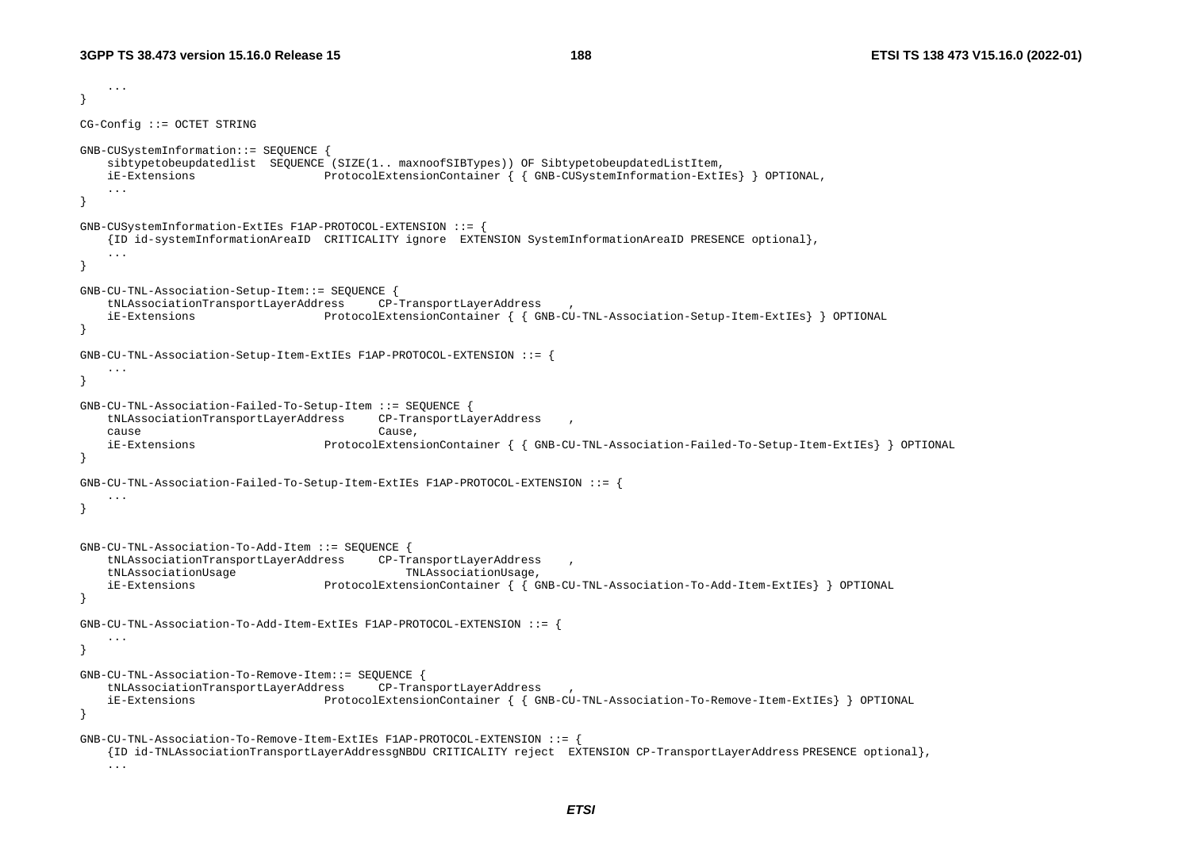```
	...
}

CG-Config ::= OCTET STRING

GNB-CUSystemInformation::= SEQUENCE {
	sibtypetobeupdatedlist  SEQUENCE (SIZE(1.. maxnoofSIBTypes)) OF SibtypetobeupdatedListItem,
	iE-Extensions			ProtocolExtensionContainer { { GNB-CUSystemInformation-ExtIEs} } OPTIONAL,
	...
}

GNB-CUSystemInformation-ExtIEs F1AP-PROTOCOL-EXTENSION ::= {
	{ID id-systemInformationAreaID	CRITICALITY ignore	EXTENSION SystemInformationAreaID PRESENCE optional},
	...
}

GNB-CU-TNL-Association-Setup-Item::= SEQUENCE {
	tNLAssociationTransportLayerAddress		CP-TransportLayerAddress	,
	iE-Extensions			ProtocolExtensionContainer { { GNB-CU-TNL-Association-Setup-Item-ExtIEs} } OPTIONAL
}

GNB-CU-TNL-Association-Setup-Item-ExtIEs F1AP-PROTOCOL-EXTENSION ::= {
	...
}

GNB-CU-TNL-Association-Failed-To-Setup-Item ::= SEQUENCE {
	tNLAssociationTransportLayerAddress		CP-TransportLayerAddress	,
	cause						Cause,
	iE-Extensions			ProtocolExtensionContainer { { GNB-CU-TNL-Association-Failed-To-Setup-Item-ExtIEs} } OPTIONAL
}

GNB-CU-TNL-Association-Failed-To-Setup-Item-ExtIEs F1AP-PROTOCOL-EXTENSION ::= {
	...
}


GNB-CU-TNL-Association-To-Add-Item ::= SEQUENCE {
	tNLAssociationTransportLayerAddress		CP-TransportLayerAddress	,
	tNLAssociationUsage				TNLAssociationUsage,
	iE-Extensions			ProtocolExtensionContainer { { GNB-CU-TNL-Association-To-Add-Item-ExtIEs} } OPTIONAL
}

GNB-CU-TNL-Association-To-Add-Item-ExtIEs F1AP-PROTOCOL-EXTENSION ::= {
	...
}

GNB-CU-TNL-Association-To-Remove-Item::= SEQUENCE {
	tNLAssociationTransportLayerAddress		CP-TransportLayerAddress	,
	iE-Extensions			ProtocolExtensionContainer { { GNB-CU-TNL-Association-To-Remove-Item-ExtIEs} } OPTIONAL
}

GNB-CU-TNL-Association-To-Remove-Item-ExtIEs F1AP-PROTOCOL-EXTENSION ::= {
	{ID id-TNLAssociationTransportLayerAddressgNBDU CRITICALITY reject	EXTENSION CP-TransportLayerAddress PRESENCE optional},
	...
```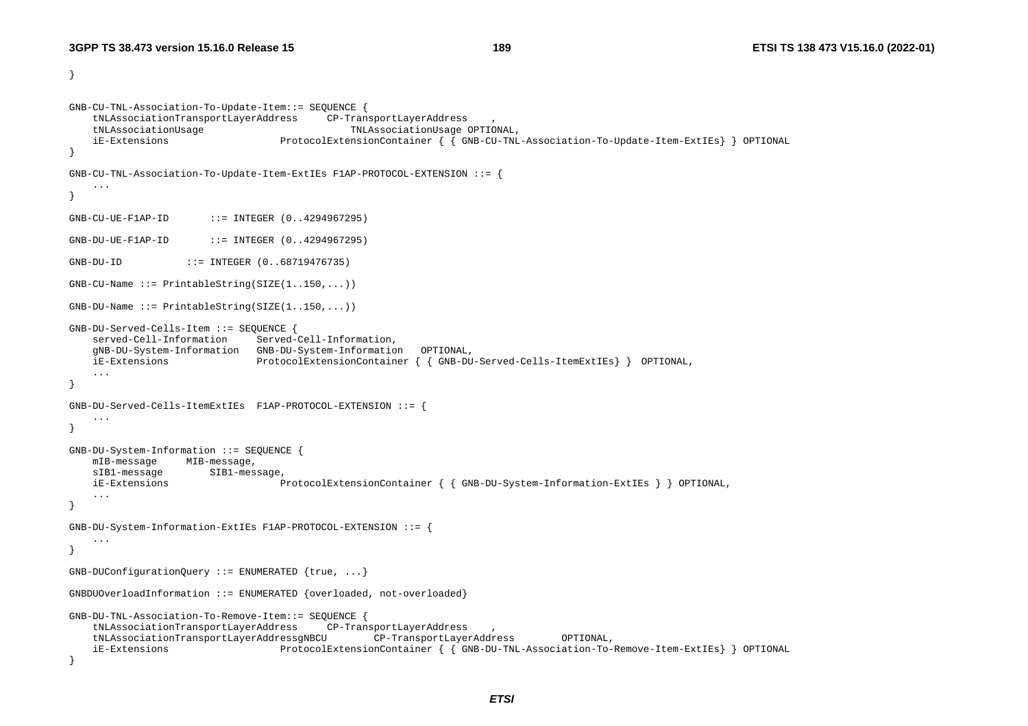```
}

GNB-CU-TNL-Association-To-Update-Item::= SEQUENCE {
	tNLAssociationTransportLayerAddress	CP-TransportLayerAddress	,
	tNLAssociationUsage			TNLAssociationUsage OPTIONAL,
	iE-Extensions			ProtocolExtensionContainer { { GNB-CU-TNL-Association-To-Update-Item-ExtIEs} } OPTIONAL
}

GNB-CU-TNL-Association-To-Update-Item-ExtIEs F1AP-PROTOCOL-EXTENSION ::= {
	...
}

GNB-CU-UE-F1AP-ID		::= INTEGER (0..4294967295)

GNB-DU-UE-F1AP-ID		::= INTEGER (0..4294967295)

GNB-DU-ID		::= INTEGER (0..68719476735)

GNB-CU-Name ::= PrintableString(SIZE(1..150,...))

GNB-DU-Name ::= PrintableString(SIZE(1..150,...))

GNB-DU-Served-Cells-Item ::= SEQUENCE {
	served-Cell-Information		Served-Cell-Information,
	gNB-DU-System-Information	GNB-DU-System-Information	OPTIONAL,
	iE-Extensions			ProtocolExtensionContainer { { GNB-DU-Served-Cells-ItemExtIEs} }	OPTIONAL,
	...
}

GNB-DU-Served-Cells-ItemExtIEs	F1AP-PROTOCOL-EXTENSION ::= {
	...
}

GNB-DU-System-Information ::= SEQUENCE {
	mIB-message		MIB-message,
	sIB1-message		SIB1-message,
	iE-Extensions			ProtocolExtensionContainer { { GNB-DU-System-Information-ExtIEs } } OPTIONAL,
	...
}

GNB-DU-System-Information-ExtIEs F1AP-PROTOCOL-EXTENSION ::= {
	...
}

GNB-DUConfigurationQuery ::= ENUMERATED {true, ...}

GNBDUOverloadInformation ::= ENUMERATED {overloaded, not-overloaded}

GNB-DU-TNL-Association-To-Remove-Item::= SEQUENCE {
	tNLAssociationTransportLayerAddress	CP-TransportLayerAddress	,
	tNLAssociationTransportLayerAddressgNBCU	CP-TransportLayerAddress		OPTIONAL,
	iE-Extensions			ProtocolExtensionContainer { { GNB-DU-TNL-Association-To-Remove-Item-ExtIEs} } OPTIONAL
}
```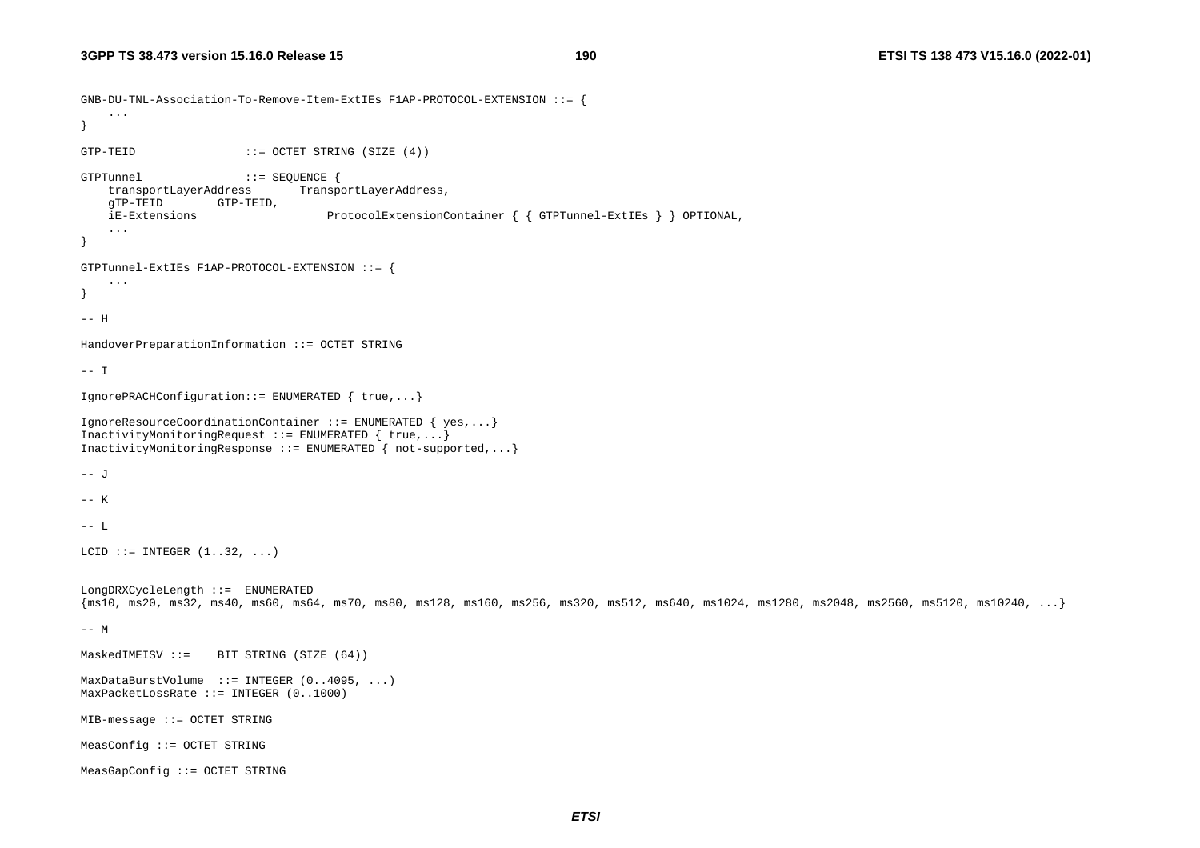```
GNB-DU-TNL-Association-To-Remove-Item-ExtIEs F1AP-PROTOCOL-EXTENSION ::= {
	...
}

GTP-TEID				::= OCTET STRING (SIZE (4))

GTPTunnel				::= SEQUENCE {
	transportLayerAddress		TransportLayerAddress,
	gTP-TEID		GTP-TEID,
	iE-Extensions				ProtocolExtensionContainer { { GTPTunnel-ExtIEs } } OPTIONAL,
	...
}

GTPTunnel-ExtIEs F1AP-PROTOCOL-EXTENSION ::= {
	...
}

-- H

HandoverPreparationInformation ::= OCTET STRING

-- I

IgnorePRACHConfiguration::= ENUMERATED { true,...}

IgnoreResourceCoordinationContainer ::= ENUMERATED { yes,...}
InactivityMonitoringRequest ::= ENUMERATED { true,...}
InactivityMonitoringResponse ::= ENUMERATED { not-supported,...}

-- J

-- K

-- L

LCID ::= INTEGER (1..32, ...)


LongDRXCycleLength ::=  ENUMERATED
{ms10, ms20, ms32, ms40, ms60, ms64, ms70, ms80, ms128, ms160, ms256, ms320, ms512, ms640, ms1024, ms1280, ms2048, ms2560, ms5120, ms10240, ...}

-- M

MaskedIMEISV ::=	BIT STRING (SIZE (64))

MaxDataBurstVolume  ::= INTEGER (0..4095, ...)
MaxPacketLossRate ::= INTEGER (0..1000)

MIB-message ::= OCTET STRING

MeasConfig ::= OCTET STRING

MeasGapConfig ::= OCTET STRING
```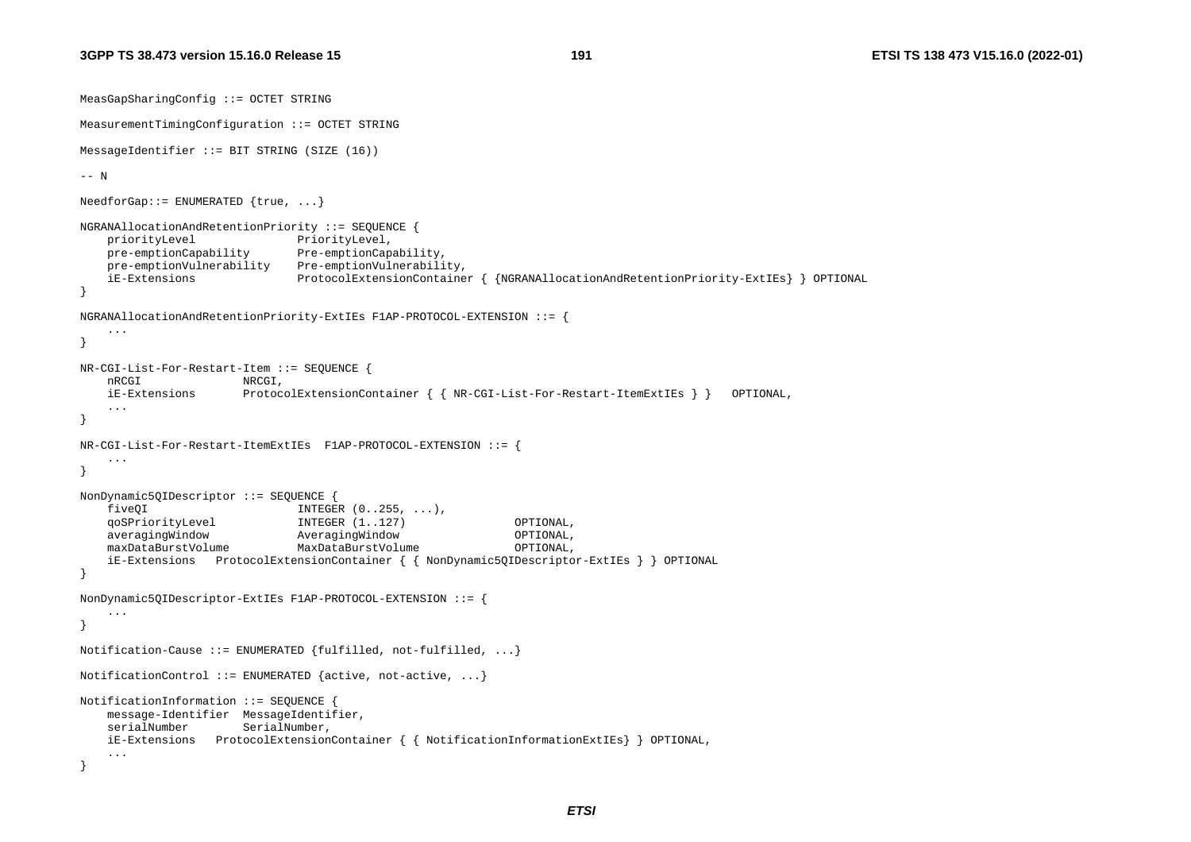```
MeasGapSharingConfig ::= OCTET STRING

MeasurementTimingConfiguration ::= OCTET STRING

MessageIdentifier ::= BIT STRING (SIZE (16))

-- N

NeedforGap::= ENUMERATED {true, ...}

NGRANAllocationAndRetentionPriority ::= SEQUENCE {
    priorityLevel               PriorityLevel,
    pre-emptionCapability       Pre-emptionCapability,
    pre-emptionVulnerability    Pre-emptionVulnerability,
    iE-Extensions               ProtocolExtensionContainer { {NGRANAllocationAndRetentionPriority-ExtIEs} } OPTIONAL
}

NGRANAllocationAndRetentionPriority-ExtIEs F1AP-PROTOCOL-EXTENSION ::= {
    ...
}

NR-CGI-List-For-Restart-Item ::= SEQUENCE {
    nRCGI               NRCGI,
    iE-Extensions       ProtocolExtensionContainer { { NR-CGI-List-For-Restart-ItemExtIEs } }   OPTIONAL,
    ...
}

NR-CGI-List-For-Restart-ItemExtIEs  F1AP-PROTOCOL-EXTENSION ::= {
    ...
}

NonDynamic5QIDescriptor ::= SEQUENCE {
    fiveQI                      INTEGER (0..255, ...),
    qoSPriorityLevel            INTEGER (1..127)                OPTIONAL,
    averagingWindow             AveragingWindow                 OPTIONAL,
    maxDataBurstVolume          MaxDataBurstVolume              OPTIONAL,
    iE-Extensions   ProtocolExtensionContainer { { NonDynamic5QIDescriptor-ExtIEs } } OPTIONAL
}

NonDynamic5QIDescriptor-ExtIEs F1AP-PROTOCOL-EXTENSION ::= {
    ...
}

Notification-Cause ::= ENUMERATED {fulfilled, not-fulfilled, ...}

NotificationControl ::= ENUMERATED {active, not-active, ...}

NotificationInformation ::= SEQUENCE {
    message-Identifier  MessageIdentifier,
    serialNumber        SerialNumber,
    iE-Extensions   ProtocolExtensionContainer { { NotificationInformationExtIEs} } OPTIONAL,
    ...
}
```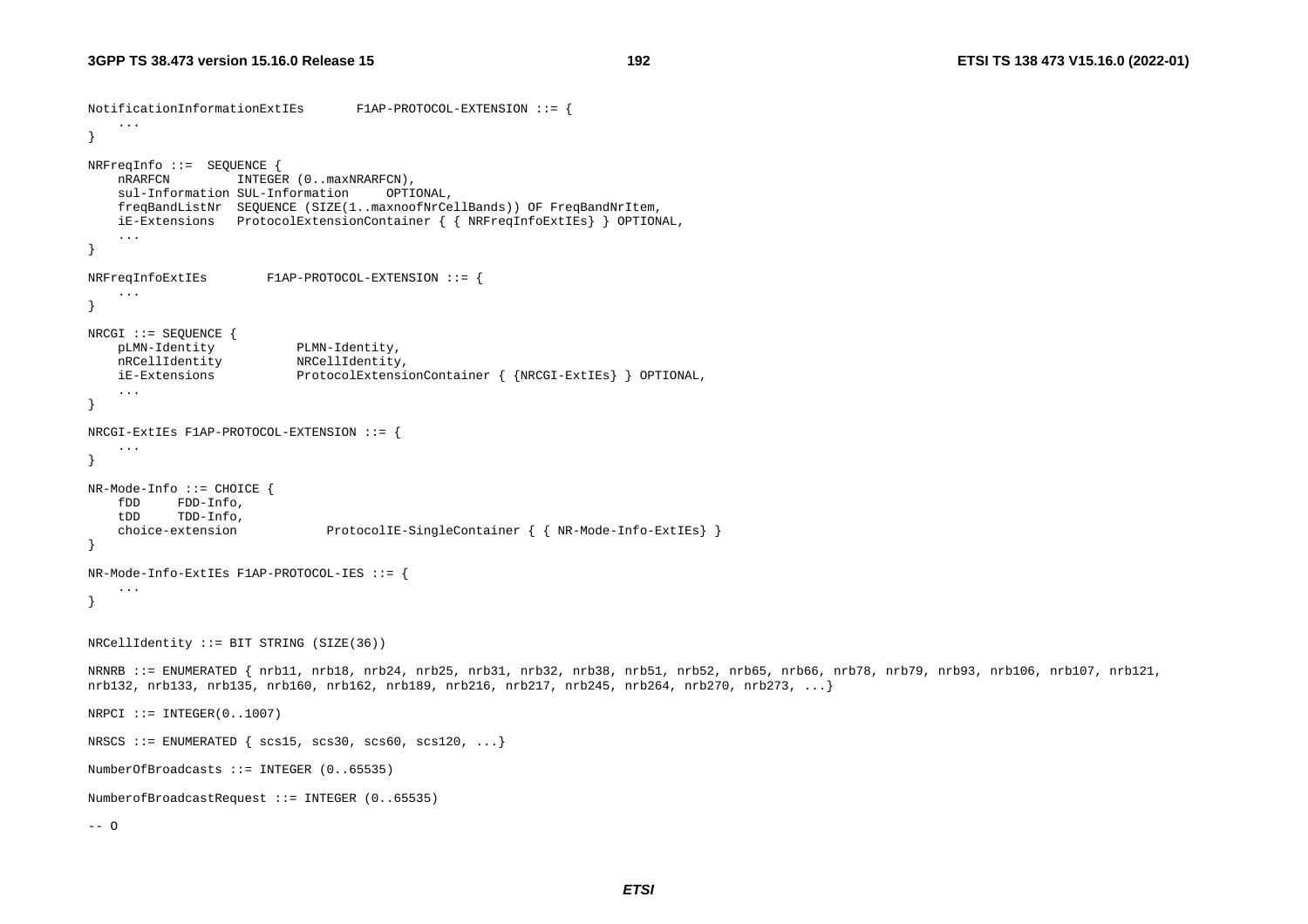```
NotificationInformationExtIEs       F1AP-PROTOCOL-EXTENSION ::= {
    ...
}

NRFreqInfo ::=  SEQUENCE {
    nRARFCN         INTEGER (0..maxNRARFCN),
    sul-Information SUL-Information     OPTIONAL,
    freqBandListNr  SEQUENCE (SIZE(1..maxnoofNrCellBands)) OF FreqBandNrItem,
    iE-Extensions   ProtocolExtensionContainer { { NRFreqInfoExtIEs} } OPTIONAL,
    ...
}

NRFreqInfoExtIEs        F1AP-PROTOCOL-EXTENSION ::= {
    ...
}

NRCGI ::= SEQUENCE {
    pLMN-Identity           PLMN-Identity,
    nRCellIdentity          NRCellIdentity,
    iE-Extensions           ProtocolExtensionContainer { {NRCGI-ExtIEs} } OPTIONAL,
    ...
}

NRCGI-ExtIEs F1AP-PROTOCOL-EXTENSION ::= {
    ...
}

NR-Mode-Info ::= CHOICE {
    fDD     FDD-Info,
    tDD     TDD-Info,
    choice-extension            ProtocolIE-SingleContainer { { NR-Mode-Info-ExtIEs} }
}

NR-Mode-Info-ExtIEs F1AP-PROTOCOL-IES ::= {
    ...
}


NRCellIdentity ::= BIT STRING (SIZE(36))

NRNRB ::= ENUMERATED { nrb11, nrb18, nrb24, nrb25, nrb31, nrb32, nrb38, nrb51, nrb52, nrb65, nrb66, nrb78, nrb79, nrb93, nrb106, nrb107, nrb121,
nrb132, nrb133, nrb135, nrb160, nrb162, nrb189, nrb216, nrb217, nrb245, nrb264, nrb270, nrb273, ...}

NRPCI ::= INTEGER(0..1007)

NRSCS ::= ENUMERATED { scs15, scs30, scs60, scs120, ...}

NumberOfBroadcasts ::= INTEGER (0..65535)

NumberofBroadcastRequest ::= INTEGER (0..65535)

-- O
```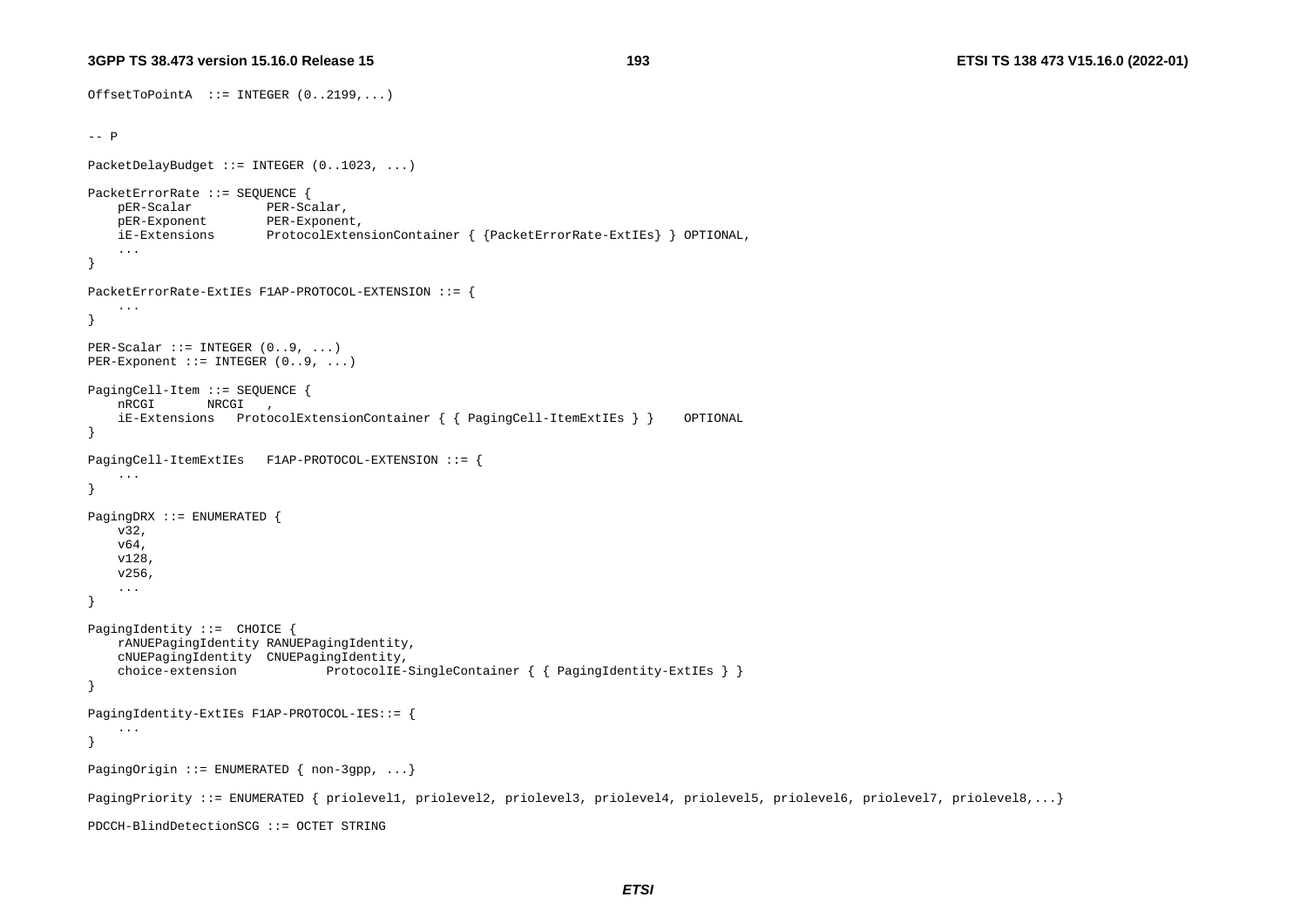```
OffsetToPointA  ::= INTEGER (0..2199,...)


-- P

PacketDelayBudget ::= INTEGER (0..1023, ...)

PacketErrorRate ::= SEQUENCE {
    pER-Scalar          PER-Scalar,
    pER-Exponent        PER-Exponent,
    iE-Extensions       ProtocolExtensionContainer { {PacketErrorRate-ExtIEs} } OPTIONAL,
    ...
}

PacketErrorRate-ExtIEs F1AP-PROTOCOL-EXTENSION ::= {
    ...
}

PER-Scalar ::= INTEGER (0..9, ...)
PER-Exponent ::= INTEGER (0..9, ...)

PagingCell-Item ::= SEQUENCE {
    nRCGI       NRCGI   ,
    iE-Extensions   ProtocolExtensionContainer { { PagingCell-ItemExtIEs } }    OPTIONAL
}

PagingCell-ItemExtIEs   F1AP-PROTOCOL-EXTENSION ::= {
    ...
}

PagingDRX ::= ENUMERATED {
    v32,
    v64,
    v128,
    v256,
    ...
}

PagingIdentity ::=  CHOICE {
    rANUEPagingIdentity RANUEPagingIdentity,
    cNUEPagingIdentity  CNUEPagingIdentity,
    choice-extension            ProtocolIE-SingleContainer { { PagingIdentity-ExtIEs } }
}

PagingIdentity-ExtIEs F1AP-PROTOCOL-IES::= {
    ...
}

PagingOrigin ::= ENUMERATED { non-3gpp, ...}

PagingPriority ::= ENUMERATED { priolevel1, priolevel2, priolevel3, priolevel4, priolevel5, priolevel6, priolevel7, priolevel8,...}

PDCCH-BlindDetectionSCG ::= OCTET STRING
```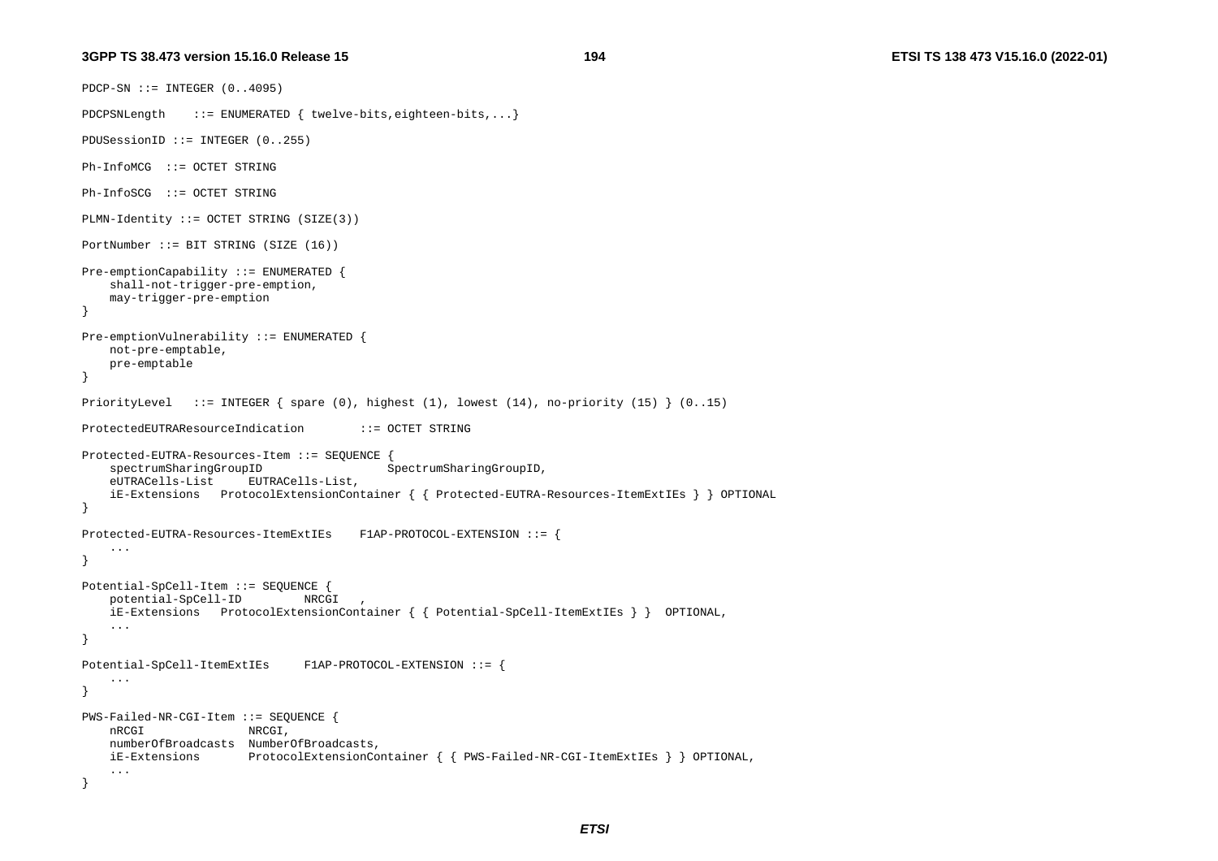```
PDCP-SN ::= INTEGER (0..4095)

PDCPSNLength    ::= ENUMERATED { twelve-bits,eighteen-bits,...}

PDUSessionID ::= INTEGER (0..255)

Ph-InfoMCG  ::= OCTET STRING

Ph-InfoSCG  ::= OCTET STRING

PLMN-Identity ::= OCTET STRING (SIZE(3))

PortNumber ::= BIT STRING (SIZE (16))

Pre-emptionCapability ::= ENUMERATED {
    shall-not-trigger-pre-emption,
    may-trigger-pre-emption
}

Pre-emptionVulnerability ::= ENUMERATED {
    not-pre-emptable,
    pre-emptable
}

PriorityLevel   ::= INTEGER { spare (0), highest (1), lowest (14), no-priority (15) } (0..15)

ProtectedEUTRAResourceIndication        ::= OCTET STRING

Protected-EUTRA-Resources-Item ::= SEQUENCE {
    spectrumSharingGroupID                  SpectrumSharingGroupID,
    eUTRACells-List     EUTRACells-List,
    iE-Extensions   ProtocolExtensionContainer { { Protected-EUTRA-Resources-ItemExtIEs } } OPTIONAL
}

Protected-EUTRA-Resources-ItemExtIEs    F1AP-PROTOCOL-EXTENSION ::= {
    ...
}

Potential-SpCell-Item ::= SEQUENCE {
    potential-SpCell-ID         NRCGI   ,
    iE-Extensions   ProtocolExtensionContainer { { Potential-SpCell-ItemExtIEs } }  OPTIONAL,
    ...
}

Potential-SpCell-ItemExtIEs     F1AP-PROTOCOL-EXTENSION ::= {
    ...
}

PWS-Failed-NR-CGI-Item ::= SEQUENCE {
    nRCGI               NRCGI,
    numberOfBroadcasts  NumberOfBroadcasts,
    iE-Extensions       ProtocolExtensionContainer { { PWS-Failed-NR-CGI-ItemExtIEs } } OPTIONAL,
    ...
}
```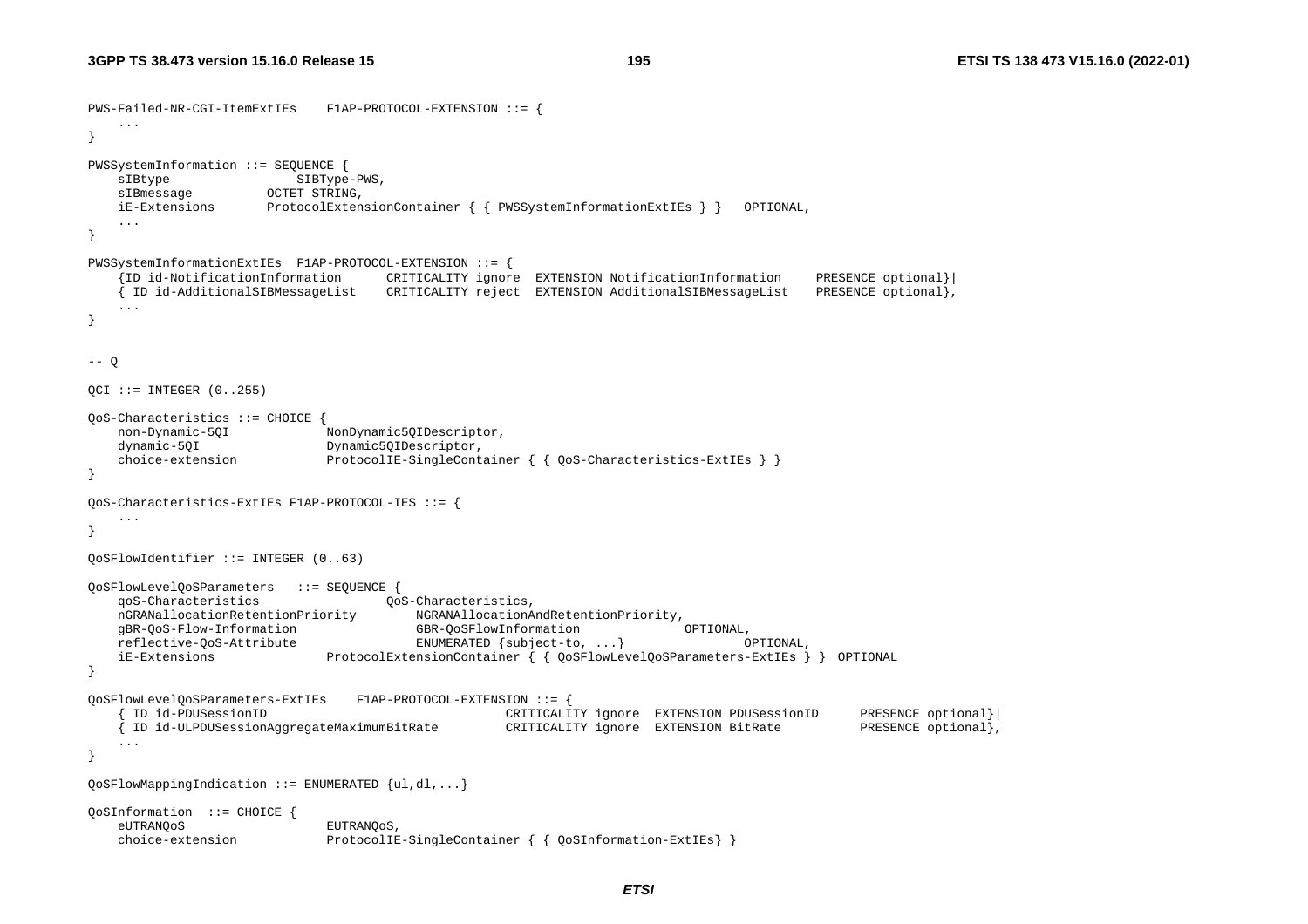```
PWS-Failed-NR-CGI-ItemExtIEs    F1AP-PROTOCOL-EXTENSION ::= {
    ...
}

PWSSystemInformation ::= SEQUENCE {
    sIBtype                 SIBType-PWS,
    sIBmessage          OCTET STRING,
    iE-Extensions       ProtocolExtensionContainer { { PWSSystemInformationExtIEs } }   OPTIONAL,
    ...
}

PWSSystemInformationExtIEs  F1AP-PROTOCOL-EXTENSION ::= {
    {ID id-NotificationInformation      CRITICALITY ignore  EXTENSION NotificationInformation     PRESENCE optional}|
    { ID id-AdditionalSIBMessageList    CRITICALITY reject  EXTENSION AdditionalSIBMessageList    PRESENCE optional},
    ...
}


-- Q

QCI ::= INTEGER (0..255)

QoS-Characteristics ::= CHOICE {
    non-Dynamic-5QI             NonDynamic5QIDescriptor,
    dynamic-5QI                 Dynamic5QIDescriptor,
    choice-extension            ProtocolIE-SingleContainer { { QoS-Characteristics-ExtIEs } }
}

QoS-Characteristics-ExtIEs F1AP-PROTOCOL-IES ::= {
    ...
}

QoSFlowIdentifier ::= INTEGER (0..63)

QoSFlowLevelQoSParameters   ::= SEQUENCE {
    qoS-Characteristics                 QoS-Characteristics,
    nGRANallocationRetentionPriority        NGRANAllocationAndRetentionPriority,
    gBR-QoS-Flow-Information                GBR-QoSFlowInformation              OPTIONAL,
    reflective-QoS-Attribute                ENUMERATED {subject-to, ...}                OPTIONAL,
    iE-Extensions               ProtocolExtensionContainer { { QoSFlowLevelQoSParameters-ExtIEs } }  OPTIONAL
}

QoSFlowLevelQoSParameters-ExtIEs    F1AP-PROTOCOL-EXTENSION ::= {
    { ID id-PDUSessionID                                CRITICALITY ignore  EXTENSION PDUSessionID      PRESENCE optional}|
    { ID id-ULPDUSessionAggregateMaximumBitRate         CRITICALITY ignore  EXTENSION BitRate           PRESENCE optional},
    ...
}

QoSFlowMappingIndication ::= ENUMERATED {ul,dl,...}

QoSInformation  ::= CHOICE {
    eUTRANQoS                   EUTRANQoS,
    choice-extension            ProtocolIE-SingleContainer { { QoSInformation-ExtIEs} }
```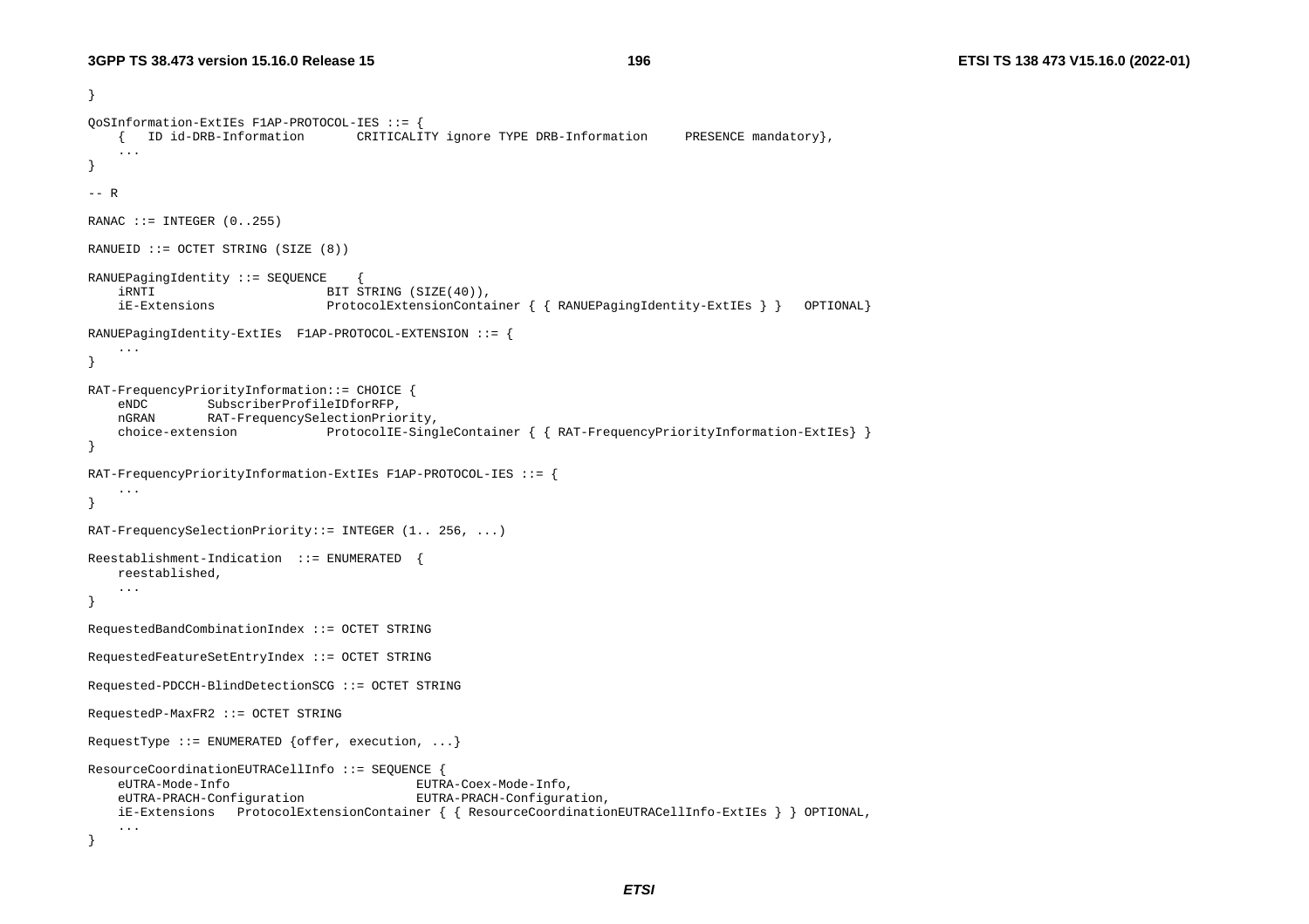```
}

QoSInformation-ExtIEs F1AP-PROTOCOL-IES ::= {
	{	ID id-DRB-Information		CRITICALITY ignore TYPE DRB-Information		PRESENCE mandatory},
	...
}

-- R

RANAC ::= INTEGER (0..255)

RANUEID ::= OCTET STRING (SIZE (8))

RANUEPagingIdentity ::= SEQUENCE	{
	iRNTI						BIT STRING (SIZE(40)),
	iE-Extensions				ProtocolExtensionContainer { { RANUEPagingIdentity-ExtIEs } }	OPTIONAL}

RANUEPagingIdentity-ExtIEs	F1AP-PROTOCOL-EXTENSION ::= {
	...
}

RAT-FrequencyPriorityInformation::= CHOICE {
	eNDC		SubscriberProfileIDforRFP,
	nGRAN		RAT-FrequencySelectionPriority,
	choice-extension			ProtocolIE-SingleContainer { { RAT-FrequencyPriorityInformation-ExtIEs} }
}

RAT-FrequencyPriorityInformation-ExtIEs F1AP-PROTOCOL-IES ::= {
	...
}

RAT-FrequencySelectionPriority::= INTEGER (1.. 256, ...)

Reestablishment-Indication	::= ENUMERATED	{
	reestablished,
	...
}

RequestedBandCombinationIndex ::= OCTET STRING

RequestedFeatureSetEntryIndex ::= OCTET STRING

Requested-PDCCH-BlindDetectionSCG ::= OCTET STRING

RequestedP-MaxFR2 ::= OCTET STRING

RequestType ::= ENUMERATED {offer, execution, ...}

ResourceCoordinationEUTRACellInfo ::= SEQUENCE {
	eUTRA-Mode-Info							EUTRA-Coex-Mode-Info,
	eUTRA-PRACH-Configuration				EUTRA-PRACH-Configuration,
	iE-Extensions	ProtocolExtensionContainer { { ResourceCoordinationEUTRACellInfo-ExtIEs } } OPTIONAL,
	...
}
```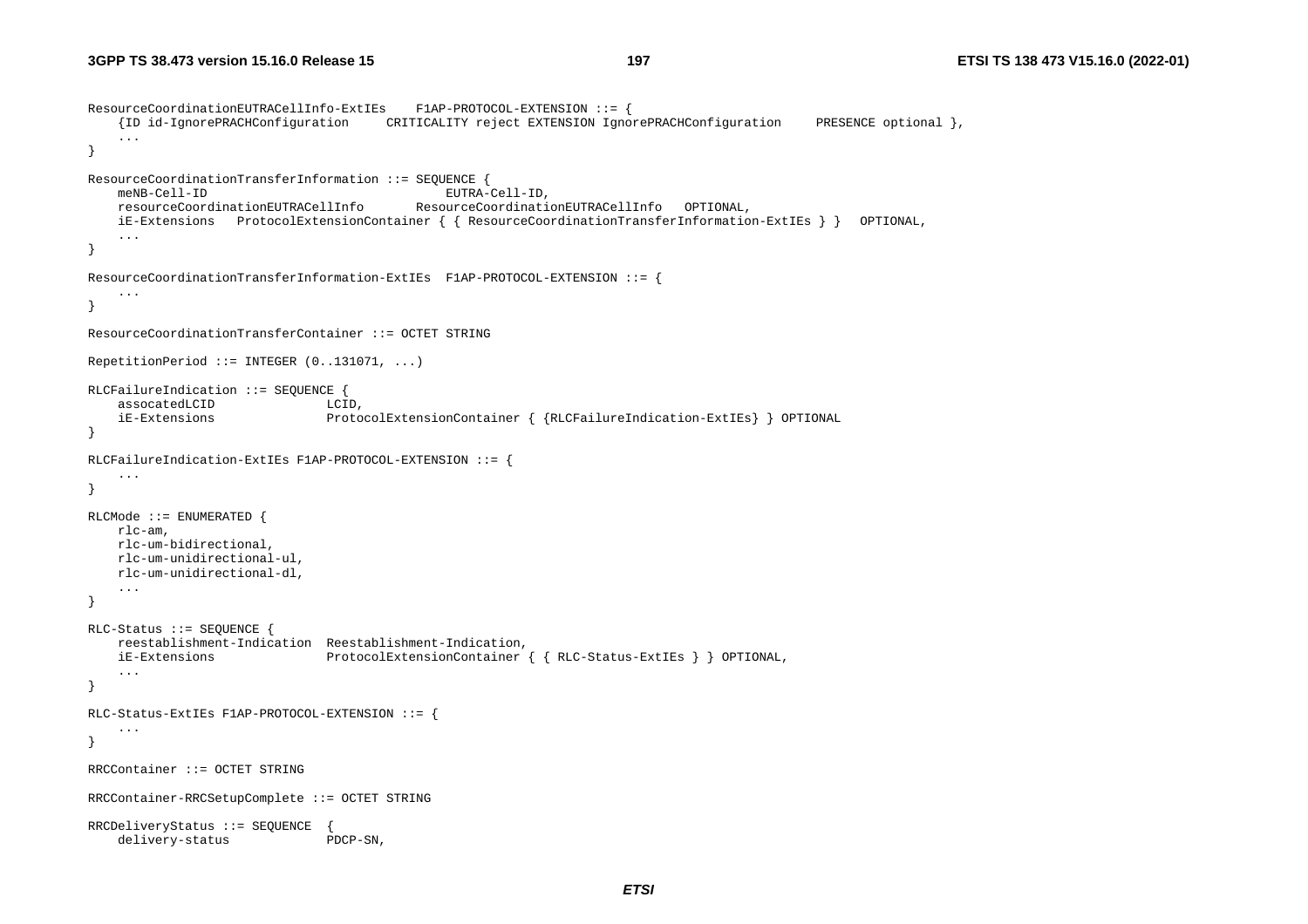```
ResourceCoordinationEUTRACellInfo-ExtIEs    F1AP-PROTOCOL-EXTENSION ::= {
    {ID id-IgnorePRACHConfiguration     CRITICALITY reject EXTENSION IgnorePRACHConfiguration     PRESENCE optional },
    ...
}

ResourceCoordinationTransferInformation ::= SEQUENCE {
    meNB-Cell-ID                                EUTRA-Cell-ID,
    resourceCoordinationEUTRACellInfo       ResourceCoordinationEUTRACellInfo   OPTIONAL,
    iE-Extensions   ProtocolExtensionContainer { { ResourceCoordinationTransferInformation-ExtIEs } }   OPTIONAL,
    ...
}

ResourceCoordinationTransferInformation-ExtIEs  F1AP-PROTOCOL-EXTENSION ::= {
    ...
}

ResourceCoordinationTransferContainer ::= OCTET STRING

RepetitionPeriod ::= INTEGER (0..131071, ...)

RLCFailureIndication ::= SEQUENCE {
    assocatedLCID               LCID,
    iE-Extensions               ProtocolExtensionContainer { {RLCFailureIndication-ExtIEs} } OPTIONAL
}

RLCFailureIndication-ExtIEs F1AP-PROTOCOL-EXTENSION ::= {
    ...
}

RLCMode ::= ENUMERATED {
    rlc-am,
    rlc-um-bidirectional,
    rlc-um-unidirectional-ul,
    rlc-um-unidirectional-dl,
    ...
}

RLC-Status ::= SEQUENCE {
    reestablishment-Indication  Reestablishment-Indication,
    iE-Extensions               ProtocolExtensionContainer { { RLC-Status-ExtIEs } } OPTIONAL,
    ...
}

RLC-Status-ExtIEs F1AP-PROTOCOL-EXTENSION ::= {
    ...
}

RRCContainer ::= OCTET STRING

RRCContainer-RRCSetupComplete ::= OCTET STRING

RRCDeliveryStatus ::= SEQUENCE  {
    delivery-status             PDCP-SN,
```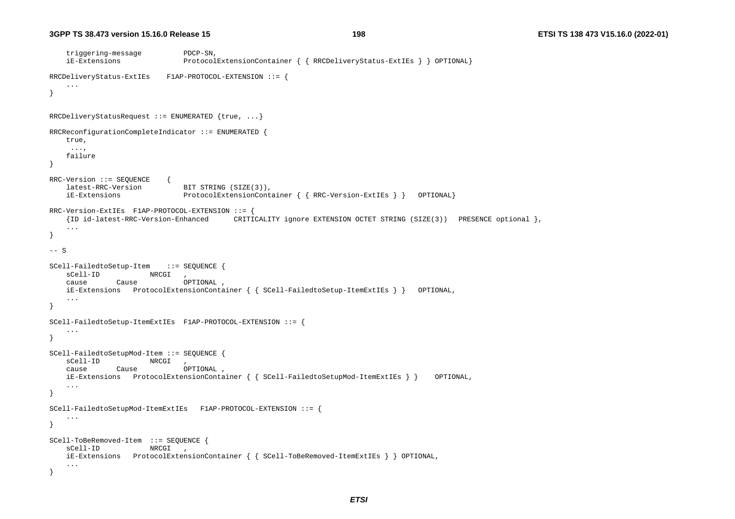```
    triggering-message          PDCP-SN,
    iE-Extensions               ProtocolExtensionContainer { { RRCDeliveryStatus-ExtIEs } } OPTIONAL}

RRCDeliveryStatus-ExtIEs    F1AP-PROTOCOL-EXTENSION ::= {
    ...
}


RRCDeliveryStatusRequest ::= ENUMERATED {true, ...}

RRCReconfigurationCompleteIndicator ::= ENUMERATED {
    true,
     ...,
    failure
}

RRC-Version ::= SEQUENCE    {
    latest-RRC-Version          BIT STRING (SIZE(3)),
    iE-Extensions               ProtocolExtensionContainer { { RRC-Version-ExtIEs } }   OPTIONAL}

RRC-Version-ExtIEs  F1AP-PROTOCOL-EXTENSION ::= {
    {ID id-latest-RRC-Version-Enhanced      CRITICALITY ignore EXTENSION OCTET STRING (SIZE(3))   PRESENCE optional },
    ...
}

-- S

SCell-FailedtoSetup-Item    ::= SEQUENCE {
    sCell-ID            NRCGI   ,
    cause       Cause           OPTIONAL ,
    iE-Extensions   ProtocolExtensionContainer { { SCell-FailedtoSetup-ItemExtIEs } }   OPTIONAL,
    ...
}

SCell-FailedtoSetup-ItemExtIEs  F1AP-PROTOCOL-EXTENSION ::= {
    ...
}

SCell-FailedtoSetupMod-Item ::= SEQUENCE {
    sCell-ID            NRCGI   ,
    cause       Cause           OPTIONAL ,
    iE-Extensions   ProtocolExtensionContainer { { SCell-FailedtoSetupMod-ItemExtIEs } }    OPTIONAL,
    ...
}

SCell-FailedtoSetupMod-ItemExtIEs   F1AP-PROTOCOL-EXTENSION ::= {
    ...
}

SCell-ToBeRemoved-Item  ::= SEQUENCE {
    sCell-ID            NRCGI   ,
    iE-Extensions   ProtocolExtensionContainer { { SCell-ToBeRemoved-ItemExtIEs } } OPTIONAL,
    ...
}
```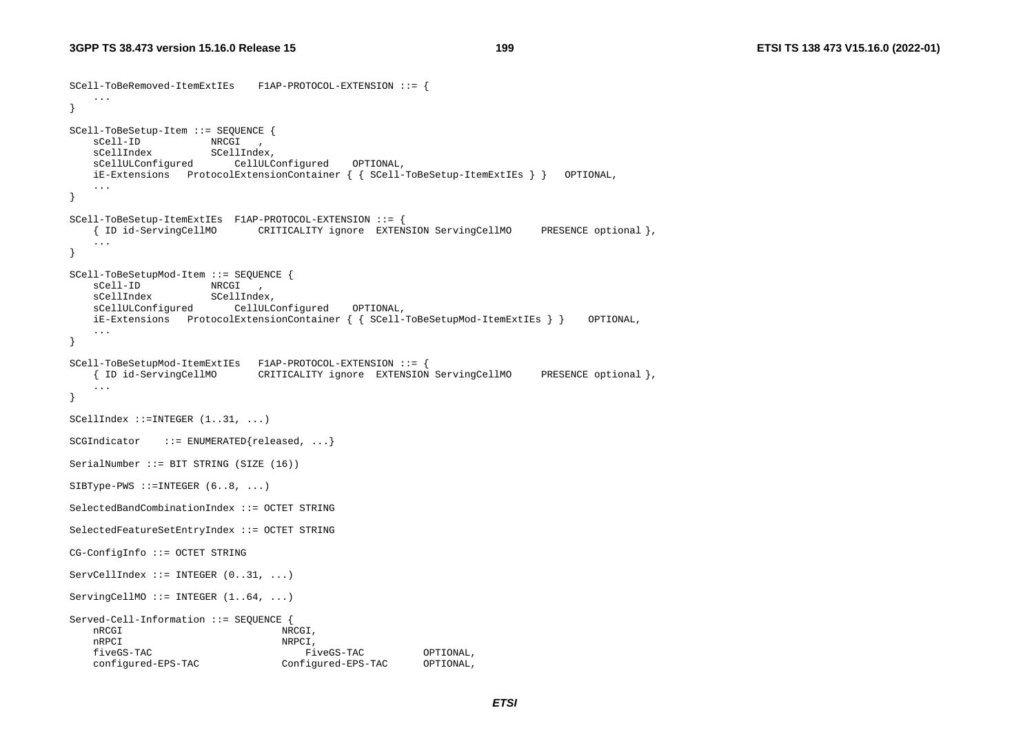```
SCell-ToBeRemoved-ItemExtIEs    F1AP-PROTOCOL-EXTENSION ::= {
    ...
}

SCell-ToBeSetup-Item ::= SEQUENCE {
    sCell-ID            NRCGI   ,
    sCellIndex          SCellIndex,
    sCellULConfigured       CellULConfigured    OPTIONAL,
    iE-Extensions   ProtocolExtensionContainer { { SCell-ToBeSetup-ItemExtIEs } }   OPTIONAL,
    ...
}

SCell-ToBeSetup-ItemExtIEs  F1AP-PROTOCOL-EXTENSION ::= {
    { ID id-ServingCellMO       CRITICALITY ignore  EXTENSION ServingCellMO     PRESENCE optional },
    ...
}

SCell-ToBeSetupMod-Item ::= SEQUENCE {
    sCell-ID            NRCGI   ,
    sCellIndex          SCellIndex,
    sCellULConfigured       CellULConfigured    OPTIONAL,
    iE-Extensions   ProtocolExtensionContainer { { SCell-ToBeSetupMod-ItemExtIEs } }    OPTIONAL,
    ...
}

SCell-ToBeSetupMod-ItemExtIEs   F1AP-PROTOCOL-EXTENSION ::= {
    { ID id-ServingCellMO       CRITICALITY ignore  EXTENSION ServingCellMO     PRESENCE optional },
    ...
}

SCellIndex ::=INTEGER (1..31, ...)

SCGIndicator    ::= ENUMERATED{released, ...}

SerialNumber ::= BIT STRING (SIZE (16))

SIBType-PWS ::=INTEGER (6..8, ...)

SelectedBandCombinationIndex ::= OCTET STRING

SelectedFeatureSetEntryIndex ::= OCTET STRING

CG-ConfigInfo ::= OCTET STRING

ServCellIndex ::= INTEGER (0..31, ...)

ServingCellMO ::= INTEGER (1..64, ...)

Served-Cell-Information ::= SEQUENCE {
    nRCGI                           NRCGI,
    nRPCI                           NRPCI,
    fiveGS-TAC                          FiveGS-TAC          OPTIONAL,
    configured-EPS-TAC              Configured-EPS-TAC      OPTIONAL,
```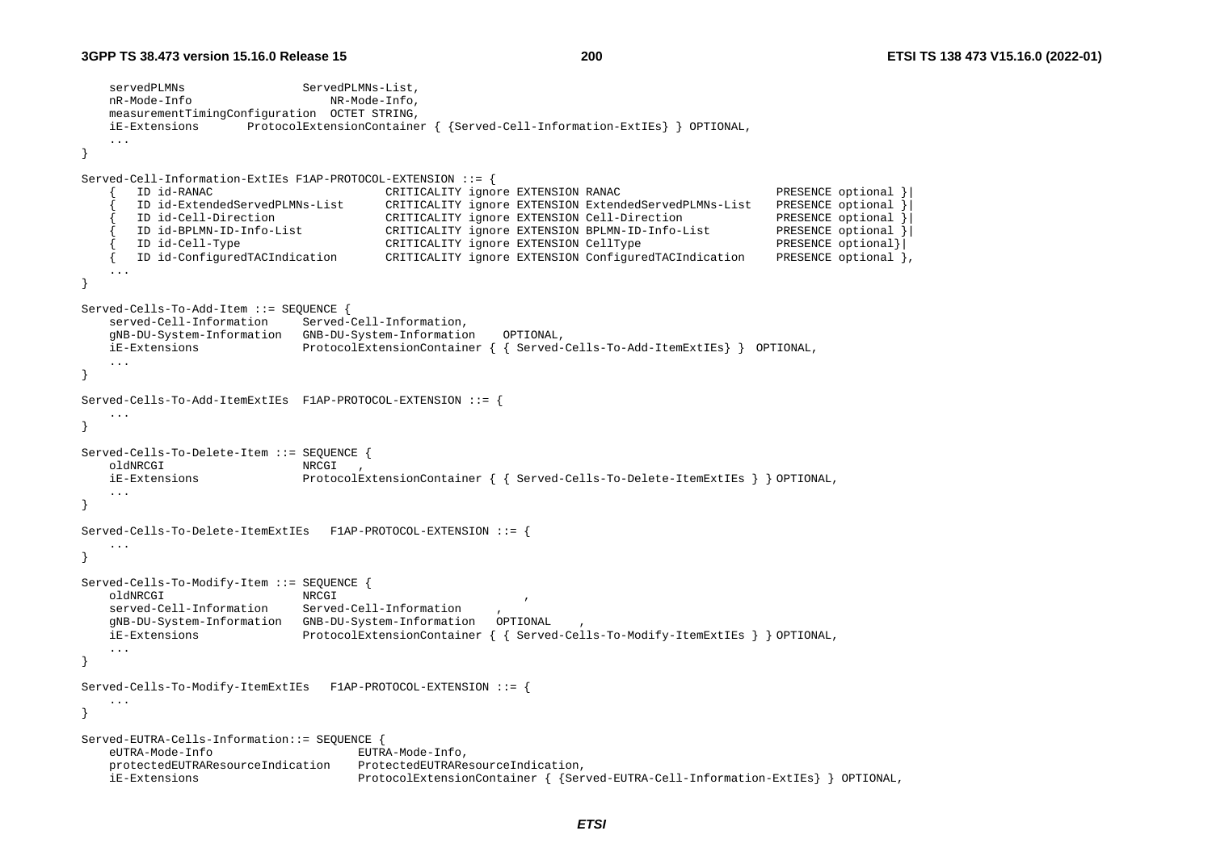```
	servedPLMNs				ServedPLMNs-List,
	nR-Mode-Info				NR-Mode-Info,
	measurementTimingConfiguration	OCTET STRING,
	iE-Extensions		ProtocolExtensionContainer { {Served-Cell-Information-ExtIEs} } OPTIONAL,
	...
}

Served-Cell-Information-ExtIEs F1AP-PROTOCOL-EXTENSION ::= {
	{	ID id-RANAC				CRITICALITY ignore EXTENSION RANAC				PRESENCE optional }|
	{	ID id-ExtendedServedPLMNs-List		CRITICALITY ignore EXTENSION ExtendedServedPLMNs-List	PRESENCE optional }|
	{	ID id-Cell-Direction			CRITICALITY ignore EXTENSION Cell-Direction			PRESENCE optional }|
	{	ID id-BPLMN-ID-Info-List		CRITICALITY ignore EXTENSION BPLMN-ID-Info-List		PRESENCE optional }|
	{	ID id-Cell-Type				CRITICALITY ignore EXTENSION CellType				PRESENCE optional}|
	{	ID id-ConfiguredTACIndication		CRITICALITY ignore EXTENSION ConfiguredTACIndication	PRESENCE optional },
	...
}

Served-Cells-To-Add-Item ::= SEQUENCE {
	served-Cell-Information		Served-Cell-Information,
	gNB-DU-System-Information	GNB-DU-System-Information	OPTIONAL,
	iE-Extensions			ProtocolExtensionContainer { { Served-Cells-To-Add-ItemExtIEs} }	OPTIONAL,
	...
}

Served-Cells-To-Add-ItemExtIEs	F1AP-PROTOCOL-EXTENSION ::= {
	...
}

Served-Cells-To-Delete-Item ::= SEQUENCE {
	oldNRCGI			NRCGI	,
	iE-Extensions			ProtocolExtensionContainer { { Served-Cells-To-Delete-ItemExtIEs } } OPTIONAL,
	...
}

Served-Cells-To-Delete-ItemExtIEs	F1AP-PROTOCOL-EXTENSION ::= {
	...
}

Served-Cells-To-Modify-Item ::= SEQUENCE {
	oldNRCGI			NRCGI				,
	served-Cell-Information		Served-Cell-Information		,
	gNB-DU-System-Information	GNB-DU-System-Information	OPTIONAL	,
	iE-Extensions			ProtocolExtensionContainer { { Served-Cells-To-Modify-ItemExtIEs } } OPTIONAL,
	...
}

Served-Cells-To-Modify-ItemExtIEs	F1AP-PROTOCOL-EXTENSION ::= {
	...
}

Served-EUTRA-Cells-Information::= SEQUENCE {
	eUTRA-Mode-Info				EUTRA-Mode-Info,
	protectedEUTRAResourceIndication	ProtectedEUTRAResourceIndication,
	iE-Extensions				ProtocolExtensionContainer { {Served-EUTRA-Cell-Information-ExtIEs} } OPTIONAL,
```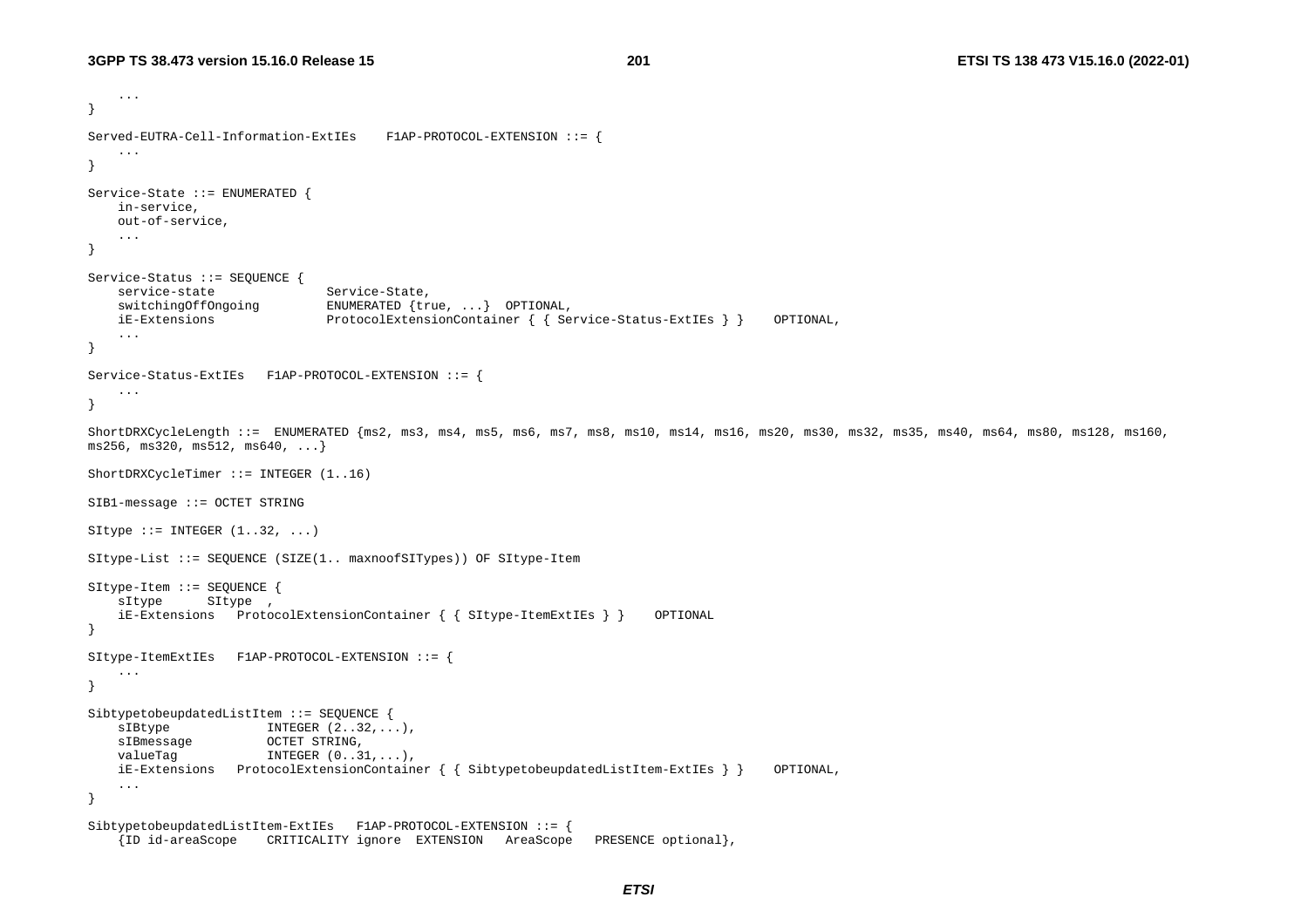```
	...
}

Served-EUTRA-Cell-Information-ExtIEs 	F1AP-PROTOCOL-EXTENSION ::= {
	...
}

Service-State ::= ENUMERATED {
	in-service,
	out-of-service,
	...
}

Service-Status ::= SEQUENCE {
	service-state				Service-State,
	switchingOffOngoing			ENUMERATED {true, ...}	OPTIONAL,
	iE-Extensions				ProtocolExtensionContainer { { Service-Status-ExtIEs } }	OPTIONAL,
	...
}

Service-Status-ExtIEs	F1AP-PROTOCOL-EXTENSION ::= {
	...
}

ShortDRXCycleLength ::=  ENUMERATED {ms2, ms3, ms4, ms5, ms6, ms7, ms8, ms10, ms14, ms16, ms20, ms30, ms32, ms35, ms40, ms64, ms80, ms128, ms160, 
ms256, ms320, ms512, ms640, ...}

ShortDRXCycleTimer ::= INTEGER (1..16)

SIB1-message ::= OCTET STRING

SItype ::= INTEGER (1..32, ...)

SItype-List ::= SEQUENCE (SIZE(1.. maxnoofSITypes)) OF SItype-Item

SItype-Item ::= SEQUENCE {
	sItype		SItype	,
	iE-Extensions	ProtocolExtensionContainer { { SItype-ItemExtIEs } }	OPTIONAL
}

SItype-ItemExtIEs	F1AP-PROTOCOL-EXTENSION ::= {
	...
}

SibtypetobeupdatedListItem ::= SEQUENCE {
	sIBtype				INTEGER (2..32,...),
	sIBmessage			OCTET STRING,
	valueTag			INTEGER (0..31,...),
	iE-Extensions	ProtocolExtensionContainer { { SibtypetobeupdatedListItem-ExtIEs } }	OPTIONAL,
	...
}

SibtypetobeupdatedListItem-ExtIEs	F1AP-PROTOCOL-EXTENSION ::= {
	{ID id-areaScope	CRITICALITY ignore	EXTENSION	AreaScope	PRESENCE optional},
```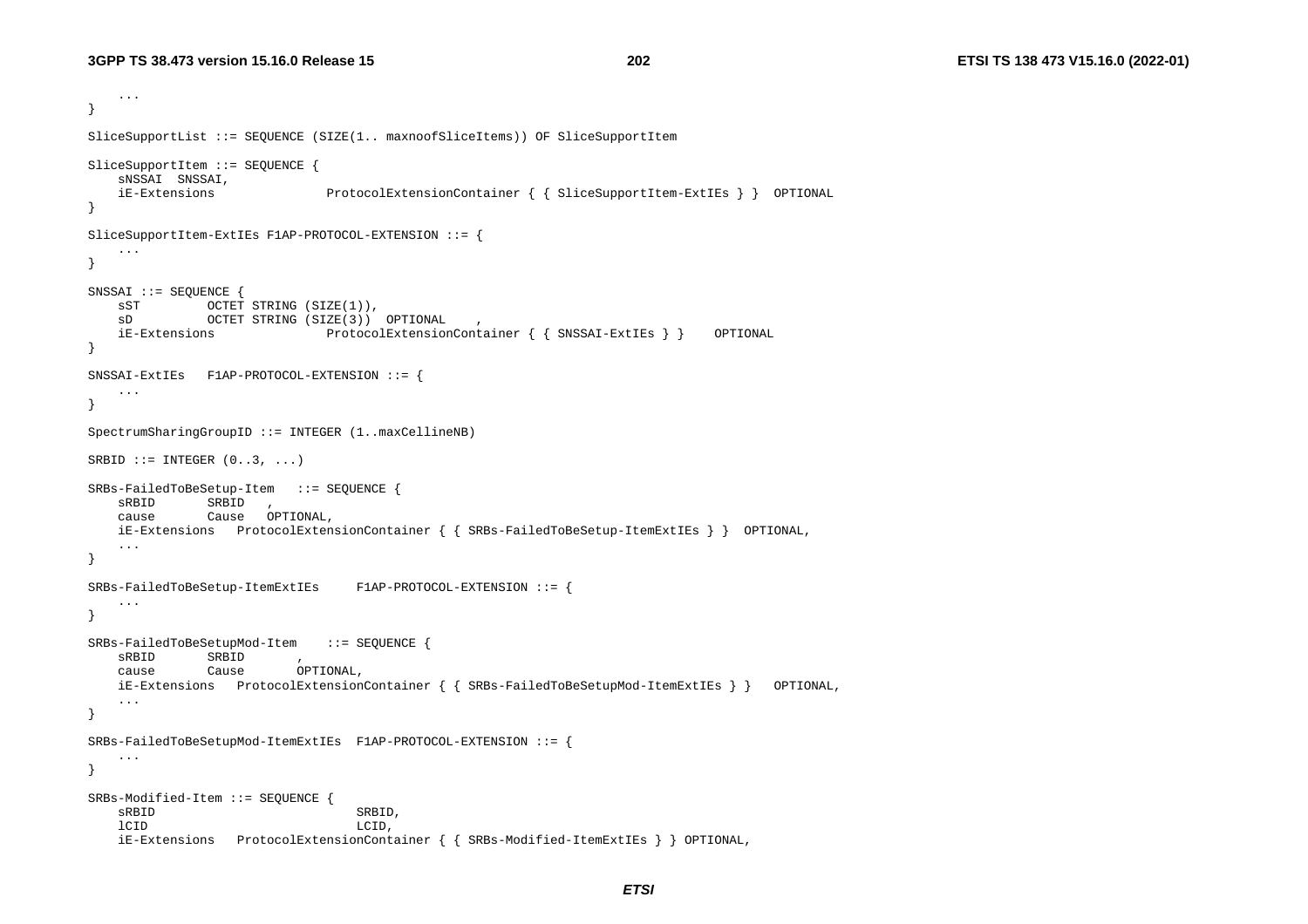```
	...
}

SliceSupportList ::= SEQUENCE (SIZE(1.. maxnoofSliceItems)) OF SliceSupportItem

SliceSupportItem ::= SEQUENCE {
	sNSSAI	SNSSAI,
	iE-Extensions		ProtocolExtensionContainer { { SliceSupportItem-ExtIEs } }	OPTIONAL
}

SliceSupportItem-ExtIEs F1AP-PROTOCOL-EXTENSION ::= {
	...
}

SNSSAI ::= SEQUENCE {
	sST			OCTET STRING (SIZE(1)),
	sD			OCTET STRING (SIZE(3))	OPTIONAL	,
	iE-Extensions		ProtocolExtensionContainer { { SNSSAI-ExtIEs } }	OPTIONAL
}

SNSSAI-ExtIEs	F1AP-PROTOCOL-EXTENSION ::= {
	...
}

SpectrumSharingGroupID ::= INTEGER (1..maxCellineNB)

SRBID ::= INTEGER (0..3, ...)

SRBs-FailedToBeSetup-Item	::= SEQUENCE {
	sRBID		SRBID	,
	cause		Cause	OPTIONAL,
	iE-Extensions	ProtocolExtensionContainer { { SRBs-FailedToBeSetup-ItemExtIEs } }	OPTIONAL,
	...
}

SRBs-FailedToBeSetup-ItemExtIEs		F1AP-PROTOCOL-EXTENSION ::= {
	...
}

SRBs-FailedToBeSetupMod-Item	::= SEQUENCE {
	sRBID		SRBID		,
	cause		Cause		OPTIONAL,
	iE-Extensions	ProtocolExtensionContainer { { SRBs-FailedToBeSetupMod-ItemExtIEs } }	OPTIONAL,
	...
}

SRBs-FailedToBeSetupMod-ItemExtIEs	F1AP-PROTOCOL-EXTENSION ::= {
	...
}

SRBs-Modified-Item ::= SEQUENCE {
	sRBID				SRBID,
	lCID				LCID,
	iE-Extensions	ProtocolExtensionContainer { { SRBs-Modified-ItemExtIEs } } OPTIONAL,
```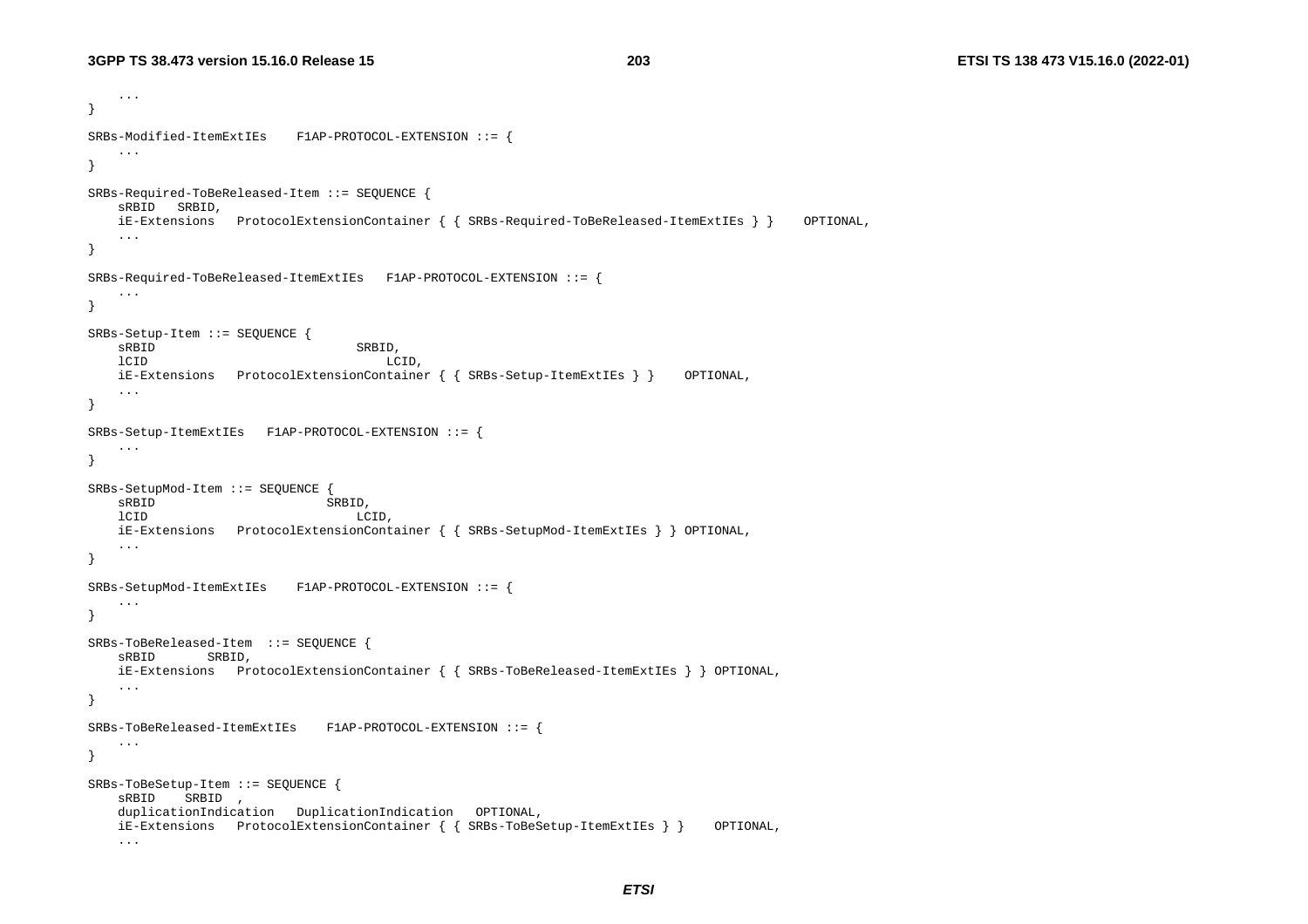```
	...
}

SRBs-Modified-ItemExtIEs 	F1AP-PROTOCOL-EXTENSION ::= {
	...
}

SRBs-Required-ToBeReleased-Item ::= SEQUENCE {
	sRBID	SRBID,
	iE-Extensions	ProtocolExtensionContainer { { SRBs-Required-ToBeReleased-ItemExtIEs } }	OPTIONAL,
	...
}

SRBs-Required-ToBeReleased-ItemExtIEs 	F1AP-PROTOCOL-EXTENSION ::= {
	...
}

SRBs-Setup-Item ::= SEQUENCE {
	sRBID							SRBID,
	lCID							LCID,
	iE-Extensions	ProtocolExtensionContainer { { SRBs-Setup-ItemExtIEs } }	OPTIONAL,
	...
}

SRBs-Setup-ItemExtIEs 	F1AP-PROTOCOL-EXTENSION ::= {
	...
}

SRBs-SetupMod-Item ::= SEQUENCE {
	sRBID						SRBID,
	lCID						LCID,
	iE-Extensions	ProtocolExtensionContainer { { SRBs-SetupMod-ItemExtIEs } } OPTIONAL,
	...
}

SRBs-SetupMod-ItemExtIEs 	F1AP-PROTOCOL-EXTENSION ::= {
	...
}

SRBs-ToBeReleased-Item 	::= SEQUENCE {
	sRBID		SRBID,
	iE-Extensions	ProtocolExtensionContainer { { SRBs-ToBeReleased-ItemExtIEs } } OPTIONAL,
	...
}

SRBs-ToBeReleased-ItemExtIEs 	F1AP-PROTOCOL-EXTENSION ::= {
	...
}

SRBs-ToBeSetup-Item ::= SEQUENCE {
	sRBID	SRBID ,
	duplicationIndication	DuplicationIndication	OPTIONAL,
	iE-Extensions	ProtocolExtensionContainer { { SRBs-ToBeSetup-ItemExtIEs } }	OPTIONAL,
	...
```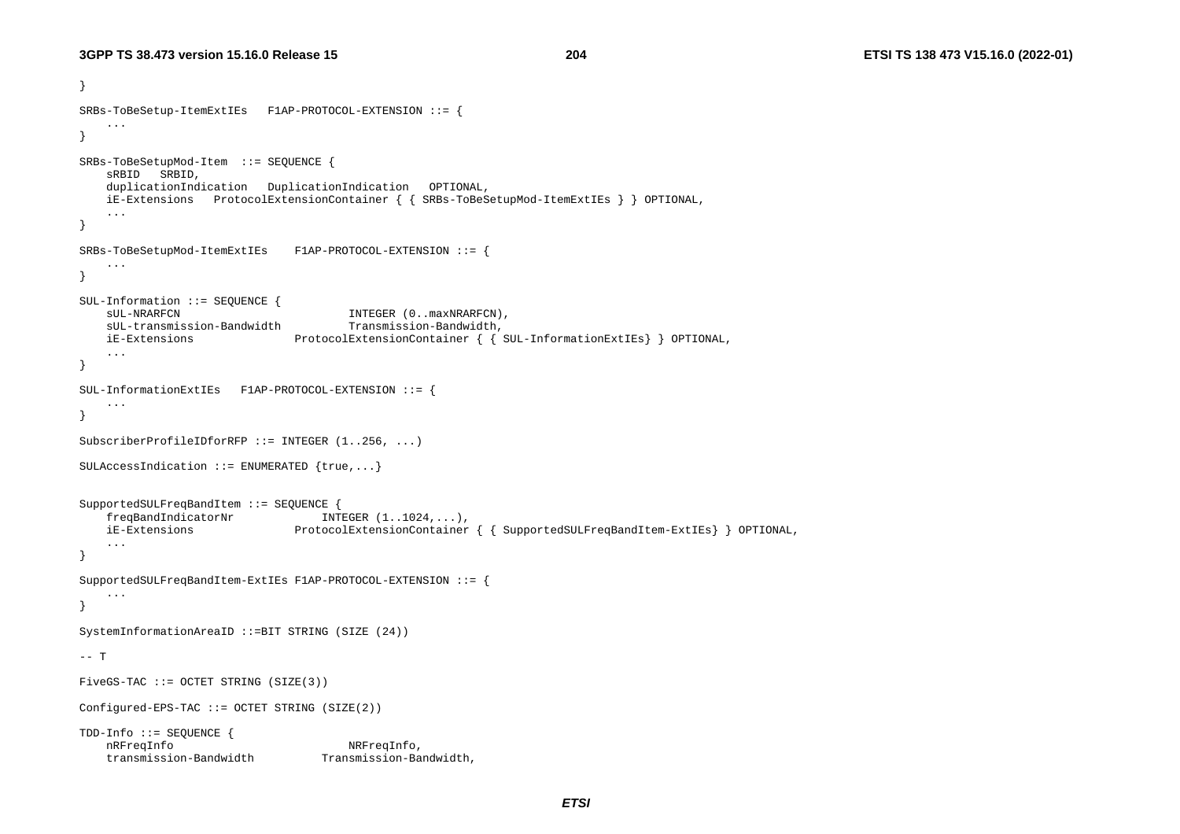```
}

SRBs-ToBeSetup-ItemExtIEs   F1AP-PROTOCOL-EXTENSION ::= {
    ...
}

SRBs-ToBeSetupMod-Item  ::= SEQUENCE {
    sRBID   SRBID,
    duplicationIndication   DuplicationIndication   OPTIONAL,
    iE-Extensions   ProtocolExtensionContainer { { SRBs-ToBeSetupMod-ItemExtIEs } } OPTIONAL,
    ...
}

SRBs-ToBeSetupMod-ItemExtIEs    F1AP-PROTOCOL-EXTENSION ::= {
    ...
}

SUL-Information ::= SEQUENCE {
    sUL-NRARFCN                         INTEGER (0..maxNRARFCN),
    sUL-transmission-Bandwidth          Transmission-Bandwidth,
    iE-Extensions               ProtocolExtensionContainer { { SUL-InformationExtIEs} } OPTIONAL,
    ...
}

SUL-InformationExtIEs   F1AP-PROTOCOL-EXTENSION ::= {
    ...
}

SubscriberProfileIDforRFP ::= INTEGER (1..256, ...)

SULAccessIndication ::= ENUMERATED {true,...}


SupportedSULFreqBandItem ::= SEQUENCE {
    freqBandIndicatorNr             INTEGER (1..1024,...),
    iE-Extensions               ProtocolExtensionContainer { { SupportedSULFreqBandItem-ExtIEs} } OPTIONAL,
    ...
}

SupportedSULFreqBandItem-ExtIEs F1AP-PROTOCOL-EXTENSION ::= {
    ...
}

SystemInformationAreaID ::=BIT STRING (SIZE (24))

-- T

FiveGS-TAC ::= OCTET STRING (SIZE(3))

Configured-EPS-TAC ::= OCTET STRING (SIZE(2))

TDD-Info ::= SEQUENCE {
    nRFreqInfo                          NRFreqInfo,
    transmission-Bandwidth          Transmission-Bandwidth,
```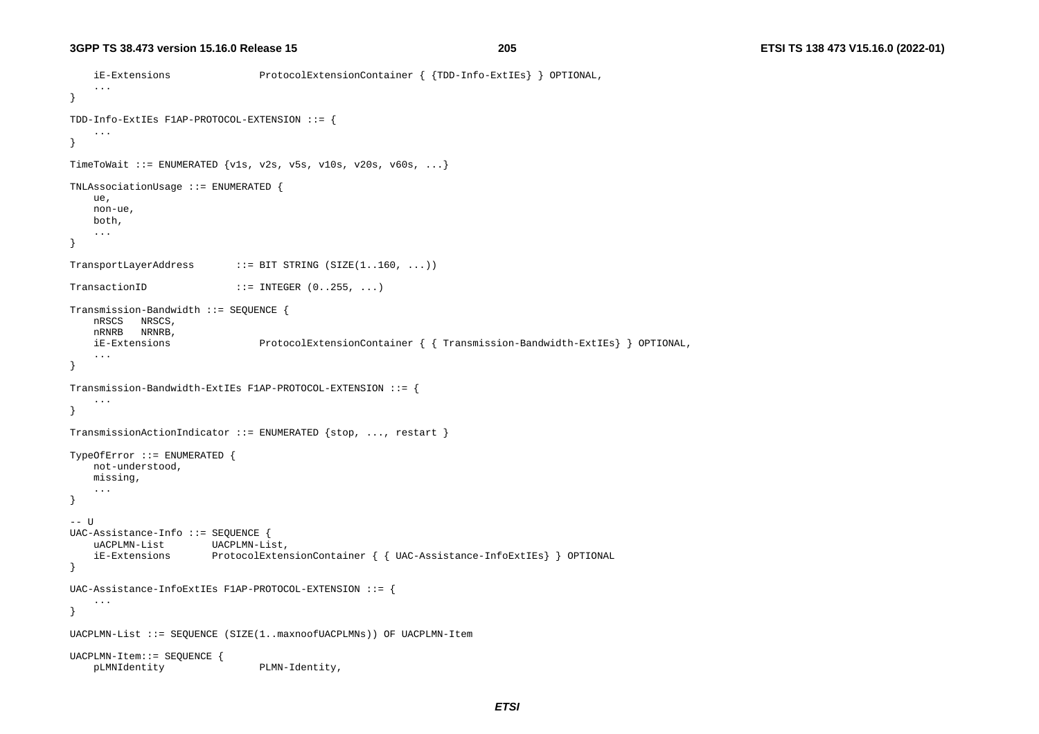```
	iE-Extensions				ProtocolExtensionContainer { {TDD-Info-ExtIEs} } OPTIONAL,
	...
}

TDD-Info-ExtIEs F1AP-PROTOCOL-EXTENSION ::= {
	...
}

TimeToWait ::= ENUMERATED {v1s, v2s, v5s, v10s, v20s, v60s, ...}

TNLAssociationUsage ::= ENUMERATED {
	ue,
	non-ue,
	both,
	...
}

TransportLayerAddress		::= BIT STRING (SIZE(1..160, ...))

TransactionID				::= INTEGER (0..255, ...)

Transmission-Bandwidth ::= SEQUENCE {
	nRSCS	NRSCS,
	nRNRB	NRNRB,
	iE-Extensions				ProtocolExtensionContainer { { Transmission-Bandwidth-ExtIEs} } OPTIONAL,
	...
}

Transmission-Bandwidth-ExtIEs F1AP-PROTOCOL-EXTENSION ::= {
	...
}

TransmissionActionIndicator ::= ENUMERATED {stop, ..., restart }

TypeOfError ::= ENUMERATED {
	not-understood,
	missing,
	...
}

-- U
UAC-Assistance-Info ::= SEQUENCE {
	uACPLMN-List		UACPLMN-List,
	iE-Extensions		ProtocolExtensionContainer { { UAC-Assistance-InfoExtIEs} } OPTIONAL
}

UAC-Assistance-InfoExtIEs F1AP-PROTOCOL-EXTENSION ::= {
	...
}

UACPLMN-List ::= SEQUENCE (SIZE(1..maxnoofUACPLMNs)) OF UACPLMN-Item

UACPLMN-Item::= SEQUENCE {
	pLMNIdentity				PLMN-Identity,
```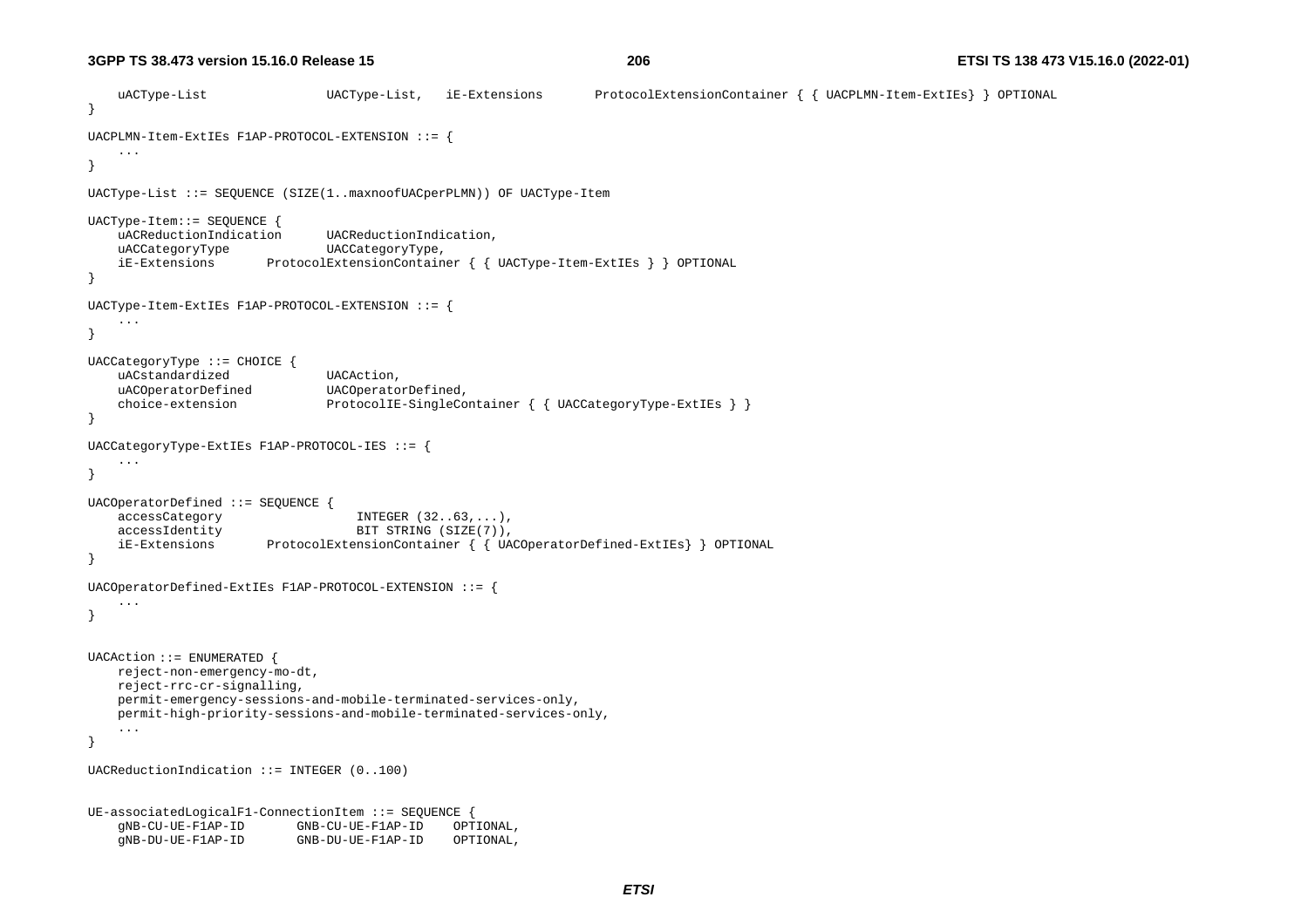```
	uACType-List				UACType-List,	iE-Extensions		ProtocolExtensionContainer { { UACPLMN-Item-ExtIEs} } OPTIONAL
}

UACPLMN-Item-ExtIEs F1AP-PROTOCOL-EXTENSION ::= {
	...
}

UACType-List ::= SEQUENCE (SIZE(1..maxnoofUACperPLMN)) OF UACType-Item

UACType-Item::= SEQUENCE {
	uACReductionIndication		UACReductionIndication,
	uACCategoryType				UACCategoryType,
	iE-Extensions		ProtocolExtensionContainer { { UACType-Item-ExtIEs } } OPTIONAL
}

UACType-Item-ExtIEs F1AP-PROTOCOL-EXTENSION ::= {
	...
}

UACCategoryType ::= CHOICE {
	uACstandardized				UACAction,
	uACOperatorDefined			UACOperatorDefined,
	choice-extension			ProtocolIE-SingleContainer { { UACCategoryType-ExtIEs } }
}

UACCategoryType-ExtIEs F1AP-PROTOCOL-IES ::= {
	...
}

UACOperatorDefined ::= SEQUENCE {
	accessCategory					INTEGER (32..63,...),
	accessIdentity					BIT STRING (SIZE(7)),
	iE-Extensions		ProtocolExtensionContainer { { UACOperatorDefined-ExtIEs} } OPTIONAL
}

UACOperatorDefined-ExtIEs F1AP-PROTOCOL-EXTENSION ::= {
	...
}


UACAction ::= ENUMERATED {
	reject-non-emergency-mo-dt,
	reject-rrc-cr-signalling,
	permit-emergency-sessions-and-mobile-terminated-services-only,
	permit-high-priority-sessions-and-mobile-terminated-services-only,
	...
}

UACReductionIndication ::= INTEGER (0..100)


UE-associatedLogicalF1-ConnectionItem ::= SEQUENCE {
	gNB-CU-UE-F1AP-ID		GNB-CU-UE-F1AP-ID	OPTIONAL,
	gNB-DU-UE-F1AP-ID		GNB-DU-UE-F1AP-ID	OPTIONAL,
```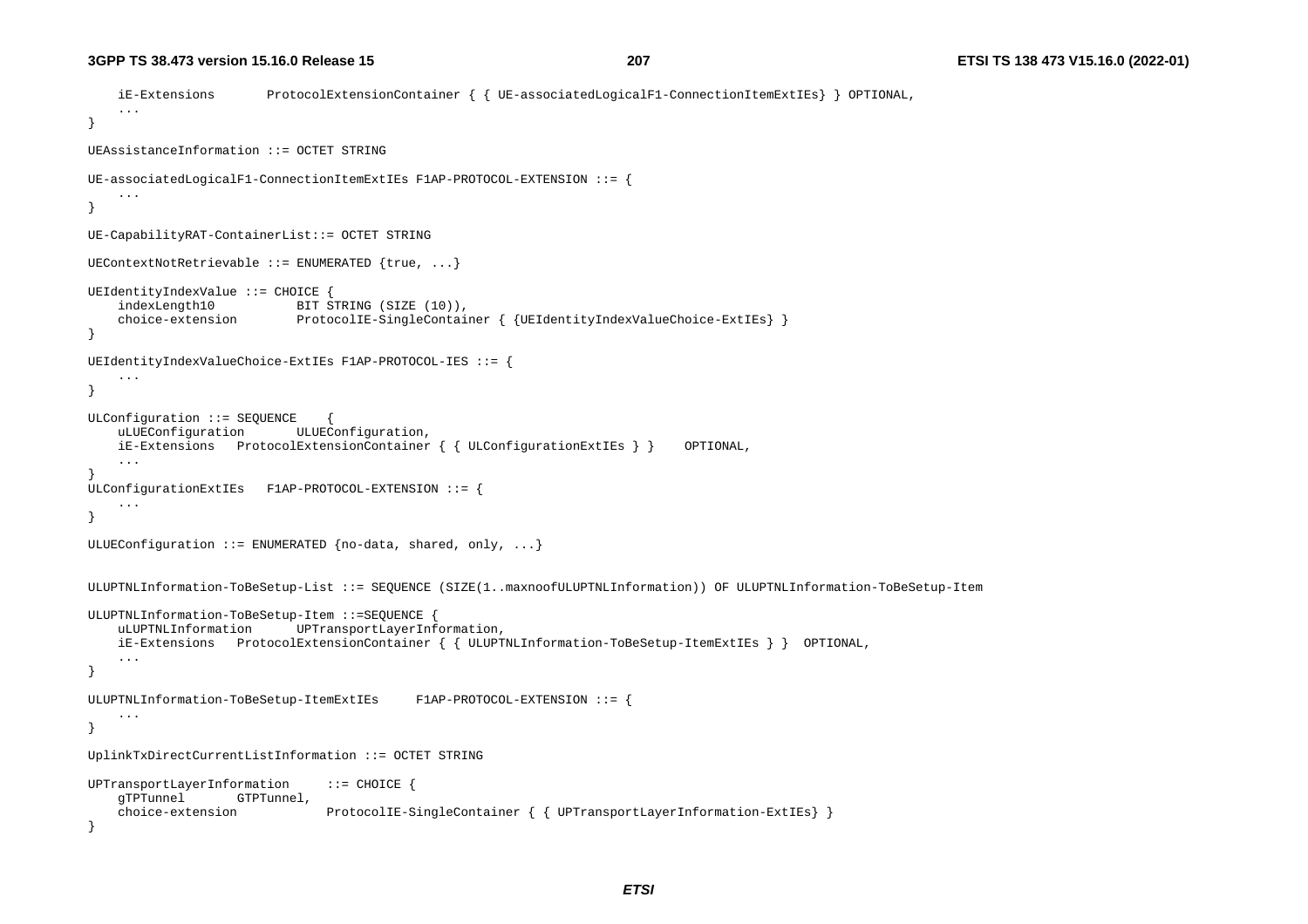```
	iE-Extensions		ProtocolExtensionContainer { { UE-associatedLogicalF1-ConnectionItemExtIEs} } OPTIONAL,
	...
}

UEAssistanceInformation ::= OCTET STRING

UE-associatedLogicalF1-ConnectionItemExtIEs F1AP-PROTOCOL-EXTENSION ::= {
	...
}

UE-CapabilityRAT-ContainerList::= OCTET STRING

UEContextNotRetrievable ::= ENUMERATED {true, ...}

UEIdentityIndexValue ::= CHOICE {
	indexLength10			BIT STRING (SIZE (10)),
	choice-extension		ProtocolIE-SingleContainer { {UEIdentityIndexValueChoice-ExtIEs} }
}

UEIdentityIndexValueChoice-ExtIEs F1AP-PROTOCOL-IES ::= {
	...
}

ULConfiguration ::= SEQUENCE	{
	uLUEConfiguration		ULUEConfiguration,
	iE-Extensions	ProtocolExtensionContainer { { ULConfigurationExtIEs } }	OPTIONAL,
	...
}
ULConfigurationExtIEs	F1AP-PROTOCOL-EXTENSION ::= {
	...
}

ULUEConfiguration ::= ENUMERATED {no-data, shared, only, ...}


ULUPTNLInformation-ToBeSetup-List ::= SEQUENCE (SIZE(1..maxnoofULUPTNLInformation)) OF ULUPTNLInformation-ToBeSetup-Item

ULUPTNLInformation-ToBeSetup-Item ::=SEQUENCE {
	uLUPTNLInformation		UPTransportLayerInformation,
	iE-Extensions	ProtocolExtensionContainer { { ULUPTNLInformation-ToBeSetup-ItemExtIEs } }	OPTIONAL,
	...
}

ULUPTNLInformation-ToBeSetup-ItemExtIEs		F1AP-PROTOCOL-EXTENSION ::= {
	...
}

UplinkTxDirectCurrentListInformation ::= OCTET STRING

UPTransportLayerInformation		::= CHOICE {
	gTPTunnel		GTPTunnel,
	choice-extension			ProtocolIE-SingleContainer { { UPTransportLayerInformation-ExtIEs} }
}
```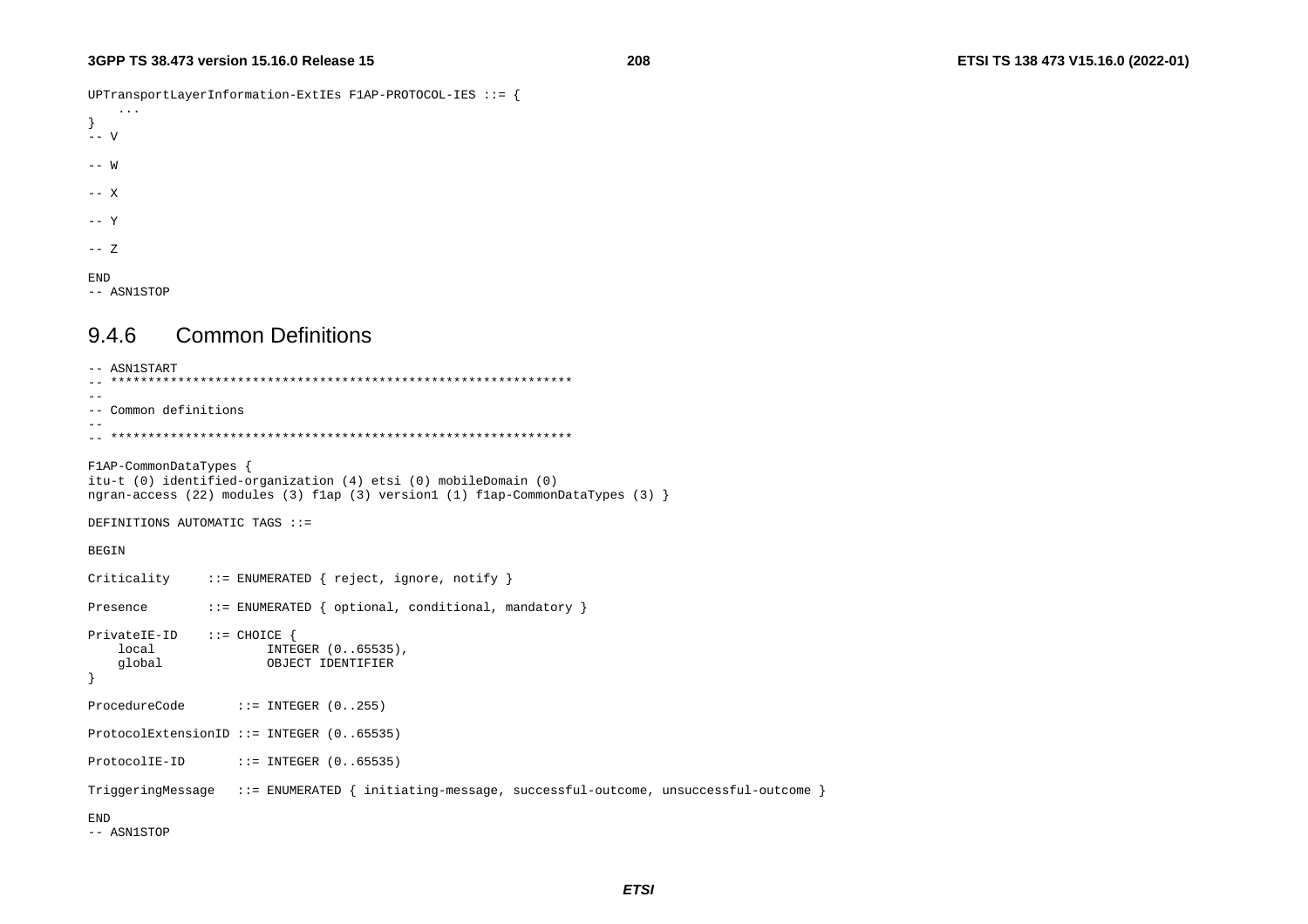```
UPTransportLayerInformation-ExtIEs F1AP-PROTOCOL-IES ::= {
	...
}
-- V

-- W

-- X

-- Y

-- Z

END
-- ASN1STOP
```

### 9.4.6 Common Definitions

```
-- ASN1START
-- **************************************************************
--
-- Common definitions
--
-- **************************************************************

F1AP-CommonDataTypes {
itu-t (0) identified-organization (4) etsi (0) mobileDomain (0)
ngran-access (22) modules (3) f1ap (3) version1 (1) f1ap-CommonDataTypes (3) }

DEFINITIONS AUTOMATIC TAGS ::=

BEGIN

Criticality		::= ENUMERATED { reject, ignore, notify }

Presence		::= ENUMERATED { optional, conditional, mandatory }

PrivateIE-ID	::= CHOICE {
	local				INTEGER (0..65535),
	global				OBJECT IDENTIFIER
}

ProcedureCode		::= INTEGER (0..255)

ProtocolExtensionID ::= INTEGER (0..65535)

ProtocolIE-ID		::= INTEGER (0..65535)

TriggeringMessage	::= ENUMERATED { initiating-message, successful-outcome, unsuccessful-outcome }

END
-- ASN1STOP
```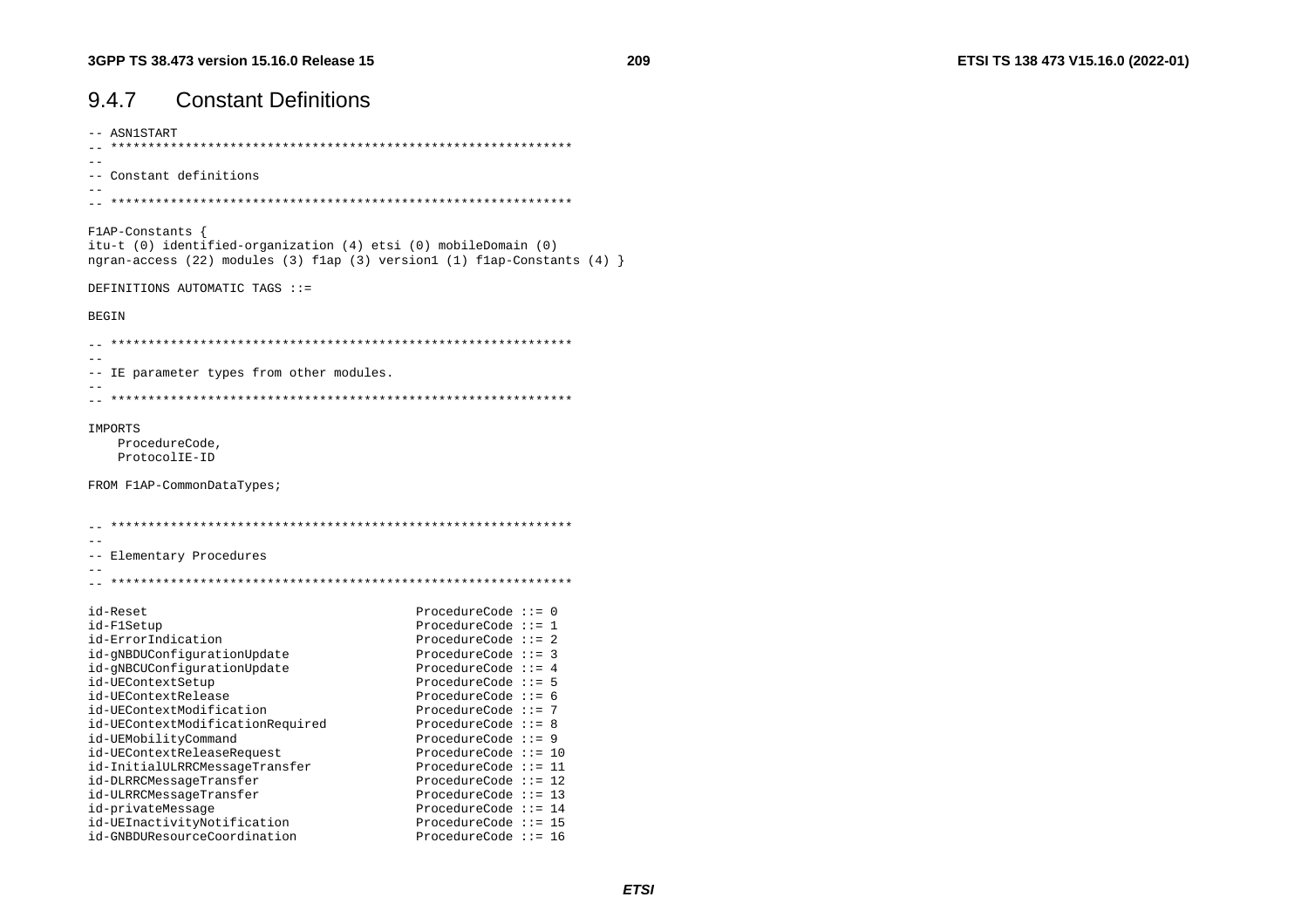## 9.4.7 Constant Definitions

```
-- ASN1START
-- **************************************************************
--
-- Constant definitions
--
-- **************************************************************

F1AP-Constants {
itu-t (0) identified-organization (4) etsi (0) mobileDomain (0)
ngran-access (22) modules (3) f1ap (3) version1 (1) f1ap-Constants (4) }

DEFINITIONS AUTOMATIC TAGS ::=

BEGIN

-- **************************************************************
--
-- IE parameter types from other modules.
--
-- **************************************************************

IMPORTS
    ProcedureCode,
    ProtocolIE-ID

FROM F1AP-CommonDataTypes;


-- **************************************************************
--
-- Elementary Procedures
--
-- **************************************************************

id-Reset                                    ProcedureCode ::= 0
id-F1Setup                                  ProcedureCode ::= 1
id-ErrorIndication                          ProcedureCode ::= 2
id-gNBDUConfigurationUpdate                 ProcedureCode ::= 3
id-gNBCUConfigurationUpdate                 ProcedureCode ::= 4
id-UEContextSetup                           ProcedureCode ::= 5
id-UEContextRelease                         ProcedureCode ::= 6
id-UEContextModification                    ProcedureCode ::= 7
id-UEContextModificationRequired            ProcedureCode ::= 8
id-UEMobilityCommand                        ProcedureCode ::= 9
id-UEContextReleaseRequest                  ProcedureCode ::= 10
id-InitialULRRCMessageTransfer              ProcedureCode ::= 11
id-DLRRCMessageTransfer                     ProcedureCode ::= 12
id-ULRRCMessageTransfer                     ProcedureCode ::= 13
id-privateMessage                           ProcedureCode ::= 14
id-UEInactivityNotification                 ProcedureCode ::= 15
id-GNBDUResourceCoordination                ProcedureCode ::= 16
```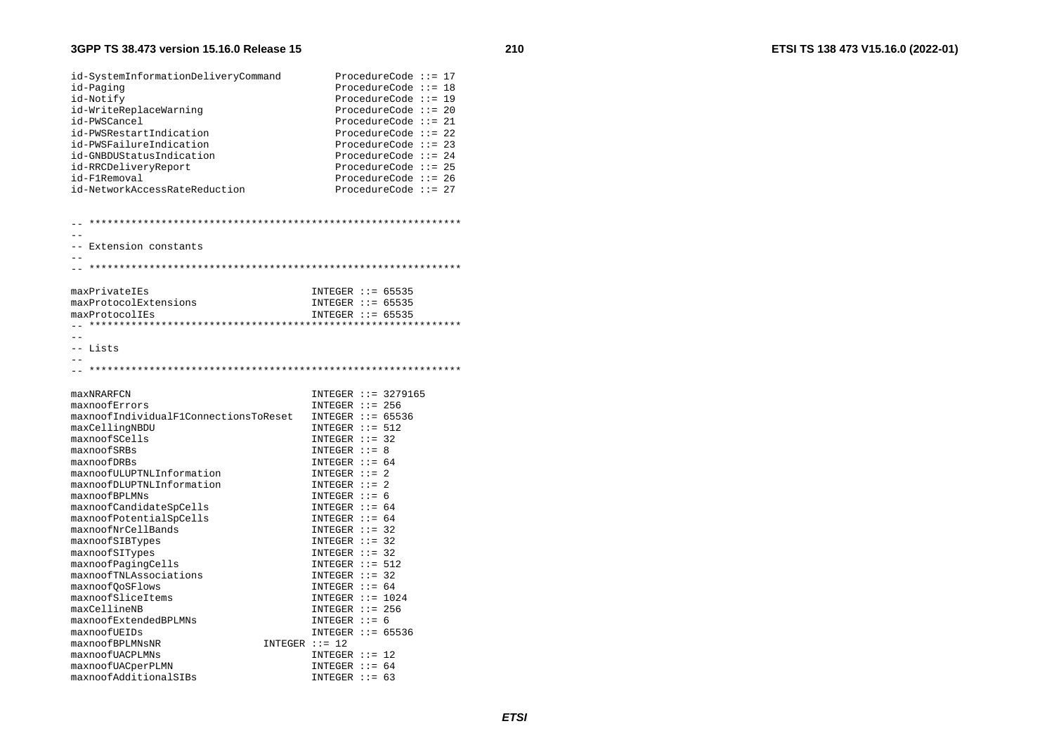```
id-SystemInformationDeliveryCommand         ProcedureCode ::= 17
id-Paging                                   ProcedureCode ::= 18
id-Notify                                   ProcedureCode ::= 19
id-WriteReplaceWarning                      ProcedureCode ::= 20
id-PWSCancel                                ProcedureCode ::= 21
id-PWSRestartIndication                     ProcedureCode ::= 22
id-PWSFailureIndication                     ProcedureCode ::= 23
id-GNBDUStatusIndication                    ProcedureCode ::= 24
id-RRCDeliveryReport                        ProcedureCode ::= 25
id-F1Removal                                ProcedureCode ::= 26
id-NetworkAccessRateReduction               ProcedureCode ::= 27


-- **************************************************************
--
-- Extension constants
--
-- **************************************************************

maxPrivateIEs                               INTEGER ::= 65535
maxProtocolExtensions                       INTEGER ::= 65535
maxProtocolIEs                              INTEGER ::= 65535
-- **************************************************************
--
-- Lists
--
-- **************************************************************

maxNRARFCN                                  INTEGER ::= 3279165
maxnoofErrors                               INTEGER ::= 256
maxnoofIndividualF1ConnectionsToReset       INTEGER ::= 65536
maxCellingNBDU                              INTEGER ::= 512
maxnoofSCells                               INTEGER ::= 32
maxnoofSRBs                                 INTEGER ::= 8
maxnoofDRBs                                 INTEGER ::= 64
maxnoofULUPTNLInformation                   INTEGER ::= 2
maxnoofDLUPTNLInformation                   INTEGER ::= 2
maxnoofBPLMNs                               INTEGER ::= 6
maxnoofCandidateSpCells                     INTEGER ::= 64
maxnoofPotentialSpCells                     INTEGER ::= 64
maxnoofNrCellBands                          INTEGER ::= 32
maxnoofSIBTypes                             INTEGER ::= 32
maxnoofSITypes                              INTEGER ::= 32
maxnoofPagingCells                          INTEGER ::= 512
maxnoofTNLAssociations                      INTEGER ::= 32
maxnoofQoSFlows                             INTEGER ::= 64
maxnoofSliceItems                           INTEGER ::= 1024
maxCellineNB                                INTEGER ::= 256
maxnoofExtendedBPLMNs                       INTEGER ::= 6
maxnoofUEIDs                                INTEGER ::= 65536
maxnoofBPLMNsNR                     INTEGER ::= 12
maxnoofUACPLMNs                             INTEGER ::= 12
maxnoofUACperPLMN                           INTEGER ::= 64
maxnoofAdditionalSIBs                       INTEGER ::= 63
```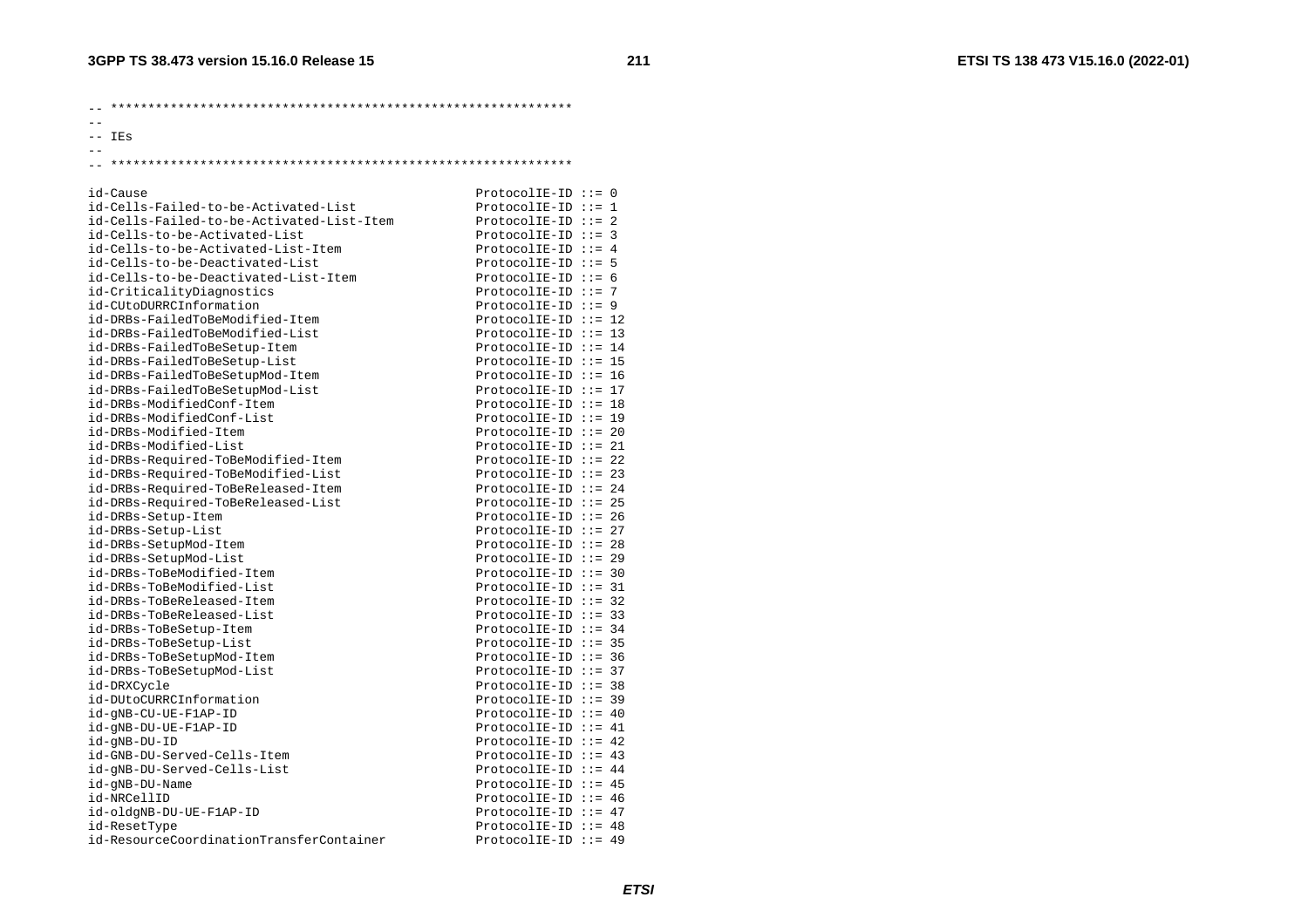```
-- **************************************************************
--
-- IEs
--
-- **************************************************************

id-Cause                                        ProtocolIE-ID ::= 0
id-Cells-Failed-to-be-Activated-List            ProtocolIE-ID ::= 1
id-Cells-Failed-to-be-Activated-List-Item       ProtocolIE-ID ::= 2
id-Cells-to-be-Activated-List                   ProtocolIE-ID ::= 3
id-Cells-to-be-Activated-List-Item              ProtocolIE-ID ::= 4
id-Cells-to-be-Deactivated-List                 ProtocolIE-ID ::= 5
id-Cells-to-be-Deactivated-List-Item            ProtocolIE-ID ::= 6
id-CriticalityDiagnostics                       ProtocolIE-ID ::= 7
id-CUtoDURRCInformation                         ProtocolIE-ID ::= 9
id-DRBs-FailedToBeModified-Item                 ProtocolIE-ID ::= 12
id-DRBs-FailedToBeModified-List                 ProtocolIE-ID ::= 13
id-DRBs-FailedToBeSetup-Item                    ProtocolIE-ID ::= 14
id-DRBs-FailedToBeSetup-List                    ProtocolIE-ID ::= 15
id-DRBs-FailedToBeSetupMod-Item                 ProtocolIE-ID ::= 16
id-DRBs-FailedToBeSetupMod-List                 ProtocolIE-ID ::= 17
id-DRBs-ModifiedConf-Item                       ProtocolIE-ID ::= 18
id-DRBs-ModifiedConf-List                       ProtocolIE-ID ::= 19
id-DRBs-Modified-Item                           ProtocolIE-ID ::= 20
id-DRBs-Modified-List                           ProtocolIE-ID ::= 21
id-DRBs-Required-ToBeModified-Item              ProtocolIE-ID ::= 22
id-DRBs-Required-ToBeModified-List              ProtocolIE-ID ::= 23
id-DRBs-Required-ToBeReleased-Item              ProtocolIE-ID ::= 24
id-DRBs-Required-ToBeReleased-List              ProtocolIE-ID ::= 25
id-DRBs-Setup-Item                              ProtocolIE-ID ::= 26
id-DRBs-Setup-List                              ProtocolIE-ID ::= 27
id-DRBs-SetupMod-Item                           ProtocolIE-ID ::= 28
id-DRBs-SetupMod-List                           ProtocolIE-ID ::= 29
id-DRBs-ToBeModified-Item                       ProtocolIE-ID ::= 30
id-DRBs-ToBeModified-List                       ProtocolIE-ID ::= 31
id-DRBs-ToBeReleased-Item                       ProtocolIE-ID ::= 32
id-DRBs-ToBeReleased-List                       ProtocolIE-ID ::= 33
id-DRBs-ToBeSetup-Item                          ProtocolIE-ID ::= 34
id-DRBs-ToBeSetup-List                          ProtocolIE-ID ::= 35
id-DRBs-ToBeSetupMod-Item                       ProtocolIE-ID ::= 36
id-DRBs-ToBeSetupMod-List                       ProtocolIE-ID ::= 37
id-DRXCycle                                     ProtocolIE-ID ::= 38
id-DUtoCURRCInformation                         ProtocolIE-ID ::= 39
id-gNB-CU-UE-F1AP-ID                            ProtocolIE-ID ::= 40
id-gNB-DU-UE-F1AP-ID                            ProtocolIE-ID ::= 41
id-gNB-DU-ID                                    ProtocolIE-ID ::= 42
id-GNB-DU-Served-Cells-Item                     ProtocolIE-ID ::= 43
id-gNB-DU-Served-Cells-List                     ProtocolIE-ID ::= 44
id-gNB-DU-Name                                  ProtocolIE-ID ::= 45
id-NRCellID                                     ProtocolIE-ID ::= 46
id-oldgNB-DU-UE-F1AP-ID                         ProtocolIE-ID ::= 47
id-ResetType                                    ProtocolIE-ID ::= 48
id-ResourceCoordinationTransferContainer        ProtocolIE-ID ::= 49
```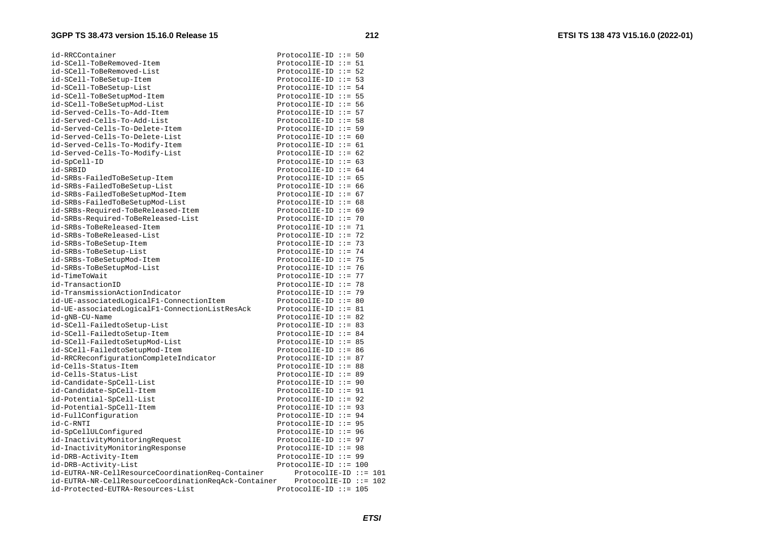```
id-RRCContainer                                     ProtocolIE-ID ::= 50
id-SCell-ToBeRemoved-Item                           ProtocolIE-ID ::= 51
id-SCell-ToBeRemoved-List                           ProtocolIE-ID ::= 52
id-SCell-ToBeSetup-Item                             ProtocolIE-ID ::= 53
id-SCell-ToBeSetup-List                             ProtocolIE-ID ::= 54
id-SCell-ToBeSetupMod-Item                          ProtocolIE-ID ::= 55
id-SCell-ToBeSetupMod-List                          ProtocolIE-ID ::= 56
id-Served-Cells-To-Add-Item                         ProtocolIE-ID ::= 57
id-Served-Cells-To-Add-List                         ProtocolIE-ID ::= 58
id-Served-Cells-To-Delete-Item                      ProtocolIE-ID ::= 59
id-Served-Cells-To-Delete-List                      ProtocolIE-ID ::= 60
id-Served-Cells-To-Modify-Item                      ProtocolIE-ID ::= 61
id-Served-Cells-To-Modify-List                      ProtocolIE-ID ::= 62
id-SpCell-ID                                        ProtocolIE-ID ::= 63
id-SRBID                                            ProtocolIE-ID ::= 64
id-SRBs-FailedToBeSetup-Item                        ProtocolIE-ID ::= 65
id-SRBs-FailedToBeSetup-List                        ProtocolIE-ID ::= 66
id-SRBs-FailedToBeSetupMod-Item                     ProtocolIE-ID ::= 67
id-SRBs-FailedToBeSetupMod-List                     ProtocolIE-ID ::= 68
id-SRBs-Required-ToBeReleased-Item                  ProtocolIE-ID ::= 69
id-SRBs-Required-ToBeReleased-List                  ProtocolIE-ID ::= 70
id-SRBs-ToBeReleased-Item                           ProtocolIE-ID ::= 71
id-SRBs-ToBeReleased-List                           ProtocolIE-ID ::= 72
id-SRBs-ToBeSetup-Item                              ProtocolIE-ID ::= 73
id-SRBs-ToBeSetup-List                              ProtocolIE-ID ::= 74
id-SRBs-ToBeSetupMod-Item                           ProtocolIE-ID ::= 75
id-SRBs-ToBeSetupMod-List                           ProtocolIE-ID ::= 76
id-TimeToWait                                       ProtocolIE-ID ::= 77
id-TransactionID                                    ProtocolIE-ID ::= 78
id-TransmissionActionIndicator                      ProtocolIE-ID ::= 79
id-UE-associatedLogicalF1-ConnectionItem            ProtocolIE-ID ::= 80
id-UE-associatedLogicalF1-ConnectionListResAck      ProtocolIE-ID ::= 81
id-gNB-CU-Name                                      ProtocolIE-ID ::= 82
id-SCell-FailedtoSetup-List                         ProtocolIE-ID ::= 83
id-SCell-FailedtoSetup-Item                         ProtocolIE-ID ::= 84
id-SCell-FailedtoSetupMod-List                      ProtocolIE-ID ::= 85
id-SCell-FailedtoSetupMod-Item                      ProtocolIE-ID ::= 86
id-RRCReconfigurationCompleteIndicator              ProtocolIE-ID ::= 87
id-Cells-Status-Item                                ProtocolIE-ID ::= 88
id-Cells-Status-List                                ProtocolIE-ID ::= 89
id-Candidate-SpCell-List                            ProtocolIE-ID ::= 90
id-Candidate-SpCell-Item                            ProtocolIE-ID ::= 91
id-Potential-SpCell-List                            ProtocolIE-ID ::= 92
id-Potential-SpCell-Item                            ProtocolIE-ID ::= 93
id-FullConfiguration                                ProtocolIE-ID ::= 94
id-C-RNTI                                           ProtocolIE-ID ::= 95
id-SpCellULConfigured                               ProtocolIE-ID ::= 96
id-InactivityMonitoringRequest                      ProtocolIE-ID ::= 97
id-InactivityMonitoringResponse                     ProtocolIE-ID ::= 98
id-DRB-Activity-Item                                ProtocolIE-ID ::= 99
id-DRB-Activity-List                                ProtocolIE-ID ::= 100
id-EUTRA-NR-CellResourceCoordinationReq-Container       ProtocolIE-ID ::= 101
id-EUTRA-NR-CellResourceCoordinationReqAck-Container    ProtocolIE-ID ::= 102
id-Protected-EUTRA-Resources-List                   ProtocolIE-ID ::= 105
```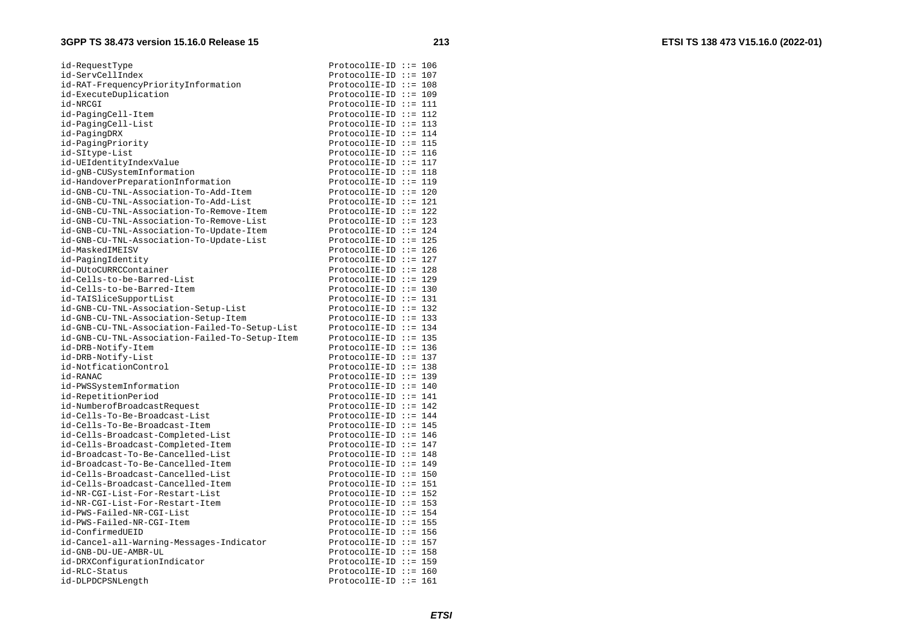```
id-RequestType                                      ProtocolIE-ID ::= 106
id-ServCellIndex                                    ProtocolIE-ID ::= 107
id-RAT-FrequencyPriorityInformation                 ProtocolIE-ID ::= 108
id-ExecuteDuplication                               ProtocolIE-ID ::= 109
id-NRCGI                                            ProtocolIE-ID ::= 111
id-PagingCell-Item                                  ProtocolIE-ID ::= 112
id-PagingCell-List                                  ProtocolIE-ID ::= 113
id-PagingDRX                                        ProtocolIE-ID ::= 114
id-PagingPriority                                   ProtocolIE-ID ::= 115
id-SItype-List                                      ProtocolIE-ID ::= 116
id-UEIdentityIndexValue                             ProtocolIE-ID ::= 117
id-gNB-CUSystemInformation                          ProtocolIE-ID ::= 118
id-HandoverPreparationInformation                   ProtocolIE-ID ::= 119
id-GNB-CU-TNL-Association-To-Add-Item               ProtocolIE-ID ::= 120
id-GNB-CU-TNL-Association-To-Add-List               ProtocolIE-ID ::= 121
id-GNB-CU-TNL-Association-To-Remove-Item            ProtocolIE-ID ::= 122
id-GNB-CU-TNL-Association-To-Remove-List            ProtocolIE-ID ::= 123
id-GNB-CU-TNL-Association-To-Update-Item            ProtocolIE-ID ::= 124
id-GNB-CU-TNL-Association-To-Update-List            ProtocolIE-ID ::= 125
id-MaskedIMEISV                                     ProtocolIE-ID ::= 126
id-PagingIdentity                                   ProtocolIE-ID ::= 127
id-DUtoCURRCContainer                               ProtocolIE-ID ::= 128
id-Cells-to-be-Barred-List                          ProtocolIE-ID ::= 129
id-Cells-to-be-Barred-Item                          ProtocolIE-ID ::= 130
id-TAISliceSupportList                              ProtocolIE-ID ::= 131
id-GNB-CU-TNL-Association-Setup-List                ProtocolIE-ID ::= 132
id-GNB-CU-TNL-Association-Setup-Item                ProtocolIE-ID ::= 133
id-GNB-CU-TNL-Association-Failed-To-Setup-List      ProtocolIE-ID ::= 134
id-GNB-CU-TNL-Association-Failed-To-Setup-Item      ProtocolIE-ID ::= 135
id-DRB-Notify-Item                                  ProtocolIE-ID ::= 136
id-DRB-Notify-List                                  ProtocolIE-ID ::= 137
id-NotficationControl                               ProtocolIE-ID ::= 138
id-RANAC                                            ProtocolIE-ID ::= 139
id-PWSSystemInformation                             ProtocolIE-ID ::= 140
id-RepetitionPeriod                                 ProtocolIE-ID ::= 141
id-NumberofBroadcastRequest                         ProtocolIE-ID ::= 142
id-Cells-To-Be-Broadcast-List                       ProtocolIE-ID ::= 144
id-Cells-To-Be-Broadcast-Item                       ProtocolIE-ID ::= 145
id-Cells-Broadcast-Completed-List                   ProtocolIE-ID ::= 146
id-Cells-Broadcast-Completed-Item                   ProtocolIE-ID ::= 147
id-Broadcast-To-Be-Cancelled-List                   ProtocolIE-ID ::= 148
id-Broadcast-To-Be-Cancelled-Item                   ProtocolIE-ID ::= 149
id-Cells-Broadcast-Cancelled-List                   ProtocolIE-ID ::= 150
id-Cells-Broadcast-Cancelled-Item                   ProtocolIE-ID ::= 151
id-NR-CGI-List-For-Restart-List                     ProtocolIE-ID ::= 152
id-NR-CGI-List-For-Restart-Item                     ProtocolIE-ID ::= 153
id-PWS-Failed-NR-CGI-List                           ProtocolIE-ID ::= 154
id-PWS-Failed-NR-CGI-Item                           ProtocolIE-ID ::= 155
id-ConfirmedUEID                                    ProtocolIE-ID ::= 156
id-Cancel-all-Warning-Messages-Indicator            ProtocolIE-ID ::= 157
id-GNB-DU-UE-AMBR-UL                                ProtocolIE-ID ::= 158
id-DRXConfigurationIndicator                        ProtocolIE-ID ::= 159
id-RLC-Status                                       ProtocolIE-ID ::= 160
id-DLPDCPSNLength                                   ProtocolIE-ID ::= 161
```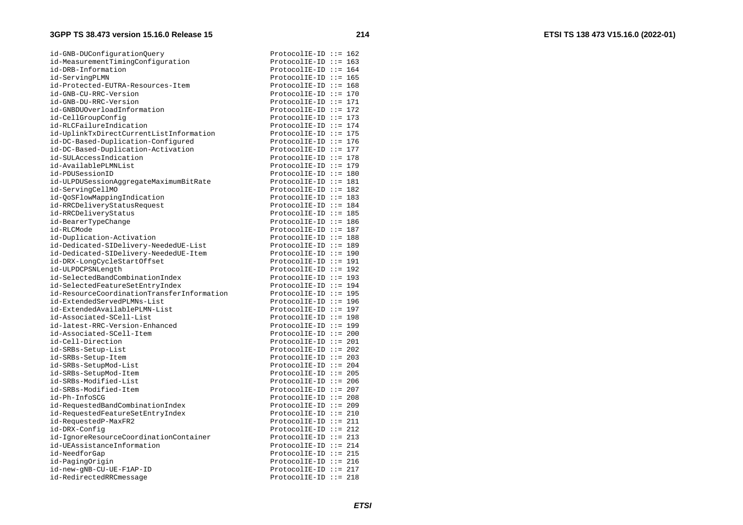```
id-GNB-DUConfigurationQuery                     ProtocolIE-ID ::= 162
id-MeasurementTimingConfiguration               ProtocolIE-ID ::= 163
id-DRB-Information                              ProtocolIE-ID ::= 164
id-ServingPLMN                                  ProtocolIE-ID ::= 165
id-Protected-EUTRA-Resources-Item               ProtocolIE-ID ::= 168
id-GNB-CU-RRC-Version                           ProtocolIE-ID ::= 170
id-GNB-DU-RRC-Version                           ProtocolIE-ID ::= 171
id-GNBDUOverloadInformation                     ProtocolIE-ID ::= 172
id-CellGroupConfig                              ProtocolIE-ID ::= 173
id-RLCFailureIndication                         ProtocolIE-ID ::= 174
id-UplinkTxDirectCurrentListInformation         ProtocolIE-ID ::= 175
id-DC-Based-Duplication-Configured              ProtocolIE-ID ::= 176
id-DC-Based-Duplication-Activation              ProtocolIE-ID ::= 177
id-SULAccessIndication                          ProtocolIE-ID ::= 178
id-AvailablePLMNList                            ProtocolIE-ID ::= 179
id-PDUSessionID                                 ProtocolIE-ID ::= 180
id-ULPDUSessionAggregateMaximumBitRate          ProtocolIE-ID ::= 181
id-ServingCellMO                                ProtocolIE-ID ::= 182
id-QoSFlowMappingIndication                     ProtocolIE-ID ::= 183
id-RRCDeliveryStatusRequest                     ProtocolIE-ID ::= 184
id-RRCDeliveryStatus                            ProtocolIE-ID ::= 185
id-BearerTypeChange                             ProtocolIE-ID ::= 186
id-RLCMode                                      ProtocolIE-ID ::= 187
id-Duplication-Activation                       ProtocolIE-ID ::= 188
id-Dedicated-SIDelivery-NeededUE-List           ProtocolIE-ID ::= 189
id-Dedicated-SIDelivery-NeededUE-Item           ProtocolIE-ID ::= 190
id-DRX-LongCycleStartOffset                     ProtocolIE-ID ::= 191
id-ULPDCPSNLength                               ProtocolIE-ID ::= 192
id-SelectedBandCombinationIndex                 ProtocolIE-ID ::= 193
id-SelectedFeatureSetEntryIndex                 ProtocolIE-ID ::= 194
id-ResourceCoordinationTransferInformation      ProtocolIE-ID ::= 195
id-ExtendedServedPLMNs-List                     ProtocolIE-ID ::= 196
id-ExtendedAvailablePLMN-List                   ProtocolIE-ID ::= 197
id-Associated-SCell-List                        ProtocolIE-ID ::= 198
id-latest-RRC-Version-Enhanced                  ProtocolIE-ID ::= 199
id-Associated-SCell-Item                        ProtocolIE-ID ::= 200
id-Cell-Direction                               ProtocolIE-ID ::= 201
id-SRBs-Setup-List                              ProtocolIE-ID ::= 202
id-SRBs-Setup-Item                              ProtocolIE-ID ::= 203
id-SRBs-SetupMod-List                           ProtocolIE-ID ::= 204
id-SRBs-SetupMod-Item                           ProtocolIE-ID ::= 205
id-SRBs-Modified-List                           ProtocolIE-ID ::= 206
id-SRBs-Modified-Item                           ProtocolIE-ID ::= 207
id-Ph-InfoSCG                                   ProtocolIE-ID ::= 208
id-RequestedBandCombinationIndex                ProtocolIE-ID ::= 209
id-RequestedFeatureSetEntryIndex                ProtocolIE-ID ::= 210
id-RequestedP-MaxFR2                            ProtocolIE-ID ::= 211
id-DRX-Config                                   ProtocolIE-ID ::= 212
id-IgnoreResourceCoordinationContainer          ProtocolIE-ID ::= 213
id-UEAssistanceInformation                      ProtocolIE-ID ::= 214
id-NeedforGap                                   ProtocolIE-ID ::= 215
id-PagingOrigin                                 ProtocolIE-ID ::= 216
id-new-gNB-CU-UE-F1AP-ID                        ProtocolIE-ID ::= 217
id-RedirectedRRCmessage                         ProtocolIE-ID ::= 218
```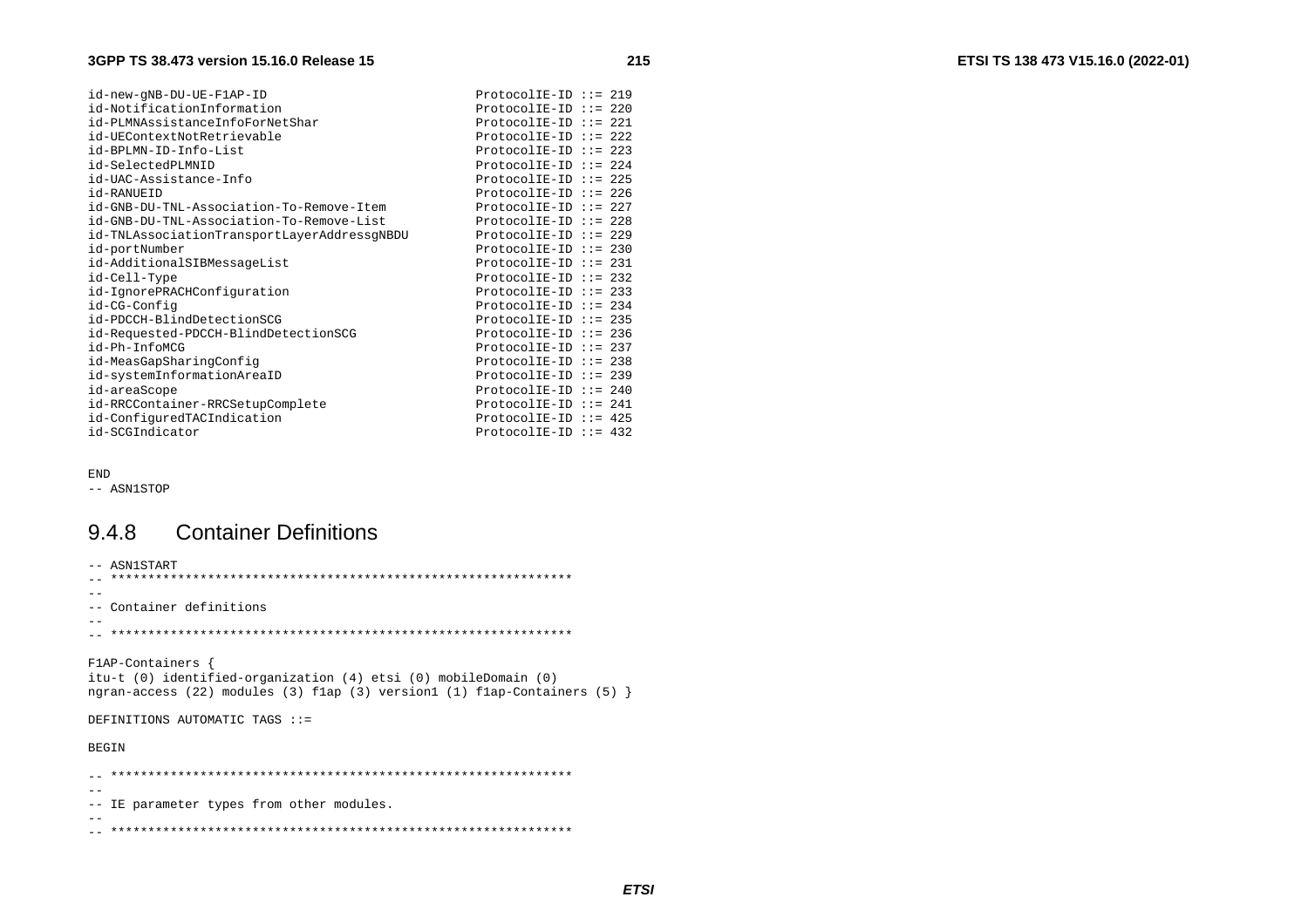```
id-new-gNB-DU-UE-F1AP-ID                        ProtocolIE-ID ::= 219
id-NotificationInformation                      ProtocolIE-ID ::= 220
id-PLMNAssistanceInfoForNetShar                 ProtocolIE-ID ::= 221
id-UEContextNotRetrievable                      ProtocolIE-ID ::= 222
id-BPLMN-ID-Info-List                           ProtocolIE-ID ::= 223
id-SelectedPLMNID                               ProtocolIE-ID ::= 224
id-UAC-Assistance-Info                          ProtocolIE-ID ::= 225
id-RANUEID                                      ProtocolIE-ID ::= 226
id-GNB-DU-TNL-Association-To-Remove-Item        ProtocolIE-ID ::= 227
id-GNB-DU-TNL-Association-To-Remove-List        ProtocolIE-ID ::= 228
id-TNLAssociationTransportLayerAddressgNBDU     ProtocolIE-ID ::= 229
id-portNumber                                   ProtocolIE-ID ::= 230
id-AdditionalSIBMessageList                     ProtocolIE-ID ::= 231
id-Cell-Type                                    ProtocolIE-ID ::= 232
id-IgnorePRACHConfiguration                     ProtocolIE-ID ::= 233
id-CG-Config                                    ProtocolIE-ID ::= 234
id-PDCCH-BlindDetectionSCG                      ProtocolIE-ID ::= 235
id-Requested-PDCCH-BlindDetectionSCG            ProtocolIE-ID ::= 236
id-Ph-InfoMCG                                   ProtocolIE-ID ::= 237
id-MeasGapSharingConfig                         ProtocolIE-ID ::= 238
id-systemInformationAreaID                      ProtocolIE-ID ::= 239
id-areaScope                                    ProtocolIE-ID ::= 240
id-RRCContainer-RRCSetupComplete                ProtocolIE-ID ::= 241
id-ConfiguredTACIndication                      ProtocolIE-ID ::= 425
id-SCGIndicator                                 ProtocolIE-ID ::= 432


END
-- ASN1STOP
```

### 9.4.8 Container Definitions

```
-- ASN1START
-- **************************************************************
--
-- Container definitions
--
-- **************************************************************

F1AP-Containers {
itu-t (0) identified-organization (4) etsi (0) mobileDomain (0)
ngran-access (22) modules (3) f1ap (3) version1 (1) f1ap-Containers (5) }

DEFINITIONS AUTOMATIC TAGS ::=

BEGIN

-- **************************************************************
--
-- IE parameter types from other modules.
--
-- **************************************************************
```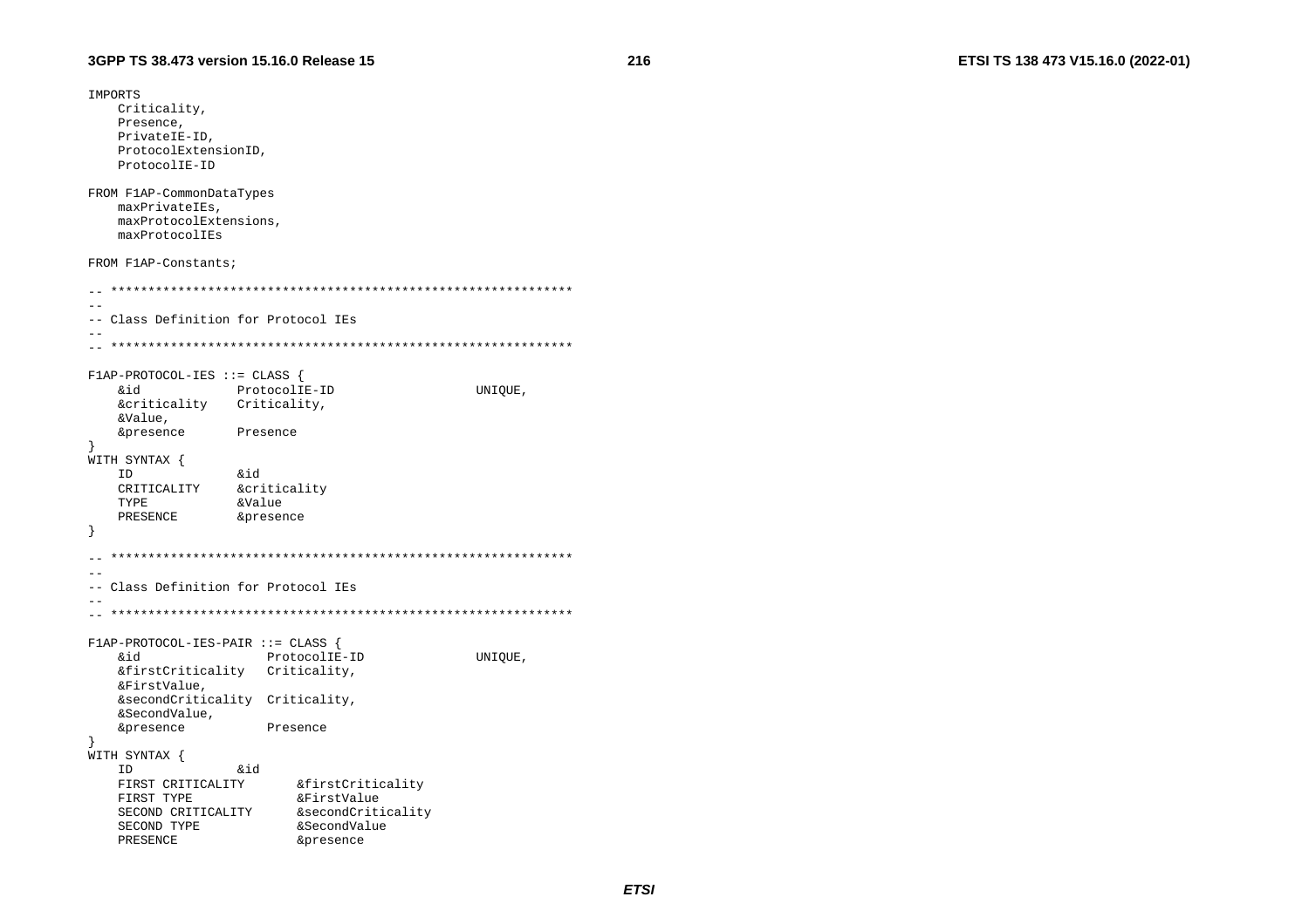```
IMPORTS
    Criticality,
    Presence,
    PrivateIE-ID,
    ProtocolExtensionID,
    ProtocolIE-ID

FROM F1AP-CommonDataTypes
    maxPrivateIEs,
    maxProtocolExtensions,
    maxProtocolIEs

FROM F1AP-Constants;

-- **************************************************************
--
-- Class Definition for Protocol IEs
--
-- **************************************************************

F1AP-PROTOCOL-IES ::= CLASS {
    &id             ProtocolIE-ID                   UNIQUE,
    &criticality    Criticality,
    &Value,
    &presence       Presence
}
WITH SYNTAX {
    ID              &id
    CRITICALITY     &criticality
    TYPE            &Value
    PRESENCE        &presence
}

-- **************************************************************
--
-- Class Definition for Protocol IEs
--
-- **************************************************************

F1AP-PROTOCOL-IES-PAIR ::= CLASS {
    &id                 ProtocolIE-ID               UNIQUE,
    &firstCriticality   Criticality,
    &FirstValue,
    &secondCriticality  Criticality,
    &SecondValue,
    &presence           Presence
}
WITH SYNTAX {
    ID              &id
    FIRST CRITICALITY       &firstCriticality
    FIRST TYPE              &FirstValue
    SECOND CRITICALITY      &secondCriticality
    SECOND TYPE             &SecondValue
    PRESENCE                &presence
```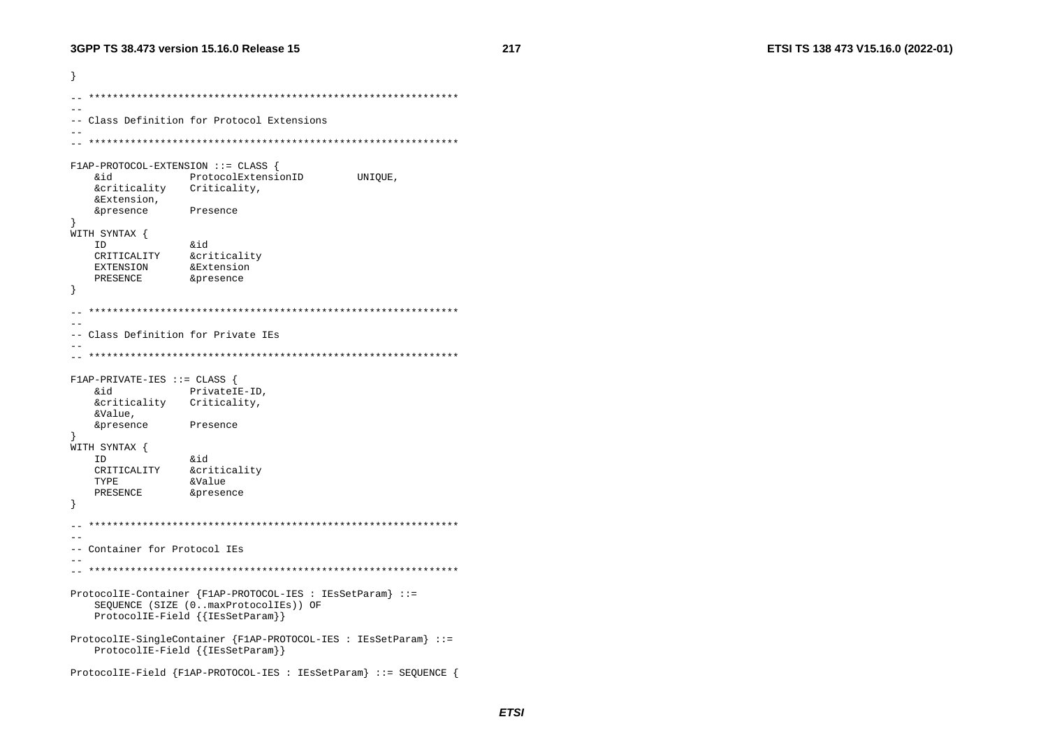```
}

-- **************************************************************
--
-- Class Definition for Protocol Extensions
--
-- **************************************************************

F1AP-PROTOCOL-EXTENSION ::= CLASS {
	&id				ProtocolExtensionID			UNIQUE,
	&criticality	Criticality,
	&Extension,
	&presence		Presence
}
WITH SYNTAX {
	ID				&id
	CRITICALITY		&criticality
	EXTENSION		&Extension
	PRESENCE		&presence
}

-- **************************************************************
--
-- Class Definition for Private IEs
--
-- **************************************************************

F1AP-PRIVATE-IES ::= CLASS {
	&id				PrivateIE-ID,
	&criticality	Criticality,
	&Value,
	&presence		Presence
}
WITH SYNTAX {
	ID				&id
	CRITICALITY		&criticality
	TYPE			&Value
	PRESENCE		&presence
}

-- **************************************************************
--
-- Container for Protocol IEs
--
-- **************************************************************

ProtocolIE-Container {F1AP-PROTOCOL-IES : IEsSetParam} ::=
	SEQUENCE (SIZE (0..maxProtocolIEs)) OF
	ProtocolIE-Field {{IEsSetParam}}

ProtocolIE-SingleContainer {F1AP-PROTOCOL-IES : IEsSetParam} ::=
	ProtocolIE-Field {{IEsSetParam}}

ProtocolIE-Field {F1AP-PROTOCOL-IES : IEsSetParam} ::= SEQUENCE {
```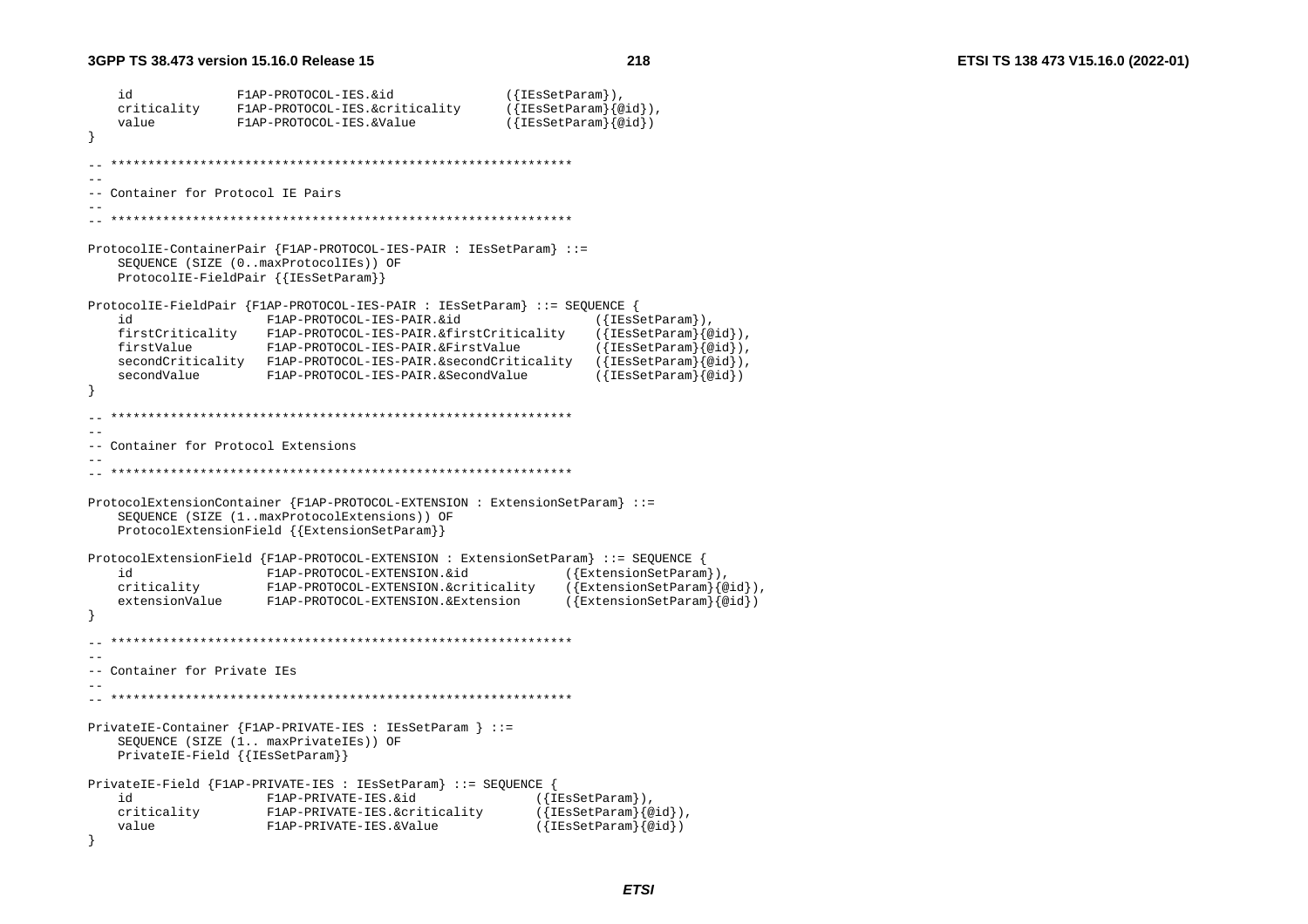```
	id		F1AP-PROTOCOL-IES.&id			({IEsSetParam}),
	criticality	F1AP-PROTOCOL-IES.&criticality		({IEsSetParam}{@id}),
	value		F1AP-PROTOCOL-IES.&Value		({IEsSetParam}{@id})
}

-- **************************************************************
--
-- Container for Protocol IE Pairs
--
-- **************************************************************

ProtocolIE-ContainerPair {F1AP-PROTOCOL-IES-PAIR : IEsSetParam} ::=
	SEQUENCE (SIZE (0..maxProtocolIEs)) OF
	ProtocolIE-FieldPair {{IEsSetParam}}

ProtocolIE-FieldPair {F1AP-PROTOCOL-IES-PAIR : IEsSetParam} ::= SEQUENCE {
	id			F1AP-PROTOCOL-IES-PAIR.&id			({IEsSetParam}),
	firstCriticality	F1AP-PROTOCOL-IES-PAIR.&firstCriticality	({IEsSetParam}{@id}),
	firstValue		F1AP-PROTOCOL-IES-PAIR.&FirstValue		({IEsSetParam}{@id}),
	secondCriticality	F1AP-PROTOCOL-IES-PAIR.&secondCriticality	({IEsSetParam}{@id}),
	secondValue		F1AP-PROTOCOL-IES-PAIR.&SecondValue		({IEsSetParam}{@id})
}

-- **************************************************************
--
-- Container for Protocol Extensions
--
-- **************************************************************

ProtocolExtensionContainer {F1AP-PROTOCOL-EXTENSION : ExtensionSetParam} ::=
	SEQUENCE (SIZE (1..maxProtocolExtensions)) OF
	ProtocolExtensionField {{ExtensionSetParam}}

ProtocolExtensionField {F1AP-PROTOCOL-EXTENSION : ExtensionSetParam} ::= SEQUENCE {
	id			F1AP-PROTOCOL-EXTENSION.&id			({ExtensionSetParam}),
	criticality		F1AP-PROTOCOL-EXTENSION.&criticality		({ExtensionSetParam}{@id}),
	extensionValue		F1AP-PROTOCOL-EXTENSION.&Extension		({ExtensionSetParam}{@id})
}

-- **************************************************************
--
-- Container for Private IEs
--
-- **************************************************************

PrivateIE-Container {F1AP-PRIVATE-IES : IEsSetParam } ::=
	SEQUENCE (SIZE (1.. maxPrivateIEs)) OF
	PrivateIE-Field {{IEsSetParam}}

PrivateIE-Field {F1AP-PRIVATE-IES : IEsSetParam} ::= SEQUENCE {
	id			F1AP-PRIVATE-IES.&id			({IEsSetParam}),
	criticality		F1AP-PRIVATE-IES.&criticality		({IEsSetParam}{@id}),
	value			F1AP-PRIVATE-IES.&Value			({IEsSetParam}{@id})
}
```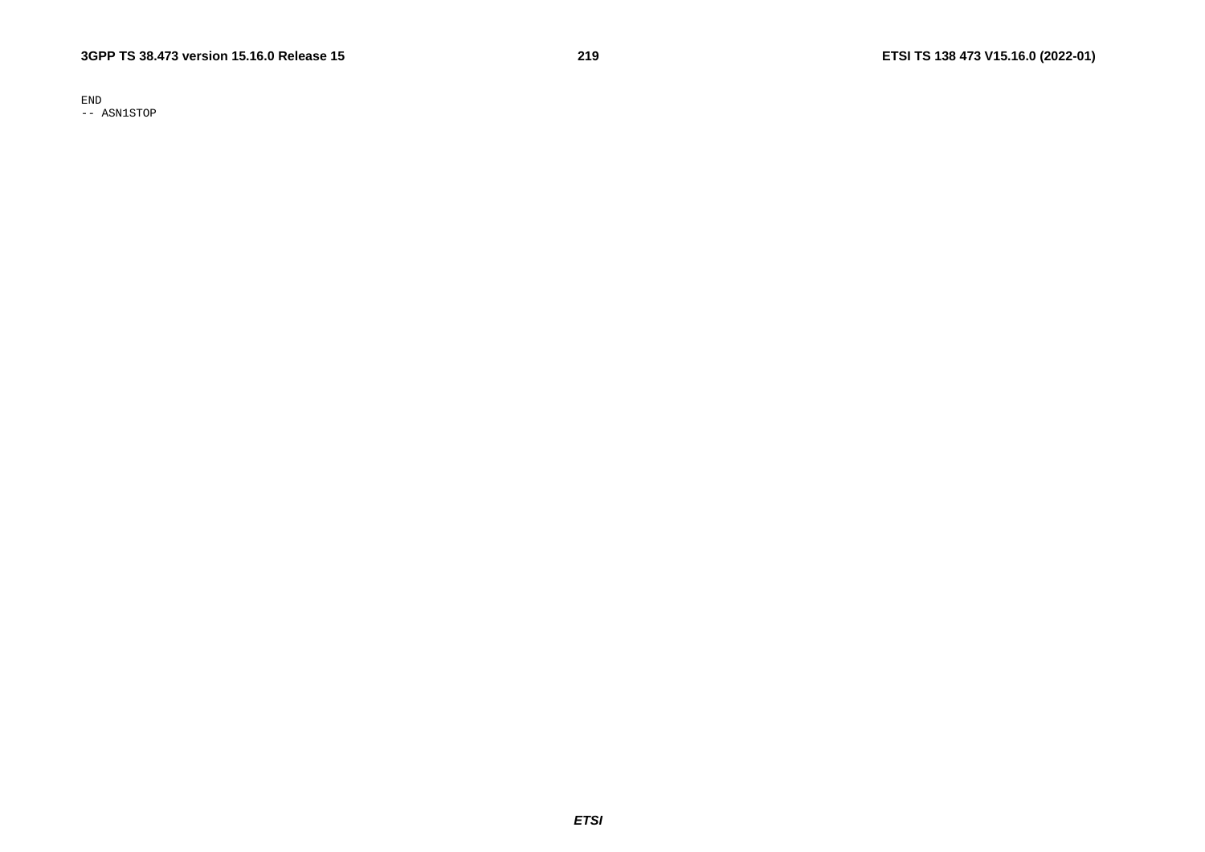```
END
-- ASN1STOP
```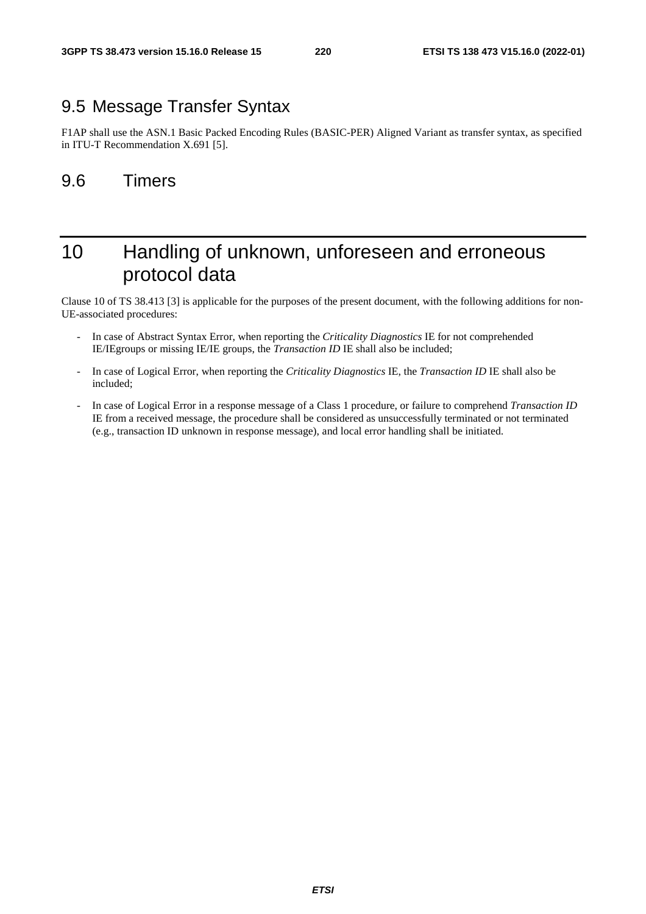## 9.5 Message Transfer Syntax

F1AP shall use the ASN.1 Basic Packed Encoding Rules (BASIC-PER) Aligned Variant as transfer syntax, as specified in ITU-T Recommendation X.691 [5].

## 9.6 Timers

# 10 Handling of unknown, unforeseen and erroneous protocol data

Clause 10 of TS 38.413 [3] is applicable for the purposes of the present document, with the following additions for non-UE-associated procedures:

- In case of Abstract Syntax Error, when reporting the *Criticality Diagnostics* IE for not comprehended IE/IEgroups or missing IE/IE groups, the *Transaction ID* IE shall also be included;
- In case of Logical Error, when reporting the *Criticality Diagnostics* IE, the *Transaction ID* IE shall also be included;
- In case of Logical Error in a response message of a Class 1 procedure, or failure to comprehend *Transaction ID* IE from a received message, the procedure shall be considered as unsuccessfully terminated or not terminated (e.g., transaction ID unknown in response message), and local error handling shall be initiated.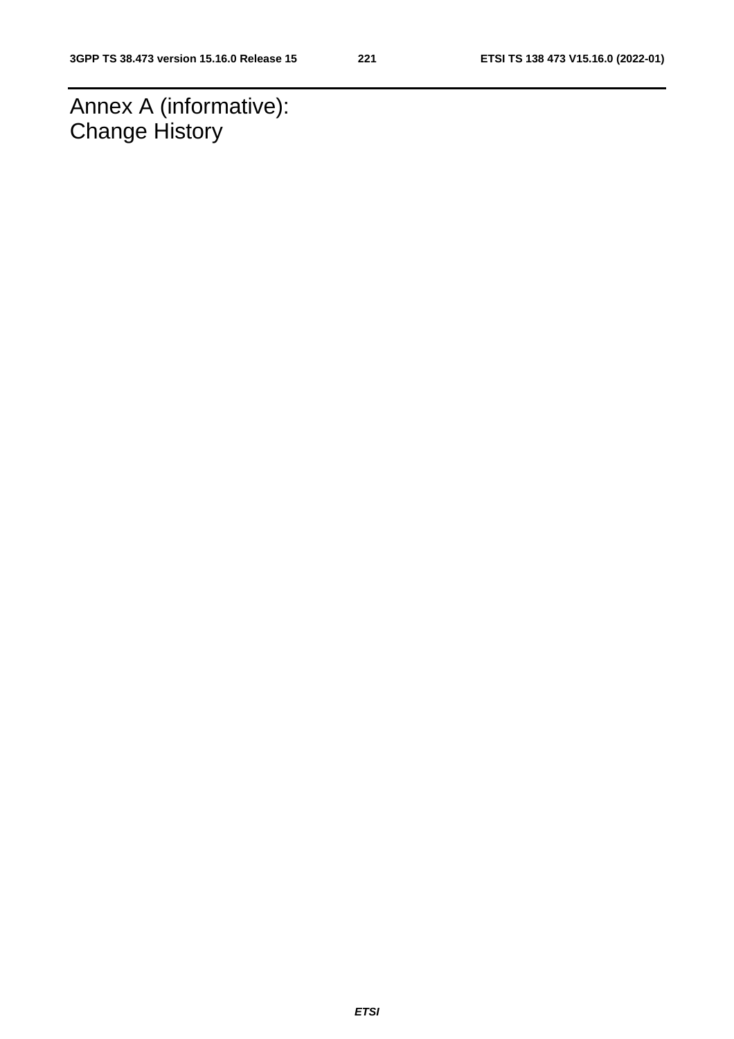# Annex A (informative): Change History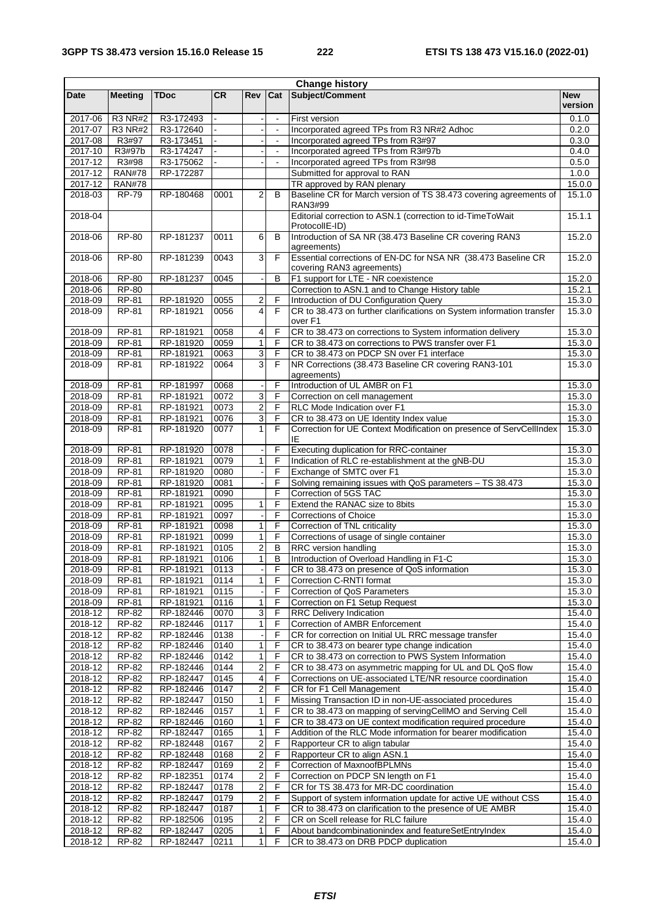| Change history | | | | | | | |
|---|---|---|---|---|---|---|---|
| **Date** | **Meeting** | **TDoc** | **CR** | **Rev** | **Cat** | **Subject/Comment** | **New version** |
| 2017-06 | R3 NR#2 | R3-172493 | - | - | - | First version | 0.1.0 |
| 2017-07 | R3 NR#2 | R3-172640 | - | - | - | Incorporated agreed TPs from R3 NR#2 Adhoc | 0.2.0 |
| 2017-08 | R3#97 | R3-173451 | - | - | - | Incorporated agreed TPs from R3#97 | 0.3.0 |
| 2017-10 | R3#97b | R3-174247 | - | - | - | Incorporated agreed TPs from R3#97b | 0.4.0 |
| 2017-12 | R3#98 | R3-175062 | - | - | - | Incorporated agreed TPs from R3#98 | 0.5.0 |
| 2017-12 | RAN#78 | RP-172287 | | | | Submitted for approval to RAN | 1.0.0 |
| 2017-12 | RAN#78 | | | | | TR approved by RAN plenary | 15.0.0 |
| 2018-03 | RP-79 | RP-180468 | 0001 | 2 | B | Baseline CR for March version of TS 38.473 covering agreements of RAN3#99 | 15.1.0 |
| 2018-04 | | | | | | Editorial correction to ASN.1 (correction to id-TimeToWait ProtocolIE-ID) | 15.1.1 |
| 2018-06 | RP-80 | RP-181237 | 0011 | 6 | B | Introduction of SA NR (38.473 Baseline CR covering RAN3 agreements) | 15.2.0 |
| 2018-06 | RP-80 | RP-181239 | 0043 | 3 | F | Essential corrections of EN-DC for NSA NR (38.473 Baseline CR covering RAN3 agreements) | 15.2.0 |
| 2018-06 | RP-80 | RP-181237 | 0045 | - | B | F1 support for LTE - NR coexistence | 15.2.0 |
| 2018-06 | RP-80 | | | | | Correction to ASN.1 and to Change History table | 15.2.1 |
| 2018-09 | RP-81 | RP-181920 | 0055 | 2 | F | Introduction of DU Configuration Query | 15.3.0 |
| 2018-09 | RP-81 | RP-181921 | 0056 | 4 | F | CR to 38.473 on further clarifications on System information transfer over F1 | 15.3.0 |
| 2018-09 | RP-81 | RP-181921 | 0058 | 4 | F | CR to 38.473 on corrections to System information delivery | 15.3.0 |
| 2018-09 | RP-81 | RP-181920 | 0059 | 1 | F | CR to 38.473 on corrections to PWS transfer over F1 | 15.3.0 |
| 2018-09 | RP-81 | RP-181921 | 0063 | 3 | F | CR to 38.473 on PDCP SN over F1 interface | 15.3.0 |
| 2018-09 | RP-81 | RP-181922 | 0064 | 3 | F | NR Corrections (38.473 Baseline CR covering RAN3-101 agreements) | 15.3.0 |
| 2018-09 | RP-81 | RP-181997 | 0068 | - | F | Introduction of UL AMBR on F1 | 15.3.0 |
| 2018-09 | RP-81 | RP-181921 | 0072 | 3 | F | Correction on cell management | 15.3.0 |
| 2018-09 | RP-81 | RP-181921 | 0073 | 2 | F | RLC Mode Indication over F1 | 15.3.0 |
| 2018-09 | RP-81 | RP-181921 | 0076 | 3 | F | CR to 38.473 on UE Identity Index value | 15.3.0 |
| 2018-09 | RP-81 | RP-181920 | 0077 | 1 | F | Correction for UE Context Modification on presence of ServCellIndex IE | 15.3.0 |
| 2018-09 | RP-81 | RP-181920 | 0078 | - | F | Executing duplication for RRC-container | 15.3.0 |
| 2018-09 | RP-81 | RP-181921 | 0079 | 1 | F | Indication of RLC re-establishment at the gNB-DU | 15.3.0 |
| 2018-09 | RP-81 | RP-181920 | 0080 | - | F | Exchange of SMTC over F1 | 15.3.0 |
| 2018-09 | RP-81 | RP-181920 | 0081 | - | F | Solving remaining issues with QoS parameters – TS 38.473 | 15.3.0 |
| 2018-09 | RP-81 | RP-181921 | 0090 | | F | Correction of 5GS TAC | 15.3.0 |
| 2018-09 | RP-81 | RP-181921 | 0095 | 1 | F | Extend the RANAC size to 8bits | 15.3.0 |
| 2018-09 | RP-81 | RP-181921 | 0097 | - | F | Corrections of Choice | 15.3.0 |
| 2018-09 | RP-81 | RP-181921 | 0098 | 1 | F | Correction of TNL criticality | 15.3.0 |
| 2018-09 | RP-81 | RP-181921 | 0099 | 1 | F | Corrections of usage of single container | 15.3.0 |
| 2018-09 | RP-81 | RP-181921 | 0105 | 2 | B | RRC version handling | 15.3.0 |
| 2018-09 | RP-81 | RP-181921 | 0106 | 1 | B | Introduction of Overload Handling in F1-C | 15.3.0 |
| 2018-09 | RP-81 | RP-181921 | 0113 | - | F | CR to 38.473 on presence of QoS information | 15.3.0 |
| 2018-09 | RP-81 | RP-181921 | 0114 | 1 | F | Correction C-RNTI format | 15.3.0 |
| 2018-09 | RP-81 | RP-181921 | 0115 | - | F | Correction of QoS Parameters | 15.3.0 |
| 2018-09 | RP-81 | RP-181921 | 0116 | 1 | F | Correction on F1 Setup Request | 15.3.0 |
| 2018-12 | RP-82 | RP-182446 | 0070 | 3 | F | RRC Delivery Indication | 15.4.0 |
| 2018-12 | RP-82 | RP-182446 | 0117 | 1 | F | Correction of AMBR Enforcement | 15.4.0 |
| 2018-12 | RP-82 | RP-182446 | 0138 | - | F | CR for correction on Initial UL RRC message transfer | 15.4.0 |
| 2018-12 | RP-82 | RP-182446 | 0140 | 1 | F | CR to 38.473 on bearer type change indication | 15.4.0 |
| 2018-12 | RP-82 | RP-182446 | 0142 | 1 | F | CR to 38.473 on correction to PWS System Information | 15.4.0 |
| 2018-12 | RP-82 | RP-182446 | 0144 | 2 | F | CR to 38.473 on asymmetric mapping for UL and DL QoS flow | 15.4.0 |
| 2018-12 | RP-82 | RP-182447 | 0145 | 4 | F | Corrections on UE-associated LTE/NR resource coordination | 15.4.0 |
| 2018-12 | RP-82 | RP-182446 | 0147 | 2 | F | CR for F1 Cell Management | 15.4.0 |
| 2018-12 | RP-82 | RP-182447 | 0150 | 1 | F | Missing Transaction ID in non-UE-associated procedures | 15.4.0 |
| 2018-12 | RP-82 | RP-182446 | 0157 | 1 | F | CR to 38.473 on mapping of servingCellMO and Serving Cell | 15.4.0 |
| 2018-12 | RP-82 | RP-182446 | 0160 | 1 | F | CR to 38.473 on UE context modification required procedure | 15.4.0 |
| 2018-12 | RP-82 | RP-182447 | 0165 | 1 | F | Addition of the RLC Mode information for bearer modification | 15.4.0 |
| 2018-12 | RP-82 | RP-182448 | 0167 | 2 | F | Rapporteur CR to align tabular | 15.4.0 |
| 2018-12 | RP-82 | RP-182448 | 0168 | 2 | F | Rapporteur CR to align ASN.1 | 15.4.0 |
| 2018-12 | RP-82 | RP-182447 | 0169 | 2 | F | Correction of MaxnoofBPLMNs | 15.4.0 |
| 2018-12 | RP-82 | RP-182351 | 0174 | 2 | F | Correction on PDCP SN length on F1 | 15.4.0 |
| 2018-12 | RP-82 | RP-182447 | 0178 | 2 | F | CR for TS 38.473 for MR-DC coordination | 15.4.0 |
| 2018-12 | RP-82 | RP-182447 | 0179 | 2 | F | Support of system information update for active UE without CSS | 15.4.0 |
| 2018-12 | RP-82 | RP-182447 | 0187 | 1 | F | CR to 38.473 on clarification to the presence of UE AMBR | 15.4.0 |
| 2018-12 | RP-82 | RP-182506 | 0195 | 2 | F | CR on Scell release for RLC failure | 15.4.0 |
| 2018-12 | RP-82 | RP-182447 | 0205 | 1 | F | About bandcombinationindex and featureSetEntryIndex | 15.4.0 |
| 2018-12 | RP-82 | RP-182447 | 0211 | 1 | F | CR to 38.473 on DRB PDCP duplication | 15.4.0 |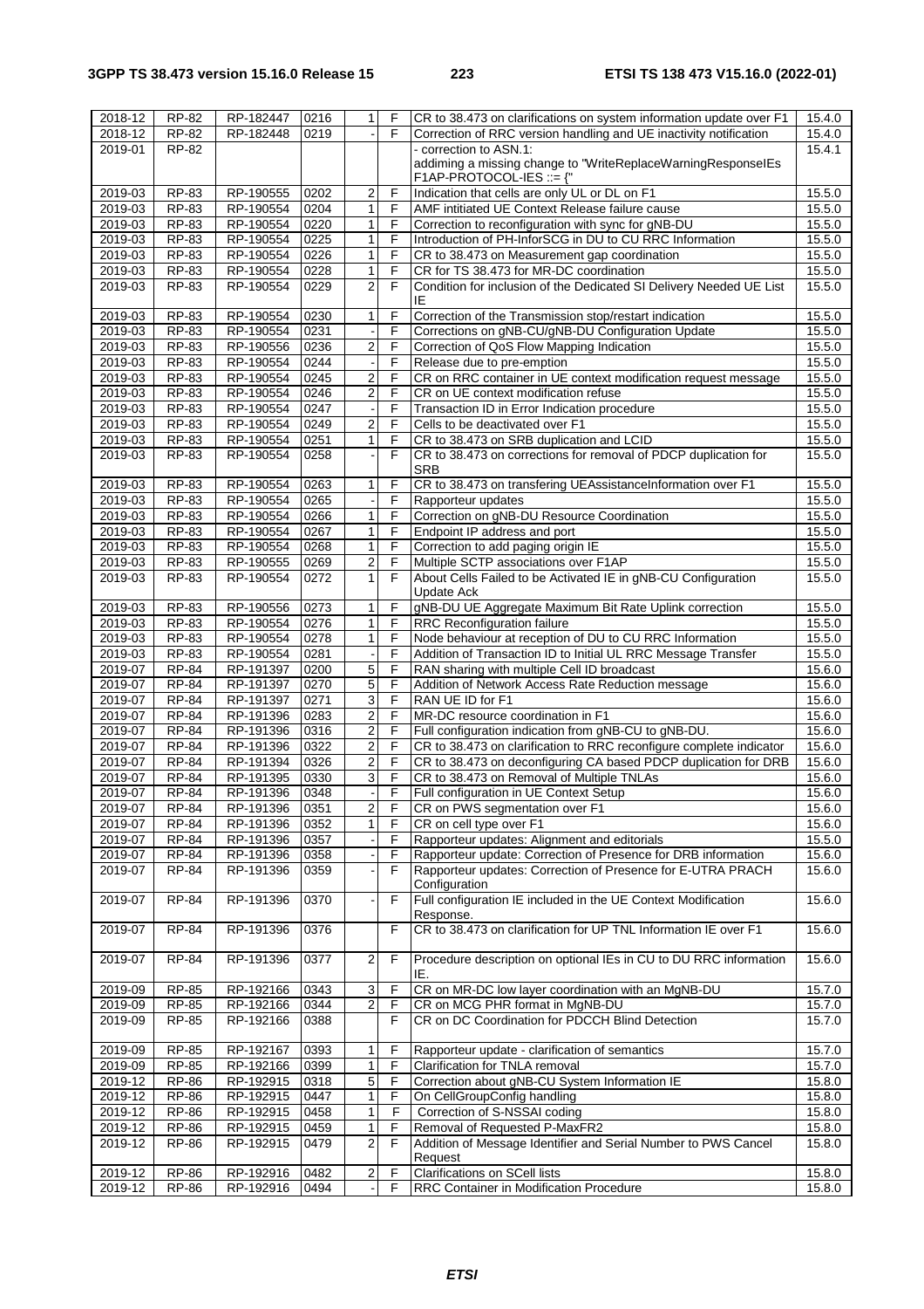| 2018-12 | RP-82 | RP-182447 | 0216 | 1 | F | CR to 38.473 on clarifications on system information update over F1 | 15.4.0 |
|---|---|---|---|---|---|---|---|
| 2018-12 | RP-82 | RP-182448 | 0219 | - | F | Correction of RRC version handling and UE inactivity notification | 15.4.0 |
| 2019-01 | RP-82 | | | | | - correction to ASN.1: addiming a missing change to "WriteReplaceWarningResponseIEs F1AP-PROTOCOL-IES ::= {" | 15.4.1 |
| 2019-03 | RP-83 | RP-190555 | 0202 | 2 | F | Indication that cells are only UL or DL on F1 | 15.5.0 |
| 2019-03 | RP-83 | RP-190554 | 0204 | 1 | F | AMF intitiated UE Context Release failure cause | 15.5.0 |
| 2019-03 | RP-83 | RP-190554 | 0220 | 1 | F | Correction to reconfiguration with sync for gNB-DU | 15.5.0 |
| 2019-03 | RP-83 | RP-190554 | 0225 | 1 | F | Introduction of PH-InforSCG in DU to CU RRC Information | 15.5.0 |
| 2019-03 | RP-83 | RP-190554 | 0226 | 1 | F | CR to 38.473 on Measurement gap coordination | 15.5.0 |
| 2019-03 | RP-83 | RP-190554 | 0228 | 1 | F | CR for TS 38.473 for MR-DC coordination | 15.5.0 |
| 2019-03 | RP-83 | RP-190554 | 0229 | 2 | F | Condition for inclusion of the Dedicated SI Delivery Needed UE List IE | 15.5.0 |
| 2019-03 | RP-83 | RP-190554 | 0230 | 1 | F | Correction of the Transmission stop/restart indication | 15.5.0 |
| 2019-03 | RP-83 | RP-190554 | 0231 | - | F | Corrections on gNB-CU/gNB-DU Configuration Update | 15.5.0 |
| 2019-03 | RP-83 | RP-190556 | 0236 | 2 | F | Correction of QoS Flow Mapping Indication | 15.5.0 |
| 2019-03 | RP-83 | RP-190554 | 0244 | - | F | Release due to pre-emption | 15.5.0 |
| 2019-03 | RP-83 | RP-190554 | 0245 | 2 | F | CR on RRC container in UE context modification request message | 15.5.0 |
| 2019-03 | RP-83 | RP-190554 | 0246 | 2 | F | CR on UE context modification refuse | 15.5.0 |
| 2019-03 | RP-83 | RP-190554 | 0247 | - | F | Transaction ID in Error Indication procedure | 15.5.0 |
| 2019-03 | RP-83 | RP-190554 | 0249 | 2 | F | Cells to be deactivated over F1 | 15.5.0 |
| 2019-03 | RP-83 | RP-190554 | 0251 | 1 | F | CR to 38.473 on SRB duplication and LCID | 15.5.0 |
| 2019-03 | RP-83 | RP-190554 | 0258 | - | F | CR to 38.473 on corrections for removal of PDCP duplication for SRB | 15.5.0 |
| 2019-03 | RP-83 | RP-190554 | 0263 | 1 | F | CR to 38.473 on transfering UEAssistanceInformation over F1 | 15.5.0 |
| 2019-03 | RP-83 | RP-190554 | 0265 | - | F | Rapporteur updates | 15.5.0 |
| 2019-03 | RP-83 | RP-190554 | 0266 | 1 | F | Correction on gNB-DU Resource Coordination | 15.5.0 |
| 2019-03 | RP-83 | RP-190554 | 0267 | 1 | F | Endpoint IP address and port | 15.5.0 |
| 2019-03 | RP-83 | RP-190554 | 0268 | 1 | F | Correction to add paging origin IE | 15.5.0 |
| 2019-03 | RP-83 | RP-190555 | 0269 | 2 | F | Multiple SCTP associations over F1AP | 15.5.0 |
| 2019-03 | RP-83 | RP-190554 | 0272 | 1 | F | About Cells Failed to be Activated IE in gNB-CU Configuration Update Ack | 15.5.0 |
| 2019-03 | RP-83 | RP-190556 | 0273 | 1 | F | gNB-DU UE Aggregate Maximum Bit Rate Uplink correction | 15.5.0 |
| 2019-03 | RP-83 | RP-190554 | 0276 | 1 | F | RRC Reconfiguration failure | 15.5.0 |
| 2019-03 | RP-83 | RP-190554 | 0278 | 1 | F | Node behaviour at reception of DU to CU RRC Information | 15.5.0 |
| 2019-03 | RP-83 | RP-190554 | 0281 | - | F | Addition of Transaction ID to Initial UL RRC Message Transfer | 15.5.0 |
| 2019-07 | RP-84 | RP-191397 | 0200 | 5 | F | RAN sharing with multiple Cell ID broadcast | 15.6.0 |
| 2019-07 | RP-84 | RP-191397 | 0270 | 5 | F | Addition of Network Access Rate Reduction message | 15.6.0 |
| 2019-07 | RP-84 | RP-191397 | 0271 | 3 | F | RAN UE ID for F1 | 15.6.0 |
| 2019-07 | RP-84 | RP-191396 | 0283 | 2 | F | MR-DC resource coordination in F1 | 15.6.0 |
| 2019-07 | RP-84 | RP-191396 | 0316 | 2 | F | Full configuration indication from gNB-CU to gNB-DU. | 15.6.0 |
| 2019-07 | RP-84 | RP-191396 | 0322 | 2 | F | CR to 38.473 on clarification to RRC reconfigure complete indicator | 15.6.0 |
| 2019-07 | RP-84 | RP-191394 | 0326 | 2 | F | CR to 38.473 on deconfiguring CA based PDCP duplication for DRB | 15.6.0 |
| 2019-07 | RP-84 | RP-191395 | 0330 | 3 | F | CR to 38.473 on Removal of Multiple TNLAs | 15.6.0 |
| 2019-07 | RP-84 | RP-191396 | 0348 | - | F | Full configuration in UE Context Setup | 15.6.0 |
| 2019-07 | RP-84 | RP-191396 | 0351 | 2 | F | CR on PWS segmentation over F1 | 15.6.0 |
| 2019-07 | RP-84 | RP-191396 | 0352 | 1 | F | CR on cell type over F1 | 15.6.0 |
| 2019-07 | RP-84 | RP-191396 | 0357 | - | F | Rapporteur updates: Alignment and editorials | 15.5.0 |
| 2019-07 | RP-84 | RP-191396 | 0358 | - | F | Rapporteur update: Correction of Presence for DRB information | 15.6.0 |
| 2019-07 | RP-84 | RP-191396 | 0359 | - | F | Rapporteur updates: Correction of Presence for E-UTRA PRACH Configuration | 15.6.0 |
| 2019-07 | RP-84 | RP-191396 | 0370 | - | F | Full configuration IE included in the UE Context Modification Response. | 15.6.0 |
| 2019-07 | RP-84 | RP-191396 | 0376 | | F | CR to 38.473 on clarification for UP TNL Information IE over F1 | 15.6.0 |
| 2019-07 | RP-84 | RP-191396 | 0377 | 2 | F | Procedure description on optional IEs in CU to DU RRC information IE. | 15.6.0 |
| 2019-09 | RP-85 | RP-192166 | 0343 | 3 | F | CR on MR-DC low layer coordination with an MgNB-DU | 15.7.0 |
| 2019-09 | RP-85 | RP-192166 | 0344 | 2 | F | CR on MCG PHR format in MgNB-DU | 15.7.0 |
| 2019-09 | RP-85 | RP-192166 | 0388 | | F | CR on DC Coordination for PDCCH Blind Detection | 15.7.0 |
| 2019-09 | RP-85 | RP-192167 | 0393 | 1 | F | Rapporteur update - clarification of semantics | 15.7.0 |
| 2019-09 | RP-85 | RP-192166 | 0399 | 1 | F | Clarification for TNLA removal | 15.7.0 |
| 2019-12 | RP-86 | RP-192915 | 0318 | 5 | F | Correction about gNB-CU System Information IE | 15.8.0 |
| 2019-12 | RP-86 | RP-192915 | 0447 | 1 | F | On CellGroupConfig handling | 15.8.0 |
| 2019-12 | RP-86 | RP-192915 | 0458 | 1 | F | Correction of S-NSSAI coding | 15.8.0 |
| 2019-12 | RP-86 | RP-192915 | 0459 | 1 | F | Removal of Requested P-MaxFR2 | 15.8.0 |
| 2019-12 | RP-86 | RP-192915 | 0479 | 2 | F | Addition of Message Identifier and Serial Number to PWS Cancel Request | 15.8.0 |
| 2019-12 | RP-86 | RP-192916 | 0482 | 2 | F | Clarifications on SCell lists | 15.8.0 |
| 2019-12 | RP-86 | RP-192916 | 0494 | - | F | RRC Container in Modification Procedure | 15.8.0 |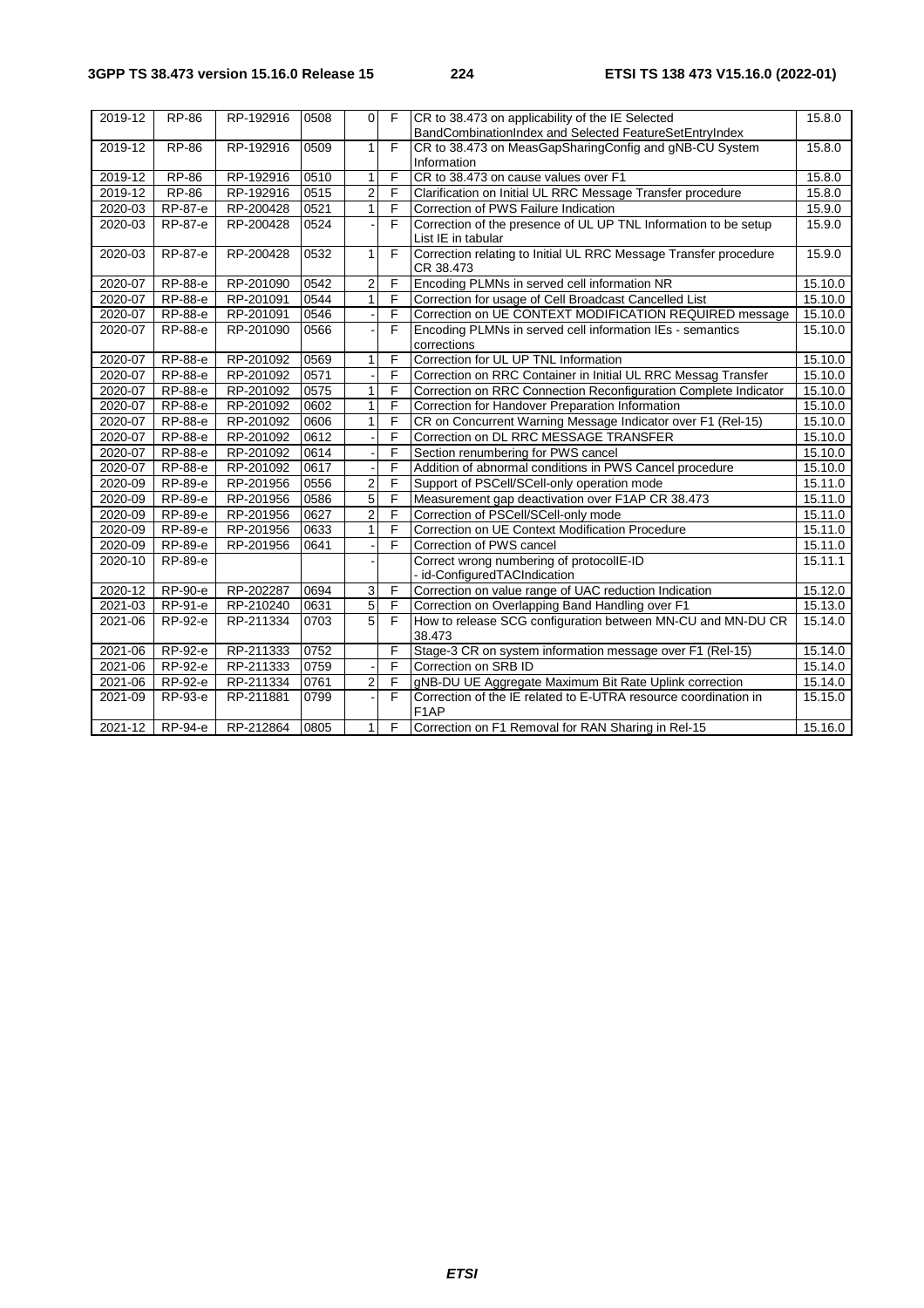| 2019-12 | RP-86 | RP-192916 | 0508 | 0 | F | CR to 38.473 on applicability of the IE Selected BandCombinationIndex and Selected FeatureSetEntryIndex | 15.8.0 |
|---|---|---|---|---|---|---|---|
| 2019-12 | RP-86 | RP-192916 | 0509 | 1 | F | CR to 38.473 on MeasGapSharingConfig and gNB-CU System Information | 15.8.0 |
| 2019-12 | RP-86 | RP-192916 | 0510 | 1 | F | CR to 38.473 on cause values over F1 | 15.8.0 |
| 2019-12 | RP-86 | RP-192916 | 0515 | 2 | F | Clarification on Initial UL RRC Message Transfer procedure | 15.8.0 |
| 2020-03 | RP-87-e | RP-200428 | 0521 | 1 | F | Correction of PWS Failure Indication | 15.9.0 |
| 2020-03 | RP-87-e | RP-200428 | 0524 | - | F | Correction of the presence of UL UP TNL Information to be setup List IE in tabular | 15.9.0 |
| 2020-03 | RP-87-e | RP-200428 | 0532 | 1 | F | Correction relating to Initial UL RRC Message Transfer procedure CR 38.473 | 15.9.0 |
| 2020-07 | RP-88-e | RP-201090 | 0542 | 2 | F | Encoding PLMNs in served cell information NR | 15.10.0 |
| 2020-07 | RP-88-e | RP-201091 | 0544 | 1 | F | Correction for usage of Cell Broadcast Cancelled List | 15.10.0 |
| 2020-07 | RP-88-e | RP-201091 | 0546 | - | F | Correction on UE CONTEXT MODIFICATION REQUIRED message | 15.10.0 |
| 2020-07 | RP-88-e | RP-201090 | 0566 | - | F | Encoding PLMNs in served cell information IEs - semantics corrections | 15.10.0 |
| 2020-07 | RP-88-e | RP-201092 | 0569 | 1 | F | Correction for UL UP TNL Information | 15.10.0 |
| 2020-07 | RP-88-e | RP-201092 | 0571 | - | F | Correction on RRC Container in Initial UL RRC Messag Transfer | 15.10.0 |
| 2020-07 | RP-88-e | RP-201092 | 0575 | 1 | F | Correction on RRC Connection Reconfiguration Complete Indicator | 15.10.0 |
| 2020-07 | RP-88-e | RP-201092 | 0602 | 1 | F | Correction for Handover Preparation Information | 15.10.0 |
| 2020-07 | RP-88-e | RP-201092 | 0606 | 1 | F | CR on Concurrent Warning Message Indicator over F1 (Rel-15) | 15.10.0 |
| 2020-07 | RP-88-e | RP-201092 | 0612 | - | F | Correction on DL RRC MESSAGE TRANSFER | 15.10.0 |
| 2020-07 | RP-88-e | RP-201092 | 0614 | - | F | Section renumbering for PWS cancel | 15.10.0 |
| 2020-07 | RP-88-e | RP-201092 | 0617 | - | F | Addition of abnormal conditions in PWS Cancel procedure | 15.10.0 |
| 2020-09 | RP-89-e | RP-201956 | 0556 | 2 | F | Support of PSCell/SCell-only operation mode | 15.11.0 |
| 2020-09 | RP-89-e | RP-201956 | 0586 | 5 | F | Measurement gap deactivation over F1AP CR 38.473 | 15.11.0 |
| 2020-09 | RP-89-e | RP-201956 | 0627 | 2 | F | Correction of PSCell/SCell-only mode | 15.11.0 |
| 2020-09 | RP-89-e | RP-201956 | 0633 | 1 | F | Correction on UE Context Modification Procedure | 15.11.0 |
| 2020-09 | RP-89-e | RP-201956 | 0641 | - | F | Correction of PWS cancel | 15.11.0 |
| 2020-10 | RP-89-e | | | - | | Correct wrong numbering of protocolIE-ID - id-ConfiguredTACIndication | 15.11.1 |
| 2020-12 | RP-90-e | RP-202287 | 0694 | 3 | F | Correction on value range of UAC reduction Indication | 15.12.0 |
| 2021-03 | RP-91-e | RP-210240 | 0631 | 5 | F | Correction on Overlapping Band Handling over F1 | 15.13.0 |
| 2021-06 | RP-92-e | RP-211334 | 0703 | 5 | F | How to release SCG configuration between MN-CU and MN-DU CR 38.473 | 15.14.0 |
| 2021-06 | RP-92-e | RP-211333 | 0752 | | F | Stage-3 CR on system information message over F1 (Rel-15) | 15.14.0 |
| 2021-06 | RP-92-e | RP-211333 | 0759 | - | F | Correction on SRB ID | 15.14.0 |
| 2021-06 | RP-92-e | RP-211334 | 0761 | 2 | F | gNB-DU UE Aggregate Maximum Bit Rate Uplink correction | 15.14.0 |
| 2021-09 | RP-93-e | RP-211881 | 0799 | - | F | Correction of the IE related to E-UTRA resource coordination in F1AP | 15.15.0 |
| 2021-12 | RP-94-e | RP-212864 | 0805 | 1 | F | Correction on F1 Removal for RAN Sharing in Rel-15 | 15.16.0 |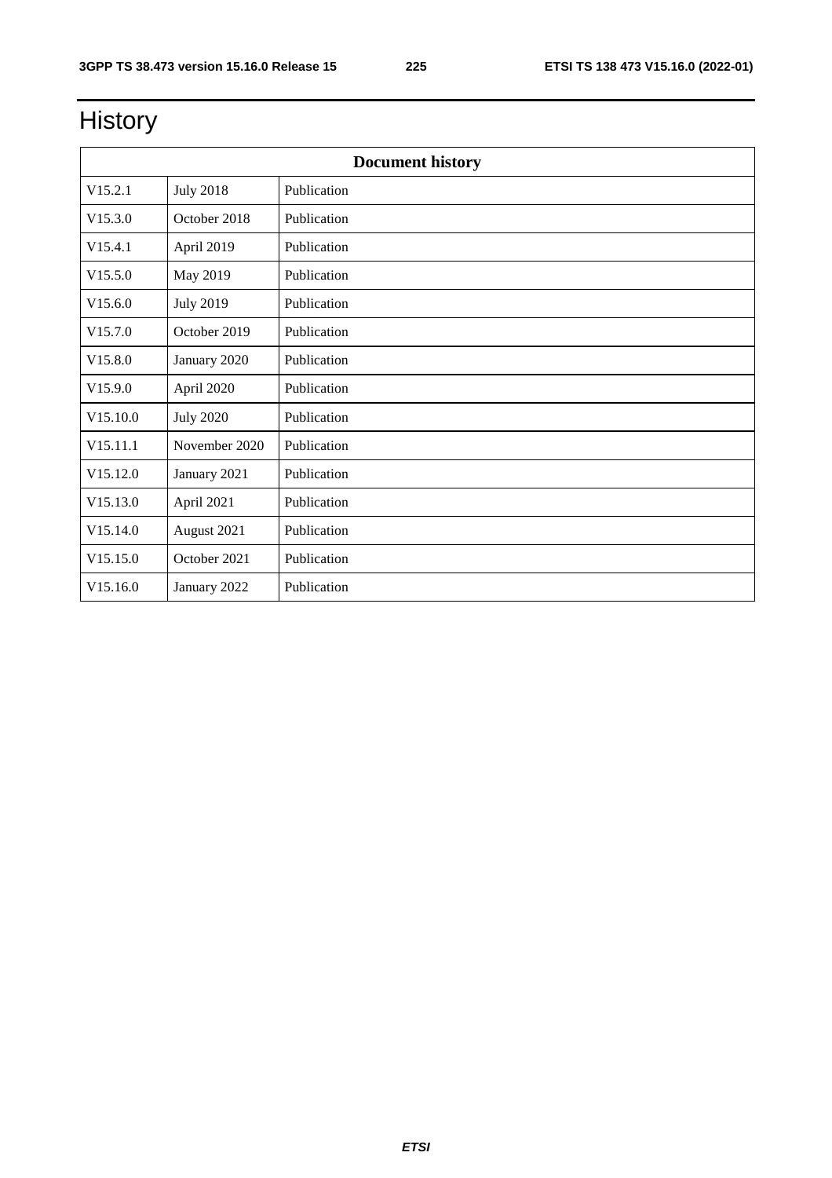# History

| Document history | | |
|---|---|---|
| V15.2.1 | July 2018 | Publication |
| V15.3.0 | October 2018 | Publication |
| V15.4.1 | April 2019 | Publication |
| V15.5.0 | May 2019 | Publication |
| V15.6.0 | July 2019 | Publication |
| V15.7.0 | October 2019 | Publication |
| V15.8.0 | January 2020 | Publication |
| V15.9.0 | April 2020 | Publication |
| V15.10.0 | July 2020 | Publication |
| V15.11.1 | November 2020 | Publication |
| V15.12.0 | January 2021 | Publication |
| V15.13.0 | April 2021 | Publication |
| V15.14.0 | August 2021 | Publication |
| V15.15.0 | October 2021 | Publication |
| V15.16.0 | January 2022 | Publication |